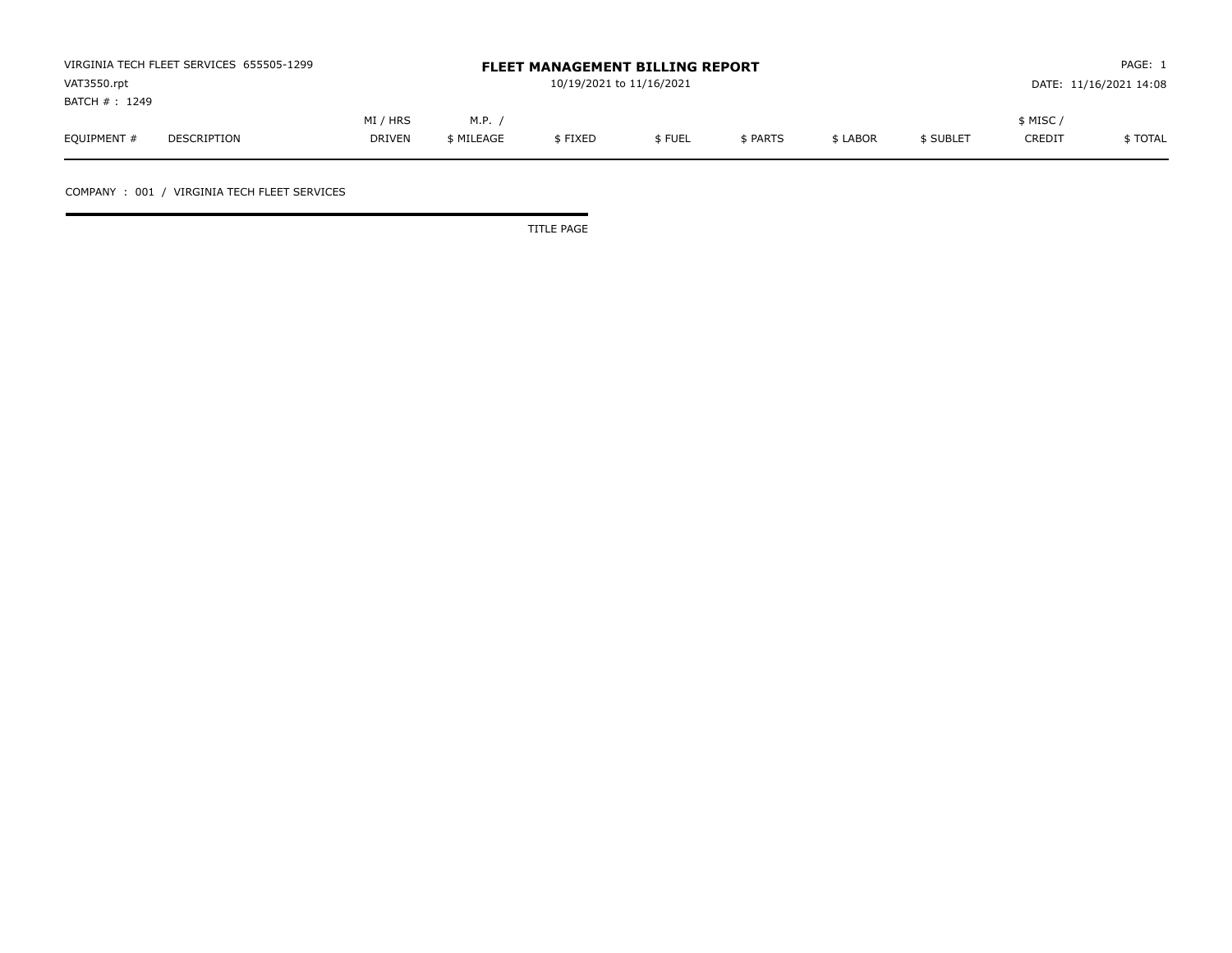VIRGINIA TECH FLEET SERVICES 655505-1299
VAT3550.rpt
BATCH # : 1249

# FLEET MANAGEMENT BILLING REPORT

10/19/2021 to 11/16/2021

PAGE: 1
DATE: 11/16/2021 14:08

| EQUIPMENT # | DESCRIPTION | MI / HRS DRIVEN | M.P. / $ MILEAGE | $ FIXED | $ FUEL | $ PARTS | $ LABOR | $ SUBLET | $ MISC / CREDIT | $ TOTAL |
|---|---|---|---|---|---|---|---|---|---|---|

COMPANY : 001 / VIRGINIA TECH FLEET SERVICES

TITLE PAGE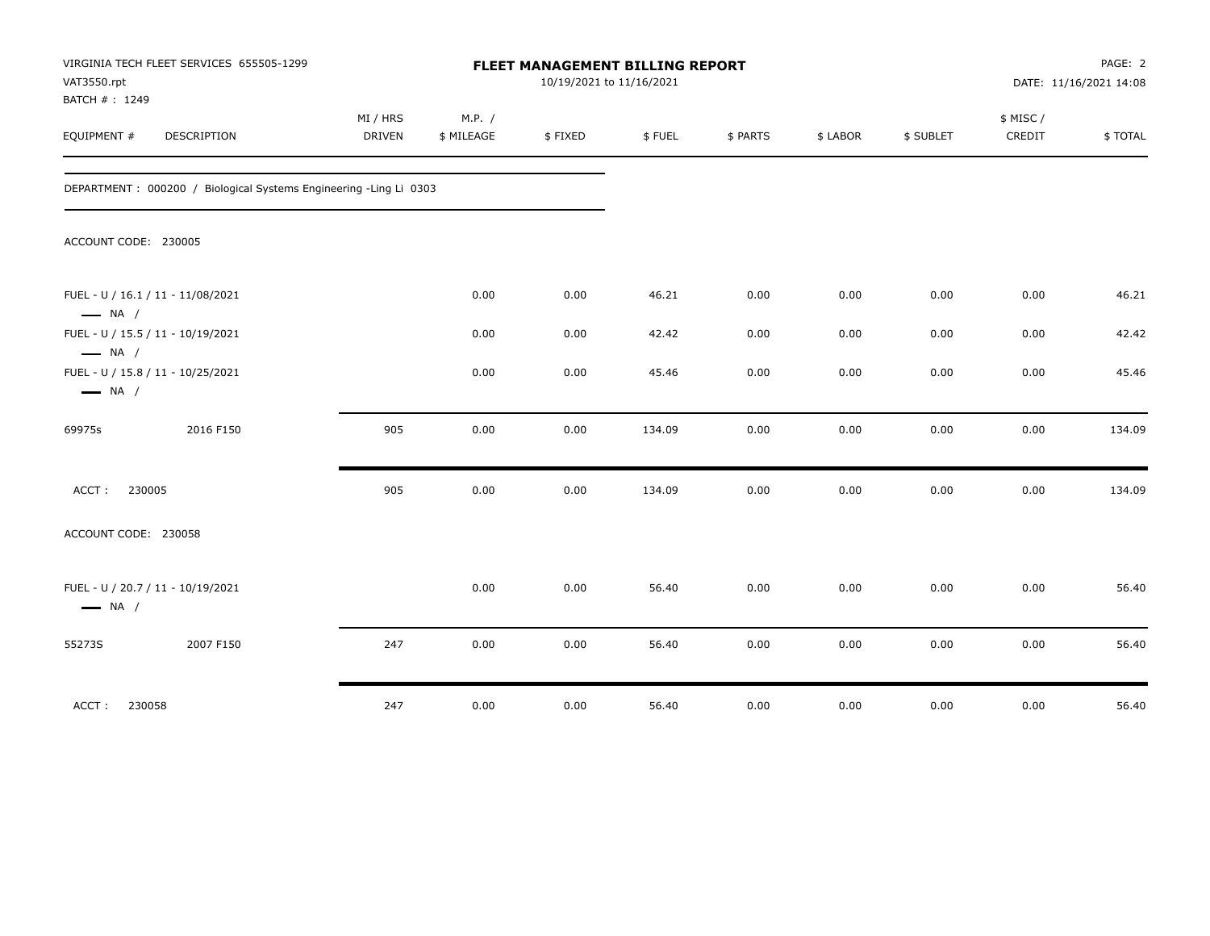VIRGINIA TECH FLEET SERVICES 655505-1299
VAT3550.rpt
BATCH # : 1249

**FLEET MANAGEMENT BILLING REPORT**
10/19/2021 to 11/16/2021

DATE: 11/16/2021 14:08

| EQUIPMENT # | DESCRIPTION | MI / HRS DRIVEN | M.P. / $ MILEAGE | $ FIXED | $ FUEL | $ PARTS | $ LABOR | $ SUBLET | $ MISC / CREDIT | $ TOTAL |
|---|---|---|---|---|---|---|---|---|---|---|

DEPARTMENT : 000200 / Biological Systems Engineering -Ling Li 0303

ACCOUNT CODE: 230005

| EQUIPMENT # | DESCRIPTION | MI / HRS DRIVEN | M.P. / $ MILEAGE | $ FIXED | $ FUEL | $ PARTS | $ LABOR | $ SUBLET | $ MISC / CREDIT | $ TOTAL |
|---|---|---|---|---|---|---|---|---|---|---|
| FUEL - U / 16.1 / 11 - 11/08/2021 NA / | | | 0.00 | 0.00 | 46.21 | 0.00 | 0.00 | 0.00 | 0.00 | 46.21 |
| FUEL - U / 15.5 / 11 - 10/19/2021 NA / | | | 0.00 | 0.00 | 42.42 | 0.00 | 0.00 | 0.00 | 0.00 | 42.42 |
| FUEL - U / 15.8 / 11 - 10/25/2021 NA / | | | 0.00 | 0.00 | 45.46 | 0.00 | 0.00 | 0.00 | 0.00 | 45.46 |
| 69975s | 2016 F150 | 905 | 0.00 | 0.00 | 134.09 | 0.00 | 0.00 | 0.00 | 0.00 | 134.09 |
| ACCT : 230005 | | 905 | 0.00 | 0.00 | 134.09 | 0.00 | 0.00 | 0.00 | 0.00 | 134.09 |

ACCOUNT CODE: 230058

| EQUIPMENT # | DESCRIPTION | MI / HRS DRIVEN | M.P. / $ MILEAGE | $ FIXED | $ FUEL | $ PARTS | $ LABOR | $ SUBLET | $ MISC / CREDIT | $ TOTAL |
|---|---|---|---|---|---|---|---|---|---|---|
| FUEL - U / 20.7 / 11 - 10/19/2021 NA / | | | 0.00 | 0.00 | 56.40 | 0.00 | 0.00 | 0.00 | 0.00 | 56.40 |
| 55273S | 2007 F150 | 247 | 0.00 | 0.00 | 56.40 | 0.00 | 0.00 | 0.00 | 0.00 | 56.40 |
| ACCT : 230058 | | 247 | 0.00 | 0.00 | 56.40 | 0.00 | 0.00 | 0.00 | 0.00 | 56.40 |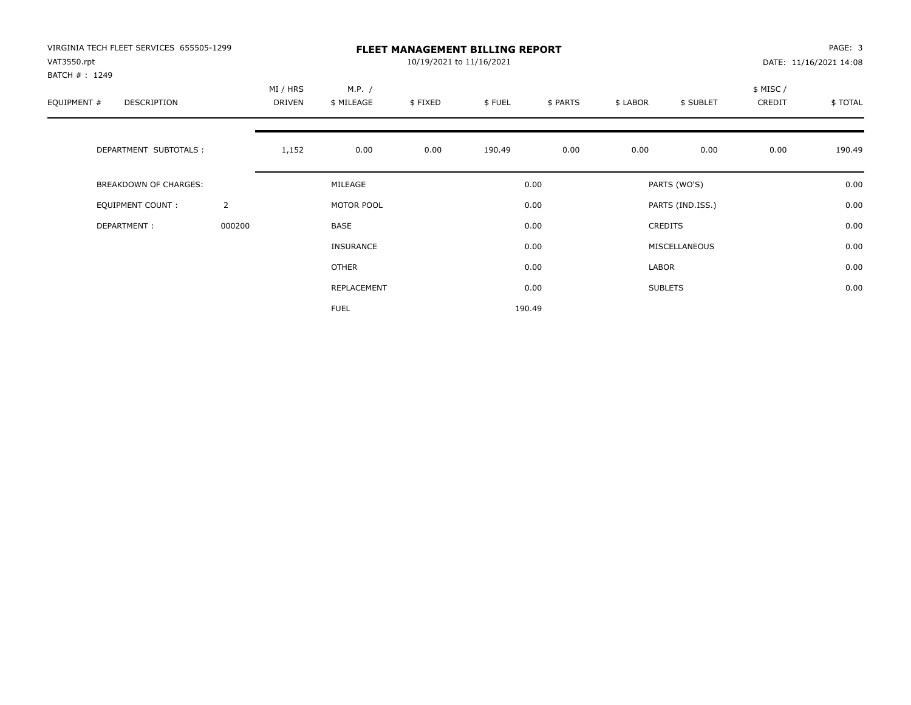VIRGINIA TECH FLEET SERVICES 655505-1299
VAT3550.rpt
BATCH # : 1249

# FLEET MANAGEMENT BILLING REPORT

10/19/2021 to 11/16/2021

DATE: 11/16/2021 14:08

| EQUIPMENT # | DESCRIPTION | MI / HRS DRIVEN | M.P. / $ MILEAGE | $ FIXED | $ FUEL | $ PARTS | $ LABOR | $ SUBLET | $ MISC / CREDIT | $ TOTAL |
|---|---|---|---|---|---|---|---|---|---|---|
| | DEPARTMENT SUBTOTALS : | 1,152 | 0.00 | 0.00 | 190.49 | 0.00 | 0.00 | 0.00 | 0.00 | 190.49 |

| | | | | | |
|---|---|---|---|---|---|
| BREAKDOWN OF CHARGES: | | MILEAGE | 0.00 | PARTS (WO'S) | 0.00 |
| EQUIPMENT COUNT : | 2 | MOTOR POOL | 0.00 | PARTS (IND.ISS.) | 0.00 |
| DEPARTMENT : | 000200 | BASE | 0.00 | CREDITS | 0.00 |
| | | INSURANCE | 0.00 | MISCELLANEOUS | 0.00 |
| | | OTHER | 0.00 | LABOR | 0.00 |
| | | REPLACEMENT | 0.00 | SUBLETS | 0.00 |
| | | FUEL | 190.49 | | |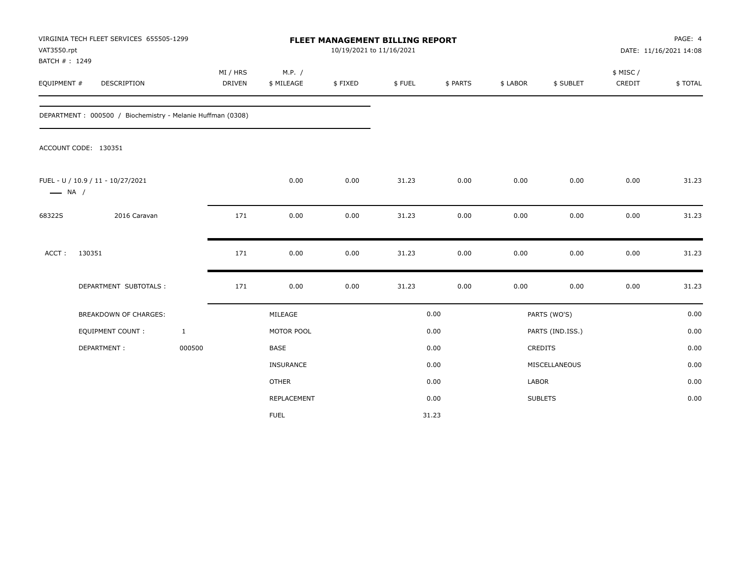VIRGINIA TECH FLEET SERVICES 655505-1299
VAT3550.rpt
BATCH # : 1249

# FLEET MANAGEMENT BILLING REPORT

10/19/2021 to 11/16/2021

DATE: 11/16/2021 14:08

| EQUIPMENT # | DESCRIPTION | MI / HRS DRIVEN | M.P. / $ MILEAGE | $ FIXED | $ FUEL | $ PARTS | $ LABOR | $ SUBLET | $ MISC / CREDIT | $ TOTAL |
|---|---|---|---|---|---|---|---|---|---|---|

DEPARTMENT : 000500 / Biochemistry - Melanie Huffman (0308)

ACCOUNT CODE: 130351

| EQUIPMENT # | DESCRIPTION | MI / HRS DRIVEN | M.P. / $ MILEAGE | $ FIXED | $ FUEL | $ PARTS | $ LABOR | $ SUBLET | $ MISC / CREDIT | $ TOTAL |
|---|---|---|---|---|---|---|---|---|---|---|
| FUEL - U / 10.9 / 11 - 10/27/2021 —— NA / | | | 0.00 | 0.00 | 31.23 | 0.00 | 0.00 | 0.00 | 0.00 | 31.23 |
| 68322S | 2016 Caravan | 171 | 0.00 | 0.00 | 31.23 | 0.00 | 0.00 | 0.00 | 0.00 | 31.23 |
| ACCT : | 130351 | 171 | 0.00 | 0.00 | 31.23 | 0.00 | 0.00 | 0.00 | 0.00 | 31.23 |
| | DEPARTMENT SUBTOTALS : | 171 | 0.00 | 0.00 | 31.23 | 0.00 | 0.00 | 0.00 | 0.00 | 31.23 |

| BREAKDOWN OF CHARGES: | | MILEAGE | 0.00 | PARTS (WO'S) | 0.00 |
|---|---|---|---|---|---|
| EQUIPMENT COUNT : | 1 | MOTOR POOL | 0.00 | PARTS (IND.ISS.) | 0.00 |
| DEPARTMENT : | 000500 | BASE | 0.00 | CREDITS | 0.00 |
| | | INSURANCE | 0.00 | MISCELLANEOUS | 0.00 |
| | | OTHER | 0.00 | LABOR | 0.00 |
| | | REPLACEMENT | 0.00 | SUBLETS | 0.00 |
| | | FUEL | 31.23 | | |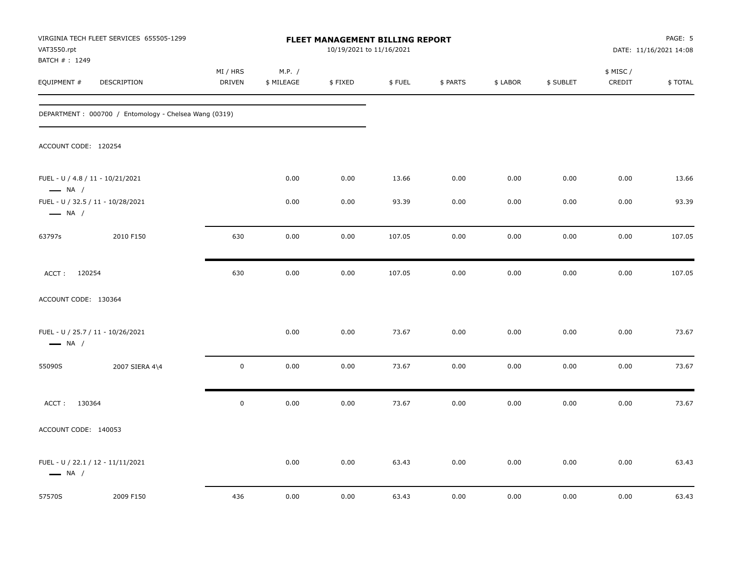VIRGINIA TECH FLEET SERVICES 655505-1299
VAT3550.rpt
BATCH # : 1249

# FLEET MANAGEMENT BILLING REPORT

10/19/2021 to 11/16/2021

PAGE: 5
DATE: 11/16/2021 14:08

| EQUIPMENT # | DESCRIPTION | MI / HRS DRIVEN | M.P. / $ MILEAGE | $ FIXED | $ FUEL | $ PARTS | $ LABOR | $ SUBLET | $ MISC / CREDIT | $ TOTAL |
|---|---|---|---|---|---|---|---|---|---|---|
| DEPARTMENT : 000700 / Entomology - Chelsea Wang (0319) | | | | | | | | | | |
| ACCOUNT CODE: 120254 | | | | | | | | | | |
| FUEL - U / 4.8 / 11 - 10/21/2021 — NA / | | | 0.00 | 0.00 | 13.66 | 0.00 | 0.00 | 0.00 | 0.00 | 13.66 |
| FUEL - U / 32.5 / 11 - 10/28/2021 — NA / | | | 0.00 | 0.00 | 93.39 | 0.00 | 0.00 | 0.00 | 0.00 | 93.39 |
| 63797s | 2010 F150 | 630 | 0.00 | 0.00 | 107.05 | 0.00 | 0.00 | 0.00 | 0.00 | 107.05 |
| ACCT : 120254 | | 630 | 0.00 | 0.00 | 107.05 | 0.00 | 0.00 | 0.00 | 0.00 | 107.05 |
| ACCOUNT CODE: 130364 | | | | | | | | | | |
| FUEL - U / 25.7 / 11 - 10/26/2021 — NA / | | | 0.00 | 0.00 | 73.67 | 0.00 | 0.00 | 0.00 | 0.00 | 73.67 |
| 55090S | 2007 SIERA 4\4 | 0 | 0.00 | 0.00 | 73.67 | 0.00 | 0.00 | 0.00 | 0.00 | 73.67 |
| ACCT : 130364 | | 0 | 0.00 | 0.00 | 73.67 | 0.00 | 0.00 | 0.00 | 0.00 | 73.67 |
| ACCOUNT CODE: 140053 | | | | | | | | | | |
| FUEL - U / 22.1 / 12 - 11/11/2021 — NA / | | | 0.00 | 0.00 | 63.43 | 0.00 | 0.00 | 0.00 | 0.00 | 63.43 |
| 57570S | 2009 F150 | 436 | 0.00 | 0.00 | 63.43 | 0.00 | 0.00 | 0.00 | 0.00 | 63.43 |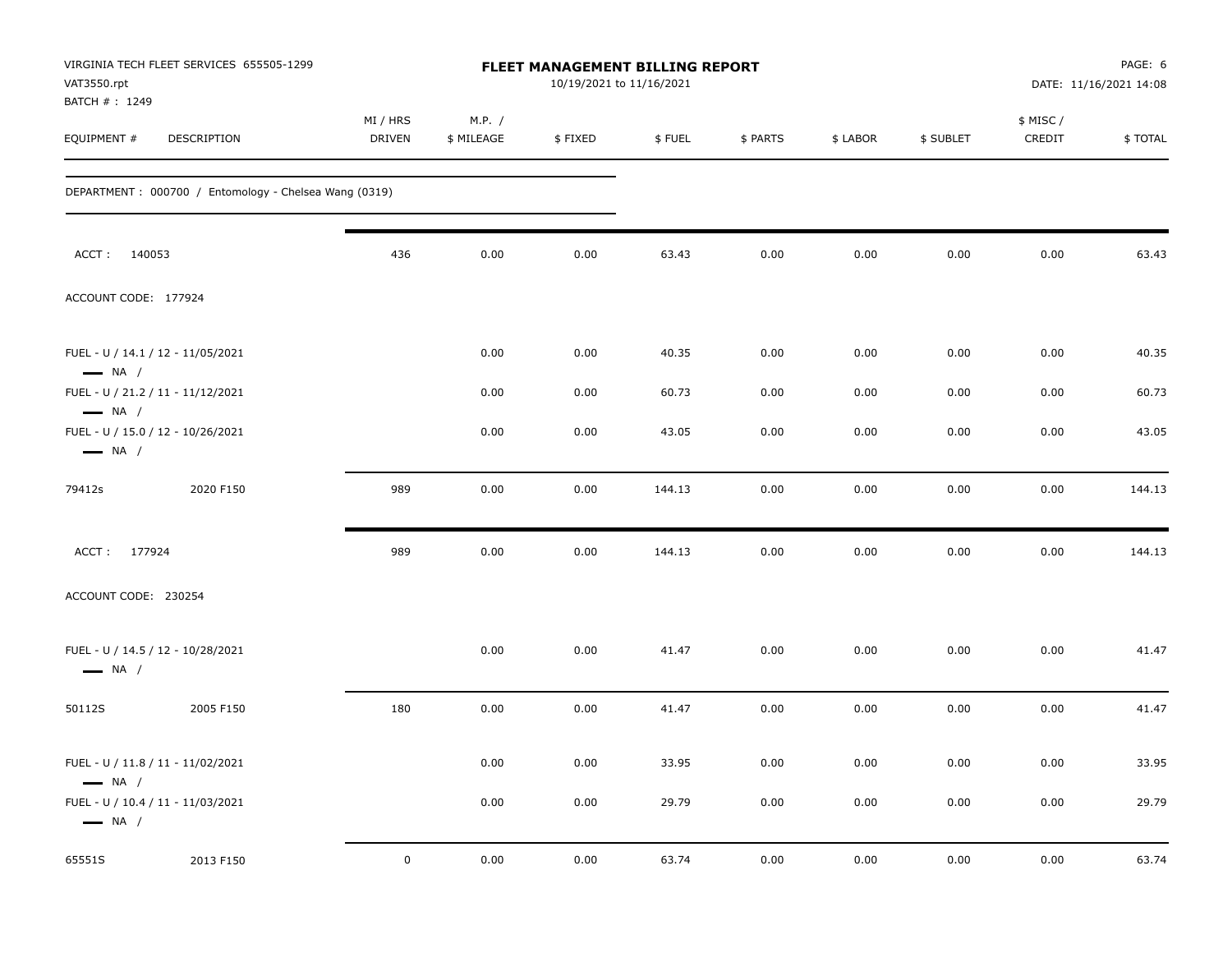VIRGINIA TECH FLEET SERVICES 655505-1299
VAT3550.rpt
BATCH # : 1249

# FLEET MANAGEMENT BILLING REPORT

10/19/2021 to 11/16/2021

PAGE: 6
DATE: 11/16/2021 14:08

DEPARTMENT : 000700 / Entomology - Chelsea Wang (0319)

| EQUIPMENT # | DESCRIPTION | MI / HRS DRIVEN | M.P. / $ MILEAGE | $ FIXED | $ FUEL | $ PARTS | $ LABOR | $ SUBLET | $ MISC / CREDIT | $ TOTAL |
|---|---|---|---|---|---|---|---|---|---|---|
| ACCT : 140053 | | 436 | 0.00 | 0.00 | 63.43 | 0.00 | 0.00 | 0.00 | 0.00 | 63.43 |
| ACCOUNT CODE: 177924 | | | | | | | | | | |
| FUEL - U / 14.1 / 12 - 11/05/2021 — NA / | | | 0.00 | 0.00 | 40.35 | 0.00 | 0.00 | 0.00 | 0.00 | 40.35 |
| FUEL - U / 21.2 / 11 - 11/12/2021 — NA / | | | 0.00 | 0.00 | 60.73 | 0.00 | 0.00 | 0.00 | 0.00 | 60.73 |
| FUEL - U / 15.0 / 12 - 10/26/2021 — NA / | | | 0.00 | 0.00 | 43.05 | 0.00 | 0.00 | 0.00 | 0.00 | 43.05 |
| 79412s | 2020 F150 | 989 | 0.00 | 0.00 | 144.13 | 0.00 | 0.00 | 0.00 | 0.00 | 144.13 |
| ACCT : 177924 | | 989 | 0.00 | 0.00 | 144.13 | 0.00 | 0.00 | 0.00 | 0.00 | 144.13 |
| ACCOUNT CODE: 230254 | | | | | | | | | | |
| FUEL - U / 14.5 / 12 - 10/28/2021 — NA / | | | 0.00 | 0.00 | 41.47 | 0.00 | 0.00 | 0.00 | 0.00 | 41.47 |
| 50112S | 2005 F150 | 180 | 0.00 | 0.00 | 41.47 | 0.00 | 0.00 | 0.00 | 0.00 | 41.47 |
| FUEL - U / 11.8 / 11 - 11/02/2021 — NA / | | | 0.00 | 0.00 | 33.95 | 0.00 | 0.00 | 0.00 | 0.00 | 33.95 |
| FUEL - U / 10.4 / 11 - 11/03/2021 — NA / | | | 0.00 | 0.00 | 29.79 | 0.00 | 0.00 | 0.00 | 0.00 | 29.79 |
| 65551S | 2013 F150 | 0 | 0.00 | 0.00 | 63.74 | 0.00 | 0.00 | 0.00 | 0.00 | 63.74 |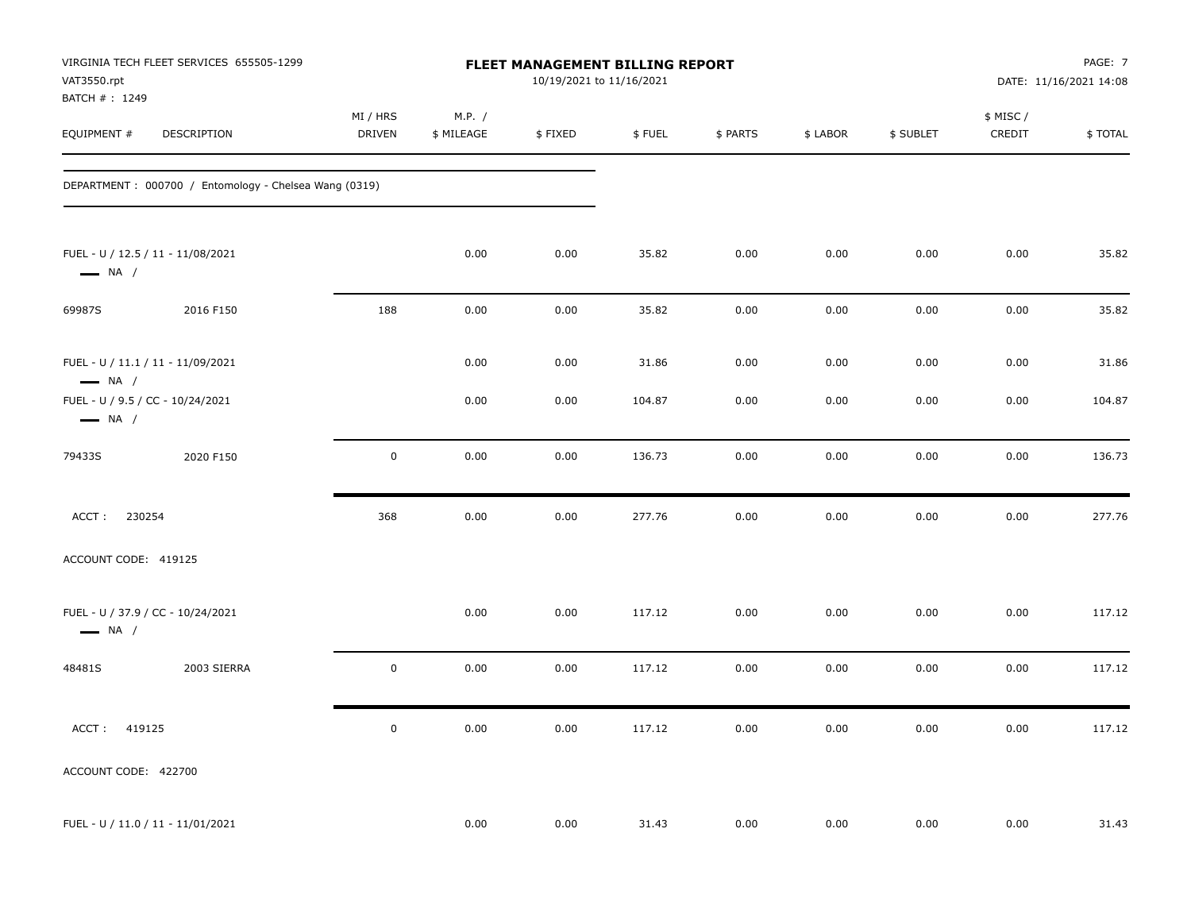VIRGINIA TECH FLEET SERVICES 655505-1299
VAT3550.rpt
BATCH # : 1249

# FLEET MANAGEMENT BILLING REPORT

10/19/2021 to 11/16/2021

DATE: 11/16/2021 14:08

| EQUIPMENT # | DESCRIPTION | MI / HRS DRIVEN | M.P. / $ MILEAGE | $ FIXED | $ FUEL | $ PARTS | $ LABOR | $ SUBLET | $ MISC / CREDIT | $ TOTAL |
|---|---|---|---|---|---|---|---|---|---|---|
| DEPARTMENT : 000700 / Entomology - Chelsea Wang (0319) | | | | | | | | | | |
| FUEL - U / 12.5 / 11 - 11/08/2021 — NA / | | | 0.00 | 0.00 | 35.82 | 0.00 | 0.00 | 0.00 | 0.00 | 35.82 |
| 69987S | 2016 F150 | 188 | 0.00 | 0.00 | 35.82 | 0.00 | 0.00 | 0.00 | 0.00 | 35.82 |
| FUEL - U / 11.1 / 11 - 11/09/2021 — NA / | | | 0.00 | 0.00 | 31.86 | 0.00 | 0.00 | 0.00 | 0.00 | 31.86 |
| FUEL - U / 9.5 / CC - 10/24/2021 — NA / | | | 0.00 | 0.00 | 104.87 | 0.00 | 0.00 | 0.00 | 0.00 | 104.87 |
| 79433S | 2020 F150 | 0 | 0.00 | 0.00 | 136.73 | 0.00 | 0.00 | 0.00 | 0.00 | 136.73 |
| ACCT : 230254 | | 368 | 0.00 | 0.00 | 277.76 | 0.00 | 0.00 | 0.00 | 0.00 | 277.76 |
| ACCOUNT CODE: 419125 | | | | | | | | | | |
| FUEL - U / 37.9 / CC - 10/24/2021 — NA / | | | 0.00 | 0.00 | 117.12 | 0.00 | 0.00 | 0.00 | 0.00 | 117.12 |
| 48481S | 2003 SIERRA | 0 | 0.00 | 0.00 | 117.12 | 0.00 | 0.00 | 0.00 | 0.00 | 117.12 |
| ACCT : 419125 | | 0 | 0.00 | 0.00 | 117.12 | 0.00 | 0.00 | 0.00 | 0.00 | 117.12 |
| ACCOUNT CODE: 422700 | | | | | | | | | | |
| FUEL - U / 11.0 / 11 - 11/01/2021 | | | 0.00 | 0.00 | 31.43 | 0.00 | 0.00 | 0.00 | 0.00 | 31.43 |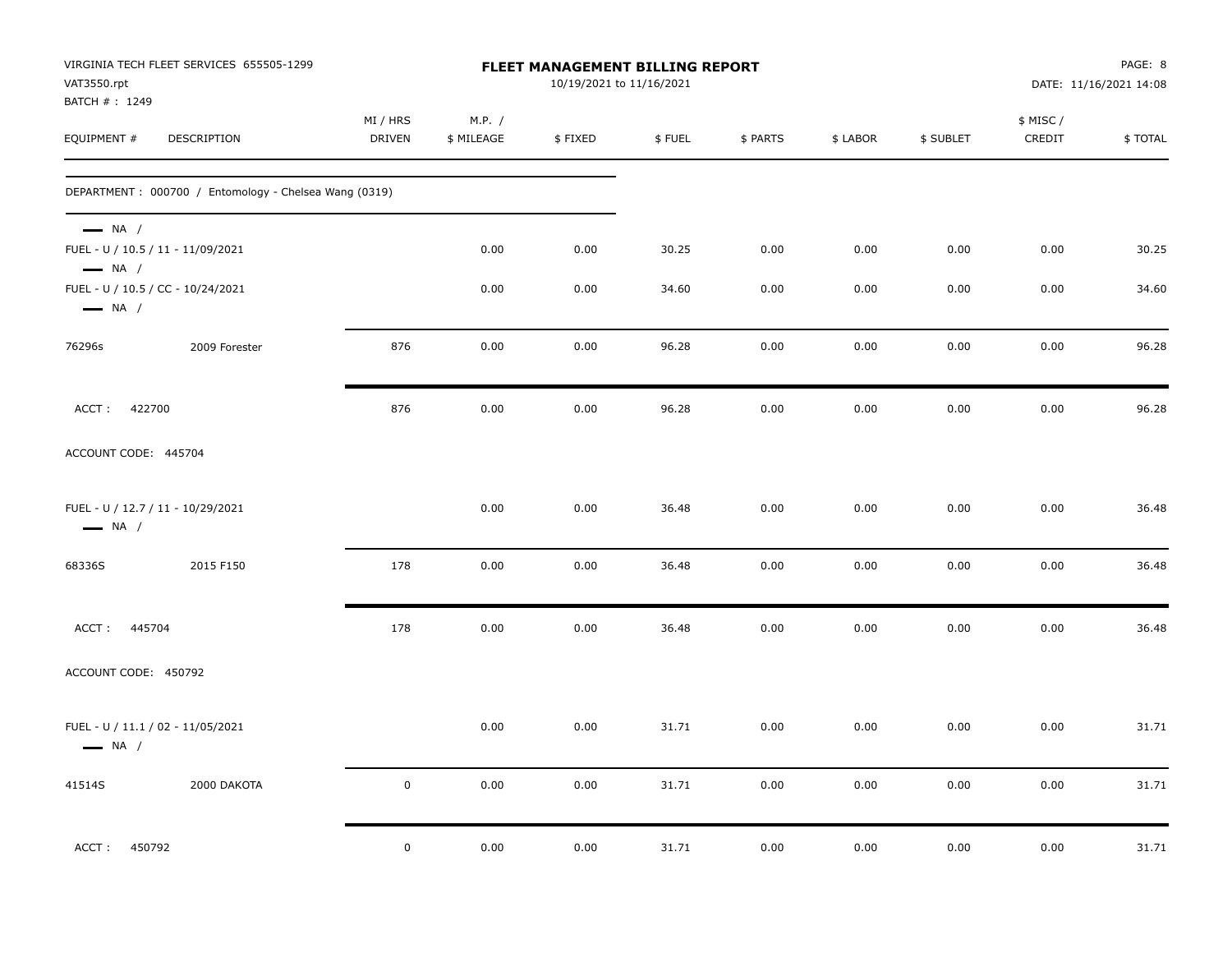VIRGINIA TECH FLEET SERVICES 655505-1299
VAT3550.rpt
BATCH # : 1249

**FLEET MANAGEMENT BILLING REPORT**
10/19/2021 to 11/16/2021

DATE: 11/16/2021 14:08

| EQUIPMENT # | DESCRIPTION | MI / HRS DRIVEN | M.P. / $ MILEAGE | $ FIXED | $ FUEL | $ PARTS | $ LABOR | $ SUBLET | $ MISC / CREDIT | $ TOTAL |
|---|---|---|---|---|---|---|---|---|---|---|
| DEPARTMENT : 000700 / Entomology - Chelsea Wang (0319) | | | | | | | | | | |
| — NA / | | | | | | | | | | |
| FUEL - U / 10.5 / 11 - 11/09/2021 | | | 0.00 | 0.00 | 30.25 | 0.00 | 0.00 | 0.00 | 0.00 | 30.25 |
| — NA / | | | | | | | | | | |
| FUEL - U / 10.5 / CC - 10/24/2021 | | | 0.00 | 0.00 | 34.60 | 0.00 | 0.00 | 0.00 | 0.00 | 34.60 |
| — NA / | | | | | | | | | | |
| 76296s | 2009 Forester | 876 | 0.00 | 0.00 | 96.28 | 0.00 | 0.00 | 0.00 | 0.00 | 96.28 |
| ACCT : 422700 | | 876 | 0.00 | 0.00 | 96.28 | 0.00 | 0.00 | 0.00 | 0.00 | 96.28 |
| ACCOUNT CODE: 445704 | | | | | | | | | | |
| FUEL - U / 12.7 / 11 - 10/29/2021 | | | 0.00 | 0.00 | 36.48 | 0.00 | 0.00 | 0.00 | 0.00 | 36.48 |
| — NA / | | | | | | | | | | |
| 68336S | 2015 F150 | 178 | 0.00 | 0.00 | 36.48 | 0.00 | 0.00 | 0.00 | 0.00 | 36.48 |
| ACCT : 445704 | | 178 | 0.00 | 0.00 | 36.48 | 0.00 | 0.00 | 0.00 | 0.00 | 36.48 |
| ACCOUNT CODE: 450792 | | | | | | | | | | |
| FUEL - U / 11.1 / 02 - 11/05/2021 | | | 0.00 | 0.00 | 31.71 | 0.00 | 0.00 | 0.00 | 0.00 | 31.71 |
| — NA / | | | | | | | | | | |
| 41514S | 2000 DAKOTA | 0 | 0.00 | 0.00 | 31.71 | 0.00 | 0.00 | 0.00 | 0.00 | 31.71 |
| ACCT : 450792 | | 0 | 0.00 | 0.00 | 31.71 | 0.00 | 0.00 | 0.00 | 0.00 | 31.71 |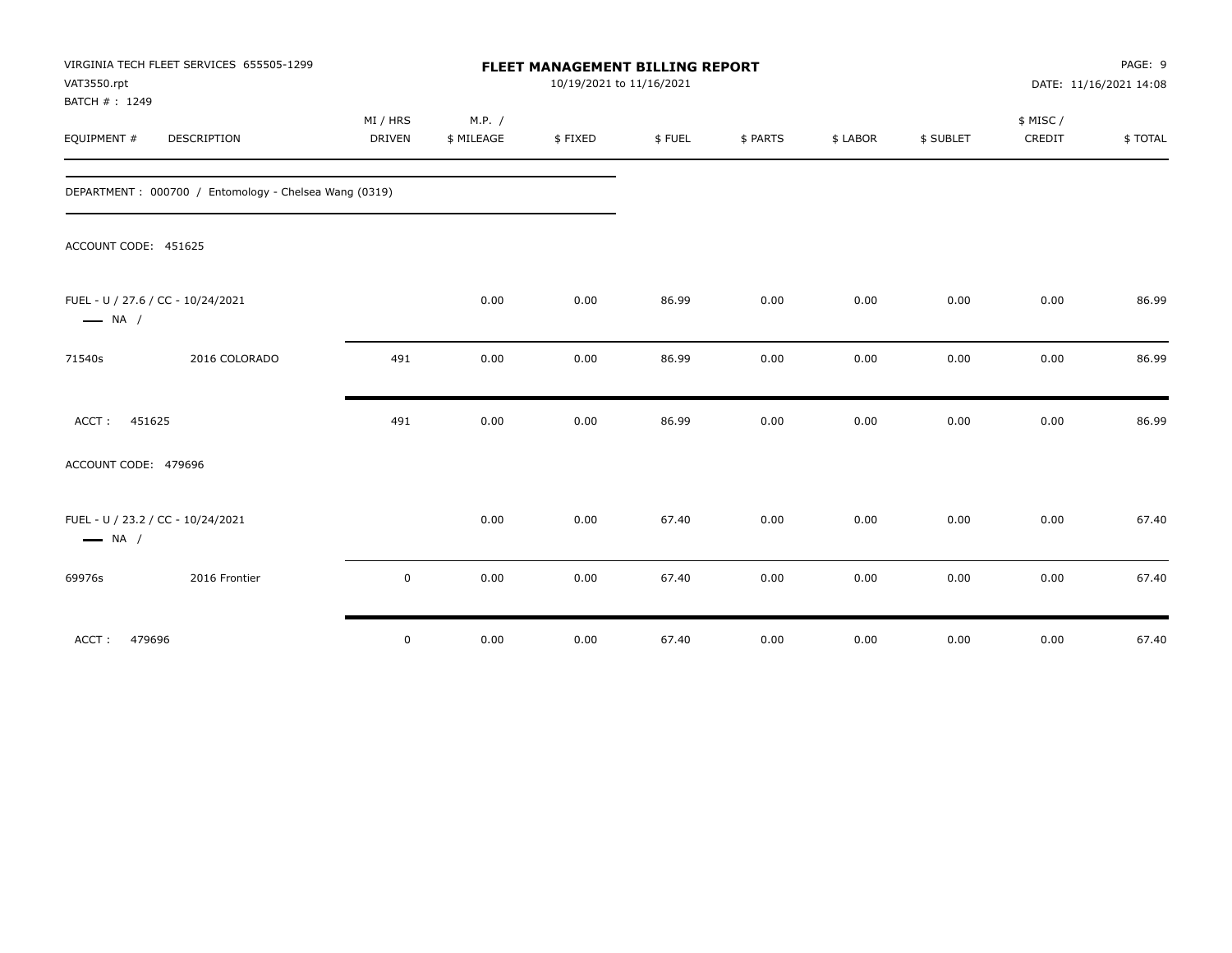VIRGINIA TECH FLEET SERVICES 655505-1299
VAT3550.rpt
BATCH # : 1249

# FLEET MANAGEMENT BILLING REPORT

10/19/2021 to 11/16/2021

DATE: 11/16/2021 14:08

| EQUIPMENT # | DESCRIPTION | MI / HRS DRIVEN | M.P. / $ MILEAGE | $ FIXED | $ FUEL | $ PARTS | $ LABOR | $ SUBLET | $ MISC / CREDIT | $ TOTAL |
|---|---|---|---|---|---|---|---|---|---|---|
| DEPARTMENT : 000700 / Entomology - Chelsea Wang (0319) | | | | | | | | | | |
| ACCOUNT CODE: 451625 | | | | | | | | | | |
| FUEL - U / 27.6 / CC - 10/24/2021 — NA / | | | 0.00 | 0.00 | 86.99 | 0.00 | 0.00 | 0.00 | 0.00 | 86.99 |
| 71540s | 2016 COLORADO | 491 | 0.00 | 0.00 | 86.99 | 0.00 | 0.00 | 0.00 | 0.00 | 86.99 |
| ACCT : 451625 | | 491 | 0.00 | 0.00 | 86.99 | 0.00 | 0.00 | 0.00 | 0.00 | 86.99 |
| ACCOUNT CODE: 479696 | | | | | | | | | | |
| FUEL - U / 23.2 / CC - 10/24/2021 — NA / | | | 0.00 | 0.00 | 67.40 | 0.00 | 0.00 | 0.00 | 0.00 | 67.40 |
| 69976s | 2016 Frontier | 0 | 0.00 | 0.00 | 67.40 | 0.00 | 0.00 | 0.00 | 0.00 | 67.40 |
| ACCT : 479696 | | 0 | 0.00 | 0.00 | 67.40 | 0.00 | 0.00 | 0.00 | 0.00 | 67.40 |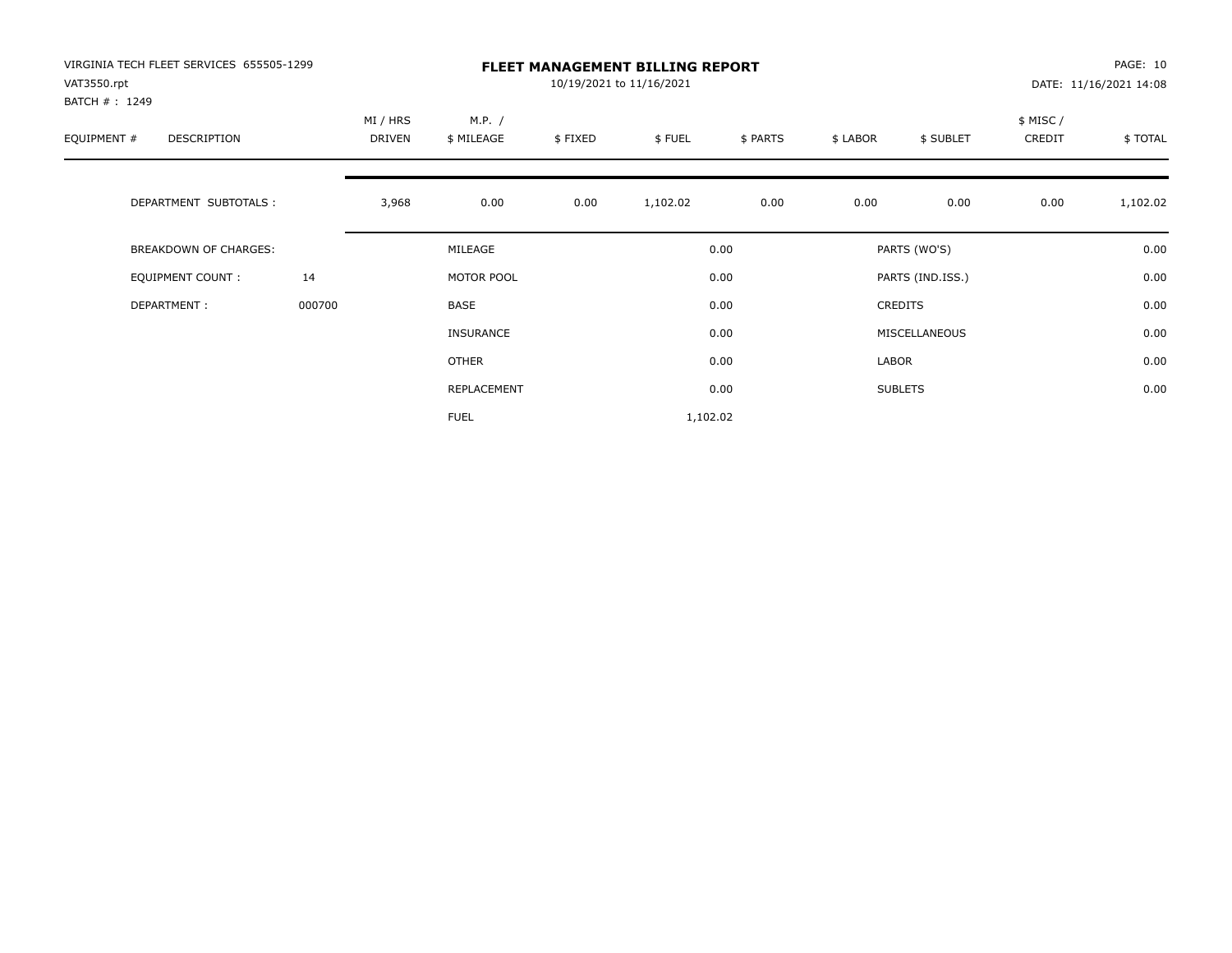VIRGINIA TECH FLEET SERVICES 655505-1299
VAT3550.rpt
BATCH # : 1249

# FLEET MANAGEMENT BILLING REPORT

10/19/2021 to 11/16/2021

DATE: 11/16/2021 14:08

| EQUIPMENT # | DESCRIPTION | MI / HRS DRIVEN | M.P. / $ MILEAGE | $ FIXED | $ FUEL | $ PARTS | $ LABOR | $ SUBLET | $ MISC / CREDIT | $ TOTAL |
|---|---|---|---|---|---|---|---|---|---|---|
| | DEPARTMENT SUBTOTALS : | 3,968 | 0.00 | 0.00 | 1,102.02 | 0.00 | 0.00 | 0.00 | 0.00 | 1,102.02 |

| BREAKDOWN OF CHARGES: | | | | | |
|---|---|---|---|---|---|
| EQUIPMENT COUNT : | 14 | MILEAGE | 0.00 | PARTS (WO'S) | 0.00 |
| DEPARTMENT : | 000700 | MOTOR POOL | 0.00 | PARTS (IND.ISS.) | 0.00 |
| | | BASE | 0.00 | CREDITS | 0.00 |
| | | INSURANCE | 0.00 | MISCELLANEOUS | 0.00 |
| | | OTHER | 0.00 | LABOR | 0.00 |
| | | REPLACEMENT | 0.00 | SUBLETS | 0.00 |
| | | FUEL | 1,102.02 | | |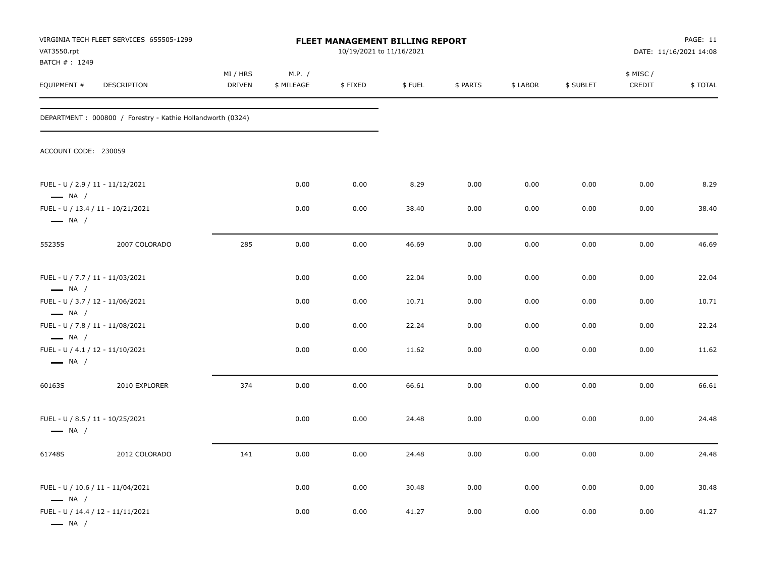VIRGINIA TECH FLEET SERVICES 655505-1299
VAT3550.rpt
BATCH # : 1249

# FLEET MANAGEMENT BILLING REPORT

10/19/2021 to 11/16/2021

DATE: 11/16/2021 14:08

DEPARTMENT : 000800 / Forestry - Kathie Hollandworth (0324)

ACCOUNT CODE: 230059

| EQUIPMENT # | DESCRIPTION | MI / HRS DRIVEN | M.P. / $ MILEAGE | $ FIXED | $ FUEL | $ PARTS | $ LABOR | $ SUBLET | $ MISC / CREDIT | $ TOTAL |
|---|---|---|---|---|---|---|---|---|---|---|
| FUEL - U / 2.9 / 11 - 11/12/2021<br>— NA / | | | 0.00 | 0.00 | 8.29 | 0.00 | 0.00 | 0.00 | 0.00 | 8.29 |
| FUEL - U / 13.4 / 11 - 10/21/2021<br>— NA / | | | 0.00 | 0.00 | 38.40 | 0.00 | 0.00 | 0.00 | 0.00 | 38.40 |
| 55235S | 2007 COLORADO | 285 | 0.00 | 0.00 | 46.69 | 0.00 | 0.00 | 0.00 | 0.00 | 46.69 |
| FUEL - U / 7.7 / 11 - 11/03/2021<br>— NA / | | | 0.00 | 0.00 | 22.04 | 0.00 | 0.00 | 0.00 | 0.00 | 22.04 |
| FUEL - U / 3.7 / 12 - 11/06/2021<br>— NA / | | | 0.00 | 0.00 | 10.71 | 0.00 | 0.00 | 0.00 | 0.00 | 10.71 |
| FUEL - U / 7.8 / 11 - 11/08/2021<br>— NA / | | | 0.00 | 0.00 | 22.24 | 0.00 | 0.00 | 0.00 | 0.00 | 22.24 |
| FUEL - U / 4.1 / 12 - 11/10/2021<br>— NA / | | | 0.00 | 0.00 | 11.62 | 0.00 | 0.00 | 0.00 | 0.00 | 11.62 |
| 60163S | 2010 EXPLORER | 374 | 0.00 | 0.00 | 66.61 | 0.00 | 0.00 | 0.00 | 0.00 | 66.61 |
| FUEL - U / 8.5 / 11 - 10/25/2021<br>— NA / | | | 0.00 | 0.00 | 24.48 | 0.00 | 0.00 | 0.00 | 0.00 | 24.48 |
| 61748S | 2012 COLORADO | 141 | 0.00 | 0.00 | 24.48 | 0.00 | 0.00 | 0.00 | 0.00 | 24.48 |
| FUEL - U / 10.6 / 11 - 11/04/2021<br>— NA / | | | 0.00 | 0.00 | 30.48 | 0.00 | 0.00 | 0.00 | 0.00 | 30.48 |
| FUEL - U / 14.4 / 12 - 11/11/2021<br>— NA / | | | 0.00 | 0.00 | 41.27 | 0.00 | 0.00 | 0.00 | 0.00 | 41.27 |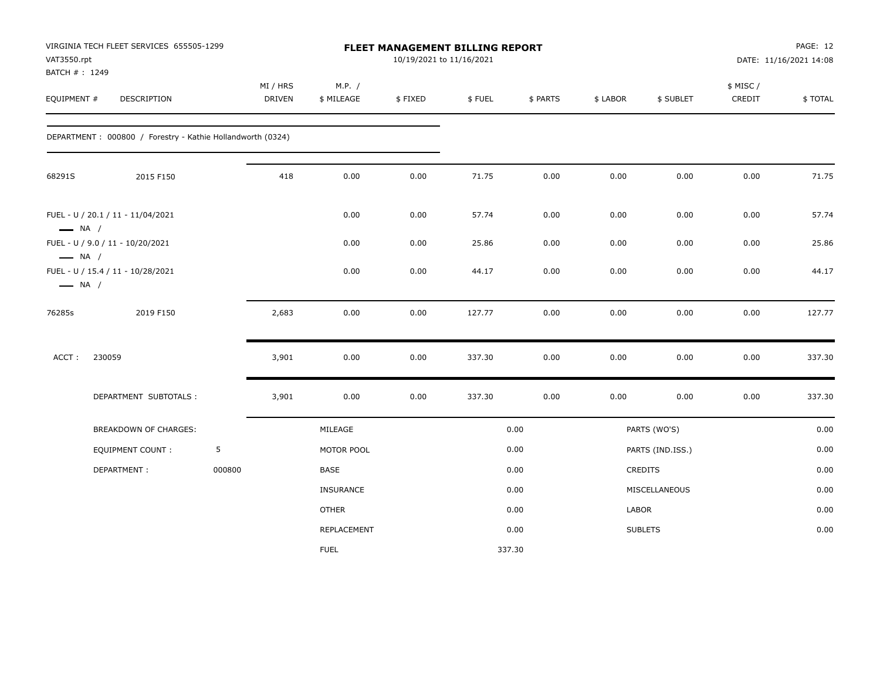VIRGINIA TECH FLEET SERVICES 655505-1299
VAT3550.rpt
BATCH # : 1249

# FLEET MANAGEMENT BILLING REPORT

10/19/2021 to 11/16/2021

DATE: 11/16/2021 14:08

DEPARTMENT : 000800 / Forestry - Kathie Hollandworth (0324)

| EQUIPMENT # | DESCRIPTION | MI / HRS DRIVEN | M.P. / $ MILEAGE | $ FIXED | $ FUEL | $ PARTS | $ LABOR | $ SUBLET | $ MISC / CREDIT | $ TOTAL |
|---|---|---|---|---|---|---|---|---|---|---|
| 68291S | 2015 F150 | 418 | 0.00 | 0.00 | 71.75 | 0.00 | 0.00 | 0.00 | 0.00 | 71.75 |
| FUEL - U / 20.1 / 11 - 11/04/2021 — NA / | | | 0.00 | 0.00 | 57.74 | 0.00 | 0.00 | 0.00 | 0.00 | 57.74 |
| FUEL - U / 9.0 / 11 - 10/20/2021 — NA / | | | 0.00 | 0.00 | 25.86 | 0.00 | 0.00 | 0.00 | 0.00 | 25.86 |
| FUEL - U / 15.4 / 11 - 10/28/2021 — NA / | | | 0.00 | 0.00 | 44.17 | 0.00 | 0.00 | 0.00 | 0.00 | 44.17 |
| 76285s | 2019 F150 | 2,683 | 0.00 | 0.00 | 127.77 | 0.00 | 0.00 | 0.00 | 0.00 | 127.77 |
| ACCT : 230059 | | 3,901 | 0.00 | 0.00 | 337.30 | 0.00 | 0.00 | 0.00 | 0.00 | 337.30 |
| DEPARTMENT SUBTOTALS : | | 3,901 | 0.00 | 0.00 | 337.30 | 0.00 | 0.00 | 0.00 | 0.00 | 337.30 |

| BREAKDOWN OF CHARGES: | | | | | |
|---|---|---|---|---|---|
| EQUIPMENT COUNT : | 5 | MILEAGE | 0.00 | PARTS (WO'S) | 0.00 |
| DEPARTMENT : | 000800 | MOTOR POOL | 0.00 | PARTS (IND.ISS.) | 0.00 |
| | | BASE | 0.00 | CREDITS | 0.00 |
| | | INSURANCE | 0.00 | MISCELLANEOUS | 0.00 |
| | | OTHER | 0.00 | LABOR | 0.00 |
| | | REPLACEMENT | 0.00 | SUBLETS | 0.00 |
| | | FUEL | 337.30 | | |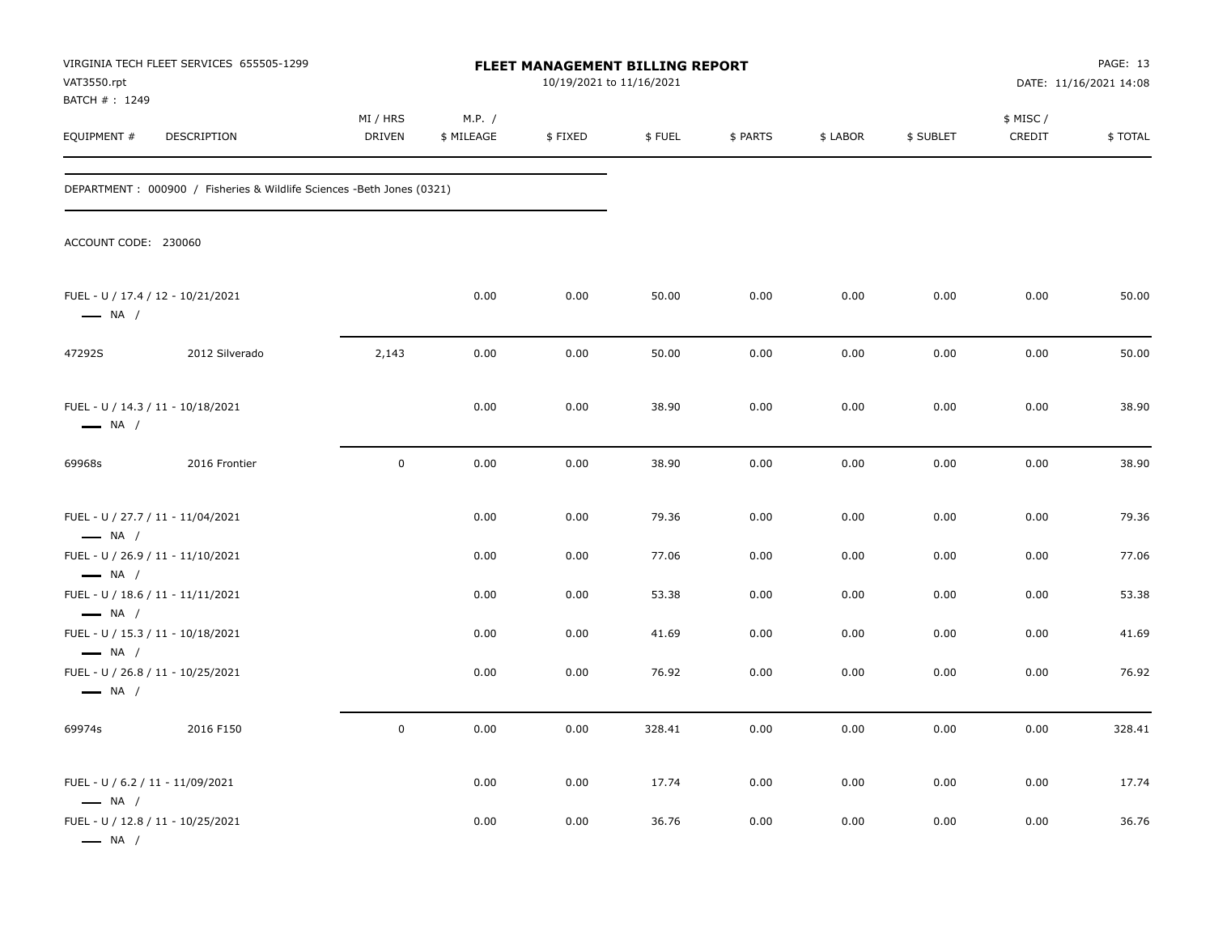VIRGINIA TECH FLEET SERVICES 655505-1299
VAT3550.rpt
BATCH # : 1249

# FLEET MANAGEMENT BILLING REPORT

10/19/2021 to 11/16/2021

PAGE: 13
DATE: 11/16/2021 14:08

DEPARTMENT : 000900 / Fisheries & Wildlife Sciences -Beth Jones (0321)

ACCOUNT CODE: 230060

| EQUIPMENT # | DESCRIPTION | MI / HRS DRIVEN | M.P. / $ MILEAGE | $ FIXED | $ FUEL | $ PARTS | $ LABOR | $ SUBLET | $ MISC / CREDIT | $ TOTAL |
|---|---|---|---|---|---|---|---|---|---|---|
| FUEL - U / 17.4 / 12 - 10/21/2021 — NA / | | | 0.00 | 0.00 | 50.00 | 0.00 | 0.00 | 0.00 | 0.00 | 50.00 |
| 47292S | 2012 Silverado | 2,143 | 0.00 | 0.00 | 50.00 | 0.00 | 0.00 | 0.00 | 0.00 | 50.00 |
| FUEL - U / 14.3 / 11 - 10/18/2021 — NA / | | | 0.00 | 0.00 | 38.90 | 0.00 | 0.00 | 0.00 | 0.00 | 38.90 |
| 69968s | 2016 Frontier | 0 | 0.00 | 0.00 | 38.90 | 0.00 | 0.00 | 0.00 | 0.00 | 38.90 |
| FUEL - U / 27.7 / 11 - 11/04/2021 — NA / | | | 0.00 | 0.00 | 79.36 | 0.00 | 0.00 | 0.00 | 0.00 | 79.36 |
| FUEL - U / 26.9 / 11 - 11/10/2021 — NA / | | | 0.00 | 0.00 | 77.06 | 0.00 | 0.00 | 0.00 | 0.00 | 77.06 |
| FUEL - U / 18.6 / 11 - 11/11/2021 — NA / | | | 0.00 | 0.00 | 53.38 | 0.00 | 0.00 | 0.00 | 0.00 | 53.38 |
| FUEL - U / 15.3 / 11 - 10/18/2021 — NA / | | | 0.00 | 0.00 | 41.69 | 0.00 | 0.00 | 0.00 | 0.00 | 41.69 |
| FUEL - U / 26.8 / 11 - 10/25/2021 — NA / | | | 0.00 | 0.00 | 76.92 | 0.00 | 0.00 | 0.00 | 0.00 | 76.92 |
| 69974s | 2016 F150 | 0 | 0.00 | 0.00 | 328.41 | 0.00 | 0.00 | 0.00 | 0.00 | 328.41 |
| FUEL - U / 6.2 / 11 - 11/09/2021 — NA / | | | 0.00 | 0.00 | 17.74 | 0.00 | 0.00 | 0.00 | 0.00 | 17.74 |
| FUEL - U / 12.8 / 11 - 10/25/2021 — NA / | | | 0.00 | 0.00 | 36.76 | 0.00 | 0.00 | 0.00 | 0.00 | 36.76 |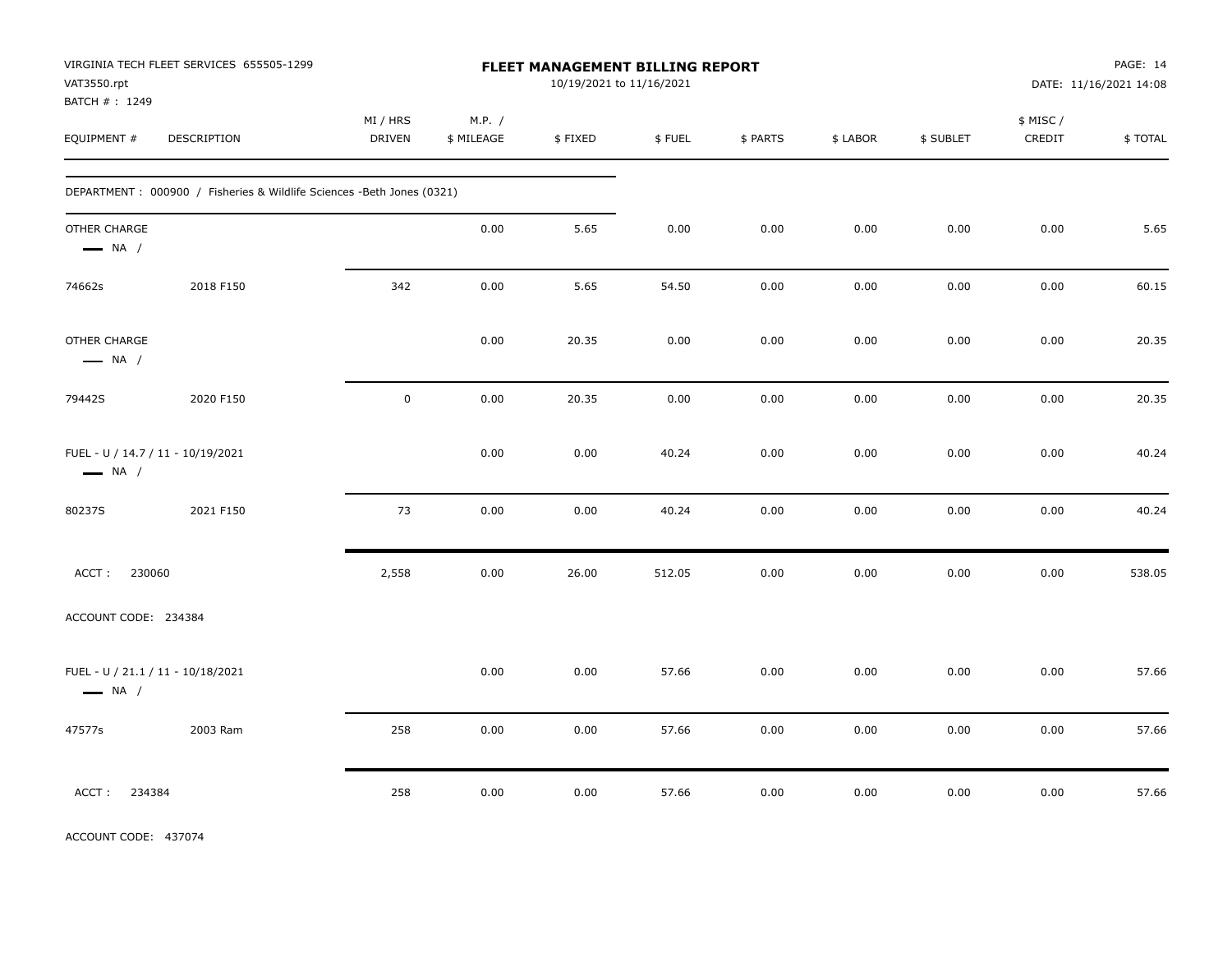VIRGINIA TECH FLEET SERVICES 655505-1299
VAT3550.rpt
BATCH # : 1249

# FLEET MANAGEMENT BILLING REPORT

10/19/2021 to 11/16/2021

PAGE: 14
DATE: 11/16/2021 14:08

| EQUIPMENT # | DESCRIPTION | MI / HRS DRIVEN | M.P. / $ MILEAGE | $ FIXED | $ FUEL | $ PARTS | $ LABOR | $ SUBLET | $ MISC / CREDIT | $ TOTAL |
|---|---|---|---|---|---|---|---|---|---|---|
| DEPARTMENT : 000900 / Fisheries & Wildlife Sciences -Beth Jones (0321) | | | | | | | | | | |
| OTHER CHARGE — NA / | | | 0.00 | 5.65 | 0.00 | 0.00 | 0.00 | 0.00 | 0.00 | 5.65 |
| 74662s | 2018 F150 | 342 | 0.00 | 5.65 | 54.50 | 0.00 | 0.00 | 0.00 | 0.00 | 60.15 |
| OTHER CHARGE — NA / | | | 0.00 | 20.35 | 0.00 | 0.00 | 0.00 | 0.00 | 0.00 | 20.35 |
| 79442S | 2020 F150 | 0 | 0.00 | 20.35 | 0.00 | 0.00 | 0.00 | 0.00 | 0.00 | 20.35 |
| FUEL - U / 14.7 / 11 - 10/19/2021 — NA / | | | 0.00 | 0.00 | 40.24 | 0.00 | 0.00 | 0.00 | 0.00 | 40.24 |
| 80237S | 2021 F150 | 73 | 0.00 | 0.00 | 40.24 | 0.00 | 0.00 | 0.00 | 0.00 | 40.24 |
| ACCT : 230060 | | 2,558 | 0.00 | 26.00 | 512.05 | 0.00 | 0.00 | 0.00 | 0.00 | 538.05 |
| ACCOUNT CODE: 234384 | | | | | | | | | | |
| FUEL - U / 21.1 / 11 - 10/18/2021 — NA / | | | 0.00 | 0.00 | 57.66 | 0.00 | 0.00 | 0.00 | 0.00 | 57.66 |
| 47577s | 2003 Ram | 258 | 0.00 | 0.00 | 57.66 | 0.00 | 0.00 | 0.00 | 0.00 | 57.66 |
| ACCT : 234384 | | 258 | 0.00 | 0.00 | 57.66 | 0.00 | 0.00 | 0.00 | 0.00 | 57.66 |

ACCOUNT CODE: 437074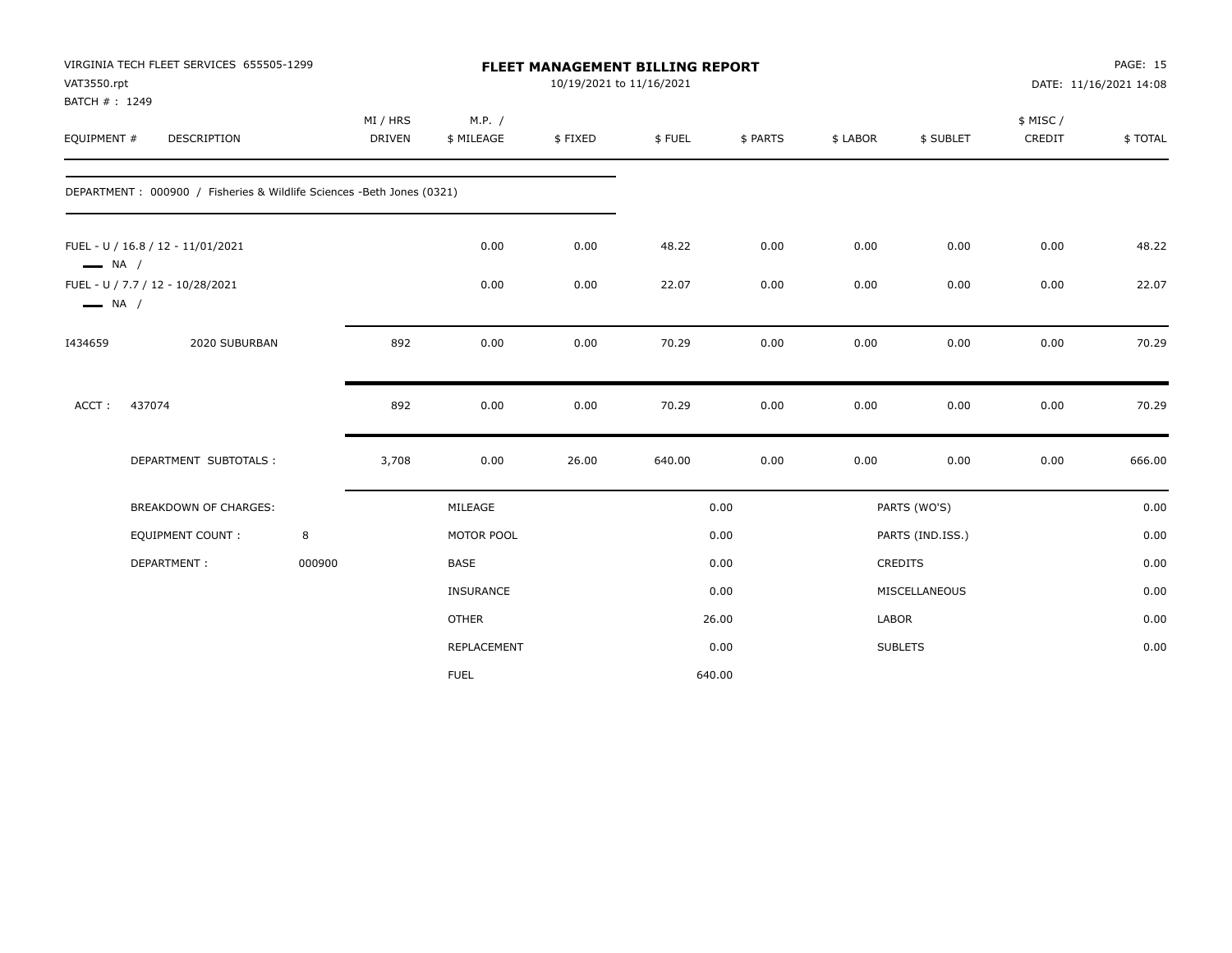VIRGINIA TECH FLEET SERVICES 655505-1299
VAT3550.rpt
BATCH # : 1249

# FLEET MANAGEMENT BILLING REPORT

10/19/2021 to 11/16/2021

DATE: 11/16/2021 14:08

| EQUIPMENT # | DESCRIPTION | MI / HRS DRIVEN | M.P. / $ MILEAGE | $ FIXED | $ FUEL | $ PARTS | $ LABOR | $ SUBLET | $ MISC / CREDIT | $ TOTAL |
|---|---|---|---|---|---|---|---|---|---|---|
| DEPARTMENT : 000900 / Fisheries & Wildlife Sciences -Beth Jones (0321) | | | | | | | | | | |
| FUEL - U / 16.8 / 12 - 11/01/2021<br>NA / | | | 0.00 | 0.00 | 48.22 | 0.00 | 0.00 | 0.00 | 0.00 | 48.22 |
| FUEL - U / 7.7 / 12 - 10/28/2021<br>NA / | | | 0.00 | 0.00 | 22.07 | 0.00 | 0.00 | 0.00 | 0.00 | 22.07 |
| I434659 | 2020 SUBURBAN | 892 | 0.00 | 0.00 | 70.29 | 0.00 | 0.00 | 0.00 | 0.00 | 70.29 |
| ACCT : | 437074 | 892 | 0.00 | 0.00 | 70.29 | 0.00 | 0.00 | 0.00 | 0.00 | 70.29 |
| | DEPARTMENT SUBTOTALS : | 3,708 | 0.00 | 26.00 | 640.00 | 0.00 | 0.00 | 0.00 | 0.00 | 666.00 |

| BREAKDOWN OF CHARGES: | | | | | |
|---|---|---|---|---|---|
| | | MILEAGE | 0.00 | PARTS (WO'S) | 0.00 |
| EQUIPMENT COUNT : | 8 | MOTOR POOL | 0.00 | PARTS (IND.ISS.) | 0.00 |
| DEPARTMENT : | 000900 | BASE | 0.00 | CREDITS | 0.00 |
| | | INSURANCE | 0.00 | MISCELLANEOUS | 0.00 |
| | | OTHER | 26.00 | LABOR | 0.00 |
| | | REPLACEMENT | 0.00 | SUBLETS | 0.00 |
| | | FUEL | 640.00 | | |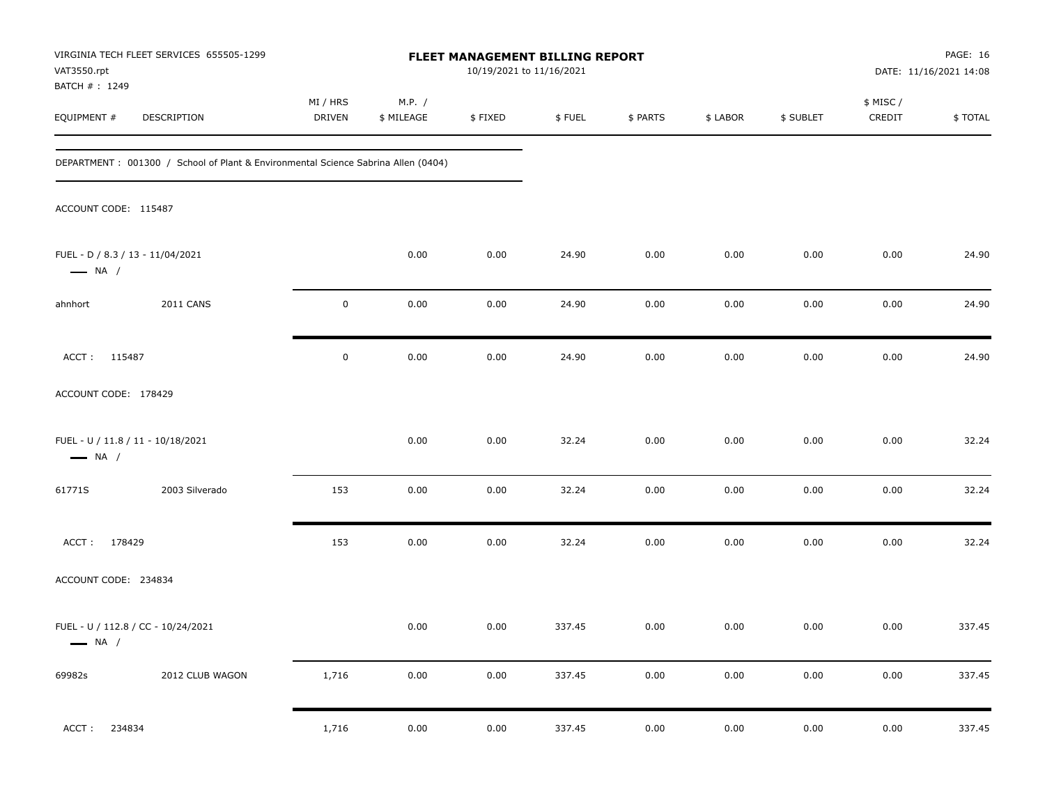VIRGINIA TECH FLEET SERVICES 655505-1299
VAT3550.rpt
BATCH # : 1249

# FLEET MANAGEMENT BILLING REPORT

10/19/2021 to 11/16/2021

DATE: 11/16/2021 14:08

| EQUIPMENT # | DESCRIPTION | MI / HRS DRIVEN | M.P. / $ MILEAGE | $ FIXED | $ FUEL | $ PARTS | $ LABOR | $ SUBLET | $ MISC / CREDIT | $ TOTAL |
|---|---|---|---|---|---|---|---|---|---|---|
| DEPARTMENT : 001300 / School of Plant & Environmental Science Sabrina Allen (0404) | | | | | | | | | | |
| ACCOUNT CODE: 115487 | | | | | | | | | | |
| FUEL - D / 8.3 / 13 - 11/04/2021 — NA / | | | 0.00 | 0.00 | 24.90 | 0.00 | 0.00 | 0.00 | 0.00 | 24.90 |
| ahnhort | 2011 CANS | 0 | 0.00 | 0.00 | 24.90 | 0.00 | 0.00 | 0.00 | 0.00 | 24.90 |
| ACCT : 115487 | | 0 | 0.00 | 0.00 | 24.90 | 0.00 | 0.00 | 0.00 | 0.00 | 24.90 |
| ACCOUNT CODE: 178429 | | | | | | | | | | |
| FUEL - U / 11.8 / 11 - 10/18/2021 — NA / | | | 0.00 | 0.00 | 32.24 | 0.00 | 0.00 | 0.00 | 0.00 | 32.24 |
| 61771S | 2003 Silverado | 153 | 0.00 | 0.00 | 32.24 | 0.00 | 0.00 | 0.00 | 0.00 | 32.24 |
| ACCT : 178429 | | 153 | 0.00 | 0.00 | 32.24 | 0.00 | 0.00 | 0.00 | 0.00 | 32.24 |
| ACCOUNT CODE: 234834 | | | | | | | | | | |
| FUEL - U / 112.8 / CC - 10/24/2021 — NA / | | | 0.00 | 0.00 | 337.45 | 0.00 | 0.00 | 0.00 | 0.00 | 337.45 |
| 69982s | 2012 CLUB WAGON | 1,716 | 0.00 | 0.00 | 337.45 | 0.00 | 0.00 | 0.00 | 0.00 | 337.45 |
| ACCT : 234834 | | 1,716 | 0.00 | 0.00 | 337.45 | 0.00 | 0.00 | 0.00 | 0.00 | 337.45 |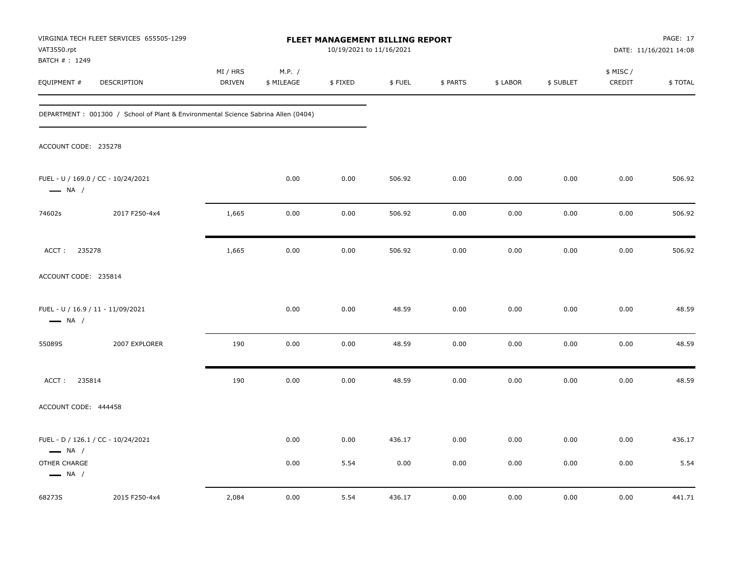VIRGINIA TECH FLEET SERVICES 655505-1299
VAT3550.rpt
BATCH # : 1249

**FLEET MANAGEMENT BILLING REPORT**
10/19/2021 to 11/16/2021

DATE: 11/16/2021 14:08

| EQUIPMENT # | DESCRIPTION | MI / HRS DRIVEN | M.P. / $ MILEAGE | $ FIXED | $ FUEL | $ PARTS | $ LABOR | $ SUBLET | $ MISC / CREDIT | $ TOTAL |
|---|---|---|---|---|---|---|---|---|---|---|
| DEPARTMENT : 001300 / School of Plant & Environmental Science Sabrina Allen (0404) | | | | | | | | | | |
| ACCOUNT CODE: 235278 | | | | | | | | | | |
| FUEL - U / 169.0 / CC - 10/24/2021 — NA / | | | 0.00 | 0.00 | 506.92 | 0.00 | 0.00 | 0.00 | 0.00 | 506.92 |
| 74602s | 2017 F250-4x4 | 1,665 | 0.00 | 0.00 | 506.92 | 0.00 | 0.00 | 0.00 | 0.00 | 506.92 |
| ACCT : 235278 | | 1,665 | 0.00 | 0.00 | 506.92 | 0.00 | 0.00 | 0.00 | 0.00 | 506.92 |
| ACCOUNT CODE: 235814 | | | | | | | | | | |
| FUEL - U / 16.9 / 11 - 11/09/2021 — NA / | | | 0.00 | 0.00 | 48.59 | 0.00 | 0.00 | 0.00 | 0.00 | 48.59 |
| 55089S | 2007 EXPLORER | 190 | 0.00 | 0.00 | 48.59 | 0.00 | 0.00 | 0.00 | 0.00 | 48.59 |
| ACCT : 235814 | | 190 | 0.00 | 0.00 | 48.59 | 0.00 | 0.00 | 0.00 | 0.00 | 48.59 |
| ACCOUNT CODE: 444458 | | | | | | | | | | |
| FUEL - D / 126.1 / CC - 10/24/2021 — NA / | | | 0.00 | 0.00 | 436.17 | 0.00 | 0.00 | 0.00 | 0.00 | 436.17 |
| OTHER CHARGE — NA / | | | 0.00 | 5.54 | 0.00 | 0.00 | 0.00 | 0.00 | 0.00 | 5.54 |
| 68273S | 2015 F250-4x4 | 2,084 | 0.00 | 5.54 | 436.17 | 0.00 | 0.00 | 0.00 | 0.00 | 441.71 |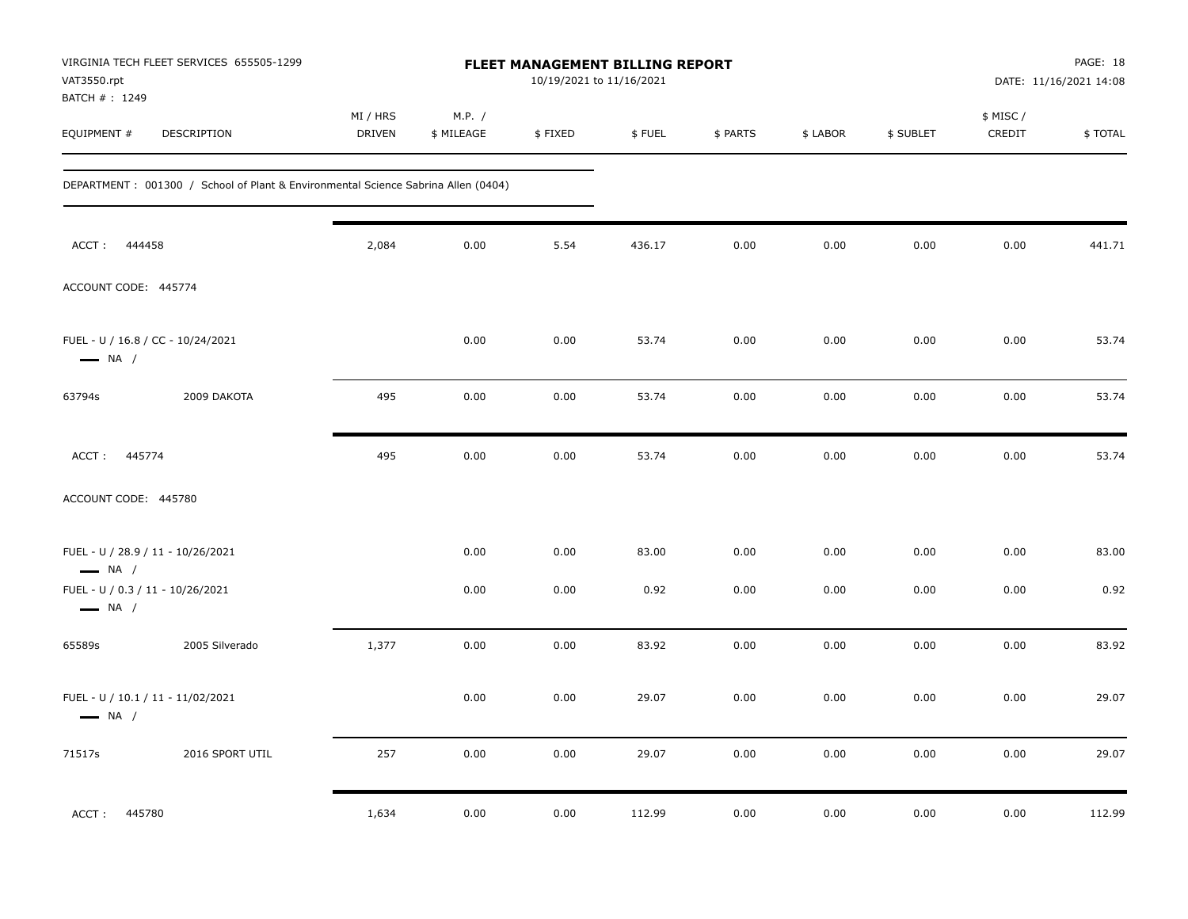VIRGINIA TECH FLEET SERVICES 655505-1299
VAT3550.rpt
BATCH # : 1249

**FLEET MANAGEMENT BILLING REPORT**
10/19/2021 to 11/16/2021

DATE: 11/16/2021 14:08

DEPARTMENT : 001300 / School of Plant & Environmental Science Sabrina Allen (0404)

| EQUIPMENT # | DESCRIPTION | MI / HRS DRIVEN | M.P. / $ MILEAGE | $ FIXED | $ FUEL | $ PARTS | $ LABOR | $ SUBLET | $ MISC / CREDIT | $ TOTAL |
|---|---|---|---|---|---|---|---|---|---|---|
| ACCT : 444458 | | 2,084 | 0.00 | 5.54 | 436.17 | 0.00 | 0.00 | 0.00 | 0.00 | 441.71 |
| ACCOUNT CODE: 445774 | | | | | | | | | | |
| FUEL - U / 16.8 / CC - 10/24/2021 — NA / | | | 0.00 | 0.00 | 53.74 | 0.00 | 0.00 | 0.00 | 0.00 | 53.74 |
| 63794s | 2009 DAKOTA | 495 | 0.00 | 0.00 | 53.74 | 0.00 | 0.00 | 0.00 | 0.00 | 53.74 |
| ACCT : 445774 | | 495 | 0.00 | 0.00 | 53.74 | 0.00 | 0.00 | 0.00 | 0.00 | 53.74 |
| ACCOUNT CODE: 445780 | | | | | | | | | | |
| FUEL - U / 28.9 / 11 - 10/26/2021 — NA / | | | 0.00 | 0.00 | 83.00 | 0.00 | 0.00 | 0.00 | 0.00 | 83.00 |
| FUEL - U / 0.3 / 11 - 10/26/2021 — NA / | | | 0.00 | 0.00 | 0.92 | 0.00 | 0.00 | 0.00 | 0.00 | 0.92 |
| 65589s | 2005 Silverado | 1,377 | 0.00 | 0.00 | 83.92 | 0.00 | 0.00 | 0.00 | 0.00 | 83.92 |
| FUEL - U / 10.1 / 11 - 11/02/2021 — NA / | | | 0.00 | 0.00 | 29.07 | 0.00 | 0.00 | 0.00 | 0.00 | 29.07 |
| 71517s | 2016 SPORT UTIL | 257 | 0.00 | 0.00 | 29.07 | 0.00 | 0.00 | 0.00 | 0.00 | 29.07 |
| ACCT : 445780 | | 1,634 | 0.00 | 0.00 | 112.99 | 0.00 | 0.00 | 0.00 | 0.00 | 112.99 |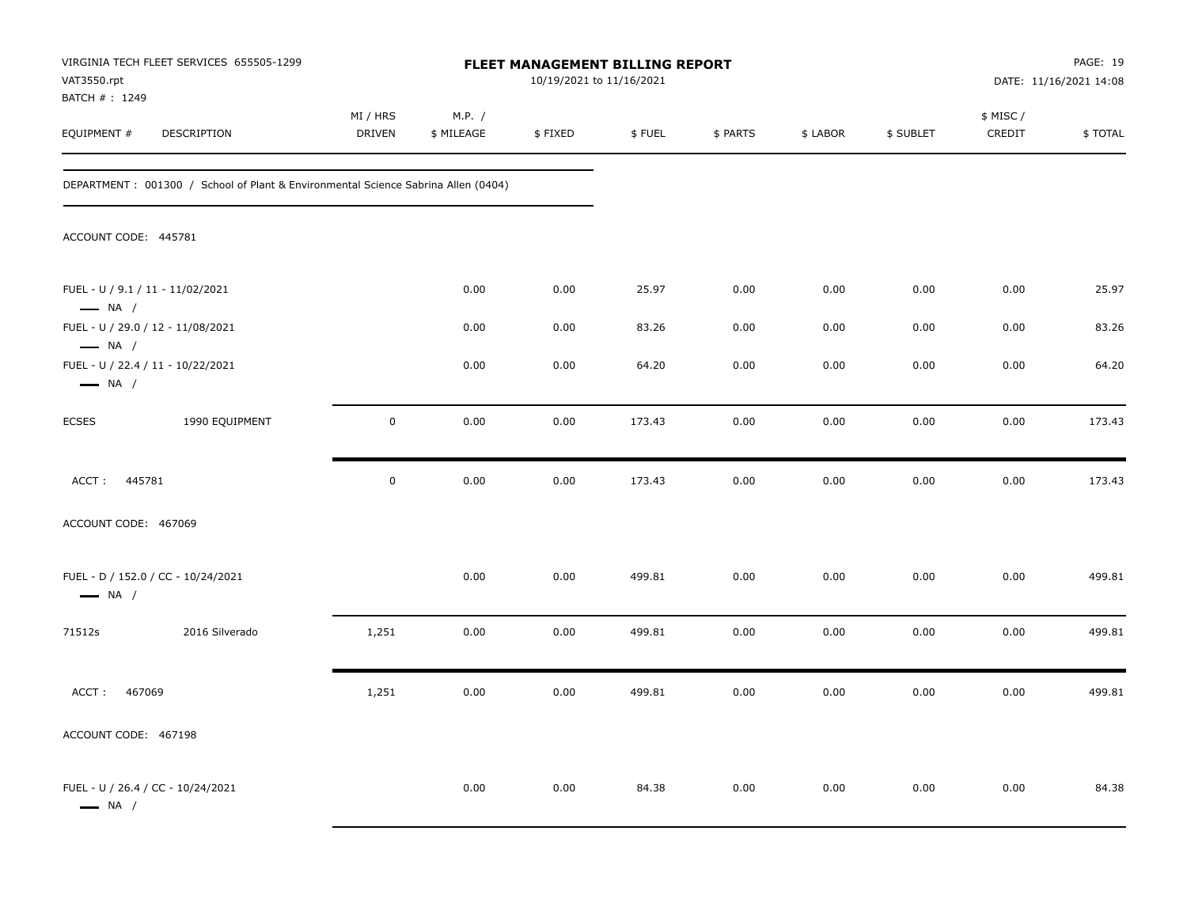VIRGINIA TECH FLEET SERVICES 655505-1299
VAT3550.rpt
BATCH # : 1249

**FLEET MANAGEMENT BILLING REPORT**
10/19/2021 to 11/16/2021

DATE: 11/16/2021 14:08

| EQUIPMENT # | DESCRIPTION | MI / HRS DRIVEN | M.P. / $ MILEAGE | $ FIXED | $ FUEL | $ PARTS | $ LABOR | $ SUBLET | $ MISC / CREDIT | $ TOTAL |
|---|---|---|---|---|---|---|---|---|---|---|

DEPARTMENT : 001300 / School of Plant & Environmental Science Sabrina Allen (0404)

ACCOUNT CODE: 445781

| EQUIPMENT # | DESCRIPTION | MI / HRS DRIVEN | M.P. / $ MILEAGE | $ FIXED | $ FUEL | $ PARTS | $ LABOR | $ SUBLET | $ MISC / CREDIT | $ TOTAL |
|---|---|---|---|---|---|---|---|---|---|---|
| FUEL - U / 9.1 / 11 - 11/02/2021 — NA / | | | 0.00 | 0.00 | 25.97 | 0.00 | 0.00 | 0.00 | 0.00 | 25.97 |
| FUEL - U / 29.0 / 12 - 11/08/2021 — NA / | | | 0.00 | 0.00 | 83.26 | 0.00 | 0.00 | 0.00 | 0.00 | 83.26 |
| FUEL - U / 22.4 / 11 - 10/22/2021 — NA / | | | 0.00 | 0.00 | 64.20 | 0.00 | 0.00 | 0.00 | 0.00 | 64.20 |
| ECSES | 1990 EQUIPMENT | 0 | 0.00 | 0.00 | 173.43 | 0.00 | 0.00 | 0.00 | 0.00 | 173.43 |
| ACCT : 445781 | | 0 | 0.00 | 0.00 | 173.43 | 0.00 | 0.00 | 0.00 | 0.00 | 173.43 |

ACCOUNT CODE: 467069

| EQUIPMENT # | DESCRIPTION | MI / HRS DRIVEN | M.P. / $ MILEAGE | $ FIXED | $ FUEL | $ PARTS | $ LABOR | $ SUBLET | $ MISC / CREDIT | $ TOTAL |
|---|---|---|---|---|---|---|---|---|---|---|
| FUEL - D / 152.0 / CC - 10/24/2021 — NA / | | | 0.00 | 0.00 | 499.81 | 0.00 | 0.00 | 0.00 | 0.00 | 499.81 |
| 71512s | 2016 Silverado | 1,251 | 0.00 | 0.00 | 499.81 | 0.00 | 0.00 | 0.00 | 0.00 | 499.81 |
| ACCT : 467069 | | 1,251 | 0.00 | 0.00 | 499.81 | 0.00 | 0.00 | 0.00 | 0.00 | 499.81 |

ACCOUNT CODE: 467198

| EQUIPMENT # | DESCRIPTION | MI / HRS DRIVEN | M.P. / $ MILEAGE | $ FIXED | $ FUEL | $ PARTS | $ LABOR | $ SUBLET | $ MISC / CREDIT | $ TOTAL |
|---|---|---|---|---|---|---|---|---|---|---|
| FUEL - U / 26.4 / CC - 10/24/2021 — NA / | | | 0.00 | 0.00 | 84.38 | 0.00 | 0.00 | 0.00 | 0.00 | 84.38 |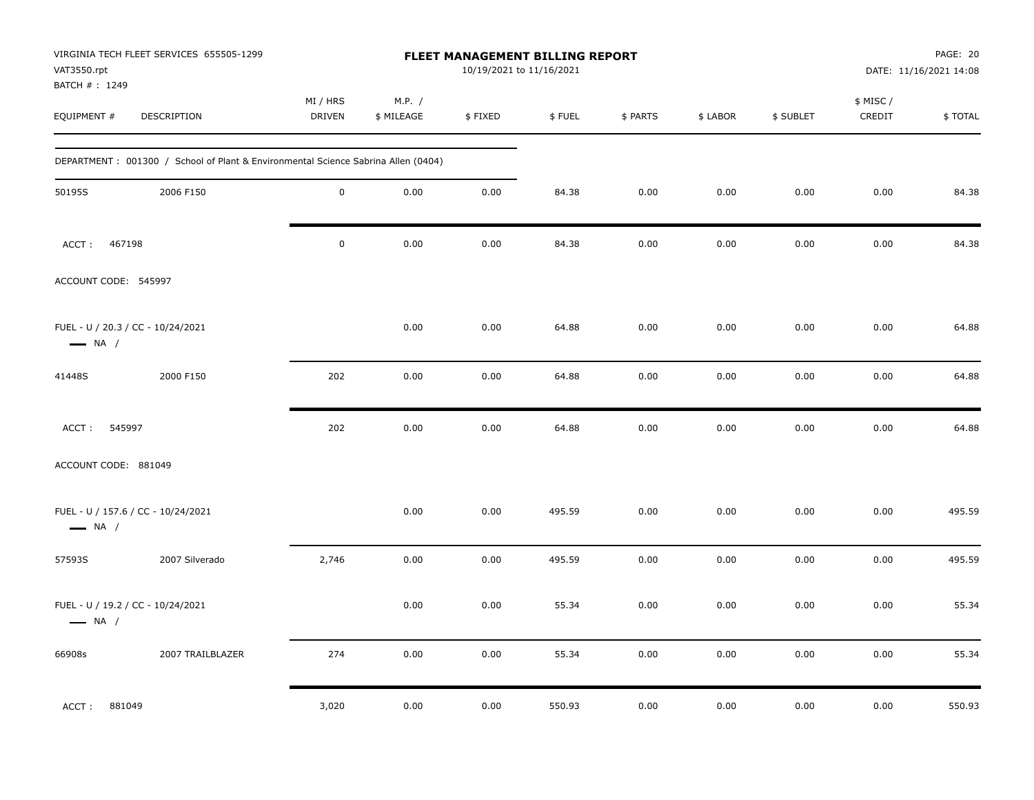VIRGINIA TECH FLEET SERVICES 655505-1299
VAT3550.rpt
BATCH # : 1249

**FLEET MANAGEMENT BILLING REPORT**
10/19/2021 to 11/16/2021

DATE: 11/16/2021 14:08

| EQUIPMENT # | DESCRIPTION | MI / HRS DRIVEN | M.P. / $ MILEAGE | $ FIXED | $ FUEL | $ PARTS | $ LABOR | $ SUBLET | $ MISC / CREDIT | $ TOTAL |
|---|---|---|---|---|---|---|---|---|---|---|
| DEPARTMENT : 001300 / School of Plant & Environmental Science Sabrina Allen (0404) | | | | | | | | | | |
| 50195S | 2006 F150 | 0 | 0.00 | 0.00 | 84.38 | 0.00 | 0.00 | 0.00 | 0.00 | 84.38 |
| ACCT : 467198 | | 0 | 0.00 | 0.00 | 84.38 | 0.00 | 0.00 | 0.00 | 0.00 | 84.38 |
| ACCOUNT CODE: 545997 | | | | | | | | | | |
| FUEL - U / 20.3 / CC - 10/24/2021 — NA / | | | 0.00 | 0.00 | 64.88 | 0.00 | 0.00 | 0.00 | 0.00 | 64.88 |
| 41448S | 2000 F150 | 202 | 0.00 | 0.00 | 64.88 | 0.00 | 0.00 | 0.00 | 0.00 | 64.88 |
| ACCT : 545997 | | 202 | 0.00 | 0.00 | 64.88 | 0.00 | 0.00 | 0.00 | 0.00 | 64.88 |
| ACCOUNT CODE: 881049 | | | | | | | | | | |
| FUEL - U / 157.6 / CC - 10/24/2021 — NA / | | | 0.00 | 0.00 | 495.59 | 0.00 | 0.00 | 0.00 | 0.00 | 495.59 |
| 57593S | 2007 Silverado | 2,746 | 0.00 | 0.00 | 495.59 | 0.00 | 0.00 | 0.00 | 0.00 | 495.59 |
| FUEL - U / 19.2 / CC - 10/24/2021 — NA / | | | 0.00 | 0.00 | 55.34 | 0.00 | 0.00 | 0.00 | 0.00 | 55.34 |
| 66908s | 2007 TRAILBLAZER | 274 | 0.00 | 0.00 | 55.34 | 0.00 | 0.00 | 0.00 | 0.00 | 55.34 |
| ACCT : 881049 | | 3,020 | 0.00 | 0.00 | 550.93 | 0.00 | 0.00 | 0.00 | 0.00 | 550.93 |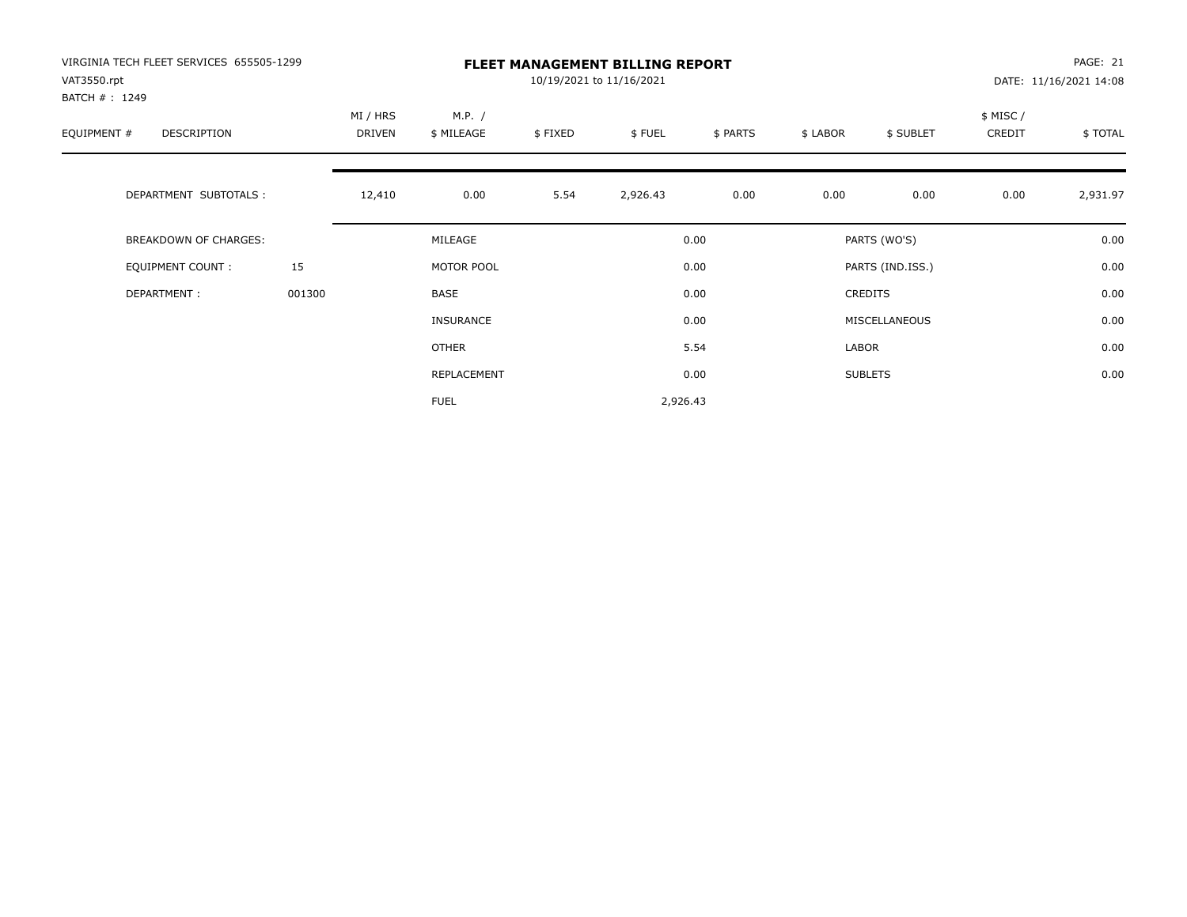VIRGINIA TECH FLEET SERVICES 655505-1299
VAT3550.rpt
BATCH # : 1249

# FLEET MANAGEMENT BILLING REPORT

10/19/2021 to 11/16/2021

DATE: 11/16/2021 14:08

| EQUIPMENT # | DESCRIPTION | MI / HRS DRIVEN | M.P. / $ MILEAGE | $ FIXED | $ FUEL | $ PARTS | $ LABOR | $ SUBLET | $ MISC / CREDIT | $ TOTAL |
|---|---|---|---|---|---|---|---|---|---|---|
| | DEPARTMENT SUBTOTALS : | 12,410 | 0.00 | 5.54 | 2,926.43 | 0.00 | 0.00 | 0.00 | 0.00 | 2,931.97 |

| | | | | | |
|---|---|---|---|---|---|
| BREAKDOWN OF CHARGES: | | MILEAGE | 0.00 | PARTS (WO'S) | 0.00 |
| EQUIPMENT COUNT : | 15 | MOTOR POOL | 0.00 | PARTS (IND.ISS.) | 0.00 |
| DEPARTMENT : | 001300 | BASE | 0.00 | CREDITS | 0.00 |
| | | INSURANCE | 0.00 | MISCELLANEOUS | 0.00 |
| | | OTHER | 5.54 | LABOR | 0.00 |
| | | REPLACEMENT | 0.00 | SUBLETS | 0.00 |
| | | FUEL | 2,926.43 | | |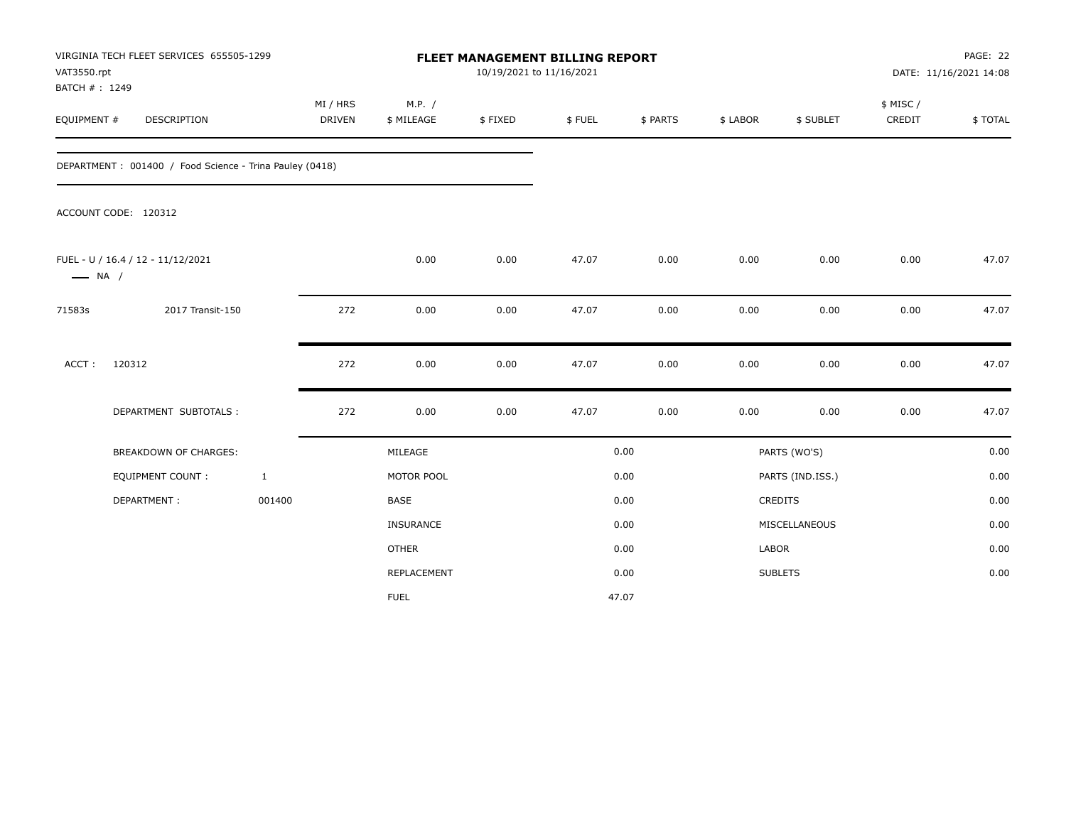VIRGINIA TECH FLEET SERVICES 655505-1299
VAT3550.rpt
BATCH # : 1249

**FLEET MANAGEMENT BILLING REPORT**
10/19/2021 to 11/16/2021

DATE: 11/16/2021 14:08

| EQUIPMENT # | DESCRIPTION | MI / HRS DRIVEN | M.P. / $ MILEAGE | $ FIXED | $ FUEL | $ PARTS | $ LABOR | $ SUBLET | $ MISC / CREDIT | $ TOTAL |
|---|---|---|---|---|---|---|---|---|---|---|
| DEPARTMENT : 001400 / Food Science - Trina Pauley (0418) | | | | | | | | | | |
| ACCOUNT CODE: 120312 | | | | | | | | | | |
| FUEL - U / 16.4 / 12 - 11/12/2021 — NA / | | | 0.00 | 0.00 | 47.07 | 0.00 | 0.00 | 0.00 | 0.00 | 47.07 |
| 71583s | 2017 Transit-150 | 272 | 0.00 | 0.00 | 47.07 | 0.00 | 0.00 | 0.00 | 0.00 | 47.07 |
| ACCT : | 120312 | 272 | 0.00 | 0.00 | 47.07 | 0.00 | 0.00 | 0.00 | 0.00 | 47.07 |
| | DEPARTMENT SUBTOTALS : | 272 | 0.00 | 0.00 | 47.07 | 0.00 | 0.00 | 0.00 | 0.00 | 47.07 |

| BREAKDOWN OF CHARGES: | | | | | |
|---|---|---|---|---|---|
| EQUIPMENT COUNT : | 1 | MILEAGE | 0.00 | PARTS (WO'S) | 0.00 |
| DEPARTMENT : | 001400 | MOTOR POOL | 0.00 | PARTS (IND.ISS.) | 0.00 |
| | | BASE | 0.00 | CREDITS | 0.00 |
| | | INSURANCE | 0.00 | MISCELLANEOUS | 0.00 |
| | | OTHER | 0.00 | LABOR | 0.00 |
| | | REPLACEMENT | 0.00 | SUBLETS | 0.00 |
| | | FUEL | 47.07 | | |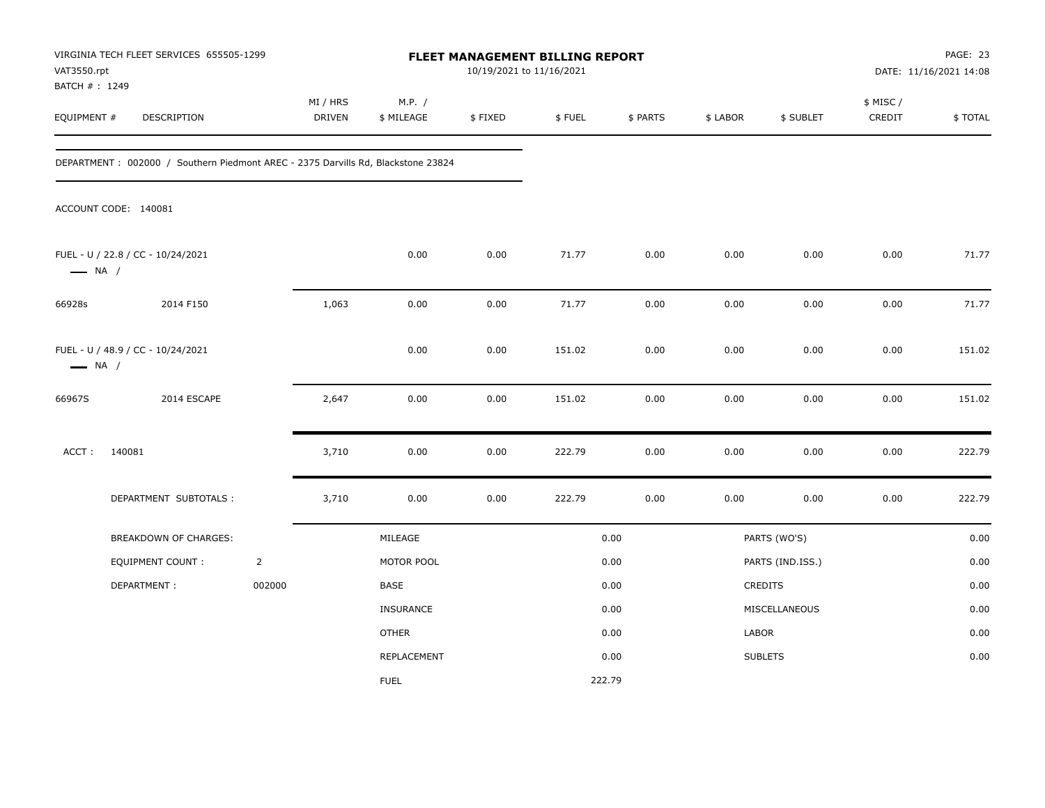VIRGINIA TECH FLEET SERVICES 655505-1299
VAT3550.rpt
BATCH # : 1249

**FLEET MANAGEMENT BILLING REPORT**
10/19/2021 to 11/16/2021

PAGE: 23
DATE: 11/16/2021 14:08

| EQUIPMENT # | DESCRIPTION | MI / HRS DRIVEN | M.P. / $ MILEAGE | $ FIXED | $ FUEL | $ PARTS | $ LABOR | $ SUBLET | $ MISC / CREDIT | $ TOTAL |
|---|---|---|---|---|---|---|---|---|---|---|

DEPARTMENT : 002000 / Southern Piedmont AREC - 2375 Darvills Rd, Blackstone 23824

ACCOUNT CODE: 140081

| EQUIPMENT # | DESCRIPTION | MI / HRS DRIVEN | M.P. / $ MILEAGE | $ FIXED | $ FUEL | $ PARTS | $ LABOR | $ SUBLET | $ MISC / CREDIT | $ TOTAL |
|---|---|---|---|---|---|---|---|---|---|---|
| FUEL - U / 22.8 / CC - 10/24/2021 — NA / | | | 0.00 | 0.00 | 71.77 | 0.00 | 0.00 | 0.00 | 0.00 | 71.77 |
| 66928s | 2014 F150 | 1,063 | 0.00 | 0.00 | 71.77 | 0.00 | 0.00 | 0.00 | 0.00 | 71.77 |
| FUEL - U / 48.9 / CC - 10/24/2021 — NA / | | | 0.00 | 0.00 | 151.02 | 0.00 | 0.00 | 0.00 | 0.00 | 151.02 |
| 66967S | 2014 ESCAPE | 2,647 | 0.00 | 0.00 | 151.02 | 0.00 | 0.00 | 0.00 | 0.00 | 151.02 |
| ACCT : 140081 | | 3,710 | 0.00 | 0.00 | 222.79 | 0.00 | 0.00 | 0.00 | 0.00 | 222.79 |
| | DEPARTMENT SUBTOTALS : | 3,710 | 0.00 | 0.00 | 222.79 | 0.00 | 0.00 | 0.00 | 0.00 | 222.79 |

| BREAKDOWN OF CHARGES: | | | | | |
|---|---|---|---|---|---|
| EQUIPMENT COUNT : | 2 | MILEAGE | 0.00 | PARTS (WO'S) | 0.00 |
| DEPARTMENT : | 002000 | MOTOR POOL | 0.00 | PARTS (IND.ISS.) | 0.00 |
| | | BASE | 0.00 | CREDITS | 0.00 |
| | | INSURANCE | 0.00 | MISCELLANEOUS | 0.00 |
| | | OTHER | 0.00 | LABOR | 0.00 |
| | | REPLACEMENT | 0.00 | SUBLETS | 0.00 |
| | | FUEL | 222.79 | | |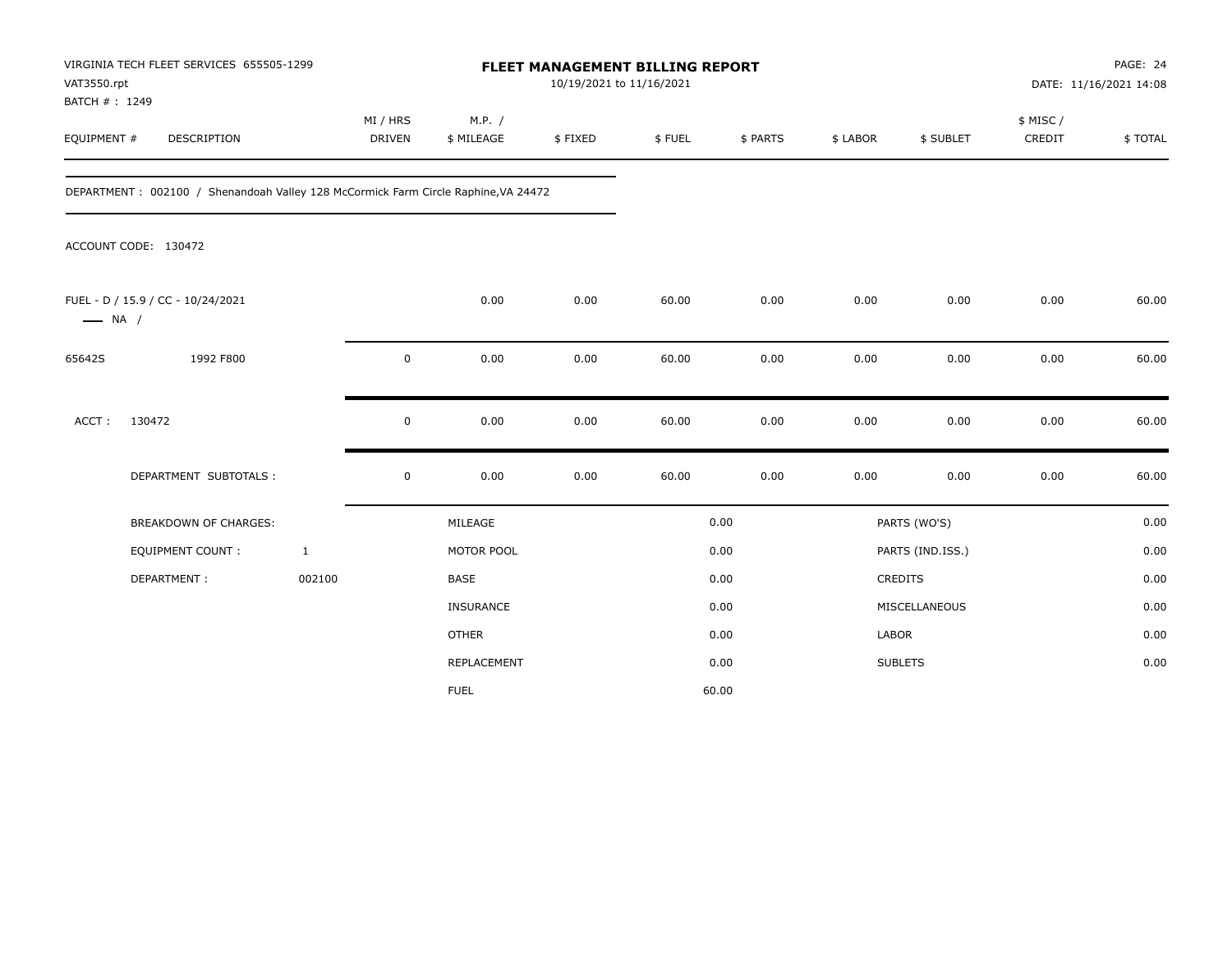VIRGINIA TECH FLEET SERVICES 655505-1299
VAT3550.rpt
BATCH # : 1249

# FLEET MANAGEMENT BILLING REPORT

10/19/2021 to 11/16/2021

DATE: 11/16/2021 14:08

| EQUIPMENT # | DESCRIPTION | MI / HRS DRIVEN | M.P. / $ MILEAGE | $ FIXED | $ FUEL | $ PARTS | $ LABOR | $ SUBLET | $ MISC / CREDIT | $ TOTAL |
|---|---|---|---|---|---|---|---|---|---|---|

DEPARTMENT : 002100 / Shenandoah Valley 128 McCormick Farm Circle Raphine,VA 24472

ACCOUNT CODE: 130472

| EQUIPMENT # | DESCRIPTION | MI / HRS DRIVEN | M.P. / $ MILEAGE | $ FIXED | $ FUEL | $ PARTS | $ LABOR | $ SUBLET | $ MISC / CREDIT | $ TOTAL |
|---|---|---|---|---|---|---|---|---|---|---|
| FUEL - D / 15.9 / CC - 10/24/2021 —— NA / | | | 0.00 | 0.00 | 60.00 | 0.00 | 0.00 | 0.00 | 0.00 | 60.00 |
| 65642S | 1992 F800 | 0 | 0.00 | 0.00 | 60.00 | 0.00 | 0.00 | 0.00 | 0.00 | 60.00 |
| ACCT : | 130472 | 0 | 0.00 | 0.00 | 60.00 | 0.00 | 0.00 | 0.00 | 0.00 | 60.00 |
| | DEPARTMENT SUBTOTALS : | 0 | 0.00 | 0.00 | 60.00 | 0.00 | 0.00 | 0.00 | 0.00 | 60.00 |

| | | | | | |
|---|---|---|---|---|---|
| BREAKDOWN OF CHARGES: | | MILEAGE | 0.00 | PARTS (WO'S) | 0.00 |
| EQUIPMENT COUNT : | 1 | MOTOR POOL | 0.00 | PARTS (IND.ISS.) | 0.00 |
| DEPARTMENT : | 002100 | BASE | 0.00 | CREDITS | 0.00 |
| | | INSURANCE | 0.00 | MISCELLANEOUS | 0.00 |
| | | OTHER | 0.00 | LABOR | 0.00 |
| | | REPLACEMENT | 0.00 | SUBLETS | 0.00 |
| | | FUEL | 60.00 | | |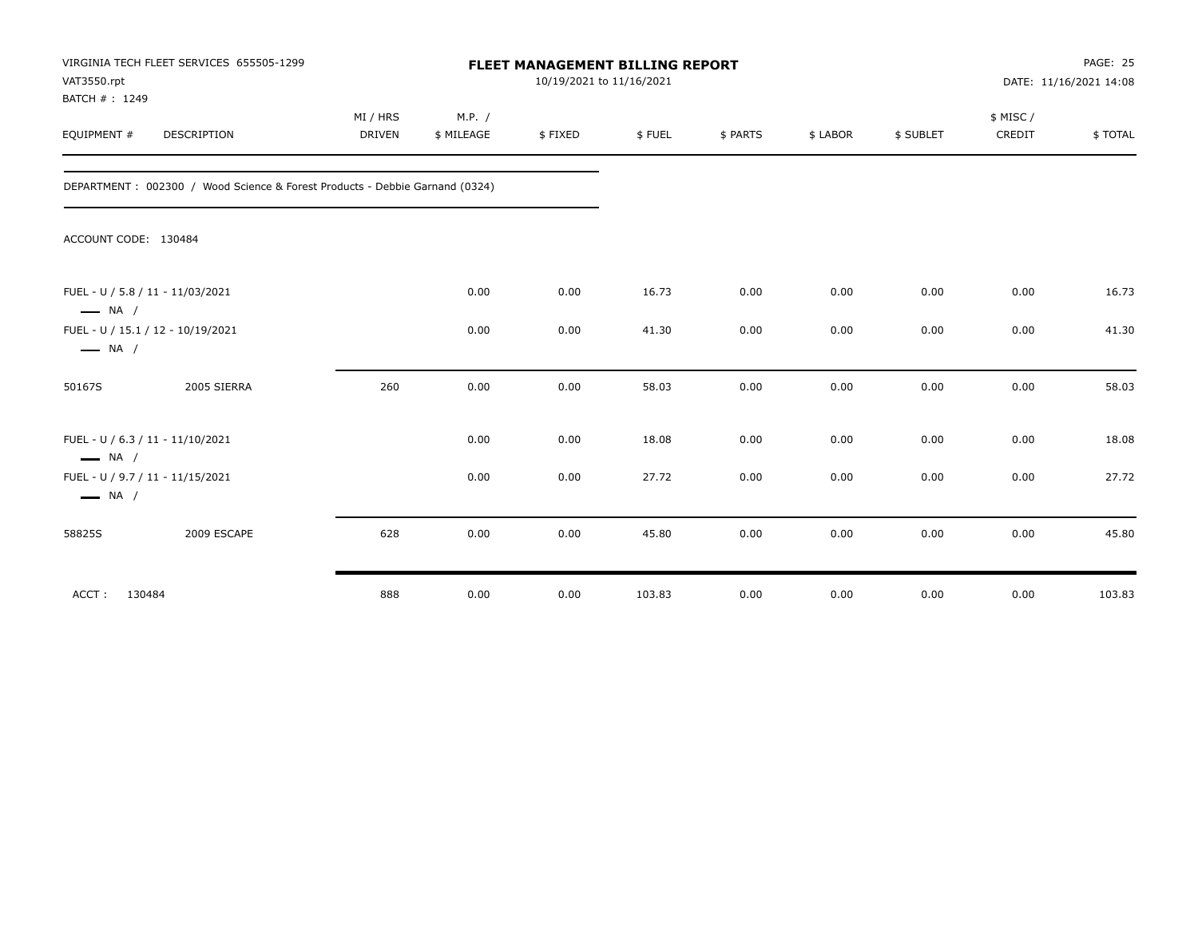VIRGINIA TECH FLEET SERVICES 655505-1299
VAT3550.rpt
BATCH # : 1249

# FLEET MANAGEMENT BILLING REPORT

10/19/2021 to 11/16/2021

DATE: 11/16/2021 14:08

DEPARTMENT : 002300 / Wood Science & Forest Products - Debbie Garnand (0324)

ACCOUNT CODE: 130484

| EQUIPMENT # | DESCRIPTION | MI / HRS DRIVEN | M.P. / $ MILEAGE | $ FIXED | $ FUEL | $ PARTS | $ LABOR | $ SUBLET | $ MISC / CREDIT | $ TOTAL |
|---|---|---|---|---|---|---|---|---|---|---|
| FUEL - U / 5.8 / 11 - 11/03/2021 — NA / | | | 0.00 | 0.00 | 16.73 | 0.00 | 0.00 | 0.00 | 0.00 | 16.73 |
| FUEL - U / 15.1 / 12 - 10/19/2021 — NA / | | | 0.00 | 0.00 | 41.30 | 0.00 | 0.00 | 0.00 | 0.00 | 41.30 |
| 50167S | 2005 SIERRA | 260 | 0.00 | 0.00 | 58.03 | 0.00 | 0.00 | 0.00 | 0.00 | 58.03 |
| FUEL - U / 6.3 / 11 - 11/10/2021 — NA / | | | 0.00 | 0.00 | 18.08 | 0.00 | 0.00 | 0.00 | 0.00 | 18.08 |
| FUEL - U / 9.7 / 11 - 11/15/2021 — NA / | | | 0.00 | 0.00 | 27.72 | 0.00 | 0.00 | 0.00 | 0.00 | 27.72 |
| 58825S | 2009 ESCAPE | 628 | 0.00 | 0.00 | 45.80 | 0.00 | 0.00 | 0.00 | 0.00 | 45.80 |
| ACCT : 130484 | | 888 | 0.00 | 0.00 | 103.83 | 0.00 | 0.00 | 0.00 | 0.00 | 103.83 |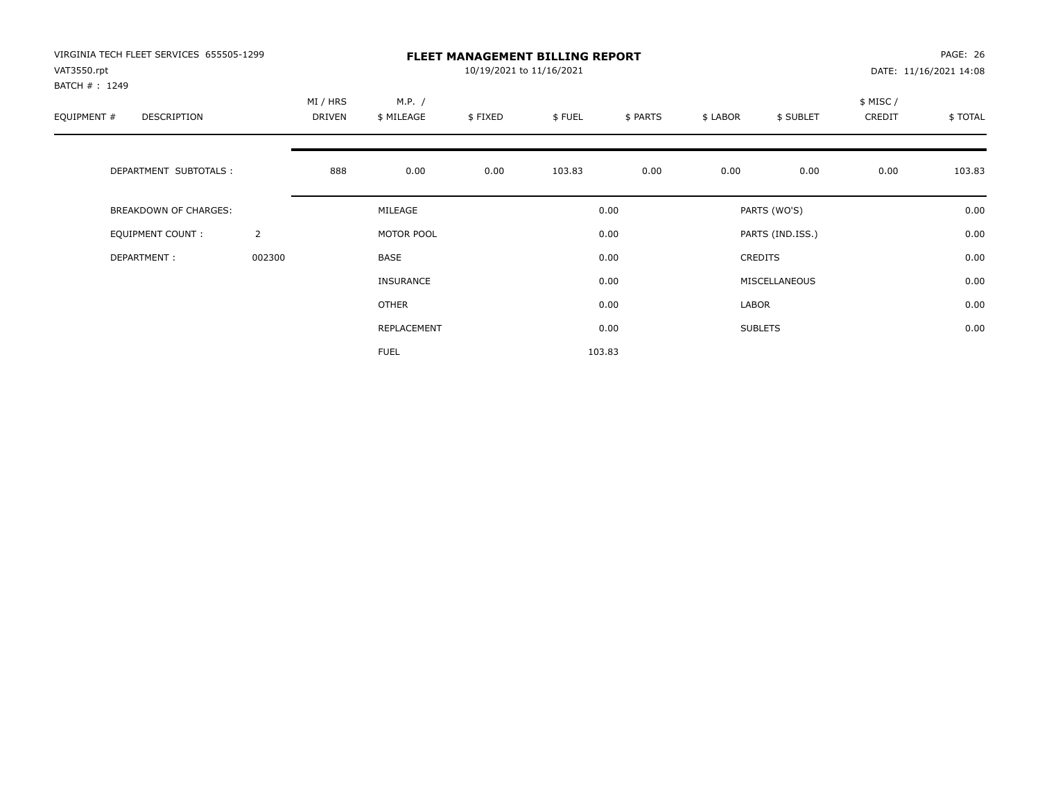VIRGINIA TECH FLEET SERVICES 655505-1299
VAT3550.rpt
BATCH # : 1249

# FLEET MANAGEMENT BILLING REPORT

10/19/2021 to 11/16/2021

DATE: 11/16/2021 14:08

| EQUIPMENT # | DESCRIPTION | MI / HRS DRIVEN | M.P. / $ MILEAGE | $ FIXED | $ FUEL | $ PARTS | $ LABOR | $ SUBLET | $ MISC / CREDIT | $ TOTAL |
|---|---|---|---|---|---|---|---|---|---|---|
| | DEPARTMENT SUBTOTALS : | 888 | 0.00 | 0.00 | 103.83 | 0.00 | 0.00 | 0.00 | 0.00 | 103.83 |

| | | | | | |
|---|---|---|---|---|---|
| BREAKDOWN OF CHARGES: | | MILEAGE | 0.00 | PARTS (WO'S) | 0.00 |
| EQUIPMENT COUNT : | 2 | MOTOR POOL | 0.00 | PARTS (IND.ISS.) | 0.00 |
| DEPARTMENT : | 002300 | BASE | 0.00 | CREDITS | 0.00 |
| | | INSURANCE | 0.00 | MISCELLANEOUS | 0.00 |
| | | OTHER | 0.00 | LABOR | 0.00 |
| | | REPLACEMENT | 0.00 | SUBLETS | 0.00 |
| | | FUEL | 103.83 | | |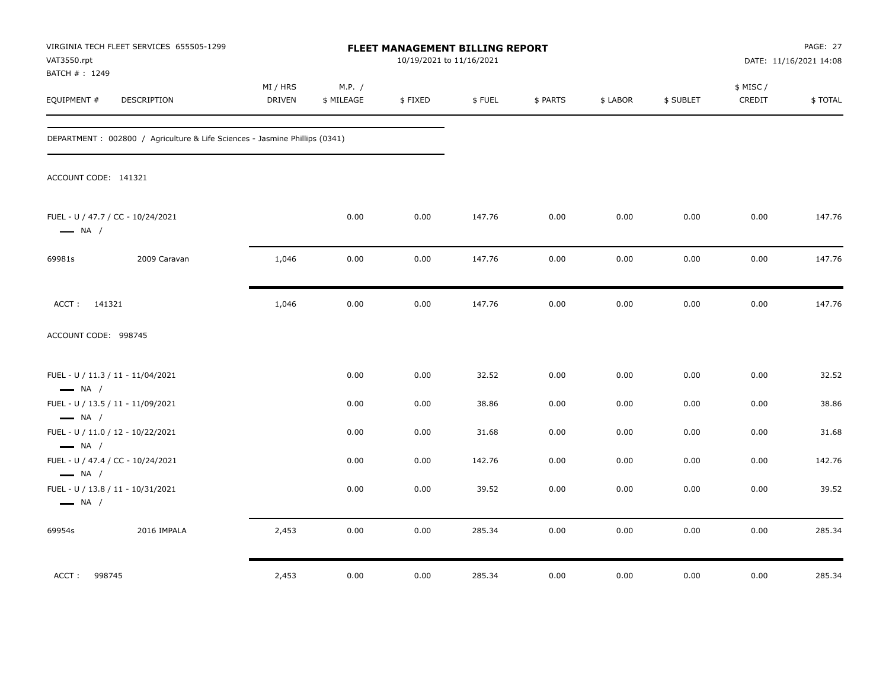VIRGINIA TECH FLEET SERVICES 655505-1299
VAT3550.rpt
BATCH # : 1249

**FLEET MANAGEMENT BILLING REPORT**
10/19/2021 to 11/16/2021

DATE: 11/16/2021 14:08

| EQUIPMENT # | DESCRIPTION | MI / HRS DRIVEN | M.P. / $ MILEAGE | $ FIXED | $ FUEL | $ PARTS | $ LABOR | $ SUBLET | $ MISC / CREDIT | $ TOTAL |
|---|---|---|---|---|---|---|---|---|---|---|

DEPARTMENT : 002800 / Agriculture & Life Sciences - Jasmine Phillips (0341)

ACCOUNT CODE: 141321

| EQUIPMENT # | DESCRIPTION | MI / HRS DRIVEN | M.P. / $ MILEAGE | $ FIXED | $ FUEL | $ PARTS | $ LABOR | $ SUBLET | $ MISC / CREDIT | $ TOTAL |
|---|---|---|---|---|---|---|---|---|---|---|
| FUEL - U / 47.7 / CC - 10/24/2021 — NA / | | | 0.00 | 0.00 | 147.76 | 0.00 | 0.00 | 0.00 | 0.00 | 147.76 |
| 69981s | 2009 Caravan | 1,046 | 0.00 | 0.00 | 147.76 | 0.00 | 0.00 | 0.00 | 0.00 | 147.76 |
| ACCT : 141321 | | 1,046 | 0.00 | 0.00 | 147.76 | 0.00 | 0.00 | 0.00 | 0.00 | 147.76 |

ACCOUNT CODE: 998745

| EQUIPMENT # | DESCRIPTION | MI / HRS DRIVEN | M.P. / $ MILEAGE | $ FIXED | $ FUEL | $ PARTS | $ LABOR | $ SUBLET | $ MISC / CREDIT | $ TOTAL |
|---|---|---|---|---|---|---|---|---|---|---|
| FUEL - U / 11.3 / 11 - 11/04/2021 — NA / | | | 0.00 | 0.00 | 32.52 | 0.00 | 0.00 | 0.00 | 0.00 | 32.52 |
| FUEL - U / 13.5 / 11 - 11/09/2021 — NA / | | | 0.00 | 0.00 | 38.86 | 0.00 | 0.00 | 0.00 | 0.00 | 38.86 |
| FUEL - U / 11.0 / 12 - 10/22/2021 — NA / | | | 0.00 | 0.00 | 31.68 | 0.00 | 0.00 | 0.00 | 0.00 | 31.68 |
| FUEL - U / 47.4 / CC - 10/24/2021 — NA / | | | 0.00 | 0.00 | 142.76 | 0.00 | 0.00 | 0.00 | 0.00 | 142.76 |
| FUEL - U / 13.8 / 11 - 10/31/2021 — NA / | | | 0.00 | 0.00 | 39.52 | 0.00 | 0.00 | 0.00 | 0.00 | 39.52 |
| 69954s | 2016 IMPALA | 2,453 | 0.00 | 0.00 | 285.34 | 0.00 | 0.00 | 0.00 | 0.00 | 285.34 |
| ACCT : 998745 | | 2,453 | 0.00 | 0.00 | 285.34 | 0.00 | 0.00 | 0.00 | 0.00 | 285.34 |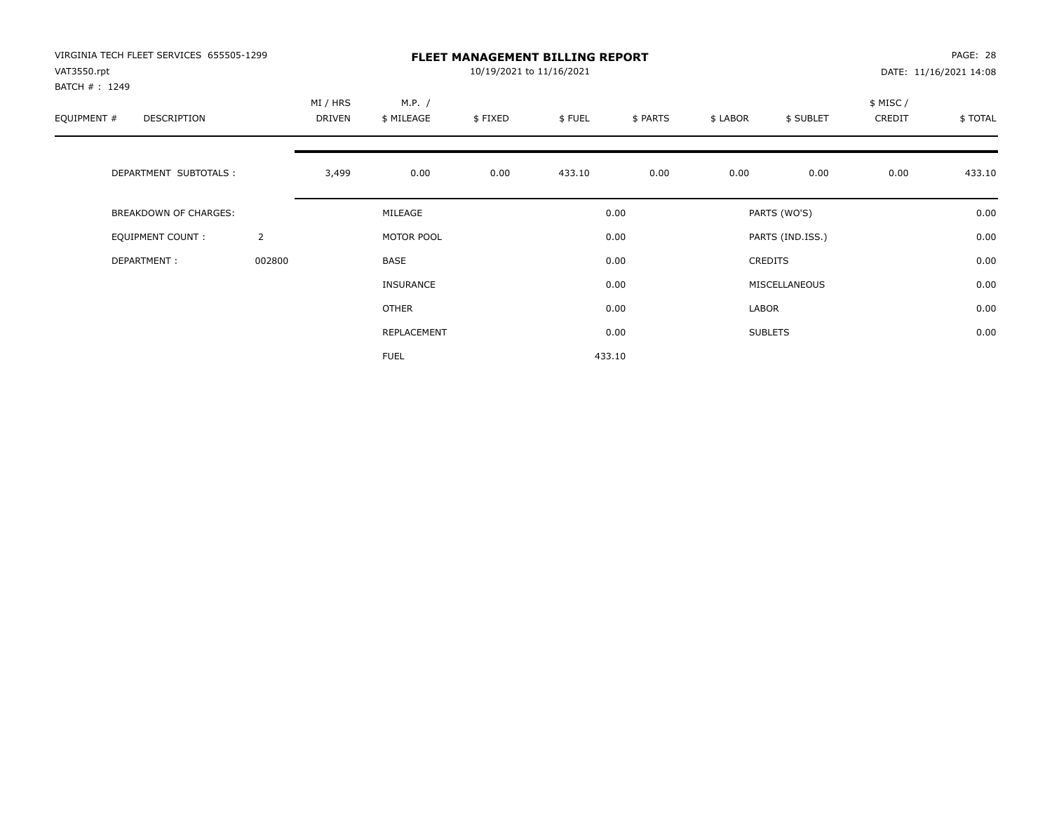VIRGINIA TECH FLEET SERVICES 655505-1299
VAT3550.rpt
BATCH # : 1249

# FLEET MANAGEMENT BILLING REPORT

10/19/2021 to 11/16/2021

PAGE: 28
DATE: 11/16/2021 14:08

| EQUIPMENT # | DESCRIPTION | MI / HRS DRIVEN | M.P. / $ MILEAGE | $ FIXED | $ FUEL | $ PARTS | $ LABOR | $ SUBLET | $ MISC / CREDIT | $ TOTAL |
|---|---|---|---|---|---|---|---|---|---|---|
| | DEPARTMENT SUBTOTALS : | 3,499 | 0.00 | 0.00 | 433.10 | 0.00 | 0.00 | 0.00 | 0.00 | 433.10 |

| | | | | | |
|---|---|---|---|---|---|
| BREAKDOWN OF CHARGES: | | MILEAGE | 0.00 | PARTS (WO'S) | 0.00 |
| EQUIPMENT COUNT : | 2 | MOTOR POOL | 0.00 | PARTS (IND.ISS.) | 0.00 |
| DEPARTMENT : | 002800 | BASE | 0.00 | CREDITS | 0.00 |
| | | INSURANCE | 0.00 | MISCELLANEOUS | 0.00 |
| | | OTHER | 0.00 | LABOR | 0.00 |
| | | REPLACEMENT | 0.00 | SUBLETS | 0.00 |
| | | FUEL | 433.10 | | |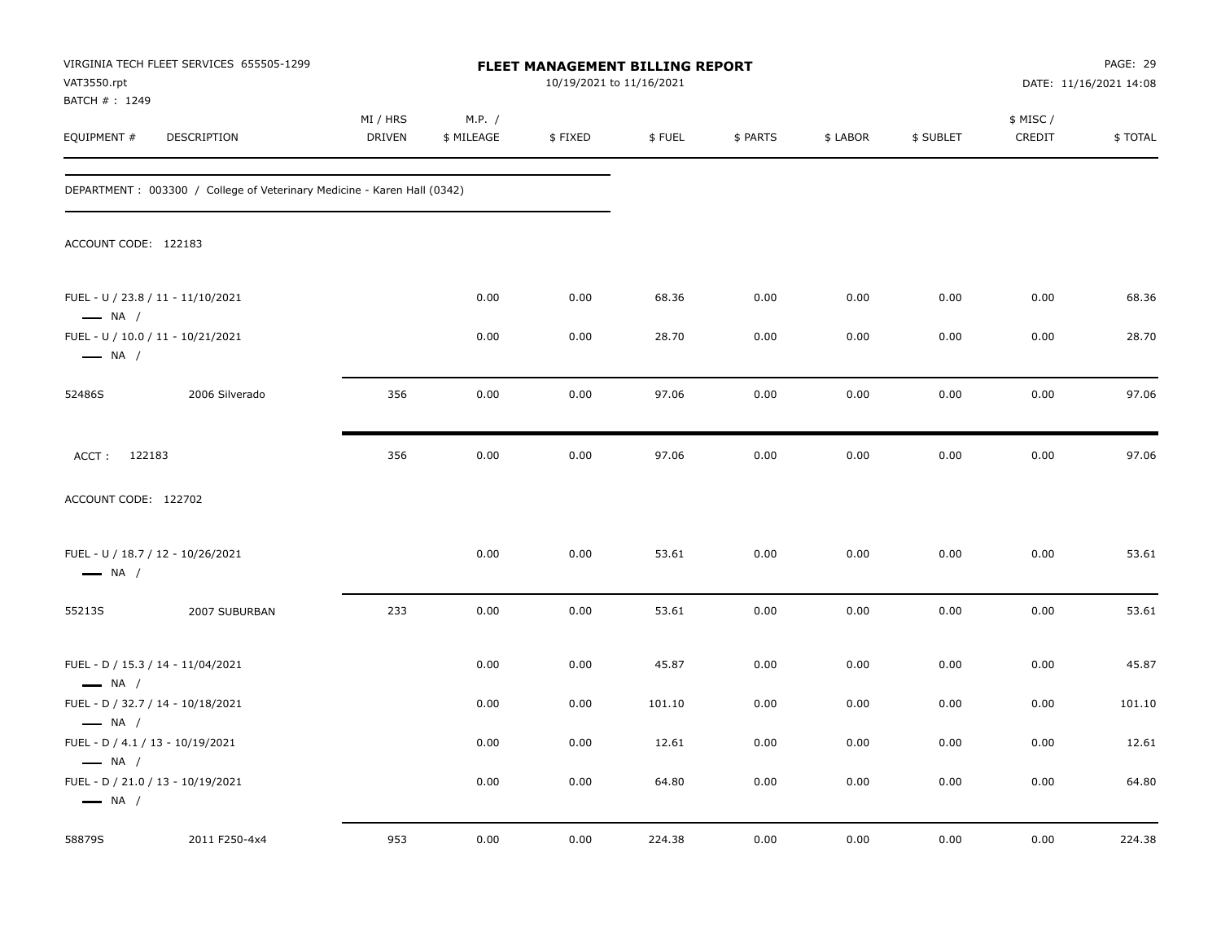VIRGINIA TECH FLEET SERVICES 655505-1299
VAT3550.rpt
BATCH # : 1249

**FLEET MANAGEMENT BILLING REPORT**
10/19/2021 to 11/16/2021

DATE: 11/16/2021 14:08

| EQUIPMENT # | DESCRIPTION | MI / HRS DRIVEN | M.P. / $ MILEAGE | $ FIXED | $ FUEL | $ PARTS | $ LABOR | $ SUBLET | $ MISC / CREDIT | $ TOTAL |
|---|---|---|---|---|---|---|---|---|---|---|

DEPARTMENT : 003300 / College of Veterinary Medicine - Karen Hall (0342)

ACCOUNT CODE: 122183

| EQUIPMENT # | DESCRIPTION | MI / HRS DRIVEN | M.P. / $ MILEAGE | $ FIXED | $ FUEL | $ PARTS | $ LABOR | $ SUBLET | $ MISC / CREDIT | $ TOTAL |
|---|---|---|---|---|---|---|---|---|---|---|
| FUEL - U / 23.8 / 11 - 11/10/2021<br>— NA / | | | 0.00 | 0.00 | 68.36 | 0.00 | 0.00 | 0.00 | 0.00 | 68.36 |
| FUEL - U / 10.0 / 11 - 10/21/2021<br>— NA / | | | 0.00 | 0.00 | 28.70 | 0.00 | 0.00 | 0.00 | 0.00 | 28.70 |
| 52486S | 2006 Silverado | 356 | 0.00 | 0.00 | 97.06 | 0.00 | 0.00 | 0.00 | 0.00 | 97.06 |
| ACCT : 122183 | | 356 | 0.00 | 0.00 | 97.06 | 0.00 | 0.00 | 0.00 | 0.00 | 97.06 |

ACCOUNT CODE: 122702

| EQUIPMENT # | DESCRIPTION | MI / HRS DRIVEN | M.P. / $ MILEAGE | $ FIXED | $ FUEL | $ PARTS | $ LABOR | $ SUBLET | $ MISC / CREDIT | $ TOTAL |
|---|---|---|---|---|---|---|---|---|---|---|
| FUEL - U / 18.7 / 12 - 10/26/2021<br>— NA / | | | 0.00 | 0.00 | 53.61 | 0.00 | 0.00 | 0.00 | 0.00 | 53.61 |
| 55213S | 2007 SUBURBAN | 233 | 0.00 | 0.00 | 53.61 | 0.00 | 0.00 | 0.00 | 0.00 | 53.61 |
| FUEL - D / 15.3 / 14 - 11/04/2021<br>— NA / | | | 0.00 | 0.00 | 45.87 | 0.00 | 0.00 | 0.00 | 0.00 | 45.87 |
| FUEL - D / 32.7 / 14 - 10/18/2021<br>— NA / | | | 0.00 | 0.00 | 101.10 | 0.00 | 0.00 | 0.00 | 0.00 | 101.10 |
| FUEL - D / 4.1 / 13 - 10/19/2021<br>— NA / | | | 0.00 | 0.00 | 12.61 | 0.00 | 0.00 | 0.00 | 0.00 | 12.61 |
| FUEL - D / 21.0 / 13 - 10/19/2021<br>— NA / | | | 0.00 | 0.00 | 64.80 | 0.00 | 0.00 | 0.00 | 0.00 | 64.80 |
| 58879S | 2011 F250-4x4 | 953 | 0.00 | 0.00 | 224.38 | 0.00 | 0.00 | 0.00 | 0.00 | 224.38 |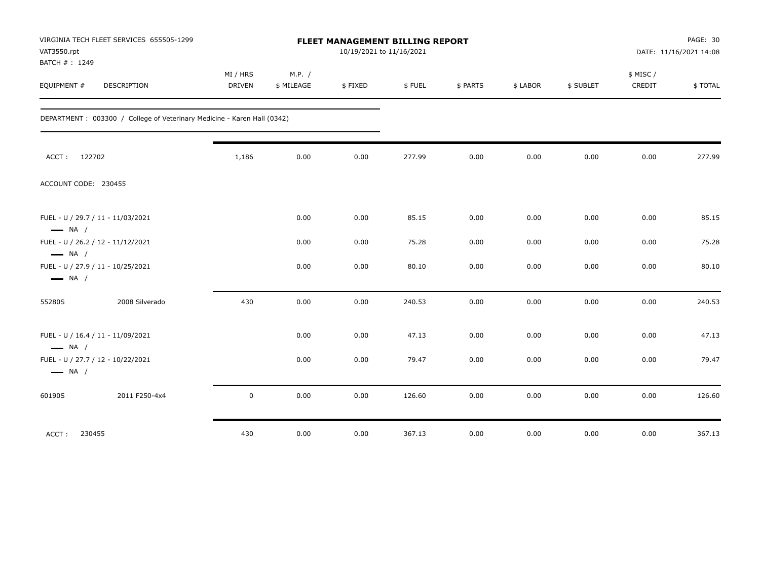VIRGINIA TECH FLEET SERVICES 655505-1299
VAT3550.rpt
BATCH # : 1249

**FLEET MANAGEMENT BILLING REPORT**
10/19/2021 to 11/16/2021

PAGE: 30
DATE: 11/16/2021 14:08

| EQUIPMENT # | DESCRIPTION | MI / HRS DRIVEN | M.P. / $ MILEAGE | $ FIXED | $ FUEL | $ PARTS | $ LABOR | $ SUBLET | $ MISC / CREDIT | $ TOTAL |
|---|---|---|---|---|---|---|---|---|---|---|
| DEPARTMENT : 003300 / College of Veterinary Medicine - Karen Hall (0342) | | | | | | | | | | |
| ACCT : 122702 | | 1,186 | 0.00 | 0.00 | 277.99 | 0.00 | 0.00 | 0.00 | 0.00 | 277.99 |
| ACCOUNT CODE: 230455 | | | | | | | | | | |
| FUEL - U / 29.7 / 11 - 11/03/2021 — NA / | | | 0.00 | 0.00 | 85.15 | 0.00 | 0.00 | 0.00 | 0.00 | 85.15 |
| FUEL - U / 26.2 / 12 - 11/12/2021 — NA / | | | 0.00 | 0.00 | 75.28 | 0.00 | 0.00 | 0.00 | 0.00 | 75.28 |
| FUEL - U / 27.9 / 11 - 10/25/2021 — NA / | | | 0.00 | 0.00 | 80.10 | 0.00 | 0.00 | 0.00 | 0.00 | 80.10 |
| 55280S | 2008 Silverado | 430 | 0.00 | 0.00 | 240.53 | 0.00 | 0.00 | 0.00 | 0.00 | 240.53 |
| FUEL - U / 16.4 / 11 - 11/09/2021 — NA / | | | 0.00 | 0.00 | 47.13 | 0.00 | 0.00 | 0.00 | 0.00 | 47.13 |
| FUEL - U / 27.7 / 12 - 10/22/2021 — NA / | | | 0.00 | 0.00 | 79.47 | 0.00 | 0.00 | 0.00 | 0.00 | 79.47 |
| 60190S | 2011 F250-4x4 | 0 | 0.00 | 0.00 | 126.60 | 0.00 | 0.00 | 0.00 | 0.00 | 126.60 |
| ACCT : 230455 | | 430 | 0.00 | 0.00 | 367.13 | 0.00 | 0.00 | 0.00 | 0.00 | 367.13 |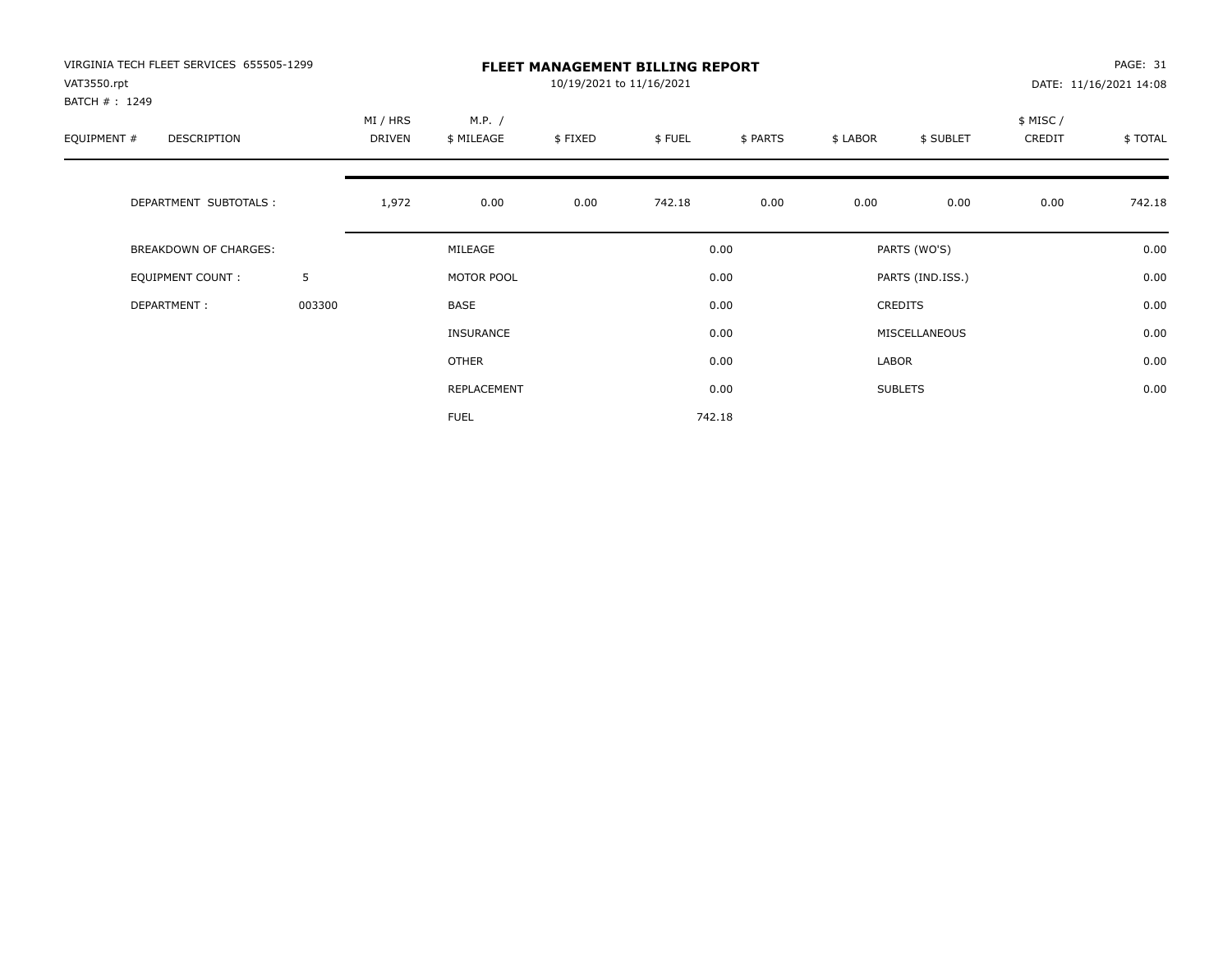VIRGINIA TECH FLEET SERVICES 655505-1299
VAT3550.rpt
BATCH # : 1249

# FLEET MANAGEMENT BILLING REPORT

10/19/2021 to 11/16/2021

DATE: 11/16/2021 14:08

| EQUIPMENT # | DESCRIPTION | MI / HRS DRIVEN | M.P. / $ MILEAGE | $ FIXED | $ FUEL | $ PARTS | $ LABOR | $ SUBLET | $ MISC / CREDIT | $ TOTAL |
|---|---|---|---|---|---|---|---|---|---|---|
| | DEPARTMENT SUBTOTALS : | 1,972 | 0.00 | 0.00 | 742.18 | 0.00 | 0.00 | 0.00 | 0.00 | 742.18 |

| BREAKDOWN OF CHARGES: | | | | | |
|---|---|---|---|---|---|
| EQUIPMENT COUNT : | 5 | MILEAGE | 0.00 | PARTS (WO'S) | 0.00 |
| DEPARTMENT : | 003300 | MOTOR POOL | 0.00 | PARTS (IND.ISS.) | 0.00 |
| | | BASE | 0.00 | CREDITS | 0.00 |
| | | INSURANCE | 0.00 | MISCELLANEOUS | 0.00 |
| | | OTHER | 0.00 | LABOR | 0.00 |
| | | REPLACEMENT | 0.00 | SUBLETS | 0.00 |
| | | FUEL | 742.18 | | |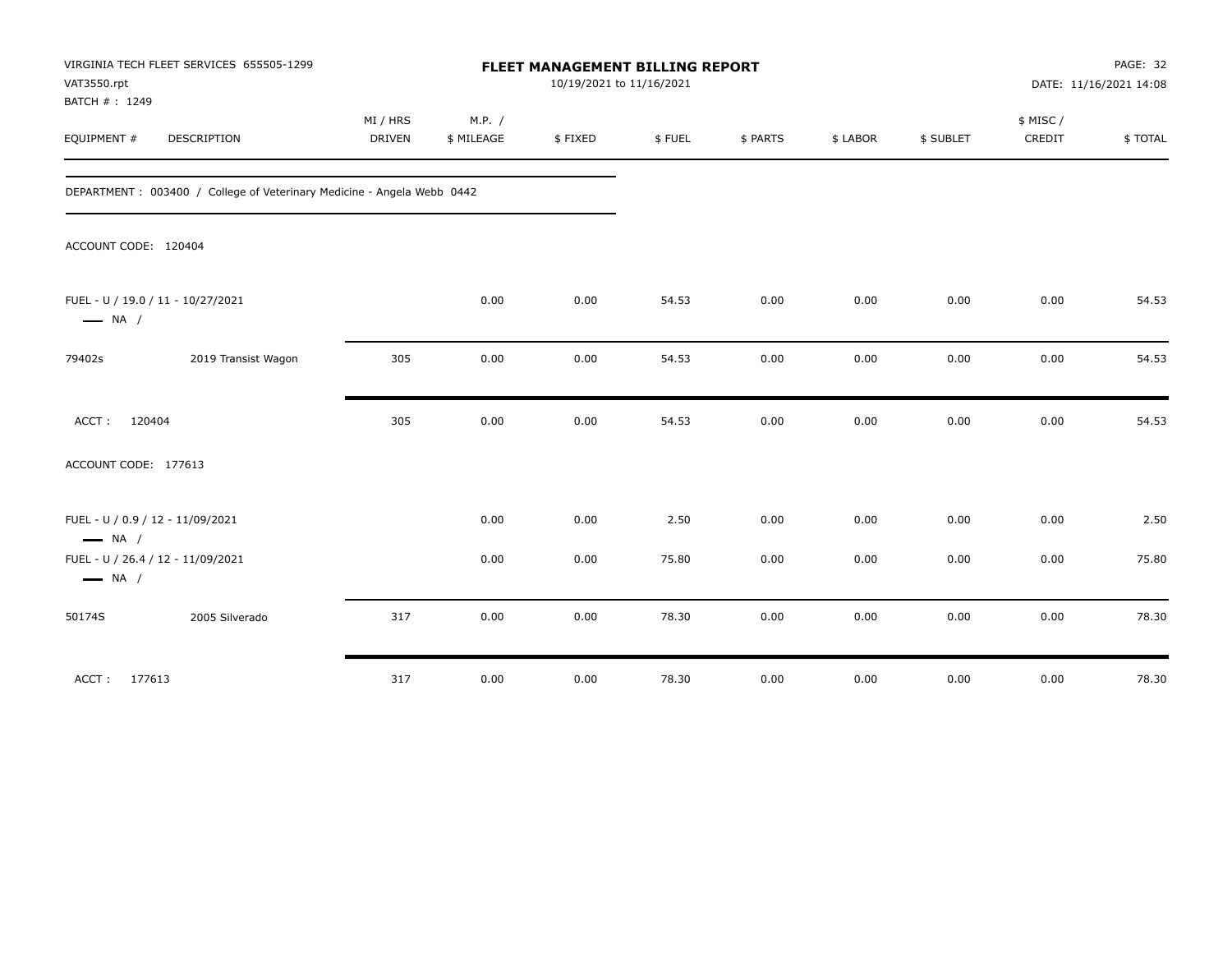VIRGINIA TECH FLEET SERVICES 655505-1299
VAT3550.rpt
BATCH # : 1249

# FLEET MANAGEMENT BILLING REPORT

10/19/2021 to 11/16/2021

DATE: 11/16/2021 14:08

| EQUIPMENT # | DESCRIPTION | MI / HRS DRIVEN | M.P. / $ MILEAGE | $ FIXED | $ FUEL | $ PARTS | $ LABOR | $ SUBLET | $ MISC / CREDIT | $ TOTAL |
|---|---|---|---|---|---|---|---|---|---|---|
| DEPARTMENT : 003400 / College of Veterinary Medicine - Angela Webb 0442 | | | | | | | | | | |
| ACCOUNT CODE: 120404 | | | | | | | | | | |
| FUEL - U / 19.0 / 11 - 10/27/2021 — NA / | | | 0.00 | 0.00 | 54.53 | 0.00 | 0.00 | 0.00 | 0.00 | 54.53 |
| 79402s | 2019 Transist Wagon | 305 | 0.00 | 0.00 | 54.53 | 0.00 | 0.00 | 0.00 | 0.00 | 54.53 |
| ACCT : 120404 | | 305 | 0.00 | 0.00 | 54.53 | 0.00 | 0.00 | 0.00 | 0.00 | 54.53 |
| ACCOUNT CODE: 177613 | | | | | | | | | | |
| FUEL - U / 0.9 / 12 - 11/09/2021 — NA / | | | 0.00 | 0.00 | 2.50 | 0.00 | 0.00 | 0.00 | 0.00 | 2.50 |
| FUEL - U / 26.4 / 12 - 11/09/2021 — NA / | | | 0.00 | 0.00 | 75.80 | 0.00 | 0.00 | 0.00 | 0.00 | 75.80 |
| 50174S | 2005 Silverado | 317 | 0.00 | 0.00 | 78.30 | 0.00 | 0.00 | 0.00 | 0.00 | 78.30 |
| ACCT : 177613 | | 317 | 0.00 | 0.00 | 78.30 | 0.00 | 0.00 | 0.00 | 0.00 | 78.30 |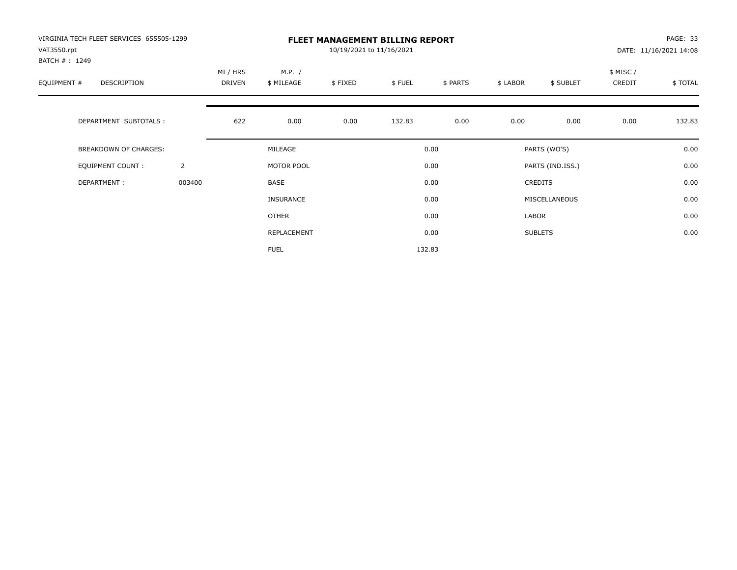VIRGINIA TECH FLEET SERVICES 655505-1299
VAT3550.rpt
BATCH # : 1249

# FLEET MANAGEMENT BILLING REPORT

10/19/2021 to 11/16/2021

DATE: 11/16/2021 14:08

| EQUIPMENT # | DESCRIPTION | MI / HRS DRIVEN | M.P. / $ MILEAGE | $ FIXED | $ FUEL | $ PARTS | $ LABOR | $ SUBLET | $ MISC / CREDIT | $ TOTAL |
|---|---|---|---|---|---|---|---|---|---|---|
| | DEPARTMENT SUBTOTALS : | 622 | 0.00 | 0.00 | 132.83 | 0.00 | 0.00 | 0.00 | 0.00 | 132.83 |

| BREAKDOWN OF CHARGES: | | | | | |
|---|---|---|---|---|---|
| EQUIPMENT COUNT : | 2 | MILEAGE | 0.00 | PARTS (WO'S) | 0.00 |
| DEPARTMENT : | 003400 | MOTOR POOL | 0.00 | PARTS (IND.ISS.) | 0.00 |
| | | BASE | 0.00 | CREDITS | 0.00 |
| | | INSURANCE | 0.00 | MISCELLANEOUS | 0.00 |
| | | OTHER | 0.00 | LABOR | 0.00 |
| | | REPLACEMENT | 0.00 | SUBLETS | 0.00 |
| | | FUEL | 132.83 | | |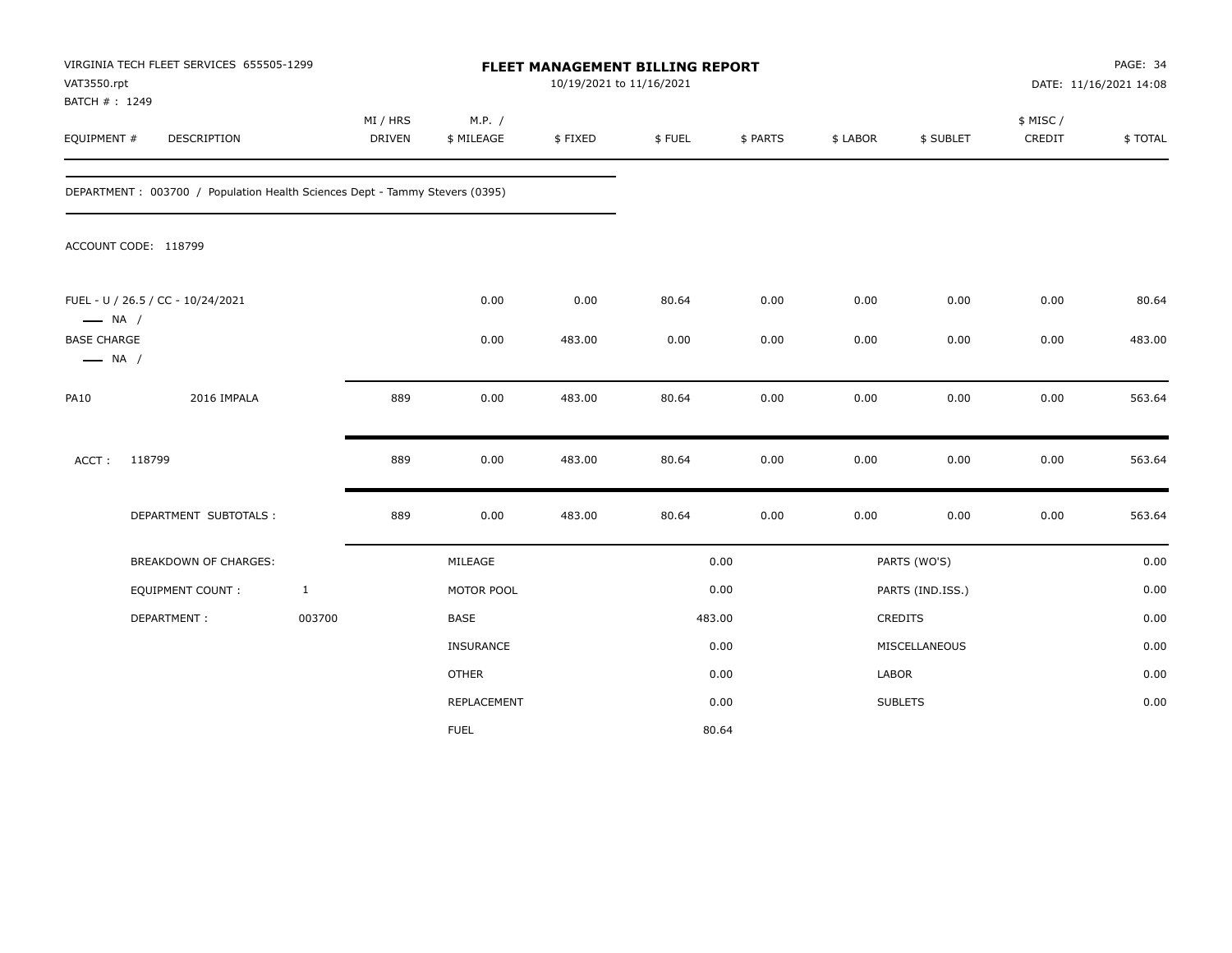VIRGINIA TECH FLEET SERVICES 655505-1299
VAT3550.rpt
BATCH # : 1249

# FLEET MANAGEMENT BILLING REPORT

10/19/2021 to 11/16/2021

DATE: 11/16/2021 14:08

| EQUIPMENT # | DESCRIPTION | MI / HRS DRIVEN | M.P. / $ MILEAGE | $ FIXED | $ FUEL | $ PARTS | $ LABOR | $ SUBLET | $ MISC / CREDIT | $ TOTAL |
|---|---|---|---|---|---|---|---|---|---|---|

DEPARTMENT : 003700 / Population Health Sciences Dept - Tammy Stevers (0395)

ACCOUNT CODE: 118799

| EQUIPMENT # | DESCRIPTION | MI / HRS DRIVEN | M.P. / $ MILEAGE | $ FIXED | $ FUEL | $ PARTS | $ LABOR | $ SUBLET | $ MISC / CREDIT | $ TOTAL |
|---|---|---|---|---|---|---|---|---|---|---|
| FUEL - U / 26.5 / CC - 10/24/2021 — NA / | | | 0.00 | 0.00 | 80.64 | 0.00 | 0.00 | 0.00 | 0.00 | 80.64 |
| BASE CHARGE — NA / | | | 0.00 | 483.00 | 0.00 | 0.00 | 0.00 | 0.00 | 0.00 | 483.00 |
| PA10 | 2016 IMPALA | 889 | 0.00 | 483.00 | 80.64 | 0.00 | 0.00 | 0.00 | 0.00 | 563.64 |
| ACCT : | 118799 | 889 | 0.00 | 483.00 | 80.64 | 0.00 | 0.00 | 0.00 | 0.00 | 563.64 |
| | DEPARTMENT SUBTOTALS : | 889 | 0.00 | 483.00 | 80.64 | 0.00 | 0.00 | 0.00 | 0.00 | 563.64 |

| BREAKDOWN OF CHARGES: | | | | | |
|---|---|---|---|---|---|
| EQUIPMENT COUNT : | 1 | MILEAGE | 0.00 | PARTS (WO'S) | 0.00 |
| DEPARTMENT : | 003700 | MOTOR POOL | 0.00 | PARTS (IND.ISS.) | 0.00 |
| | | BASE | 483.00 | CREDITS | 0.00 |
| | | INSURANCE | 0.00 | MISCELLANEOUS | 0.00 |
| | | OTHER | 0.00 | LABOR | 0.00 |
| | | REPLACEMENT | 0.00 | SUBLETS | 0.00 |
| | | FUEL | 80.64 | | |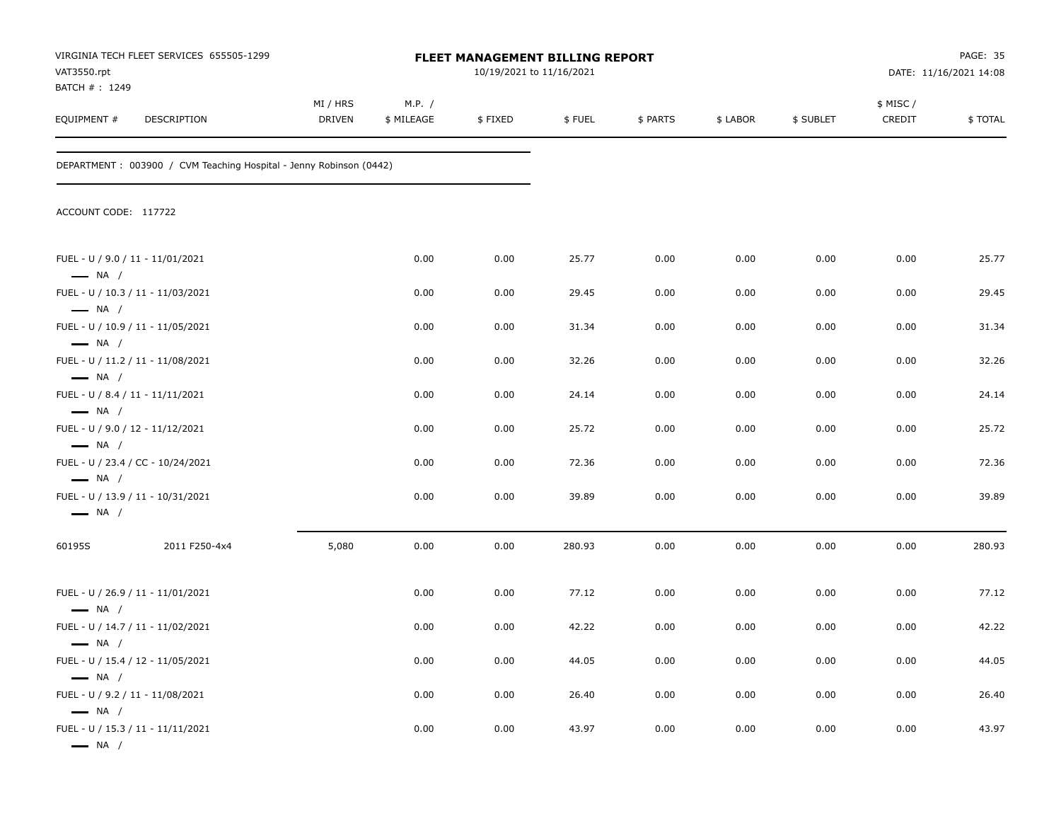VIRGINIA TECH FLEET SERVICES 655505-1299
VAT3550.rpt
BATCH # : 1249

**FLEET MANAGEMENT BILLING REPORT**
10/19/2021 to 11/16/2021

DATE: 11/16/2021 14:08

DEPARTMENT : 003900 / CVM Teaching Hospital - Jenny Robinson (0442)

ACCOUNT CODE: 117722

| EQUIPMENT # | DESCRIPTION | MI / HRS DRIVEN | M.P. / $ MILEAGE | $ FIXED | $ FUEL | $ PARTS | $ LABOR | $ SUBLET | $ MISC / CREDIT | $ TOTAL |
|---|---|---|---|---|---|---|---|---|---|---|
| FUEL - U / 9.0 / 11 - 11/01/2021 — NA / | | | 0.00 | 0.00 | 25.77 | 0.00 | 0.00 | 0.00 | 0.00 | 25.77 |
| FUEL - U / 10.3 / 11 - 11/03/2021 — NA / | | | 0.00 | 0.00 | 29.45 | 0.00 | 0.00 | 0.00 | 0.00 | 29.45 |
| FUEL - U / 10.9 / 11 - 11/05/2021 — NA / | | | 0.00 | 0.00 | 31.34 | 0.00 | 0.00 | 0.00 | 0.00 | 31.34 |
| FUEL - U / 11.2 / 11 - 11/08/2021 — NA / | | | 0.00 | 0.00 | 32.26 | 0.00 | 0.00 | 0.00 | 0.00 | 32.26 |
| FUEL - U / 8.4 / 11 - 11/11/2021 — NA / | | | 0.00 | 0.00 | 24.14 | 0.00 | 0.00 | 0.00 | 0.00 | 24.14 |
| FUEL - U / 9.0 / 12 - 11/12/2021 — NA / | | | 0.00 | 0.00 | 25.72 | 0.00 | 0.00 | 0.00 | 0.00 | 25.72 |
| FUEL - U / 23.4 / CC - 10/24/2021 — NA / | | | 0.00 | 0.00 | 72.36 | 0.00 | 0.00 | 0.00 | 0.00 | 72.36 |
| FUEL - U / 13.9 / 11 - 10/31/2021 — NA / | | | 0.00 | 0.00 | 39.89 | 0.00 | 0.00 | 0.00 | 0.00 | 39.89 |
| 60195S | 2011 F250-4x4 | 5,080 | 0.00 | 0.00 | 280.93 | 0.00 | 0.00 | 0.00 | 0.00 | 280.93 |
| FUEL - U / 26.9 / 11 - 11/01/2021 — NA / | | | 0.00 | 0.00 | 77.12 | 0.00 | 0.00 | 0.00 | 0.00 | 77.12 |
| FUEL - U / 14.7 / 11 - 11/02/2021 — NA / | | | 0.00 | 0.00 | 42.22 | 0.00 | 0.00 | 0.00 | 0.00 | 42.22 |
| FUEL - U / 15.4 / 12 - 11/05/2021 — NA / | | | 0.00 | 0.00 | 44.05 | 0.00 | 0.00 | 0.00 | 0.00 | 44.05 |
| FUEL - U / 9.2 / 11 - 11/08/2021 — NA / | | | 0.00 | 0.00 | 26.40 | 0.00 | 0.00 | 0.00 | 0.00 | 26.40 |
| FUEL - U / 15.3 / 11 - 11/11/2021 — NA / | | | 0.00 | 0.00 | 43.97 | 0.00 | 0.00 | 0.00 | 0.00 | 43.97 |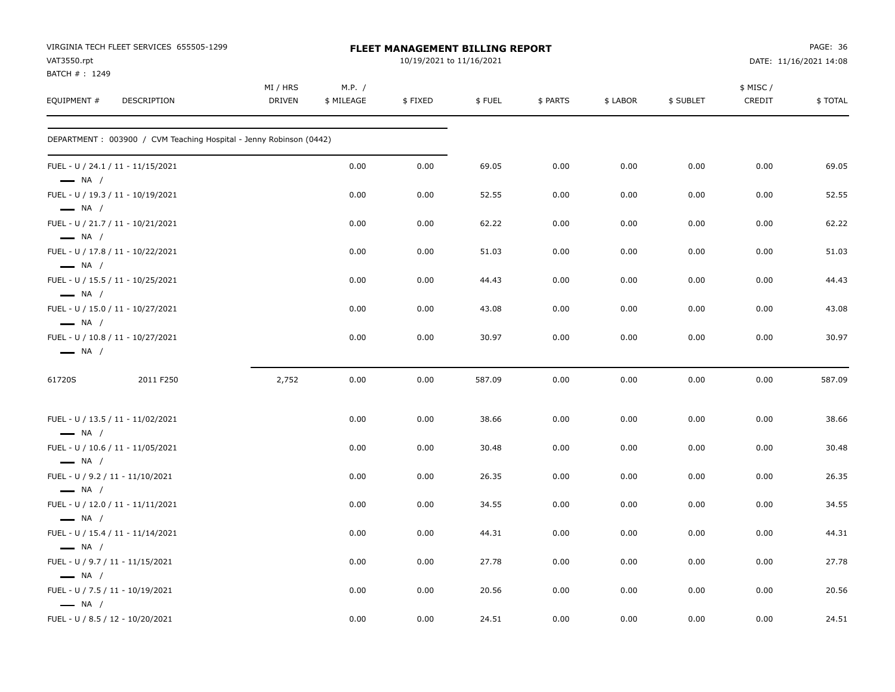VIRGINIA TECH FLEET SERVICES 655505-1299
VAT3550.rpt
BATCH # : 1249

**FLEET MANAGEMENT BILLING REPORT**
10/19/2021 to 11/16/2021

DATE: 11/16/2021 14:08

DEPARTMENT : 003900 / CVM Teaching Hospital - Jenny Robinson (0442)

| EQUIPMENT # | DESCRIPTION | MI / HRS DRIVEN | M.P. / $ MILEAGE | $ FIXED | $ FUEL | $ PARTS | $ LABOR | $ SUBLET | $ MISC / CREDIT | $ TOTAL |
|---|---|---|---|---|---|---|---|---|---|---|
| FUEL - U / 24.1 / 11 - 11/15/2021 — NA / | | | 0.00 | 0.00 | 69.05 | 0.00 | 0.00 | 0.00 | 0.00 | 69.05 |
| FUEL - U / 19.3 / 11 - 10/19/2021 — NA / | | | 0.00 | 0.00 | 52.55 | 0.00 | 0.00 | 0.00 | 0.00 | 52.55 |
| FUEL - U / 21.7 / 11 - 10/21/2021 — NA / | | | 0.00 | 0.00 | 62.22 | 0.00 | 0.00 | 0.00 | 0.00 | 62.22 |
| FUEL - U / 17.8 / 11 - 10/22/2021 — NA / | | | 0.00 | 0.00 | 51.03 | 0.00 | 0.00 | 0.00 | 0.00 | 51.03 |
| FUEL - U / 15.5 / 11 - 10/25/2021 — NA / | | | 0.00 | 0.00 | 44.43 | 0.00 | 0.00 | 0.00 | 0.00 | 44.43 |
| FUEL - U / 15.0 / 11 - 10/27/2021 — NA / | | | 0.00 | 0.00 | 43.08 | 0.00 | 0.00 | 0.00 | 0.00 | 43.08 |
| FUEL - U / 10.8 / 11 - 10/27/2021 — NA / | | | 0.00 | 0.00 | 30.97 | 0.00 | 0.00 | 0.00 | 0.00 | 30.97 |
| 61720S | 2011 F250 | 2,752 | 0.00 | 0.00 | 587.09 | 0.00 | 0.00 | 0.00 | 0.00 | 587.09 |
| FUEL - U / 13.5 / 11 - 11/02/2021 — NA / | | | 0.00 | 0.00 | 38.66 | 0.00 | 0.00 | 0.00 | 0.00 | 38.66 |
| FUEL - U / 10.6 / 11 - 11/05/2021 — NA / | | | 0.00 | 0.00 | 30.48 | 0.00 | 0.00 | 0.00 | 0.00 | 30.48 |
| FUEL - U / 9.2 / 11 - 11/10/2021 — NA / | | | 0.00 | 0.00 | 26.35 | 0.00 | 0.00 | 0.00 | 0.00 | 26.35 |
| FUEL - U / 12.0 / 11 - 11/11/2021 — NA / | | | 0.00 | 0.00 | 34.55 | 0.00 | 0.00 | 0.00 | 0.00 | 34.55 |
| FUEL - U / 15.4 / 11 - 11/14/2021 — NA / | | | 0.00 | 0.00 | 44.31 | 0.00 | 0.00 | 0.00 | 0.00 | 44.31 |
| FUEL - U / 9.7 / 11 - 11/15/2021 — NA / | | | 0.00 | 0.00 | 27.78 | 0.00 | 0.00 | 0.00 | 0.00 | 27.78 |
| FUEL - U / 7.5 / 11 - 10/19/2021 — NA / | | | 0.00 | 0.00 | 20.56 | 0.00 | 0.00 | 0.00 | 0.00 | 20.56 |
| FUEL - U / 8.5 / 12 - 10/20/2021 | | | 0.00 | 0.00 | 24.51 | 0.00 | 0.00 | 0.00 | 0.00 | 24.51 |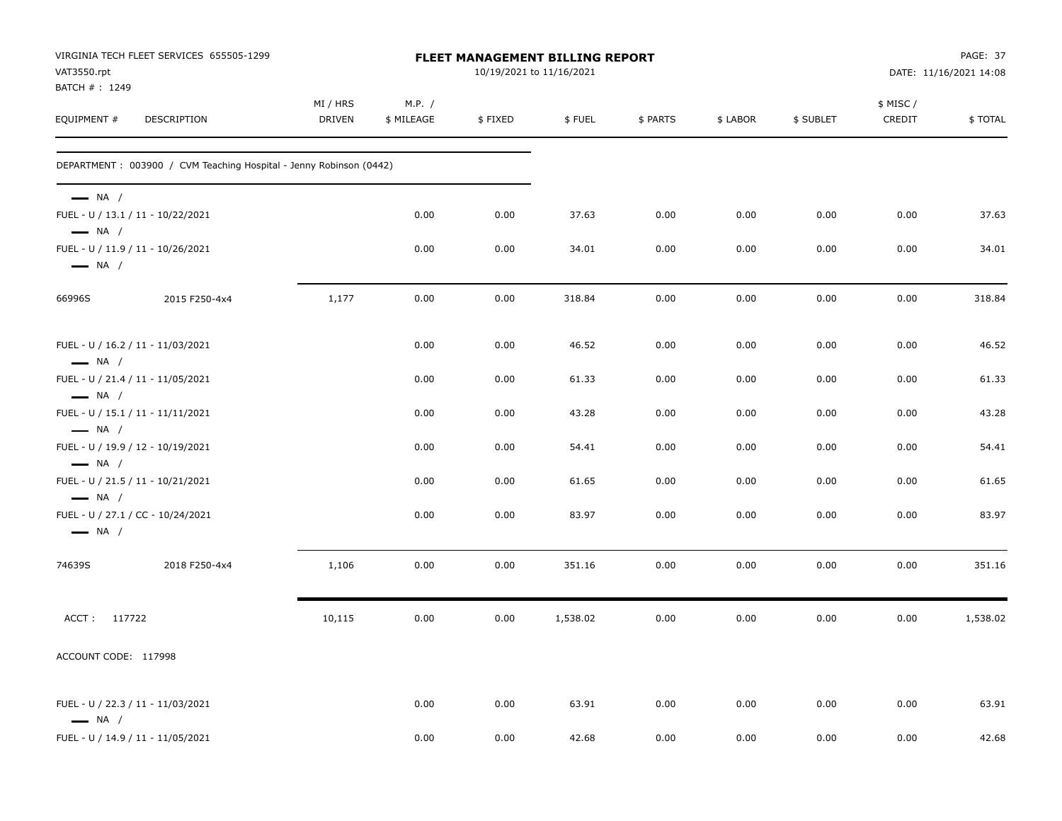VIRGINIA TECH FLEET SERVICES 655505-1299
VAT3550.rpt
BATCH # : 1249

**FLEET MANAGEMENT BILLING REPORT**
10/19/2021 to 11/16/2021

DATE: 11/16/2021 14:08

| EQUIPMENT # | DESCRIPTION | MI / HRS DRIVEN | M.P. / $ MILEAGE | $ FIXED | $ FUEL | $ PARTS | $ LABOR | $ SUBLET | $ MISC / CREDIT | $ TOTAL |
|---|---|---|---|---|---|---|---|---|---|---|
| DEPARTMENT : 003900 / CVM Teaching Hospital - Jenny Robinson (0442) | | | | | | | | | | |
| — NA / | | | | | | | | | | |
| FUEL - U / 13.1 / 11 - 10/22/2021 | | | 0.00 | 0.00 | 37.63 | 0.00 | 0.00 | 0.00 | 0.00 | 37.63 |
| — NA / | | | | | | | | | | |
| FUEL - U / 11.9 / 11 - 10/26/2021 | | | 0.00 | 0.00 | 34.01 | 0.00 | 0.00 | 0.00 | 0.00 | 34.01 |
| — NA / | | | | | | | | | | |
| 66996S | 2015 F250-4x4 | 1,177 | 0.00 | 0.00 | 318.84 | 0.00 | 0.00 | 0.00 | 0.00 | 318.84 |
| FUEL - U / 16.2 / 11 - 11/03/2021 | | | 0.00 | 0.00 | 46.52 | 0.00 | 0.00 | 0.00 | 0.00 | 46.52 |
| — NA / | | | | | | | | | | |
| FUEL - U / 21.4 / 11 - 11/05/2021 | | | 0.00 | 0.00 | 61.33 | 0.00 | 0.00 | 0.00 | 0.00 | 61.33 |
| — NA / | | | | | | | | | | |
| FUEL - U / 15.1 / 11 - 11/11/2021 | | | 0.00 | 0.00 | 43.28 | 0.00 | 0.00 | 0.00 | 0.00 | 43.28 |
| — NA / | | | | | | | | | | |
| FUEL - U / 19.9 / 12 - 10/19/2021 | | | 0.00 | 0.00 | 54.41 | 0.00 | 0.00 | 0.00 | 0.00 | 54.41 |
| — NA / | | | | | | | | | | |
| FUEL - U / 21.5 / 11 - 10/21/2021 | | | 0.00 | 0.00 | 61.65 | 0.00 | 0.00 | 0.00 | 0.00 | 61.65 |
| — NA / | | | | | | | | | | |
| FUEL - U / 27.1 / CC - 10/24/2021 | | | 0.00 | 0.00 | 83.97 | 0.00 | 0.00 | 0.00 | 0.00 | 83.97 |
| — NA / | | | | | | | | | | |
| 74639S | 2018 F250-4x4 | 1,106 | 0.00 | 0.00 | 351.16 | 0.00 | 0.00 | 0.00 | 0.00 | 351.16 |
| ACCT : 117722 | | 10,115 | 0.00 | 0.00 | 1,538.02 | 0.00 | 0.00 | 0.00 | 0.00 | 1,538.02 |
| ACCOUNT CODE: 117998 | | | | | | | | | | |
| FUEL - U / 22.3 / 11 - 11/03/2021 | | | 0.00 | 0.00 | 63.91 | 0.00 | 0.00 | 0.00 | 0.00 | 63.91 |
| — NA / | | | | | | | | | | |
| FUEL - U / 14.9 / 11 - 11/05/2021 | | | 0.00 | 0.00 | 42.68 | 0.00 | 0.00 | 0.00 | 0.00 | 42.68 |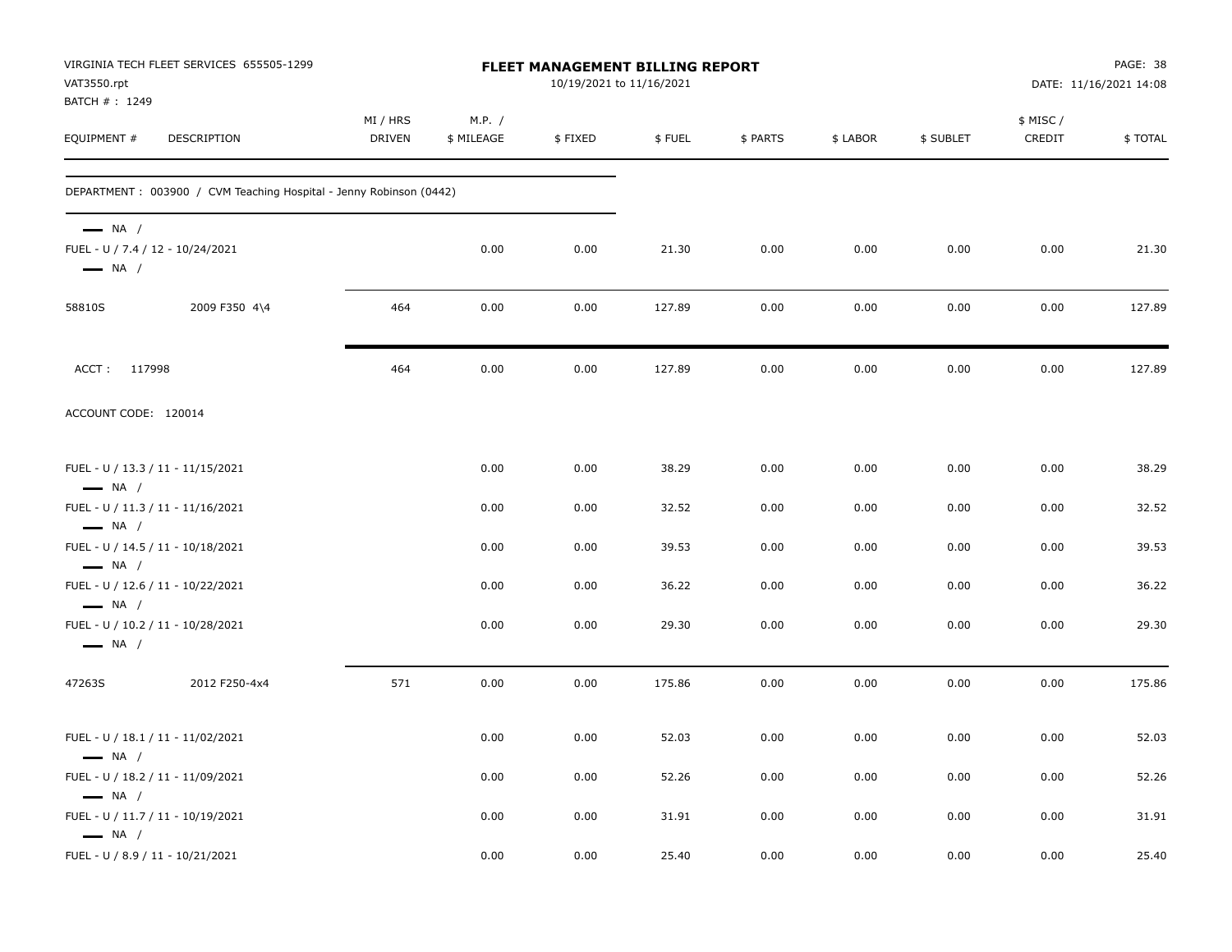VIRGINIA TECH FLEET SERVICES 655505-1299
VAT3550.rpt
BATCH # : 1249

**FLEET MANAGEMENT BILLING REPORT**
10/19/2021 to 11/16/2021

DATE: 11/16/2021 14:08

| EQUIPMENT # | DESCRIPTION | MI / HRS DRIVEN | M.P. / $ MILEAGE | $ FIXED | $ FUEL | $ PARTS | $ LABOR | $ SUBLET | $ MISC / CREDIT | $ TOTAL |
|---|---|---|---|---|---|---|---|---|---|---|
| DEPARTMENT : 003900 / CVM Teaching Hospital - Jenny Robinson (0442) | | | | | | | | | | |
| — NA / | | | | | | | | | | |
| FUEL - U / 7.4 / 12 - 10/24/2021 | | | 0.00 | 0.00 | 21.30 | 0.00 | 0.00 | 0.00 | 0.00 | 21.30 |
| — NA / | | | | | | | | | | |
| 58810S | 2009 F350 4\4 | 464 | 0.00 | 0.00 | 127.89 | 0.00 | 0.00 | 0.00 | 0.00 | 127.89 |
| ACCT : 117998 | | 464 | 0.00 | 0.00 | 127.89 | 0.00 | 0.00 | 0.00 | 0.00 | 127.89 |
| ACCOUNT CODE: 120014 | | | | | | | | | | |
| FUEL - U / 13.3 / 11 - 11/15/2021 | | | 0.00 | 0.00 | 38.29 | 0.00 | 0.00 | 0.00 | 0.00 | 38.29 |
| — NA / | | | | | | | | | | |
| FUEL - U / 11.3 / 11 - 11/16/2021 | | | 0.00 | 0.00 | 32.52 | 0.00 | 0.00 | 0.00 | 0.00 | 32.52 |
| — NA / | | | | | | | | | | |
| FUEL - U / 14.5 / 11 - 10/18/2021 | | | 0.00 | 0.00 | 39.53 | 0.00 | 0.00 | 0.00 | 0.00 | 39.53 |
| — NA / | | | | | | | | | | |
| FUEL - U / 12.6 / 11 - 10/22/2021 | | | 0.00 | 0.00 | 36.22 | 0.00 | 0.00 | 0.00 | 0.00 | 36.22 |
| — NA / | | | | | | | | | | |
| FUEL - U / 10.2 / 11 - 10/28/2021 | | | 0.00 | 0.00 | 29.30 | 0.00 | 0.00 | 0.00 | 0.00 | 29.30 |
| — NA / | | | | | | | | | | |
| 47263S | 2012 F250-4x4 | 571 | 0.00 | 0.00 | 175.86 | 0.00 | 0.00 | 0.00 | 0.00 | 175.86 |
| FUEL - U / 18.1 / 11 - 11/02/2021 | | | 0.00 | 0.00 | 52.03 | 0.00 | 0.00 | 0.00 | 0.00 | 52.03 |
| — NA / | | | | | | | | | | |
| FUEL - U / 18.2 / 11 - 11/09/2021 | | | 0.00 | 0.00 | 52.26 | 0.00 | 0.00 | 0.00 | 0.00 | 52.26 |
| — NA / | | | | | | | | | | |
| FUEL - U / 11.7 / 11 - 10/19/2021 | | | 0.00 | 0.00 | 31.91 | 0.00 | 0.00 | 0.00 | 0.00 | 31.91 |
| — NA / | | | | | | | | | | |
| FUEL - U / 8.9 / 11 - 10/21/2021 | | | 0.00 | 0.00 | 25.40 | 0.00 | 0.00 | 0.00 | 0.00 | 25.40 |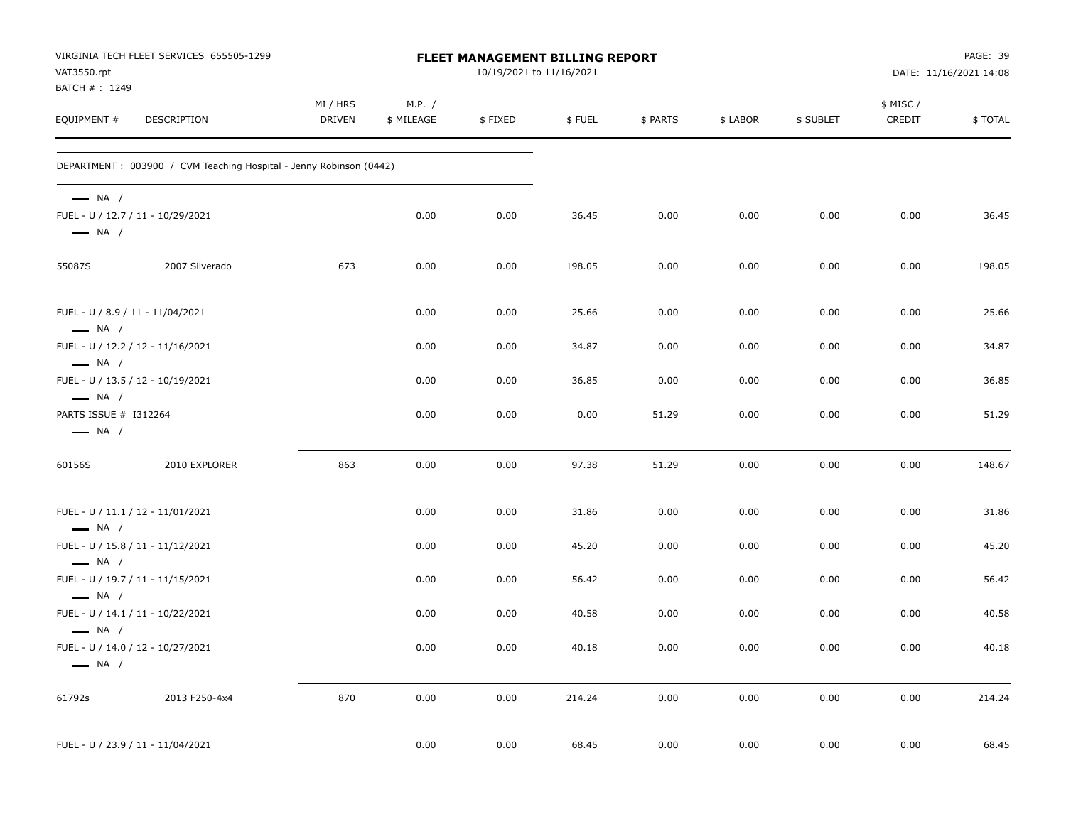VIRGINIA TECH FLEET SERVICES 655505-1299
VAT3550.rpt
BATCH # : 1249

**FLEET MANAGEMENT BILLING REPORT**
10/19/2021 to 11/16/2021

DATE: 11/16/2021 14:08

| EQUIPMENT # | DESCRIPTION | MI / HRS DRIVEN | M.P. / $ MILEAGE | $ FIXED | $ FUEL | $ PARTS | $ LABOR | $ SUBLET | $ MISC / CREDIT | $ TOTAL |
|---|---|---|---|---|---|---|---|---|---|---|
| DEPARTMENT : 003900 / CVM Teaching Hospital - Jenny Robinson (0442) | | | | | | | | | | |
| — NA / | | | | | | | | | | |
| FUEL - U / 12.7 / 11 - 10/29/2021 | | | 0.00 | 0.00 | 36.45 | 0.00 | 0.00 | 0.00 | 0.00 | 36.45 |
| — NA / | | | | | | | | | | |
| 55087S | 2007 Silverado | 673 | 0.00 | 0.00 | 198.05 | 0.00 | 0.00 | 0.00 | 0.00 | 198.05 |
| FUEL - U / 8.9 / 11 - 11/04/2021 | | | 0.00 | 0.00 | 25.66 | 0.00 | 0.00 | 0.00 | 0.00 | 25.66 |
| — NA / | | | | | | | | | | |
| FUEL - U / 12.2 / 12 - 11/16/2021 | | | 0.00 | 0.00 | 34.87 | 0.00 | 0.00 | 0.00 | 0.00 | 34.87 |
| — NA / | | | | | | | | | | |
| FUEL - U / 13.5 / 12 - 10/19/2021 | | | 0.00 | 0.00 | 36.85 | 0.00 | 0.00 | 0.00 | 0.00 | 36.85 |
| — NA / | | | | | | | | | | |
| PARTS ISSUE # I312264 | | | 0.00 | 0.00 | 0.00 | 51.29 | 0.00 | 0.00 | 0.00 | 51.29 |
| — NA / | | | | | | | | | | |
| 60156S | 2010 EXPLORER | 863 | 0.00 | 0.00 | 97.38 | 51.29 | 0.00 | 0.00 | 0.00 | 148.67 |
| FUEL - U / 11.1 / 12 - 11/01/2021 | | | 0.00 | 0.00 | 31.86 | 0.00 | 0.00 | 0.00 | 0.00 | 31.86 |
| — NA / | | | | | | | | | | |
| FUEL - U / 15.8 / 11 - 11/12/2021 | | | 0.00 | 0.00 | 45.20 | 0.00 | 0.00 | 0.00 | 0.00 | 45.20 |
| — NA / | | | | | | | | | | |
| FUEL - U / 19.7 / 11 - 11/15/2021 | | | 0.00 | 0.00 | 56.42 | 0.00 | 0.00 | 0.00 | 0.00 | 56.42 |
| — NA / | | | | | | | | | | |
| FUEL - U / 14.1 / 11 - 10/22/2021 | | | 0.00 | 0.00 | 40.58 | 0.00 | 0.00 | 0.00 | 0.00 | 40.58 |
| — NA / | | | | | | | | | | |
| FUEL - U / 14.0 / 12 - 10/27/2021 | | | 0.00 | 0.00 | 40.18 | 0.00 | 0.00 | 0.00 | 0.00 | 40.18 |
| — NA / | | | | | | | | | | |
| 61792s | 2013 F250-4x4 | 870 | 0.00 | 0.00 | 214.24 | 0.00 | 0.00 | 0.00 | 0.00 | 214.24 |
| FUEL - U / 23.9 / 11 - 11/04/2021 | | | 0.00 | 0.00 | 68.45 | 0.00 | 0.00 | 0.00 | 0.00 | 68.45 |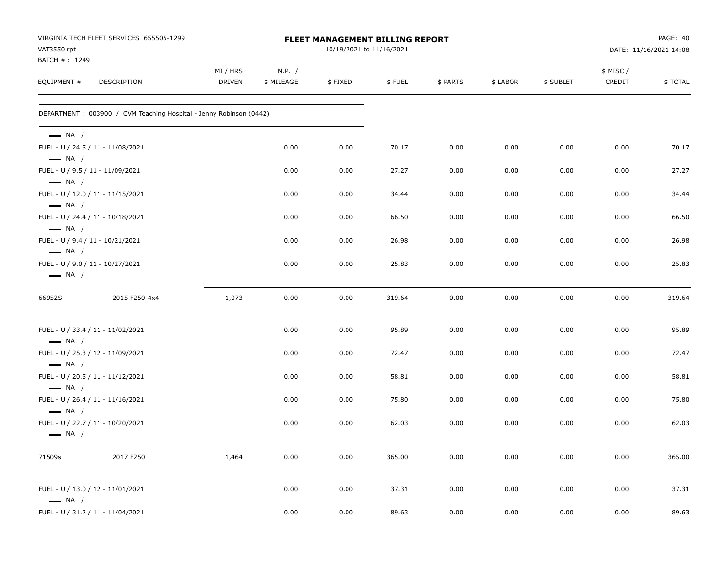VIRGINIA TECH FLEET SERVICES 655505-1299
VAT3550.rpt
BATCH # : 1249

**FLEET MANAGEMENT BILLING REPORT**
10/19/2021 to 11/16/2021

PAGE: 40
DATE: 11/16/2021 14:08

DEPARTMENT : 003900 / CVM Teaching Hospital - Jenny Robinson (0442)

| EQUIPMENT # | DESCRIPTION | MI / HRS DRIVEN | M.P. / $ MILEAGE | $ FIXED | $ FUEL | $ PARTS | $ LABOR | $ SUBLET | $ MISC / CREDIT | $ TOTAL |
|---|---|---|---|---|---|---|---|---|---|---|
| — NA / | | | | | | | | | | |
| FUEL - U / 24.5 / 11 - 11/08/2021 | | | 0.00 | 0.00 | 70.17 | 0.00 | 0.00 | 0.00 | 0.00 | 70.17 |
| — NA / | | | | | | | | | | |
| FUEL - U / 9.5 / 11 - 11/09/2021 | | | 0.00 | 0.00 | 27.27 | 0.00 | 0.00 | 0.00 | 0.00 | 27.27 |
| — NA / | | | | | | | | | | |
| FUEL - U / 12.0 / 11 - 11/15/2021 | | | 0.00 | 0.00 | 34.44 | 0.00 | 0.00 | 0.00 | 0.00 | 34.44 |
| — NA / | | | | | | | | | | |
| FUEL - U / 24.4 / 11 - 10/18/2021 | | | 0.00 | 0.00 | 66.50 | 0.00 | 0.00 | 0.00 | 0.00 | 66.50 |
| — NA / | | | | | | | | | | |
| FUEL - U / 9.4 / 11 - 10/21/2021 | | | 0.00 | 0.00 | 26.98 | 0.00 | 0.00 | 0.00 | 0.00 | 26.98 |
| — NA / | | | | | | | | | | |
| FUEL - U / 9.0 / 11 - 10/27/2021 | | | 0.00 | 0.00 | 25.83 | 0.00 | 0.00 | 0.00 | 0.00 | 25.83 |
| — NA / | | | | | | | | | | |
| 66952S | 2015 F250-4x4 | 1,073 | 0.00 | 0.00 | 319.64 | 0.00 | 0.00 | 0.00 | 0.00 | 319.64 |
| FUEL - U / 33.4 / 11 - 11/02/2021 | | | 0.00 | 0.00 | 95.89 | 0.00 | 0.00 | 0.00 | 0.00 | 95.89 |
| — NA / | | | | | | | | | | |
| FUEL - U / 25.3 / 12 - 11/09/2021 | | | 0.00 | 0.00 | 72.47 | 0.00 | 0.00 | 0.00 | 0.00 | 72.47 |
| — NA / | | | | | | | | | | |
| FUEL - U / 20.5 / 11 - 11/12/2021 | | | 0.00 | 0.00 | 58.81 | 0.00 | 0.00 | 0.00 | 0.00 | 58.81 |
| — NA / | | | | | | | | | | |
| FUEL - U / 26.4 / 11 - 11/16/2021 | | | 0.00 | 0.00 | 75.80 | 0.00 | 0.00 | 0.00 | 0.00 | 75.80 |
| — NA / | | | | | | | | | | |
| FUEL - U / 22.7 / 11 - 10/20/2021 | | | 0.00 | 0.00 | 62.03 | 0.00 | 0.00 | 0.00 | 0.00 | 62.03 |
| — NA / | | | | | | | | | | |
| 71509s | 2017 F250 | 1,464 | 0.00 | 0.00 | 365.00 | 0.00 | 0.00 | 0.00 | 0.00 | 365.00 |
| FUEL - U / 13.0 / 12 - 11/01/2021 | | | 0.00 | 0.00 | 37.31 | 0.00 | 0.00 | 0.00 | 0.00 | 37.31 |
| — NA / | | | | | | | | | | |
| FUEL - U / 31.2 / 11 - 11/04/2021 | | | 0.00 | 0.00 | 89.63 | 0.00 | 0.00 | 0.00 | 0.00 | 89.63 |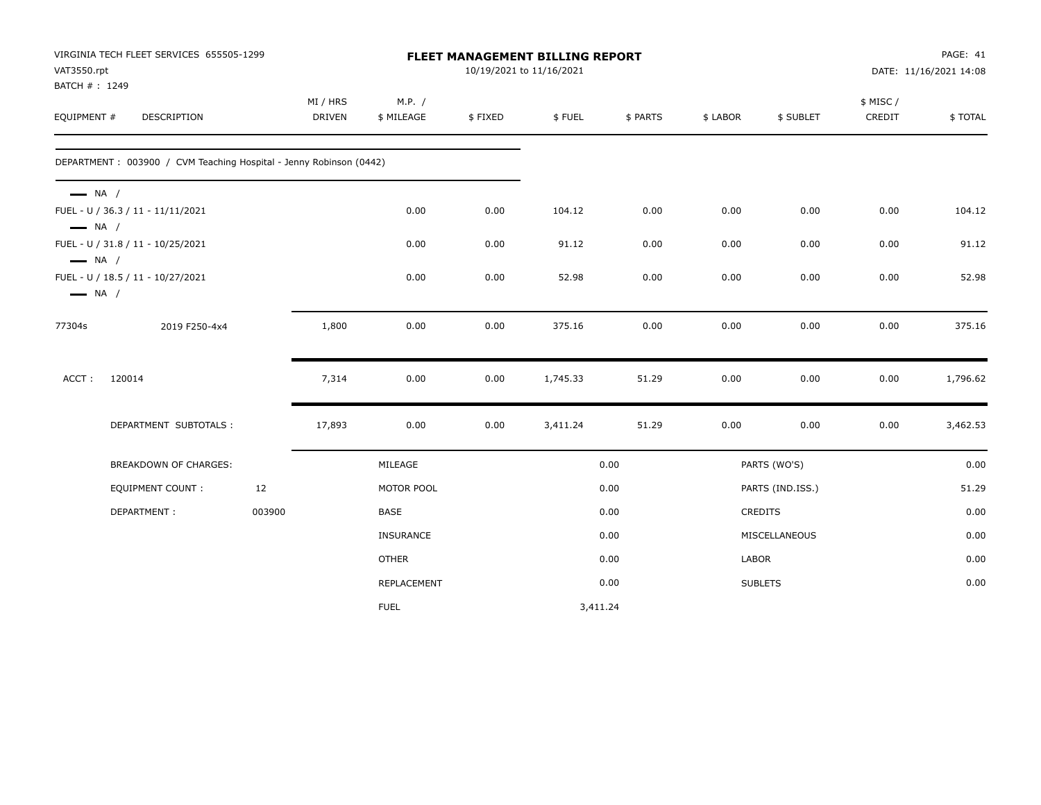VIRGINIA TECH FLEET SERVICES 655505-1299
VAT3550.rpt
BATCH # : 1249

# FLEET MANAGEMENT BILLING REPORT

10/19/2021 to 11/16/2021

DATE: 11/16/2021 14:08

| EQUIPMENT # | DESCRIPTION | MI / HRS DRIVEN | M.P. / $ MILEAGE | $ FIXED | $ FUEL | $ PARTS | $ LABOR | $ SUBLET | $ MISC / CREDIT | $ TOTAL |
|---|---|---|---|---|---|---|---|---|---|---|
| DEPARTMENT : 003900 / CVM Teaching Hospital - Jenny Robinson (0442) | | | | | | | | | | |
| — NA / | | | | | | | | | | |
| FUEL - U / 36.3 / 11 - 11/11/2021 | | | 0.00 | 0.00 | 104.12 | 0.00 | 0.00 | 0.00 | 0.00 | 104.12 |
| — NA / | | | | | | | | | | |
| FUEL - U / 31.8 / 11 - 10/25/2021 | | | 0.00 | 0.00 | 91.12 | 0.00 | 0.00 | 0.00 | 0.00 | 91.12 |
| — NA / | | | | | | | | | | |
| FUEL - U / 18.5 / 11 - 10/27/2021 | | | 0.00 | 0.00 | 52.98 | 0.00 | 0.00 | 0.00 | 0.00 | 52.98 |
| — NA / | | | | | | | | | | |
| 77304s | 2019 F250-4x4 | 1,800 | 0.00 | 0.00 | 375.16 | 0.00 | 0.00 | 0.00 | 0.00 | 375.16 |
| ACCT : 120014 | | 7,314 | 0.00 | 0.00 | 1,745.33 | 51.29 | 0.00 | 0.00 | 0.00 | 1,796.62 |
| DEPARTMENT SUBTOTALS : | | 17,893 | 0.00 | 0.00 | 3,411.24 | 51.29 | 0.00 | 0.00 | 0.00 | 3,462.53 |

| BREAKDOWN OF CHARGES: | | MILEAGE | 0.00 | PARTS (WO'S) | 0.00 |
|---|---|---|---|---|---|
| EQUIPMENT COUNT : | 12 | MOTOR POOL | 0.00 | PARTS (IND.ISS.) | 51.29 |
| DEPARTMENT : | 003900 | BASE | 0.00 | CREDITS | 0.00 |
| | | INSURANCE | 0.00 | MISCELLANEOUS | 0.00 |
| | | OTHER | 0.00 | LABOR | 0.00 |
| | | REPLACEMENT | 0.00 | SUBLETS | 0.00 |
| | | FUEL | 3,411.24 | | |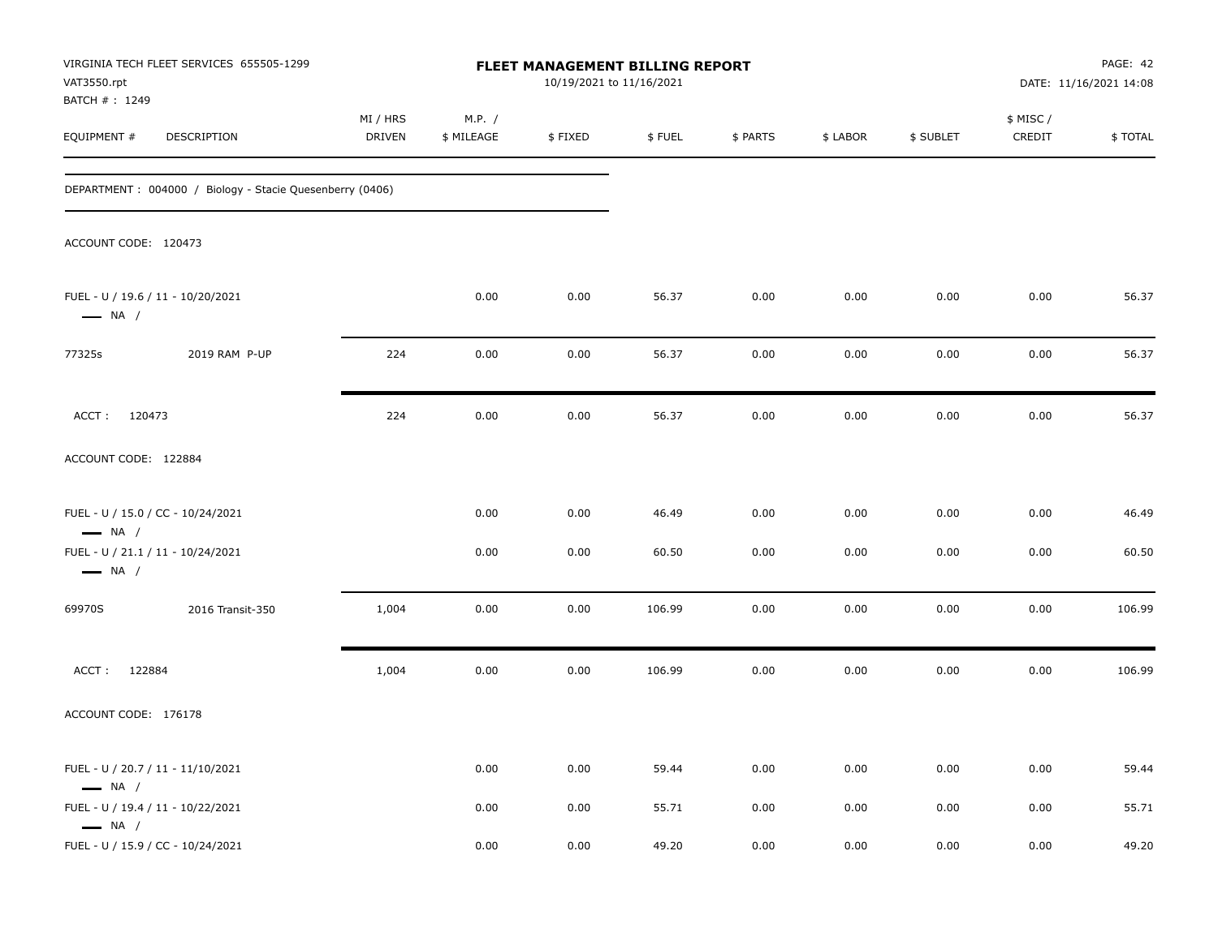VIRGINIA TECH FLEET SERVICES 655505-1299
VAT3550.rpt
BATCH # : 1249

# FLEET MANAGEMENT BILLING REPORT

10/19/2021 to 11/16/2021

DATE: 11/16/2021 14:08

| EQUIPMENT # | DESCRIPTION | MI / HRS DRIVEN | M.P. / $ MILEAGE | $ FIXED | $ FUEL | $ PARTS | $ LABOR | $ SUBLET | $ MISC / CREDIT | $ TOTAL |
|---|---|---|---|---|---|---|---|---|---|---|
| DEPARTMENT : 004000 / Biology - Stacie Quesenberry (0406) | | | | | | | | | | |
| ACCOUNT CODE: 120473 | | | | | | | | | | |
| FUEL - U / 19.6 / 11 - 10/20/2021 — NA / | | | 0.00 | 0.00 | 56.37 | 0.00 | 0.00 | 0.00 | 0.00 | 56.37 |
| 77325s | 2019 RAM P-UP | 224 | 0.00 | 0.00 | 56.37 | 0.00 | 0.00 | 0.00 | 0.00 | 56.37 |
| ACCT : 120473 | | 224 | 0.00 | 0.00 | 56.37 | 0.00 | 0.00 | 0.00 | 0.00 | 56.37 |
| ACCOUNT CODE: 122884 | | | | | | | | | | |
| FUEL - U / 15.0 / CC - 10/24/2021 — NA / | | | 0.00 | 0.00 | 46.49 | 0.00 | 0.00 | 0.00 | 0.00 | 46.49 |
| FUEL - U / 21.1 / 11 - 10/24/2021 — NA / | | | 0.00 | 0.00 | 60.50 | 0.00 | 0.00 | 0.00 | 0.00 | 60.50 |
| 69970S | 2016 Transit-350 | 1,004 | 0.00 | 0.00 | 106.99 | 0.00 | 0.00 | 0.00 | 0.00 | 106.99 |
| ACCT : 122884 | | 1,004 | 0.00 | 0.00 | 106.99 | 0.00 | 0.00 | 0.00 | 0.00 | 106.99 |
| ACCOUNT CODE: 176178 | | | | | | | | | | |
| FUEL - U / 20.7 / 11 - 11/10/2021 — NA / | | | 0.00 | 0.00 | 59.44 | 0.00 | 0.00 | 0.00 | 0.00 | 59.44 |
| FUEL - U / 19.4 / 11 - 10/22/2021 — NA / | | | 0.00 | 0.00 | 55.71 | 0.00 | 0.00 | 0.00 | 0.00 | 55.71 |
| FUEL - U / 15.9 / CC - 10/24/2021 | | | 0.00 | 0.00 | 49.20 | 0.00 | 0.00 | 0.00 | 0.00 | 49.20 |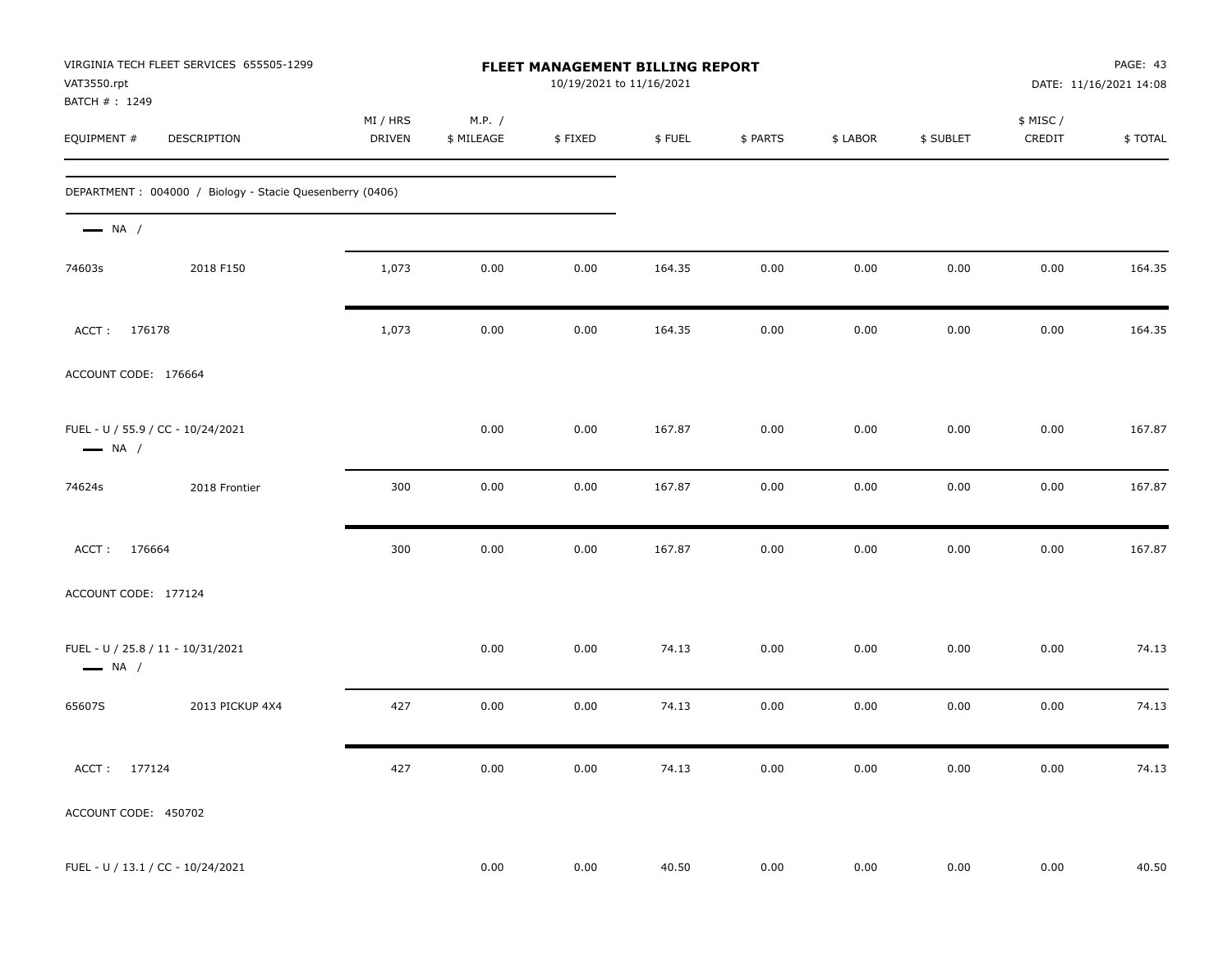VIRGINIA TECH FLEET SERVICES 655505-1299
VAT3550.rpt
BATCH # : 1249

**FLEET MANAGEMENT BILLING REPORT**
10/19/2021 to 11/16/2021

DATE: 11/16/2021 14:08

| EQUIPMENT # | DESCRIPTION | MI / HRS DRIVEN | M.P. / $ MILEAGE | $ FIXED | $ FUEL | $ PARTS | $ LABOR | $ SUBLET | $ MISC / CREDIT | $ TOTAL |
|---|---|---|---|---|---|---|---|---|---|---|
| DEPARTMENT : 004000 / Biology - Stacie Quesenberry (0406) | | | | | | | | | | |
| — NA / | | | | | | | | | | |
| 74603s | 2018 F150 | 1,073 | 0.00 | 0.00 | 164.35 | 0.00 | 0.00 | 0.00 | 0.00 | 164.35 |
| ACCT : 176178 | | 1,073 | 0.00 | 0.00 | 164.35 | 0.00 | 0.00 | 0.00 | 0.00 | 164.35 |
| ACCOUNT CODE: 176664 | | | | | | | | | | |
| FUEL - U / 55.9 / CC - 10/24/2021 | | | 0.00 | 0.00 | 167.87 | 0.00 | 0.00 | 0.00 | 0.00 | 167.87 |
| — NA / | | | | | | | | | | |
| 74624s | 2018 Frontier | 300 | 0.00 | 0.00 | 167.87 | 0.00 | 0.00 | 0.00 | 0.00 | 167.87 |
| ACCT : 176664 | | 300 | 0.00 | 0.00 | 167.87 | 0.00 | 0.00 | 0.00 | 0.00 | 167.87 |
| ACCOUNT CODE: 177124 | | | | | | | | | | |
| FUEL - U / 25.8 / 11 - 10/31/2021 | | | 0.00 | 0.00 | 74.13 | 0.00 | 0.00 | 0.00 | 0.00 | 74.13 |
| — NA / | | | | | | | | | | |
| 65607S | 2013 PICKUP 4X4 | 427 | 0.00 | 0.00 | 74.13 | 0.00 | 0.00 | 0.00 | 0.00 | 74.13 |
| ACCT : 177124 | | 427 | 0.00 | 0.00 | 74.13 | 0.00 | 0.00 | 0.00 | 0.00 | 74.13 |
| ACCOUNT CODE: 450702 | | | | | | | | | | |
| FUEL - U / 13.1 / CC - 10/24/2021 | | | 0.00 | 0.00 | 40.50 | 0.00 | 0.00 | 0.00 | 0.00 | 40.50 |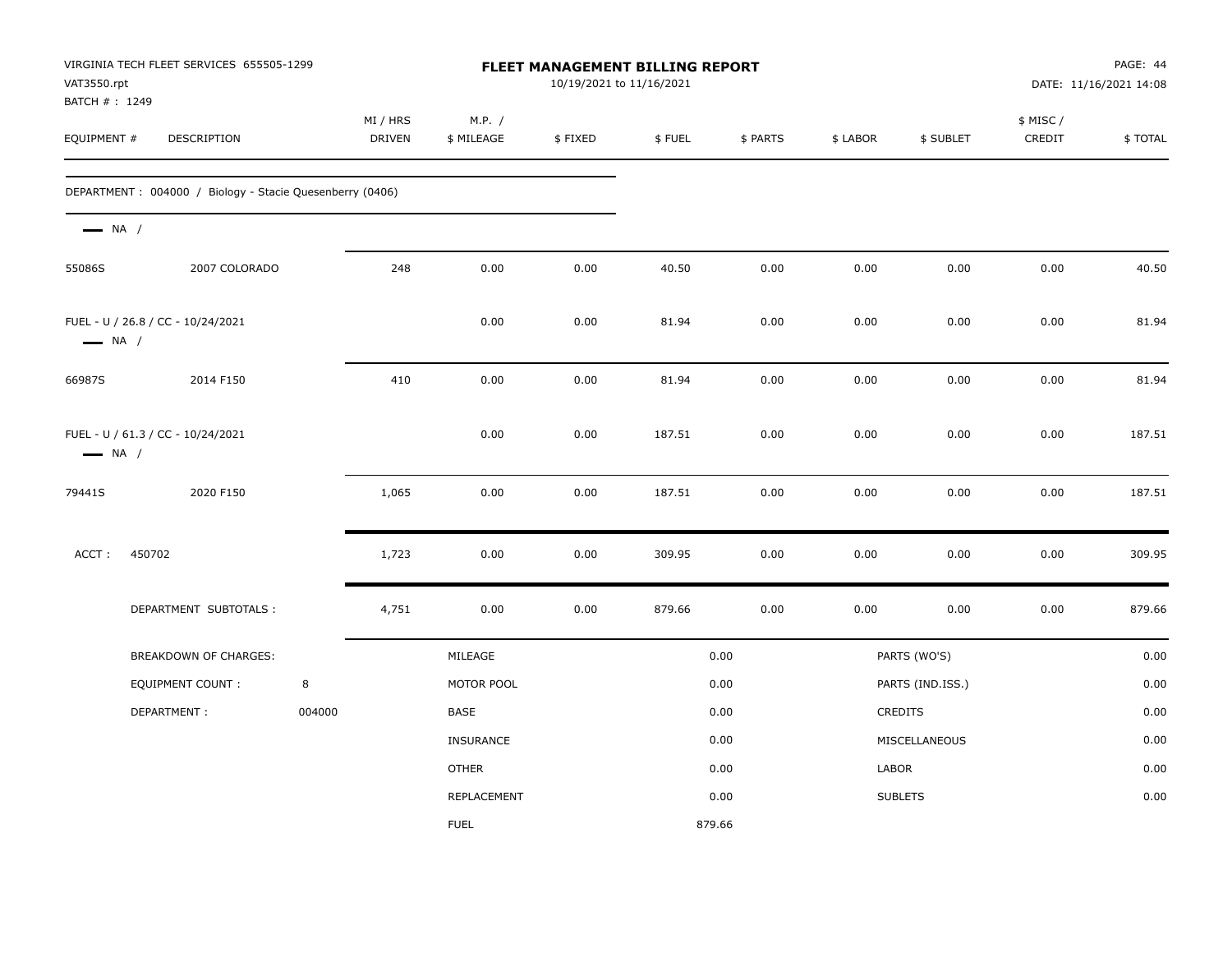VIRGINIA TECH FLEET SERVICES 655505-1299
VAT3550.rpt
BATCH # : 1249

**FLEET MANAGEMENT BILLING REPORT**
10/19/2021 to 11/16/2021

PAGE: 44
DATE: 11/16/2021 14:08

| EQUIPMENT # | DESCRIPTION | MI / HRS DRIVEN | M.P. / $ MILEAGE | $ FIXED | $ FUEL | $ PARTS | $ LABOR | $ SUBLET | $ MISC / CREDIT | $ TOTAL |
|---|---|---|---|---|---|---|---|---|---|---|
| DEPARTMENT : 004000 / Biology - Stacie Quesenberry (0406) | | | | | | | | | | |
| — NA / | | | | | | | | | | |
| 55086S | 2007 COLORADO | 248 | 0.00 | 0.00 | 40.50 | 0.00 | 0.00 | 0.00 | 0.00 | 40.50 |
| FUEL - U / 26.8 / CC - 10/24/2021 | | | 0.00 | 0.00 | 81.94 | 0.00 | 0.00 | 0.00 | 0.00 | 81.94 |
| — NA / | | | | | | | | | | |
| 66987S | 2014 F150 | 410 | 0.00 | 0.00 | 81.94 | 0.00 | 0.00 | 0.00 | 0.00 | 81.94 |
| FUEL - U / 61.3 / CC - 10/24/2021 | | | 0.00 | 0.00 | 187.51 | 0.00 | 0.00 | 0.00 | 0.00 | 187.51 |
| — NA / | | | | | | | | | | |
| 79441S | 2020 F150 | 1,065 | 0.00 | 0.00 | 187.51 | 0.00 | 0.00 | 0.00 | 0.00 | 187.51 |
| ACCT : 450702 | | 1,723 | 0.00 | 0.00 | 309.95 | 0.00 | 0.00 | 0.00 | 0.00 | 309.95 |
| DEPARTMENT SUBTOTALS : | | 4,751 | 0.00 | 0.00 | 879.66 | 0.00 | 0.00 | 0.00 | 0.00 | 879.66 |

| BREAKDOWN OF CHARGES: | | | | | |
|---|---|---|---|---|---|
| EQUIPMENT COUNT : | 8 | MOTOR POOL | 0.00 | PARTS (IND.ISS.) | 0.00 |
| DEPARTMENT : | 004000 | BASE | 0.00 | CREDITS | 0.00 |
| | | MILEAGE | 0.00 | PARTS (WO'S) | 0.00 |
| | | INSURANCE | 0.00 | MISCELLANEOUS | 0.00 |
| | | OTHER | 0.00 | LABOR | 0.00 |
| | | REPLACEMENT | 0.00 | SUBLETS | 0.00 |
| | | FUEL | 879.66 | | |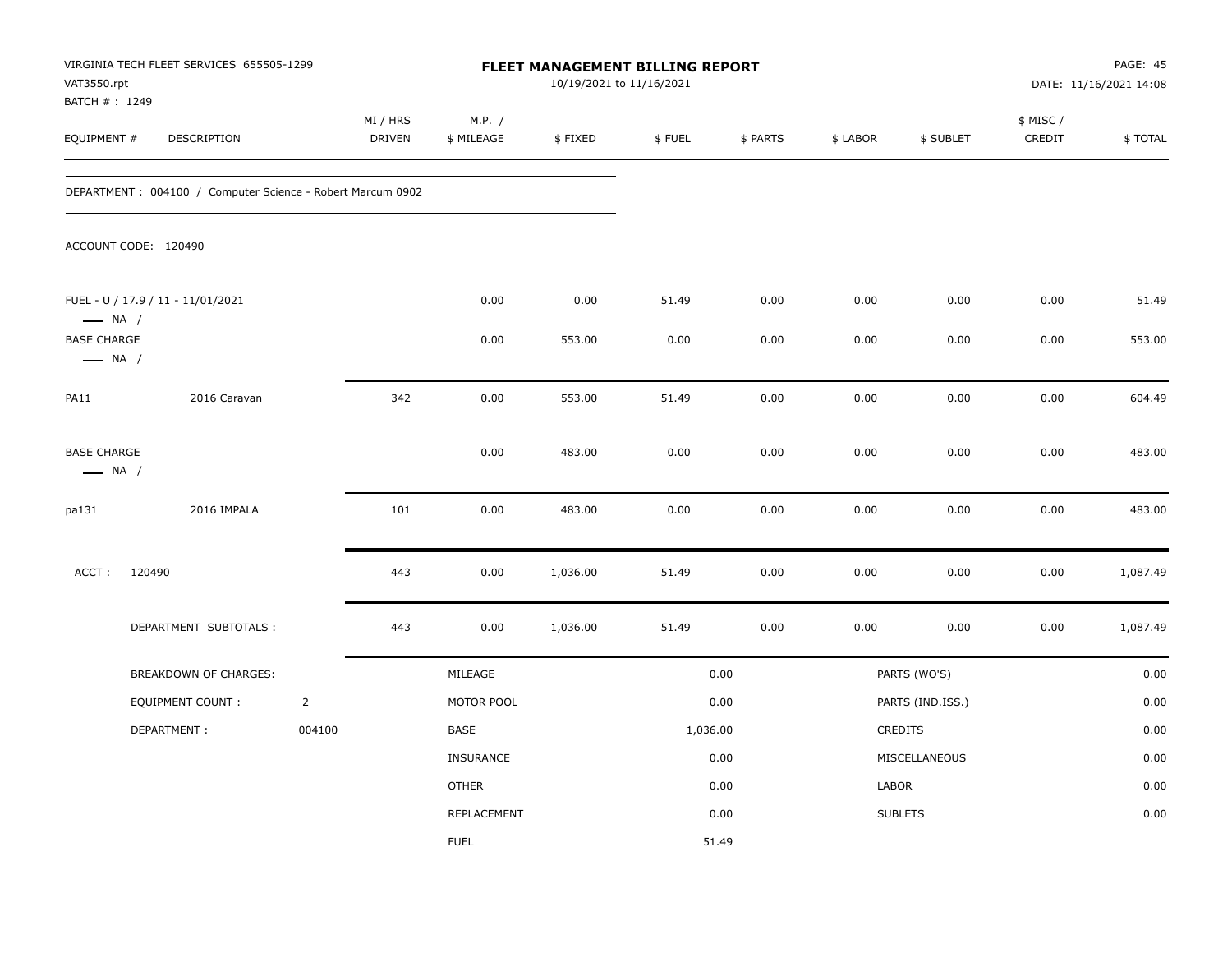VIRGINIA TECH FLEET SERVICES 655505-1299
VAT3550.rpt
BATCH # : 1249

**FLEET MANAGEMENT BILLING REPORT**
10/19/2021 to 11/16/2021

PAGE: 45
DATE: 11/16/2021 14:08

| EQUIPMENT # | DESCRIPTION | MI / HRS DRIVEN | M.P. / $ MILEAGE | $ FIXED | $ FUEL | $ PARTS | $ LABOR | $ SUBLET | $ MISC / CREDIT | $ TOTAL |
|---|---|---|---|---|---|---|---|---|---|---|
| DEPARTMENT : 004100 / Computer Science - Robert Marcum 0902 | | | | | | | | | | |
| ACCOUNT CODE: 120490 | | | | | | | | | | |
| FUEL - U / 17.9 / 11 - 11/01/2021 — NA / | | | 0.00 | 0.00 | 51.49 | 0.00 | 0.00 | 0.00 | 0.00 | 51.49 |
| BASE CHARGE — NA / | | | 0.00 | 553.00 | 0.00 | 0.00 | 0.00 | 0.00 | 0.00 | 553.00 |
| PA11 | 2016 Caravan | 342 | 0.00 | 553.00 | 51.49 | 0.00 | 0.00 | 0.00 | 0.00 | 604.49 |
| BASE CHARGE — NA / | | | 0.00 | 483.00 | 0.00 | 0.00 | 0.00 | 0.00 | 0.00 | 483.00 |
| pa131 | 2016 IMPALA | 101 | 0.00 | 483.00 | 0.00 | 0.00 | 0.00 | 0.00 | 0.00 | 483.00 |
| ACCT : 120490 | | 443 | 0.00 | 1,036.00 | 51.49 | 0.00 | 0.00 | 0.00 | 0.00 | 1,087.49 |
| | DEPARTMENT SUBTOTALS : | 443 | 0.00 | 1,036.00 | 51.49 | 0.00 | 0.00 | 0.00 | 0.00 | 1,087.49 |

| BREAKDOWN OF CHARGES: | | | | | |
|---|---|---|---|---|---|
| EQUIPMENT COUNT : | 2 | MILEAGE | 0.00 | PARTS (WO'S) | 0.00 |
| DEPARTMENT : | 004100 | MOTOR POOL | 0.00 | PARTS (IND.ISS.) | 0.00 |
| | | BASE | 1,036.00 | CREDITS | 0.00 |
| | | INSURANCE | 0.00 | MISCELLANEOUS | 0.00 |
| | | OTHER | 0.00 | LABOR | 0.00 |
| | | REPLACEMENT | 0.00 | SUBLETS | 0.00 |
| | | FUEL | 51.49 | | |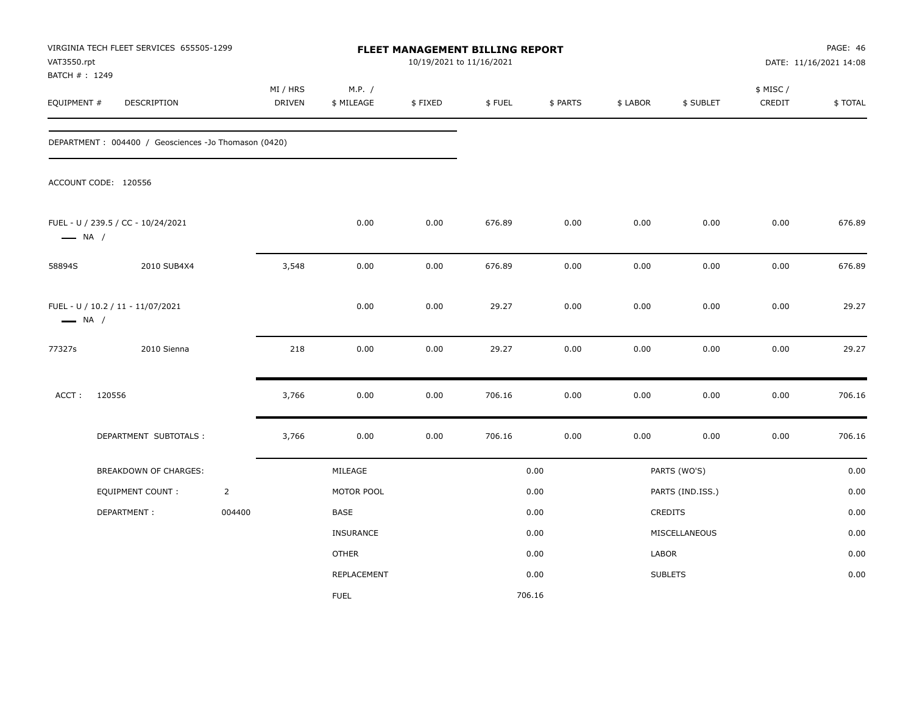VIRGINIA TECH FLEET SERVICES 655505-1299
VAT3550.rpt
BATCH # : 1249

# FLEET MANAGEMENT BILLING REPORT

10/19/2021 to 11/16/2021

PAGE: 46
DATE: 11/16/2021 14:08

| EQUIPMENT # | DESCRIPTION | MI / HRS DRIVEN | M.P. / $ MILEAGE | $ FIXED | $ FUEL | $ PARTS | $ LABOR | $ SUBLET | $ MISC / CREDIT | $ TOTAL |
|---|---|---|---|---|---|---|---|---|---|---|
| DEPARTMENT : 004400 / Geosciences -Jo Thomason (0420) | | | | | | | | | | |
| ACCOUNT CODE: 120556 | | | | | | | | | | |
| FUEL - U / 239.5 / CC - 10/24/2021 — NA / | | | 0.00 | 0.00 | 676.89 | 0.00 | 0.00 | 0.00 | 0.00 | 676.89 |
| 58894S | 2010 SUB4X4 | 3,548 | 0.00 | 0.00 | 676.89 | 0.00 | 0.00 | 0.00 | 0.00 | 676.89 |
| FUEL - U / 10.2 / 11 - 11/07/2021 — NA / | | | 0.00 | 0.00 | 29.27 | 0.00 | 0.00 | 0.00 | 0.00 | 29.27 |
| 77327s | 2010 Sienna | 218 | 0.00 | 0.00 | 29.27 | 0.00 | 0.00 | 0.00 | 0.00 | 29.27 |
| ACCT : 120556 | | 3,766 | 0.00 | 0.00 | 706.16 | 0.00 | 0.00 | 0.00 | 0.00 | 706.16 |
| | DEPARTMENT SUBTOTALS : | 3,766 | 0.00 | 0.00 | 706.16 | 0.00 | 0.00 | 0.00 | 0.00 | 706.16 |

| BREAKDOWN OF CHARGES: | | | | | |
|---|---|---|---|---|---|
| EQUIPMENT COUNT : | 2 | MILEAGE | 0.00 | PARTS (WO'S) | 0.00 |
| DEPARTMENT : | 004400 | MOTOR POOL | 0.00 | PARTS (IND.ISS.) | 0.00 |
| | | BASE | 0.00 | CREDITS | 0.00 |
| | | INSURANCE | 0.00 | MISCELLANEOUS | 0.00 |
| | | OTHER | 0.00 | LABOR | 0.00 |
| | | REPLACEMENT | 0.00 | SUBLETS | 0.00 |
| | | FUEL | 706.16 | | |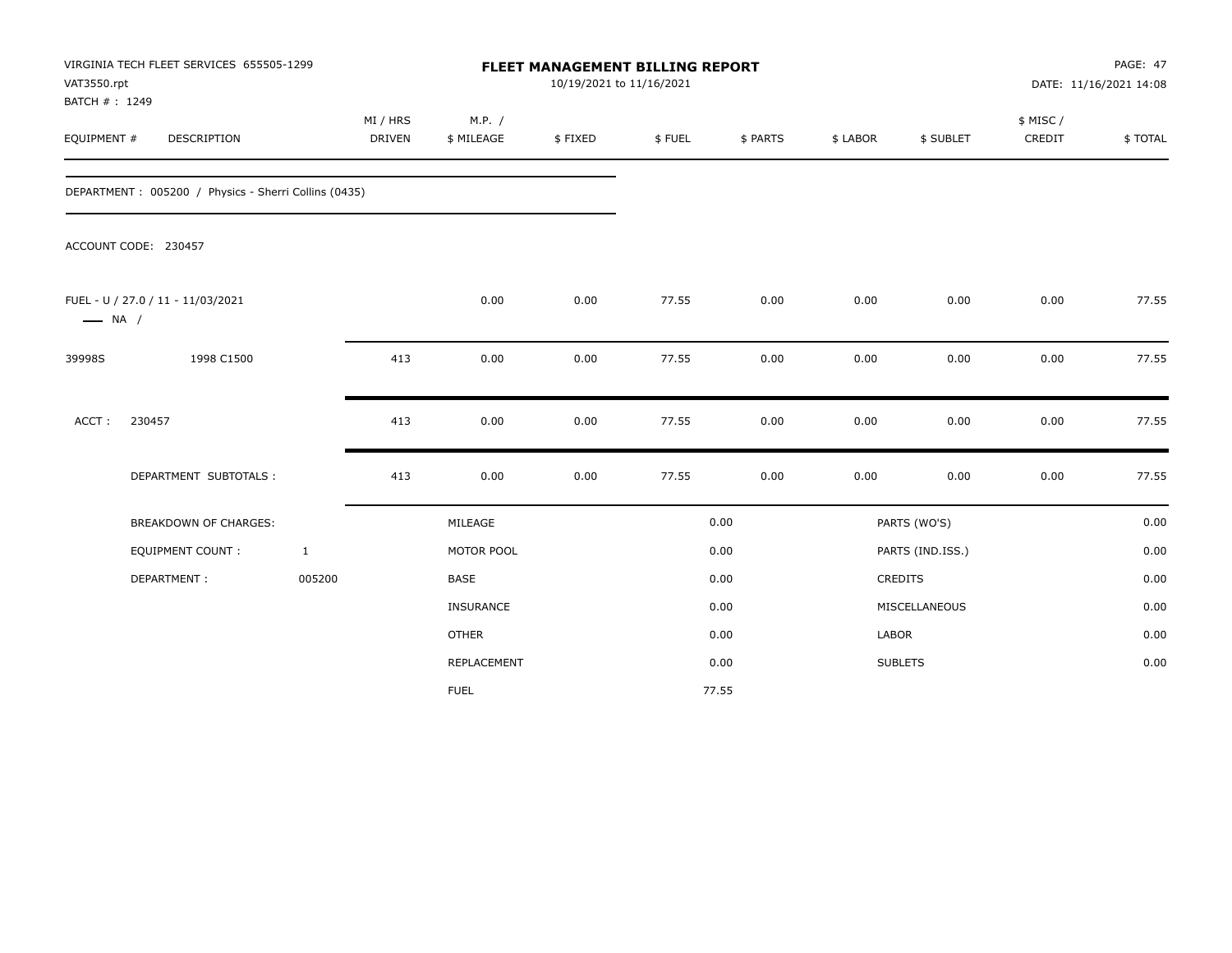VIRGINIA TECH FLEET SERVICES 655505-1299
VAT3550.rpt
BATCH # : 1249

# FLEET MANAGEMENT BILLING REPORT

10/19/2021 to 11/16/2021

PAGE: 47
DATE: 11/16/2021 14:08

| EQUIPMENT # | DESCRIPTION | MI / HRS DRIVEN | M.P. / $ MILEAGE | $ FIXED | $ FUEL | $ PARTS | $ LABOR | $ SUBLET | $ MISC / CREDIT | $ TOTAL |
|---|---|---|---|---|---|---|---|---|---|---|
| DEPARTMENT : 005200 / Physics - Sherri Collins (0435) | | | | | | | | | | |
| ACCOUNT CODE: 230457 | | | | | | | | | | |
| FUEL - U / 27.0 / 11 - 11/03/2021 —— NA / | | | 0.00 | 0.00 | 77.55 | 0.00 | 0.00 | 0.00 | 0.00 | 77.55 |
| 39998S | 1998 C1500 | 413 | 0.00 | 0.00 | 77.55 | 0.00 | 0.00 | 0.00 | 0.00 | 77.55 |
| ACCT : | 230457 | 413 | 0.00 | 0.00 | 77.55 | 0.00 | 0.00 | 0.00 | 0.00 | 77.55 |
| | DEPARTMENT SUBTOTALS : | 413 | 0.00 | 0.00 | 77.55 | 0.00 | 0.00 | 0.00 | 0.00 | 77.55 |

| | | | | | |
|---|---|---|---|---|---|
| BREAKDOWN OF CHARGES: | | MILEAGE | 0.00 | PARTS (WO'S) | 0.00 |
| EQUIPMENT COUNT : | 1 | MOTOR POOL | 0.00 | PARTS (IND.ISS.) | 0.00 |
| DEPARTMENT : | 005200 | BASE | 0.00 | CREDITS | 0.00 |
| | | INSURANCE | 0.00 | MISCELLANEOUS | 0.00 |
| | | OTHER | 0.00 | LABOR | 0.00 |
| | | REPLACEMENT | 0.00 | SUBLETS | 0.00 |
| | | FUEL | 77.55 | | |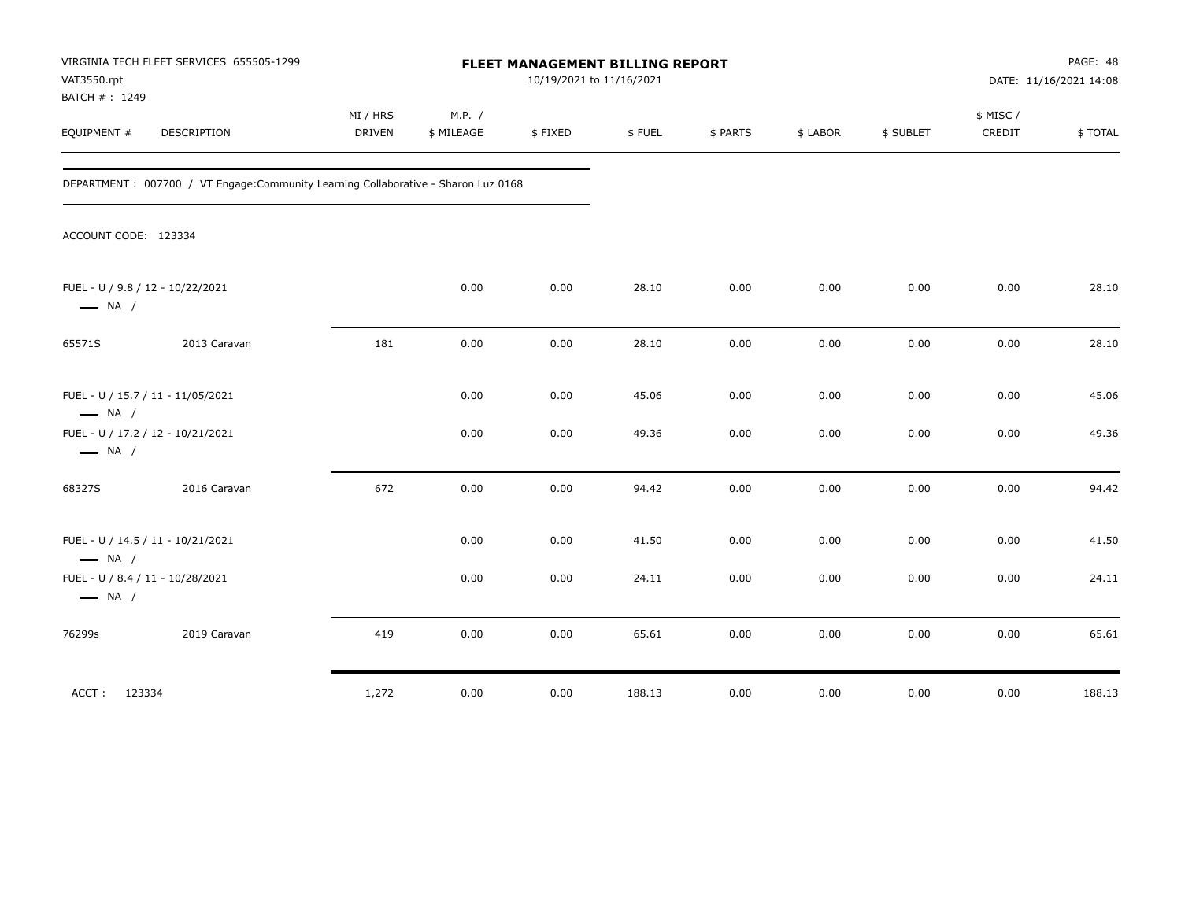VIRGINIA TECH FLEET SERVICES 655505-1299
VAT3550.rpt
BATCH # : 1249

**FLEET MANAGEMENT BILLING REPORT**
10/19/2021 to 11/16/2021

PAGE: 48
DATE: 11/16/2021 14:08

DEPARTMENT : 007700 / VT Engage:Community Learning Collaborative - Sharon Luz 0168

ACCOUNT CODE: 123334

| EQUIPMENT # | DESCRIPTION | MI / HRS DRIVEN | M.P. / $ MILEAGE | $ FIXED | $ FUEL | $ PARTS | $ LABOR | $ SUBLET | $ MISC / CREDIT | $ TOTAL |
|---|---|---|---|---|---|---|---|---|---|---|
| FUEL - U / 9.8 / 12 - 10/22/2021 — NA / | | | 0.00 | 0.00 | 28.10 | 0.00 | 0.00 | 0.00 | 0.00 | 28.10 |
| 65571S | 2013 Caravan | 181 | 0.00 | 0.00 | 28.10 | 0.00 | 0.00 | 0.00 | 0.00 | 28.10 |
| FUEL - U / 15.7 / 11 - 11/05/2021 — NA / | | | 0.00 | 0.00 | 45.06 | 0.00 | 0.00 | 0.00 | 0.00 | 45.06 |
| FUEL - U / 17.2 / 12 - 10/21/2021 — NA / | | | 0.00 | 0.00 | 49.36 | 0.00 | 0.00 | 0.00 | 0.00 | 49.36 |
| 68327S | 2016 Caravan | 672 | 0.00 | 0.00 | 94.42 | 0.00 | 0.00 | 0.00 | 0.00 | 94.42 |
| FUEL - U / 14.5 / 11 - 10/21/2021 — NA / | | | 0.00 | 0.00 | 41.50 | 0.00 | 0.00 | 0.00 | 0.00 | 41.50 |
| FUEL - U / 8.4 / 11 - 10/28/2021 — NA / | | | 0.00 | 0.00 | 24.11 | 0.00 | 0.00 | 0.00 | 0.00 | 24.11 |
| 76299s | 2019 Caravan | 419 | 0.00 | 0.00 | 65.61 | 0.00 | 0.00 | 0.00 | 0.00 | 65.61 |
| ACCT : 123334 | | 1,272 | 0.00 | 0.00 | 188.13 | 0.00 | 0.00 | 0.00 | 0.00 | 188.13 |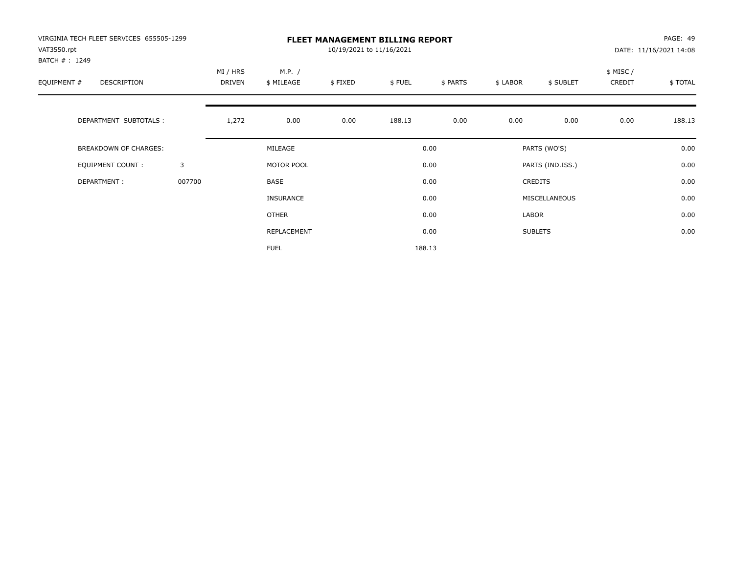VIRGINIA TECH FLEET SERVICES 655505-1299
VAT3550.rpt
BATCH # : 1249

# FLEET MANAGEMENT BILLING REPORT

10/19/2021 to 11/16/2021

DATE: 11/16/2021 14:08

| EQUIPMENT # | DESCRIPTION | MI / HRS DRIVEN | M.P. / $ MILEAGE | $ FIXED | $ FUEL | $ PARTS | $ LABOR | $ SUBLET | $ MISC / CREDIT | $ TOTAL |
|---|---|---|---|---|---|---|---|---|---|---|
| | DEPARTMENT SUBTOTALS : | 1,272 | 0.00 | 0.00 | 188.13 | 0.00 | 0.00 | 0.00 | 0.00 | 188.13 |

| BREAKDOWN OF CHARGES: | | | | | |
|---|---|---|---|---|---|
| EQUIPMENT COUNT : | 3 | MILEAGE | 0.00 | PARTS (WO'S) | 0.00 |
| DEPARTMENT : | 007700 | MOTOR POOL | 0.00 | PARTS (IND.ISS.) | 0.00 |
| | | BASE | 0.00 | CREDITS | 0.00 |
| | | INSURANCE | 0.00 | MISCELLANEOUS | 0.00 |
| | | OTHER | 0.00 | LABOR | 0.00 |
| | | REPLACEMENT | 0.00 | SUBLETS | 0.00 |
| | | FUEL | 188.13 | | |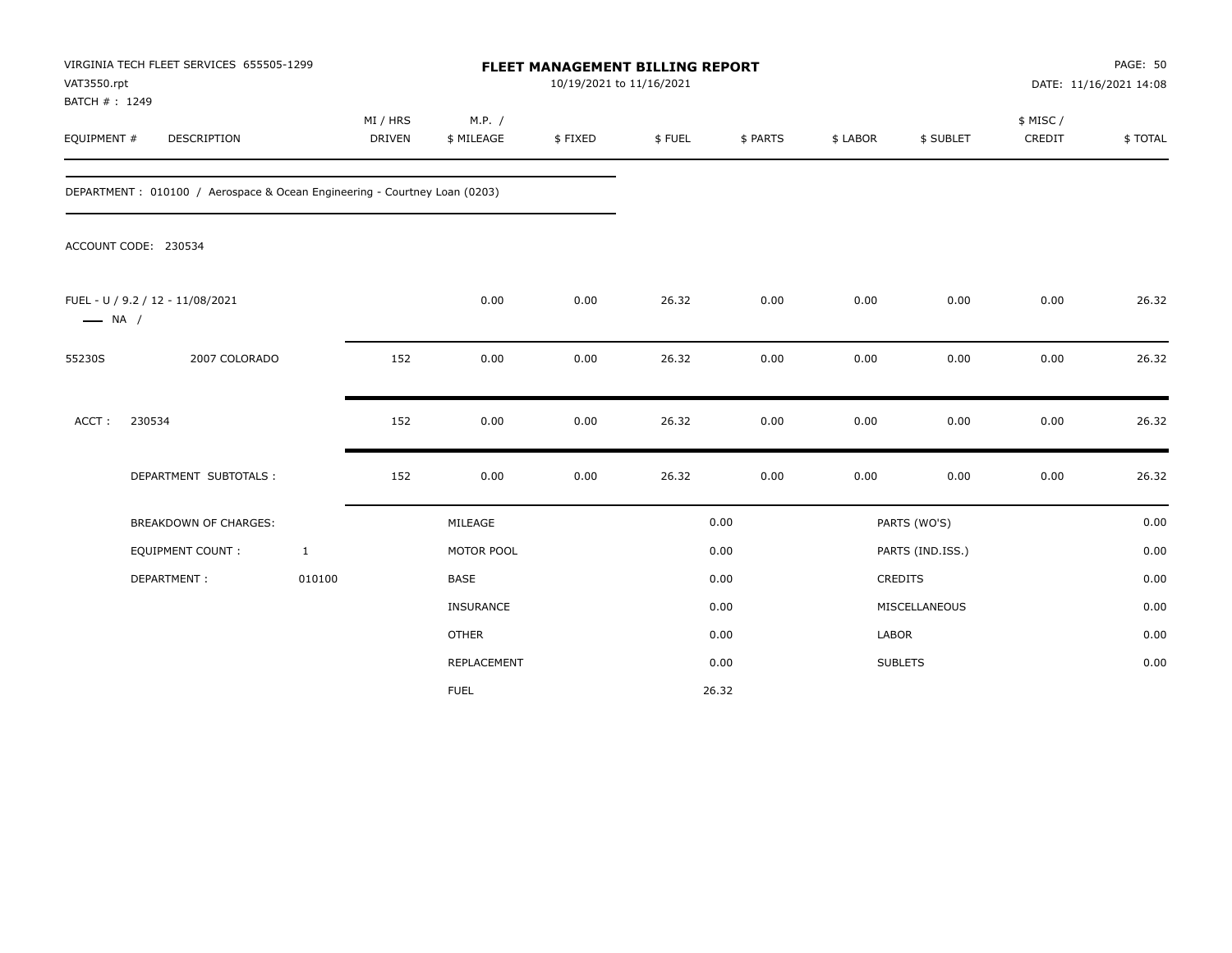VIRGINIA TECH FLEET SERVICES 655505-1299
VAT3550.rpt
BATCH # : 1249

# FLEET MANAGEMENT BILLING REPORT

10/19/2021 to 11/16/2021

DATE: 11/16/2021 14:08

| EQUIPMENT # | DESCRIPTION | MI / HRS DRIVEN | M.P. / $ MILEAGE | $ FIXED | $ FUEL | $ PARTS | $ LABOR | $ SUBLET | $ MISC / CREDIT | $ TOTAL |
|---|---|---|---|---|---|---|---|---|---|---|

DEPARTMENT : 010100 / Aerospace & Ocean Engineering - Courtney Loan (0203)

ACCOUNT CODE: 230534

| EQUIPMENT # | DESCRIPTION | MI / HRS DRIVEN | M.P. / $ MILEAGE | $ FIXED | $ FUEL | $ PARTS | $ LABOR | $ SUBLET | $ MISC / CREDIT | $ TOTAL |
|---|---|---|---|---|---|---|---|---|---|---|
| FUEL - U / 9.2 / 12 - 11/08/2021 —— NA / | | | 0.00 | 0.00 | 26.32 | 0.00 | 0.00 | 0.00 | 0.00 | 26.32 |
| 55230S | 2007 COLORADO | 152 | 0.00 | 0.00 | 26.32 | 0.00 | 0.00 | 0.00 | 0.00 | 26.32 |
| ACCT : | 230534 | 152 | 0.00 | 0.00 | 26.32 | 0.00 | 0.00 | 0.00 | 0.00 | 26.32 |
| | DEPARTMENT SUBTOTALS : | 152 | 0.00 | 0.00 | 26.32 | 0.00 | 0.00 | 0.00 | 0.00 | 26.32 |

| BREAKDOWN OF CHARGES: | | | | | |
|---|---|---|---|---|---|
| EQUIPMENT COUNT : | 1 | MILEAGE | 0.00 | PARTS (WO'S) | 0.00 |
| DEPARTMENT : | 010100 | MOTOR POOL | 0.00 | PARTS (IND.ISS.) | 0.00 |
| | | BASE | 0.00 | CREDITS | 0.00 |
| | | INSURANCE | 0.00 | MISCELLANEOUS | 0.00 |
| | | OTHER | 0.00 | LABOR | 0.00 |
| | | REPLACEMENT | 0.00 | SUBLETS | 0.00 |
| | | FUEL | 26.32 | | |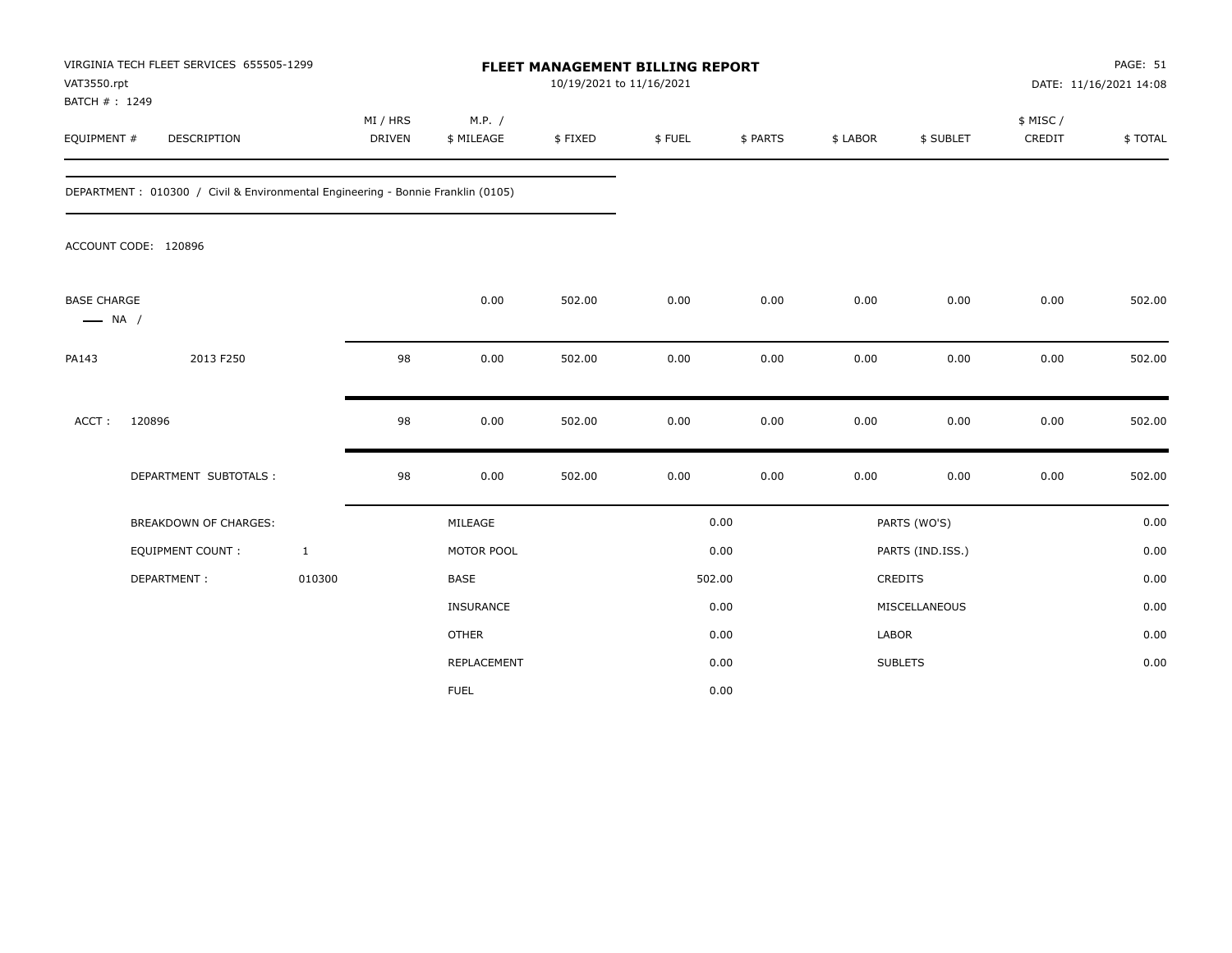VIRGINIA TECH FLEET SERVICES 655505-1299
VAT3550.rpt
BATCH # : 1249

**FLEET MANAGEMENT BILLING REPORT**
10/19/2021 to 11/16/2021

DATE: 11/16/2021 14:08

| EQUIPMENT # | DESCRIPTION | MI / HRS DRIVEN | M.P. / $ MILEAGE | $ FIXED | $ FUEL | $ PARTS | $ LABOR | $ SUBLET | $ MISC / CREDIT | $ TOTAL |
|---|---|---|---|---|---|---|---|---|---|---|

DEPARTMENT : 010300 / Civil & Environmental Engineering - Bonnie Franklin (0105)

ACCOUNT CODE: 120896

| EQUIPMENT # | DESCRIPTION | MI / HRS DRIVEN | M.P. / $ MILEAGE | $ FIXED | $ FUEL | $ PARTS | $ LABOR | $ SUBLET | $ MISC / CREDIT | $ TOTAL |
|---|---|---|---|---|---|---|---|---|---|---|
| BASE CHARGE — NA / | | | 0.00 | 502.00 | 0.00 | 0.00 | 0.00 | 0.00 | 0.00 | 502.00 |
| PA143 | 2013 F250 | 98 | 0.00 | 502.00 | 0.00 | 0.00 | 0.00 | 0.00 | 0.00 | 502.00 |
| ACCT : | 120896 | 98 | 0.00 | 502.00 | 0.00 | 0.00 | 0.00 | 0.00 | 0.00 | 502.00 |
| | DEPARTMENT SUBTOTALS : | 98 | 0.00 | 502.00 | 0.00 | 0.00 | 0.00 | 0.00 | 0.00 | 502.00 |

| BREAKDOWN OF CHARGES: | | | | | |
|---|---|---|---|---|---|
| EQUIPMENT COUNT : | 1 | MILEAGE | 0.00 | PARTS (WO'S) | 0.00 |
| DEPARTMENT : | 010300 | MOTOR POOL | 0.00 | PARTS (IND.ISS.) | 0.00 |
| | | BASE | 502.00 | CREDITS | 0.00 |
| | | INSURANCE | 0.00 | MISCELLANEOUS | 0.00 |
| | | OTHER | 0.00 | LABOR | 0.00 |
| | | REPLACEMENT | 0.00 | SUBLETS | 0.00 |
| | | FUEL | 0.00 | | |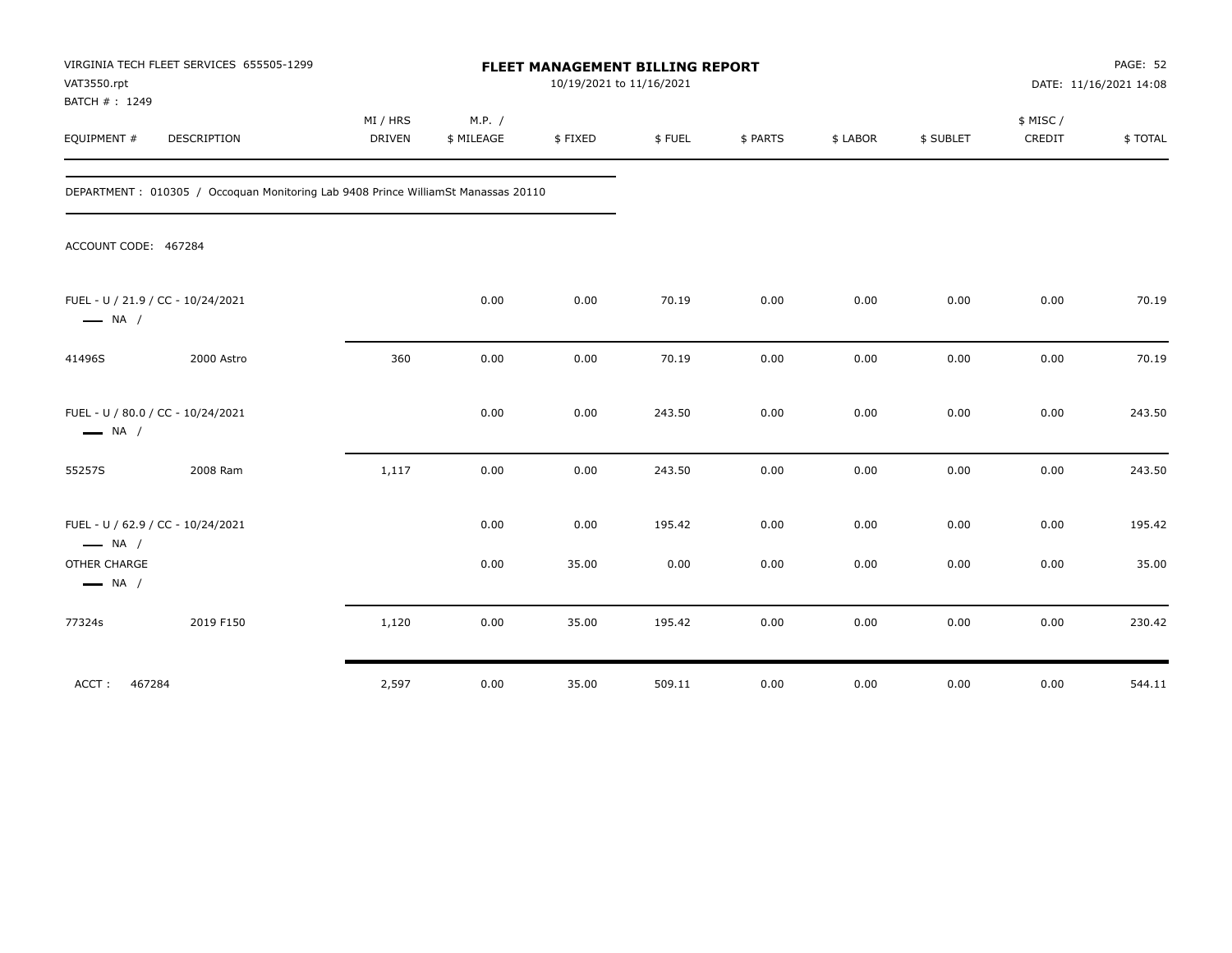VIRGINIA TECH FLEET SERVICES 655505-1299
VAT3550.rpt
BATCH # : 1249

# FLEET MANAGEMENT BILLING REPORT

10/19/2021 to 11/16/2021

DATE: 11/16/2021 14:08

| EQUIPMENT # | DESCRIPTION | MI / HRS DRIVEN | M.P. / $ MILEAGE | $ FIXED | $ FUEL | $ PARTS | $ LABOR | $ SUBLET | $ MISC / CREDIT | $ TOTAL |
|---|---|---|---|---|---|---|---|---|---|---|

DEPARTMENT : 010305 / Occoquan Monitoring Lab 9408 Prince WilliamSt Manassas 20110

ACCOUNT CODE: 467284

| EQUIPMENT # | DESCRIPTION | MI / HRS DRIVEN | M.P. / $ MILEAGE | $ FIXED | $ FUEL | $ PARTS | $ LABOR | $ SUBLET | $ MISC / CREDIT | $ TOTAL |
|---|---|---|---|---|---|---|---|---|---|---|
| FUEL - U / 21.9 / CC - 10/24/2021 — NA / | | | 0.00 | 0.00 | 70.19 | 0.00 | 0.00 | 0.00 | 0.00 | 70.19 |
| 41496S | 2000 Astro | 360 | 0.00 | 0.00 | 70.19 | 0.00 | 0.00 | 0.00 | 0.00 | 70.19 |
| FUEL - U / 80.0 / CC - 10/24/2021 — NA / | | | 0.00 | 0.00 | 243.50 | 0.00 | 0.00 | 0.00 | 0.00 | 243.50 |
| 55257S | 2008 Ram | 1,117 | 0.00 | 0.00 | 243.50 | 0.00 | 0.00 | 0.00 | 0.00 | 243.50 |
| FUEL - U / 62.9 / CC - 10/24/2021 — NA / | | | 0.00 | 0.00 | 195.42 | 0.00 | 0.00 | 0.00 | 0.00 | 195.42 |
| OTHER CHARGE — NA / | | | 0.00 | 35.00 | 0.00 | 0.00 | 0.00 | 0.00 | 0.00 | 35.00 |
| 77324s | 2019 F150 | 1,120 | 0.00 | 35.00 | 195.42 | 0.00 | 0.00 | 0.00 | 0.00 | 230.42 |
| ACCT : 467284 | | 2,597 | 0.00 | 35.00 | 509.11 | 0.00 | 0.00 | 0.00 | 0.00 | 544.11 |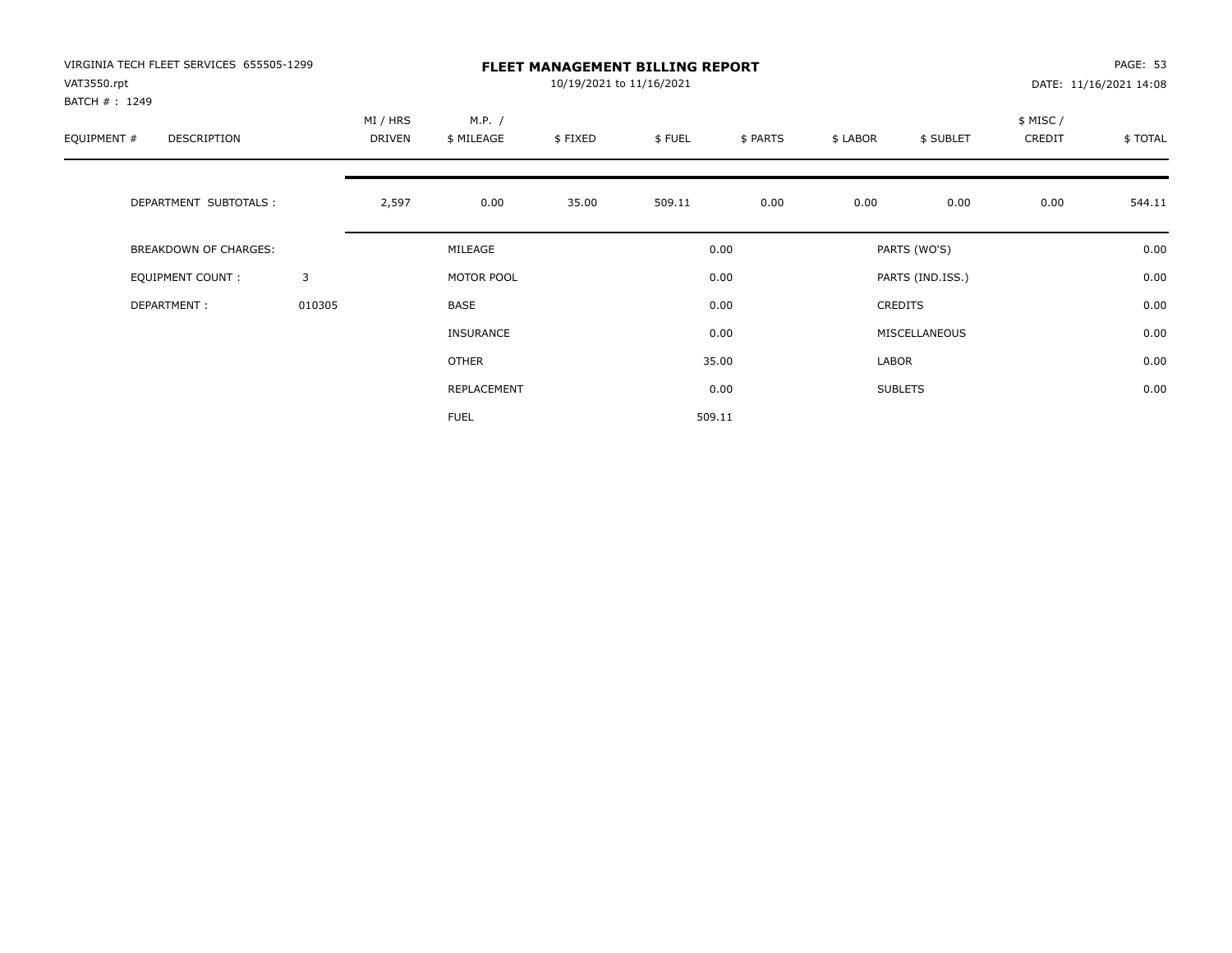VIRGINIA TECH FLEET SERVICES 655505-1299
VAT3550.rpt
BATCH # : 1249

# FLEET MANAGEMENT BILLING REPORT

10/19/2021 to 11/16/2021

PAGE: 53
DATE: 11/16/2021 14:08

| EQUIPMENT # | DESCRIPTION | MI / HRS DRIVEN | M.P. / $ MILEAGE | $ FIXED | $ FUEL | $ PARTS | $ LABOR | $ SUBLET | $ MISC / CREDIT | $ TOTAL |
|---|---|---|---|---|---|---|---|---|---|---|
| | DEPARTMENT SUBTOTALS : | 2,597 | 0.00 | 35.00 | 509.11 | 0.00 | 0.00 | 0.00 | 0.00 | 544.11 |

| | | | | | |
|---|---|---|---|---|---|
| BREAKDOWN OF CHARGES: | | MILEAGE | 0.00 | PARTS (WO'S) | 0.00 |
| EQUIPMENT COUNT : | 3 | MOTOR POOL | 0.00 | PARTS (IND.ISS.) | 0.00 |
| DEPARTMENT : | 010305 | BASE | 0.00 | CREDITS | 0.00 |
| | | INSURANCE | 0.00 | MISCELLANEOUS | 0.00 |
| | | OTHER | 35.00 | LABOR | 0.00 |
| | | REPLACEMENT | 0.00 | SUBLETS | 0.00 |
| | | FUEL | 509.11 | | |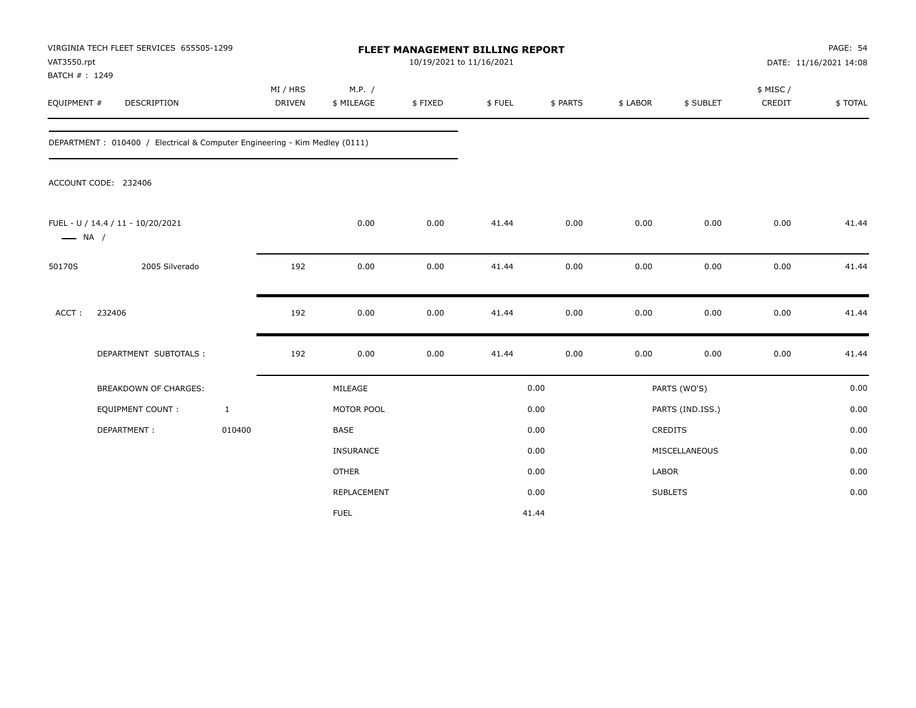VIRGINIA TECH FLEET SERVICES 655505-1299
VAT3550.rpt
BATCH # : 1249

# FLEET MANAGEMENT BILLING REPORT

10/19/2021 to 11/16/2021

PAGE: 54
DATE: 11/16/2021 14:08

| EQUIPMENT # | DESCRIPTION | MI / HRS DRIVEN | M.P. / $ MILEAGE | $ FIXED | $ FUEL | $ PARTS | $ LABOR | $ SUBLET | $ MISC / CREDIT | $ TOTAL |
|---|---|---|---|---|---|---|---|---|---|---|

DEPARTMENT : 010400 / Electrical & Computer Engineering - Kim Medley (0111)

ACCOUNT CODE: 232406

| EQUIPMENT # | DESCRIPTION | MI / HRS DRIVEN | M.P. / $ MILEAGE | $ FIXED | $ FUEL | $ PARTS | $ LABOR | $ SUBLET | $ MISC / CREDIT | $ TOTAL |
|---|---|---|---|---|---|---|---|---|---|---|
| FUEL - U / 14.4 / 11 - 10/20/2021 —— NA / | | | 0.00 | 0.00 | 41.44 | 0.00 | 0.00 | 0.00 | 0.00 | 41.44 |
| 50170S | 2005 Silverado | 192 | 0.00 | 0.00 | 41.44 | 0.00 | 0.00 | 0.00 | 0.00 | 41.44 |
| ACCT : | 232406 | 192 | 0.00 | 0.00 | 41.44 | 0.00 | 0.00 | 0.00 | 0.00 | 41.44 |
| | DEPARTMENT SUBTOTALS : | 192 | 0.00 | 0.00 | 41.44 | 0.00 | 0.00 | 0.00 | 0.00 | 41.44 |

| BREAKDOWN OF CHARGES: | | | | | |
|---|---|---|---|---|---|
| EQUIPMENT COUNT : | 1 | MILEAGE | 0.00 | PARTS (WO'S) | 0.00 |
| DEPARTMENT : | 010400 | MOTOR POOL | 0.00 | PARTS (IND.ISS.) | 0.00 |
| | | BASE | 0.00 | CREDITS | 0.00 |
| | | INSURANCE | 0.00 | MISCELLANEOUS | 0.00 |
| | | OTHER | 0.00 | LABOR | 0.00 |
| | | REPLACEMENT | 0.00 | SUBLETS | 0.00 |
| | | FUEL | 41.44 | | |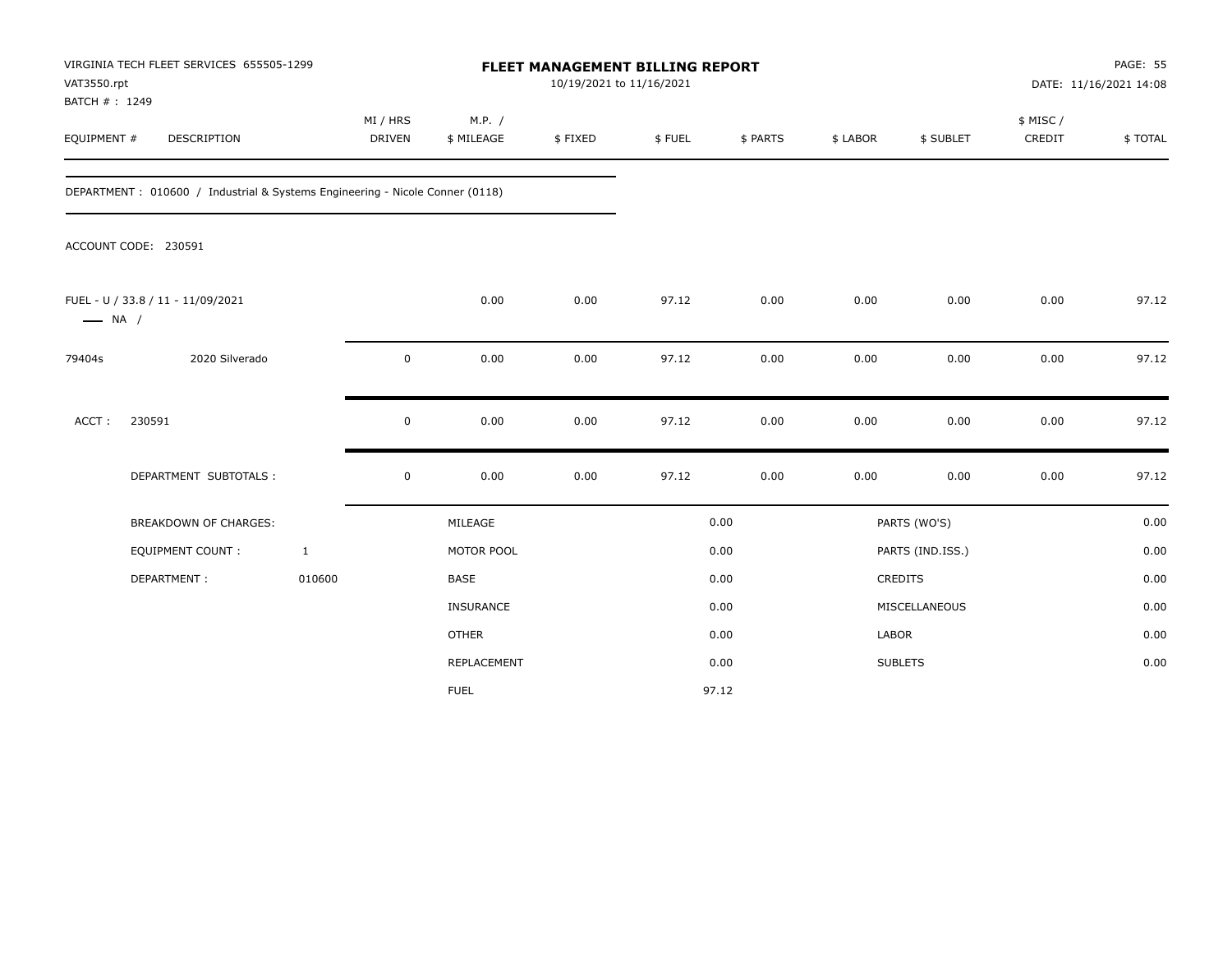VIRGINIA TECH FLEET SERVICES 655505-1299
VAT3550.rpt
BATCH # : 1249

# FLEET MANAGEMENT BILLING REPORT

10/19/2021 to 11/16/2021

DATE: 11/16/2021 14:08

| EQUIPMENT # | DESCRIPTION | MI / HRS DRIVEN | M.P. / $ MILEAGE | $ FIXED | $ FUEL | $ PARTS | $ LABOR | $ SUBLET | $ MISC / CREDIT | $ TOTAL |
|---|---|---|---|---|---|---|---|---|---|---|
| DEPARTMENT : 010600 / Industrial & Systems Engineering - Nicole Conner (0118) | | | | | | | | | | |
| ACCOUNT CODE: 230591 | | | | | | | | | | |
| FUEL - U / 33.8 / 11 - 11/09/2021 —— NA / | | | 0.00 | 0.00 | 97.12 | 0.00 | 0.00 | 0.00 | 0.00 | 97.12 |
| 79404s | 2020 Silverado | 0 | 0.00 | 0.00 | 97.12 | 0.00 | 0.00 | 0.00 | 0.00 | 97.12 |
| ACCT : | 230591 | 0 | 0.00 | 0.00 | 97.12 | 0.00 | 0.00 | 0.00 | 0.00 | 97.12 |
| | DEPARTMENT SUBTOTALS : | 0 | 0.00 | 0.00 | 97.12 | 0.00 | 0.00 | 0.00 | 0.00 | 97.12 |

| BREAKDOWN OF CHARGES: | | | | | |
|---|---|---|---|---|---|
| EQUIPMENT COUNT : | 1 | MILEAGE | 0.00 | PARTS (WO'S) | 0.00 |
| DEPARTMENT : | 010600 | MOTOR POOL | 0.00 | PARTS (IND.ISS.) | 0.00 |
| | | BASE | 0.00 | CREDITS | 0.00 |
| | | INSURANCE | 0.00 | MISCELLANEOUS | 0.00 |
| | | OTHER | 0.00 | LABOR | 0.00 |
| | | REPLACEMENT | 0.00 | SUBLETS | 0.00 |
| | | FUEL | 97.12 | | |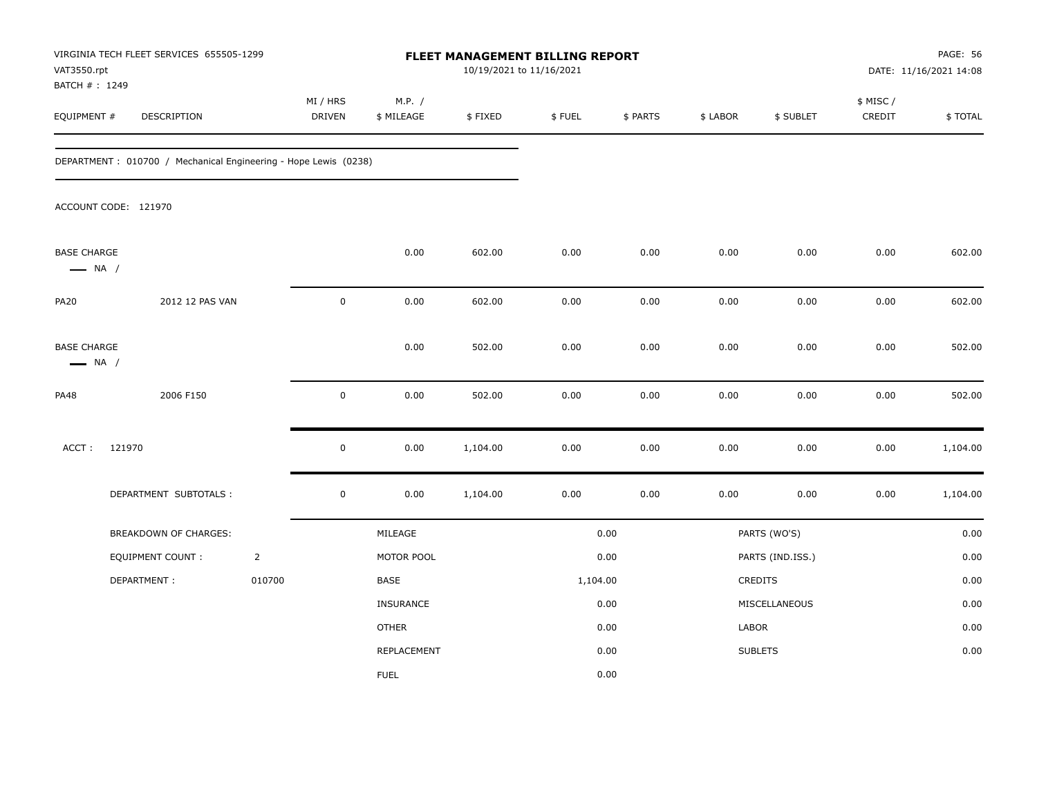VIRGINIA TECH FLEET SERVICES 655505-1299
VAT3550.rpt
BATCH # : 1249

# FLEET MANAGEMENT BILLING REPORT

10/19/2021 to 11/16/2021

PAGE: 56
DATE: 11/16/2021 14:08

| EQUIPMENT # | DESCRIPTION | MI / HRS DRIVEN | M.P. / $ MILEAGE | $ FIXED | $ FUEL | $ PARTS | $ LABOR | $ SUBLET | $ MISC / CREDIT | $ TOTAL |
|---|---|---|---|---|---|---|---|---|---|---|
| DEPARTMENT : 010700 / Mechanical Engineering - Hope Lewis (0238) | | | | | | | | | | |
| ACCOUNT CODE: 121970 | | | | | | | | | | |
| BASE CHARGE — NA / | | | 0.00 | 602.00 | 0.00 | 0.00 | 0.00 | 0.00 | 0.00 | 602.00 |
| PA20 | 2012 12 PAS VAN | 0 | 0.00 | 602.00 | 0.00 | 0.00 | 0.00 | 0.00 | 0.00 | 602.00 |
| BASE CHARGE — NA / | | | 0.00 | 502.00 | 0.00 | 0.00 | 0.00 | 0.00 | 0.00 | 502.00 |
| PA48 | 2006 F150 | 0 | 0.00 | 502.00 | 0.00 | 0.00 | 0.00 | 0.00 | 0.00 | 502.00 |
| ACCT : 121970 | | 0 | 0.00 | 1,104.00 | 0.00 | 0.00 | 0.00 | 0.00 | 0.00 | 1,104.00 |
| | DEPARTMENT SUBTOTALS : | 0 | 0.00 | 1,104.00 | 0.00 | 0.00 | 0.00 | 0.00 | 0.00 | 1,104.00 |

| BREAKDOWN OF CHARGES: | | | | | |
|---|---|---|---|---|---|
| EQUIPMENT COUNT : | 2 | MILEAGE | 0.00 | PARTS (WO'S) | 0.00 |
| DEPARTMENT : | 010700 | MOTOR POOL | 0.00 | PARTS (IND.ISS.) | 0.00 |
| | | BASE | 1,104.00 | CREDITS | 0.00 |
| | | INSURANCE | 0.00 | MISCELLANEOUS | 0.00 |
| | | OTHER | 0.00 | LABOR | 0.00 |
| | | REPLACEMENT | 0.00 | SUBLETS | 0.00 |
| | | FUEL | 0.00 | | |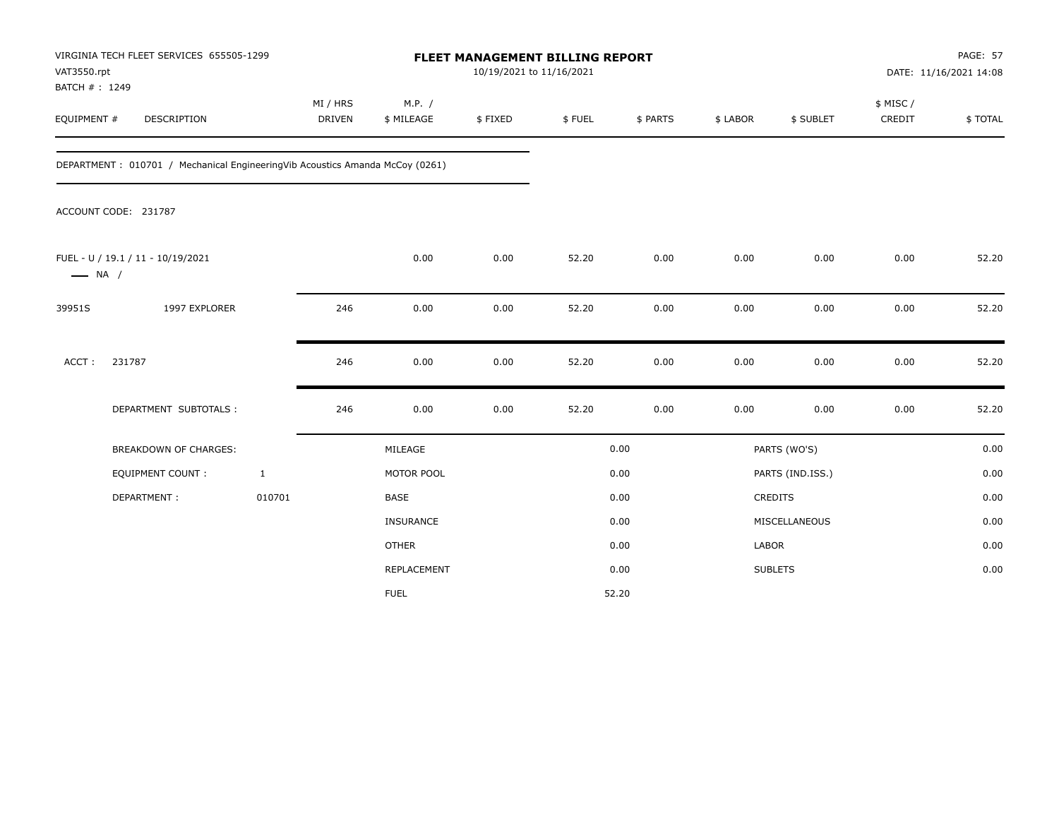VIRGINIA TECH FLEET SERVICES 655505-1299
VAT3550.rpt
BATCH # : 1249

# FLEET MANAGEMENT BILLING REPORT

10/19/2021 to 11/16/2021

PAGE: 57
DATE: 11/16/2021 14:08

| EQUIPMENT # | DESCRIPTION | MI / HRS DRIVEN | M.P. / $ MILEAGE | $ FIXED | $ FUEL | $ PARTS | $ LABOR | $ SUBLET | $ MISC / CREDIT | $ TOTAL |
|---|---|---|---|---|---|---|---|---|---|---|

DEPARTMENT : 010701 / Mechanical EngineeringVib Acoustics Amanda McCoy (0261)

ACCOUNT CODE: 231787

| EQUIPMENT # | DESCRIPTION | MI / HRS DRIVEN | M.P. / $ MILEAGE | $ FIXED | $ FUEL | $ PARTS | $ LABOR | $ SUBLET | $ MISC / CREDIT | $ TOTAL |
|---|---|---|---|---|---|---|---|---|---|---|
| FUEL - U / 19.1 / 11 - 10/19/2021 —— NA / | | | 0.00 | 0.00 | 52.20 | 0.00 | 0.00 | 0.00 | 0.00 | 52.20 |
| 39951S | 1997 EXPLORER | 246 | 0.00 | 0.00 | 52.20 | 0.00 | 0.00 | 0.00 | 0.00 | 52.20 |
| ACCT : 231787 | | 246 | 0.00 | 0.00 | 52.20 | 0.00 | 0.00 | 0.00 | 0.00 | 52.20 |
| | DEPARTMENT SUBTOTALS : | 246 | 0.00 | 0.00 | 52.20 | 0.00 | 0.00 | 0.00 | 0.00 | 52.20 |

| BREAKDOWN OF CHARGES: | | | | | |
|---|---|---|---|---|---|
| EQUIPMENT COUNT : | 1 | MILEAGE | 0.00 | PARTS (WO'S) | 0.00 |
| DEPARTMENT : | 010701 | MOTOR POOL | 0.00 | PARTS (IND.ISS.) | 0.00 |
| | | BASE | 0.00 | CREDITS | 0.00 |
| | | INSURANCE | 0.00 | MISCELLANEOUS | 0.00 |
| | | OTHER | 0.00 | LABOR | 0.00 |
| | | REPLACEMENT | 0.00 | SUBLETS | 0.00 |
| | | FUEL | 52.20 | | |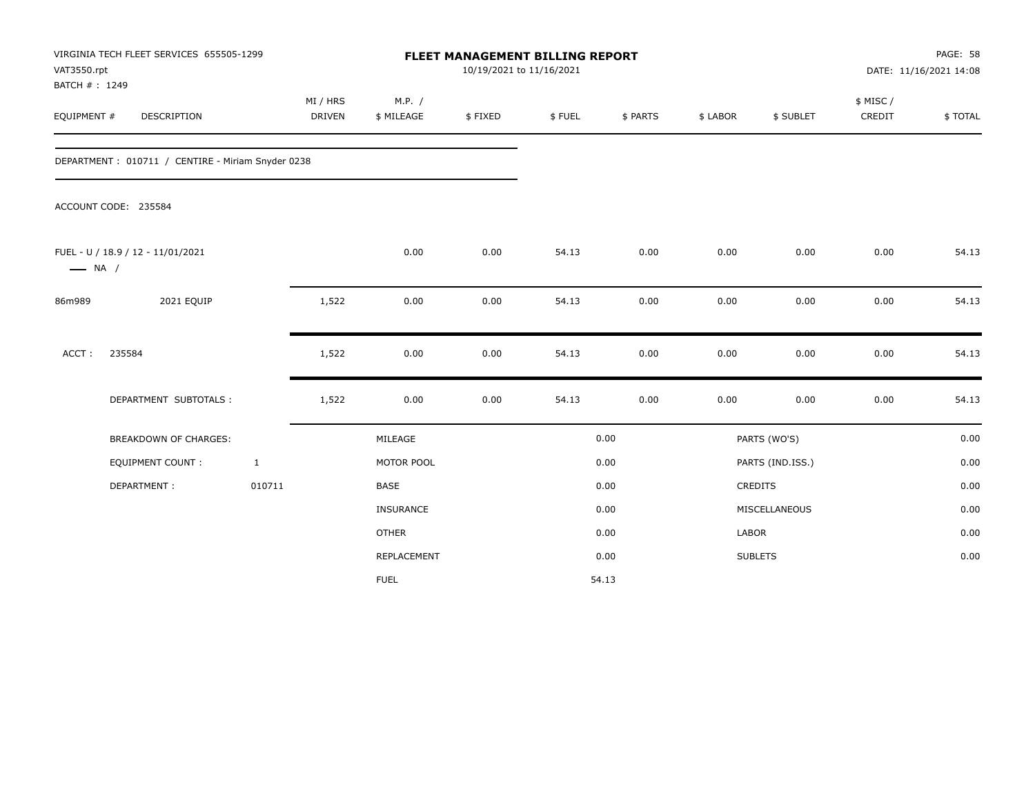VIRGINIA TECH FLEET SERVICES 655505-1299
VAT3550.rpt
BATCH # : 1249

# FLEET MANAGEMENT BILLING REPORT

10/19/2021 to 11/16/2021

PAGE: 58
DATE: 11/16/2021 14:08

| EQUIPMENT # | DESCRIPTION | MI / HRS DRIVEN | M.P. / $ MILEAGE | $ FIXED | $ FUEL | $ PARTS | $ LABOR | $ SUBLET | $ MISC / CREDIT | $ TOTAL |
|---|---|---|---|---|---|---|---|---|---|---|
| DEPARTMENT : 010711 / CENTIRE - Miriam Snyder 0238 | | | | | | | | | | |
| ACCOUNT CODE: 235584 | | | | | | | | | | |
| FUEL - U / 18.9 / 12 - 11/01/2021 — NA / | | | 0.00 | 0.00 | 54.13 | 0.00 | 0.00 | 0.00 | 0.00 | 54.13 |
| 86m989 | 2021 EQUIP | 1,522 | 0.00 | 0.00 | 54.13 | 0.00 | 0.00 | 0.00 | 0.00 | 54.13 |
| ACCT : | 235584 | 1,522 | 0.00 | 0.00 | 54.13 | 0.00 | 0.00 | 0.00 | 0.00 | 54.13 |
| | DEPARTMENT SUBTOTALS : | 1,522 | 0.00 | 0.00 | 54.13 | 0.00 | 0.00 | 0.00 | 0.00 | 54.13 |

| BREAKDOWN OF CHARGES: | | | | | |
|---|---|---|---|---|---|
| EQUIPMENT COUNT : | 1 | MILEAGE | 0.00 | PARTS (WO'S) | 0.00 |
| DEPARTMENT : | 010711 | MOTOR POOL | 0.00 | PARTS (IND.ISS.) | 0.00 |
| | | BASE | 0.00 | CREDITS | 0.00 |
| | | INSURANCE | 0.00 | MISCELLANEOUS | 0.00 |
| | | OTHER | 0.00 | LABOR | 0.00 |
| | | REPLACEMENT | 0.00 | SUBLETS | 0.00 |
| | | FUEL | 54.13 | | |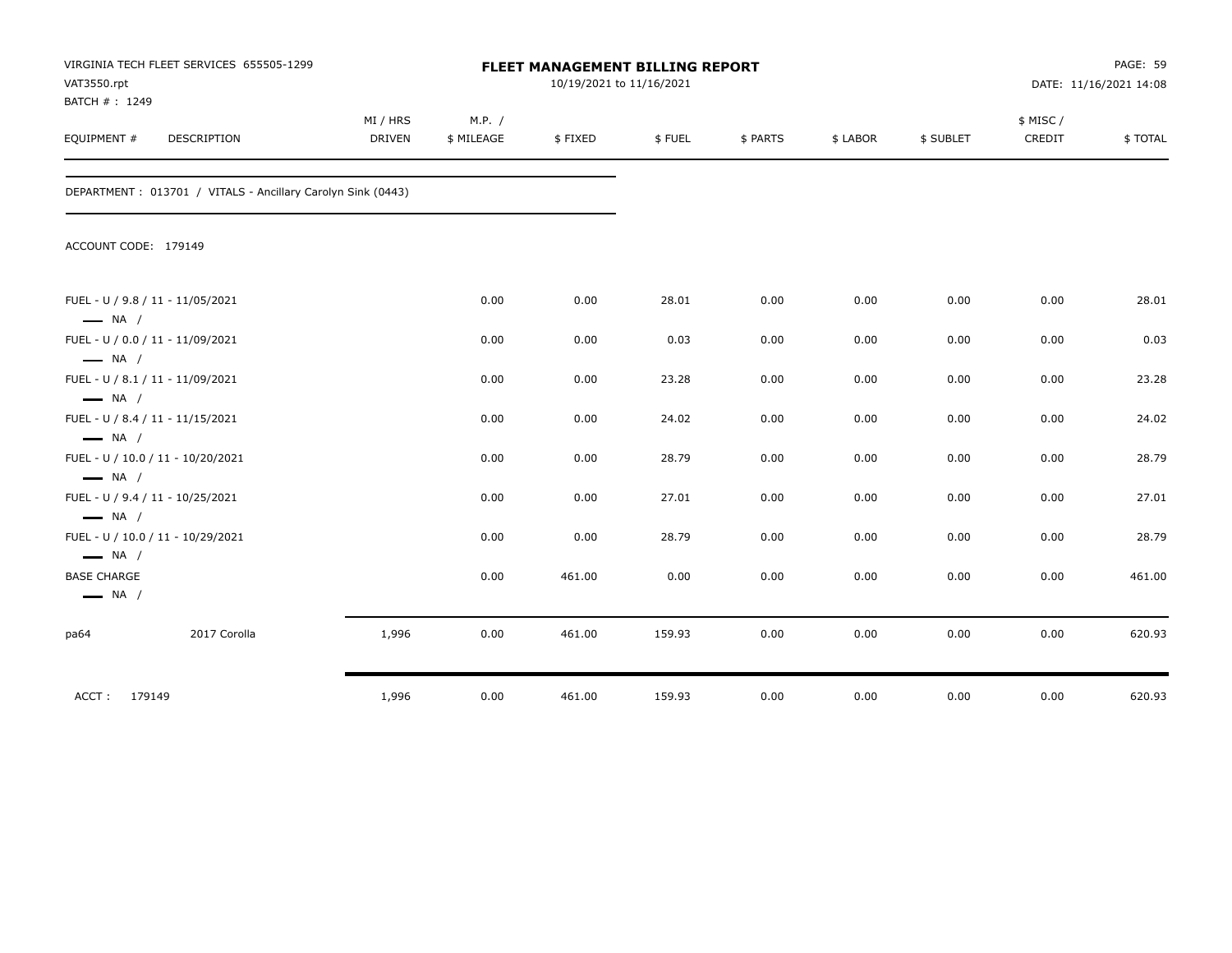VIRGINIA TECH FLEET SERVICES 655505-1299
VAT3550.rpt
BATCH # : 1249

**FLEET MANAGEMENT BILLING REPORT**
10/19/2021 to 11/16/2021

DATE: 11/16/2021 14:08

DEPARTMENT : 013701 / VITALS - Ancillary Carolyn Sink (0443)

ACCOUNT CODE: 179149

| EQUIPMENT # | DESCRIPTION | MI / HRS DRIVEN | M.P. / $ MILEAGE | $ FIXED | $ FUEL | $ PARTS | $ LABOR | $ SUBLET | $ MISC / CREDIT | $ TOTAL |
|---|---|---|---|---|---|---|---|---|---|---|
| FUEL - U / 9.8 / 11 - 11/05/2021 — NA / | | | 0.00 | 0.00 | 28.01 | 0.00 | 0.00 | 0.00 | 0.00 | 28.01 |
| FUEL - U / 0.0 / 11 - 11/09/2021 — NA / | | | 0.00 | 0.00 | 0.03 | 0.00 | 0.00 | 0.00 | 0.00 | 0.03 |
| FUEL - U / 8.1 / 11 - 11/09/2021 — NA / | | | 0.00 | 0.00 | 23.28 | 0.00 | 0.00 | 0.00 | 0.00 | 23.28 |
| FUEL - U / 8.4 / 11 - 11/15/2021 — NA / | | | 0.00 | 0.00 | 24.02 | 0.00 | 0.00 | 0.00 | 0.00 | 24.02 |
| FUEL - U / 10.0 / 11 - 10/20/2021 — NA / | | | 0.00 | 0.00 | 28.79 | 0.00 | 0.00 | 0.00 | 0.00 | 28.79 |
| FUEL - U / 9.4 / 11 - 10/25/2021 — NA / | | | 0.00 | 0.00 | 27.01 | 0.00 | 0.00 | 0.00 | 0.00 | 27.01 |
| FUEL - U / 10.0 / 11 - 10/29/2021 — NA / | | | 0.00 | 0.00 | 28.79 | 0.00 | 0.00 | 0.00 | 0.00 | 28.79 |
| BASE CHARGE — NA / | | | 0.00 | 461.00 | 0.00 | 0.00 | 0.00 | 0.00 | 0.00 | 461.00 |
| pa64 | 2017 Corolla | 1,996 | 0.00 | 461.00 | 159.93 | 0.00 | 0.00 | 0.00 | 0.00 | 620.93 |
| ACCT : 179149 | | 1,996 | 0.00 | 461.00 | 159.93 | 0.00 | 0.00 | 0.00 | 0.00 | 620.93 |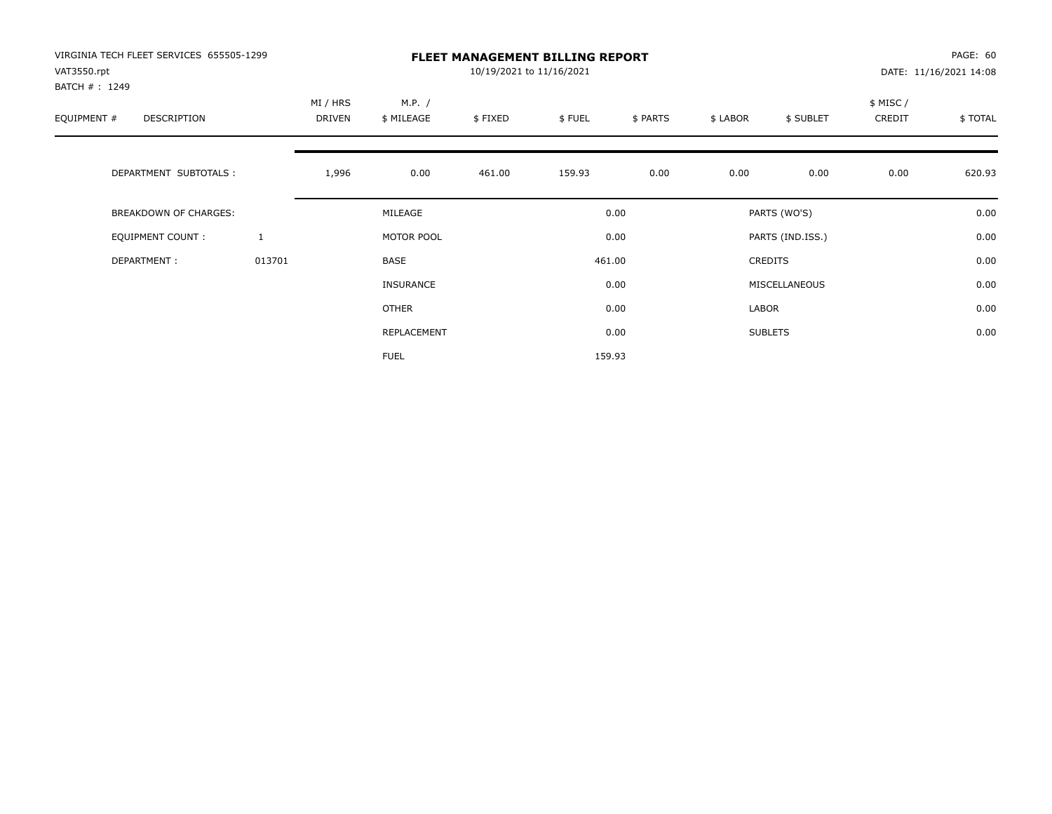VIRGINIA TECH FLEET SERVICES 655505-1299
VAT3550.rpt
BATCH # : 1249

# FLEET MANAGEMENT BILLING REPORT

10/19/2021 to 11/16/2021

PAGE: 60
DATE: 11/16/2021 14:08

| EQUIPMENT # | DESCRIPTION | MI / HRS DRIVEN | M.P. / $ MILEAGE | $ FIXED | $ FUEL | $ PARTS | $ LABOR | $ SUBLET | $ MISC / CREDIT | $ TOTAL |
|---|---|---|---|---|---|---|---|---|---|---|
| | DEPARTMENT SUBTOTALS : | 1,996 | 0.00 | 461.00 | 159.93 | 0.00 | 0.00 | 0.00 | 0.00 | 620.93 |

| BREAKDOWN OF CHARGES: | | | | | |
|---|---|---|---|---|---|
| EQUIPMENT COUNT : | 1 | MILEAGE | 0.00 | PARTS (WO'S) | 0.00 |
| DEPARTMENT : | 013701 | MOTOR POOL | 0.00 | PARTS (IND.ISS.) | 0.00 |
| | | BASE | 461.00 | CREDITS | 0.00 |
| | | INSURANCE | 0.00 | MISCELLANEOUS | 0.00 |
| | | OTHER | 0.00 | LABOR | 0.00 |
| | | REPLACEMENT | 0.00 | SUBLETS | 0.00 |
| | | FUEL | 159.93 | | |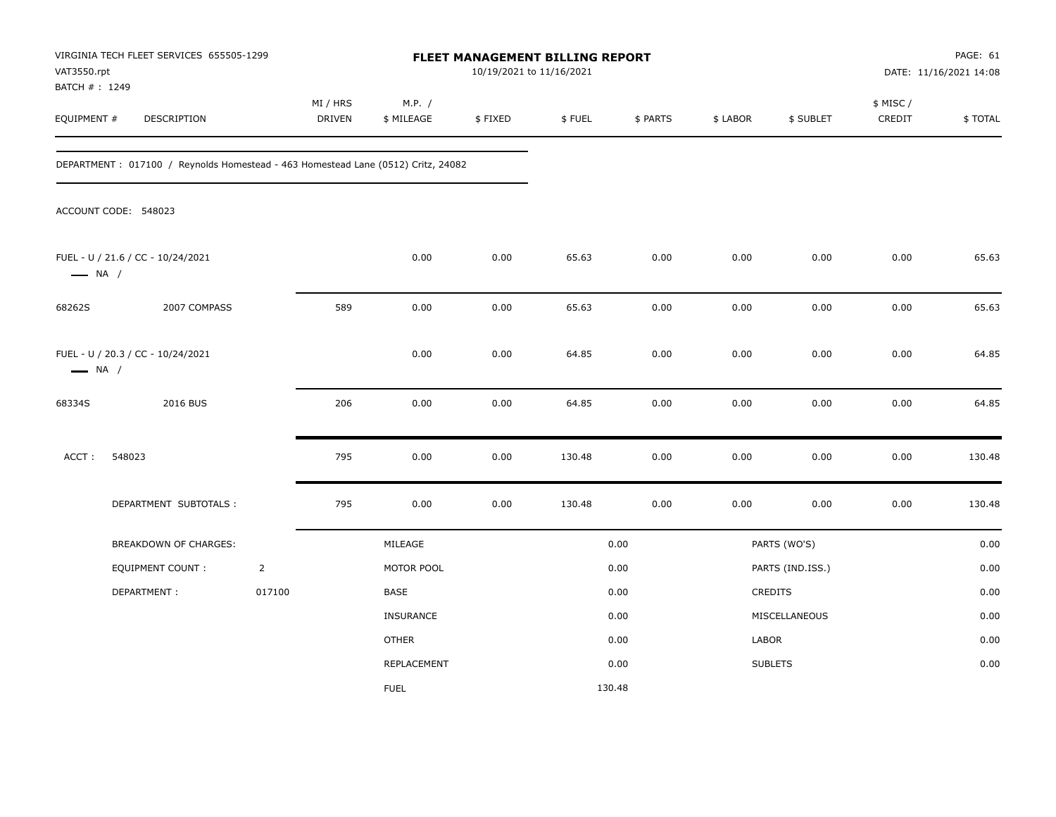VIRGINIA TECH FLEET SERVICES 655505-1299
VAT3550.rpt
BATCH # : 1249

# FLEET MANAGEMENT BILLING REPORT

10/19/2021 to 11/16/2021

PAGE: 61
DATE: 11/16/2021 14:08

| EQUIPMENT # | DESCRIPTION | MI / HRS DRIVEN | M.P. / $ MILEAGE | $ FIXED | $ FUEL | $ PARTS | $ LABOR | $ SUBLET | $ MISC / CREDIT | $ TOTAL |
|---|---|---|---|---|---|---|---|---|---|---|

DEPARTMENT : 017100 / Reynolds Homestead - 463 Homestead Lane (0512) Critz, 24082

ACCOUNT CODE: 548023

| EQUIPMENT # | DESCRIPTION | MI / HRS DRIVEN | M.P. / $ MILEAGE | $ FIXED | $ FUEL | $ PARTS | $ LABOR | $ SUBLET | $ MISC / CREDIT | $ TOTAL |
|---|---|---|---|---|---|---|---|---|---|---|
| FUEL - U / 21.6 / CC - 10/24/2021 — NA / | | | 0.00 | 0.00 | 65.63 | 0.00 | 0.00 | 0.00 | 0.00 | 65.63 |
| 68262S | 2007 COMPASS | 589 | 0.00 | 0.00 | 65.63 | 0.00 | 0.00 | 0.00 | 0.00 | 65.63 |
| FUEL - U / 20.3 / CC - 10/24/2021 — NA / | | | 0.00 | 0.00 | 64.85 | 0.00 | 0.00 | 0.00 | 0.00 | 64.85 |
| 68334S | 2016 BUS | 206 | 0.00 | 0.00 | 64.85 | 0.00 | 0.00 | 0.00 | 0.00 | 64.85 |
| ACCT : 548023 | | 795 | 0.00 | 0.00 | 130.48 | 0.00 | 0.00 | 0.00 | 0.00 | 130.48 |
| | DEPARTMENT SUBTOTALS : | 795 | 0.00 | 0.00 | 130.48 | 0.00 | 0.00 | 0.00 | 0.00 | 130.48 |

| BREAKDOWN OF CHARGES: | | | | | |
|---|---|---|---|---|---|
| EQUIPMENT COUNT : | 2 | MILEAGE | 0.00 | PARTS (WO'S) | 0.00 |
| DEPARTMENT : | 017100 | MOTOR POOL | 0.00 | PARTS (IND.ISS.) | 0.00 |
| | | BASE | 0.00 | CREDITS | 0.00 |
| | | INSURANCE | 0.00 | MISCELLANEOUS | 0.00 |
| | | OTHER | 0.00 | LABOR | 0.00 |
| | | REPLACEMENT | 0.00 | SUBLETS | 0.00 |
| | | FUEL | 130.48 | | |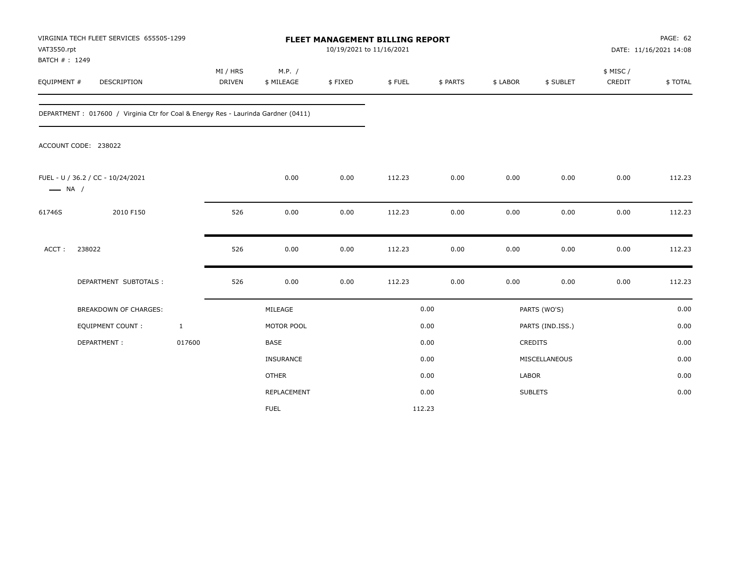VIRGINIA TECH FLEET SERVICES 655505-1299
VAT3550.rpt
BATCH # : 1249

**FLEET MANAGEMENT BILLING REPORT**
10/19/2021 to 11/16/2021

DATE: 11/16/2021 14:08

| EQUIPMENT # | DESCRIPTION | MI / HRS DRIVEN | M.P. / $ MILEAGE | $ FIXED | $ FUEL | $ PARTS | $ LABOR | $ SUBLET | $ MISC / CREDIT | $ TOTAL |
|---|---|---|---|---|---|---|---|---|---|---|

DEPARTMENT : 017600 / Virginia Ctr for Coal & Energy Res - Laurinda Gardner (0411)

ACCOUNT CODE: 238022

| EQUIPMENT # | DESCRIPTION | MI / HRS DRIVEN | M.P. / $ MILEAGE | $ FIXED | $ FUEL | $ PARTS | $ LABOR | $ SUBLET | $ MISC / CREDIT | $ TOTAL |
|---|---|---|---|---|---|---|---|---|---|---|
| FUEL - U / 36.2 / CC - 10/24/2021 —— NA / | | | 0.00 | 0.00 | 112.23 | 0.00 | 0.00 | 0.00 | 0.00 | 112.23 |
| 61746S | 2010 F150 | 526 | 0.00 | 0.00 | 112.23 | 0.00 | 0.00 | 0.00 | 0.00 | 112.23 |
| ACCT : | 238022 | 526 | 0.00 | 0.00 | 112.23 | 0.00 | 0.00 | 0.00 | 0.00 | 112.23 |
| | DEPARTMENT SUBTOTALS : | 526 | 0.00 | 0.00 | 112.23 | 0.00 | 0.00 | 0.00 | 0.00 | 112.23 |

| BREAKDOWN OF CHARGES: | | | | | |
|---|---|---|---|---|---|
| EQUIPMENT COUNT : | 1 | MILEAGE | 0.00 | PARTS (WO'S) | 0.00 |
| DEPARTMENT : | 017600 | MOTOR POOL | 0.00 | PARTS (IND.ISS.) | 0.00 |
| | | BASE | 0.00 | CREDITS | 0.00 |
| | | INSURANCE | 0.00 | MISCELLANEOUS | 0.00 |
| | | OTHER | 0.00 | LABOR | 0.00 |
| | | REPLACEMENT | 0.00 | SUBLETS | 0.00 |
| | | FUEL | 112.23 | | |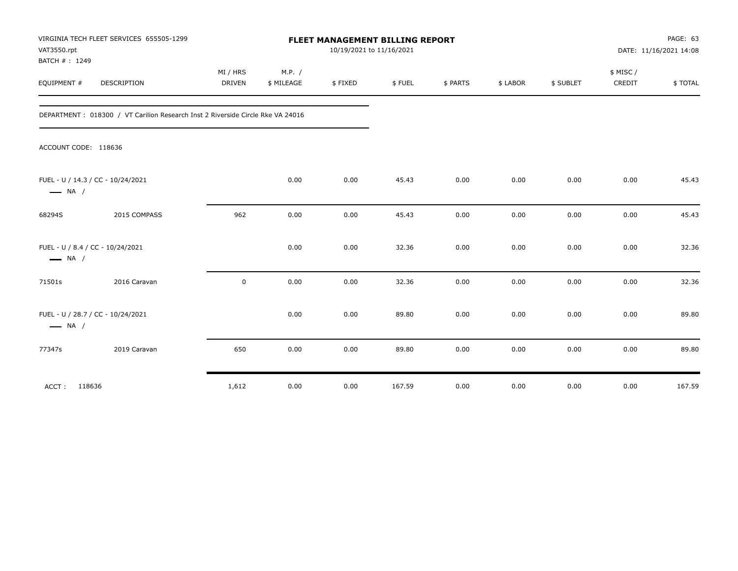VIRGINIA TECH FLEET SERVICES 655505-1299
VAT3550.rpt
BATCH # : 1249

**FLEET MANAGEMENT BILLING REPORT**
10/19/2021 to 11/16/2021

PAGE: 63
DATE: 11/16/2021 14:08

| EQUIPMENT # | DESCRIPTION | MI / HRS DRIVEN | M.P. / $ MILEAGE | $ FIXED | $ FUEL | $ PARTS | $ LABOR | $ SUBLET | $ MISC / CREDIT | $ TOTAL |
|---|---|---|---|---|---|---|---|---|---|---|
| DEPARTMENT : 018300 / VT Carilion Research Inst 2 Riverside Circle Rke VA 24016 | | | | | | | | | | |
| ACCOUNT CODE: 118636 | | | | | | | | | | |
| FUEL - U / 14.3 / CC - 10/24/2021 — NA / | | | 0.00 | 0.00 | 45.43 | 0.00 | 0.00 | 0.00 | 0.00 | 45.43 |
| 68294S | 2015 COMPASS | 962 | 0.00 | 0.00 | 45.43 | 0.00 | 0.00 | 0.00 | 0.00 | 45.43 |
| FUEL - U / 8.4 / CC - 10/24/2021 — NA / | | | 0.00 | 0.00 | 32.36 | 0.00 | 0.00 | 0.00 | 0.00 | 32.36 |
| 71501s | 2016 Caravan | 0 | 0.00 | 0.00 | 32.36 | 0.00 | 0.00 | 0.00 | 0.00 | 32.36 |
| FUEL - U / 28.7 / CC - 10/24/2021 — NA / | | | 0.00 | 0.00 | 89.80 | 0.00 | 0.00 | 0.00 | 0.00 | 89.80 |
| 77347s | 2019 Caravan | 650 | 0.00 | 0.00 | 89.80 | 0.00 | 0.00 | 0.00 | 0.00 | 89.80 |
| ACCT : 118636 | | 1,612 | 0.00 | 0.00 | 167.59 | 0.00 | 0.00 | 0.00 | 0.00 | 167.59 |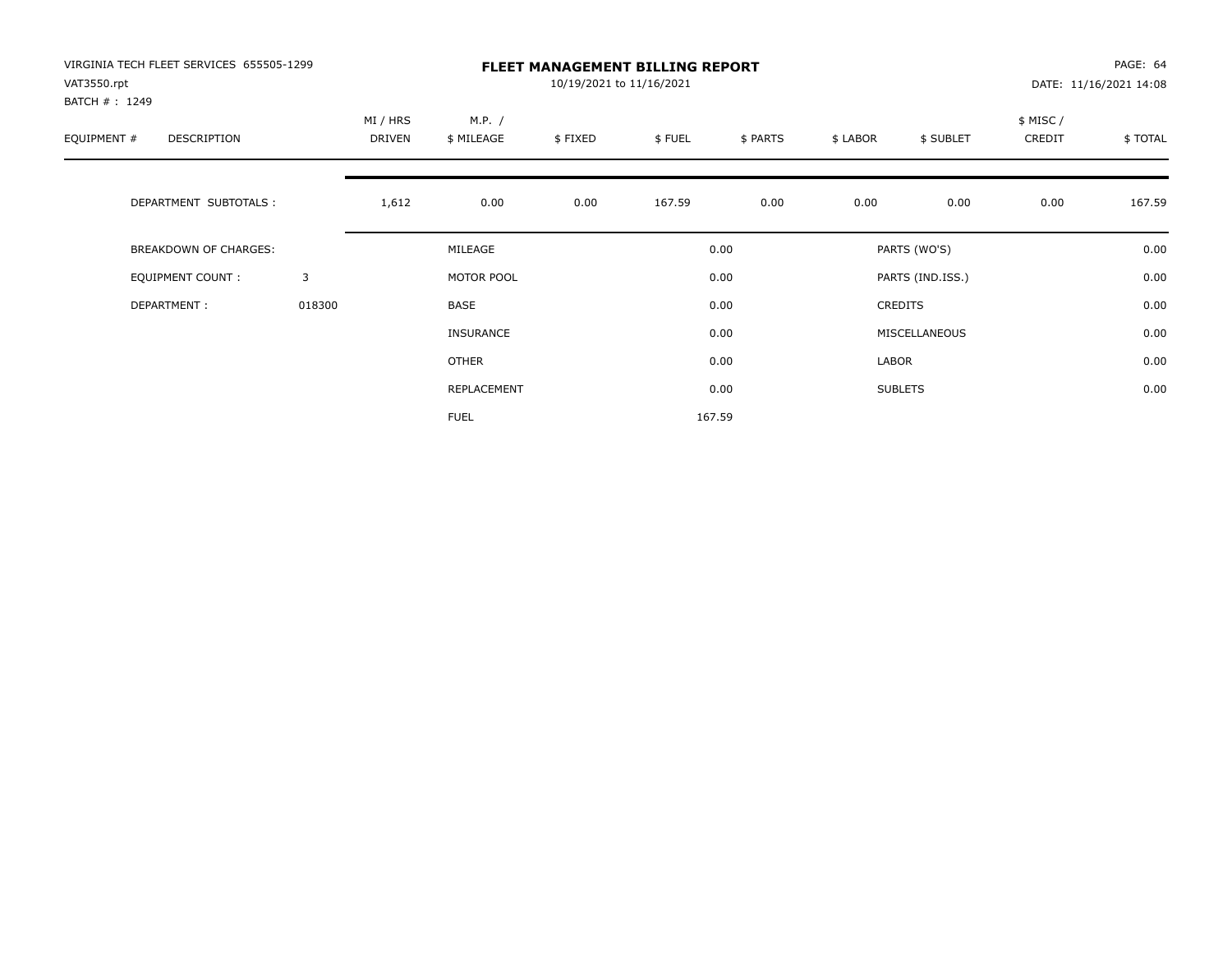VIRGINIA TECH FLEET SERVICES 655505-1299
VAT3550.rpt
BATCH # : 1249

# FLEET MANAGEMENT BILLING REPORT

10/19/2021 to 11/16/2021

DATE: 11/16/2021 14:08

| EQUIPMENT # | DESCRIPTION | | MI / HRS DRIVEN | M.P. / $ MILEAGE | $ FIXED | $ FUEL | $ PARTS | $ LABOR | $ SUBLET | $ MISC / CREDIT | $ TOTAL |
|---|---|---|---|---|---|---|---|---|---|---|---|
| | DEPARTMENT SUBTOTALS : | | 1,612 | 0.00 | 0.00 | 167.59 | 0.00 | 0.00 | 0.00 | 0.00 | 167.59 |

| | | | | | |
|---|---|---|---|---|---|
| BREAKDOWN OF CHARGES: | | MILEAGE | 0.00 | PARTS (WO'S) | 0.00 |
| EQUIPMENT COUNT : | 3 | MOTOR POOL | 0.00 | PARTS (IND.ISS.) | 0.00 |
| DEPARTMENT : | 018300 | BASE | 0.00 | CREDITS | 0.00 |
| | | INSURANCE | 0.00 | MISCELLANEOUS | 0.00 |
| | | OTHER | 0.00 | LABOR | 0.00 |
| | | REPLACEMENT | 0.00 | SUBLETS | 0.00 |
| | | FUEL | 167.59 | | |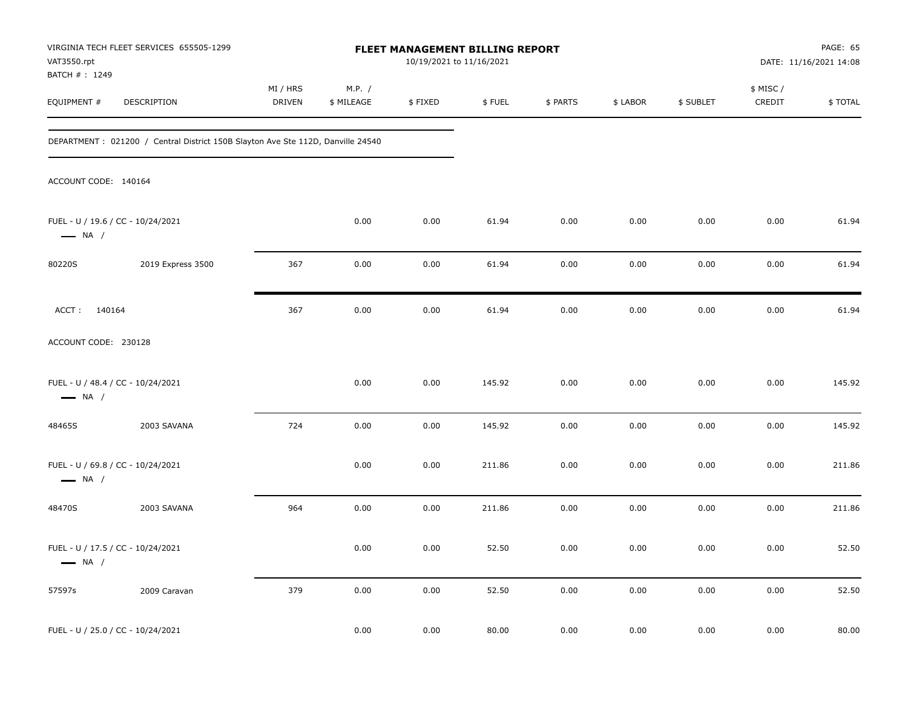VIRGINIA TECH FLEET SERVICES 655505-1299
VAT3550.rpt
BATCH # : 1249

**FLEET MANAGEMENT BILLING REPORT**
10/19/2021 to 11/16/2021

DATE: 11/16/2021 14:08

| EQUIPMENT # | DESCRIPTION | MI / HRS DRIVEN | M.P. / $ MILEAGE | $ FIXED | $ FUEL | $ PARTS | $ LABOR | $ SUBLET | $ MISC / CREDIT | $ TOTAL |
|---|---|---|---|---|---|---|---|---|---|---|

DEPARTMENT : 021200 / Central District 150B Slayton Ave Ste 112D, Danville 24540

ACCOUNT CODE: 140164

| EQUIPMENT # | DESCRIPTION | MI / HRS DRIVEN | M.P. / $ MILEAGE | $ FIXED | $ FUEL | $ PARTS | $ LABOR | $ SUBLET | $ MISC / CREDIT | $ TOTAL |
|---|---|---|---|---|---|---|---|---|---|---|
| FUEL - U / 19.6 / CC - 10/24/2021 — NA / | | | 0.00 | 0.00 | 61.94 | 0.00 | 0.00 | 0.00 | 0.00 | 61.94 |
| 80220S | 2019 Express 3500 | 367 | 0.00 | 0.00 | 61.94 | 0.00 | 0.00 | 0.00 | 0.00 | 61.94 |
| ACCT : 140164 | | 367 | 0.00 | 0.00 | 61.94 | 0.00 | 0.00 | 0.00 | 0.00 | 61.94 |

ACCOUNT CODE: 230128

| EQUIPMENT # | DESCRIPTION | MI / HRS DRIVEN | M.P. / $ MILEAGE | $ FIXED | $ FUEL | $ PARTS | $ LABOR | $ SUBLET | $ MISC / CREDIT | $ TOTAL |
|---|---|---|---|---|---|---|---|---|---|---|
| FUEL - U / 48.4 / CC - 10/24/2021 — NA / | | | 0.00 | 0.00 | 145.92 | 0.00 | 0.00 | 0.00 | 0.00 | 145.92 |
| 48465S | 2003 SAVANA | 724 | 0.00 | 0.00 | 145.92 | 0.00 | 0.00 | 0.00 | 0.00 | 145.92 |
| FUEL - U / 69.8 / CC - 10/24/2021 — NA / | | | 0.00 | 0.00 | 211.86 | 0.00 | 0.00 | 0.00 | 0.00 | 211.86 |
| 48470S | 2003 SAVANA | 964 | 0.00 | 0.00 | 211.86 | 0.00 | 0.00 | 0.00 | 0.00 | 211.86 |
| FUEL - U / 17.5 / CC - 10/24/2021 — NA / | | | 0.00 | 0.00 | 52.50 | 0.00 | 0.00 | 0.00 | 0.00 | 52.50 |
| 57597s | 2009 Caravan | 379 | 0.00 | 0.00 | 52.50 | 0.00 | 0.00 | 0.00 | 0.00 | 52.50 |
| FUEL - U / 25.0 / CC - 10/24/2021 | | | 0.00 | 0.00 | 80.00 | 0.00 | 0.00 | 0.00 | 0.00 | 80.00 |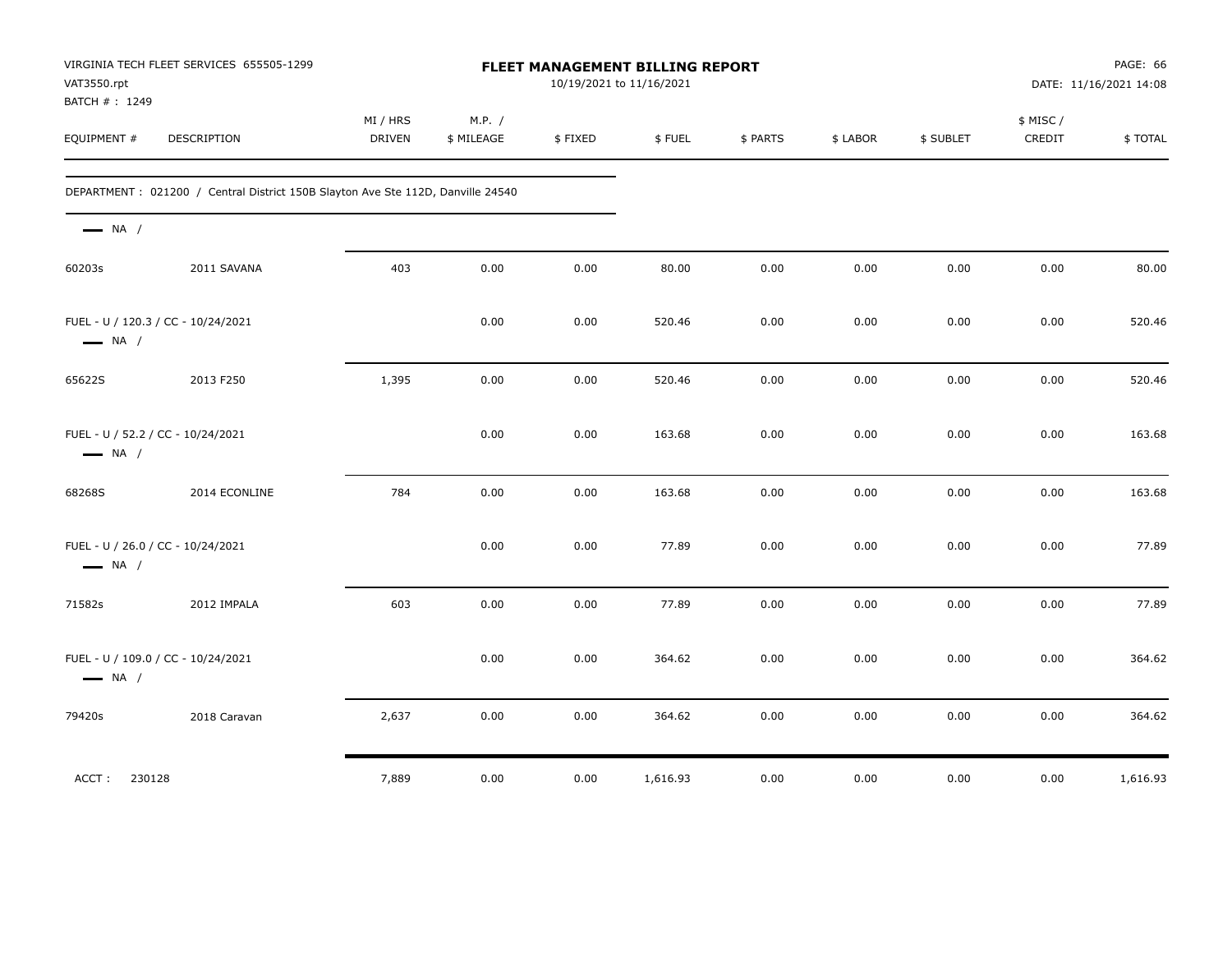VIRGINIA TECH FLEET SERVICES 655505-1299
VAT3550.rpt
BATCH # : 1249

**FLEET MANAGEMENT BILLING REPORT**
10/19/2021 to 11/16/2021

DATE: 11/16/2021 14:08

| EQUIPMENT # | DESCRIPTION | MI / HRS DRIVEN | M.P. / $ MILEAGE | $ FIXED | $ FUEL | $ PARTS | $ LABOR | $ SUBLET | $ MISC / CREDIT | $ TOTAL |
|---|---|---|---|---|---|---|---|---|---|---|
| DEPARTMENT : 021200 / Central District 150B Slayton Ave Ste 112D, Danville 24540 | | | | | | | | | | |
| NA / | | | | | | | | | | |
| 60203s | 2011 SAVANA | 403 | 0.00 | 0.00 | 80.00 | 0.00 | 0.00 | 0.00 | 0.00 | 80.00 |
| FUEL - U / 120.3 / CC - 10/24/2021 NA / | | | 0.00 | 0.00 | 520.46 | 0.00 | 0.00 | 0.00 | 0.00 | 520.46 |
| 65622S | 2013 F250 | 1,395 | 0.00 | 0.00 | 520.46 | 0.00 | 0.00 | 0.00 | 0.00 | 520.46 |
| FUEL - U / 52.2 / CC - 10/24/2021 NA / | | | 0.00 | 0.00 | 163.68 | 0.00 | 0.00 | 0.00 | 0.00 | 163.68 |
| 68268S | 2014 ECONLINE | 784 | 0.00 | 0.00 | 163.68 | 0.00 | 0.00 | 0.00 | 0.00 | 163.68 |
| FUEL - U / 26.0 / CC - 10/24/2021 NA / | | | 0.00 | 0.00 | 77.89 | 0.00 | 0.00 | 0.00 | 0.00 | 77.89 |
| 71582s | 2012 IMPALA | 603 | 0.00 | 0.00 | 77.89 | 0.00 | 0.00 | 0.00 | 0.00 | 77.89 |
| FUEL - U / 109.0 / CC - 10/24/2021 NA / | | | 0.00 | 0.00 | 364.62 | 0.00 | 0.00 | 0.00 | 0.00 | 364.62 |
| 79420s | 2018 Caravan | 2,637 | 0.00 | 0.00 | 364.62 | 0.00 | 0.00 | 0.00 | 0.00 | 364.62 |
| ACCT : 230128 | | 7,889 | 0.00 | 0.00 | 1,616.93 | 0.00 | 0.00 | 0.00 | 0.00 | 1,616.93 |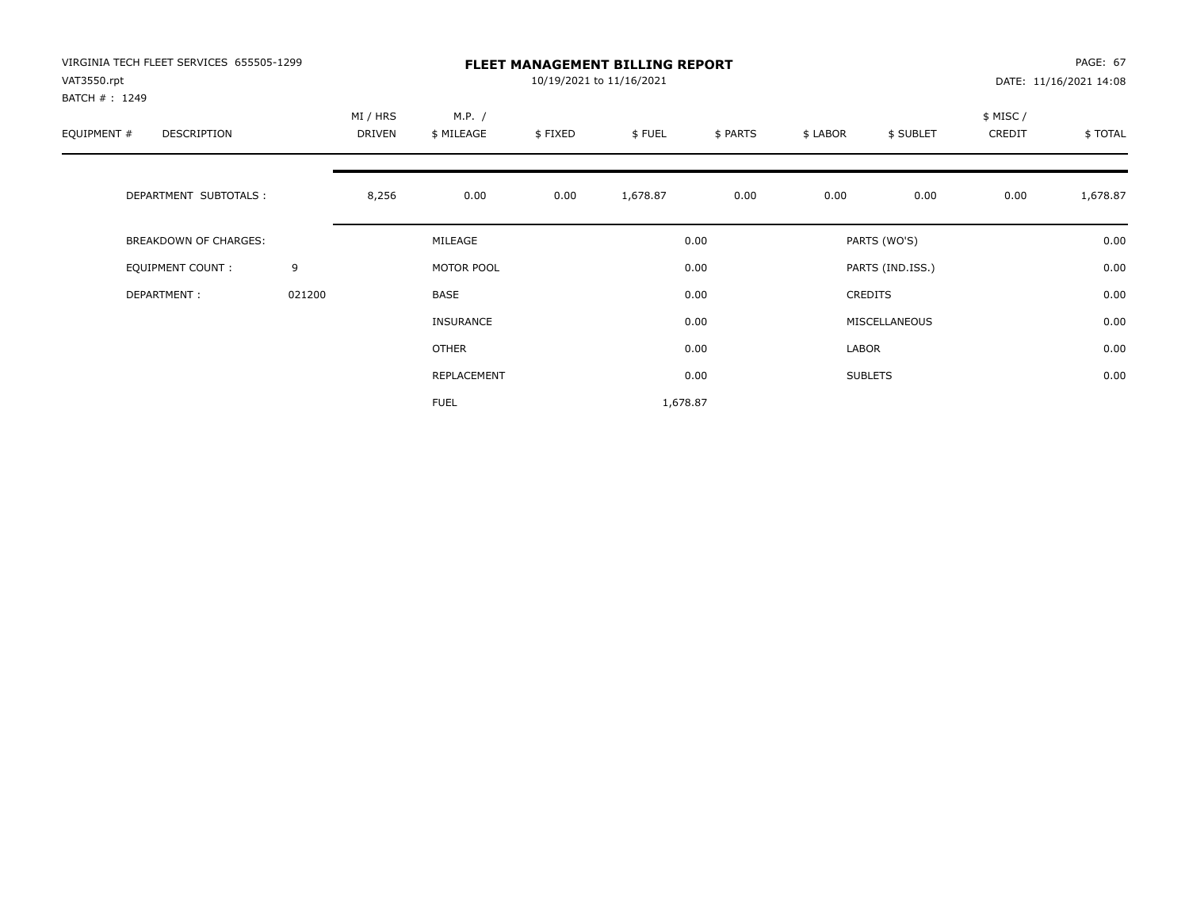VIRGINIA TECH FLEET SERVICES 655505-1299
VAT3550.rpt
BATCH # : 1249

# FLEET MANAGEMENT BILLING REPORT

10/19/2021 to 11/16/2021

DATE: 11/16/2021 14:08

| EQUIPMENT # | DESCRIPTION | MI / HRS DRIVEN | M.P. / $ MILEAGE | $ FIXED | $ FUEL | $ PARTS | $ LABOR | $ SUBLET | $ MISC / CREDIT | $ TOTAL |
|---|---|---|---|---|---|---|---|---|---|---|
| | DEPARTMENT SUBTOTALS : | 8,256 | 0.00 | 0.00 | 1,678.87 | 0.00 | 0.00 | 0.00 | 0.00 | 1,678.87 |

| | | | | | |
|---|---|---|---|---|---|
| BREAKDOWN OF CHARGES: | | MILEAGE | 0.00 | PARTS (WO'S) | 0.00 |
| EQUIPMENT COUNT : | 9 | MOTOR POOL | 0.00 | PARTS (IND.ISS.) | 0.00 |
| DEPARTMENT : | 021200 | BASE | 0.00 | CREDITS | 0.00 |
| | | INSURANCE | 0.00 | MISCELLANEOUS | 0.00 |
| | | OTHER | 0.00 | LABOR | 0.00 |
| | | REPLACEMENT | 0.00 | SUBLETS | 0.00 |
| | | FUEL | 1,678.87 | | |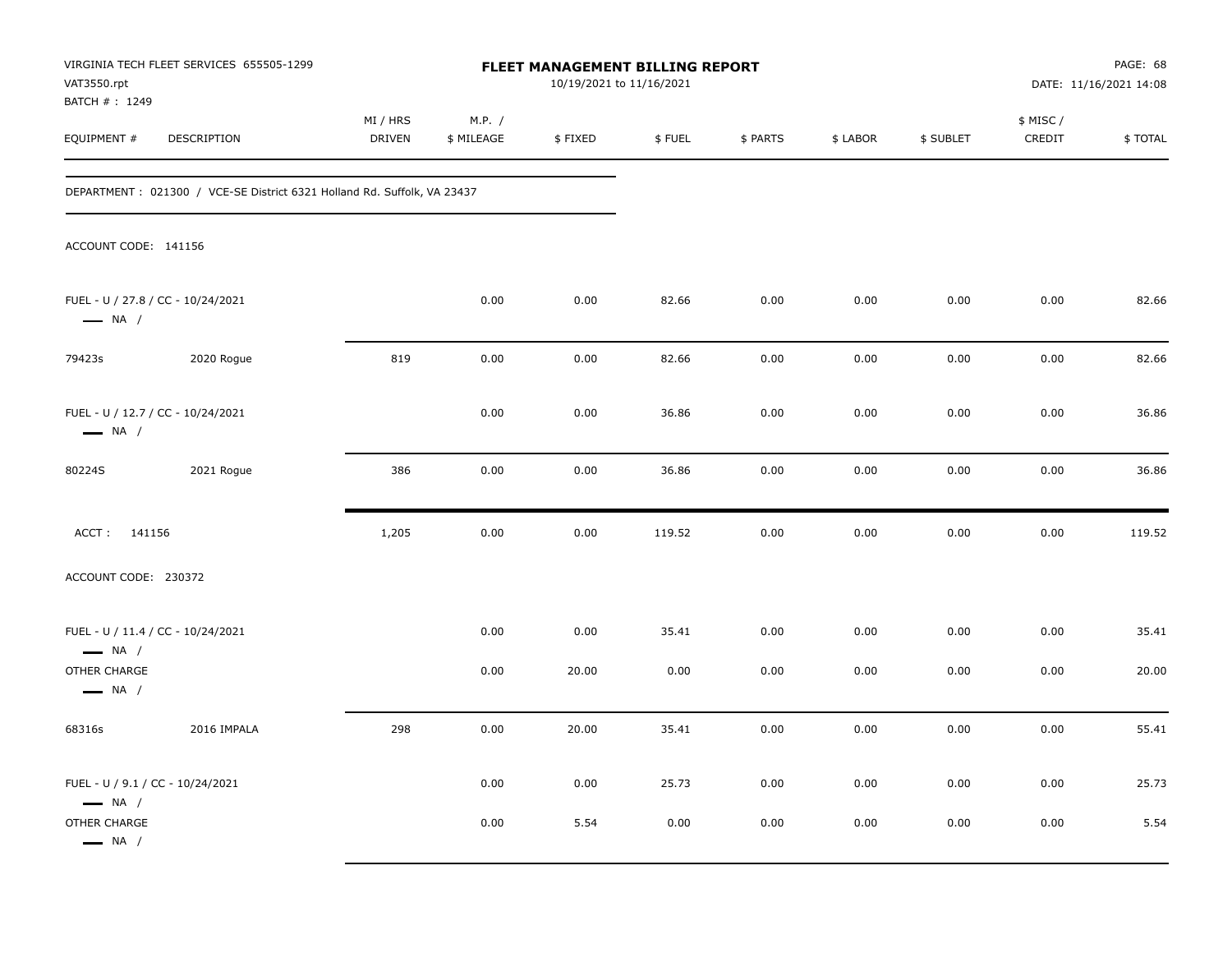VIRGINIA TECH FLEET SERVICES 655505-1299
VAT3550.rpt
BATCH # : 1249

**FLEET MANAGEMENT BILLING REPORT**
10/19/2021 to 11/16/2021

DATE: 11/16/2021 14:08

| EQUIPMENT # | DESCRIPTION | MI / HRS DRIVEN | M.P. / $ MILEAGE | $ FIXED | $ FUEL | $ PARTS | $ LABOR | $ SUBLET | $ MISC / CREDIT | $ TOTAL |
|---|---|---|---|---|---|---|---|---|---|---|
| DEPARTMENT : 021300 / VCE-SE District 6321 Holland Rd. Suffolk, VA 23437 | | | | | | | | | | |
| ACCOUNT CODE: 141156 | | | | | | | | | | |
| FUEL - U / 27.8 / CC - 10/24/2021 — NA / | | | 0.00 | 0.00 | 82.66 | 0.00 | 0.00 | 0.00 | 0.00 | 82.66 |
| 79423s | 2020 Rogue | 819 | 0.00 | 0.00 | 82.66 | 0.00 | 0.00 | 0.00 | 0.00 | 82.66 |
| FUEL - U / 12.7 / CC - 10/24/2021 — NA / | | | 0.00 | 0.00 | 36.86 | 0.00 | 0.00 | 0.00 | 0.00 | 36.86 |
| 80224S | 2021 Rogue | 386 | 0.00 | 0.00 | 36.86 | 0.00 | 0.00 | 0.00 | 0.00 | 36.86 |
| ACCT : 141156 | | 1,205 | 0.00 | 0.00 | 119.52 | 0.00 | 0.00 | 0.00 | 0.00 | 119.52 |
| ACCOUNT CODE: 230372 | | | | | | | | | | |
| FUEL - U / 11.4 / CC - 10/24/2021 — NA / | | | 0.00 | 0.00 | 35.41 | 0.00 | 0.00 | 0.00 | 0.00 | 35.41 |
| OTHER CHARGE — NA / | | | 0.00 | 20.00 | 0.00 | 0.00 | 0.00 | 0.00 | 0.00 | 20.00 |
| 68316s | 2016 IMPALA | 298 | 0.00 | 20.00 | 35.41 | 0.00 | 0.00 | 0.00 | 0.00 | 55.41 |
| FUEL - U / 9.1 / CC - 10/24/2021 — NA / | | | 0.00 | 0.00 | 25.73 | 0.00 | 0.00 | 0.00 | 0.00 | 25.73 |
| OTHER CHARGE — NA / | | | 0.00 | 5.54 | 0.00 | 0.00 | 0.00 | 0.00 | 0.00 | 5.54 |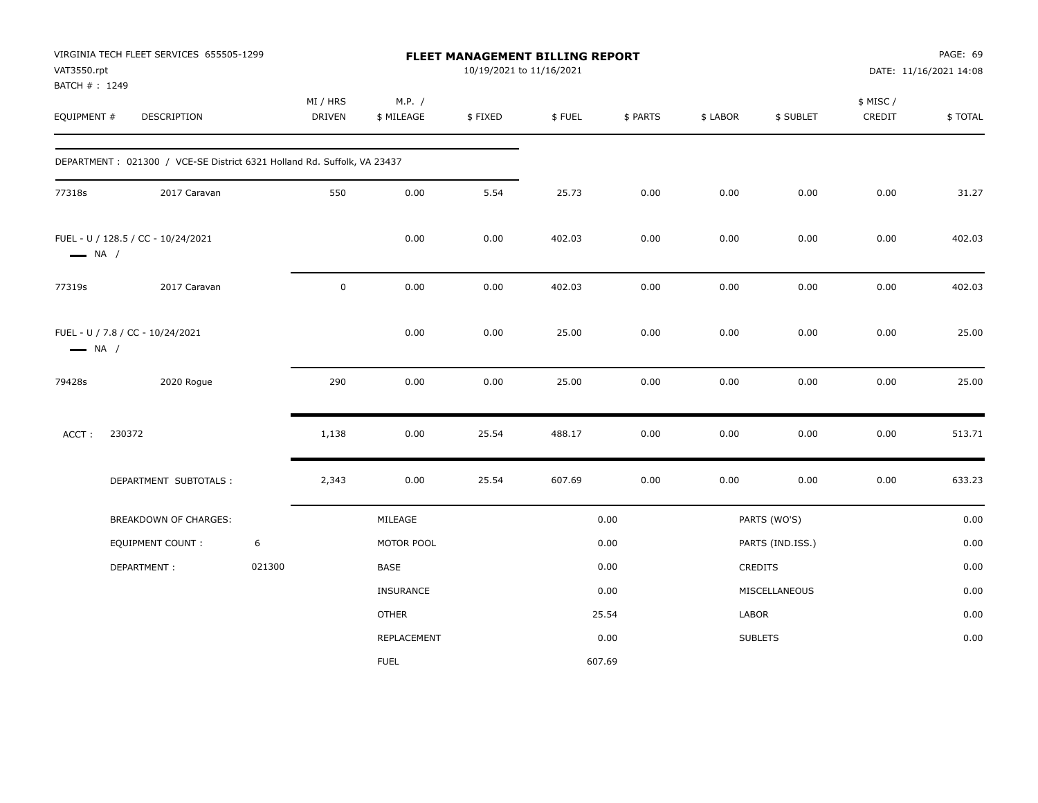VIRGINIA TECH FLEET SERVICES 655505-1299
VAT3550.rpt
BATCH # : 1249

# FLEET MANAGEMENT BILLING REPORT

10/19/2021 to 11/16/2021

DATE: 11/16/2021 14:08

| EQUIPMENT # | DESCRIPTION | MI / HRS DRIVEN | M.P. / $ MILEAGE | $ FIXED | $ FUEL | $ PARTS | $ LABOR | $ SUBLET | $ MISC / CREDIT | $ TOTAL |
|---|---|---|---|---|---|---|---|---|---|---|
| DEPARTMENT : 021300 / VCE-SE District 6321 Holland Rd. Suffolk, VA 23437 | | | | | | | | | | |
| 77318s | 2017 Caravan | 550 | 0.00 | 5.54 | 25.73 | 0.00 | 0.00 | 0.00 | 0.00 | 31.27 |
| FUEL - U / 128.5 / CC - 10/24/2021 NA / | | | 0.00 | 0.00 | 402.03 | 0.00 | 0.00 | 0.00 | 0.00 | 402.03 |
| 77319s | 2017 Caravan | 0 | 0.00 | 0.00 | 402.03 | 0.00 | 0.00 | 0.00 | 0.00 | 402.03 |
| FUEL - U / 7.8 / CC - 10/24/2021 NA / | | | 0.00 | 0.00 | 25.00 | 0.00 | 0.00 | 0.00 | 0.00 | 25.00 |
| 79428s | 2020 Rogue | 290 | 0.00 | 0.00 | 25.00 | 0.00 | 0.00 | 0.00 | 0.00 | 25.00 |
| ACCT : 230372 | | 1,138 | 0.00 | 25.54 | 488.17 | 0.00 | 0.00 | 0.00 | 0.00 | 513.71 |
| | DEPARTMENT SUBTOTALS : | 2,343 | 0.00 | 25.54 | 607.69 | 0.00 | 0.00 | 0.00 | 0.00 | 633.23 |

| BREAKDOWN OF CHARGES: | | | | | |
|---|---|---|---|---|---|
| EQUIPMENT COUNT : | 6 | MILEAGE | 0.00 | PARTS (WO'S) | 0.00 |
| DEPARTMENT : | 021300 | MOTOR POOL | 0.00 | PARTS (IND.ISS.) | 0.00 |
| | | BASE | 0.00 | CREDITS | 0.00 |
| | | INSURANCE | 0.00 | MISCELLANEOUS | 0.00 |
| | | OTHER | 25.54 | LABOR | 0.00 |
| | | REPLACEMENT | 0.00 | SUBLETS | 0.00 |
| | | FUEL | 607.69 | | |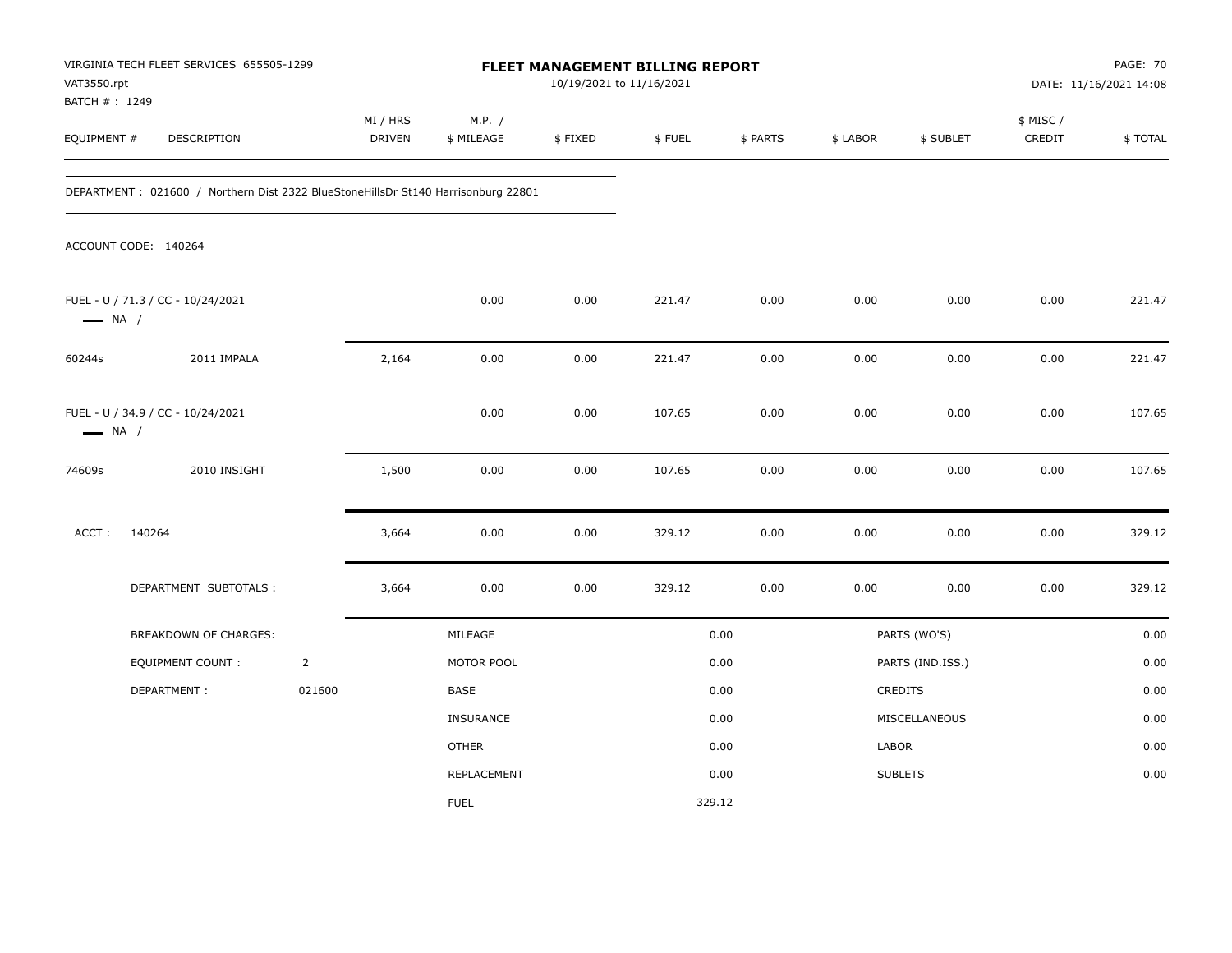VIRGINIA TECH FLEET SERVICES 655505-1299
VAT3550.rpt
BATCH # : 1249

# FLEET MANAGEMENT BILLING REPORT

10/19/2021 to 11/16/2021

DATE: 11/16/2021 14:08

| EQUIPMENT # | DESCRIPTION | MI / HRS DRIVEN | M.P. / $ MILEAGE | $ FIXED | $ FUEL | $ PARTS | $ LABOR | $ SUBLET | $ MISC / CREDIT | $ TOTAL |
|---|---|---|---|---|---|---|---|---|---|---|

DEPARTMENT : 021600 / Northern Dist 2322 BlueStoneHillsDr St140 Harrisonburg 22801

ACCOUNT CODE: 140264

| EQUIPMENT # | DESCRIPTION | MI / HRS DRIVEN | M.P. / $ MILEAGE | $ FIXED | $ FUEL | $ PARTS | $ LABOR | $ SUBLET | $ MISC / CREDIT | $ TOTAL |
|---|---|---|---|---|---|---|---|---|---|---|
| FUEL - U / 71.3 / CC - 10/24/2021 — NA / | | | 0.00 | 0.00 | 221.47 | 0.00 | 0.00 | 0.00 | 0.00 | 221.47 |
| 60244s | 2011 IMPALA | 2,164 | 0.00 | 0.00 | 221.47 | 0.00 | 0.00 | 0.00 | 0.00 | 221.47 |
| FUEL - U / 34.9 / CC - 10/24/2021 — NA / | | | 0.00 | 0.00 | 107.65 | 0.00 | 0.00 | 0.00 | 0.00 | 107.65 |
| 74609s | 2010 INSIGHT | 1,500 | 0.00 | 0.00 | 107.65 | 0.00 | 0.00 | 0.00 | 0.00 | 107.65 |
| ACCT : 140264 | | 3,664 | 0.00 | 0.00 | 329.12 | 0.00 | 0.00 | 0.00 | 0.00 | 329.12 |
| | DEPARTMENT SUBTOTALS : | 3,664 | 0.00 | 0.00 | 329.12 | 0.00 | 0.00 | 0.00 | 0.00 | 329.12 |

| BREAKDOWN OF CHARGES: | | | | | |
|---|---|---|---|---|---|
| EQUIPMENT COUNT : | 2 | MILEAGE | 0.00 | PARTS (WO'S) | 0.00 |
| DEPARTMENT : | 021600 | MOTOR POOL | 0.00 | PARTS (IND.ISS.) | 0.00 |
| | | BASE | 0.00 | CREDITS | 0.00 |
| | | INSURANCE | 0.00 | MISCELLANEOUS | 0.00 |
| | | OTHER | 0.00 | LABOR | 0.00 |
| | | REPLACEMENT | 0.00 | SUBLETS | 0.00 |
| | | FUEL | 329.12 | | |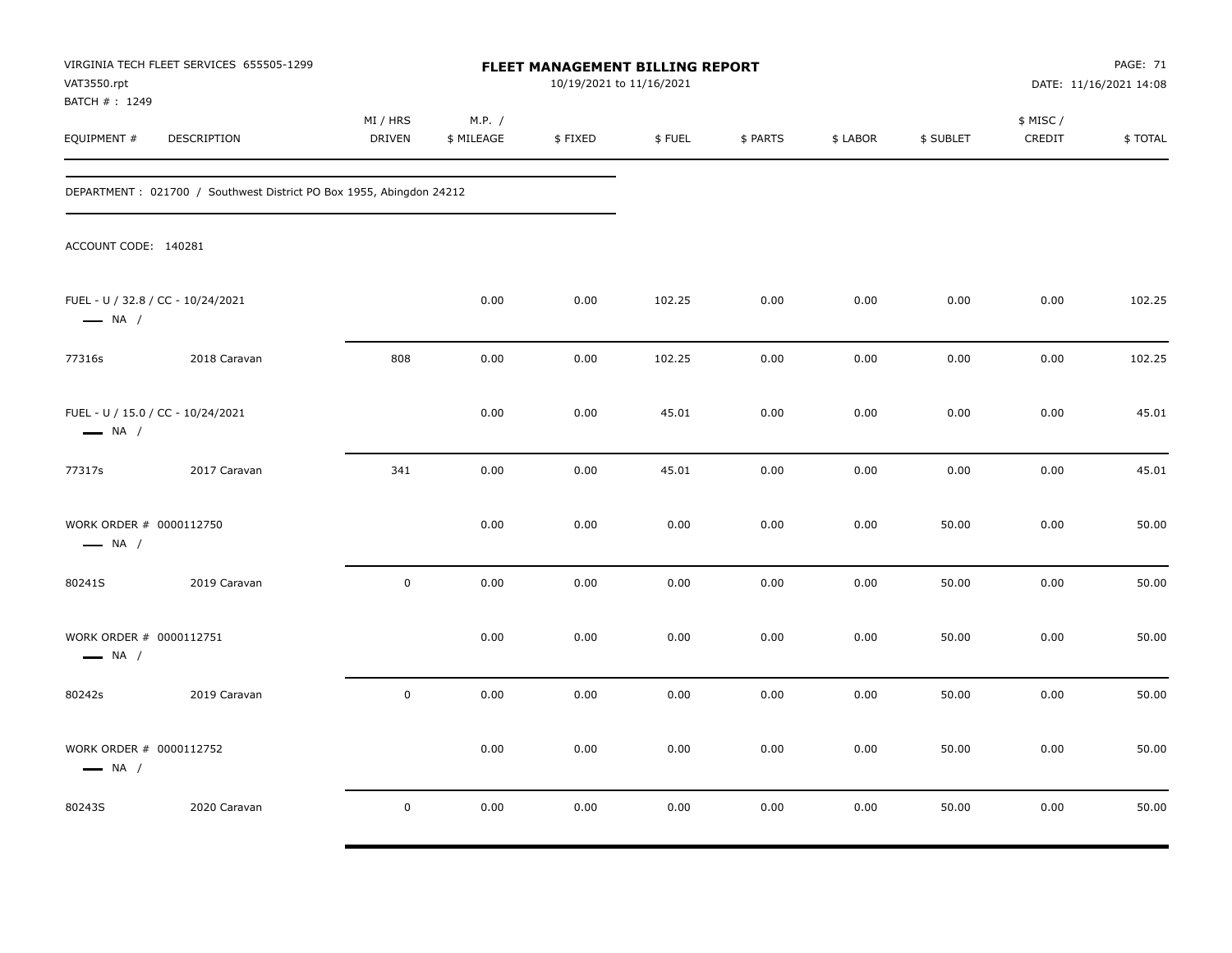VIRGINIA TECH FLEET SERVICES 655505-1299
VAT3550.rpt
BATCH # : 1249

# FLEET MANAGEMENT BILLING REPORT

10/19/2021 to 11/16/2021

PAGE: 71
DATE: 11/16/2021 14:08

DEPARTMENT : 021700 / Southwest District PO Box 1955, Abingdon 24212

ACCOUNT CODE: 140281

| EQUIPMENT # | DESCRIPTION | MI / HRS DRIVEN | M.P. / $ MILEAGE | $ FIXED | $ FUEL | $ PARTS | $ LABOR | $ SUBLET | $ MISC / CREDIT | $ TOTAL |
|---|---|---|---|---|---|---|---|---|---|---|
| FUEL - U / 32.8 / CC - 10/24/2021 — NA / | | | 0.00 | 0.00 | 102.25 | 0.00 | 0.00 | 0.00 | 0.00 | 102.25 |
| 77316s | 2018 Caravan | 808 | 0.00 | 0.00 | 102.25 | 0.00 | 0.00 | 0.00 | 0.00 | 102.25 |
| FUEL - U / 15.0 / CC - 10/24/2021 — NA / | | | 0.00 | 0.00 | 45.01 | 0.00 | 0.00 | 0.00 | 0.00 | 45.01 |
| 77317s | 2017 Caravan | 341 | 0.00 | 0.00 | 45.01 | 0.00 | 0.00 | 0.00 | 0.00 | 45.01 |
| WORK ORDER # 0000112750 — NA / | | | 0.00 | 0.00 | 0.00 | 0.00 | 0.00 | 50.00 | 0.00 | 50.00 |
| 80241S | 2019 Caravan | 0 | 0.00 | 0.00 | 0.00 | 0.00 | 0.00 | 50.00 | 0.00 | 50.00 |
| WORK ORDER # 0000112751 — NA / | | | 0.00 | 0.00 | 0.00 | 0.00 | 0.00 | 50.00 | 0.00 | 50.00 |
| 80242s | 2019 Caravan | 0 | 0.00 | 0.00 | 0.00 | 0.00 | 0.00 | 50.00 | 0.00 | 50.00 |
| WORK ORDER # 0000112752 — NA / | | | 0.00 | 0.00 | 0.00 | 0.00 | 0.00 | 50.00 | 0.00 | 50.00 |
| 80243S | 2020 Caravan | 0 | 0.00 | 0.00 | 0.00 | 0.00 | 0.00 | 50.00 | 0.00 | 50.00 |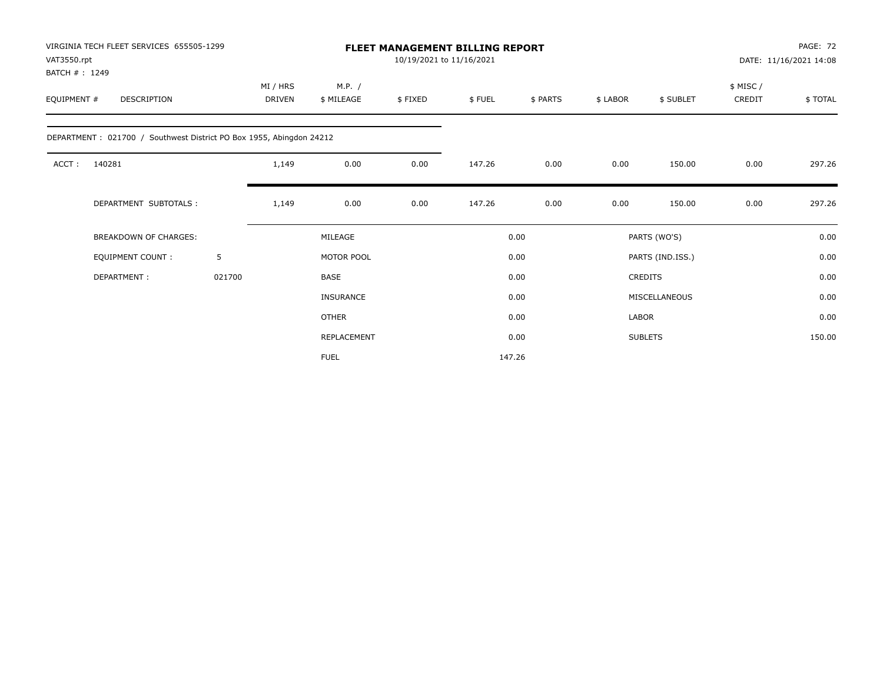VIRGINIA TECH FLEET SERVICES 655505-1299
VAT3550.rpt
BATCH # : 1249

# FLEET MANAGEMENT BILLING REPORT

10/19/2021 to 11/16/2021

DATE: 11/16/2021 14:08

| EQUIPMENT # | DESCRIPTION | MI / HRS DRIVEN | M.P. / $ MILEAGE | $ FIXED | $ FUEL | $ PARTS | $ LABOR | $ SUBLET | $ MISC / CREDIT | $ TOTAL |
|---|---|---|---|---|---|---|---|---|---|---|
| DEPARTMENT : 021700 / Southwest District PO Box 1955, Abingdon 24212 | | | | | | | | | | |
| ACCT : | 140281 | 1,149 | 0.00 | 0.00 | 147.26 | 0.00 | 0.00 | 150.00 | 0.00 | 297.26 |
| | DEPARTMENT SUBTOTALS : | 1,149 | 0.00 | 0.00 | 147.26 | 0.00 | 0.00 | 150.00 | 0.00 | 297.26 |

| | | | | | |
|---|---|---|---|---|---|
| BREAKDOWN OF CHARGES: | | MILEAGE | 0.00 | PARTS (WO'S) | 0.00 |
| EQUIPMENT COUNT : | 5 | MOTOR POOL | 0.00 | PARTS (IND.ISS.) | 0.00 |
| DEPARTMENT : | 021700 | BASE | 0.00 | CREDITS | 0.00 |
| | | INSURANCE | 0.00 | MISCELLANEOUS | 0.00 |
| | | OTHER | 0.00 | LABOR | 0.00 |
| | | REPLACEMENT | 0.00 | SUBLETS | 150.00 |
| | | FUEL | 147.26 | | |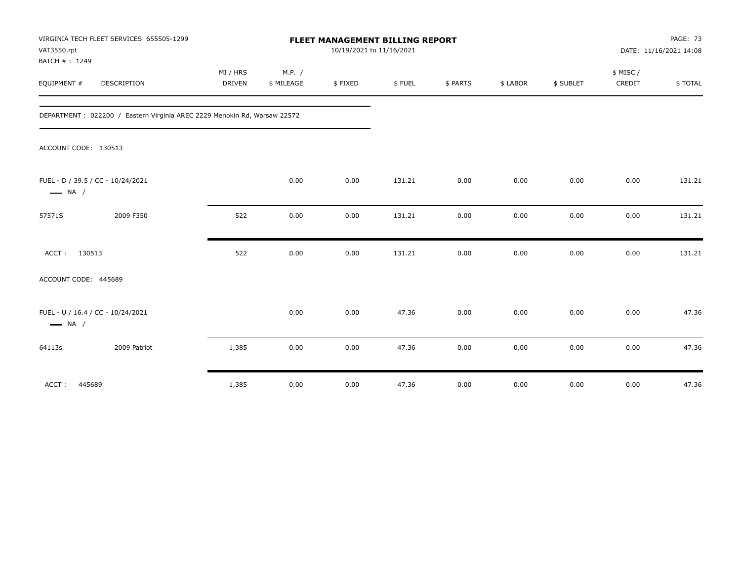VIRGINIA TECH FLEET SERVICES 655505-1299
VAT3550.rpt
BATCH # : 1249

**FLEET MANAGEMENT BILLING REPORT**
10/19/2021 to 11/16/2021

DATE: 11/16/2021 14:08

| EQUIPMENT # | DESCRIPTION | MI / HRS DRIVEN | M.P. / $ MILEAGE | $ FIXED | $ FUEL | $ PARTS | $ LABOR | $ SUBLET | $ MISC / CREDIT | $ TOTAL |
|---|---|---|---|---|---|---|---|---|---|---|
| DEPARTMENT : 022200 / Eastern Virginia AREC 2229 Menokin Rd, Warsaw 22572 | | | | | | | | | | |
| ACCOUNT CODE: 130513 | | | | | | | | | | |
| FUEL - D / 39.5 / CC - 10/24/2021 — NA / | | | 0.00 | 0.00 | 131.21 | 0.00 | 0.00 | 0.00 | 0.00 | 131.21 |
| 57571S | 2009 F350 | 522 | 0.00 | 0.00 | 131.21 | 0.00 | 0.00 | 0.00 | 0.00 | 131.21 |
| ACCT : 130513 | | 522 | 0.00 | 0.00 | 131.21 | 0.00 | 0.00 | 0.00 | 0.00 | 131.21 |
| ACCOUNT CODE: 445689 | | | | | | | | | | |
| FUEL - U / 16.4 / CC - 10/24/2021 — NA / | | | 0.00 | 0.00 | 47.36 | 0.00 | 0.00 | 0.00 | 0.00 | 47.36 |
| 64113s | 2009 Patriot | 1,385 | 0.00 | 0.00 | 47.36 | 0.00 | 0.00 | 0.00 | 0.00 | 47.36 |
| ACCT : 445689 | | 1,385 | 0.00 | 0.00 | 47.36 | 0.00 | 0.00 | 0.00 | 0.00 | 47.36 |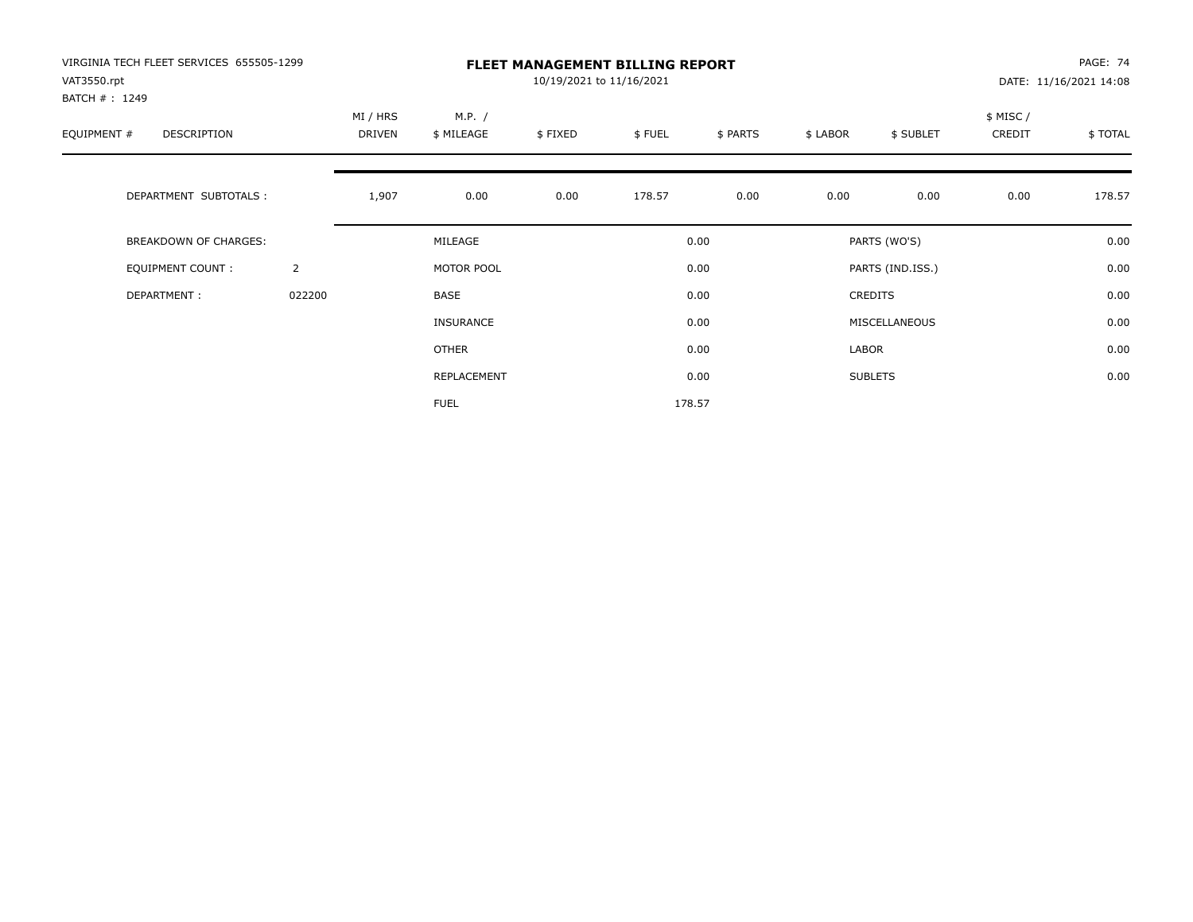VIRGINIA TECH FLEET SERVICES 655505-1299
VAT3550.rpt
BATCH # : 1249

# FLEET MANAGEMENT BILLING REPORT

10/19/2021 to 11/16/2021

DATE: 11/16/2021 14:08

| EQUIPMENT # | DESCRIPTION | | MI / HRS DRIVEN | M.P. / $ MILEAGE | $ FIXED | $ FUEL | $ PARTS | $ LABOR | $ SUBLET | $ MISC / CREDIT | $ TOTAL |
|---|---|---|---|---|---|---|---|---|---|---|---|
| | DEPARTMENT SUBTOTALS : | | 1,907 | 0.00 | 0.00 | 178.57 | 0.00 | 0.00 | 0.00 | 0.00 | 178.57 |

| | | | | | |
|---|---|---|---|---|---|
| BREAKDOWN OF CHARGES: | | MILEAGE | 0.00 | PARTS (WO'S) | 0.00 |
| EQUIPMENT COUNT : | 2 | MOTOR POOL | 0.00 | PARTS (IND.ISS.) | 0.00 |
| DEPARTMENT : | 022200 | BASE | 0.00 | CREDITS | 0.00 |
| | | INSURANCE | 0.00 | MISCELLANEOUS | 0.00 |
| | | OTHER | 0.00 | LABOR | 0.00 |
| | | REPLACEMENT | 0.00 | SUBLETS | 0.00 |
| | | FUEL | 178.57 | | |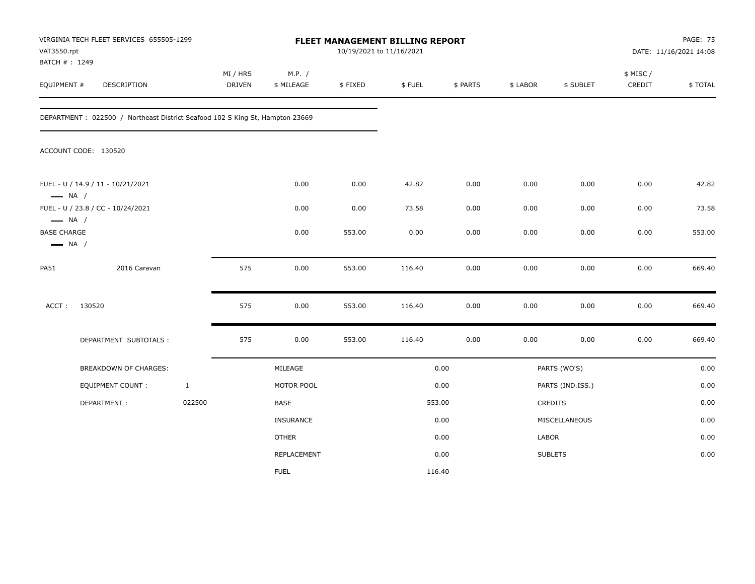VIRGINIA TECH FLEET SERVICES 655505-1299
VAT3550.rpt
BATCH # : 1249

# FLEET MANAGEMENT BILLING REPORT

10/19/2021 to 11/16/2021

PAGE: 75
DATE: 11/16/2021 14:08

DEPARTMENT : 022500 / Northeast District Seafood 102 S King St, Hampton 23669

ACCOUNT CODE: 130520

| EQUIPMENT # | DESCRIPTION | MI / HRS DRIVEN | M.P. / $ MILEAGE | $ FIXED | $ FUEL | $ PARTS | $ LABOR | $ SUBLET | $ MISC / CREDIT | $ TOTAL |
|---|---|---|---|---|---|---|---|---|---|---|
| FUEL - U / 14.9 / 11 - 10/21/2021 — NA / | | | 0.00 | 0.00 | 42.82 | 0.00 | 0.00 | 0.00 | 0.00 | 42.82 |
| FUEL - U / 23.8 / CC - 10/24/2021 — NA / | | | 0.00 | 0.00 | 73.58 | 0.00 | 0.00 | 0.00 | 0.00 | 73.58 |
| BASE CHARGE — NA / | | | 0.00 | 553.00 | 0.00 | 0.00 | 0.00 | 0.00 | 0.00 | 553.00 |
| PA51 | 2016 Caravan | 575 | 0.00 | 553.00 | 116.40 | 0.00 | 0.00 | 0.00 | 0.00 | 669.40 |
| ACCT : 130520 | | 575 | 0.00 | 553.00 | 116.40 | 0.00 | 0.00 | 0.00 | 0.00 | 669.40 |
| | DEPARTMENT SUBTOTALS : | 575 | 0.00 | 553.00 | 116.40 | 0.00 | 0.00 | 0.00 | 0.00 | 669.40 |

| BREAKDOWN OF CHARGES: | | | | | |
|---|---|---|---|---|---|
| EQUIPMENT COUNT : | 1 | MILEAGE | 0.00 | PARTS (WO'S) | 0.00 |
| DEPARTMENT : | 022500 | MOTOR POOL | 0.00 | PARTS (IND.ISS.) | 0.00 |
| | | BASE | 553.00 | CREDITS | 0.00 |
| | | INSURANCE | 0.00 | MISCELLANEOUS | 0.00 |
| | | OTHER | 0.00 | LABOR | 0.00 |
| | | REPLACEMENT | 0.00 | SUBLETS | 0.00 |
| | | FUEL | 116.40 | | |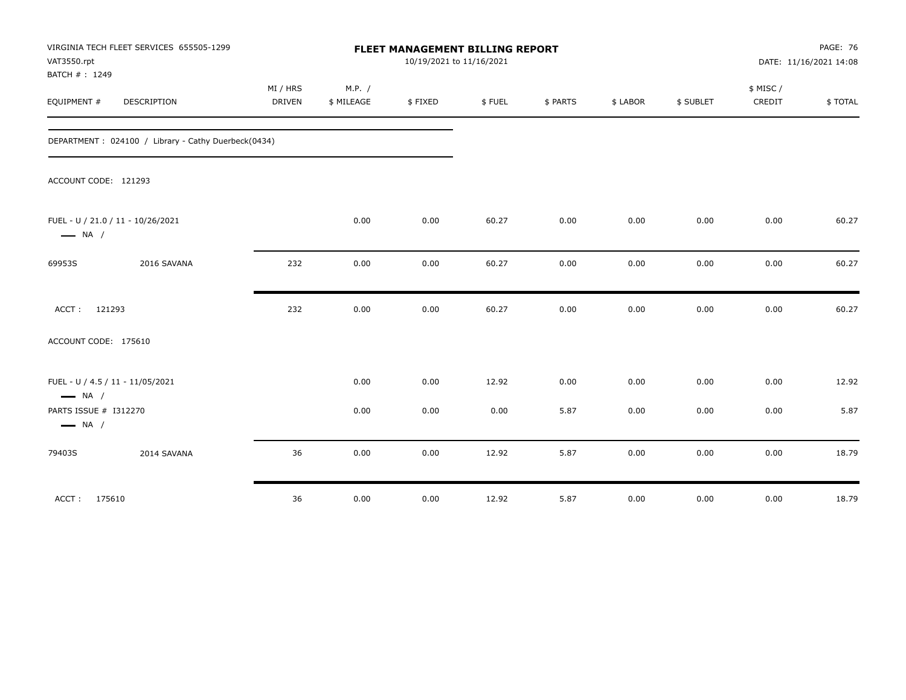VIRGINIA TECH FLEET SERVICES 655505-1299
VAT3550.rpt
BATCH # : 1249

**FLEET MANAGEMENT BILLING REPORT**
10/19/2021 to 11/16/2021

PAGE: 76
DATE: 11/16/2021 14:08

| EQUIPMENT # | DESCRIPTION | MI / HRS DRIVEN | M.P. / $ MILEAGE | $ FIXED | $ FUEL | $ PARTS | $ LABOR | $ SUBLET | $ MISC / CREDIT | $ TOTAL |
|---|---|---|---|---|---|---|---|---|---|---|
| DEPARTMENT : 024100 / Library - Cathy Duerbeck(0434) | | | | | | | | | | |
| ACCOUNT CODE: 121293 | | | | | | | | | | |
| FUEL - U / 21.0 / 11 - 10/26/2021 — NA / | | | 0.00 | 0.00 | 60.27 | 0.00 | 0.00 | 0.00 | 0.00 | 60.27 |
| 69953S | 2016 SAVANA | 232 | 0.00 | 0.00 | 60.27 | 0.00 | 0.00 | 0.00 | 0.00 | 60.27 |
| ACCT : 121293 | | 232 | 0.00 | 0.00 | 60.27 | 0.00 | 0.00 | 0.00 | 0.00 | 60.27 |
| ACCOUNT CODE: 175610 | | | | | | | | | | |
| FUEL - U / 4.5 / 11 - 11/05/2021 — NA / | | | 0.00 | 0.00 | 12.92 | 0.00 | 0.00 | 0.00 | 0.00 | 12.92 |
| PARTS ISSUE # I312270 — NA / | | | 0.00 | 0.00 | 0.00 | 5.87 | 0.00 | 0.00 | 0.00 | 5.87 |
| 79403S | 2014 SAVANA | 36 | 0.00 | 0.00 | 12.92 | 5.87 | 0.00 | 0.00 | 0.00 | 18.79 |
| ACCT : 175610 | | 36 | 0.00 | 0.00 | 12.92 | 5.87 | 0.00 | 0.00 | 0.00 | 18.79 |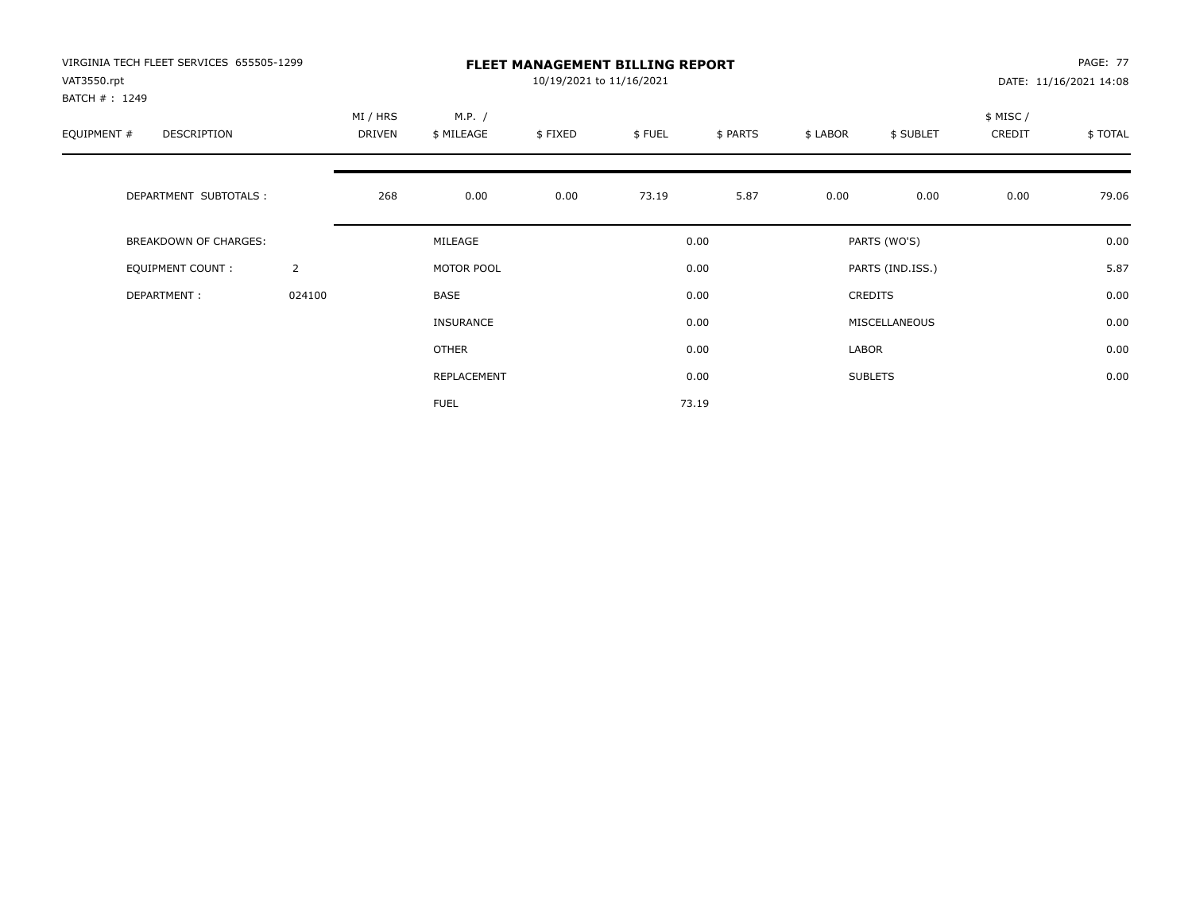VIRGINIA TECH FLEET SERVICES 655505-1299
VAT3550.rpt
BATCH # : 1249

# FLEET MANAGEMENT BILLING REPORT

10/19/2021 to 11/16/2021

DATE: 11/16/2021 14:08

| EQUIPMENT # | DESCRIPTION | MI / HRS DRIVEN | M.P. / $ MILEAGE | $ FIXED | $ FUEL | $ PARTS | $ LABOR | $ SUBLET | $ MISC / CREDIT | $ TOTAL |
|---|---|---|---|---|---|---|---|---|---|---|
| | DEPARTMENT SUBTOTALS : | 268 | 0.00 | 0.00 | 73.19 | 5.87 | 0.00 | 0.00 | 0.00 | 79.06 |

| BREAKDOWN OF CHARGES: | | | | | |
|---|---|---|---|---|---|
| EQUIPMENT COUNT : | 2 | MILEAGE | 0.00 | PARTS (WO'S) | 0.00 |
| DEPARTMENT : | 024100 | MOTOR POOL | 0.00 | PARTS (IND.ISS.) | 5.87 |
| | | BASE | 0.00 | CREDITS | 0.00 |
| | | INSURANCE | 0.00 | MISCELLANEOUS | 0.00 |
| | | OTHER | 0.00 | LABOR | 0.00 |
| | | REPLACEMENT | 0.00 | SUBLETS | 0.00 |
| | | FUEL | 73.19 | | |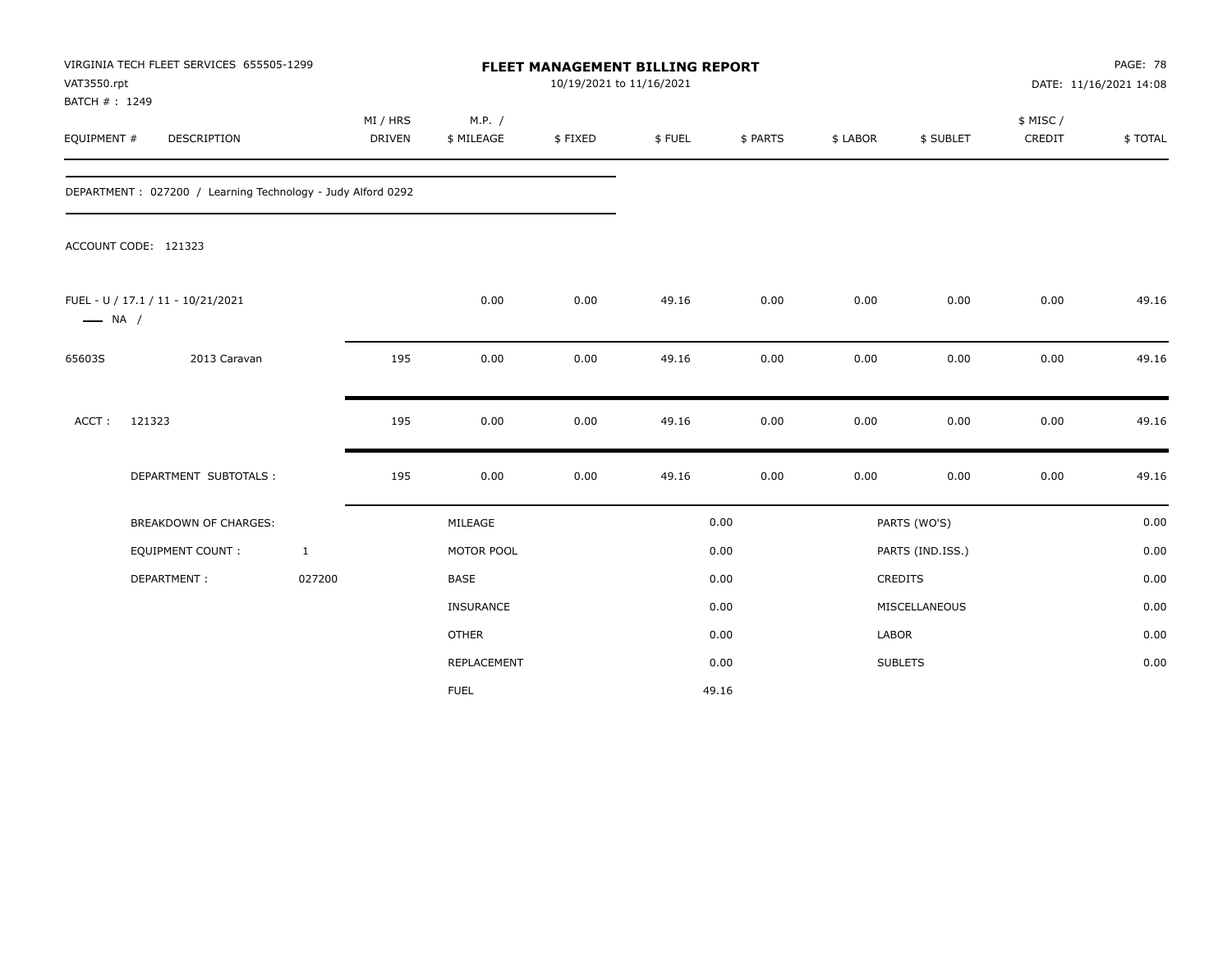VIRGINIA TECH FLEET SERVICES 655505-1299
VAT3550.rpt
BATCH # : 1249

# FLEET MANAGEMENT BILLING REPORT

10/19/2021 to 11/16/2021

DATE: 11/16/2021 14:08

| EQUIPMENT # | DESCRIPTION | MI / HRS DRIVEN | M.P. / $ MILEAGE | $ FIXED | $ FUEL | $ PARTS | $ LABOR | $ SUBLET | $ MISC / CREDIT | $ TOTAL |
|---|---|---|---|---|---|---|---|---|---|---|

DEPARTMENT : 027200 / Learning Technology - Judy Alford 0292

ACCOUNT CODE: 121323

| EQUIPMENT # | DESCRIPTION | MI / HRS DRIVEN | M.P. / $ MILEAGE | $ FIXED | $ FUEL | $ PARTS | $ LABOR | $ SUBLET | $ MISC / CREDIT | $ TOTAL |
|---|---|---|---|---|---|---|---|---|---|---|
| FUEL - U / 17.1 / 11 - 10/21/2021 —— NA / | | | 0.00 | 0.00 | 49.16 | 0.00 | 0.00 | 0.00 | 0.00 | 49.16 |
| 65603S | 2013 Caravan | 195 | 0.00 | 0.00 | 49.16 | 0.00 | 0.00 | 0.00 | 0.00 | 49.16 |
| ACCT : | 121323 | 195 | 0.00 | 0.00 | 49.16 | 0.00 | 0.00 | 0.00 | 0.00 | 49.16 |
| | DEPARTMENT SUBTOTALS : | 195 | 0.00 | 0.00 | 49.16 | 0.00 | 0.00 | 0.00 | 0.00 | 49.16 |

| BREAKDOWN OF CHARGES: | | | | | |
|---|---|---|---|---|---|
| | | MILEAGE | 0.00 | PARTS (WO'S) | 0.00 |
| EQUIPMENT COUNT : | 1 | MOTOR POOL | 0.00 | PARTS (IND.ISS.) | 0.00 |
| DEPARTMENT : | 027200 | BASE | 0.00 | CREDITS | 0.00 |
| | | INSURANCE | 0.00 | MISCELLANEOUS | 0.00 |
| | | OTHER | 0.00 | LABOR | 0.00 |
| | | REPLACEMENT | 0.00 | SUBLETS | 0.00 |
| | | FUEL | 49.16 | | |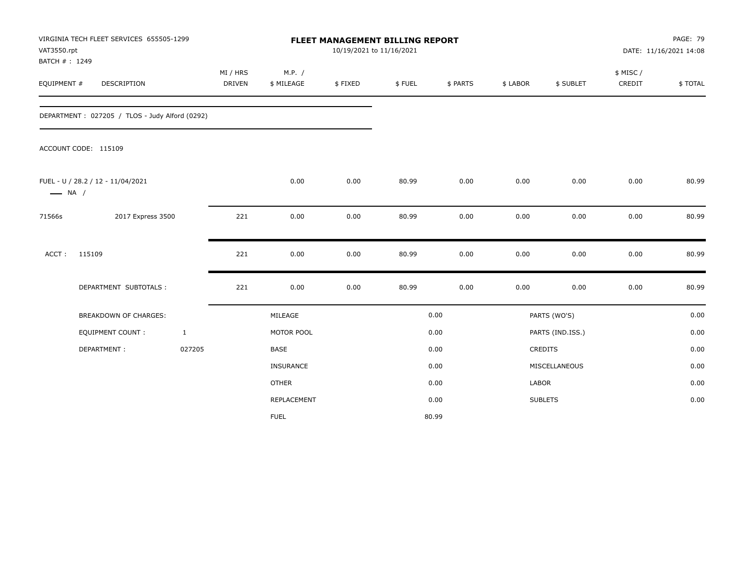VIRGINIA TECH FLEET SERVICES 655505-1299
VAT3550.rpt
BATCH # : 1249

# FLEET MANAGEMENT BILLING REPORT

10/19/2021 to 11/16/2021

DATE: 11/16/2021 14:08

| EQUIPMENT # | DESCRIPTION | MI / HRS DRIVEN | M.P. / $ MILEAGE | $ FIXED | $ FUEL | $ PARTS | $ LABOR | $ SUBLET | $ MISC / CREDIT | $ TOTAL |
|---|---|---|---|---|---|---|---|---|---|---|
| DEPARTMENT : 027205 / TLOS - Judy Alford (0292) | | | | | | | | | | |
| ACCOUNT CODE: 115109 | | | | | | | | | | |
| FUEL - U / 28.2 / 12 - 11/04/2021 — NA / | | | 0.00 | 0.00 | 80.99 | 0.00 | 0.00 | 0.00 | 0.00 | 80.99 |
| 71566s | 2017 Express 3500 | 221 | 0.00 | 0.00 | 80.99 | 0.00 | 0.00 | 0.00 | 0.00 | 80.99 |
| ACCT : | 115109 | 221 | 0.00 | 0.00 | 80.99 | 0.00 | 0.00 | 0.00 | 0.00 | 80.99 |
| | DEPARTMENT SUBTOTALS : | 221 | 0.00 | 0.00 | 80.99 | 0.00 | 0.00 | 0.00 | 0.00 | 80.99 |

| BREAKDOWN OF CHARGES: | | | | | |
|---|---|---|---|---|---|
| EQUIPMENT COUNT : | 1 | MILEAGE | 0.00 | PARTS (WO'S) | 0.00 |
| DEPARTMENT : | 027205 | MOTOR POOL | 0.00 | PARTS (IND.ISS.) | 0.00 |
| | | BASE | 0.00 | CREDITS | 0.00 |
| | | INSURANCE | 0.00 | MISCELLANEOUS | 0.00 |
| | | OTHER | 0.00 | LABOR | 0.00 |
| | | REPLACEMENT | 0.00 | SUBLETS | 0.00 |
| | | FUEL | 80.99 | | |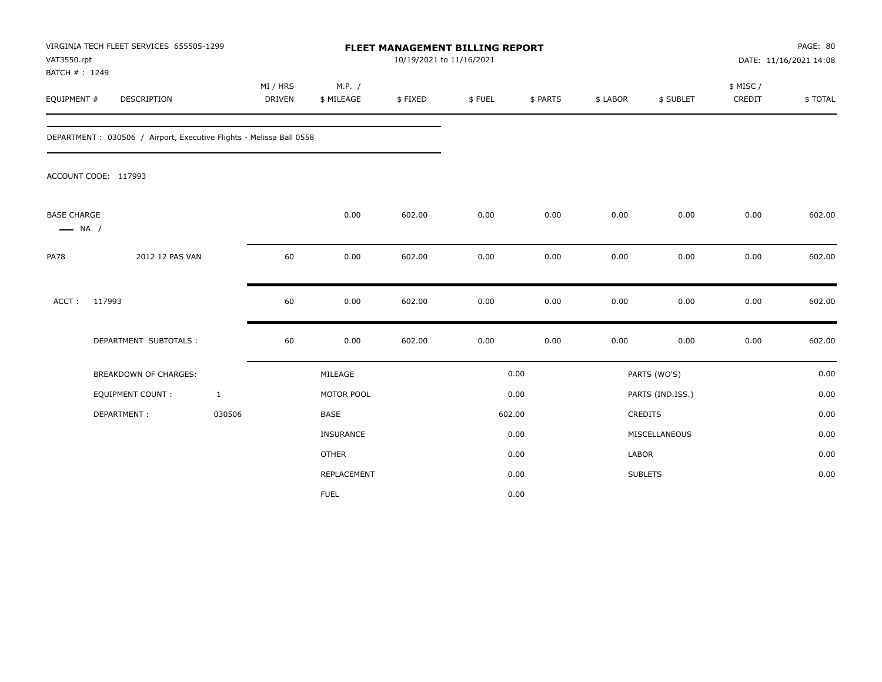VIRGINIA TECH FLEET SERVICES 655505-1299
VAT3550.rpt
BATCH # : 1249

# FLEET MANAGEMENT BILLING REPORT

10/19/2021 to 11/16/2021

PAGE: 80
DATE: 11/16/2021 14:08

| EQUIPMENT # | DESCRIPTION | MI / HRS DRIVEN | M.P. / $ MILEAGE | $ FIXED | $ FUEL | $ PARTS | $ LABOR | $ SUBLET | $ MISC / CREDIT | $ TOTAL |
|---|---|---|---|---|---|---|---|---|---|---|

DEPARTMENT : 030506 / Airport, Executive Flights - Melissa Ball 0558

ACCOUNT CODE: 117993

| EQUIPMENT # | DESCRIPTION | MI / HRS DRIVEN | M.P. / $ MILEAGE | $ FIXED | $ FUEL | $ PARTS | $ LABOR | $ SUBLET | $ MISC / CREDIT | $ TOTAL |
|---|---|---|---|---|---|---|---|---|---|---|
| BASE CHARGE — NA / | | | 0.00 | 602.00 | 0.00 | 0.00 | 0.00 | 0.00 | 0.00 | 602.00 |
| PA78 | 2012 12 PAS VAN | 60 | 0.00 | 602.00 | 0.00 | 0.00 | 0.00 | 0.00 | 0.00 | 602.00 |
| ACCT : 117993 | | 60 | 0.00 | 602.00 | 0.00 | 0.00 | 0.00 | 0.00 | 0.00 | 602.00 |
| DEPARTMENT SUBTOTALS : | | 60 | 0.00 | 602.00 | 0.00 | 0.00 | 0.00 | 0.00 | 0.00 | 602.00 |

| BREAKDOWN OF CHARGES: | | | | | |
|---|---|---|---|---|---|
| EQUIPMENT COUNT : | 1 | MILEAGE | 0.00 | PARTS (WO'S) | 0.00 |
| DEPARTMENT : | 030506 | MOTOR POOL | 0.00 | PARTS (IND.ISS.) | 0.00 |
| | | BASE | 602.00 | CREDITS | 0.00 |
| | | INSURANCE | 0.00 | MISCELLANEOUS | 0.00 |
| | | OTHER | 0.00 | LABOR | 0.00 |
| | | REPLACEMENT | 0.00 | SUBLETS | 0.00 |
| | | FUEL | 0.00 | | |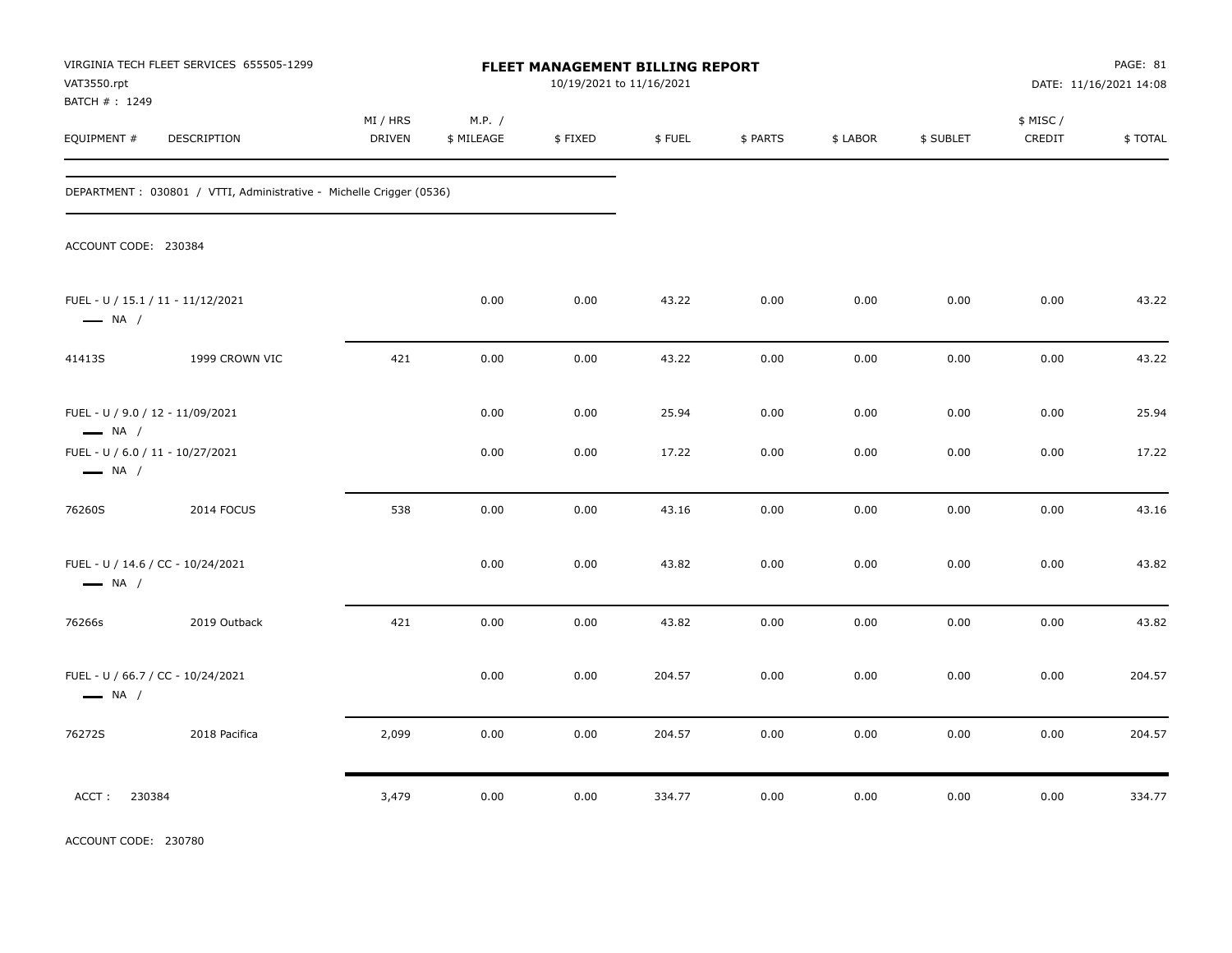VIRGINIA TECH FLEET SERVICES 655505-1299
VAT3550.rpt
BATCH # : 1249

# FLEET MANAGEMENT BILLING REPORT

10/19/2021 to 11/16/2021

PAGE: 81
DATE: 11/16/2021 14:08

| EQUIPMENT # | DESCRIPTION | MI / HRS DRIVEN | M.P. / $ MILEAGE | $ FIXED | $ FUEL | $ PARTS | $ LABOR | $ SUBLET | $ MISC / CREDIT | $ TOTAL |
|---|---|---|---|---|---|---|---|---|---|---|

DEPARTMENT : 030801 / VTTI, Administrative - Michelle Crigger (0536)

ACCOUNT CODE: 230384

| EQUIPMENT # | DESCRIPTION | MI / HRS DRIVEN | M.P. / $ MILEAGE | $ FIXED | $ FUEL | $ PARTS | $ LABOR | $ SUBLET | $ MISC / CREDIT | $ TOTAL |
|---|---|---|---|---|---|---|---|---|---|---|
| FUEL - U / 15.1 / 11 - 11/12/2021 — NA / | | | 0.00 | 0.00 | 43.22 | 0.00 | 0.00 | 0.00 | 0.00 | 43.22 |
| 41413S | 1999 CROWN VIC | 421 | 0.00 | 0.00 | 43.22 | 0.00 | 0.00 | 0.00 | 0.00 | 43.22 |
| FUEL - U / 9.0 / 12 - 11/09/2021 — NA / | | | 0.00 | 0.00 | 25.94 | 0.00 | 0.00 | 0.00 | 0.00 | 25.94 |
| FUEL - U / 6.0 / 11 - 10/27/2021 — NA / | | | 0.00 | 0.00 | 17.22 | 0.00 | 0.00 | 0.00 | 0.00 | 17.22 |
| 76260S | 2014 FOCUS | 538 | 0.00 | 0.00 | 43.16 | 0.00 | 0.00 | 0.00 | 0.00 | 43.16 |
| FUEL - U / 14.6 / CC - 10/24/2021 — NA / | | | 0.00 | 0.00 | 43.82 | 0.00 | 0.00 | 0.00 | 0.00 | 43.82 |
| 76266s | 2019 Outback | 421 | 0.00 | 0.00 | 43.82 | 0.00 | 0.00 | 0.00 | 0.00 | 43.82 |
| FUEL - U / 66.7 / CC - 10/24/2021 — NA / | | | 0.00 | 0.00 | 204.57 | 0.00 | 0.00 | 0.00 | 0.00 | 204.57 |
| 76272S | 2018 Pacifica | 2,099 | 0.00 | 0.00 | 204.57 | 0.00 | 0.00 | 0.00 | 0.00 | 204.57 |
| ACCT : 230384 | | 3,479 | 0.00 | 0.00 | 334.77 | 0.00 | 0.00 | 0.00 | 0.00 | 334.77 |

ACCOUNT CODE: 230780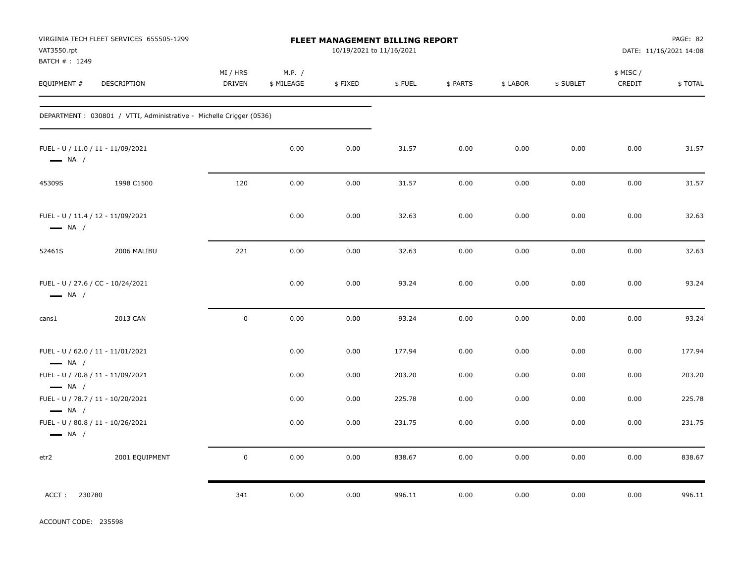VIRGINIA TECH FLEET SERVICES 655505-1299
VAT3550.rpt
BATCH # : 1249

**FLEET MANAGEMENT BILLING REPORT**
10/19/2021 to 11/16/2021

DATE: 11/16/2021 14:08

| EQUIPMENT # | DESCRIPTION | MI / HRS DRIVEN | M.P. / $ MILEAGE | $ FIXED | $ FUEL | $ PARTS | $ LABOR | $ SUBLET | $ MISC / CREDIT | $ TOTAL |
|---|---|---|---|---|---|---|---|---|---|---|
| DEPARTMENT : 030801 / VTTI, Administrative - Michelle Crigger (0536) | | | | | | | | | | |
| FUEL - U / 11.0 / 11 - 11/09/2021 — NA / | | | 0.00 | 0.00 | 31.57 | 0.00 | 0.00 | 0.00 | 0.00 | 31.57 |
| 45309S | 1998 C1500 | 120 | 0.00 | 0.00 | 31.57 | 0.00 | 0.00 | 0.00 | 0.00 | 31.57 |
| FUEL - U / 11.4 / 12 - 11/09/2021 — NA / | | | 0.00 | 0.00 | 32.63 | 0.00 | 0.00 | 0.00 | 0.00 | 32.63 |
| 52461S | 2006 MALIBU | 221 | 0.00 | 0.00 | 32.63 | 0.00 | 0.00 | 0.00 | 0.00 | 32.63 |
| FUEL - U / 27.6 / CC - 10/24/2021 — NA / | | | 0.00 | 0.00 | 93.24 | 0.00 | 0.00 | 0.00 | 0.00 | 93.24 |
| cans1 | 2013 CAN | 0 | 0.00 | 0.00 | 93.24 | 0.00 | 0.00 | 0.00 | 0.00 | 93.24 |
| FUEL - U / 62.0 / 11 - 11/01/2021 — NA / | | | 0.00 | 0.00 | 177.94 | 0.00 | 0.00 | 0.00 | 0.00 | 177.94 |
| FUEL - U / 70.8 / 11 - 11/09/2021 — NA / | | | 0.00 | 0.00 | 203.20 | 0.00 | 0.00 | 0.00 | 0.00 | 203.20 |
| FUEL - U / 78.7 / 11 - 10/20/2021 — NA / | | | 0.00 | 0.00 | 225.78 | 0.00 | 0.00 | 0.00 | 0.00 | 225.78 |
| FUEL - U / 80.8 / 11 - 10/26/2021 — NA / | | | 0.00 | 0.00 | 231.75 | 0.00 | 0.00 | 0.00 | 0.00 | 231.75 |
| etr2 | 2001 EQUIPMENT | 0 | 0.00 | 0.00 | 838.67 | 0.00 | 0.00 | 0.00 | 0.00 | 838.67 |
| ACCT : 230780 | | 341 | 0.00 | 0.00 | 996.11 | 0.00 | 0.00 | 0.00 | 0.00 | 996.11 |

ACCOUNT CODE: 235598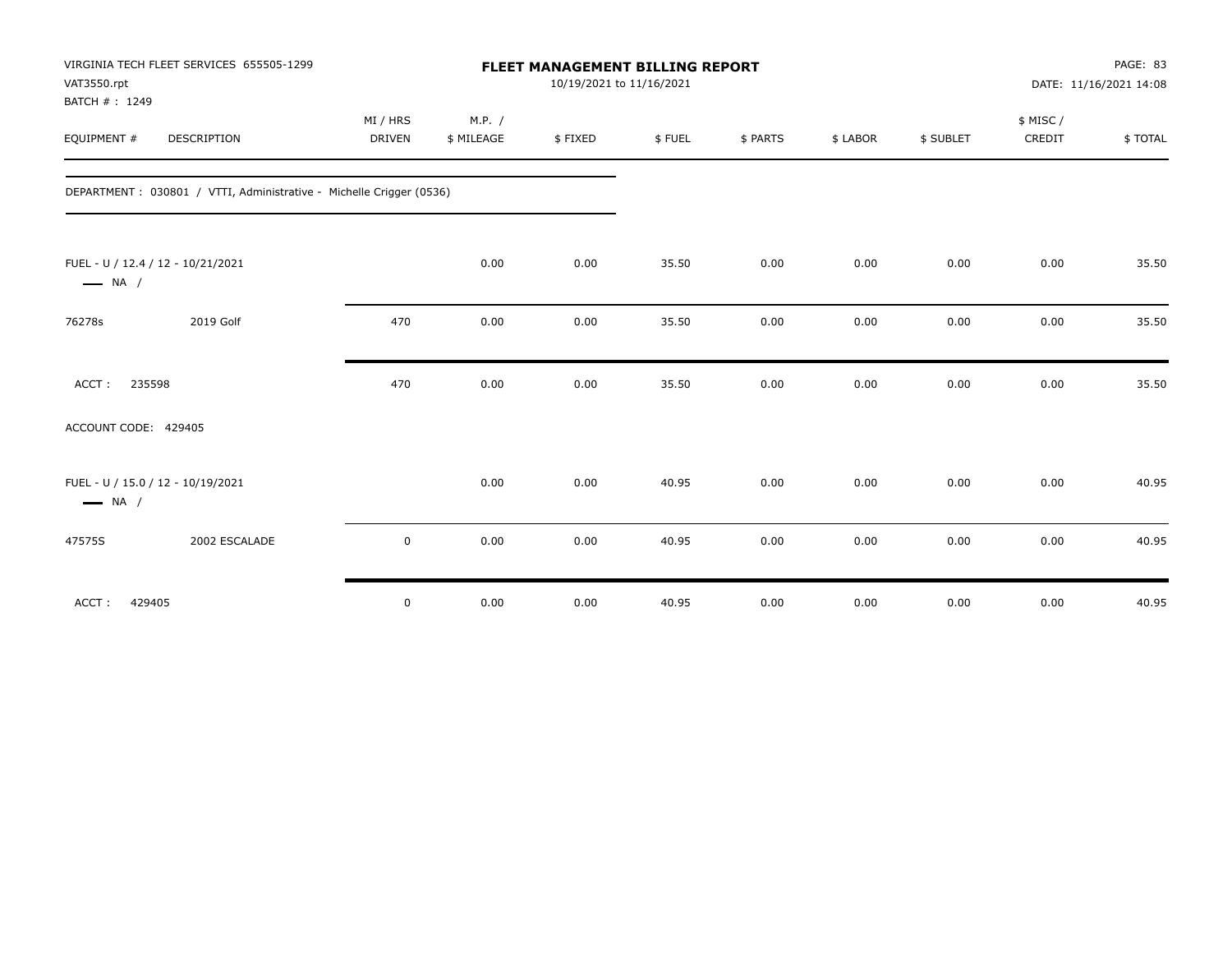VIRGINIA TECH FLEET SERVICES 655505-1299
VAT3550.rpt
BATCH # : 1249

# FLEET MANAGEMENT BILLING REPORT

10/19/2021 to 11/16/2021

DATE: 11/16/2021 14:08

| EQUIPMENT # | DESCRIPTION | MI / HRS DRIVEN | M.P. / $ MILEAGE | $ FIXED | $ FUEL | $ PARTS | $ LABOR | $ SUBLET | $ MISC / CREDIT | $ TOTAL |
|---|---|---|---|---|---|---|---|---|---|---|
| DEPARTMENT : 030801 / VTTI, Administrative - Michelle Crigger (0536) | | | | | | | | | | |
| FUEL - U / 12.4 / 12 - 10/21/2021 — NA / | | | 0.00 | 0.00 | 35.50 | 0.00 | 0.00 | 0.00 | 0.00 | 35.50 |
| 76278s | 2019 Golf | 470 | 0.00 | 0.00 | 35.50 | 0.00 | 0.00 | 0.00 | 0.00 | 35.50 |
| ACCT : 235598 | | 470 | 0.00 | 0.00 | 35.50 | 0.00 | 0.00 | 0.00 | 0.00 | 35.50 |
| ACCOUNT CODE: 429405 | | | | | | | | | | |
| FUEL - U / 15.0 / 12 - 10/19/2021 — NA / | | | 0.00 | 0.00 | 40.95 | 0.00 | 0.00 | 0.00 | 0.00 | 40.95 |
| 47575S | 2002 ESCALADE | 0 | 0.00 | 0.00 | 40.95 | 0.00 | 0.00 | 0.00 | 0.00 | 40.95 |
| ACCT : 429405 | | 0 | 0.00 | 0.00 | 40.95 | 0.00 | 0.00 | 0.00 | 0.00 | 40.95 |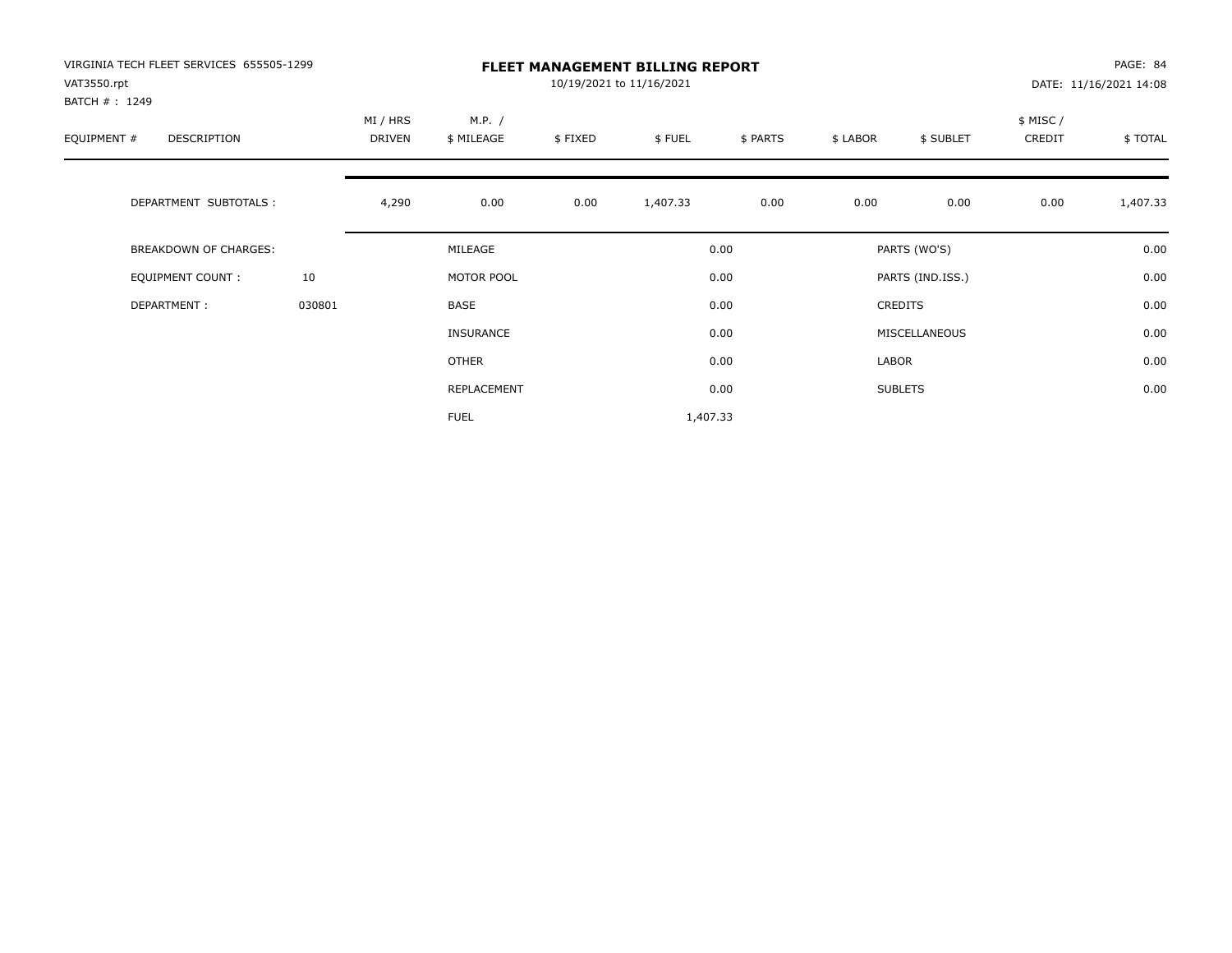VIRGINIA TECH FLEET SERVICES 655505-1299
VAT3550.rpt
BATCH # : 1249

# FLEET MANAGEMENT BILLING REPORT

10/19/2021 to 11/16/2021

DATE: 11/16/2021 14:08

| EQUIPMENT # | DESCRIPTION | MI / HRS DRIVEN | M.P. / $ MILEAGE | $ FIXED | $ FUEL | $ PARTS | $ LABOR | $ SUBLET | $ MISC / CREDIT | $ TOTAL |
|---|---|---|---|---|---|---|---|---|---|---|
| | DEPARTMENT SUBTOTALS : | 4,290 | 0.00 | 0.00 | 1,407.33 | 0.00 | 0.00 | 0.00 | 0.00 | 1,407.33 |

| | | | | | |
|---|---|---|---|---|---|
| BREAKDOWN OF CHARGES: | | MILEAGE | 0.00 | PARTS (WO'S) | 0.00 |
| EQUIPMENT COUNT : | 10 | MOTOR POOL | 0.00 | PARTS (IND.ISS.) | 0.00 |
| DEPARTMENT : | 030801 | BASE | 0.00 | CREDITS | 0.00 |
| | | INSURANCE | 0.00 | MISCELLANEOUS | 0.00 |
| | | OTHER | 0.00 | LABOR | 0.00 |
| | | REPLACEMENT | 0.00 | SUBLETS | 0.00 |
| | | FUEL | 1,407.33 | | |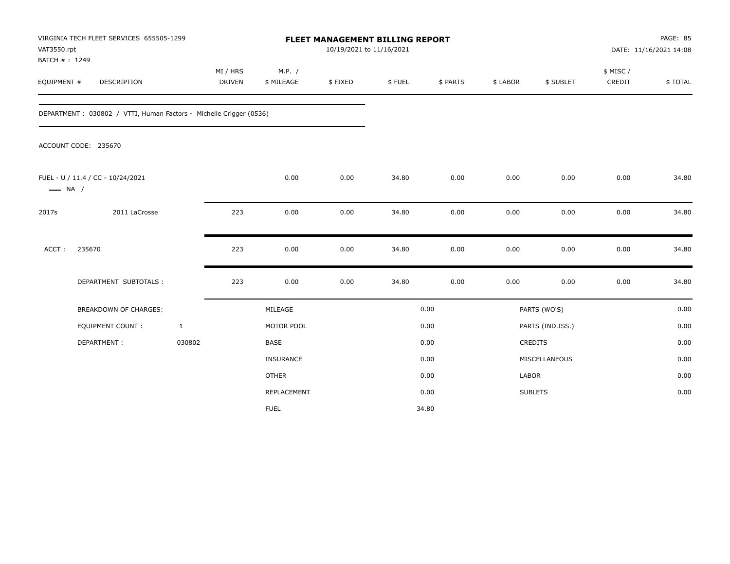VIRGINIA TECH FLEET SERVICES 655505-1299
VAT3550.rpt
BATCH # : 1249

# FLEET MANAGEMENT BILLING REPORT

10/19/2021 to 11/16/2021

DATE: 11/16/2021 14:08

| EQUIPMENT # | DESCRIPTION | MI / HRS DRIVEN | M.P. / $ MILEAGE | $ FIXED | $ FUEL | $ PARTS | $ LABOR | $ SUBLET | $ MISC / CREDIT | $ TOTAL |
|---|---|---|---|---|---|---|---|---|---|---|

DEPARTMENT : 030802 / VTTI, Human Factors - Michelle Crigger (0536)

ACCOUNT CODE: 235670

| EQUIPMENT # | DESCRIPTION | MI / HRS DRIVEN | M.P. / $ MILEAGE | $ FIXED | $ FUEL | $ PARTS | $ LABOR | $ SUBLET | $ MISC / CREDIT | $ TOTAL |
|---|---|---|---|---|---|---|---|---|---|---|
| FUEL - U / 11.4 / CC - 10/24/2021 —— NA / | | | 0.00 | 0.00 | 34.80 | 0.00 | 0.00 | 0.00 | 0.00 | 34.80 |
| 2017s | 2011 LaCrosse | 223 | 0.00 | 0.00 | 34.80 | 0.00 | 0.00 | 0.00 | 0.00 | 34.80 |
| ACCT : | 235670 | 223 | 0.00 | 0.00 | 34.80 | 0.00 | 0.00 | 0.00 | 0.00 | 34.80 |
| | DEPARTMENT SUBTOTALS : | 223 | 0.00 | 0.00 | 34.80 | 0.00 | 0.00 | 0.00 | 0.00 | 34.80 |

| BREAKDOWN OF CHARGES: | | | | | |
|---|---|---|---|---|---|
| EQUIPMENT COUNT : | 1 | MILEAGE | 0.00 | PARTS (WO'S) | 0.00 |
| DEPARTMENT : | 030802 | MOTOR POOL | 0.00 | PARTS (IND.ISS.) | 0.00 |
| | | BASE | 0.00 | CREDITS | 0.00 |
| | | INSURANCE | 0.00 | MISCELLANEOUS | 0.00 |
| | | OTHER | 0.00 | LABOR | 0.00 |
| | | REPLACEMENT | 0.00 | SUBLETS | 0.00 |
| | | FUEL | 34.80 | | |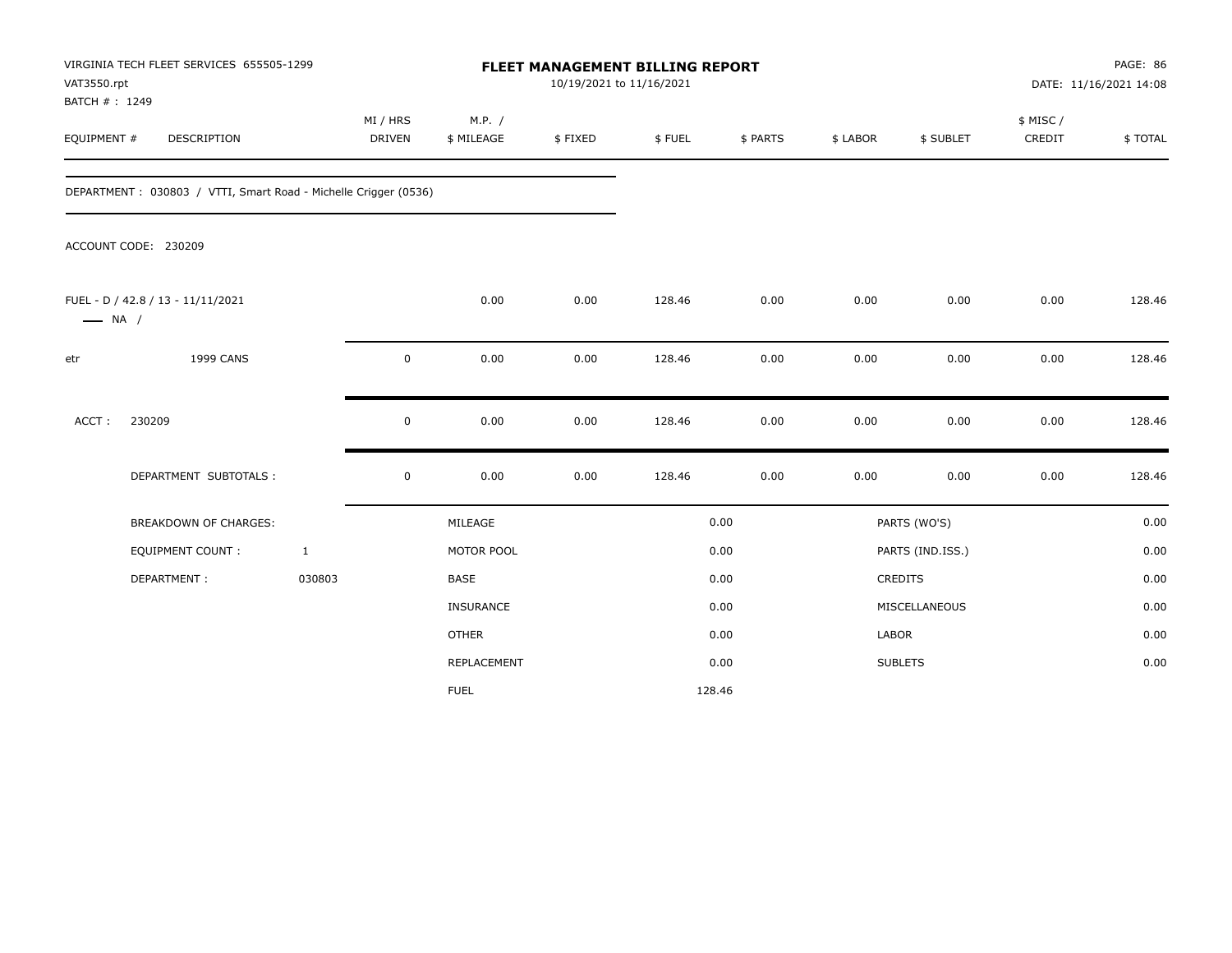VIRGINIA TECH FLEET SERVICES 655505-1299
VAT3550.rpt
BATCH # : 1249

# FLEET MANAGEMENT BILLING REPORT

10/19/2021 to 11/16/2021

PAGE: 86
DATE: 11/16/2021 14:08

| EQUIPMENT # | DESCRIPTION | MI / HRS DRIVEN | M.P. / $ MILEAGE | $ FIXED | $ FUEL | $ PARTS | $ LABOR | $ SUBLET | $ MISC / CREDIT | $ TOTAL |
|---|---|---|---|---|---|---|---|---|---|---|
| DEPARTMENT : 030803 / VTTI, Smart Road - Michelle Crigger (0536) | | | | | | | | | | |
| ACCOUNT CODE: 230209 | | | | | | | | | | |
| FUEL - D / 42.8 / 13 - 11/11/2021 —— NA / | | | 0.00 | 0.00 | 128.46 | 0.00 | 0.00 | 0.00 | 0.00 | 128.46 |
| etr | 1999 CANS | 0 | 0.00 | 0.00 | 128.46 | 0.00 | 0.00 | 0.00 | 0.00 | 128.46 |
| ACCT : | 230209 | 0 | 0.00 | 0.00 | 128.46 | 0.00 | 0.00 | 0.00 | 0.00 | 128.46 |
| | DEPARTMENT SUBTOTALS : | 0 | 0.00 | 0.00 | 128.46 | 0.00 | 0.00 | 0.00 | 0.00 | 128.46 |

| BREAKDOWN OF CHARGES: | | | | | |
|---|---|---|---|---|---|
| EQUIPMENT COUNT : | 1 | MILEAGE | 0.00 | PARTS (WO'S) | 0.00 |
| DEPARTMENT : | 030803 | MOTOR POOL | 0.00 | PARTS (IND.ISS.) | 0.00 |
| | | BASE | 0.00 | CREDITS | 0.00 |
| | | INSURANCE | 0.00 | MISCELLANEOUS | 0.00 |
| | | OTHER | 0.00 | LABOR | 0.00 |
| | | REPLACEMENT | 0.00 | SUBLETS | 0.00 |
| | | FUEL | 128.46 | | |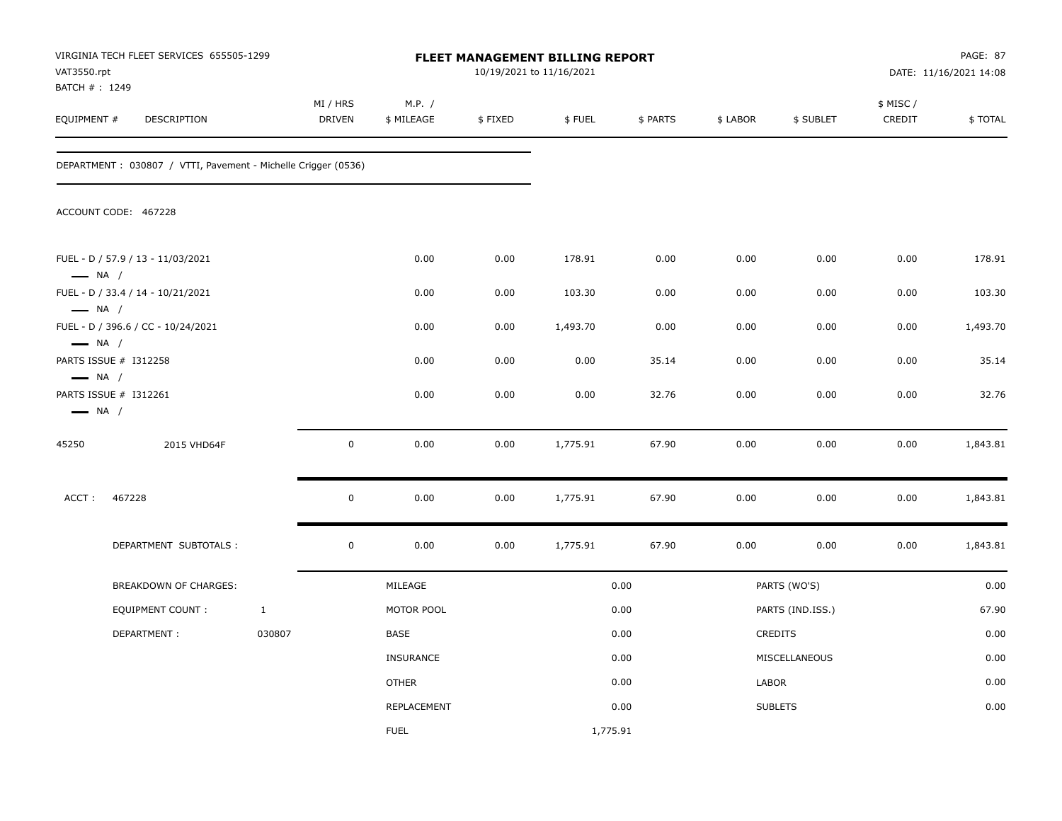VIRGINIA TECH FLEET SERVICES 655505-1299
VAT3550.rpt
BATCH # : 1249

**FLEET MANAGEMENT BILLING REPORT**
10/19/2021 to 11/16/2021

DATE: 11/16/2021 14:08

| EQUIPMENT # | DESCRIPTION | MI / HRS DRIVEN | M.P. / $ MILEAGE | $ FIXED | $ FUEL | $ PARTS | $ LABOR | $ SUBLET | $ MISC / CREDIT | $ TOTAL |
|---|---|---|---|---|---|---|---|---|---|---|

DEPARTMENT : 030807 / VTTI, Pavement - Michelle Crigger (0536)

ACCOUNT CODE: 467228

| EQUIPMENT # | DESCRIPTION | MI / HRS DRIVEN | M.P. / $ MILEAGE | $ FIXED | $ FUEL | $ PARTS | $ LABOR | $ SUBLET | $ MISC / CREDIT | $ TOTAL |
|---|---|---|---|---|---|---|---|---|---|---|
| FUEL - D / 57.9 / 13 - 11/03/2021 — NA / | | | 0.00 | 0.00 | 178.91 | 0.00 | 0.00 | 0.00 | 0.00 | 178.91 |
| FUEL - D / 33.4 / 14 - 10/21/2021 — NA / | | | 0.00 | 0.00 | 103.30 | 0.00 | 0.00 | 0.00 | 0.00 | 103.30 |
| FUEL - D / 396.6 / CC - 10/24/2021 — NA / | | | 0.00 | 0.00 | 1,493.70 | 0.00 | 0.00 | 0.00 | 0.00 | 1,493.70 |
| PARTS ISSUE # I312258 — NA / | | | 0.00 | 0.00 | 0.00 | 35.14 | 0.00 | 0.00 | 0.00 | 35.14 |
| PARTS ISSUE # I312261 — NA / | | | 0.00 | 0.00 | 0.00 | 32.76 | 0.00 | 0.00 | 0.00 | 32.76 |
| 45250 | 2015 VHD64F | 0 | 0.00 | 0.00 | 1,775.91 | 67.90 | 0.00 | 0.00 | 0.00 | 1,843.81 |
| ACCT : 467228 | | 0 | 0.00 | 0.00 | 1,775.91 | 67.90 | 0.00 | 0.00 | 0.00 | 1,843.81 |
| | DEPARTMENT SUBTOTALS : | 0 | 0.00 | 0.00 | 1,775.91 | 67.90 | 0.00 | 0.00 | 0.00 | 1,843.81 |

| BREAKDOWN OF CHARGES: | | | | | |
|---|---|---|---|---|---|
| EQUIPMENT COUNT : | 1 | MILEAGE | 0.00 | PARTS (WO'S) | 0.00 |
| DEPARTMENT : | 030807 | MOTOR POOL | 0.00 | PARTS (IND.ISS.) | 67.90 |
| | | BASE | 0.00 | CREDITS | 0.00 |
| | | INSURANCE | 0.00 | MISCELLANEOUS | 0.00 |
| | | OTHER | 0.00 | LABOR | 0.00 |
| | | REPLACEMENT | 0.00 | SUBLETS | 0.00 |
| | | FUEL | 1,775.91 | | |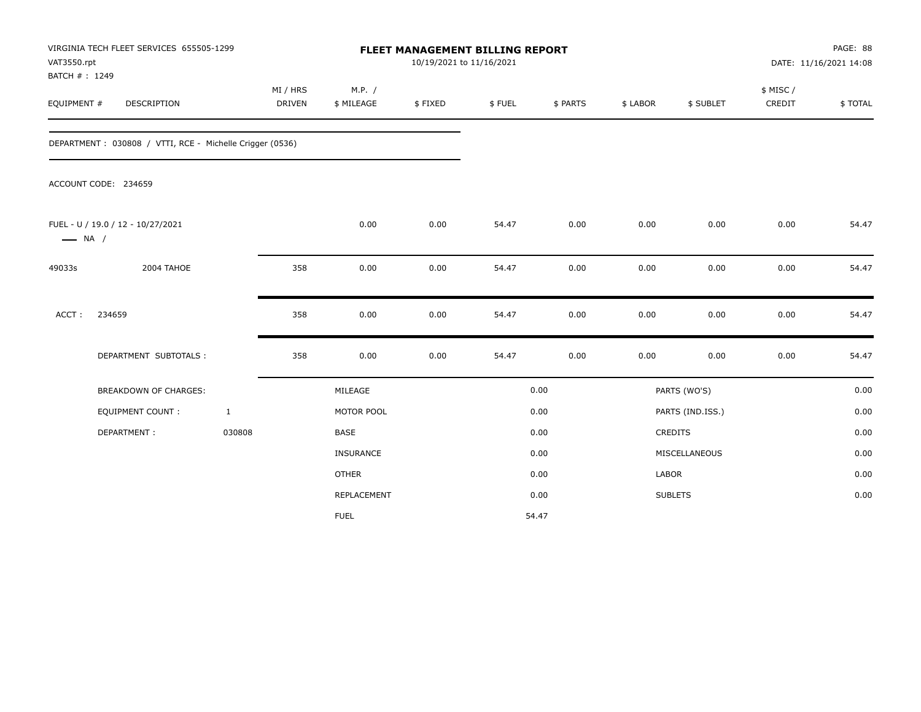VIRGINIA TECH FLEET SERVICES 655505-1299
VAT3550.rpt
BATCH # : 1249

**FLEET MANAGEMENT BILLING REPORT**
10/19/2021 to 11/16/2021

DATE: 11/16/2021 14:08

| EQUIPMENT # | DESCRIPTION | MI / HRS DRIVEN | M.P. / $ MILEAGE | $ FIXED | $ FUEL | $ PARTS | $ LABOR | $ SUBLET | $ MISC / CREDIT | $ TOTAL |
|---|---|---|---|---|---|---|---|---|---|---|

DEPARTMENT : 030808 / VTTI, RCE - Michelle Crigger (0536)

ACCOUNT CODE: 234659

| EQUIPMENT # | DESCRIPTION | MI / HRS DRIVEN | M.P. / $ MILEAGE | $ FIXED | $ FUEL | $ PARTS | $ LABOR | $ SUBLET | $ MISC / CREDIT | $ TOTAL |
|---|---|---|---|---|---|---|---|---|---|---|
| FUEL - U / 19.0 / 12 - 10/27/2021 —— NA / | | | 0.00 | 0.00 | 54.47 | 0.00 | 0.00 | 0.00 | 0.00 | 54.47 |
| 49033s | 2004 TAHOE | 358 | 0.00 | 0.00 | 54.47 | 0.00 | 0.00 | 0.00 | 0.00 | 54.47 |
| ACCT : | 234659 | 358 | 0.00 | 0.00 | 54.47 | 0.00 | 0.00 | 0.00 | 0.00 | 54.47 |
| | DEPARTMENT SUBTOTALS : | 358 | 0.00 | 0.00 | 54.47 | 0.00 | 0.00 | 0.00 | 0.00 | 54.47 |

| BREAKDOWN OF CHARGES: | | | | | |
|---|---|---|---|---|---|
| EQUIPMENT COUNT : 1 | | MILEAGE | 0.00 | PARTS (WO'S) | 0.00 |
| DEPARTMENT : 030808 | | MOTOR POOL | 0.00 | PARTS (IND.ISS.) | 0.00 |
| | | BASE | 0.00 | CREDITS | 0.00 |
| | | INSURANCE | 0.00 | MISCELLANEOUS | 0.00 |
| | | OTHER | 0.00 | LABOR | 0.00 |
| | | REPLACEMENT | 0.00 | SUBLETS | 0.00 |
| | | FUEL | 54.47 | | |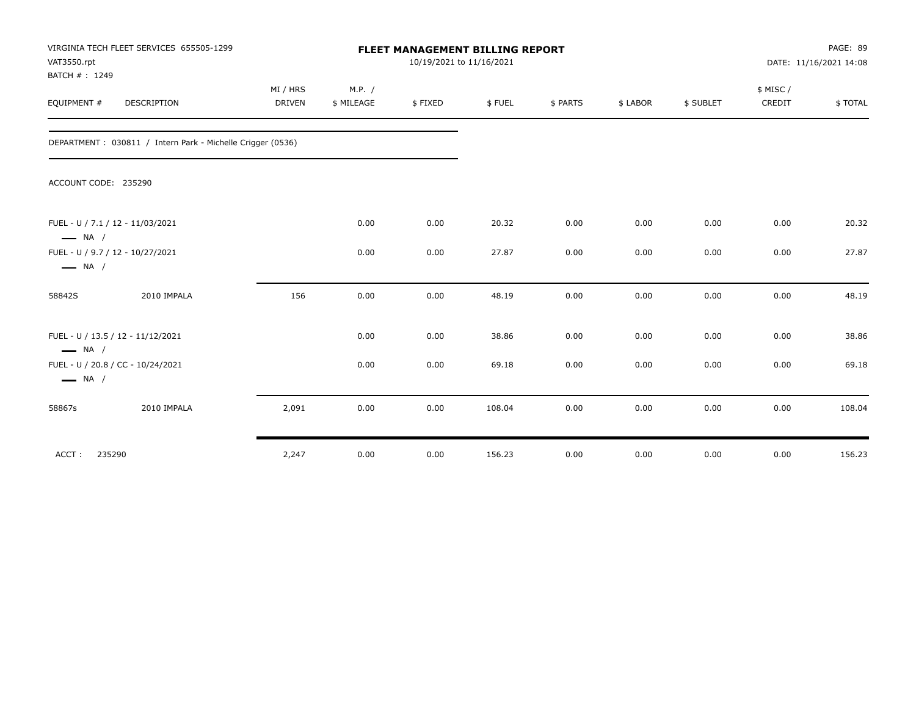VIRGINIA TECH FLEET SERVICES 655505-1299
VAT3550.rpt
BATCH # : 1249

# FLEET MANAGEMENT BILLING REPORT

10/19/2021 to 11/16/2021

PAGE: 89
DATE: 11/16/2021 14:08

| EQUIPMENT # | DESCRIPTION | MI / HRS DRIVEN | M.P. / $ MILEAGE | $ FIXED | $ FUEL | $ PARTS | $ LABOR | $ SUBLET | $ MISC / CREDIT | $ TOTAL |
|---|---|---|---|---|---|---|---|---|---|---|
| DEPARTMENT : 030811 / Intern Park - Michelle Crigger (0536) | | | | | | | | | | |
| ACCOUNT CODE: 235290 | | | | | | | | | | |
| FUEL - U / 7.1 / 12 - 11/03/2021 — NA / | | | 0.00 | 0.00 | 20.32 | 0.00 | 0.00 | 0.00 | 0.00 | 20.32 |
| FUEL - U / 9.7 / 12 - 10/27/2021 — NA / | | | 0.00 | 0.00 | 27.87 | 0.00 | 0.00 | 0.00 | 0.00 | 27.87 |
| 58842S | 2010 IMPALA | 156 | 0.00 | 0.00 | 48.19 | 0.00 | 0.00 | 0.00 | 0.00 | 48.19 |
| FUEL - U / 13.5 / 12 - 11/12/2021 — NA / | | | 0.00 | 0.00 | 38.86 | 0.00 | 0.00 | 0.00 | 0.00 | 38.86 |
| FUEL - U / 20.8 / CC - 10/24/2021 — NA / | | | 0.00 | 0.00 | 69.18 | 0.00 | 0.00 | 0.00 | 0.00 | 69.18 |
| 58867s | 2010 IMPALA | 2,091 | 0.00 | 0.00 | 108.04 | 0.00 | 0.00 | 0.00 | 0.00 | 108.04 |
| ACCT : 235290 | | 2,247 | 0.00 | 0.00 | 156.23 | 0.00 | 0.00 | 0.00 | 0.00 | 156.23 |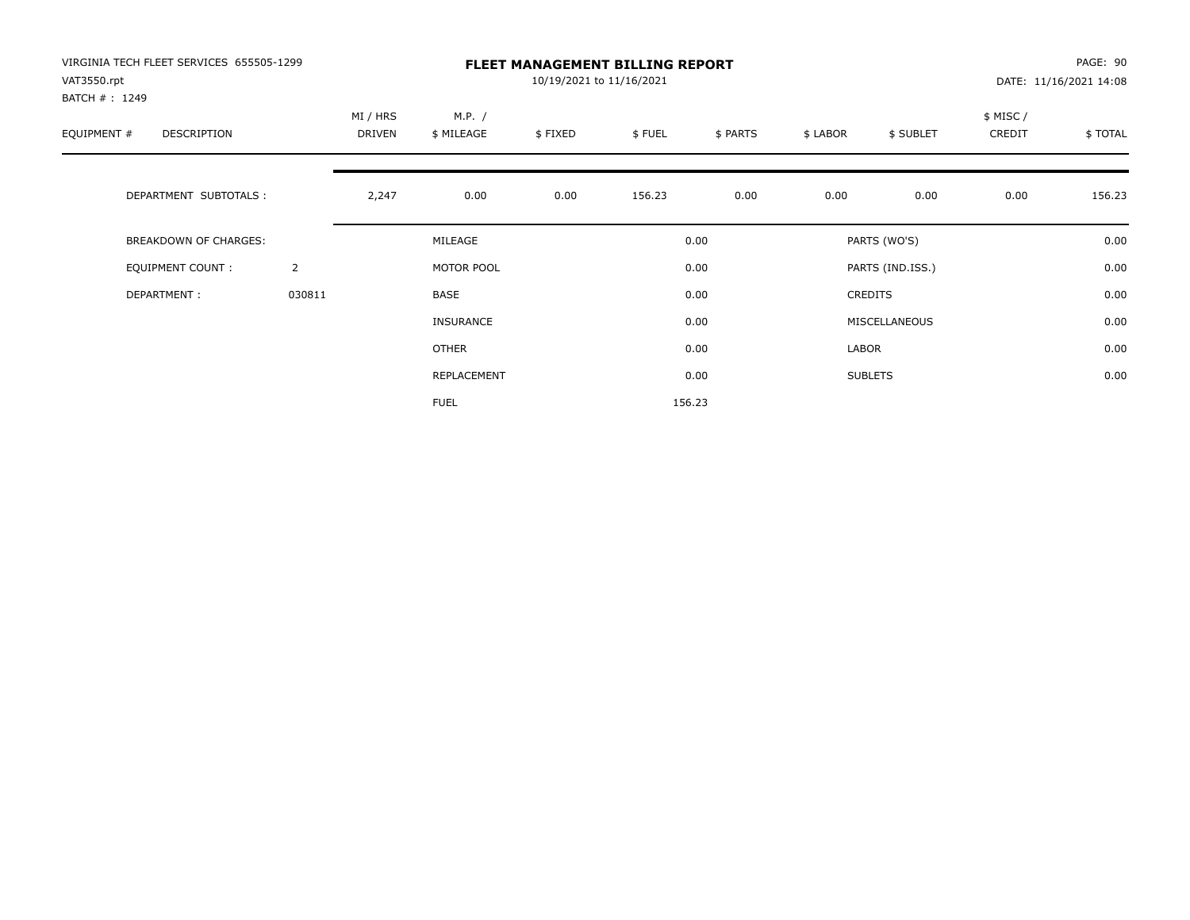VIRGINIA TECH FLEET SERVICES 655505-1299
VAT3550.rpt
BATCH # : 1249

# FLEET MANAGEMENT BILLING REPORT

10/19/2021 to 11/16/2021

DATE: 11/16/2021 14:08

| EQUIPMENT # | DESCRIPTION | MI / HRS DRIVEN | M.P. / $ MILEAGE | $ FIXED | $ FUEL | $ PARTS | $ LABOR | $ SUBLET | $ MISC / CREDIT | $ TOTAL |
|---|---|---|---|---|---|---|---|---|---|---|
| | DEPARTMENT SUBTOTALS : | 2,247 | 0.00 | 0.00 | 156.23 | 0.00 | 0.00 | 0.00 | 0.00 | 156.23 |

| | | | | | |
|---|---|---|---|---|---|
| BREAKDOWN OF CHARGES: | | MILEAGE | 0.00 | PARTS (WO'S) | 0.00 |
| EQUIPMENT COUNT : | 2 | MOTOR POOL | 0.00 | PARTS (IND.ISS.) | 0.00 |
| DEPARTMENT : | 030811 | BASE | 0.00 | CREDITS | 0.00 |
| | | INSURANCE | 0.00 | MISCELLANEOUS | 0.00 |
| | | OTHER | 0.00 | LABOR | 0.00 |
| | | REPLACEMENT | 0.00 | SUBLETS | 0.00 |
| | | FUEL | 156.23 | | |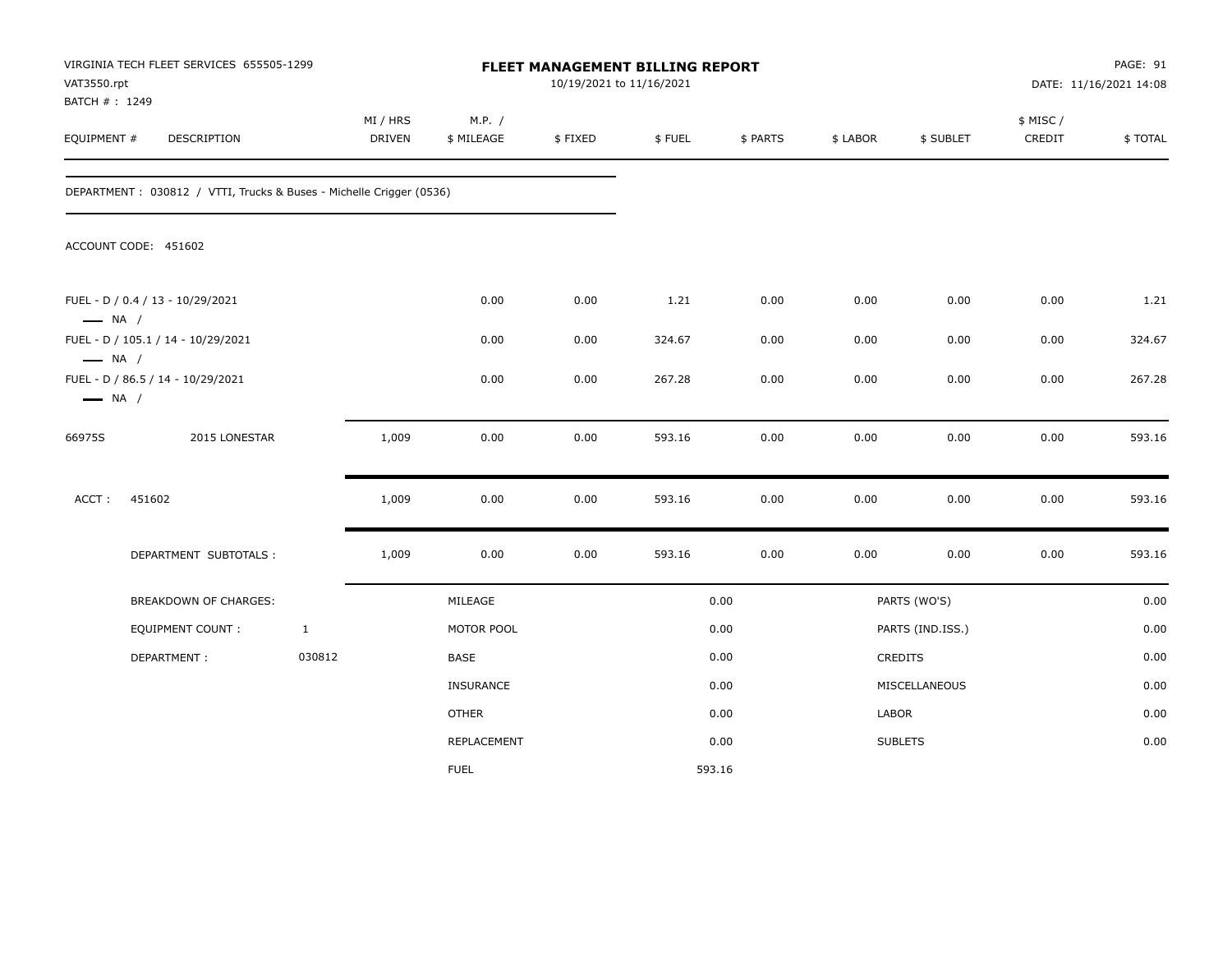VIRGINIA TECH FLEET SERVICES 655505-1299
VAT3550.rpt
BATCH # : 1249

# FLEET MANAGEMENT BILLING REPORT

10/19/2021 to 11/16/2021

DATE: 11/16/2021 14:08

| EQUIPMENT # | DESCRIPTION | MI / HRS DRIVEN | M.P. / $ MILEAGE | $ FIXED | $ FUEL | $ PARTS | $ LABOR | $ SUBLET | $ MISC / CREDIT | $ TOTAL |
|---|---|---|---|---|---|---|---|---|---|---|

DEPARTMENT : 030812 / VTTI, Trucks & Buses - Michelle Crigger (0536)

ACCOUNT CODE: 451602

| EQUIPMENT # | DESCRIPTION | MI / HRS DRIVEN | M.P. / $ MILEAGE | $ FIXED | $ FUEL | $ PARTS | $ LABOR | $ SUBLET | $ MISC / CREDIT | $ TOTAL |
|---|---|---|---|---|---|---|---|---|---|---|
| FUEL - D / 0.4 / 13 - 10/29/2021 — NA / | | | 0.00 | 0.00 | 1.21 | 0.00 | 0.00 | 0.00 | 0.00 | 1.21 |
| FUEL - D / 105.1 / 14 - 10/29/2021 — NA / | | | 0.00 | 0.00 | 324.67 | 0.00 | 0.00 | 0.00 | 0.00 | 324.67 |
| FUEL - D / 86.5 / 14 - 10/29/2021 — NA / | | | 0.00 | 0.00 | 267.28 | 0.00 | 0.00 | 0.00 | 0.00 | 267.28 |
| 66975S | 2015 LONESTAR | 1,009 | 0.00 | 0.00 | 593.16 | 0.00 | 0.00 | 0.00 | 0.00 | 593.16 |
| ACCT : 451602 | | 1,009 | 0.00 | 0.00 | 593.16 | 0.00 | 0.00 | 0.00 | 0.00 | 593.16 |
| DEPARTMENT SUBTOTALS : | | 1,009 | 0.00 | 0.00 | 593.16 | 0.00 | 0.00 | 0.00 | 0.00 | 593.16 |

| BREAKDOWN OF CHARGES: | | | | | |
|---|---|---|---|---|---|
| EQUIPMENT COUNT : | 1 | MILEAGE | 0.00 | PARTS (WO'S) | 0.00 |
| DEPARTMENT : | 030812 | MOTOR POOL | 0.00 | PARTS (IND.ISS.) | 0.00 |
| | | BASE | 0.00 | CREDITS | 0.00 |
| | | INSURANCE | 0.00 | MISCELLANEOUS | 0.00 |
| | | OTHER | 0.00 | LABOR | 0.00 |
| | | REPLACEMENT | 0.00 | SUBLETS | 0.00 |
| | | FUEL | 593.16 | | |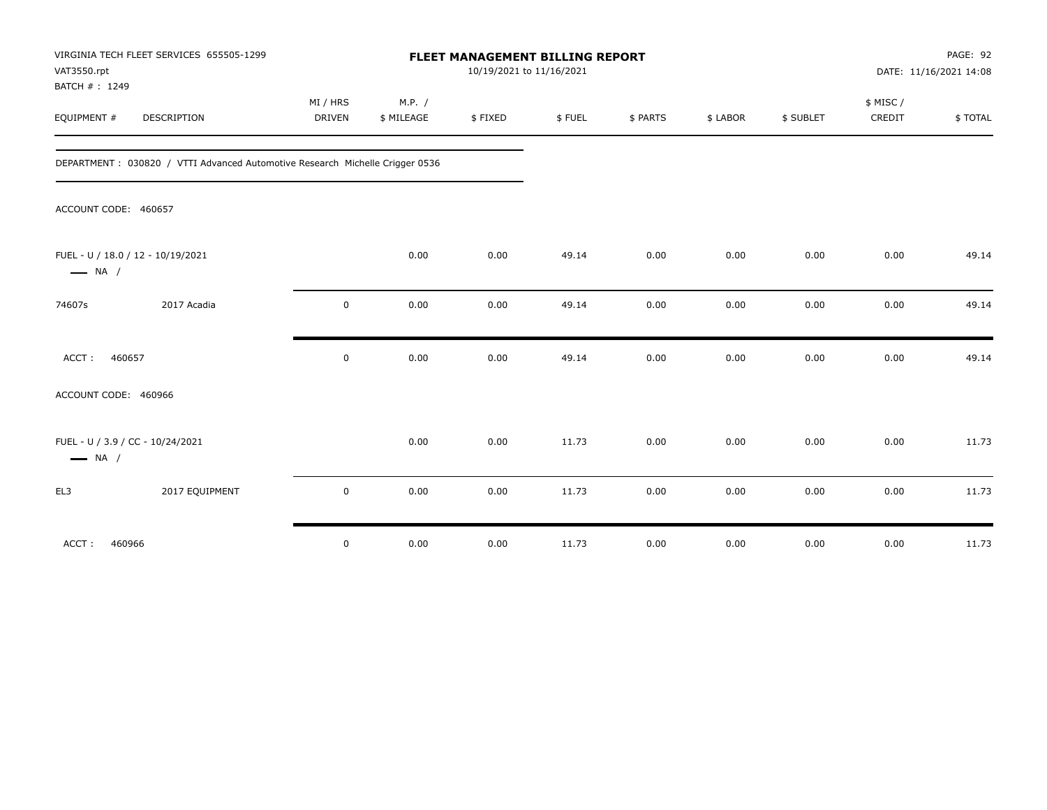VIRGINIA TECH FLEET SERVICES 655505-1299
VAT3550.rpt
BATCH # : 1249

**FLEET MANAGEMENT BILLING REPORT**
10/19/2021 to 11/16/2021

DATE: 11/16/2021 14:08

| EQUIPMENT # | DESCRIPTION | MI / HRS DRIVEN | M.P. / $ MILEAGE | $ FIXED | $ FUEL | $ PARTS | $ LABOR | $ SUBLET | $ MISC / CREDIT | $ TOTAL |
|---|---|---|---|---|---|---|---|---|---|---|

DEPARTMENT : 030820 / VTTI Advanced Automotive Research Michelle Crigger 0536

ACCOUNT CODE: 460657

| EQUIPMENT # | DESCRIPTION | MI / HRS DRIVEN | M.P. / $ MILEAGE | $ FIXED | $ FUEL | $ PARTS | $ LABOR | $ SUBLET | $ MISC / CREDIT | $ TOTAL |
|---|---|---|---|---|---|---|---|---|---|---|
| FUEL - U / 18.0 / 12 - 10/19/2021 — NA / | | | 0.00 | 0.00 | 49.14 | 0.00 | 0.00 | 0.00 | 0.00 | 49.14 |
| 74607s | 2017 Acadia | 0 | 0.00 | 0.00 | 49.14 | 0.00 | 0.00 | 0.00 | 0.00 | 49.14 |
| ACCT : 460657 | | 0 | 0.00 | 0.00 | 49.14 | 0.00 | 0.00 | 0.00 | 0.00 | 49.14 |

ACCOUNT CODE: 460966

| EQUIPMENT # | DESCRIPTION | MI / HRS DRIVEN | M.P. / $ MILEAGE | $ FIXED | $ FUEL | $ PARTS | $ LABOR | $ SUBLET | $ MISC / CREDIT | $ TOTAL |
|---|---|---|---|---|---|---|---|---|---|---|
| FUEL - U / 3.9 / CC - 10/24/2021 — NA / | | | 0.00 | 0.00 | 11.73 | 0.00 | 0.00 | 0.00 | 0.00 | 11.73 |
| EL3 | 2017 EQUIPMENT | 0 | 0.00 | 0.00 | 11.73 | 0.00 | 0.00 | 0.00 | 0.00 | 11.73 |
| ACCT : 460966 | | 0 | 0.00 | 0.00 | 11.73 | 0.00 | 0.00 | 0.00 | 0.00 | 11.73 |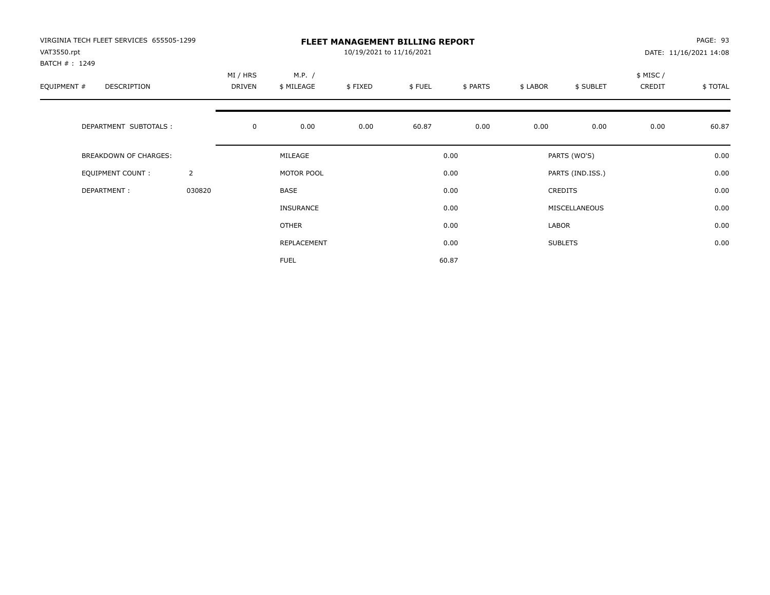VIRGINIA TECH FLEET SERVICES 655505-1299
VAT3550.rpt
BATCH # : 1249

# FLEET MANAGEMENT BILLING REPORT

10/19/2021 to 11/16/2021

DATE: 11/16/2021 14:08

| EQUIPMENT # | DESCRIPTION | MI / HRS DRIVEN | M.P. / $ MILEAGE | $ FIXED | $ FUEL | $ PARTS | $ LABOR | $ SUBLET | $ MISC / CREDIT | $ TOTAL |
|---|---|---|---|---|---|---|---|---|---|---|
| | DEPARTMENT SUBTOTALS : | 0 | 0.00 | 0.00 | 60.87 | 0.00 | 0.00 | 0.00 | 0.00 | 60.87 |

| | | | | | |
|---|---|---|---|---|---|
| BREAKDOWN OF CHARGES: | | MILEAGE | 0.00 | PARTS (WO'S) | 0.00 |
| EQUIPMENT COUNT : | 2 | MOTOR POOL | 0.00 | PARTS (IND.ISS.) | 0.00 |
| DEPARTMENT : | 030820 | BASE | 0.00 | CREDITS | 0.00 |
| | | INSURANCE | 0.00 | MISCELLANEOUS | 0.00 |
| | | OTHER | 0.00 | LABOR | 0.00 |
| | | REPLACEMENT | 0.00 | SUBLETS | 0.00 |
| | | FUEL | 60.87 | | |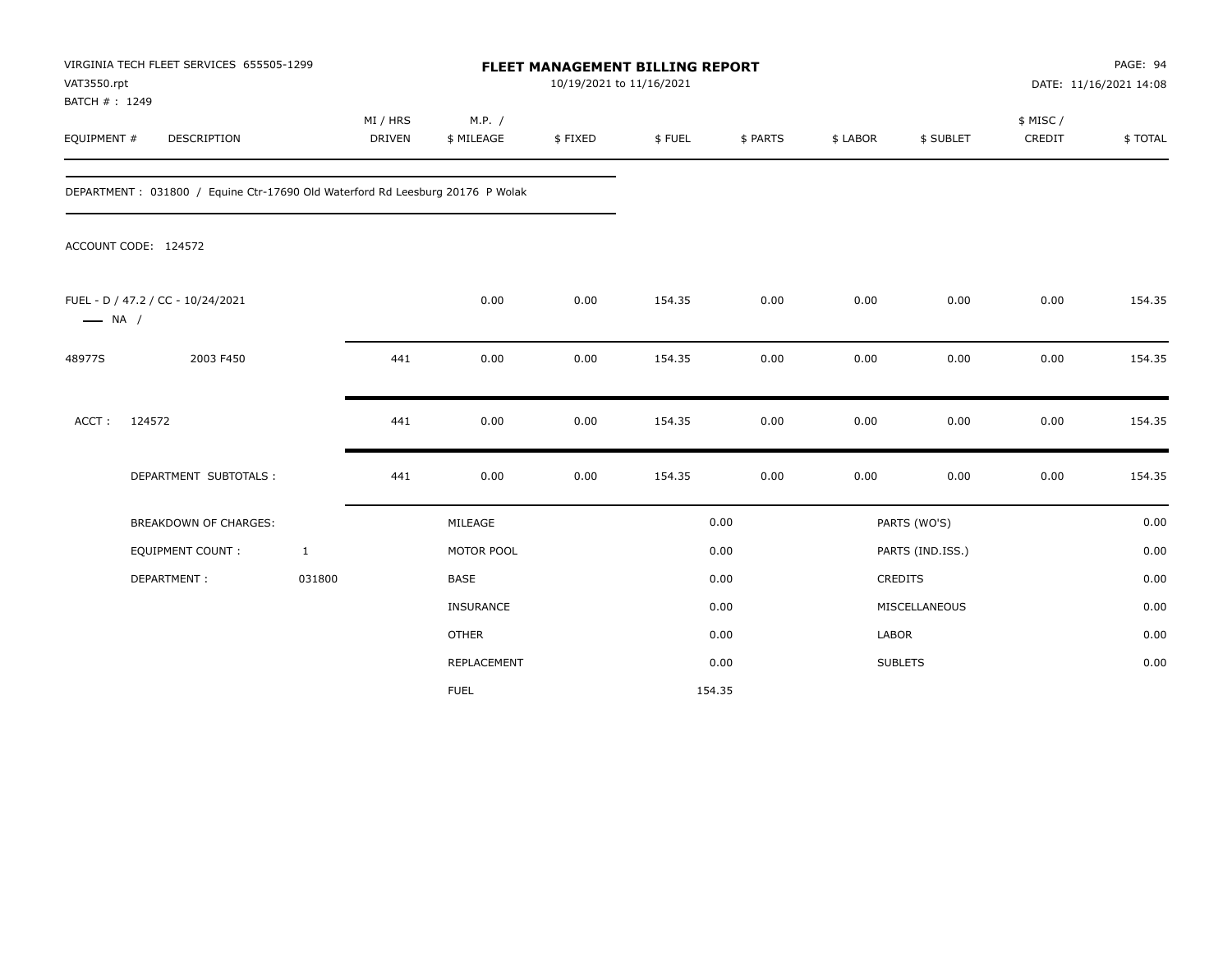VIRGINIA TECH FLEET SERVICES 655505-1299
VAT3550.rpt
BATCH # : 1249

# FLEET MANAGEMENT BILLING REPORT

10/19/2021 to 11/16/2021

DATE: 11/16/2021 14:08

| EQUIPMENT # | DESCRIPTION | MI / HRS DRIVEN | M.P. / $ MILEAGE | $ FIXED | $ FUEL | $ PARTS | $ LABOR | $ SUBLET | $ MISC / CREDIT | $ TOTAL |
|---|---|---|---|---|---|---|---|---|---|---|

DEPARTMENT : 031800 / Equine Ctr-17690 Old Waterford Rd Leesburg 20176 P Wolak

ACCOUNT CODE: 124572

| EQUIPMENT # | DESCRIPTION | MI / HRS DRIVEN | M.P. / $ MILEAGE | $ FIXED | $ FUEL | $ PARTS | $ LABOR | $ SUBLET | $ MISC / CREDIT | $ TOTAL |
|---|---|---|---|---|---|---|---|---|---|---|
| FUEL - D / 47.2 / CC - 10/24/2021 — NA / | | | 0.00 | 0.00 | 154.35 | 0.00 | 0.00 | 0.00 | 0.00 | 154.35 |
| 48977S | 2003 F450 | 441 | 0.00 | 0.00 | 154.35 | 0.00 | 0.00 | 0.00 | 0.00 | 154.35 |
| ACCT : | 124572 | 441 | 0.00 | 0.00 | 154.35 | 0.00 | 0.00 | 0.00 | 0.00 | 154.35 |
| | DEPARTMENT SUBTOTALS : | 441 | 0.00 | 0.00 | 154.35 | 0.00 | 0.00 | 0.00 | 0.00 | 154.35 |

| BREAKDOWN OF CHARGES: | | | | | |
|---|---|---|---|---|---|
| EQUIPMENT COUNT : | 1 | MILEAGE | 0.00 | PARTS (WO'S) | 0.00 |
| DEPARTMENT : | 031800 | MOTOR POOL | 0.00 | PARTS (IND.ISS.) | 0.00 |
| | | BASE | 0.00 | CREDITS | 0.00 |
| | | INSURANCE | 0.00 | MISCELLANEOUS | 0.00 |
| | | OTHER | 0.00 | LABOR | 0.00 |
| | | REPLACEMENT | 0.00 | SUBLETS | 0.00 |
| | | FUEL | 154.35 | | |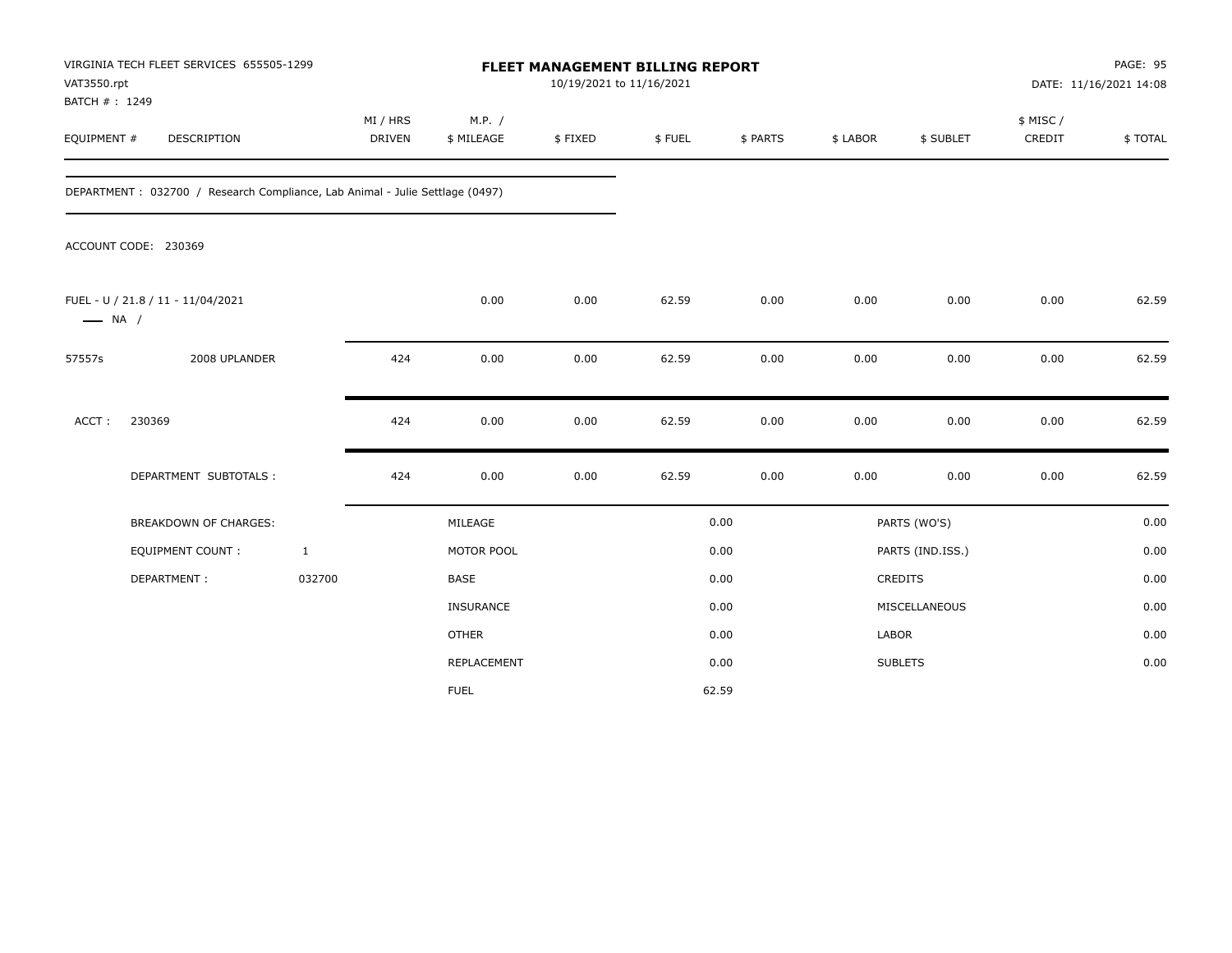VIRGINIA TECH FLEET SERVICES 655505-1299
VAT3550.rpt
BATCH # : 1249

# FLEET MANAGEMENT BILLING REPORT

10/19/2021 to 11/16/2021

DATE: 11/16/2021 14:08

| EQUIPMENT # | DESCRIPTION | MI / HRS DRIVEN | M.P. / $ MILEAGE | $ FIXED | $ FUEL | $ PARTS | $ LABOR | $ SUBLET | $ MISC / CREDIT | $ TOTAL |
|---|---|---|---|---|---|---|---|---|---|---|

DEPARTMENT : 032700 / Research Compliance, Lab Animal - Julie Settlage (0497)

ACCOUNT CODE: 230369

| EQUIPMENT # | DESCRIPTION | MI / HRS DRIVEN | M.P. / $ MILEAGE | $ FIXED | $ FUEL | $ PARTS | $ LABOR | $ SUBLET | $ MISC / CREDIT | $ TOTAL |
|---|---|---|---|---|---|---|---|---|---|---|
| FUEL - U / 21.8 / 11 - 11/04/2021 —— NA / | | | 0.00 | 0.00 | 62.59 | 0.00 | 0.00 | 0.00 | 0.00 | 62.59 |
| 57557s | 2008 UPLANDER | 424 | 0.00 | 0.00 | 62.59 | 0.00 | 0.00 | 0.00 | 0.00 | 62.59 |
| ACCT : | 230369 | 424 | 0.00 | 0.00 | 62.59 | 0.00 | 0.00 | 0.00 | 0.00 | 62.59 |
| | DEPARTMENT SUBTOTALS : | 424 | 0.00 | 0.00 | 62.59 | 0.00 | 0.00 | 0.00 | 0.00 | 62.59 |

| BREAKDOWN OF CHARGES: | | | | | |
|---|---|---|---|---|---|
| | | MILEAGE | 0.00 | PARTS (WO'S) | 0.00 |
| EQUIPMENT COUNT : | 1 | MOTOR POOL | 0.00 | PARTS (IND.ISS.) | 0.00 |
| DEPARTMENT : | 032700 | BASE | 0.00 | CREDITS | 0.00 |
| | | INSURANCE | 0.00 | MISCELLANEOUS | 0.00 |
| | | OTHER | 0.00 | LABOR | 0.00 |
| | | REPLACEMENT | 0.00 | SUBLETS | 0.00 |
| | | FUEL | 62.59 | | |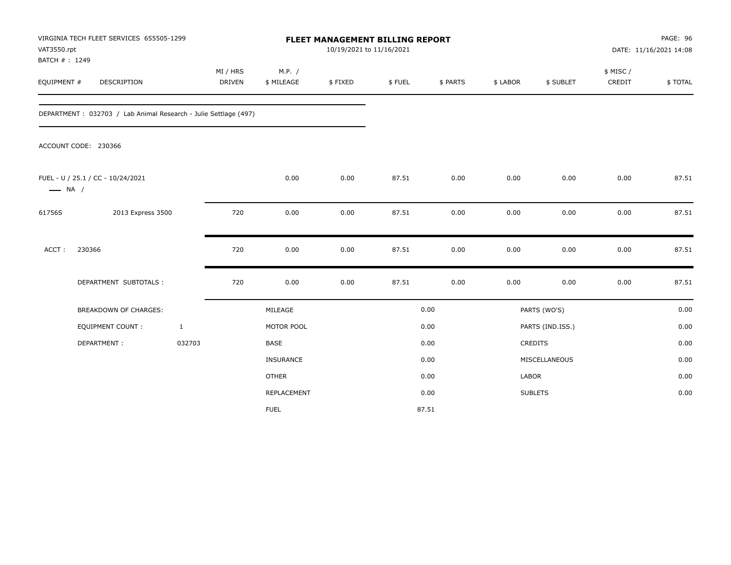VIRGINIA TECH FLEET SERVICES 655505-1299
VAT3550.rpt
BATCH # : 1249

# FLEET MANAGEMENT BILLING REPORT

10/19/2021 to 11/16/2021

PAGE: 96
DATE: 11/16/2021 14:08

| EQUIPMENT # | DESCRIPTION | MI / HRS DRIVEN | M.P. / $ MILEAGE | $ FIXED | $ FUEL | $ PARTS | $ LABOR | $ SUBLET | $ MISC / CREDIT | $ TOTAL |
|---|---|---|---|---|---|---|---|---|---|---|
| DEPARTMENT : 032703 / Lab Animal Research - Julie Settlage (497) | | | | | | | | | | |
| ACCOUNT CODE: 230366 | | | | | | | | | | |
| FUEL - U / 25.1 / CC - 10/24/2021 — NA / | | | 0.00 | 0.00 | 87.51 | 0.00 | 0.00 | 0.00 | 0.00 | 87.51 |
| 61756S | 2013 Express 3500 | 720 | 0.00 | 0.00 | 87.51 | 0.00 | 0.00 | 0.00 | 0.00 | 87.51 |
| ACCT : | 230366 | 720 | 0.00 | 0.00 | 87.51 | 0.00 | 0.00 | 0.00 | 0.00 | 87.51 |
| | DEPARTMENT SUBTOTALS : | 720 | 0.00 | 0.00 | 87.51 | 0.00 | 0.00 | 0.00 | 0.00 | 87.51 |

| BREAKDOWN OF CHARGES: | | | | | |
|---|---|---|---|---|---|
| | | MILEAGE | 0.00 | PARTS (WO'S) | 0.00 |
| EQUIPMENT COUNT : | 1 | MOTOR POOL | 0.00 | PARTS (IND.ISS.) | 0.00 |
| DEPARTMENT : | 032703 | BASE | 0.00 | CREDITS | 0.00 |
| | | INSURANCE | 0.00 | MISCELLANEOUS | 0.00 |
| | | OTHER | 0.00 | LABOR | 0.00 |
| | | REPLACEMENT | 0.00 | SUBLETS | 0.00 |
| | | FUEL | 87.51 | | |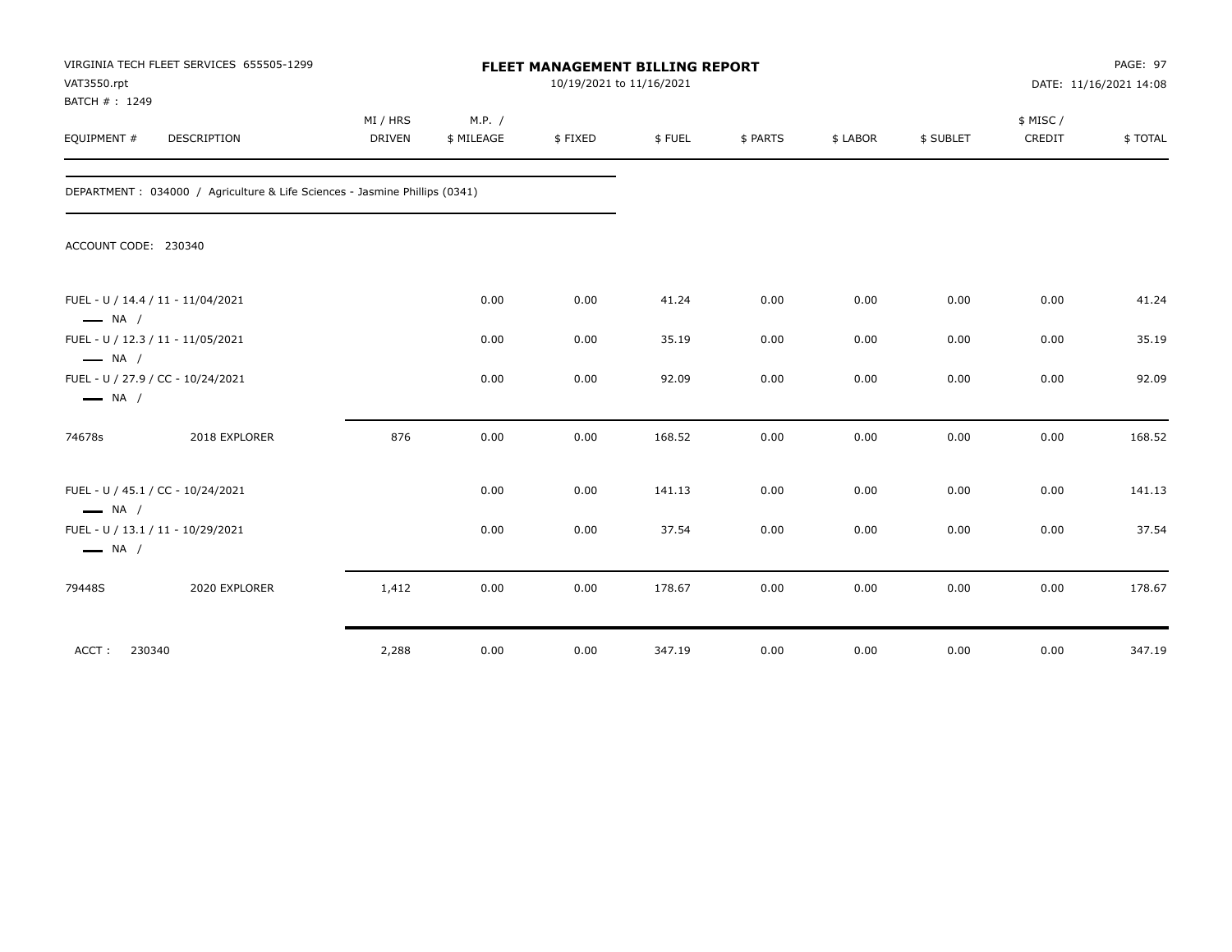VIRGINIA TECH FLEET SERVICES 655505-1299
VAT3550.rpt
BATCH # : 1249

# FLEET MANAGEMENT BILLING REPORT

10/19/2021 to 11/16/2021

DATE: 11/16/2021 14:08

DEPARTMENT : 034000 / Agriculture & Life Sciences - Jasmine Phillips (0341)

ACCOUNT CODE: 230340

| EQUIPMENT # | DESCRIPTION | MI / HRS DRIVEN | M.P. / $ MILEAGE | $ FIXED | $ FUEL | $ PARTS | $ LABOR | $ SUBLET | $ MISC / CREDIT | $ TOTAL |
|---|---|---|---|---|---|---|---|---|---|---|
| FUEL - U / 14.4 / 11 - 11/04/2021 NA / | | | 0.00 | 0.00 | 41.24 | 0.00 | 0.00 | 0.00 | 0.00 | 41.24 |
| FUEL - U / 12.3 / 11 - 11/05/2021 NA / | | | 0.00 | 0.00 | 35.19 | 0.00 | 0.00 | 0.00 | 0.00 | 35.19 |
| FUEL - U / 27.9 / CC - 10/24/2021 NA / | | | 0.00 | 0.00 | 92.09 | 0.00 | 0.00 | 0.00 | 0.00 | 92.09 |
| 74678s | 2018 EXPLORER | 876 | 0.00 | 0.00 | 168.52 | 0.00 | 0.00 | 0.00 | 0.00 | 168.52 |
| FUEL - U / 45.1 / CC - 10/24/2021 NA / | | | 0.00 | 0.00 | 141.13 | 0.00 | 0.00 | 0.00 | 0.00 | 141.13 |
| FUEL - U / 13.1 / 11 - 10/29/2021 NA / | | | 0.00 | 0.00 | 37.54 | 0.00 | 0.00 | 0.00 | 0.00 | 37.54 |
| 79448S | 2020 EXPLORER | 1,412 | 0.00 | 0.00 | 178.67 | 0.00 | 0.00 | 0.00 | 0.00 | 178.67 |
| ACCT : 230340 | | 2,288 | 0.00 | 0.00 | 347.19 | 0.00 | 0.00 | 0.00 | 0.00 | 347.19 |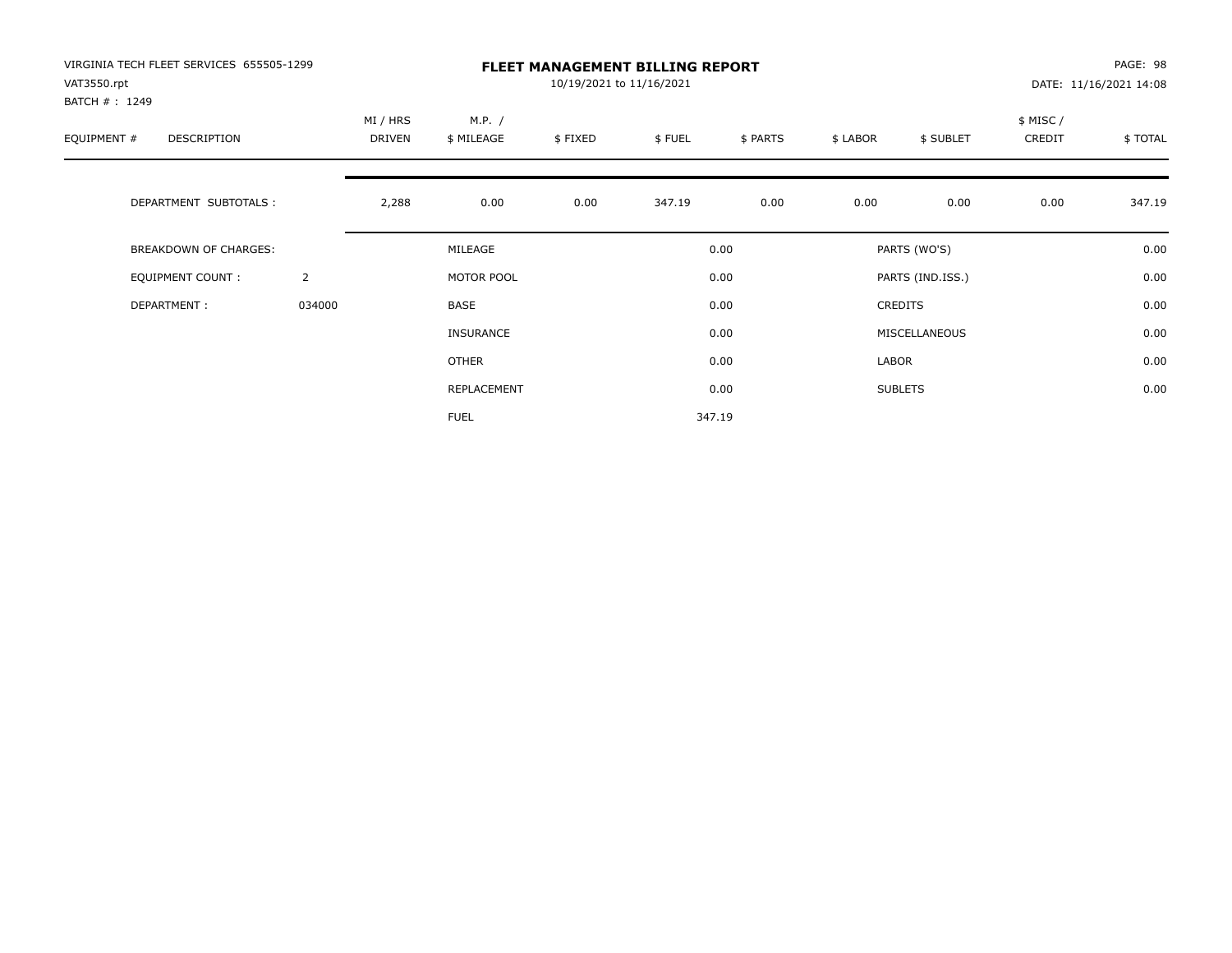VIRGINIA TECH FLEET SERVICES 655505-1299
VAT3550.rpt
BATCH # : 1249

# FLEET MANAGEMENT BILLING REPORT

10/19/2021 to 11/16/2021

PAGE: 98
DATE: 11/16/2021 14:08

| EQUIPMENT # | DESCRIPTION | MI / HRS DRIVEN | M.P. / $ MILEAGE | $ FIXED | $ FUEL | $ PARTS | $ LABOR | $ SUBLET | $ MISC / CREDIT | $ TOTAL |
|---|---|---|---|---|---|---|---|---|---|---|
| | DEPARTMENT SUBTOTALS : | 2,288 | 0.00 | 0.00 | 347.19 | 0.00 | 0.00 | 0.00 | 0.00 | 347.19 |

| | | | | | |
|---|---|---|---|---|---|
| BREAKDOWN OF CHARGES: | | MILEAGE | 0.00 | PARTS (WO'S) | 0.00 |
| EQUIPMENT COUNT : | 2 | MOTOR POOL | 0.00 | PARTS (IND.ISS.) | 0.00 |
| DEPARTMENT : | 034000 | BASE | 0.00 | CREDITS | 0.00 |
| | | INSURANCE | 0.00 | MISCELLANEOUS | 0.00 |
| | | OTHER | 0.00 | LABOR | 0.00 |
| | | REPLACEMENT | 0.00 | SUBLETS | 0.00 |
| | | FUEL | 347.19 | | |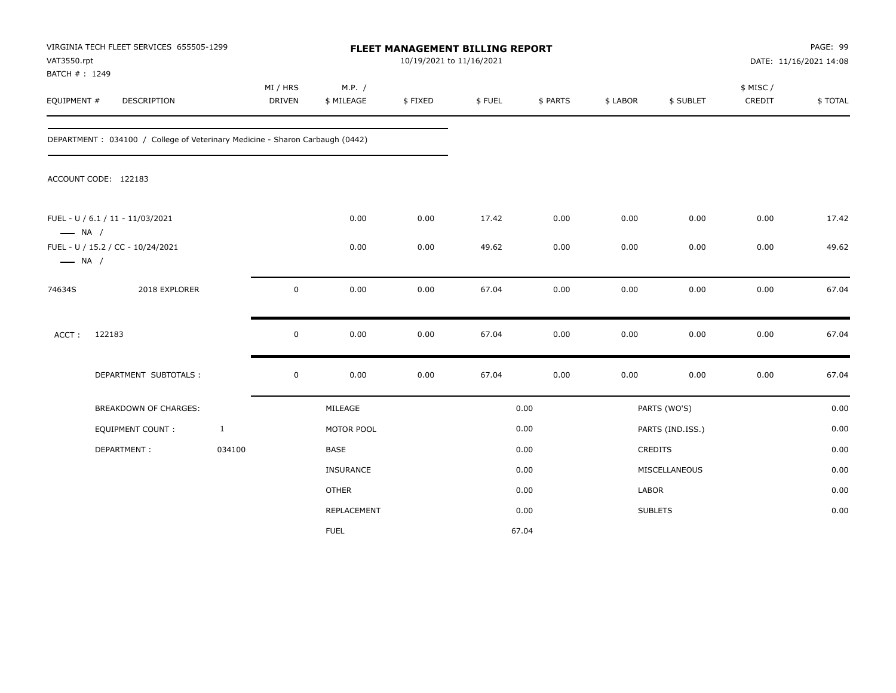VIRGINIA TECH FLEET SERVICES 655505-1299
VAT3550.rpt
BATCH # : 1249

**FLEET MANAGEMENT BILLING REPORT**
10/19/2021 to 11/16/2021

DATE: 11/16/2021 14:08

| EQUIPMENT # | DESCRIPTION | MI / HRS DRIVEN | M.P. / $ MILEAGE | $ FIXED | $ FUEL | $ PARTS | $ LABOR | $ SUBLET | $ MISC / CREDIT | $ TOTAL |
|---|---|---|---|---|---|---|---|---|---|---|

DEPARTMENT : 034100 / College of Veterinary Medicine - Sharon Carbaugh (0442)

ACCOUNT CODE: 122183

| EQUIPMENT # | DESCRIPTION | MI / HRS DRIVEN | M.P. / $ MILEAGE | $ FIXED | $ FUEL | $ PARTS | $ LABOR | $ SUBLET | $ MISC / CREDIT | $ TOTAL |
|---|---|---|---|---|---|---|---|---|---|---|
| FUEL - U / 6.1 / 11 - 11/03/2021 — NA / | | | 0.00 | 0.00 | 17.42 | 0.00 | 0.00 | 0.00 | 0.00 | 17.42 |
| FUEL - U / 15.2 / CC - 10/24/2021 — NA / | | | 0.00 | 0.00 | 49.62 | 0.00 | 0.00 | 0.00 | 0.00 | 49.62 |
| 74634S | 2018 EXPLORER | 0 | 0.00 | 0.00 | 67.04 | 0.00 | 0.00 | 0.00 | 0.00 | 67.04 |
| ACCT : | 122183 | 0 | 0.00 | 0.00 | 67.04 | 0.00 | 0.00 | 0.00 | 0.00 | 67.04 |
| | DEPARTMENT SUBTOTALS : | 0 | 0.00 | 0.00 | 67.04 | 0.00 | 0.00 | 0.00 | 0.00 | 67.04 |

| BREAKDOWN OF CHARGES: | | | | | |
|---|---|---|---|---|---|
| EQUIPMENT COUNT : | 1 | MILEAGE | 0.00 | PARTS (WO'S) | 0.00 |
| DEPARTMENT : | 034100 | MOTOR POOL | 0.00 | PARTS (IND.ISS.) | 0.00 |
| | | BASE | 0.00 | CREDITS | 0.00 |
| | | INSURANCE | 0.00 | MISCELLANEOUS | 0.00 |
| | | OTHER | 0.00 | LABOR | 0.00 |
| | | REPLACEMENT | 0.00 | SUBLETS | 0.00 |
| | | FUEL | 67.04 | | |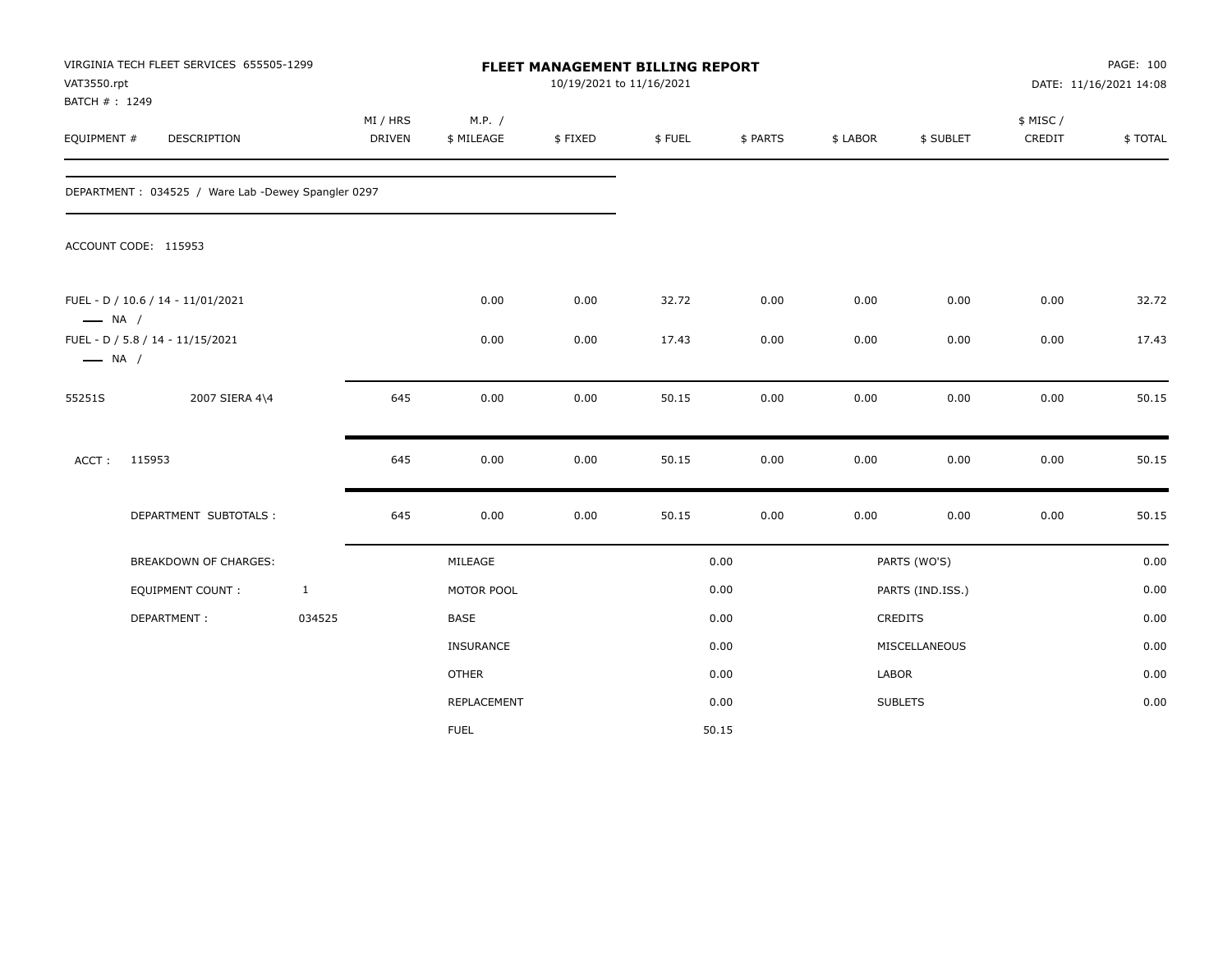VIRGINIA TECH FLEET SERVICES 655505-1299
VAT3550.rpt
BATCH # : 1249

# FLEET MANAGEMENT BILLING REPORT

10/19/2021 to 11/16/2021

DATE: 11/16/2021 14:08

| EQUIPMENT # | DESCRIPTION | MI / HRS DRIVEN | M.P. / $ MILEAGE | $ FIXED | $ FUEL | $ PARTS | $ LABOR | $ SUBLET | $ MISC / CREDIT | $ TOTAL |
|---|---|---|---|---|---|---|---|---|---|---|
| DEPARTMENT : 034525 / Ware Lab -Dewey Spangler 0297 | | | | | | | | | | |
| ACCOUNT CODE: 115953 | | | | | | | | | | |
| FUEL - D / 10.6 / 14 - 11/01/2021 —— NA / | | | 0.00 | 0.00 | 32.72 | 0.00 | 0.00 | 0.00 | 0.00 | 32.72 |
| FUEL - D / 5.8 / 14 - 11/15/2021 —— NA / | | | 0.00 | 0.00 | 17.43 | 0.00 | 0.00 | 0.00 | 0.00 | 17.43 |
| 55251S | 2007 SIERA 4\4 | 645 | 0.00 | 0.00 | 50.15 | 0.00 | 0.00 | 0.00 | 0.00 | 50.15 |
| ACCT : | 115953 | 645 | 0.00 | 0.00 | 50.15 | 0.00 | 0.00 | 0.00 | 0.00 | 50.15 |
| | DEPARTMENT SUBTOTALS : | 645 | 0.00 | 0.00 | 50.15 | 0.00 | 0.00 | 0.00 | 0.00 | 50.15 |

| BREAKDOWN OF CHARGES: | | MILEAGE | 0.00 | PARTS (WO'S) | 0.00 |
|---|---|---|---|---|---|
| EQUIPMENT COUNT : | 1 | MOTOR POOL | 0.00 | PARTS (IND.ISS.) | 0.00 |
| DEPARTMENT : | 034525 | BASE | 0.00 | CREDITS | 0.00 |
| | | INSURANCE | 0.00 | MISCELLANEOUS | 0.00 |
| | | OTHER | 0.00 | LABOR | 0.00 |
| | | REPLACEMENT | 0.00 | SUBLETS | 0.00 |
| | | FUEL | 50.15 | | |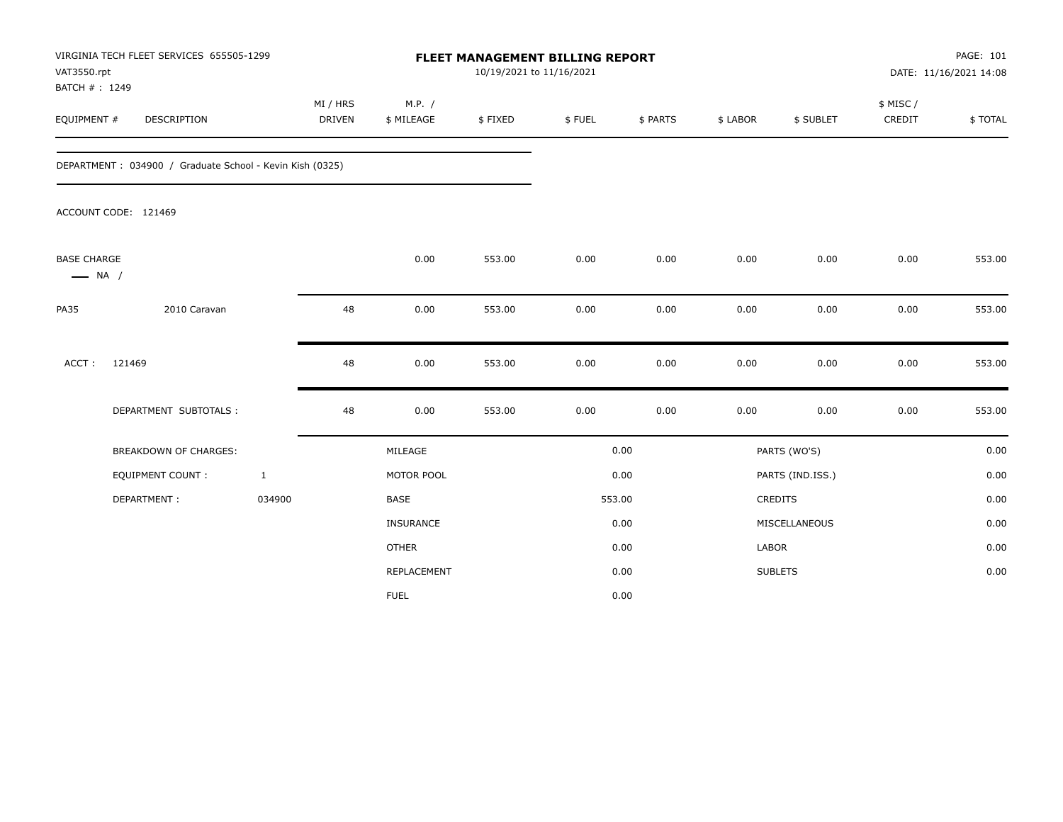VIRGINIA TECH FLEET SERVICES 655505-1299
VAT3550.rpt
BATCH # : 1249

# FLEET MANAGEMENT BILLING REPORT

10/19/2021 to 11/16/2021

DATE: 11/16/2021 14:08

| EQUIPMENT # | DESCRIPTION | MI / HRS DRIVEN | M.P. / $ MILEAGE | $ FIXED | $ FUEL | $ PARTS | $ LABOR | $ SUBLET | $ MISC / CREDIT | $ TOTAL |
|---|---|---|---|---|---|---|---|---|---|---|

DEPARTMENT : 034900 / Graduate School - Kevin Kish (0325)

ACCOUNT CODE: 121469

| EQUIPMENT # | DESCRIPTION | MI / HRS DRIVEN | M.P. / $ MILEAGE | $ FIXED | $ FUEL | $ PARTS | $ LABOR | $ SUBLET | $ MISC / CREDIT | $ TOTAL |
|---|---|---|---|---|---|---|---|---|---|---|
| BASE CHARGE — NA / | | | 0.00 | 553.00 | 0.00 | 0.00 | 0.00 | 0.00 | 0.00 | 553.00 |
| PA35 | 2010 Caravan | 48 | 0.00 | 553.00 | 0.00 | 0.00 | 0.00 | 0.00 | 0.00 | 553.00 |
| ACCT : | 121469 | 48 | 0.00 | 553.00 | 0.00 | 0.00 | 0.00 | 0.00 | 0.00 | 553.00 |
| | DEPARTMENT SUBTOTALS : | 48 | 0.00 | 553.00 | 0.00 | 0.00 | 0.00 | 0.00 | 0.00 | 553.00 |

| | | | | | |
|---|---|---|---|---|---|
| BREAKDOWN OF CHARGES: | | MILEAGE | 0.00 | PARTS (WO'S) | 0.00 |
| EQUIPMENT COUNT : | 1 | MOTOR POOL | 0.00 | PARTS (IND.ISS.) | 0.00 |
| DEPARTMENT : | 034900 | BASE | 553.00 | CREDITS | 0.00 |
| | | INSURANCE | 0.00 | MISCELLANEOUS | 0.00 |
| | | OTHER | 0.00 | LABOR | 0.00 |
| | | REPLACEMENT | 0.00 | SUBLETS | 0.00 |
| | | FUEL | 0.00 | | |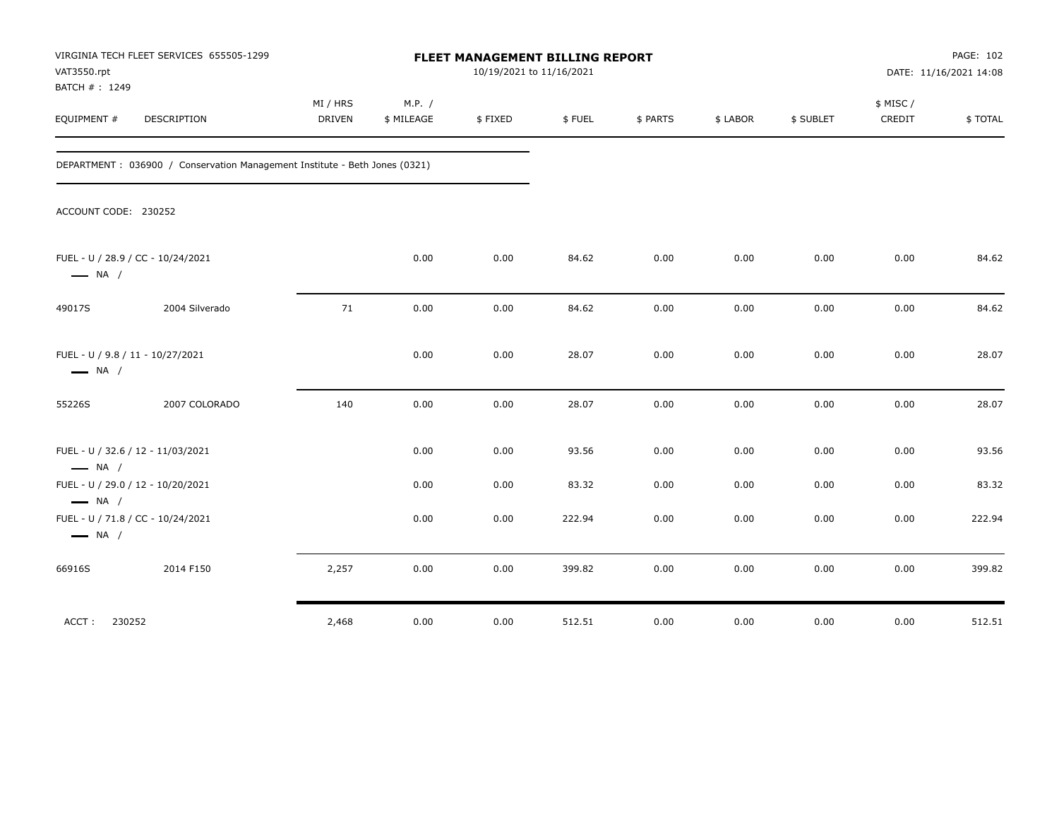VIRGINIA TECH FLEET SERVICES 655505-1299
VAT3550.rpt
BATCH # : 1249

# FLEET MANAGEMENT BILLING REPORT

10/19/2021 to 11/16/2021

PAGE: 102
DATE: 11/16/2021 14:08

| EQUIPMENT # | DESCRIPTION | MI / HRS DRIVEN | M.P. / $ MILEAGE | $ FIXED | $ FUEL | $ PARTS | $ LABOR | $ SUBLET | $ MISC / CREDIT | $ TOTAL |
|---|---|---|---|---|---|---|---|---|---|---|
| DEPARTMENT : 036900 / Conservation Management Institute - Beth Jones (0321) | | | | | | | | | | |
| ACCOUNT CODE: 230252 | | | | | | | | | | |
| FUEL - U / 28.9 / CC - 10/24/2021 — NA / | | | 0.00 | 0.00 | 84.62 | 0.00 | 0.00 | 0.00 | 0.00 | 84.62 |
| 49017S | 2004 Silverado | 71 | 0.00 | 0.00 | 84.62 | 0.00 | 0.00 | 0.00 | 0.00 | 84.62 |
| FUEL - U / 9.8 / 11 - 10/27/2021 — NA / | | | 0.00 | 0.00 | 28.07 | 0.00 | 0.00 | 0.00 | 0.00 | 28.07 |
| 55226S | 2007 COLORADO | 140 | 0.00 | 0.00 | 28.07 | 0.00 | 0.00 | 0.00 | 0.00 | 28.07 |
| FUEL - U / 32.6 / 12 - 11/03/2021 — NA / | | | 0.00 | 0.00 | 93.56 | 0.00 | 0.00 | 0.00 | 0.00 | 93.56 |
| FUEL - U / 29.0 / 12 - 10/20/2021 — NA / | | | 0.00 | 0.00 | 83.32 | 0.00 | 0.00 | 0.00 | 0.00 | 83.32 |
| FUEL - U / 71.8 / CC - 10/24/2021 — NA / | | | 0.00 | 0.00 | 222.94 | 0.00 | 0.00 | 0.00 | 0.00 | 222.94 |
| 66916S | 2014 F150 | 2,257 | 0.00 | 0.00 | 399.82 | 0.00 | 0.00 | 0.00 | 0.00 | 399.82 |
| ACCT : 230252 | | 2,468 | 0.00 | 0.00 | 512.51 | 0.00 | 0.00 | 0.00 | 0.00 | 512.51 |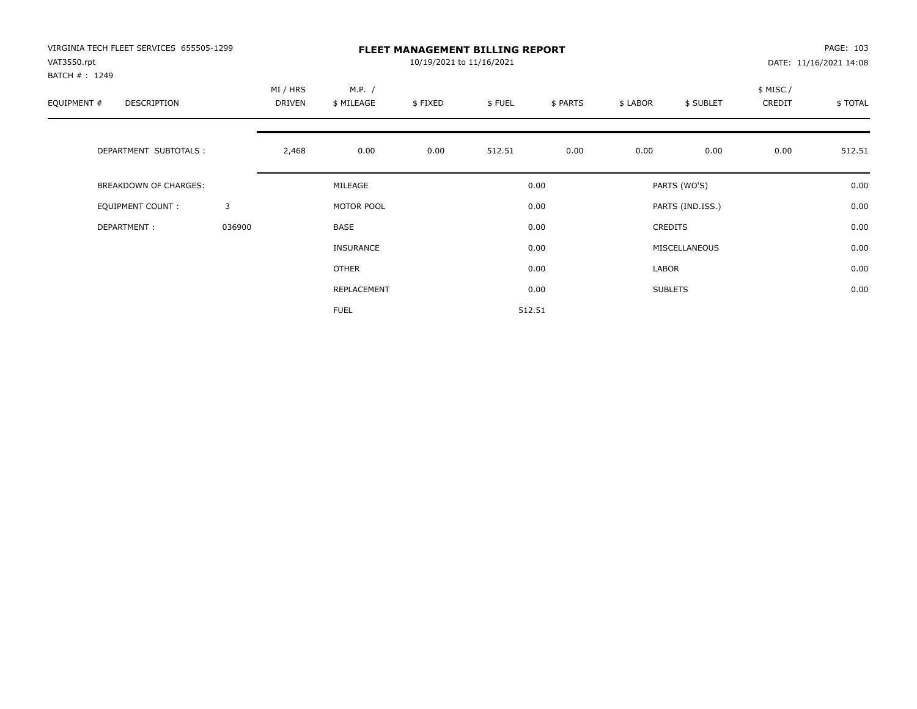VIRGINIA TECH FLEET SERVICES 655505-1299
VAT3550.rpt
BATCH # : 1249

# FLEET MANAGEMENT BILLING REPORT

10/19/2021 to 11/16/2021

DATE: 11/16/2021 14:08

| EQUIPMENT # | DESCRIPTION | MI / HRS DRIVEN | M.P. / $ MILEAGE | $ FIXED | $ FUEL | $ PARTS | $ LABOR | $ SUBLET | $ MISC / CREDIT | $ TOTAL |
|---|---|---|---|---|---|---|---|---|---|---|
| | DEPARTMENT SUBTOTALS : | 2,468 | 0.00 | 0.00 | 512.51 | 0.00 | 0.00 | 0.00 | 0.00 | 512.51 |

| | | | | | |
|---|---|---|---|---|---|
| BREAKDOWN OF CHARGES: | | MILEAGE | 0.00 | PARTS (WO'S) | 0.00 |
| EQUIPMENT COUNT : | 3 | MOTOR POOL | 0.00 | PARTS (IND.ISS.) | 0.00 |
| DEPARTMENT : | 036900 | BASE | 0.00 | CREDITS | 0.00 |
| | | INSURANCE | 0.00 | MISCELLANEOUS | 0.00 |
| | | OTHER | 0.00 | LABOR | 0.00 |
| | | REPLACEMENT | 0.00 | SUBLETS | 0.00 |
| | | FUEL | 512.51 | | |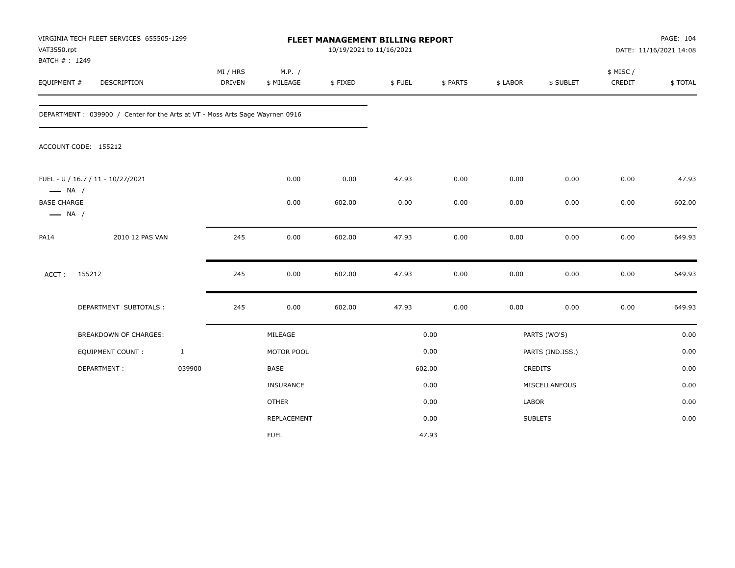VIRGINIA TECH FLEET SERVICES 655505-1299
VAT3550.rpt
BATCH # : 1249

# FLEET MANAGEMENT BILLING REPORT

10/19/2021 to 11/16/2021

PAGE: 104
DATE: 11/16/2021 14:08

| EQUIPMENT # | DESCRIPTION | MI / HRS DRIVEN | M.P. / $ MILEAGE | $ FIXED | $ FUEL | $ PARTS | $ LABOR | $ SUBLET | $ MISC / CREDIT | $ TOTAL |
|---|---|---|---|---|---|---|---|---|---|---|

DEPARTMENT : 039900 / Center for the Arts at VT - Moss Arts Sage Wayrnen 0916

ACCOUNT CODE: 155212

| EQUIPMENT # | DESCRIPTION | MI / HRS DRIVEN | M.P. / $ MILEAGE | $ FIXED | $ FUEL | $ PARTS | $ LABOR | $ SUBLET | $ MISC / CREDIT | $ TOTAL |
|---|---|---|---|---|---|---|---|---|---|---|
| FUEL - U / 16.7 / 11 - 10/27/2021 — NA / | | | 0.00 | 0.00 | 47.93 | 0.00 | 0.00 | 0.00 | 0.00 | 47.93 |
| BASE CHARGE — NA / | | | 0.00 | 602.00 | 0.00 | 0.00 | 0.00 | 0.00 | 0.00 | 602.00 |
| PA14 | 2010 12 PAS VAN | 245 | 0.00 | 602.00 | 47.93 | 0.00 | 0.00 | 0.00 | 0.00 | 649.93 |
| ACCT : | 155212 | 245 | 0.00 | 602.00 | 47.93 | 0.00 | 0.00 | 0.00 | 0.00 | 649.93 |
| | DEPARTMENT SUBTOTALS : | 245 | 0.00 | 602.00 | 47.93 | 0.00 | 0.00 | 0.00 | 0.00 | 649.93 |

| BREAKDOWN OF CHARGES: | | | | | |
|---|---|---|---|---|---|
| EQUIPMENT COUNT : | 1 | MILEAGE | 0.00 | PARTS (WO'S) | 0.00 |
| DEPARTMENT : | 039900 | MOTOR POOL | 0.00 | PARTS (IND.ISS.) | 0.00 |
| | | BASE | 602.00 | CREDITS | 0.00 |
| | | INSURANCE | 0.00 | MISCELLANEOUS | 0.00 |
| | | OTHER | 0.00 | LABOR | 0.00 |
| | | REPLACEMENT | 0.00 | SUBLETS | 0.00 |
| | | FUEL | 47.93 | | |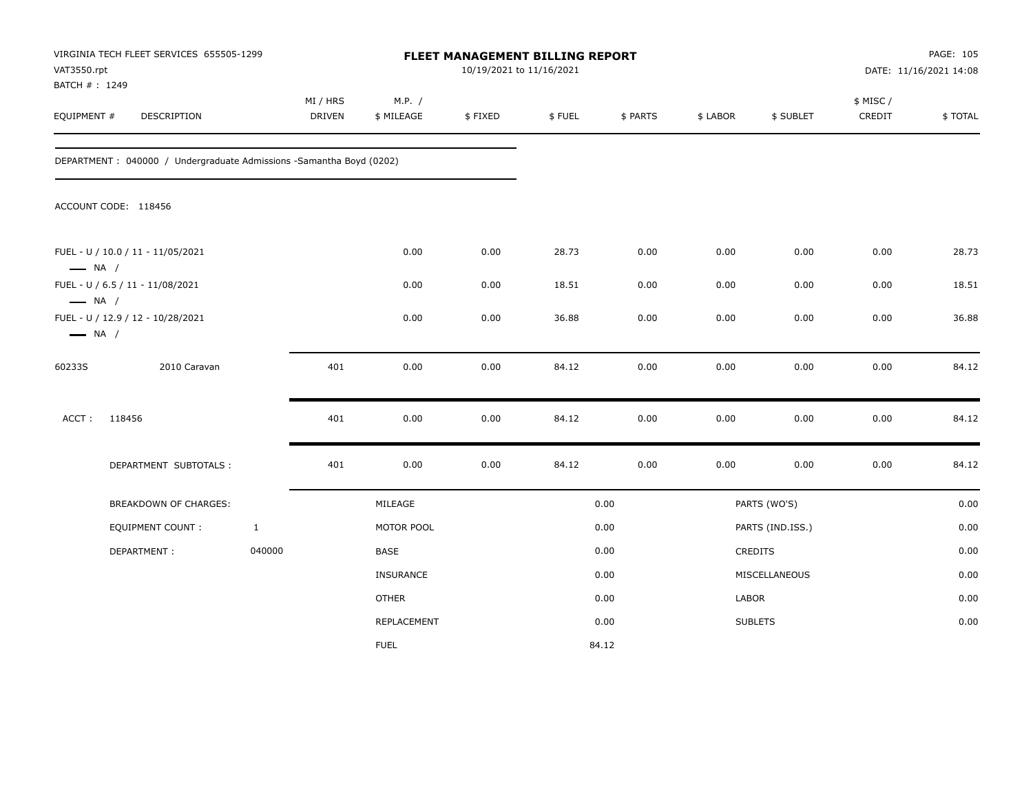VIRGINIA TECH FLEET SERVICES 655505-1299
VAT3550.rpt
BATCH # : 1249

**FLEET MANAGEMENT BILLING REPORT**
10/19/2021 to 11/16/2021

DATE: 11/16/2021 14:08

| EQUIPMENT # | DESCRIPTION | MI / HRS DRIVEN | M.P. / $ MILEAGE | $ FIXED | $ FUEL | $ PARTS | $ LABOR | $ SUBLET | $ MISC / CREDIT | $ TOTAL |
|---|---|---|---|---|---|---|---|---|---|---|

DEPARTMENT : 040000 / Undergraduate Admissions -Samantha Boyd (0202)

ACCOUNT CODE: 118456

| EQUIPMENT # | DESCRIPTION | MI / HRS DRIVEN | M.P. / $ MILEAGE | $ FIXED | $ FUEL | $ PARTS | $ LABOR | $ SUBLET | $ MISC / CREDIT | $ TOTAL |
|---|---|---|---|---|---|---|---|---|---|---|
| FUEL - U / 10.0 / 11 - 11/05/2021 — NA / | | | 0.00 | 0.00 | 28.73 | 0.00 | 0.00 | 0.00 | 0.00 | 28.73 |
| FUEL - U / 6.5 / 11 - 11/08/2021 — NA / | | | 0.00 | 0.00 | 18.51 | 0.00 | 0.00 | 0.00 | 0.00 | 18.51 |
| FUEL - U / 12.9 / 12 - 10/28/2021 — NA / | | | 0.00 | 0.00 | 36.88 | 0.00 | 0.00 | 0.00 | 0.00 | 36.88 |
| 60233S | 2010 Caravan | 401 | 0.00 | 0.00 | 84.12 | 0.00 | 0.00 | 0.00 | 0.00 | 84.12 |
| ACCT : 118456 | | 401 | 0.00 | 0.00 | 84.12 | 0.00 | 0.00 | 0.00 | 0.00 | 84.12 |
| DEPARTMENT SUBTOTALS : | | 401 | 0.00 | 0.00 | 84.12 | 0.00 | 0.00 | 0.00 | 0.00 | 84.12 |

| BREAKDOWN OF CHARGES: | | | | | |
|---|---|---|---|---|---|
| EQUIPMENT COUNT : | 1 | MILEAGE | 0.00 | PARTS (WO'S) | 0.00 |
| DEPARTMENT : | 040000 | MOTOR POOL | 0.00 | PARTS (IND.ISS.) | 0.00 |
| | | BASE | 0.00 | CREDITS | 0.00 |
| | | INSURANCE | 0.00 | MISCELLANEOUS | 0.00 |
| | | OTHER | 0.00 | LABOR | 0.00 |
| | | REPLACEMENT | 0.00 | SUBLETS | 0.00 |
| | | FUEL | 84.12 | | |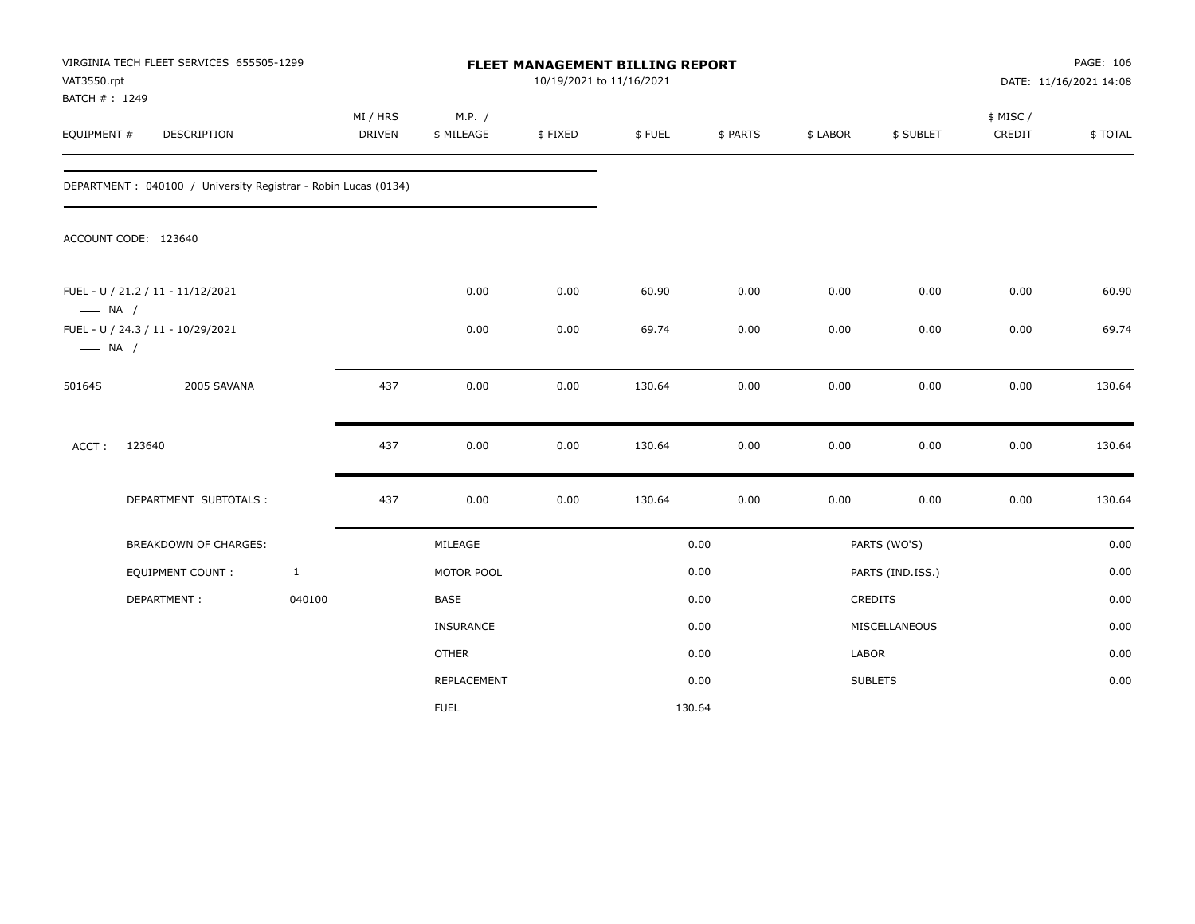VIRGINIA TECH FLEET SERVICES 655505-1299
VAT3550.rpt
BATCH # : 1249

# FLEET MANAGEMENT BILLING REPORT

10/19/2021 to 11/16/2021

DATE: 11/16/2021 14:08

| EQUIPMENT # | DESCRIPTION | MI / HRS DRIVEN | M.P. / $ MILEAGE | $ FIXED | $ FUEL | $ PARTS | $ LABOR | $ SUBLET | $ MISC / CREDIT | $ TOTAL |
|---|---|---|---|---|---|---|---|---|---|---|

DEPARTMENT : 040100 / University Registrar - Robin Lucas (0134)

ACCOUNT CODE: 123640

| EQUIPMENT # | DESCRIPTION | MI / HRS DRIVEN | M.P. / $ MILEAGE | $ FIXED | $ FUEL | $ PARTS | $ LABOR | $ SUBLET | $ MISC / CREDIT | $ TOTAL |
|---|---|---|---|---|---|---|---|---|---|---|
| FUEL - U / 21.2 / 11 - 11/12/2021 — NA / | | | 0.00 | 0.00 | 60.90 | 0.00 | 0.00 | 0.00 | 0.00 | 60.90 |
| FUEL - U / 24.3 / 11 - 10/29/2021 — NA / | | | 0.00 | 0.00 | 69.74 | 0.00 | 0.00 | 0.00 | 0.00 | 69.74 |
| 50164S | 2005 SAVANA | 437 | 0.00 | 0.00 | 130.64 | 0.00 | 0.00 | 0.00 | 0.00 | 130.64 |
| ACCT : | 123640 | 437 | 0.00 | 0.00 | 130.64 | 0.00 | 0.00 | 0.00 | 0.00 | 130.64 |
| | DEPARTMENT SUBTOTALS : | 437 | 0.00 | 0.00 | 130.64 | 0.00 | 0.00 | 0.00 | 0.00 | 130.64 |

| BREAKDOWN OF CHARGES: | | | | | |
|---|---|---|---|---|---|
| EQUIPMENT COUNT : | 1 | MILEAGE | 0.00 | PARTS (WO'S) | 0.00 |
| DEPARTMENT : | 040100 | MOTOR POOL | 0.00 | PARTS (IND.ISS.) | 0.00 |
| | | BASE | 0.00 | CREDITS | 0.00 |
| | | INSURANCE | 0.00 | MISCELLANEOUS | 0.00 |
| | | OTHER | 0.00 | LABOR | 0.00 |
| | | REPLACEMENT | 0.00 | SUBLETS | 0.00 |
| | | FUEL | 130.64 | | |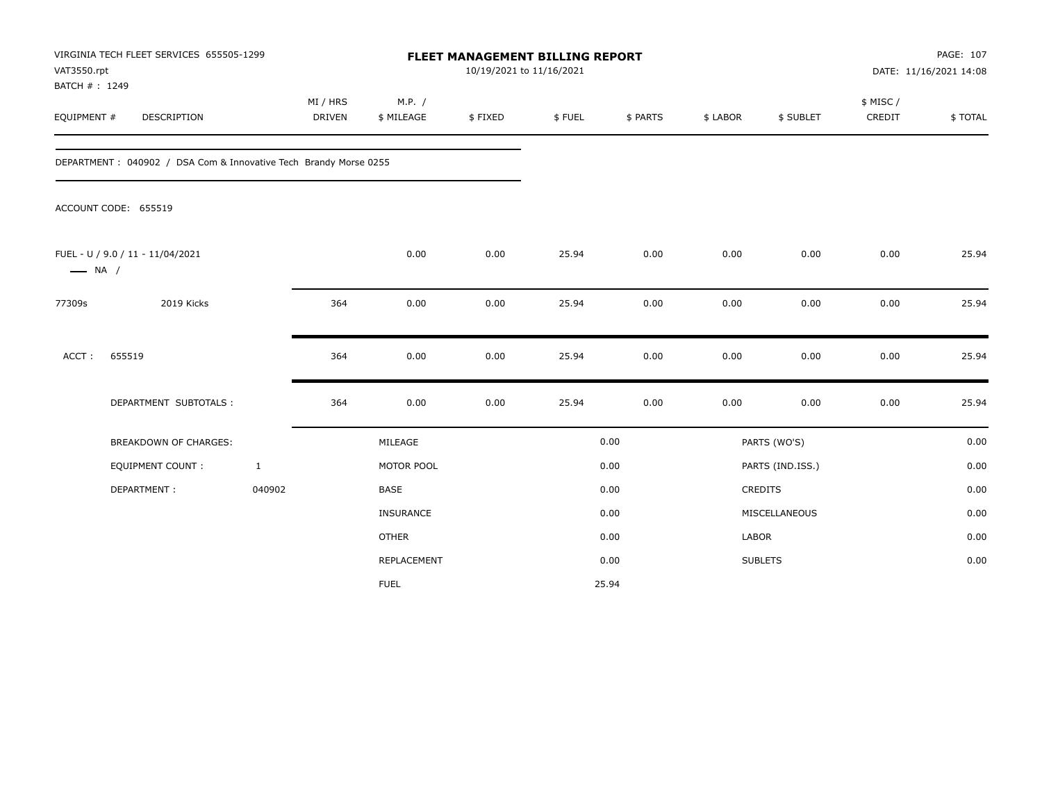VIRGINIA TECH FLEET SERVICES 655505-1299
VAT3550.rpt
BATCH # : 1249

# FLEET MANAGEMENT BILLING REPORT

10/19/2021 to 11/16/2021

PAGE: 107
DATE: 11/16/2021 14:08

| EQUIPMENT # | DESCRIPTION | MI / HRS DRIVEN | M.P. / $ MILEAGE | $ FIXED | $ FUEL | $ PARTS | $ LABOR | $ SUBLET | $ MISC / CREDIT | $ TOTAL |
|---|---|---|---|---|---|---|---|---|---|---|

DEPARTMENT : 040902 / DSA Com & Innovative Tech Brandy Morse 0255

ACCOUNT CODE: 655519

| EQUIPMENT # | DESCRIPTION | MI / HRS DRIVEN | M.P. / $ MILEAGE | $ FIXED | $ FUEL | $ PARTS | $ LABOR | $ SUBLET | $ MISC / CREDIT | $ TOTAL |
|---|---|---|---|---|---|---|---|---|---|---|
| FUEL - U / 9.0 / 11 - 11/04/2021 — NA / | | | 0.00 | 0.00 | 25.94 | 0.00 | 0.00 | 0.00 | 0.00 | 25.94 |
| 77309s | 2019 Kicks | 364 | 0.00 | 0.00 | 25.94 | 0.00 | 0.00 | 0.00 | 0.00 | 25.94 |
| ACCT : | 655519 | 364 | 0.00 | 0.00 | 25.94 | 0.00 | 0.00 | 0.00 | 0.00 | 25.94 |
| | DEPARTMENT SUBTOTALS : | 364 | 0.00 | 0.00 | 25.94 | 0.00 | 0.00 | 0.00 | 0.00 | 25.94 |

| BREAKDOWN OF CHARGES: | | | | | |
|---|---|---|---|---|---|
| EQUIPMENT COUNT : | 1 | MILEAGE | 0.00 | PARTS (WO'S) | 0.00 |
| DEPARTMENT : | 040902 | MOTOR POOL | 0.00 | PARTS (IND.ISS.) | 0.00 |
| | | BASE | 0.00 | CREDITS | 0.00 |
| | | INSURANCE | 0.00 | MISCELLANEOUS | 0.00 |
| | | OTHER | 0.00 | LABOR | 0.00 |
| | | REPLACEMENT | 0.00 | SUBLETS | 0.00 |
| | | FUEL | 25.94 | | |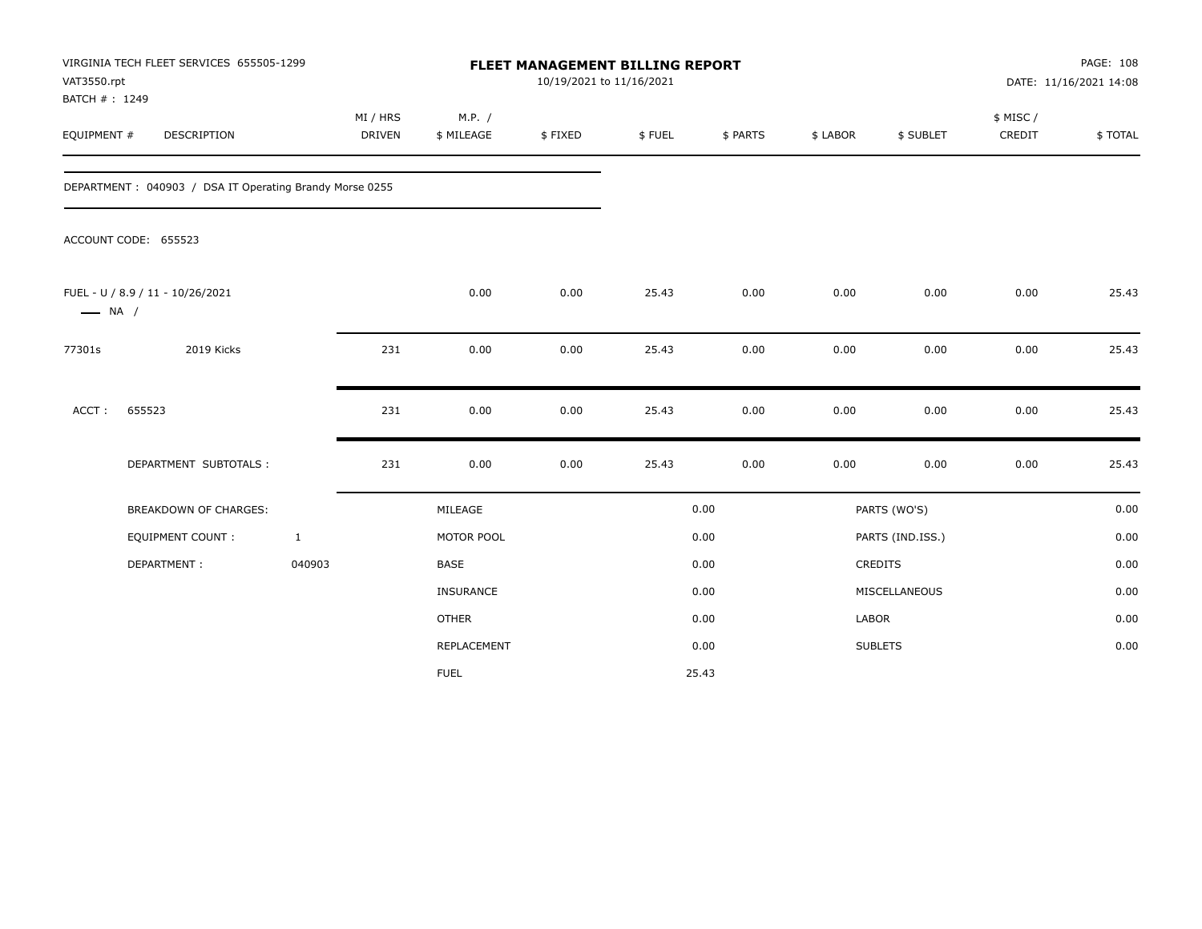VIRGINIA TECH FLEET SERVICES 655505-1299
VAT3550.rpt
BATCH # : 1249

# FLEET MANAGEMENT BILLING REPORT

10/19/2021 to 11/16/2021

PAGE: 108
DATE: 11/16/2021 14:08

| EQUIPMENT # | DESCRIPTION | MI / HRS DRIVEN | M.P. / $ MILEAGE | $ FIXED | $ FUEL | $ PARTS | $ LABOR | $ SUBLET | $ MISC / CREDIT | $ TOTAL |
|---|---|---|---|---|---|---|---|---|---|---|
| DEPARTMENT : 040903 / DSA IT Operating Brandy Morse 0255 | | | | | | | | | | |
| ACCOUNT CODE: 655523 | | | | | | | | | | |
| FUEL - U / 8.9 / 11 - 10/26/2021 — NA / | | | 0.00 | 0.00 | 25.43 | 0.00 | 0.00 | 0.00 | 0.00 | 25.43 |
| 77301s | 2019 Kicks | 231 | 0.00 | 0.00 | 25.43 | 0.00 | 0.00 | 0.00 | 0.00 | 25.43 |
| ACCT : | 655523 | 231 | 0.00 | 0.00 | 25.43 | 0.00 | 0.00 | 0.00 | 0.00 | 25.43 |
| | DEPARTMENT SUBTOTALS : | 231 | 0.00 | 0.00 | 25.43 | 0.00 | 0.00 | 0.00 | 0.00 | 25.43 |

| BREAKDOWN OF CHARGES: | | | | | |
|---|---|---|---|---|---|
| EQUIPMENT COUNT : | 1 | MILEAGE | 0.00 | PARTS (WO'S) | 0.00 |
| DEPARTMENT : | 040903 | MOTOR POOL | 0.00 | PARTS (IND.ISS.) | 0.00 |
| | | BASE | 0.00 | CREDITS | 0.00 |
| | | INSURANCE | 0.00 | MISCELLANEOUS | 0.00 |
| | | OTHER | 0.00 | LABOR | 0.00 |
| | | REPLACEMENT | 0.00 | SUBLETS | 0.00 |
| | | FUEL | 25.43 | | |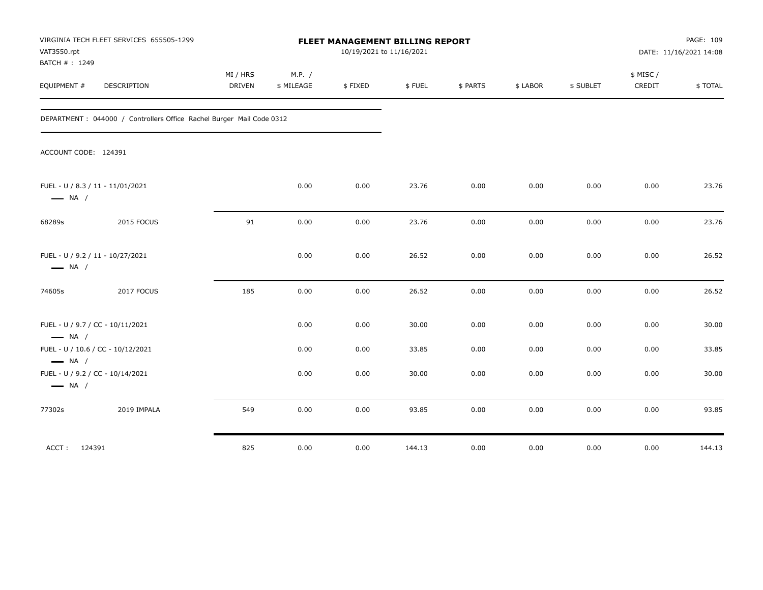VIRGINIA TECH FLEET SERVICES 655505-1299
VAT3550.rpt
BATCH # : 1249

**FLEET MANAGEMENT BILLING REPORT**
10/19/2021 to 11/16/2021

DATE: 11/16/2021 14:08

| EQUIPMENT # | DESCRIPTION | MI / HRS DRIVEN | M.P. / $ MILEAGE | $ FIXED | $ FUEL | $ PARTS | $ LABOR | $ SUBLET | $ MISC / CREDIT | $ TOTAL |
|---|---|---|---|---|---|---|---|---|---|---|
| DEPARTMENT : 044000 / Controllers Office Rachel Burger Mail Code 0312 | | | | | | | | | | |
| ACCOUNT CODE: 124391 | | | | | | | | | | |
| FUEL - U / 8.3 / 11 - 11/01/2021 — NA / | | | 0.00 | 0.00 | 23.76 | 0.00 | 0.00 | 0.00 | 0.00 | 23.76 |
| 68289s | 2015 FOCUS | 91 | 0.00 | 0.00 | 23.76 | 0.00 | 0.00 | 0.00 | 0.00 | 23.76 |
| FUEL - U / 9.2 / 11 - 10/27/2021 — NA / | | | 0.00 | 0.00 | 26.52 | 0.00 | 0.00 | 0.00 | 0.00 | 26.52 |
| 74605s | 2017 FOCUS | 185 | 0.00 | 0.00 | 26.52 | 0.00 | 0.00 | 0.00 | 0.00 | 26.52 |
| FUEL - U / 9.7 / CC - 10/11/2021 — NA / | | | 0.00 | 0.00 | 30.00 | 0.00 | 0.00 | 0.00 | 0.00 | 30.00 |
| FUEL - U / 10.6 / CC - 10/12/2021 — NA / | | | 0.00 | 0.00 | 33.85 | 0.00 | 0.00 | 0.00 | 0.00 | 33.85 |
| FUEL - U / 9.2 / CC - 10/14/2021 — NA / | | | 0.00 | 0.00 | 30.00 | 0.00 | 0.00 | 0.00 | 0.00 | 30.00 |
| 77302s | 2019 IMPALA | 549 | 0.00 | 0.00 | 93.85 | 0.00 | 0.00 | 0.00 | 0.00 | 93.85 |
| ACCT : 124391 | | 825 | 0.00 | 0.00 | 144.13 | 0.00 | 0.00 | 0.00 | 0.00 | 144.13 |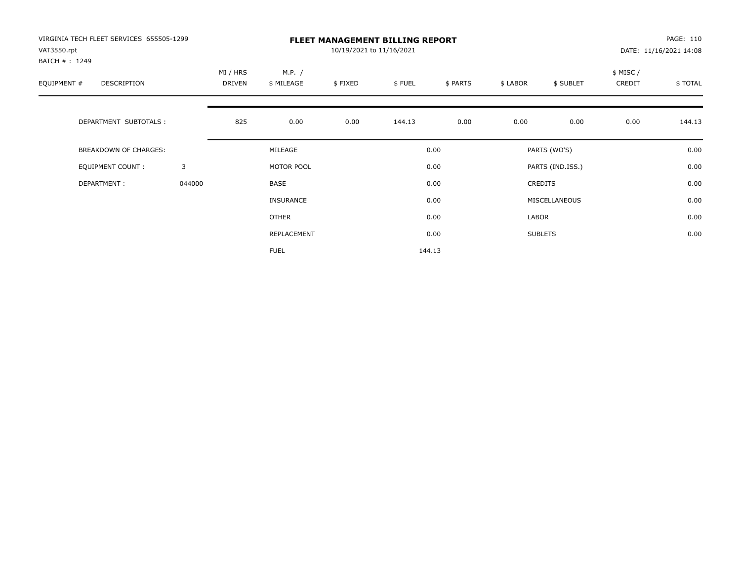VIRGINIA TECH FLEET SERVICES 655505-1299
VAT3550.rpt
BATCH # : 1249

# FLEET MANAGEMENT BILLING REPORT

10/19/2021 to 11/16/2021

DATE: 11/16/2021 14:08

| EQUIPMENT # | DESCRIPTION | MI / HRS DRIVEN | M.P. / $ MILEAGE | $ FIXED | $ FUEL | $ PARTS | $ LABOR | $ SUBLET | $ MISC / CREDIT | $ TOTAL |
|---|---|---|---|---|---|---|---|---|---|---|
| | DEPARTMENT SUBTOTALS : | 825 | 0.00 | 0.00 | 144.13 | 0.00 | 0.00 | 0.00 | 0.00 | 144.13 |

| | | | | | |
|---|---|---|---|---|---|
| BREAKDOWN OF CHARGES: | | MILEAGE | 0.00 | PARTS (WO'S) | 0.00 |
| EQUIPMENT COUNT : | 3 | MOTOR POOL | 0.00 | PARTS (IND.ISS.) | 0.00 |
| DEPARTMENT : | 044000 | BASE | 0.00 | CREDITS | 0.00 |
| | | INSURANCE | 0.00 | MISCELLANEOUS | 0.00 |
| | | OTHER | 0.00 | LABOR | 0.00 |
| | | REPLACEMENT | 0.00 | SUBLETS | 0.00 |
| | | FUEL | 144.13 | | |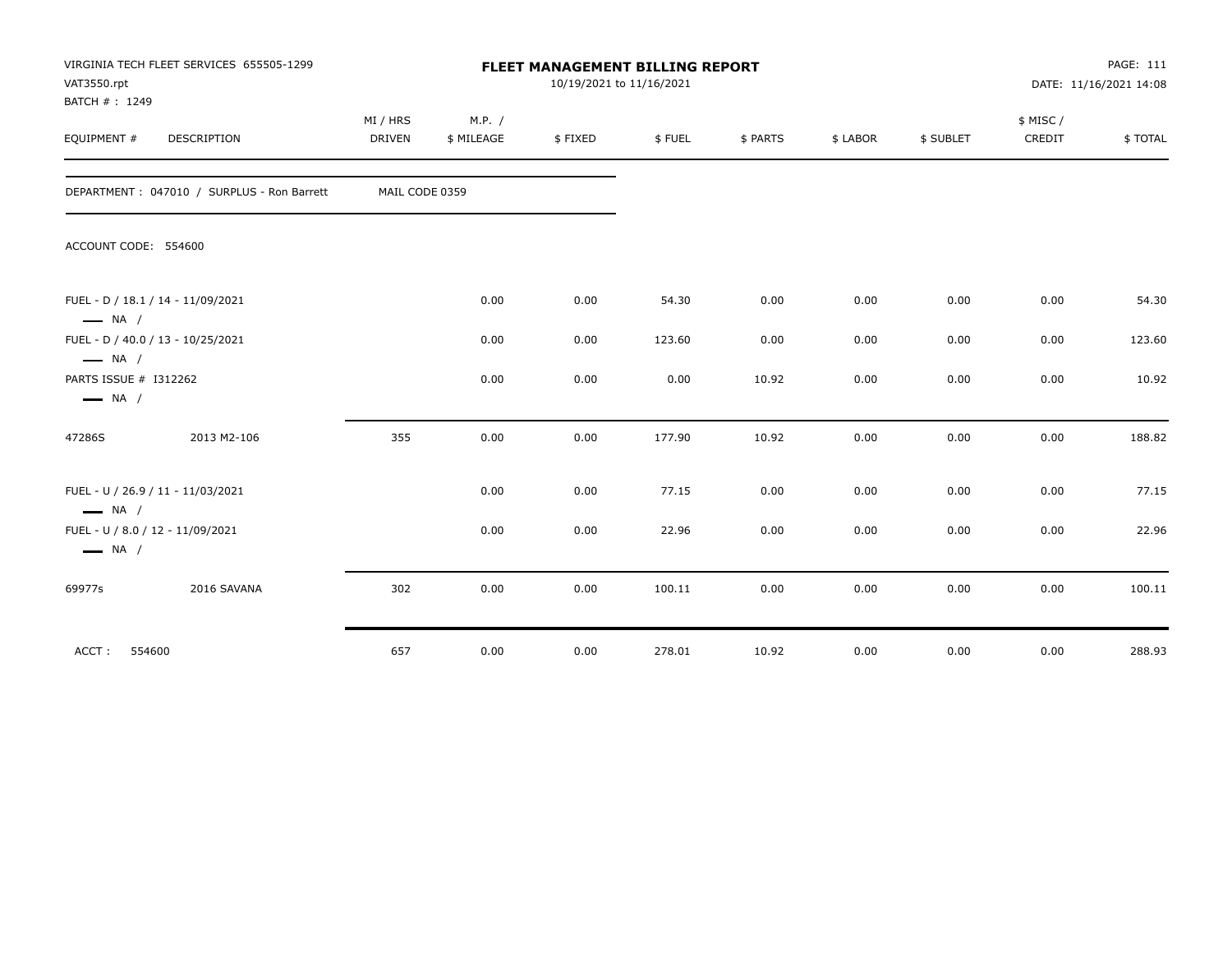VIRGINIA TECH FLEET SERVICES 655505-1299
VAT3550.rpt
BATCH # : 1249

# FLEET MANAGEMENT BILLING REPORT

10/19/2021 to 11/16/2021

PAGE: 111
DATE: 11/16/2021 14:08

DEPARTMENT : 047010 / SURPLUS - Ron Barrett    MAIL CODE 0359

ACCOUNT CODE: 554600

| EQUIPMENT # | DESCRIPTION | MI / HRS DRIVEN | M.P. / $ MILEAGE | $ FIXED | $ FUEL | $ PARTS | $ LABOR | $ SUBLET | $ MISC / CREDIT | $ TOTAL |
|---|---|---|---|---|---|---|---|---|---|---|
| FUEL - D / 18.1 / 14 - 11/09/2021 — NA / | | | 0.00 | 0.00 | 54.30 | 0.00 | 0.00 | 0.00 | 0.00 | 54.30 |
| FUEL - D / 40.0 / 13 - 10/25/2021 — NA / | | | 0.00 | 0.00 | 123.60 | 0.00 | 0.00 | 0.00 | 0.00 | 123.60 |
| PARTS ISSUE # I312262 — NA / | | | 0.00 | 0.00 | 0.00 | 10.92 | 0.00 | 0.00 | 0.00 | 10.92 |
| 47286S | 2013 M2-106 | 355 | 0.00 | 0.00 | 177.90 | 10.92 | 0.00 | 0.00 | 0.00 | 188.82 |
| FUEL - U / 26.9 / 11 - 11/03/2021 — NA / | | | 0.00 | 0.00 | 77.15 | 0.00 | 0.00 | 0.00 | 0.00 | 77.15 |
| FUEL - U / 8.0 / 12 - 11/09/2021 — NA / | | | 0.00 | 0.00 | 22.96 | 0.00 | 0.00 | 0.00 | 0.00 | 22.96 |
| 69977s | 2016 SAVANA | 302 | 0.00 | 0.00 | 100.11 | 0.00 | 0.00 | 0.00 | 0.00 | 100.11 |
| ACCT : 554600 | | 657 | 0.00 | 0.00 | 278.01 | 10.92 | 0.00 | 0.00 | 0.00 | 288.93 |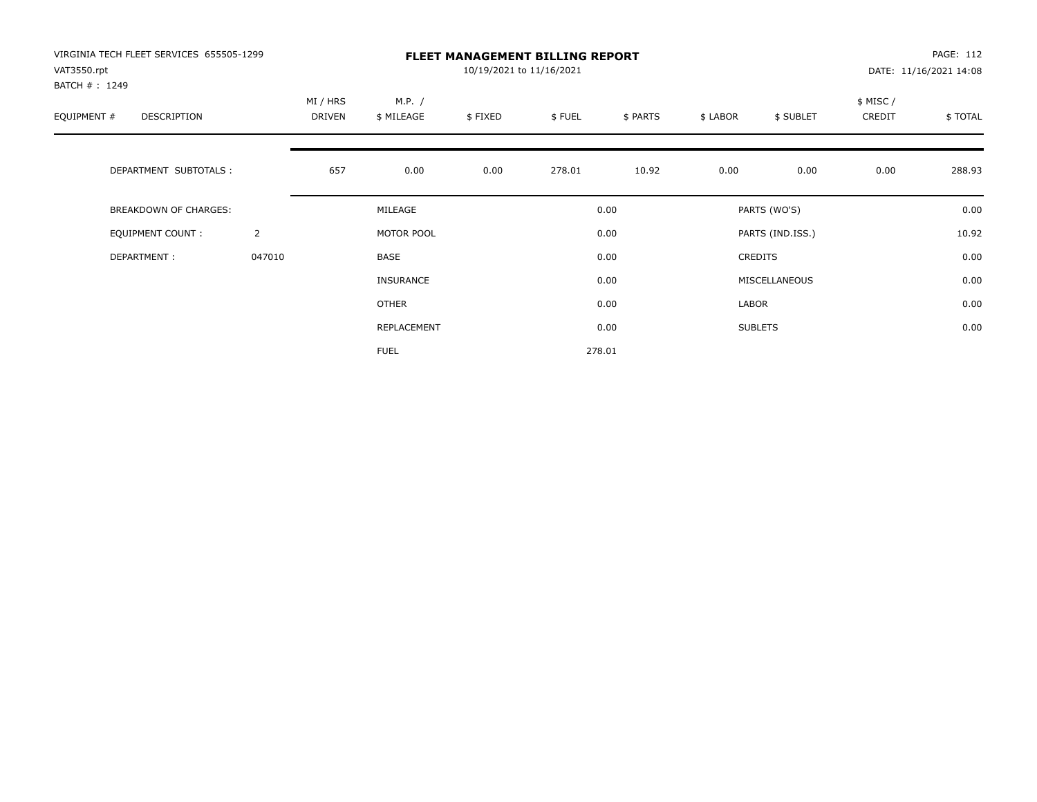VIRGINIA TECH FLEET SERVICES 655505-1299
VAT3550.rpt
BATCH # : 1249

# FLEET MANAGEMENT BILLING REPORT

10/19/2021 to 11/16/2021

DATE: 11/16/2021 14:08

| EQUIPMENT # | DESCRIPTION | MI / HRS DRIVEN | M.P. / $ MILEAGE | $ FIXED | $ FUEL | $ PARTS | $ LABOR | $ SUBLET | $ MISC / CREDIT | $ TOTAL |
|---|---|---|---|---|---|---|---|---|---|---|
| | DEPARTMENT SUBTOTALS : | 657 | 0.00 | 0.00 | 278.01 | 10.92 | 0.00 | 0.00 | 0.00 | 288.93 |

| BREAKDOWN OF CHARGES: | | | | | |
|---|---|---|---|---|---|
| EQUIPMENT COUNT : | 2 | MILEAGE | 0.00 | PARTS (WO'S) | 0.00 |
| DEPARTMENT : | 047010 | MOTOR POOL | 0.00 | PARTS (IND.ISS.) | 10.92 |
| | | BASE | 0.00 | CREDITS | 0.00 |
| | | INSURANCE | 0.00 | MISCELLANEOUS | 0.00 |
| | | OTHER | 0.00 | LABOR | 0.00 |
| | | REPLACEMENT | 0.00 | SUBLETS | 0.00 |
| | | FUEL | 278.01 | | |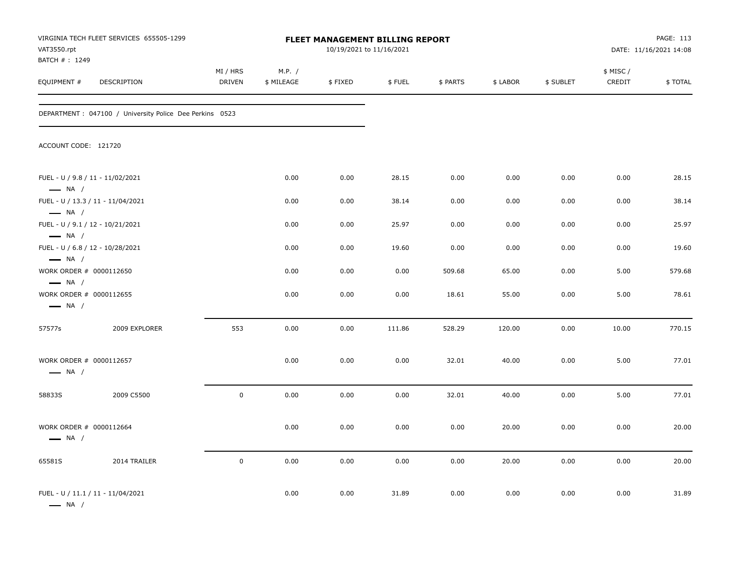VIRGINIA TECH FLEET SERVICES 655505-1299
VAT3550.rpt
BATCH # : 1249

# FLEET MANAGEMENT BILLING REPORT

10/19/2021 to 11/16/2021

DATE: 11/16/2021 14:08

DEPARTMENT : 047100 / University Police Dee Perkins 0523

ACCOUNT CODE: 121720

| EQUIPMENT # | DESCRIPTION | MI / HRS DRIVEN | M.P. / $ MILEAGE | $ FIXED | $ FUEL | $ PARTS | $ LABOR | $ SUBLET | $ MISC / CREDIT | $ TOTAL |
|---|---|---|---|---|---|---|---|---|---|---|
| FUEL - U / 9.8 / 11 - 11/02/2021 — NA / | | | 0.00 | 0.00 | 28.15 | 0.00 | 0.00 | 0.00 | 0.00 | 28.15 |
| FUEL - U / 13.3 / 11 - 11/04/2021 — NA / | | | 0.00 | 0.00 | 38.14 | 0.00 | 0.00 | 0.00 | 0.00 | 38.14 |
| FUEL - U / 9.1 / 12 - 10/21/2021 — NA / | | | 0.00 | 0.00 | 25.97 | 0.00 | 0.00 | 0.00 | 0.00 | 25.97 |
| FUEL - U / 6.8 / 12 - 10/28/2021 — NA / | | | 0.00 | 0.00 | 19.60 | 0.00 | 0.00 | 0.00 | 0.00 | 19.60 |
| WORK ORDER # 0000112650 — NA / | | | 0.00 | 0.00 | 0.00 | 509.68 | 65.00 | 0.00 | 5.00 | 579.68 |
| WORK ORDER # 0000112655 — NA / | | | 0.00 | 0.00 | 0.00 | 18.61 | 55.00 | 0.00 | 5.00 | 78.61 |
| 57577s | 2009 EXPLORER | 553 | 0.00 | 0.00 | 111.86 | 528.29 | 120.00 | 0.00 | 10.00 | 770.15 |
| WORK ORDER # 0000112657 — NA / | | | 0.00 | 0.00 | 0.00 | 32.01 | 40.00 | 0.00 | 5.00 | 77.01 |
| 58833S | 2009 C5500 | 0 | 0.00 | 0.00 | 0.00 | 32.01 | 40.00 | 0.00 | 5.00 | 77.01 |
| WORK ORDER # 0000112664 — NA / | | | 0.00 | 0.00 | 0.00 | 0.00 | 20.00 | 0.00 | 0.00 | 20.00 |
| 65581S | 2014 TRAILER | 0 | 0.00 | 0.00 | 0.00 | 0.00 | 20.00 | 0.00 | 0.00 | 20.00 |
| FUEL - U / 11.1 / 11 - 11/04/2021 — NA / | | | 0.00 | 0.00 | 31.89 | 0.00 | 0.00 | 0.00 | 0.00 | 31.89 |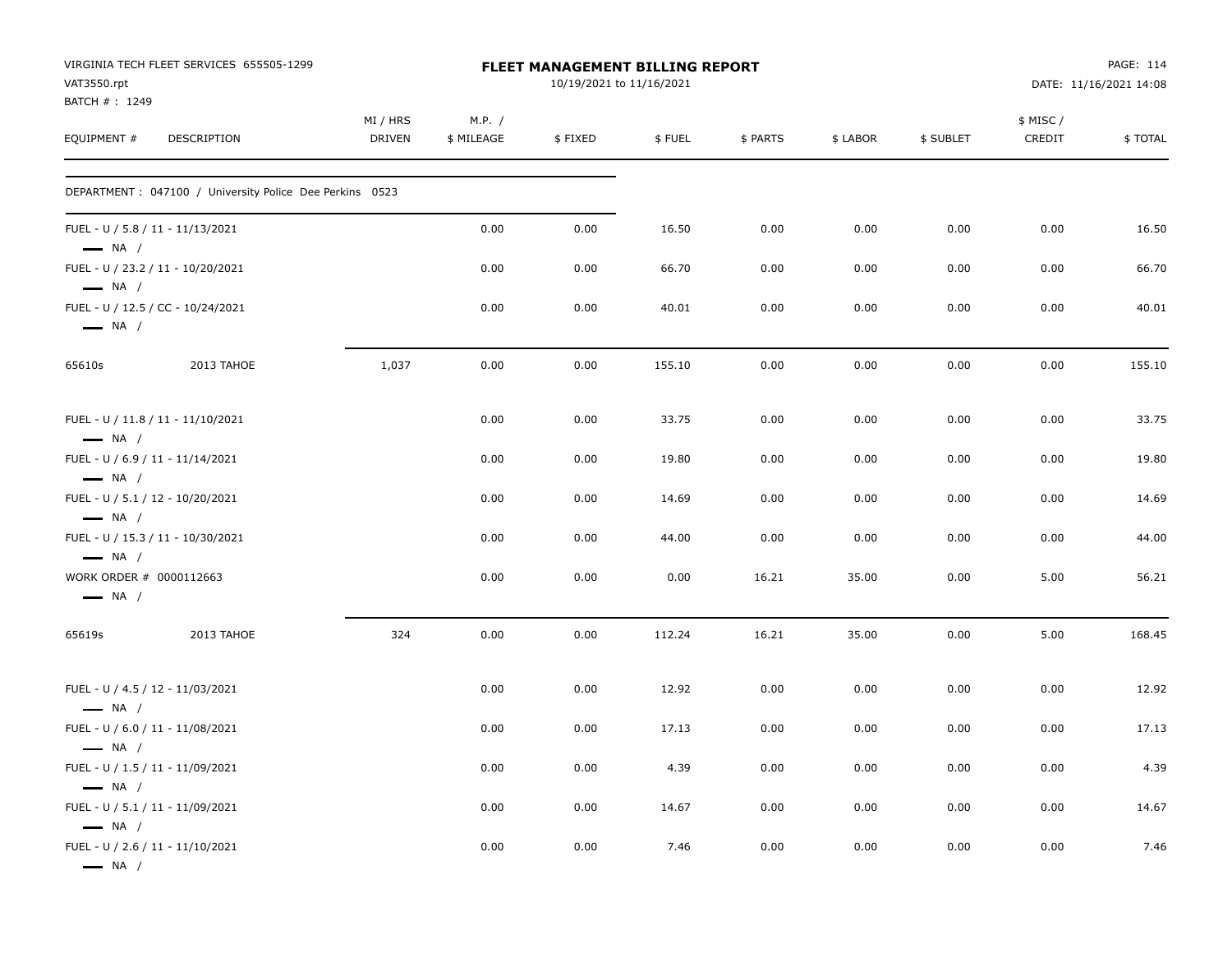VIRGINIA TECH FLEET SERVICES 655505-1299
VAT3550.rpt
BATCH # : 1249

**FLEET MANAGEMENT BILLING REPORT**
10/19/2021 to 11/16/2021

DATE: 11/16/2021 14:08

| EQUIPMENT # | DESCRIPTION | MI / HRS DRIVEN | M.P. / $ MILEAGE | $ FIXED | $ FUEL | $ PARTS | $ LABOR | $ SUBLET | $ MISC / CREDIT | $ TOTAL |
|---|---|---|---|---|---|---|---|---|---|---|
| DEPARTMENT : 047100 / University Police Dee Perkins 0523 | | | | | | | | | | |
| FUEL - U / 5.8 / 11 - 11/13/2021 — NA / | | | 0.00 | 0.00 | 16.50 | 0.00 | 0.00 | 0.00 | 0.00 | 16.50 |
| FUEL - U / 23.2 / 11 - 10/20/2021 — NA / | | | 0.00 | 0.00 | 66.70 | 0.00 | 0.00 | 0.00 | 0.00 | 66.70 |
| FUEL - U / 12.5 / CC - 10/24/2021 — NA / | | | 0.00 | 0.00 | 40.01 | 0.00 | 0.00 | 0.00 | 0.00 | 40.01 |
| 65610s | 2013 TAHOE | 1,037 | 0.00 | 0.00 | 155.10 | 0.00 | 0.00 | 0.00 | 0.00 | 155.10 |
| FUEL - U / 11.8 / 11 - 11/10/2021 — NA / | | | 0.00 | 0.00 | 33.75 | 0.00 | 0.00 | 0.00 | 0.00 | 33.75 |
| FUEL - U / 6.9 / 11 - 11/14/2021 — NA / | | | 0.00 | 0.00 | 19.80 | 0.00 | 0.00 | 0.00 | 0.00 | 19.80 |
| FUEL - U / 5.1 / 12 - 10/20/2021 — NA / | | | 0.00 | 0.00 | 14.69 | 0.00 | 0.00 | 0.00 | 0.00 | 14.69 |
| FUEL - U / 15.3 / 11 - 10/30/2021 — NA / | | | 0.00 | 0.00 | 44.00 | 0.00 | 0.00 | 0.00 | 0.00 | 44.00 |
| WORK ORDER # 0000112663 — NA / | | | 0.00 | 0.00 | 0.00 | 16.21 | 35.00 | 0.00 | 5.00 | 56.21 |
| 65619s | 2013 TAHOE | 324 | 0.00 | 0.00 | 112.24 | 16.21 | 35.00 | 0.00 | 5.00 | 168.45 |
| FUEL - U / 4.5 / 12 - 11/03/2021 — NA / | | | 0.00 | 0.00 | 12.92 | 0.00 | 0.00 | 0.00 | 0.00 | 12.92 |
| FUEL - U / 6.0 / 11 - 11/08/2021 — NA / | | | 0.00 | 0.00 | 17.13 | 0.00 | 0.00 | 0.00 | 0.00 | 17.13 |
| FUEL - U / 1.5 / 11 - 11/09/2021 — NA / | | | 0.00 | 0.00 | 4.39 | 0.00 | 0.00 | 0.00 | 0.00 | 4.39 |
| FUEL - U / 5.1 / 11 - 11/09/2021 — NA / | | | 0.00 | 0.00 | 14.67 | 0.00 | 0.00 | 0.00 | 0.00 | 14.67 |
| FUEL - U / 2.6 / 11 - 11/10/2021 — NA / | | | 0.00 | 0.00 | 7.46 | 0.00 | 0.00 | 0.00 | 0.00 | 7.46 |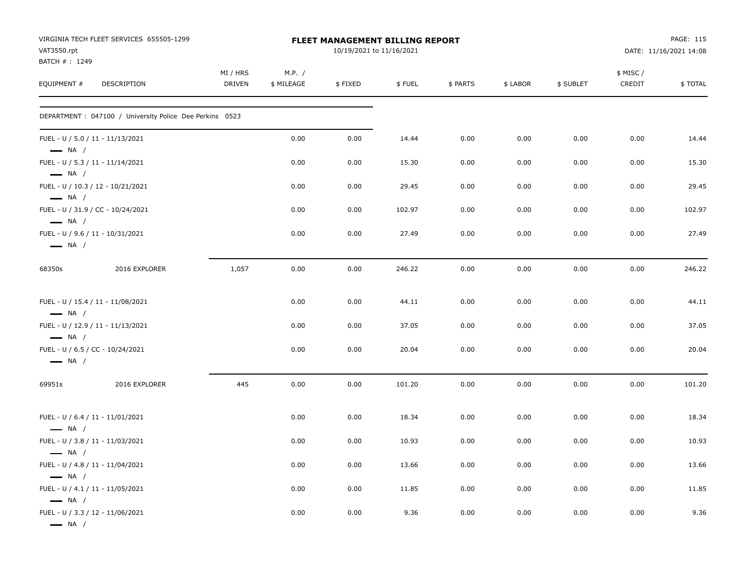VIRGINIA TECH FLEET SERVICES 655505-1299
VAT3550.rpt
BATCH # : 1249

**FLEET MANAGEMENT BILLING REPORT**
10/19/2021 to 11/16/2021

DATE: 11/16/2021 14:08

| EQUIPMENT # | DESCRIPTION | MI / HRS DRIVEN | M.P. / $ MILEAGE | $ FIXED | $ FUEL | $ PARTS | $ LABOR | $ SUBLET | $ MISC / CREDIT | $ TOTAL |
|---|---|---|---|---|---|---|---|---|---|---|
| DEPARTMENT : 047100 / University Police Dee Perkins 0523 | | | | | | | | | | |
| FUEL - U / 5.0 / 11 - 11/13/2021 — NA / | | | 0.00 | 0.00 | 14.44 | 0.00 | 0.00 | 0.00 | 0.00 | 14.44 |
| FUEL - U / 5.3 / 11 - 11/14/2021 — NA / | | | 0.00 | 0.00 | 15.30 | 0.00 | 0.00 | 0.00 | 0.00 | 15.30 |
| FUEL - U / 10.3 / 12 - 10/21/2021 — NA / | | | 0.00 | 0.00 | 29.45 | 0.00 | 0.00 | 0.00 | 0.00 | 29.45 |
| FUEL - U / 31.9 / CC - 10/24/2021 — NA / | | | 0.00 | 0.00 | 102.97 | 0.00 | 0.00 | 0.00 | 0.00 | 102.97 |
| FUEL - U / 9.6 / 11 - 10/31/2021 — NA / | | | 0.00 | 0.00 | 27.49 | 0.00 | 0.00 | 0.00 | 0.00 | 27.49 |
| 68350s | 2016 EXPLORER | 1,057 | 0.00 | 0.00 | 246.22 | 0.00 | 0.00 | 0.00 | 0.00 | 246.22 |
| FUEL - U / 15.4 / 11 - 11/08/2021 — NA / | | | 0.00 | 0.00 | 44.11 | 0.00 | 0.00 | 0.00 | 0.00 | 44.11 |
| FUEL - U / 12.9 / 11 - 11/13/2021 — NA / | | | 0.00 | 0.00 | 37.05 | 0.00 | 0.00 | 0.00 | 0.00 | 37.05 |
| FUEL - U / 6.5 / CC - 10/24/2021 — NA / | | | 0.00 | 0.00 | 20.04 | 0.00 | 0.00 | 0.00 | 0.00 | 20.04 |
| 69951s | 2016 EXPLORER | 445 | 0.00 | 0.00 | 101.20 | 0.00 | 0.00 | 0.00 | 0.00 | 101.20 |
| FUEL - U / 6.4 / 11 - 11/01/2021 — NA / | | | 0.00 | 0.00 | 18.34 | 0.00 | 0.00 | 0.00 | 0.00 | 18.34 |
| FUEL - U / 3.8 / 11 - 11/03/2021 — NA / | | | 0.00 | 0.00 | 10.93 | 0.00 | 0.00 | 0.00 | 0.00 | 10.93 |
| FUEL - U / 4.8 / 11 - 11/04/2021 — NA / | | | 0.00 | 0.00 | 13.66 | 0.00 | 0.00 | 0.00 | 0.00 | 13.66 |
| FUEL - U / 4.1 / 11 - 11/05/2021 — NA / | | | 0.00 | 0.00 | 11.85 | 0.00 | 0.00 | 0.00 | 0.00 | 11.85 |
| FUEL - U / 3.3 / 12 - 11/06/2021 — NA / | | | 0.00 | 0.00 | 9.36 | 0.00 | 0.00 | 0.00 | 0.00 | 9.36 |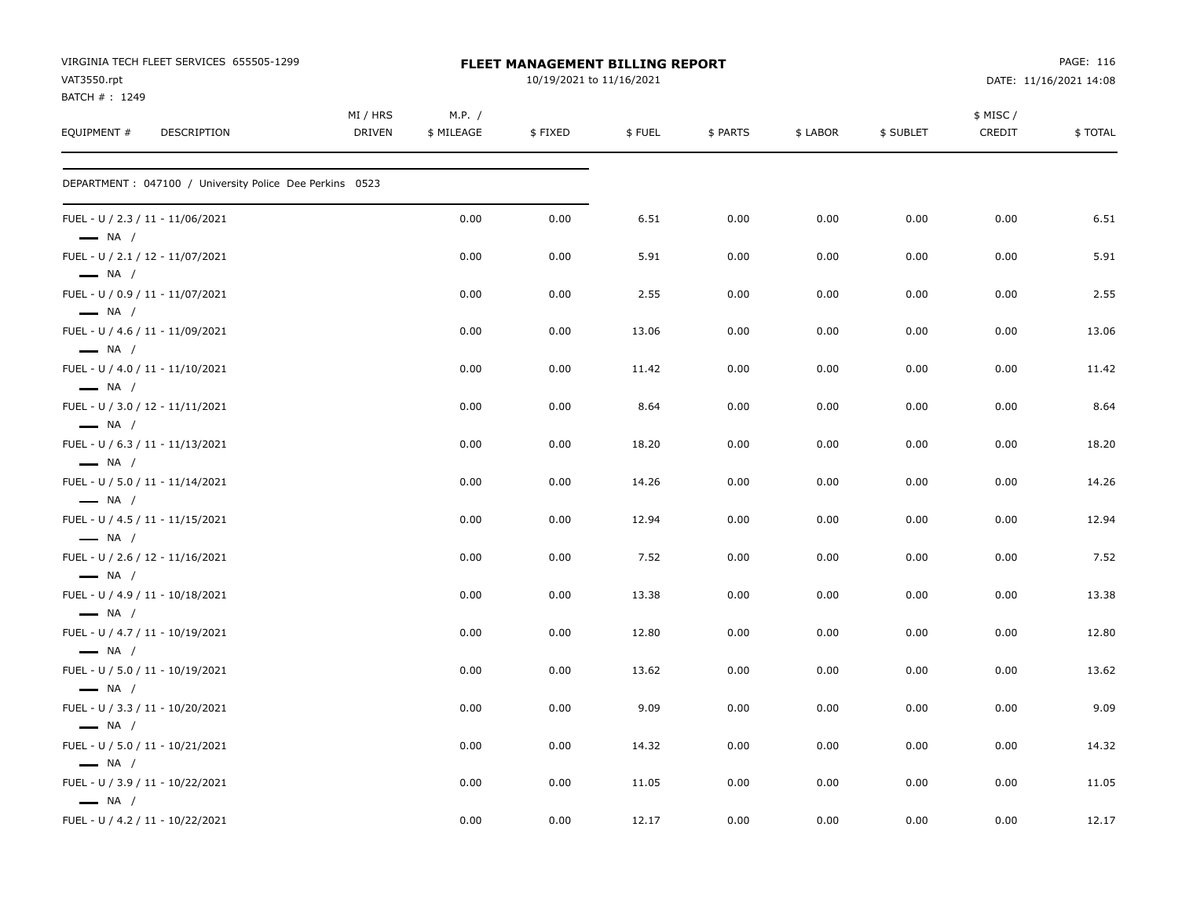VIRGINIA TECH FLEET SERVICES 655505-1299
VAT3550.rpt
BATCH # : 1249

**FLEET MANAGEMENT BILLING REPORT**
10/19/2021 to 11/16/2021

DATE: 11/16/2021 14:08

| EQUIPMENT # DESCRIPTION | MI / HRS DRIVEN | M.P. / $ MILEAGE | $ FIXED | $ FUEL | $ PARTS | $ LABOR | $ SUBLET | $ MISC / CREDIT | $ TOTAL |
|---|---|---|---|---|---|---|---|---|---|
| DEPARTMENT : 047100 / University Police Dee Perkins 0523 | | | | | | | | | |
| FUEL - U / 2.3 / 11 - 11/06/2021 — NA / | | 0.00 | 0.00 | 6.51 | 0.00 | 0.00 | 0.00 | 0.00 | 6.51 |
| FUEL - U / 2.1 / 12 - 11/07/2021 — NA / | | 0.00 | 0.00 | 5.91 | 0.00 | 0.00 | 0.00 | 0.00 | 5.91 |
| FUEL - U / 0.9 / 11 - 11/07/2021 — NA / | | 0.00 | 0.00 | 2.55 | 0.00 | 0.00 | 0.00 | 0.00 | 2.55 |
| FUEL - U / 4.6 / 11 - 11/09/2021 — NA / | | 0.00 | 0.00 | 13.06 | 0.00 | 0.00 | 0.00 | 0.00 | 13.06 |
| FUEL - U / 4.0 / 11 - 11/10/2021 — NA / | | 0.00 | 0.00 | 11.42 | 0.00 | 0.00 | 0.00 | 0.00 | 11.42 |
| FUEL - U / 3.0 / 12 - 11/11/2021 — NA / | | 0.00 | 0.00 | 8.64 | 0.00 | 0.00 | 0.00 | 0.00 | 8.64 |
| FUEL - U / 6.3 / 11 - 11/13/2021 — NA / | | 0.00 | 0.00 | 18.20 | 0.00 | 0.00 | 0.00 | 0.00 | 18.20 |
| FUEL - U / 5.0 / 11 - 11/14/2021 — NA / | | 0.00 | 0.00 | 14.26 | 0.00 | 0.00 | 0.00 | 0.00 | 14.26 |
| FUEL - U / 4.5 / 11 - 11/15/2021 — NA / | | 0.00 | 0.00 | 12.94 | 0.00 | 0.00 | 0.00 | 0.00 | 12.94 |
| FUEL - U / 2.6 / 12 - 11/16/2021 — NA / | | 0.00 | 0.00 | 7.52 | 0.00 | 0.00 | 0.00 | 0.00 | 7.52 |
| FUEL - U / 4.9 / 11 - 10/18/2021 — NA / | | 0.00 | 0.00 | 13.38 | 0.00 | 0.00 | 0.00 | 0.00 | 13.38 |
| FUEL - U / 4.7 / 11 - 10/19/2021 — NA / | | 0.00 | 0.00 | 12.80 | 0.00 | 0.00 | 0.00 | 0.00 | 12.80 |
| FUEL - U / 5.0 / 11 - 10/19/2021 — NA / | | 0.00 | 0.00 | 13.62 | 0.00 | 0.00 | 0.00 | 0.00 | 13.62 |
| FUEL - U / 3.3 / 11 - 10/20/2021 — NA / | | 0.00 | 0.00 | 9.09 | 0.00 | 0.00 | 0.00 | 0.00 | 9.09 |
| FUEL - U / 5.0 / 11 - 10/21/2021 — NA / | | 0.00 | 0.00 | 14.32 | 0.00 | 0.00 | 0.00 | 0.00 | 14.32 |
| FUEL - U / 3.9 / 11 - 10/22/2021 — NA / | | 0.00 | 0.00 | 11.05 | 0.00 | 0.00 | 0.00 | 0.00 | 11.05 |
| FUEL - U / 4.2 / 11 - 10/22/2021 | | 0.00 | 0.00 | 12.17 | 0.00 | 0.00 | 0.00 | 0.00 | 12.17 |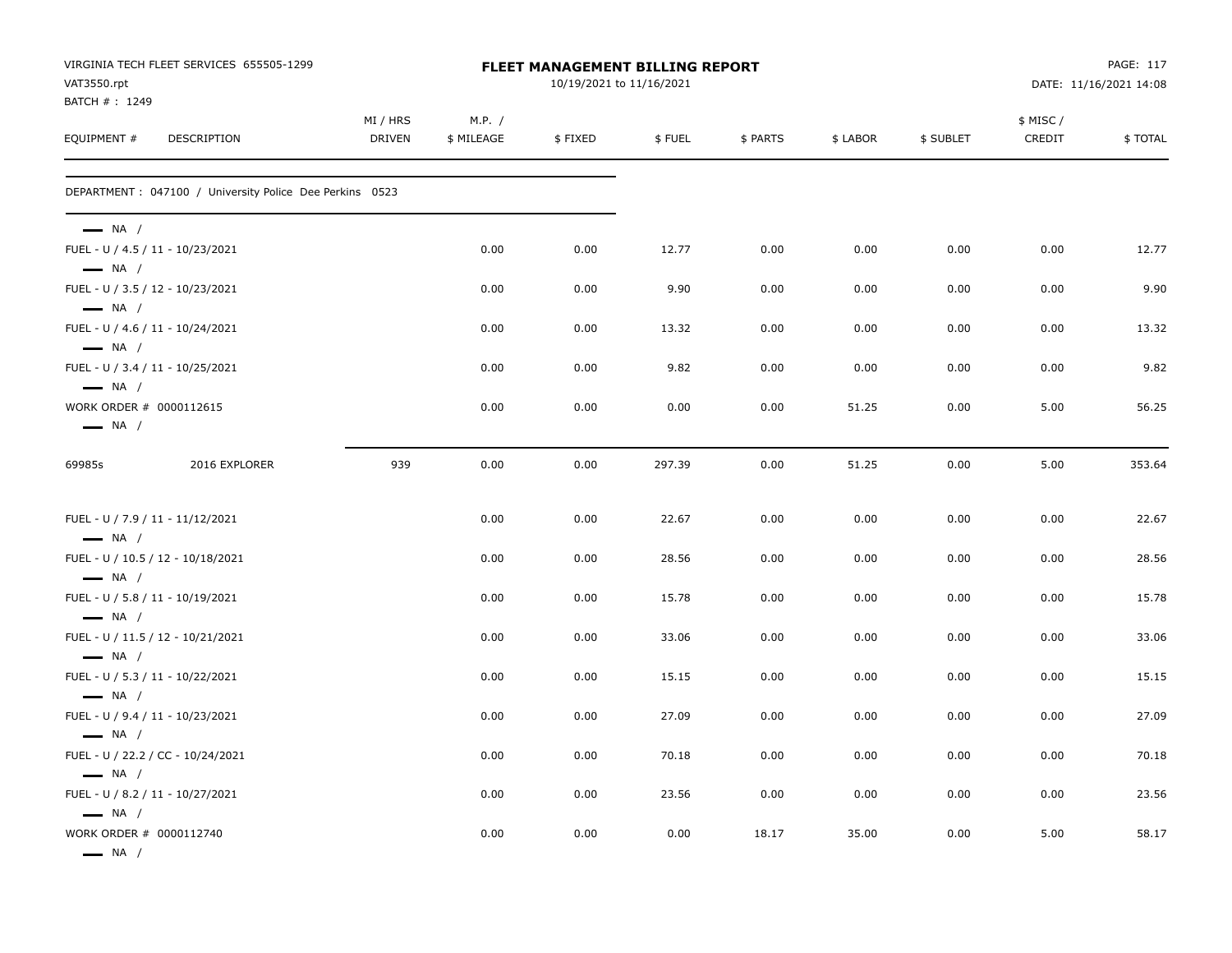VIRGINIA TECH FLEET SERVICES 655505-1299
VAT3550.rpt
BATCH # : 1249

**FLEET MANAGEMENT BILLING REPORT**
10/19/2021 to 11/16/2021

DATE: 11/16/2021 14:08

DEPARTMENT : 047100 / University Police Dee Perkins 0523

| EQUIPMENT # | DESCRIPTION | MI / HRS DRIVEN | M.P. / $ MILEAGE | $ FIXED | $ FUEL | $ PARTS | $ LABOR | $ SUBLET | $ MISC / CREDIT | $ TOTAL |
|---|---|---|---|---|---|---|---|---|---|---|
| — NA / | | | | | | | | | | |
| FUEL - U / 4.5 / 11 - 10/23/2021 | | | 0.00 | 0.00 | 12.77 | 0.00 | 0.00 | 0.00 | 0.00 | 12.77 |
| — NA / | | | | | | | | | | |
| FUEL - U / 3.5 / 12 - 10/23/2021 | | | 0.00 | 0.00 | 9.90 | 0.00 | 0.00 | 0.00 | 0.00 | 9.90 |
| — NA / | | | | | | | | | | |
| FUEL - U / 4.6 / 11 - 10/24/2021 | | | 0.00 | 0.00 | 13.32 | 0.00 | 0.00 | 0.00 | 0.00 | 13.32 |
| — NA / | | | | | | | | | | |
| FUEL - U / 3.4 / 11 - 10/25/2021 | | | 0.00 | 0.00 | 9.82 | 0.00 | 0.00 | 0.00 | 0.00 | 9.82 |
| — NA / | | | | | | | | | | |
| WORK ORDER # 0000112615 | | | 0.00 | 0.00 | 0.00 | 0.00 | 51.25 | 0.00 | 5.00 | 56.25 |
| — NA / | | | | | | | | | | |
| 69985s | 2016 EXPLORER | 939 | 0.00 | 0.00 | 297.39 | 0.00 | 51.25 | 0.00 | 5.00 | 353.64 |
| FUEL - U / 7.9 / 11 - 11/12/2021 | | | 0.00 | 0.00 | 22.67 | 0.00 | 0.00 | 0.00 | 0.00 | 22.67 |
| — NA / | | | | | | | | | | |
| FUEL - U / 10.5 / 12 - 10/18/2021 | | | 0.00 | 0.00 | 28.56 | 0.00 | 0.00 | 0.00 | 0.00 | 28.56 |
| — NA / | | | | | | | | | | |
| FUEL - U / 5.8 / 11 - 10/19/2021 | | | 0.00 | 0.00 | 15.78 | 0.00 | 0.00 | 0.00 | 0.00 | 15.78 |
| — NA / | | | | | | | | | | |
| FUEL - U / 11.5 / 12 - 10/21/2021 | | | 0.00 | 0.00 | 33.06 | 0.00 | 0.00 | 0.00 | 0.00 | 33.06 |
| — NA / | | | | | | | | | | |
| FUEL - U / 5.3 / 11 - 10/22/2021 | | | 0.00 | 0.00 | 15.15 | 0.00 | 0.00 | 0.00 | 0.00 | 15.15 |
| — NA / | | | | | | | | | | |
| FUEL - U / 9.4 / 11 - 10/23/2021 | | | 0.00 | 0.00 | 27.09 | 0.00 | 0.00 | 0.00 | 0.00 | 27.09 |
| — NA / | | | | | | | | | | |
| FUEL - U / 22.2 / CC - 10/24/2021 | | | 0.00 | 0.00 | 70.18 | 0.00 | 0.00 | 0.00 | 0.00 | 70.18 |
| — NA / | | | | | | | | | | |
| FUEL - U / 8.2 / 11 - 10/27/2021 | | | 0.00 | 0.00 | 23.56 | 0.00 | 0.00 | 0.00 | 0.00 | 23.56 |
| — NA / | | | | | | | | | | |
| WORK ORDER # 0000112740 | | | 0.00 | 0.00 | 0.00 | 18.17 | 35.00 | 0.00 | 5.00 | 58.17 |
| — NA / | | | | | | | | | | |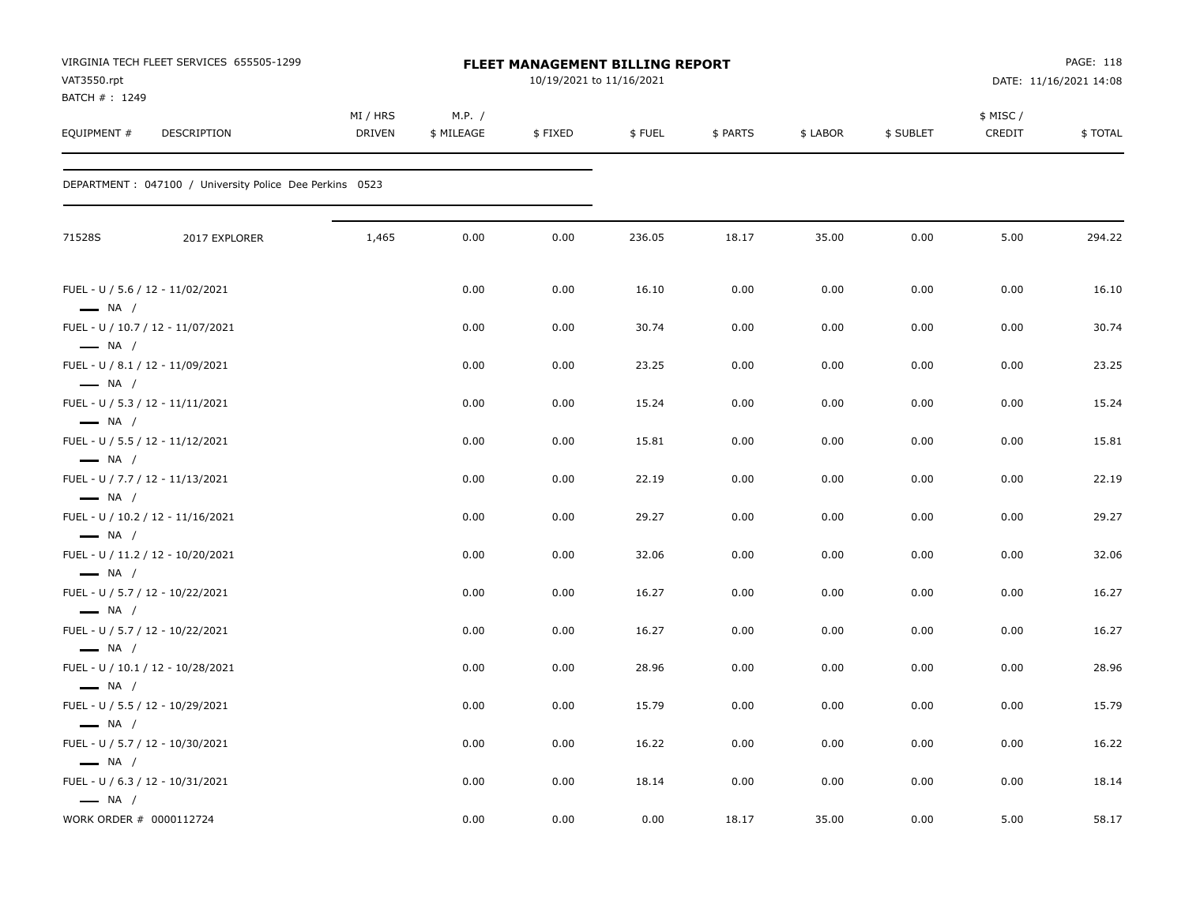VIRGINIA TECH FLEET SERVICES 655505-1299
VAT3550.rpt
BATCH # : 1249

**FLEET MANAGEMENT BILLING REPORT**
10/19/2021 to 11/16/2021

DATE: 11/16/2021 14:08

| EQUIPMENT # | DESCRIPTION | MI / HRS DRIVEN | M.P. / $ MILEAGE | $ FIXED | $ FUEL | $ PARTS | $ LABOR | $ SUBLET | $ MISC / CREDIT | $ TOTAL |
|---|---|---|---|---|---|---|---|---|---|---|
| DEPARTMENT : 047100 / University Police Dee Perkins 0523 | | | | | | | | | | |
| 71528S | 2017 EXPLORER | 1,465 | 0.00 | 0.00 | 236.05 | 18.17 | 35.00 | 0.00 | 5.00 | 294.22 |
| FUEL - U / 5.6 / 12 - 11/02/2021 — NA / | | | 0.00 | 0.00 | 16.10 | 0.00 | 0.00 | 0.00 | 0.00 | 16.10 |
| FUEL - U / 10.7 / 12 - 11/07/2021 — NA / | | | 0.00 | 0.00 | 30.74 | 0.00 | 0.00 | 0.00 | 0.00 | 30.74 |
| FUEL - U / 8.1 / 12 - 11/09/2021 — NA / | | | 0.00 | 0.00 | 23.25 | 0.00 | 0.00 | 0.00 | 0.00 | 23.25 |
| FUEL - U / 5.3 / 12 - 11/11/2021 — NA / | | | 0.00 | 0.00 | 15.24 | 0.00 | 0.00 | 0.00 | 0.00 | 15.24 |
| FUEL - U / 5.5 / 12 - 11/12/2021 — NA / | | | 0.00 | 0.00 | 15.81 | 0.00 | 0.00 | 0.00 | 0.00 | 15.81 |
| FUEL - U / 7.7 / 12 - 11/13/2021 — NA / | | | 0.00 | 0.00 | 22.19 | 0.00 | 0.00 | 0.00 | 0.00 | 22.19 |
| FUEL - U / 10.2 / 12 - 11/16/2021 — NA / | | | 0.00 | 0.00 | 29.27 | 0.00 | 0.00 | 0.00 | 0.00 | 29.27 |
| FUEL - U / 11.2 / 12 - 10/20/2021 — NA / | | | 0.00 | 0.00 | 32.06 | 0.00 | 0.00 | 0.00 | 0.00 | 32.06 |
| FUEL - U / 5.7 / 12 - 10/22/2021 — NA / | | | 0.00 | 0.00 | 16.27 | 0.00 | 0.00 | 0.00 | 0.00 | 16.27 |
| FUEL - U / 5.7 / 12 - 10/22/2021 — NA / | | | 0.00 | 0.00 | 16.27 | 0.00 | 0.00 | 0.00 | 0.00 | 16.27 |
| FUEL - U / 10.1 / 12 - 10/28/2021 — NA / | | | 0.00 | 0.00 | 28.96 | 0.00 | 0.00 | 0.00 | 0.00 | 28.96 |
| FUEL - U / 5.5 / 12 - 10/29/2021 — NA / | | | 0.00 | 0.00 | 15.79 | 0.00 | 0.00 | 0.00 | 0.00 | 15.79 |
| FUEL - U / 5.7 / 12 - 10/30/2021 — NA / | | | 0.00 | 0.00 | 16.22 | 0.00 | 0.00 | 0.00 | 0.00 | 16.22 |
| FUEL - U / 6.3 / 12 - 10/31/2021 — NA / | | | 0.00 | 0.00 | 18.14 | 0.00 | 0.00 | 0.00 | 0.00 | 18.14 |
| WORK ORDER # 0000112724 | | | 0.00 | 0.00 | 0.00 | 18.17 | 35.00 | 0.00 | 5.00 | 58.17 |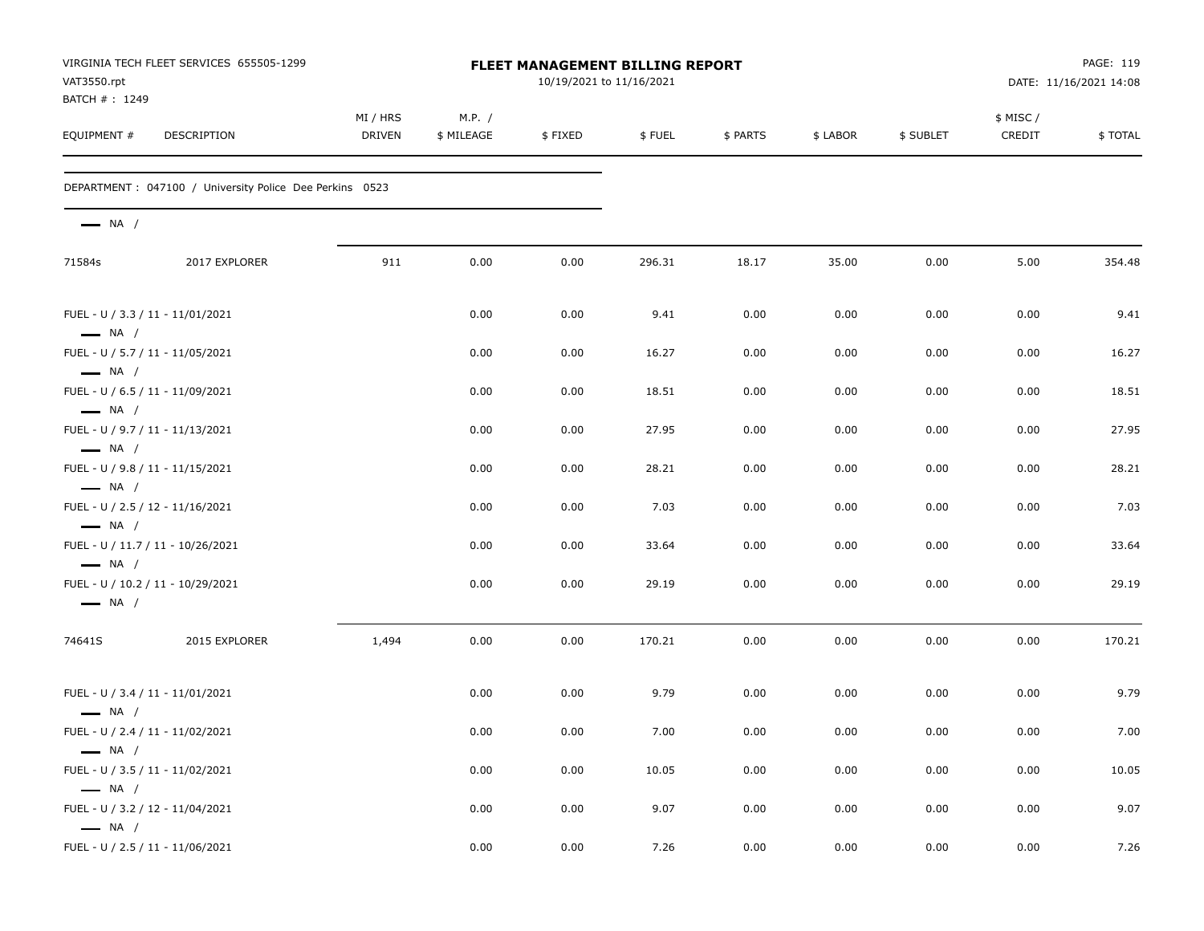VIRGINIA TECH FLEET SERVICES 655505-1299
VAT3550.rpt
BATCH # : 1249

**FLEET MANAGEMENT BILLING REPORT**
10/19/2021 to 11/16/2021

DATE: 11/16/2021 14:08

| EQUIPMENT # | DESCRIPTION | MI / HRS DRIVEN | M.P. / $ MILEAGE | $ FIXED | $ FUEL | $ PARTS | $ LABOR | $ SUBLET | $ MISC / CREDIT | $ TOTAL |
|---|---|---|---|---|---|---|---|---|---|---|
| DEPARTMENT : 047100 / University Police Dee Perkins 0523 | | | | | | | | | | |
| NA / | | | | | | | | | | |
| 71584s | 2017 EXPLORER | 911 | 0.00 | 0.00 | 296.31 | 18.17 | 35.00 | 0.00 | 5.00 | 354.48 |
| FUEL - U / 3.3 / 11 - 11/01/2021 NA / | | | 0.00 | 0.00 | 9.41 | 0.00 | 0.00 | 0.00 | 0.00 | 9.41 |
| FUEL - U / 5.7 / 11 - 11/05/2021 NA / | | | 0.00 | 0.00 | 16.27 | 0.00 | 0.00 | 0.00 | 0.00 | 16.27 |
| FUEL - U / 6.5 / 11 - 11/09/2021 NA / | | | 0.00 | 0.00 | 18.51 | 0.00 | 0.00 | 0.00 | 0.00 | 18.51 |
| FUEL - U / 9.7 / 11 - 11/13/2021 NA / | | | 0.00 | 0.00 | 27.95 | 0.00 | 0.00 | 0.00 | 0.00 | 27.95 |
| FUEL - U / 9.8 / 11 - 11/15/2021 NA / | | | 0.00 | 0.00 | 28.21 | 0.00 | 0.00 | 0.00 | 0.00 | 28.21 |
| FUEL - U / 2.5 / 12 - 11/16/2021 NA / | | | 0.00 | 0.00 | 7.03 | 0.00 | 0.00 | 0.00 | 0.00 | 7.03 |
| FUEL - U / 11.7 / 11 - 10/26/2021 NA / | | | 0.00 | 0.00 | 33.64 | 0.00 | 0.00 | 0.00 | 0.00 | 33.64 |
| FUEL - U / 10.2 / 11 - 10/29/2021 NA / | | | 0.00 | 0.00 | 29.19 | 0.00 | 0.00 | 0.00 | 0.00 | 29.19 |
| 74641S | 2015 EXPLORER | 1,494 | 0.00 | 0.00 | 170.21 | 0.00 | 0.00 | 0.00 | 0.00 | 170.21 |
| FUEL - U / 3.4 / 11 - 11/01/2021 NA / | | | 0.00 | 0.00 | 9.79 | 0.00 | 0.00 | 0.00 | 0.00 | 9.79 |
| FUEL - U / 2.4 / 11 - 11/02/2021 NA / | | | 0.00 | 0.00 | 7.00 | 0.00 | 0.00 | 0.00 | 0.00 | 7.00 |
| FUEL - U / 3.5 / 11 - 11/02/2021 NA / | | | 0.00 | 0.00 | 10.05 | 0.00 | 0.00 | 0.00 | 0.00 | 10.05 |
| FUEL - U / 3.2 / 12 - 11/04/2021 NA / | | | 0.00 | 0.00 | 9.07 | 0.00 | 0.00 | 0.00 | 0.00 | 9.07 |
| FUEL - U / 2.5 / 11 - 11/06/2021 | | | 0.00 | 0.00 | 7.26 | 0.00 | 0.00 | 0.00 | 0.00 | 7.26 |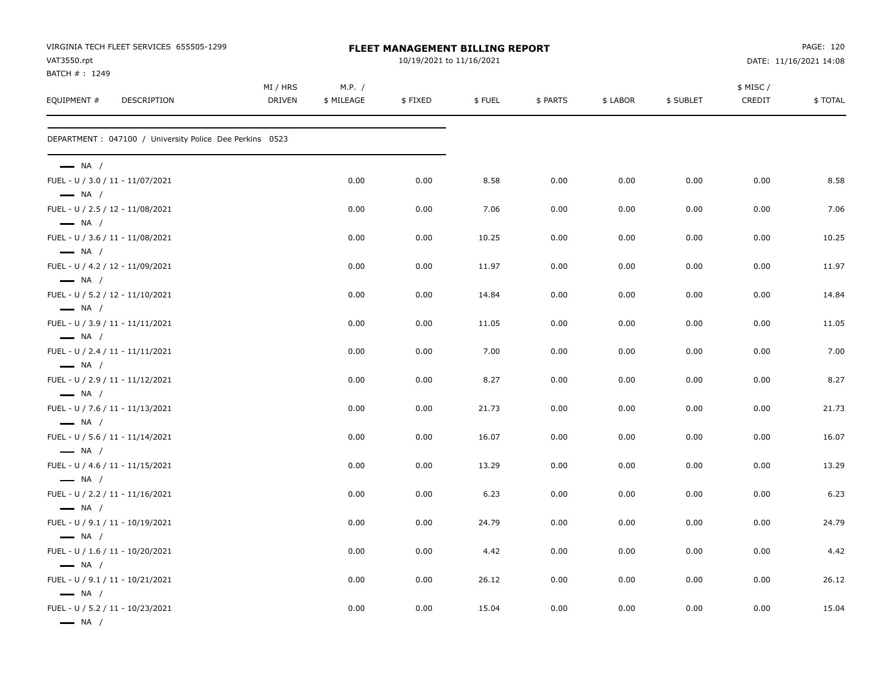VIRGINIA TECH FLEET SERVICES 655505-1299
VAT3550.rpt
BATCH # : 1249

**FLEET MANAGEMENT BILLING REPORT**
10/19/2021 to 11/16/2021

DATE: 11/16/2021 14:08

DEPARTMENT : 047100 / University Police Dee Perkins 0523

| EQUIPMENT # | DESCRIPTION | MI / HRS DRIVEN | M.P. / $ MILEAGE | $ FIXED | $ FUEL | $ PARTS | $ LABOR | $ SUBLET | $ MISC / CREDIT | $ TOTAL |
|---|---|---|---|---|---|---|---|---|---|---|
| NA / | | | | | | | | | | |
| FUEL - U / 3.0 / 11 - 11/07/2021 | | | 0.00 | 0.00 | 8.58 | 0.00 | 0.00 | 0.00 | 0.00 | 8.58 |
| NA / | | | | | | | | | | |
| FUEL - U / 2.5 / 12 - 11/08/2021 | | | 0.00 | 0.00 | 7.06 | 0.00 | 0.00 | 0.00 | 0.00 | 7.06 |
| NA / | | | | | | | | | | |
| FUEL - U / 3.6 / 11 - 11/08/2021 | | | 0.00 | 0.00 | 10.25 | 0.00 | 0.00 | 0.00 | 0.00 | 10.25 |
| NA / | | | | | | | | | | |
| FUEL - U / 4.2 / 12 - 11/09/2021 | | | 0.00 | 0.00 | 11.97 | 0.00 | 0.00 | 0.00 | 0.00 | 11.97 |
| NA / | | | | | | | | | | |
| FUEL - U / 5.2 / 12 - 11/10/2021 | | | 0.00 | 0.00 | 14.84 | 0.00 | 0.00 | 0.00 | 0.00 | 14.84 |
| NA / | | | | | | | | | | |
| FUEL - U / 3.9 / 11 - 11/11/2021 | | | 0.00 | 0.00 | 11.05 | 0.00 | 0.00 | 0.00 | 0.00 | 11.05 |
| NA / | | | | | | | | | | |
| FUEL - U / 2.4 / 11 - 11/11/2021 | | | 0.00 | 0.00 | 7.00 | 0.00 | 0.00 | 0.00 | 0.00 | 7.00 |
| NA / | | | | | | | | | | |
| FUEL - U / 2.9 / 11 - 11/12/2021 | | | 0.00 | 0.00 | 8.27 | 0.00 | 0.00 | 0.00 | 0.00 | 8.27 |
| NA / | | | | | | | | | | |
| FUEL - U / 7.6 / 11 - 11/13/2021 | | | 0.00 | 0.00 | 21.73 | 0.00 | 0.00 | 0.00 | 0.00 | 21.73 |
| NA / | | | | | | | | | | |
| FUEL - U / 5.6 / 11 - 11/14/2021 | | | 0.00 | 0.00 | 16.07 | 0.00 | 0.00 | 0.00 | 0.00 | 16.07 |
| NA / | | | | | | | | | | |
| FUEL - U / 4.6 / 11 - 11/15/2021 | | | 0.00 | 0.00 | 13.29 | 0.00 | 0.00 | 0.00 | 0.00 | 13.29 |
| NA / | | | | | | | | | | |
| FUEL - U / 2.2 / 11 - 11/16/2021 | | | 0.00 | 0.00 | 6.23 | 0.00 | 0.00 | 0.00 | 0.00 | 6.23 |
| NA / | | | | | | | | | | |
| FUEL - U / 9.1 / 11 - 10/19/2021 | | | 0.00 | 0.00 | 24.79 | 0.00 | 0.00 | 0.00 | 0.00 | 24.79 |
| NA / | | | | | | | | | | |
| FUEL - U / 1.6 / 11 - 10/20/2021 | | | 0.00 | 0.00 | 4.42 | 0.00 | 0.00 | 0.00 | 0.00 | 4.42 |
| NA / | | | | | | | | | | |
| FUEL - U / 9.1 / 11 - 10/21/2021 | | | 0.00 | 0.00 | 26.12 | 0.00 | 0.00 | 0.00 | 0.00 | 26.12 |
| NA / | | | | | | | | | | |
| FUEL - U / 5.2 / 11 - 10/23/2021 | | | 0.00 | 0.00 | 15.04 | 0.00 | 0.00 | 0.00 | 0.00 | 15.04 |
| NA / | | | | | | | | | | |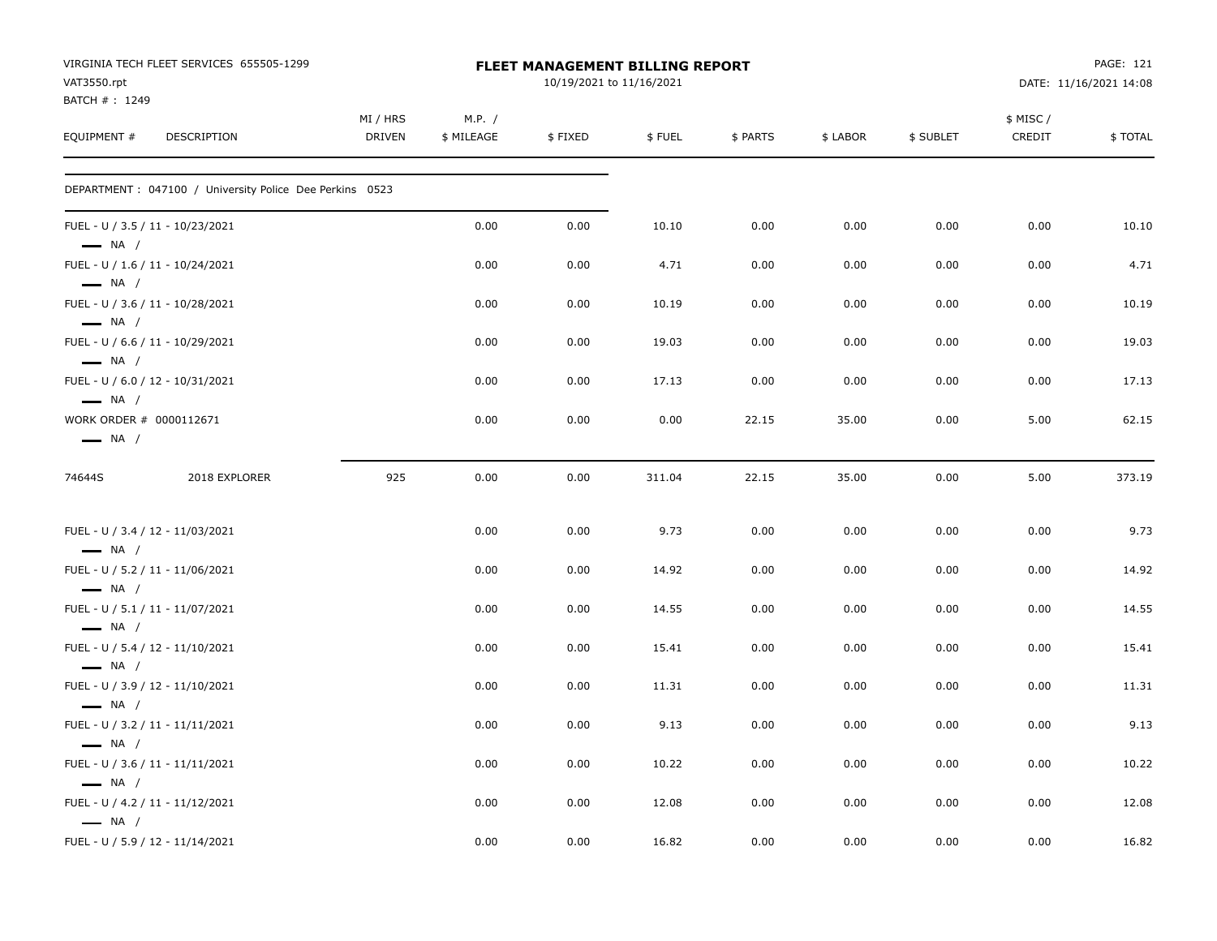VIRGINIA TECH FLEET SERVICES 655505-1299
VAT3550.rpt
BATCH # : 1249

**FLEET MANAGEMENT BILLING REPORT**
10/19/2021 to 11/16/2021

DATE: 11/16/2021 14:08

| EQUIPMENT # | DESCRIPTION | MI / HRS DRIVEN | M.P. / $ MILEAGE | $ FIXED | $ FUEL | $ PARTS | $ LABOR | $ SUBLET | $ MISC / CREDIT | $ TOTAL |
|---|---|---|---|---|---|---|---|---|---|---|
| DEPARTMENT : 047100 / University Police Dee Perkins 0523 | | | | | | | | | | |
| FUEL - U / 3.5 / 11 - 10/23/2021 — NA / | | | 0.00 | 0.00 | 10.10 | 0.00 | 0.00 | 0.00 | 0.00 | 10.10 |
| FUEL - U / 1.6 / 11 - 10/24/2021 — NA / | | | 0.00 | 0.00 | 4.71 | 0.00 | 0.00 | 0.00 | 0.00 | 4.71 |
| FUEL - U / 3.6 / 11 - 10/28/2021 — NA / | | | 0.00 | 0.00 | 10.19 | 0.00 | 0.00 | 0.00 | 0.00 | 10.19 |
| FUEL - U / 6.6 / 11 - 10/29/2021 — NA / | | | 0.00 | 0.00 | 19.03 | 0.00 | 0.00 | 0.00 | 0.00 | 19.03 |
| FUEL - U / 6.0 / 12 - 10/31/2021 — NA / | | | 0.00 | 0.00 | 17.13 | 0.00 | 0.00 | 0.00 | 0.00 | 17.13 |
| WORK ORDER # 0000112671 — NA / | | | 0.00 | 0.00 | 0.00 | 22.15 | 35.00 | 0.00 | 5.00 | 62.15 |
| 74644S | 2018 EXPLORER | 925 | 0.00 | 0.00 | 311.04 | 22.15 | 35.00 | 0.00 | 5.00 | 373.19 |
| FUEL - U / 3.4 / 12 - 11/03/2021 — NA / | | | 0.00 | 0.00 | 9.73 | 0.00 | 0.00 | 0.00 | 0.00 | 9.73 |
| FUEL - U / 5.2 / 11 - 11/06/2021 — NA / | | | 0.00 | 0.00 | 14.92 | 0.00 | 0.00 | 0.00 | 0.00 | 14.92 |
| FUEL - U / 5.1 / 11 - 11/07/2021 — NA / | | | 0.00 | 0.00 | 14.55 | 0.00 | 0.00 | 0.00 | 0.00 | 14.55 |
| FUEL - U / 5.4 / 12 - 11/10/2021 — NA / | | | 0.00 | 0.00 | 15.41 | 0.00 | 0.00 | 0.00 | 0.00 | 15.41 |
| FUEL - U / 3.9 / 12 - 11/10/2021 — NA / | | | 0.00 | 0.00 | 11.31 | 0.00 | 0.00 | 0.00 | 0.00 | 11.31 |
| FUEL - U / 3.2 / 11 - 11/11/2021 — NA / | | | 0.00 | 0.00 | 9.13 | 0.00 | 0.00 | 0.00 | 0.00 | 9.13 |
| FUEL - U / 3.6 / 11 - 11/11/2021 — NA / | | | 0.00 | 0.00 | 10.22 | 0.00 | 0.00 | 0.00 | 0.00 | 10.22 |
| FUEL - U / 4.2 / 11 - 11/12/2021 — NA / | | | 0.00 | 0.00 | 12.08 | 0.00 | 0.00 | 0.00 | 0.00 | 12.08 |
| FUEL - U / 5.9 / 12 - 11/14/2021 | | | 0.00 | 0.00 | 16.82 | 0.00 | 0.00 | 0.00 | 0.00 | 16.82 |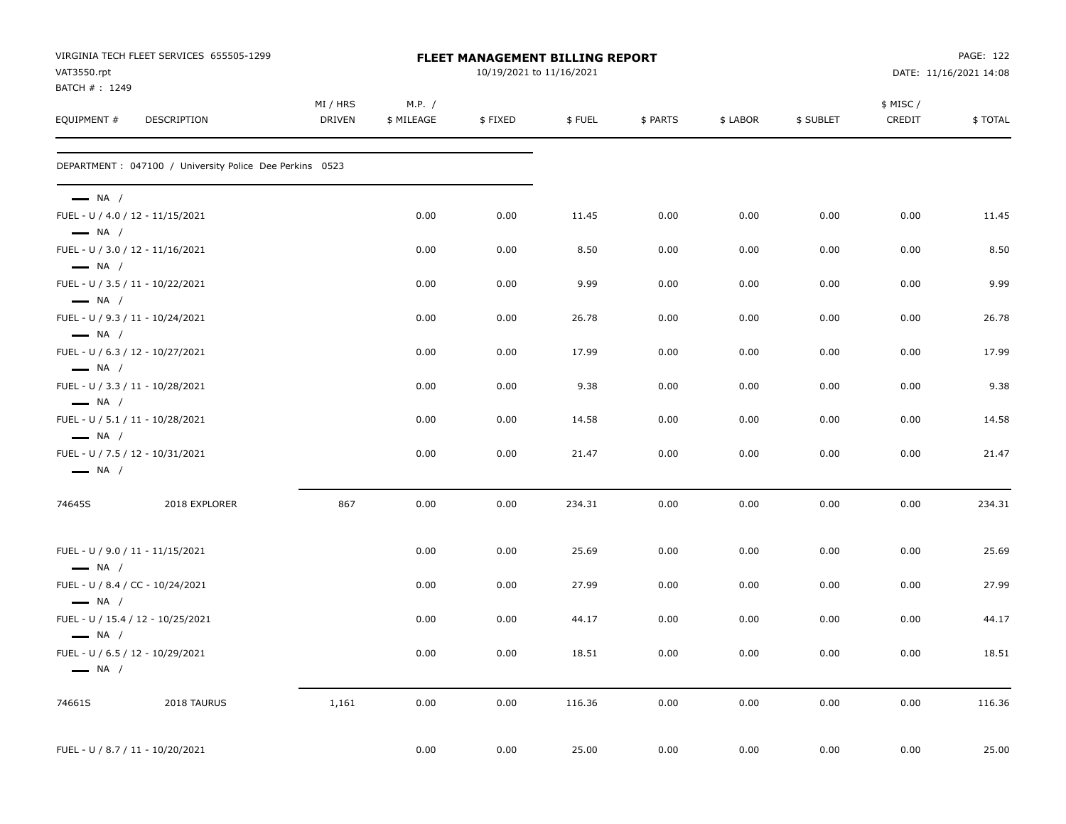VIRGINIA TECH FLEET SERVICES 655505-1299
VAT3550.rpt
BATCH # : 1249

**FLEET MANAGEMENT BILLING REPORT**
10/19/2021 to 11/16/2021

DATE: 11/16/2021 14:08

| EQUIPMENT # | DESCRIPTION | MI / HRS DRIVEN | M.P. / $ MILEAGE | $ FIXED | $ FUEL | $ PARTS | $ LABOR | $ SUBLET | $ MISC / CREDIT | $ TOTAL |
|---|---|---|---|---|---|---|---|---|---|---|
| DEPARTMENT : 047100 / University Police Dee Perkins 0523 | | | | | | | | | | |
| — NA / | | | | | | | | | | |
| FUEL - U / 4.0 / 12 - 11/15/2021 | | | 0.00 | 0.00 | 11.45 | 0.00 | 0.00 | 0.00 | 0.00 | 11.45 |
| — NA / | | | | | | | | | | |
| FUEL - U / 3.0 / 12 - 11/16/2021 | | | 0.00 | 0.00 | 8.50 | 0.00 | 0.00 | 0.00 | 0.00 | 8.50 |
| — NA / | | | | | | | | | | |
| FUEL - U / 3.5 / 11 - 10/22/2021 | | | 0.00 | 0.00 | 9.99 | 0.00 | 0.00 | 0.00 | 0.00 | 9.99 |
| — NA / | | | | | | | | | | |
| FUEL - U / 9.3 / 11 - 10/24/2021 | | | 0.00 | 0.00 | 26.78 | 0.00 | 0.00 | 0.00 | 0.00 | 26.78 |
| — NA / | | | | | | | | | | |
| FUEL - U / 6.3 / 12 - 10/27/2021 | | | 0.00 | 0.00 | 17.99 | 0.00 | 0.00 | 0.00 | 0.00 | 17.99 |
| — NA / | | | | | | | | | | |
| FUEL - U / 3.3 / 11 - 10/28/2021 | | | 0.00 | 0.00 | 9.38 | 0.00 | 0.00 | 0.00 | 0.00 | 9.38 |
| — NA / | | | | | | | | | | |
| FUEL - U / 5.1 / 11 - 10/28/2021 | | | 0.00 | 0.00 | 14.58 | 0.00 | 0.00 | 0.00 | 0.00 | 14.58 |
| — NA / | | | | | | | | | | |
| FUEL - U / 7.5 / 12 - 10/31/2021 | | | 0.00 | 0.00 | 21.47 | 0.00 | 0.00 | 0.00 | 0.00 | 21.47 |
| — NA / | | | | | | | | | | |
| 74645S | 2018 EXPLORER | 867 | 0.00 | 0.00 | 234.31 | 0.00 | 0.00 | 0.00 | 0.00 | 234.31 |
| FUEL - U / 9.0 / 11 - 11/15/2021 | | | 0.00 | 0.00 | 25.69 | 0.00 | 0.00 | 0.00 | 0.00 | 25.69 |
| — NA / | | | | | | | | | | |
| FUEL - U / 8.4 / CC - 10/24/2021 | | | 0.00 | 0.00 | 27.99 | 0.00 | 0.00 | 0.00 | 0.00 | 27.99 |
| — NA / | | | | | | | | | | |
| FUEL - U / 15.4 / 12 - 10/25/2021 | | | 0.00 | 0.00 | 44.17 | 0.00 | 0.00 | 0.00 | 0.00 | 44.17 |
| — NA / | | | | | | | | | | |
| FUEL - U / 6.5 / 12 - 10/29/2021 | | | 0.00 | 0.00 | 18.51 | 0.00 | 0.00 | 0.00 | 0.00 | 18.51 |
| — NA / | | | | | | | | | | |
| 74661S | 2018 TAURUS | 1,161 | 0.00 | 0.00 | 116.36 | 0.00 | 0.00 | 0.00 | 0.00 | 116.36 |
| FUEL - U / 8.7 / 11 - 10/20/2021 | | | 0.00 | 0.00 | 25.00 | 0.00 | 0.00 | 0.00 | 0.00 | 25.00 |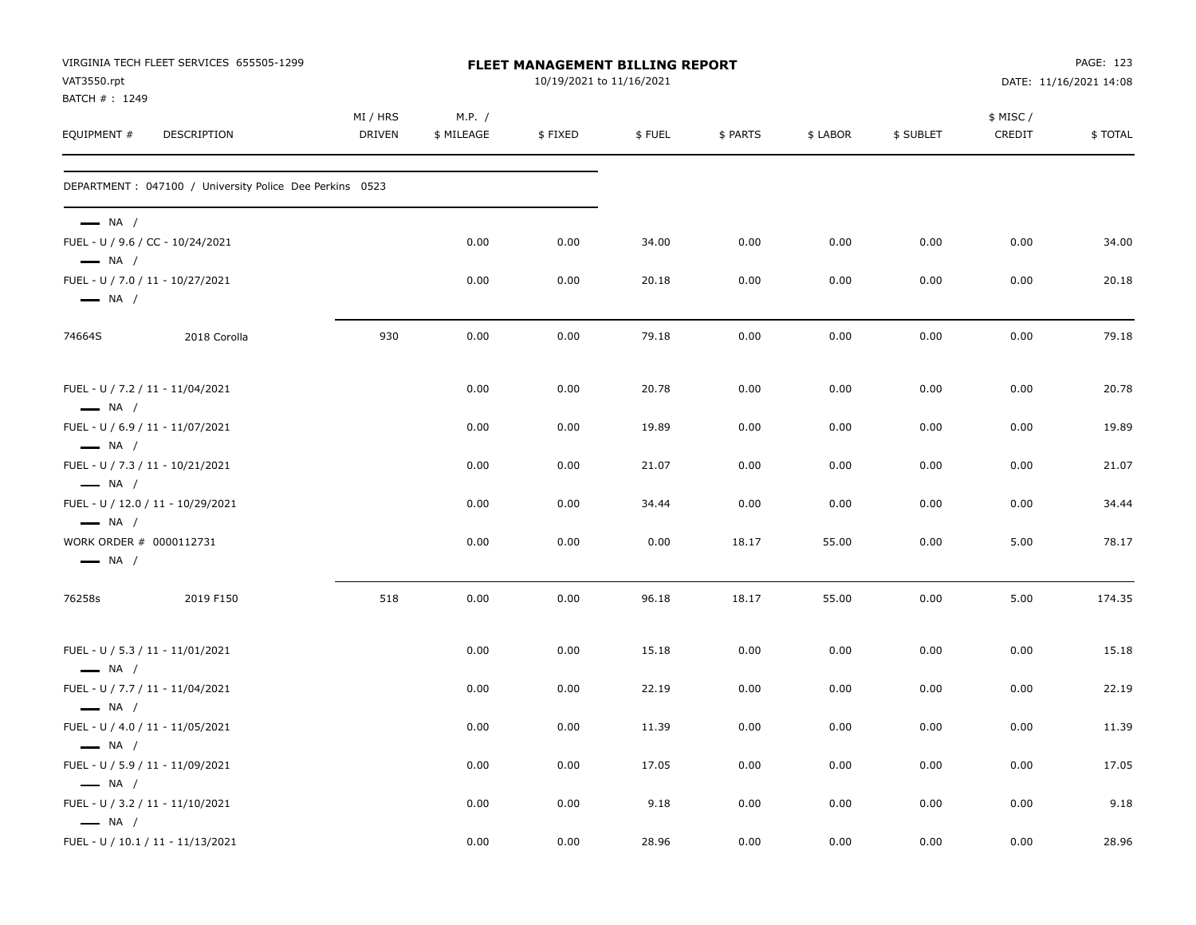VIRGINIA TECH FLEET SERVICES 655505-1299
VAT3550.rpt
BATCH # : 1249

**FLEET MANAGEMENT BILLING REPORT**
10/19/2021 to 11/16/2021

DATE: 11/16/2021 14:08

| EQUIPMENT # | DESCRIPTION | MI / HRS DRIVEN | M.P. / $ MILEAGE | $ FIXED | $ FUEL | $ PARTS | $ LABOR | $ SUBLET | $ MISC / CREDIT | $ TOTAL |
|---|---|---|---|---|---|---|---|---|---|---|
| DEPARTMENT : 047100 / University Police Dee Perkins 0523 | | | | | | | | | | |
| — NA / | | | | | | | | | | |
| FUEL - U / 9.6 / CC - 10/24/2021 | | | 0.00 | 0.00 | 34.00 | 0.00 | 0.00 | 0.00 | 0.00 | 34.00 |
| — NA / | | | | | | | | | | |
| FUEL - U / 7.0 / 11 - 10/27/2021 | | | 0.00 | 0.00 | 20.18 | 0.00 | 0.00 | 0.00 | 0.00 | 20.18 |
| — NA / | | | | | | | | | | |
| 74664S | 2018 Corolla | 930 | 0.00 | 0.00 | 79.18 | 0.00 | 0.00 | 0.00 | 0.00 | 79.18 |
| FUEL - U / 7.2 / 11 - 11/04/2021 | | | 0.00 | 0.00 | 20.78 | 0.00 | 0.00 | 0.00 | 0.00 | 20.78 |
| — NA / | | | | | | | | | | |
| FUEL - U / 6.9 / 11 - 11/07/2021 | | | 0.00 | 0.00 | 19.89 | 0.00 | 0.00 | 0.00 | 0.00 | 19.89 |
| — NA / | | | | | | | | | | |
| FUEL - U / 7.3 / 11 - 10/21/2021 | | | 0.00 | 0.00 | 21.07 | 0.00 | 0.00 | 0.00 | 0.00 | 21.07 |
| — NA / | | | | | | | | | | |
| FUEL - U / 12.0 / 11 - 10/29/2021 | | | 0.00 | 0.00 | 34.44 | 0.00 | 0.00 | 0.00 | 0.00 | 34.44 |
| — NA / | | | | | | | | | | |
| WORK ORDER # 0000112731 | | | 0.00 | 0.00 | 0.00 | 18.17 | 55.00 | 0.00 | 5.00 | 78.17 |
| — NA / | | | | | | | | | | |
| 76258s | 2019 F150 | 518 | 0.00 | 0.00 | 96.18 | 18.17 | 55.00 | 0.00 | 5.00 | 174.35 |
| FUEL - U / 5.3 / 11 - 11/01/2021 | | | 0.00 | 0.00 | 15.18 | 0.00 | 0.00 | 0.00 | 0.00 | 15.18 |
| — NA / | | | | | | | | | | |
| FUEL - U / 7.7 / 11 - 11/04/2021 | | | 0.00 | 0.00 | 22.19 | 0.00 | 0.00 | 0.00 | 0.00 | 22.19 |
| — NA / | | | | | | | | | | |
| FUEL - U / 4.0 / 11 - 11/05/2021 | | | 0.00 | 0.00 | 11.39 | 0.00 | 0.00 | 0.00 | 0.00 | 11.39 |
| — NA / | | | | | | | | | | |
| FUEL - U / 5.9 / 11 - 11/09/2021 | | | 0.00 | 0.00 | 17.05 | 0.00 | 0.00 | 0.00 | 0.00 | 17.05 |
| — NA / | | | | | | | | | | |
| FUEL - U / 3.2 / 11 - 11/10/2021 | | | 0.00 | 0.00 | 9.18 | 0.00 | 0.00 | 0.00 | 0.00 | 9.18 |
| — NA / | | | | | | | | | | |
| FUEL - U / 10.1 / 11 - 11/13/2021 | | | 0.00 | 0.00 | 28.96 | 0.00 | 0.00 | 0.00 | 0.00 | 28.96 |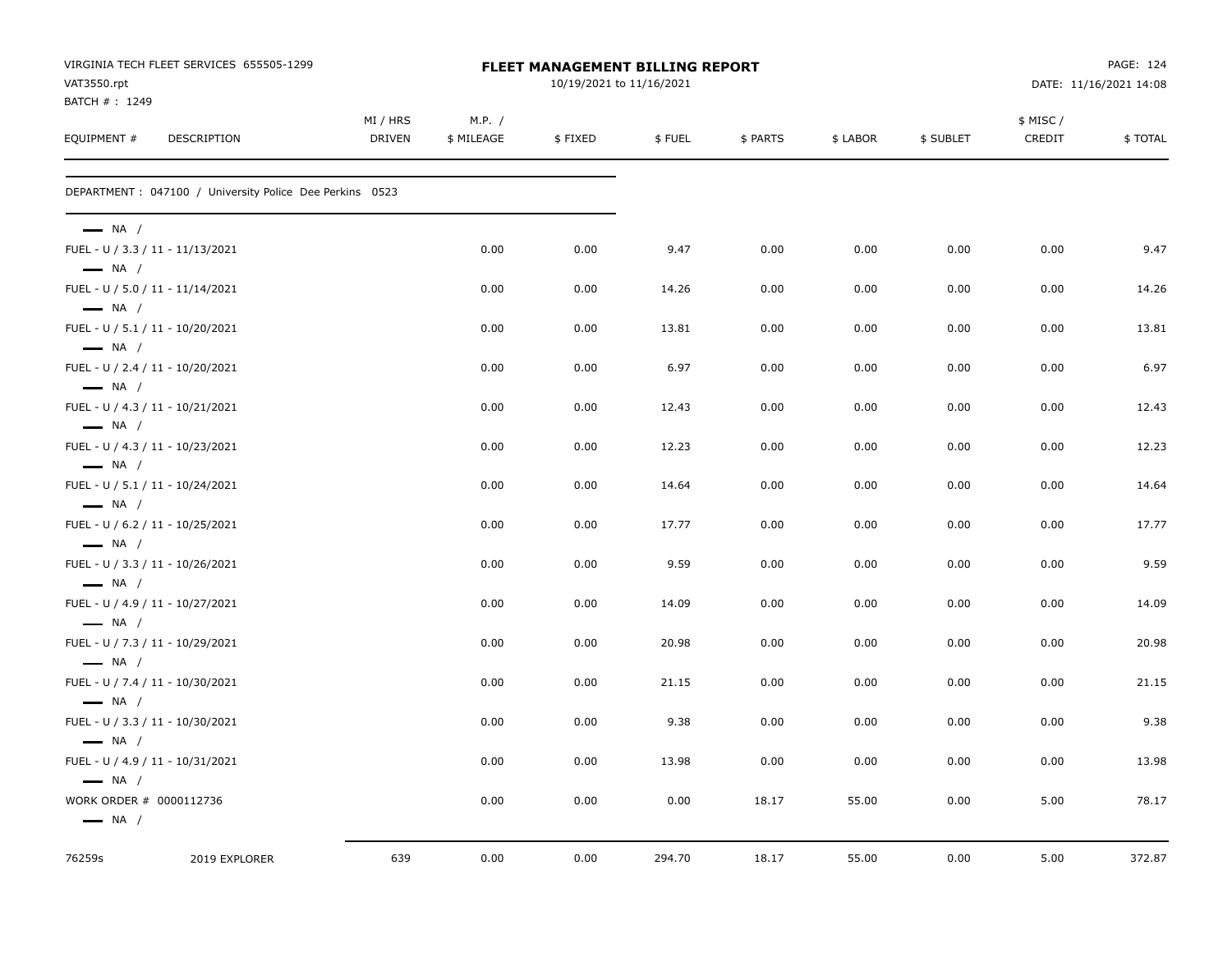VIRGINIA TECH FLEET SERVICES 655505-1299
VAT3550.rpt
BATCH # : 1249

**FLEET MANAGEMENT BILLING REPORT**
10/19/2021 to 11/16/2021

DATE: 11/16/2021 14:08

| EQUIPMENT # | DESCRIPTION | MI / HRS DRIVEN | M.P. / $ MILEAGE | $ FIXED | $ FUEL | $ PARTS | $ LABOR | $ SUBLET | $ MISC / CREDIT | $ TOTAL |
|---|---|---|---|---|---|---|---|---|---|---|
| DEPARTMENT : 047100 / University Police Dee Perkins 0523 | | | | | | | | | | |
| — NA / | | | | | | | | | | |
| FUEL - U / 3.3 / 11 - 11/13/2021 | | | 0.00 | 0.00 | 9.47 | 0.00 | 0.00 | 0.00 | 0.00 | 9.47 |
| — NA / | | | | | | | | | | |
| FUEL - U / 5.0 / 11 - 11/14/2021 | | | 0.00 | 0.00 | 14.26 | 0.00 | 0.00 | 0.00 | 0.00 | 14.26 |
| — NA / | | | | | | | | | | |
| FUEL - U / 5.1 / 11 - 10/20/2021 | | | 0.00 | 0.00 | 13.81 | 0.00 | 0.00 | 0.00 | 0.00 | 13.81 |
| — NA / | | | | | | | | | | |
| FUEL - U / 2.4 / 11 - 10/20/2021 | | | 0.00 | 0.00 | 6.97 | 0.00 | 0.00 | 0.00 | 0.00 | 6.97 |
| — NA / | | | | | | | | | | |
| FUEL - U / 4.3 / 11 - 10/21/2021 | | | 0.00 | 0.00 | 12.43 | 0.00 | 0.00 | 0.00 | 0.00 | 12.43 |
| — NA / | | | | | | | | | | |
| FUEL - U / 4.3 / 11 - 10/23/2021 | | | 0.00 | 0.00 | 12.23 | 0.00 | 0.00 | 0.00 | 0.00 | 12.23 |
| — NA / | | | | | | | | | | |
| FUEL - U / 5.1 / 11 - 10/24/2021 | | | 0.00 | 0.00 | 14.64 | 0.00 | 0.00 | 0.00 | 0.00 | 14.64 |
| — NA / | | | | | | | | | | |
| FUEL - U / 6.2 / 11 - 10/25/2021 | | | 0.00 | 0.00 | 17.77 | 0.00 | 0.00 | 0.00 | 0.00 | 17.77 |
| — NA / | | | | | | | | | | |
| FUEL - U / 3.3 / 11 - 10/26/2021 | | | 0.00 | 0.00 | 9.59 | 0.00 | 0.00 | 0.00 | 0.00 | 9.59 |
| — NA / | | | | | | | | | | |
| FUEL - U / 4.9 / 11 - 10/27/2021 | | | 0.00 | 0.00 | 14.09 | 0.00 | 0.00 | 0.00 | 0.00 | 14.09 |
| — NA / | | | | | | | | | | |
| FUEL - U / 7.3 / 11 - 10/29/2021 | | | 0.00 | 0.00 | 20.98 | 0.00 | 0.00 | 0.00 | 0.00 | 20.98 |
| — NA / | | | | | | | | | | |
| FUEL - U / 7.4 / 11 - 10/30/2021 | | | 0.00 | 0.00 | 21.15 | 0.00 | 0.00 | 0.00 | 0.00 | 21.15 |
| — NA / | | | | | | | | | | |
| FUEL - U / 3.3 / 11 - 10/30/2021 | | | 0.00 | 0.00 | 9.38 | 0.00 | 0.00 | 0.00 | 0.00 | 9.38 |
| — NA / | | | | | | | | | | |
| FUEL - U / 4.9 / 11 - 10/31/2021 | | | 0.00 | 0.00 | 13.98 | 0.00 | 0.00 | 0.00 | 0.00 | 13.98 |
| — NA / | | | | | | | | | | |
| WORK ORDER # 0000112736 | | | 0.00 | 0.00 | 0.00 | 18.17 | 55.00 | 0.00 | 5.00 | 78.17 |
| — NA / | | | | | | | | | | |
| 76259s | 2019 EXPLORER | 639 | 0.00 | 0.00 | 294.70 | 18.17 | 55.00 | 0.00 | 5.00 | 372.87 |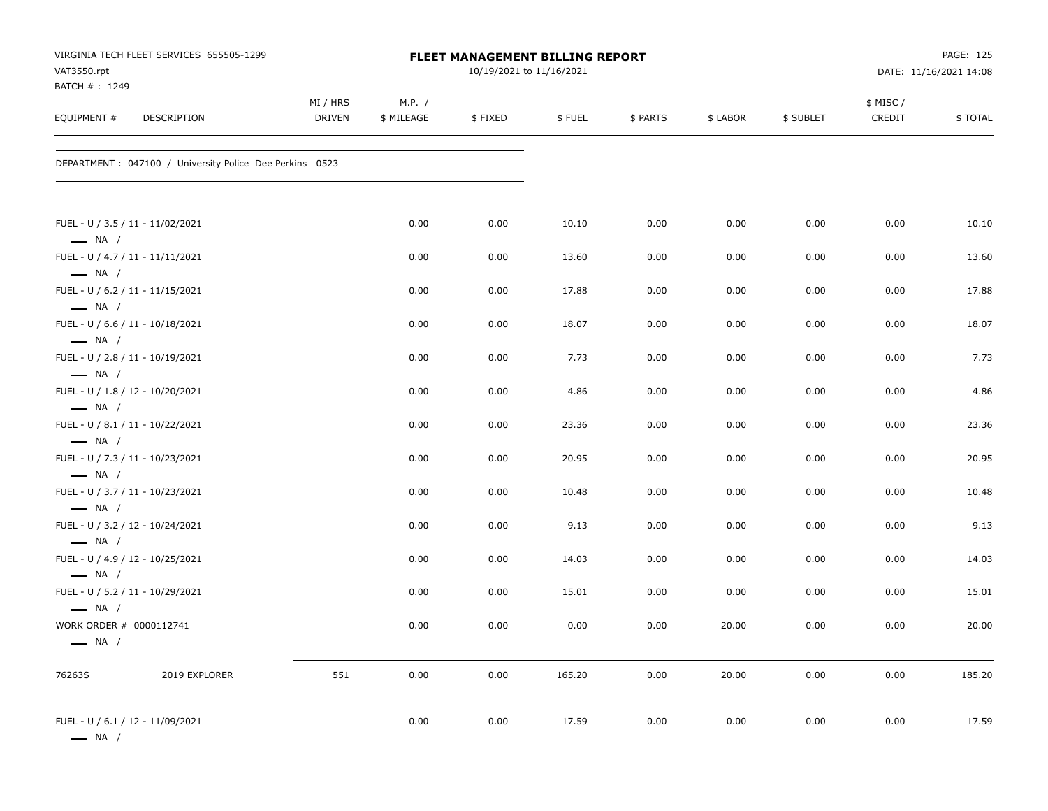VIRGINIA TECH FLEET SERVICES 655505-1299
VAT3550.rpt
BATCH # : 1249

# FLEET MANAGEMENT BILLING REPORT

10/19/2021 to 11/16/2021

DATE: 11/16/2021 14:08

| EQUIPMENT # | DESCRIPTION | MI / HRS DRIVEN | M.P. / $ MILEAGE | $ FIXED | $ FUEL | $ PARTS | $ LABOR | $ SUBLET | $ MISC / CREDIT | $ TOTAL |
|---|---|---|---|---|---|---|---|---|---|---|
| DEPARTMENT : 047100 / University Police Dee Perkins 0523 | | | | | | | | | | |
| FUEL - U / 3.5 / 11 - 11/02/2021 — NA / | | | 0.00 | 0.00 | 10.10 | 0.00 | 0.00 | 0.00 | 0.00 | 10.10 |
| FUEL - U / 4.7 / 11 - 11/11/2021 — NA / | | | 0.00 | 0.00 | 13.60 | 0.00 | 0.00 | 0.00 | 0.00 | 13.60 |
| FUEL - U / 6.2 / 11 - 11/15/2021 — NA / | | | 0.00 | 0.00 | 17.88 | 0.00 | 0.00 | 0.00 | 0.00 | 17.88 |
| FUEL - U / 6.6 / 11 - 10/18/2021 — NA / | | | 0.00 | 0.00 | 18.07 | 0.00 | 0.00 | 0.00 | 0.00 | 18.07 |
| FUEL - U / 2.8 / 11 - 10/19/2021 — NA / | | | 0.00 | 0.00 | 7.73 | 0.00 | 0.00 | 0.00 | 0.00 | 7.73 |
| FUEL - U / 1.8 / 12 - 10/20/2021 — NA / | | | 0.00 | 0.00 | 4.86 | 0.00 | 0.00 | 0.00 | 0.00 | 4.86 |
| FUEL - U / 8.1 / 11 - 10/22/2021 — NA / | | | 0.00 | 0.00 | 23.36 | 0.00 | 0.00 | 0.00 | 0.00 | 23.36 |
| FUEL - U / 7.3 / 11 - 10/23/2021 — NA / | | | 0.00 | 0.00 | 20.95 | 0.00 | 0.00 | 0.00 | 0.00 | 20.95 |
| FUEL - U / 3.7 / 11 - 10/23/2021 — NA / | | | 0.00 | 0.00 | 10.48 | 0.00 | 0.00 | 0.00 | 0.00 | 10.48 |
| FUEL - U / 3.2 / 12 - 10/24/2021 — NA / | | | 0.00 | 0.00 | 9.13 | 0.00 | 0.00 | 0.00 | 0.00 | 9.13 |
| FUEL - U / 4.9 / 12 - 10/25/2021 — NA / | | | 0.00 | 0.00 | 14.03 | 0.00 | 0.00 | 0.00 | 0.00 | 14.03 |
| FUEL - U / 5.2 / 11 - 10/29/2021 — NA / | | | 0.00 | 0.00 | 15.01 | 0.00 | 0.00 | 0.00 | 0.00 | 15.01 |
| WORK ORDER # 0000112741 — NA / | | | 0.00 | 0.00 | 0.00 | 0.00 | 20.00 | 0.00 | 0.00 | 20.00 |
| 76263S | 2019 EXPLORER | 551 | 0.00 | 0.00 | 165.20 | 0.00 | 20.00 | 0.00 | 0.00 | 185.20 |
| FUEL - U / 6.1 / 12 - 11/09/2021 — NA / | | | 0.00 | 0.00 | 17.59 | 0.00 | 0.00 | 0.00 | 0.00 | 17.59 |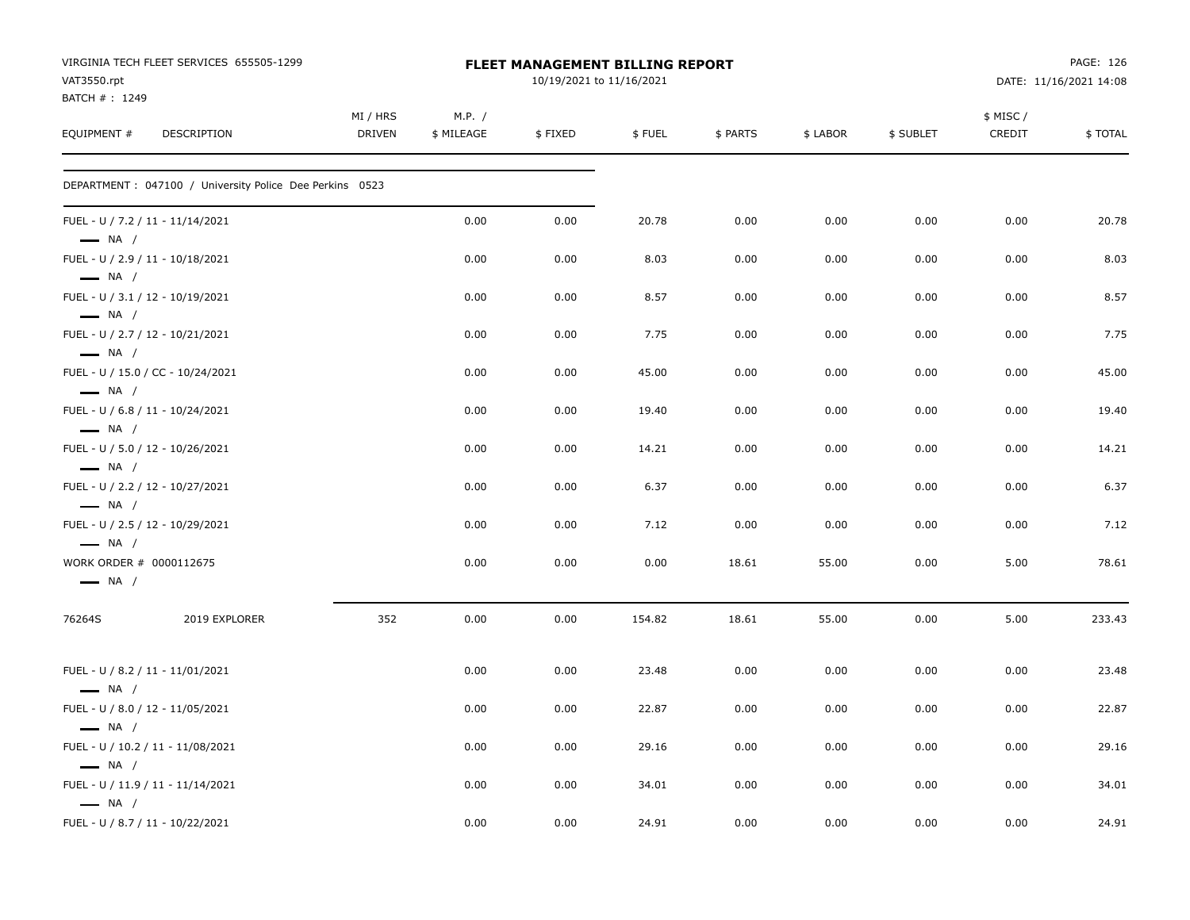VIRGINIA TECH FLEET SERVICES 655505-1299
VAT3550.rpt
BATCH # : 1249

**FLEET MANAGEMENT BILLING REPORT**
10/19/2021 to 11/16/2021

PAGE: 126
DATE: 11/16/2021 14:08

| EQUIPMENT # | DESCRIPTION | MI / HRS DRIVEN | M.P. / $ MILEAGE | $ FIXED | $ FUEL | $ PARTS | $ LABOR | $ SUBLET | $ MISC / CREDIT | $ TOTAL |
|---|---|---|---|---|---|---|---|---|---|---|
| DEPARTMENT : 047100 / University Police Dee Perkins 0523 | | | | | | | | | | |
| FUEL - U / 7.2 / 11 - 11/14/2021 — NA / | | | 0.00 | 0.00 | 20.78 | 0.00 | 0.00 | 0.00 | 0.00 | 20.78 |
| FUEL - U / 2.9 / 11 - 10/18/2021 — NA / | | | 0.00 | 0.00 | 8.03 | 0.00 | 0.00 | 0.00 | 0.00 | 8.03 |
| FUEL - U / 3.1 / 12 - 10/19/2021 — NA / | | | 0.00 | 0.00 | 8.57 | 0.00 | 0.00 | 0.00 | 0.00 | 8.57 |
| FUEL - U / 2.7 / 12 - 10/21/2021 — NA / | | | 0.00 | 0.00 | 7.75 | 0.00 | 0.00 | 0.00 | 0.00 | 7.75 |
| FUEL - U / 15.0 / CC - 10/24/2021 — NA / | | | 0.00 | 0.00 | 45.00 | 0.00 | 0.00 | 0.00 | 0.00 | 45.00 |
| FUEL - U / 6.8 / 11 - 10/24/2021 — NA / | | | 0.00 | 0.00 | 19.40 | 0.00 | 0.00 | 0.00 | 0.00 | 19.40 |
| FUEL - U / 5.0 / 12 - 10/26/2021 — NA / | | | 0.00 | 0.00 | 14.21 | 0.00 | 0.00 | 0.00 | 0.00 | 14.21 |
| FUEL - U / 2.2 / 12 - 10/27/2021 — NA / | | | 0.00 | 0.00 | 6.37 | 0.00 | 0.00 | 0.00 | 0.00 | 6.37 |
| FUEL - U / 2.5 / 12 - 10/29/2021 — NA / | | | 0.00 | 0.00 | 7.12 | 0.00 | 0.00 | 0.00 | 0.00 | 7.12 |
| WORK ORDER # 0000112675 — NA / | | | 0.00 | 0.00 | 0.00 | 18.61 | 55.00 | 0.00 | 5.00 | 78.61 |
| 76264S | 2019 EXPLORER | 352 | 0.00 | 0.00 | 154.82 | 18.61 | 55.00 | 0.00 | 5.00 | 233.43 |
| FUEL - U / 8.2 / 11 - 11/01/2021 — NA / | | | 0.00 | 0.00 | 23.48 | 0.00 | 0.00 | 0.00 | 0.00 | 23.48 |
| FUEL - U / 8.0 / 12 - 11/05/2021 — NA / | | | 0.00 | 0.00 | 22.87 | 0.00 | 0.00 | 0.00 | 0.00 | 22.87 |
| FUEL - U / 10.2 / 11 - 11/08/2021 — NA / | | | 0.00 | 0.00 | 29.16 | 0.00 | 0.00 | 0.00 | 0.00 | 29.16 |
| FUEL - U / 11.9 / 11 - 11/14/2021 — NA / | | | 0.00 | 0.00 | 34.01 | 0.00 | 0.00 | 0.00 | 0.00 | 34.01 |
| FUEL - U / 8.7 / 11 - 10/22/2021 | | | 0.00 | 0.00 | 24.91 | 0.00 | 0.00 | 0.00 | 0.00 | 24.91 |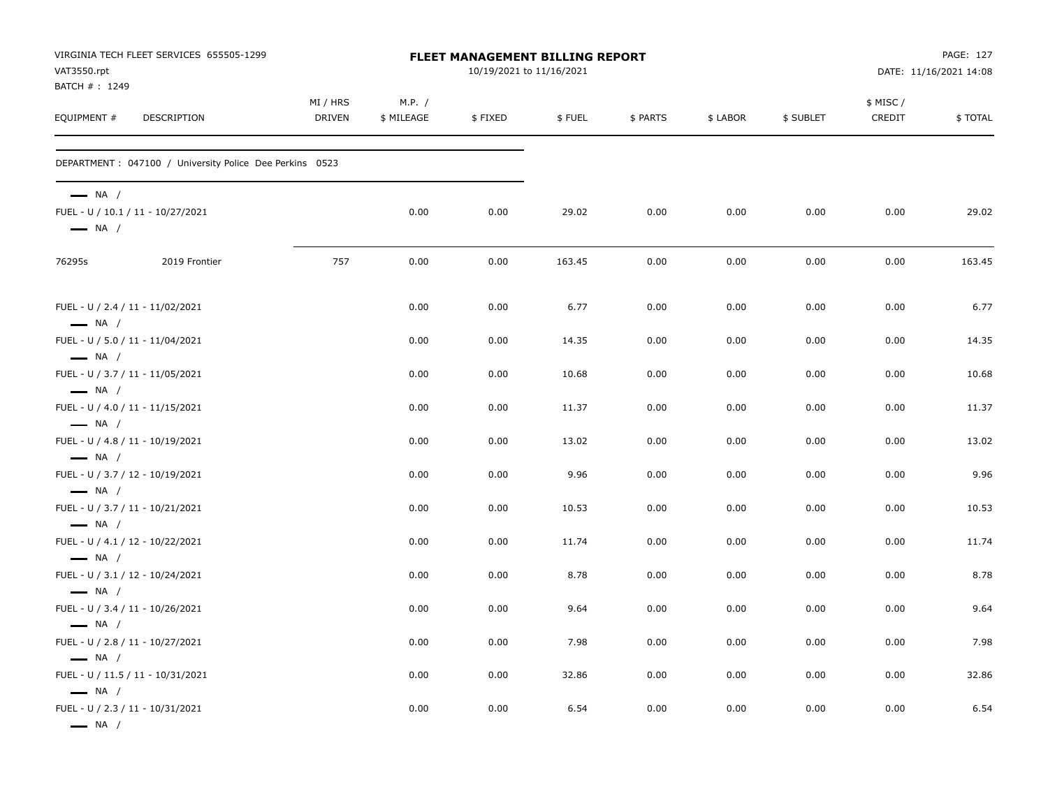VIRGINIA TECH FLEET SERVICES 655505-1299
VAT3550.rpt
BATCH # : 1249

**FLEET MANAGEMENT BILLING REPORT**
10/19/2021 to 11/16/2021

DATE: 11/16/2021 14:08

| EQUIPMENT # | DESCRIPTION | MI / HRS DRIVEN | M.P. / $ MILEAGE | $ FIXED | $ FUEL | $ PARTS | $ LABOR | $ SUBLET | $ MISC / CREDIT | $ TOTAL |
|---|---|---|---|---|---|---|---|---|---|---|
| DEPARTMENT : 047100 / University Police Dee Perkins 0523 | | | | | | | | | | |
| — NA / | | | | | | | | | | |
| FUEL - U / 10.1 / 11 - 10/27/2021 | | | 0.00 | 0.00 | 29.02 | 0.00 | 0.00 | 0.00 | 0.00 | 29.02 |
| — NA / | | | | | | | | | | |
| 76295s | 2019 Frontier | 757 | 0.00 | 0.00 | 163.45 | 0.00 | 0.00 | 0.00 | 0.00 | 163.45 |
| FUEL - U / 2.4 / 11 - 11/02/2021 | | | 0.00 | 0.00 | 6.77 | 0.00 | 0.00 | 0.00 | 0.00 | 6.77 |
| — NA / | | | | | | | | | | |
| FUEL - U / 5.0 / 11 - 11/04/2021 | | | 0.00 | 0.00 | 14.35 | 0.00 | 0.00 | 0.00 | 0.00 | 14.35 |
| — NA / | | | | | | | | | | |
| FUEL - U / 3.7 / 11 - 11/05/2021 | | | 0.00 | 0.00 | 10.68 | 0.00 | 0.00 | 0.00 | 0.00 | 10.68 |
| — NA / | | | | | | | | | | |
| FUEL - U / 4.0 / 11 - 11/15/2021 | | | 0.00 | 0.00 | 11.37 | 0.00 | 0.00 | 0.00 | 0.00 | 11.37 |
| — NA / | | | | | | | | | | |
| FUEL - U / 4.8 / 11 - 10/19/2021 | | | 0.00 | 0.00 | 13.02 | 0.00 | 0.00 | 0.00 | 0.00 | 13.02 |
| — NA / | | | | | | | | | | |
| FUEL - U / 3.7 / 12 - 10/19/2021 | | | 0.00 | 0.00 | 9.96 | 0.00 | 0.00 | 0.00 | 0.00 | 9.96 |
| — NA / | | | | | | | | | | |
| FUEL - U / 3.7 / 11 - 10/21/2021 | | | 0.00 | 0.00 | 10.53 | 0.00 | 0.00 | 0.00 | 0.00 | 10.53 |
| — NA / | | | | | | | | | | |
| FUEL - U / 4.1 / 12 - 10/22/2021 | | | 0.00 | 0.00 | 11.74 | 0.00 | 0.00 | 0.00 | 0.00 | 11.74 |
| — NA / | | | | | | | | | | |
| FUEL - U / 3.1 / 12 - 10/24/2021 | | | 0.00 | 0.00 | 8.78 | 0.00 | 0.00 | 0.00 | 0.00 | 8.78 |
| — NA / | | | | | | | | | | |
| FUEL - U / 3.4 / 11 - 10/26/2021 | | | 0.00 | 0.00 | 9.64 | 0.00 | 0.00 | 0.00 | 0.00 | 9.64 |
| — NA / | | | | | | | | | | |
| FUEL - U / 2.8 / 11 - 10/27/2021 | | | 0.00 | 0.00 | 7.98 | 0.00 | 0.00 | 0.00 | 0.00 | 7.98 |
| — NA / | | | | | | | | | | |
| FUEL - U / 11.5 / 11 - 10/31/2021 | | | 0.00 | 0.00 | 32.86 | 0.00 | 0.00 | 0.00 | 0.00 | 32.86 |
| — NA / | | | | | | | | | | |
| FUEL - U / 2.3 / 11 - 10/31/2021 | | | 0.00 | 0.00 | 6.54 | 0.00 | 0.00 | 0.00 | 0.00 | 6.54 |
| — NA / | | | | | | | | | | |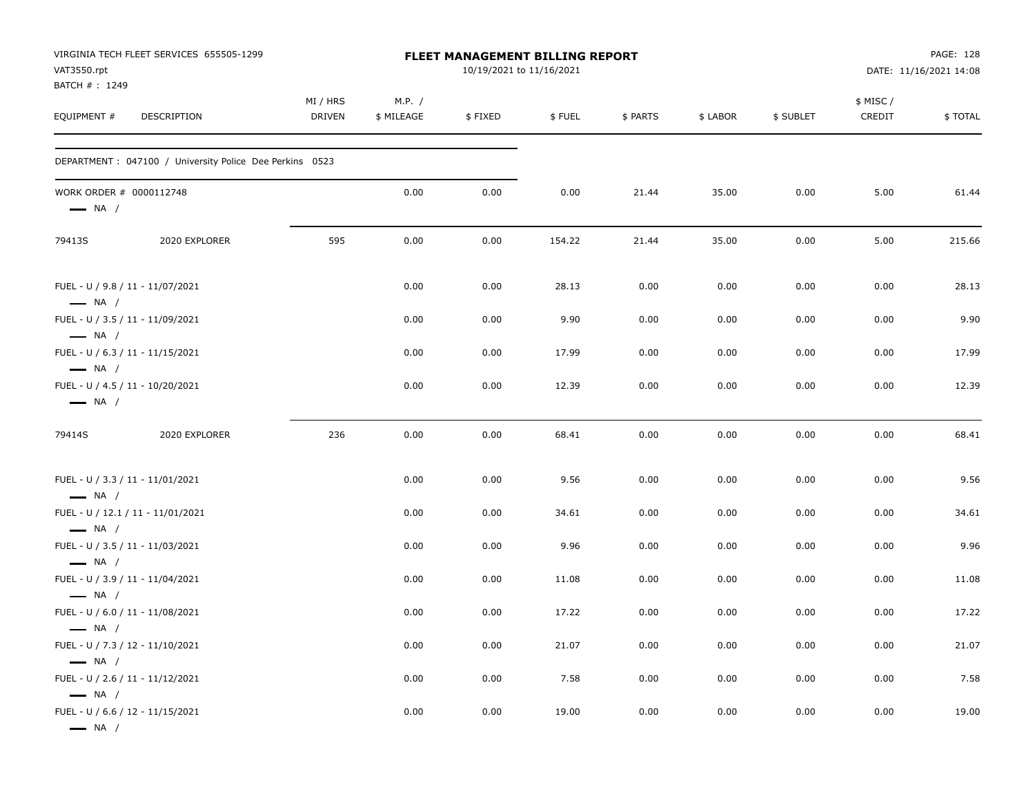VIRGINIA TECH FLEET SERVICES 655505-1299
VAT3550.rpt
BATCH # : 1249

**FLEET MANAGEMENT BILLING REPORT**
10/19/2021 to 11/16/2021

DATE: 11/16/2021 14:08

| EQUIPMENT # | DESCRIPTION | MI / HRS DRIVEN | M.P. / $ MILEAGE | $ FIXED | $ FUEL | $ PARTS | $ LABOR | $ SUBLET | $ MISC / CREDIT | $ TOTAL |
|---|---|---|---|---|---|---|---|---|---|---|
| DEPARTMENT : 047100 / University Police Dee Perkins 0523 | | | | | | | | | | |
| WORK ORDER # 0000112748 — NA / | | | 0.00 | 0.00 | 0.00 | 21.44 | 35.00 | 0.00 | 5.00 | 61.44 |
| 79413S | 2020 EXPLORER | 595 | 0.00 | 0.00 | 154.22 | 21.44 | 35.00 | 0.00 | 5.00 | 215.66 |
| FUEL - U / 9.8 / 11 - 11/07/2021 — NA / | | | 0.00 | 0.00 | 28.13 | 0.00 | 0.00 | 0.00 | 0.00 | 28.13 |
| FUEL - U / 3.5 / 11 - 11/09/2021 — NA / | | | 0.00 | 0.00 | 9.90 | 0.00 | 0.00 | 0.00 | 0.00 | 9.90 |
| FUEL - U / 6.3 / 11 - 11/15/2021 — NA / | | | 0.00 | 0.00 | 17.99 | 0.00 | 0.00 | 0.00 | 0.00 | 17.99 |
| FUEL - U / 4.5 / 11 - 10/20/2021 — NA / | | | 0.00 | 0.00 | 12.39 | 0.00 | 0.00 | 0.00 | 0.00 | 12.39 |
| 79414S | 2020 EXPLORER | 236 | 0.00 | 0.00 | 68.41 | 0.00 | 0.00 | 0.00 | 0.00 | 68.41 |
| FUEL - U / 3.3 / 11 - 11/01/2021 — NA / | | | 0.00 | 0.00 | 9.56 | 0.00 | 0.00 | 0.00 | 0.00 | 9.56 |
| FUEL - U / 12.1 / 11 - 11/01/2021 — NA / | | | 0.00 | 0.00 | 34.61 | 0.00 | 0.00 | 0.00 | 0.00 | 34.61 |
| FUEL - U / 3.5 / 11 - 11/03/2021 — NA / | | | 0.00 | 0.00 | 9.96 | 0.00 | 0.00 | 0.00 | 0.00 | 9.96 |
| FUEL - U / 3.9 / 11 - 11/04/2021 — NA / | | | 0.00 | 0.00 | 11.08 | 0.00 | 0.00 | 0.00 | 0.00 | 11.08 |
| FUEL - U / 6.0 / 11 - 11/08/2021 — NA / | | | 0.00 | 0.00 | 17.22 | 0.00 | 0.00 | 0.00 | 0.00 | 17.22 |
| FUEL - U / 7.3 / 12 - 11/10/2021 — NA / | | | 0.00 | 0.00 | 21.07 | 0.00 | 0.00 | 0.00 | 0.00 | 21.07 |
| FUEL - U / 2.6 / 11 - 11/12/2021 — NA / | | | 0.00 | 0.00 | 7.58 | 0.00 | 0.00 | 0.00 | 0.00 | 7.58 |
| FUEL - U / 6.6 / 12 - 11/15/2021 — NA / | | | 0.00 | 0.00 | 19.00 | 0.00 | 0.00 | 0.00 | 0.00 | 19.00 |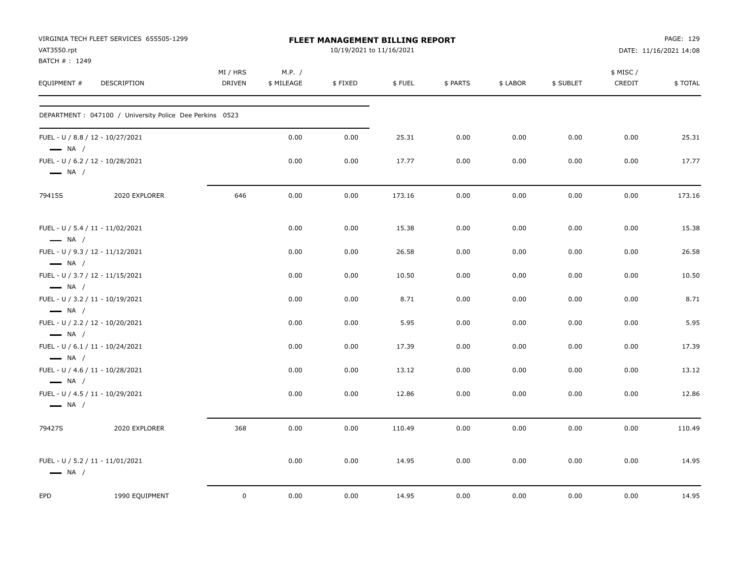VIRGINIA TECH FLEET SERVICES 655505-1299
VAT3550.rpt
BATCH # : 1249

# FLEET MANAGEMENT BILLING REPORT

10/19/2021 to 11/16/2021

DATE: 11/16/2021 14:08

| EQUIPMENT # | DESCRIPTION | MI / HRS DRIVEN | M.P. / $ MILEAGE | $ FIXED | $ FUEL | $ PARTS | $ LABOR | $ SUBLET | $ MISC / CREDIT | $ TOTAL |
|---|---|---|---|---|---|---|---|---|---|---|
| DEPARTMENT : 047100 / University Police Dee Perkins 0523 | | | | | | | | | | |
| FUEL - U / 8.8 / 12 - 10/27/2021 — NA / | | | 0.00 | 0.00 | 25.31 | 0.00 | 0.00 | 0.00 | 0.00 | 25.31 |
| FUEL - U / 6.2 / 12 - 10/28/2021 — NA / | | | 0.00 | 0.00 | 17.77 | 0.00 | 0.00 | 0.00 | 0.00 | 17.77 |
| 79415S | 2020 EXPLORER | 646 | 0.00 | 0.00 | 173.16 | 0.00 | 0.00 | 0.00 | 0.00 | 173.16 |
| FUEL - U / 5.4 / 11 - 11/02/2021 — NA / | | | 0.00 | 0.00 | 15.38 | 0.00 | 0.00 | 0.00 | 0.00 | 15.38 |
| FUEL - U / 9.3 / 12 - 11/12/2021 — NA / | | | 0.00 | 0.00 | 26.58 | 0.00 | 0.00 | 0.00 | 0.00 | 26.58 |
| FUEL - U / 3.7 / 12 - 11/15/2021 — NA / | | | 0.00 | 0.00 | 10.50 | 0.00 | 0.00 | 0.00 | 0.00 | 10.50 |
| FUEL - U / 3.2 / 11 - 10/19/2021 — NA / | | | 0.00 | 0.00 | 8.71 | 0.00 | 0.00 | 0.00 | 0.00 | 8.71 |
| FUEL - U / 2.2 / 12 - 10/20/2021 — NA / | | | 0.00 | 0.00 | 5.95 | 0.00 | 0.00 | 0.00 | 0.00 | 5.95 |
| FUEL - U / 6.1 / 11 - 10/24/2021 — NA / | | | 0.00 | 0.00 | 17.39 | 0.00 | 0.00 | 0.00 | 0.00 | 17.39 |
| FUEL - U / 4.6 / 11 - 10/28/2021 — NA / | | | 0.00 | 0.00 | 13.12 | 0.00 | 0.00 | 0.00 | 0.00 | 13.12 |
| FUEL - U / 4.5 / 11 - 10/29/2021 — NA / | | | 0.00 | 0.00 | 12.86 | 0.00 | 0.00 | 0.00 | 0.00 | 12.86 |
| 79427S | 2020 EXPLORER | 368 | 0.00 | 0.00 | 110.49 | 0.00 | 0.00 | 0.00 | 0.00 | 110.49 |
| FUEL - U / 5.2 / 11 - 11/01/2021 — NA / | | | 0.00 | 0.00 | 14.95 | 0.00 | 0.00 | 0.00 | 0.00 | 14.95 |
| EPD | 1990 EQUIPMENT | 0 | 0.00 | 0.00 | 14.95 | 0.00 | 0.00 | 0.00 | 0.00 | 14.95 |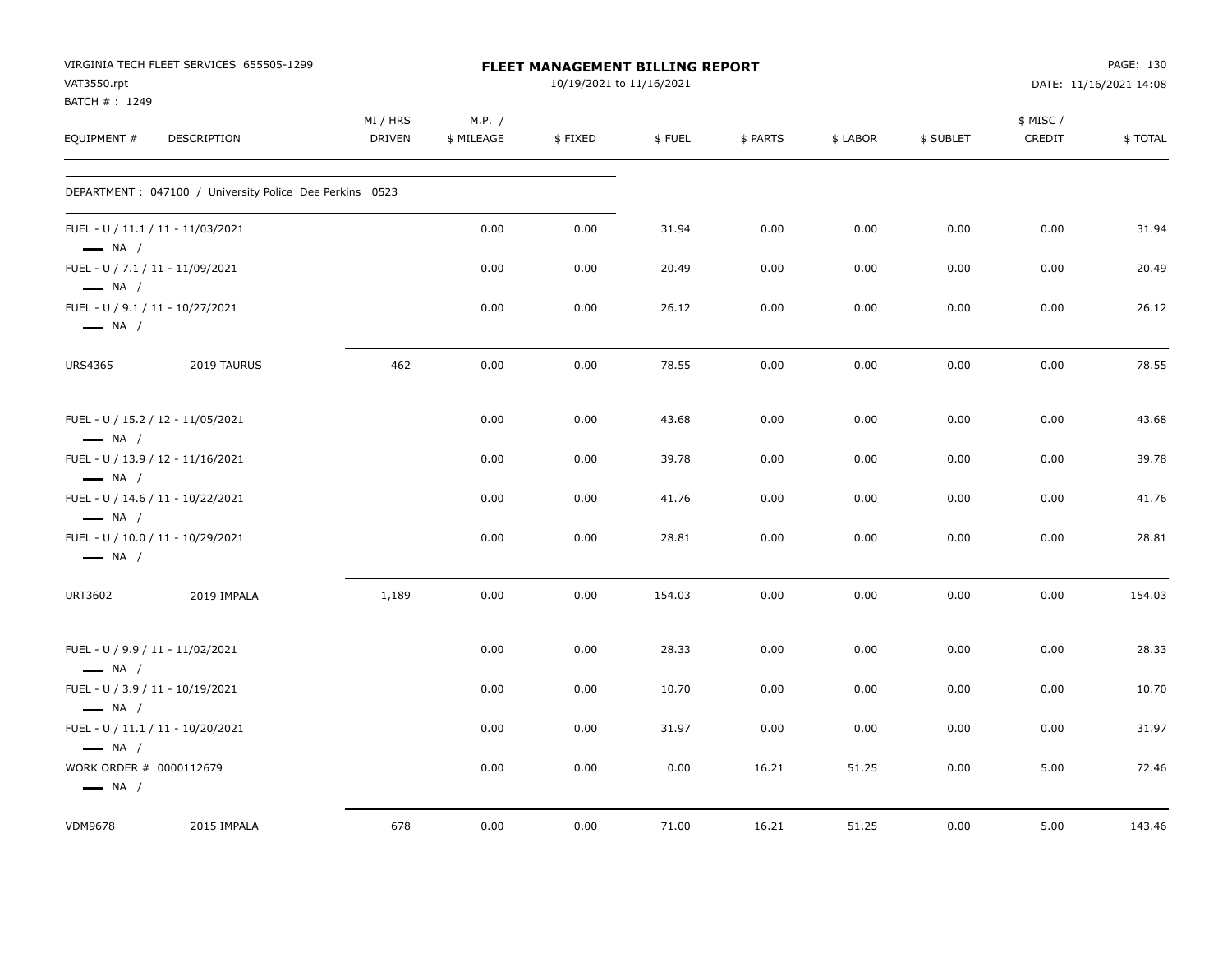VIRGINIA TECH FLEET SERVICES 655505-1299
VAT3550.rpt
BATCH # : 1249

**FLEET MANAGEMENT BILLING REPORT**
10/19/2021 to 11/16/2021

DATE: 11/16/2021 14:08

| EQUIPMENT # | DESCRIPTION | MI / HRS DRIVEN | M.P. / $ MILEAGE | $ FIXED | $ FUEL | $ PARTS | $ LABOR | $ SUBLET | $ MISC / CREDIT | $ TOTAL |
|---|---|---|---|---|---|---|---|---|---|---|
| DEPARTMENT : 047100 / University Police Dee Perkins 0523 | | | | | | | | | | |
| FUEL - U / 11.1 / 11 - 11/03/2021 — NA / | | | 0.00 | 0.00 | 31.94 | 0.00 | 0.00 | 0.00 | 0.00 | 31.94 |
| FUEL - U / 7.1 / 11 - 11/09/2021 — NA / | | | 0.00 | 0.00 | 20.49 | 0.00 | 0.00 | 0.00 | 0.00 | 20.49 |
| FUEL - U / 9.1 / 11 - 10/27/2021 — NA / | | | 0.00 | 0.00 | 26.12 | 0.00 | 0.00 | 0.00 | 0.00 | 26.12 |
| URS4365 | 2019 TAURUS | 462 | 0.00 | 0.00 | 78.55 | 0.00 | 0.00 | 0.00 | 0.00 | 78.55 |
| FUEL - U / 15.2 / 12 - 11/05/2021 — NA / | | | 0.00 | 0.00 | 43.68 | 0.00 | 0.00 | 0.00 | 0.00 | 43.68 |
| FUEL - U / 13.9 / 12 - 11/16/2021 — NA / | | | 0.00 | 0.00 | 39.78 | 0.00 | 0.00 | 0.00 | 0.00 | 39.78 |
| FUEL - U / 14.6 / 11 - 10/22/2021 — NA / | | | 0.00 | 0.00 | 41.76 | 0.00 | 0.00 | 0.00 | 0.00 | 41.76 |
| FUEL - U / 10.0 / 11 - 10/29/2021 — NA / | | | 0.00 | 0.00 | 28.81 | 0.00 | 0.00 | 0.00 | 0.00 | 28.81 |
| URT3602 | 2019 IMPALA | 1,189 | 0.00 | 0.00 | 154.03 | 0.00 | 0.00 | 0.00 | 0.00 | 154.03 |
| FUEL - U / 9.9 / 11 - 11/02/2021 — NA / | | | 0.00 | 0.00 | 28.33 | 0.00 | 0.00 | 0.00 | 0.00 | 28.33 |
| FUEL - U / 3.9 / 11 - 10/19/2021 — NA / | | | 0.00 | 0.00 | 10.70 | 0.00 | 0.00 | 0.00 | 0.00 | 10.70 |
| FUEL - U / 11.1 / 11 - 10/20/2021 — NA / | | | 0.00 | 0.00 | 31.97 | 0.00 | 0.00 | 0.00 | 0.00 | 31.97 |
| WORK ORDER # 0000112679 — NA / | | | 0.00 | 0.00 | 0.00 | 16.21 | 51.25 | 0.00 | 5.00 | 72.46 |
| VDM9678 | 2015 IMPALA | 678 | 0.00 | 0.00 | 71.00 | 16.21 | 51.25 | 0.00 | 5.00 | 143.46 |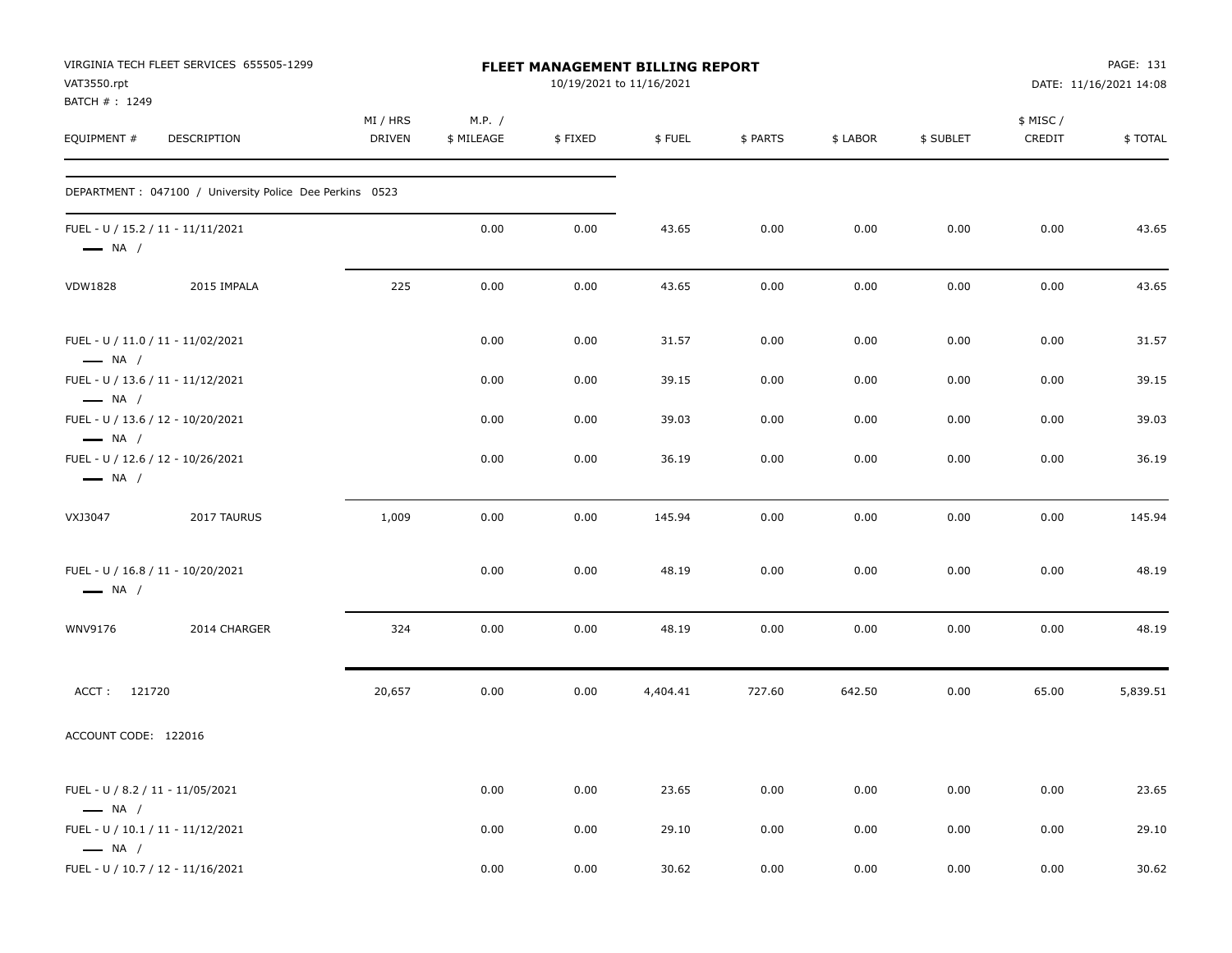VIRGINIA TECH FLEET SERVICES 655505-1299
VAT3550.rpt
BATCH # : 1249

# FLEET MANAGEMENT BILLING REPORT

10/19/2021 to 11/16/2021

DATE: 11/16/2021 14:08

| EQUIPMENT # | DESCRIPTION | MI / HRS DRIVEN | M.P. / $ MILEAGE | $ FIXED | $ FUEL | $ PARTS | $ LABOR | $ SUBLET | $ MISC / CREDIT | $ TOTAL |
|---|---|---|---|---|---|---|---|---|---|---|
| DEPARTMENT : 047100 / University Police Dee Perkins 0523 | | | | | | | | | | |
| FUEL - U / 15.2 / 11 - 11/11/2021 — NA / | | | 0.00 | 0.00 | 43.65 | 0.00 | 0.00 | 0.00 | 0.00 | 43.65 |
| VDW1828 | 2015 IMPALA | 225 | 0.00 | 0.00 | 43.65 | 0.00 | 0.00 | 0.00 | 0.00 | 43.65 |
| FUEL - U / 11.0 / 11 - 11/02/2021 — NA / | | | 0.00 | 0.00 | 31.57 | 0.00 | 0.00 | 0.00 | 0.00 | 31.57 |
| FUEL - U / 13.6 / 11 - 11/12/2021 — NA / | | | 0.00 | 0.00 | 39.15 | 0.00 | 0.00 | 0.00 | 0.00 | 39.15 |
| FUEL - U / 13.6 / 12 - 10/20/2021 — NA / | | | 0.00 | 0.00 | 39.03 | 0.00 | 0.00 | 0.00 | 0.00 | 39.03 |
| FUEL - U / 12.6 / 12 - 10/26/2021 — NA / | | | 0.00 | 0.00 | 36.19 | 0.00 | 0.00 | 0.00 | 0.00 | 36.19 |
| VXJ3047 | 2017 TAURUS | 1,009 | 0.00 | 0.00 | 145.94 | 0.00 | 0.00 | 0.00 | 0.00 | 145.94 |
| FUEL - U / 16.8 / 11 - 10/20/2021 — NA / | | | 0.00 | 0.00 | 48.19 | 0.00 | 0.00 | 0.00 | 0.00 | 48.19 |
| WNV9176 | 2014 CHARGER | 324 | 0.00 | 0.00 | 48.19 | 0.00 | 0.00 | 0.00 | 0.00 | 48.19 |
| ACCT : 121720 | | 20,657 | 0.00 | 0.00 | 4,404.41 | 727.60 | 642.50 | 0.00 | 65.00 | 5,839.51 |
| ACCOUNT CODE: 122016 | | | | | | | | | | |
| FUEL - U / 8.2 / 11 - 11/05/2021 — NA / | | | 0.00 | 0.00 | 23.65 | 0.00 | 0.00 | 0.00 | 0.00 | 23.65 |
| FUEL - U / 10.1 / 11 - 11/12/2021 — NA / | | | 0.00 | 0.00 | 29.10 | 0.00 | 0.00 | 0.00 | 0.00 | 29.10 |
| FUEL - U / 10.7 / 12 - 11/16/2021 | | | 0.00 | 0.00 | 30.62 | 0.00 | 0.00 | 0.00 | 0.00 | 30.62 |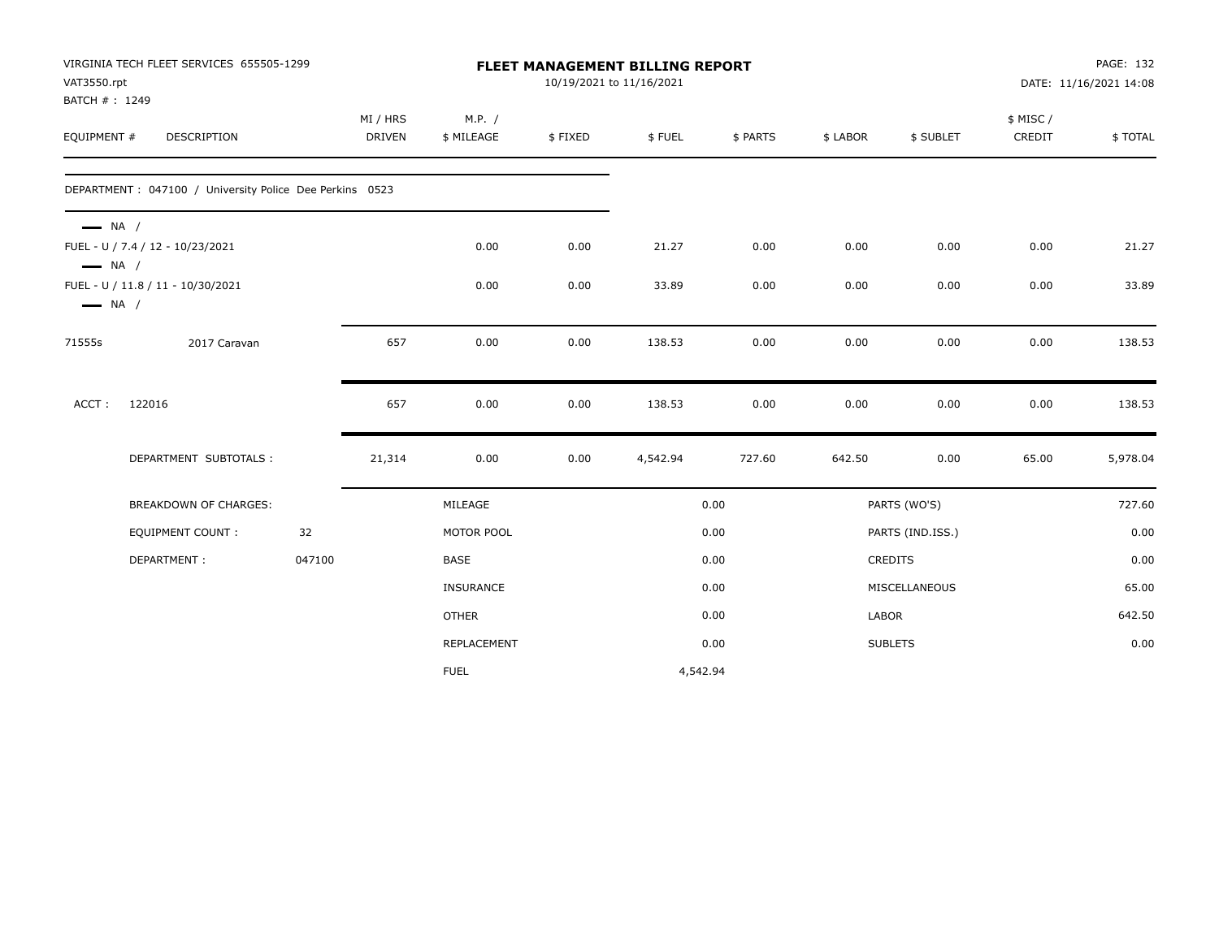VIRGINIA TECH FLEET SERVICES 655505-1299
VAT3550.rpt
BATCH # : 1249

# FLEET MANAGEMENT BILLING REPORT

10/19/2021 to 11/16/2021

DATE: 11/16/2021 14:08

| EQUIPMENT # | DESCRIPTION | MI / HRS DRIVEN | M.P. / $ MILEAGE | $ FIXED | $ FUEL | $ PARTS | $ LABOR | $ SUBLET | $ MISC / CREDIT | $ TOTAL |
|---|---|---|---|---|---|---|---|---|---|---|
| DEPARTMENT : 047100 / University Police Dee Perkins 0523 | | | | | | | | | | |
| — NA / | | | | | | | | | | |
| FUEL - U / 7.4 / 12 - 10/23/2021 | | | 0.00 | 0.00 | 21.27 | 0.00 | 0.00 | 0.00 | 0.00 | 21.27 |
| — NA / | | | | | | | | | | |
| FUEL - U / 11.8 / 11 - 10/30/2021 | | | 0.00 | 0.00 | 33.89 | 0.00 | 0.00 | 0.00 | 0.00 | 33.89 |
| — NA / | | | | | | | | | | |
| 71555s | 2017 Caravan | 657 | 0.00 | 0.00 | 138.53 | 0.00 | 0.00 | 0.00 | 0.00 | 138.53 |
| ACCT : | 122016 | 657 | 0.00 | 0.00 | 138.53 | 0.00 | 0.00 | 0.00 | 0.00 | 138.53 |
| | DEPARTMENT SUBTOTALS : | 21,314 | 0.00 | 0.00 | 4,542.94 | 727.60 | 642.50 | 0.00 | 65.00 | 5,978.04 |

| BREAKDOWN OF CHARGES: | | MILEAGE | 0.00 | PARTS (WO'S) | 727.60 |
|---|---|---|---|---|---|
| EQUIPMENT COUNT : | 32 | MOTOR POOL | 0.00 | PARTS (IND.ISS.) | 0.00 |
| DEPARTMENT : | 047100 | BASE | 0.00 | CREDITS | 0.00 |
| | | INSURANCE | 0.00 | MISCELLANEOUS | 65.00 |
| | | OTHER | 0.00 | LABOR | 642.50 |
| | | REPLACEMENT | 0.00 | SUBLETS | 0.00 |
| | | FUEL | 4,542.94 | | |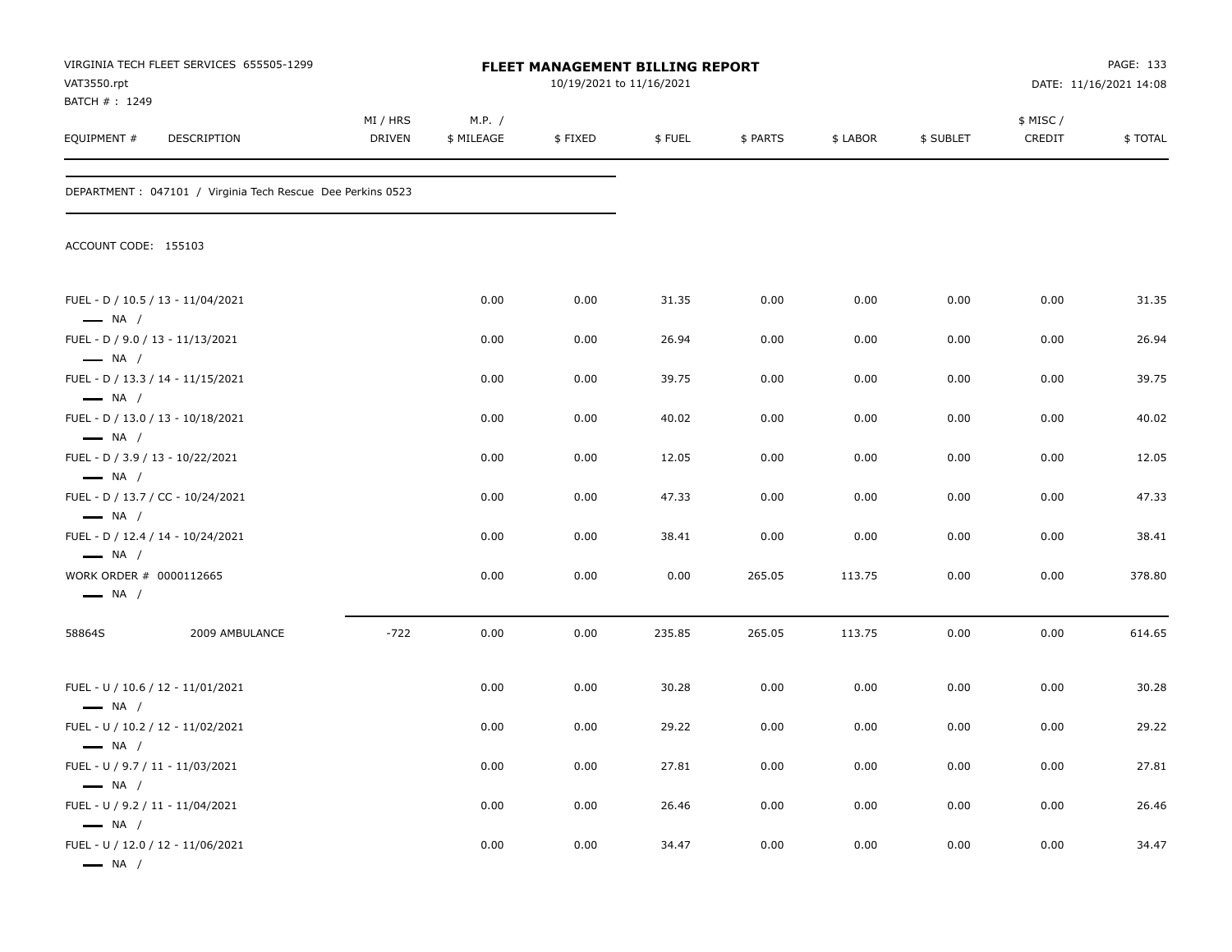VIRGINIA TECH FLEET SERVICES 655505-1299
VAT3550.rpt
BATCH # : 1249

**FLEET MANAGEMENT BILLING REPORT**
10/19/2021 to 11/16/2021

DATE: 11/16/2021 14:08

| EQUIPMENT # | DESCRIPTION | MI / HRS DRIVEN | M.P. / $ MILEAGE | $ FIXED | $ FUEL | $ PARTS | $ LABOR | $ SUBLET | $ MISC / CREDIT | $ TOTAL |
|---|---|---|---|---|---|---|---|---|---|---|

DEPARTMENT : 047101 / Virginia Tech Rescue Dee Perkins 0523

ACCOUNT CODE: 155103

| EQUIPMENT # | DESCRIPTION | MI / HRS DRIVEN | M.P. / $ MILEAGE | $ FIXED | $ FUEL | $ PARTS | $ LABOR | $ SUBLET | $ MISC / CREDIT | $ TOTAL |
|---|---|---|---|---|---|---|---|---|---|---|
| FUEL - D / 10.5 / 13 - 11/04/2021 — NA / | | | 0.00 | 0.00 | 31.35 | 0.00 | 0.00 | 0.00 | 0.00 | 31.35 |
| FUEL - D / 9.0 / 13 - 11/13/2021 — NA / | | | 0.00 | 0.00 | 26.94 | 0.00 | 0.00 | 0.00 | 0.00 | 26.94 |
| FUEL - D / 13.3 / 14 - 11/15/2021 — NA / | | | 0.00 | 0.00 | 39.75 | 0.00 | 0.00 | 0.00 | 0.00 | 39.75 |
| FUEL - D / 13.0 / 13 - 10/18/2021 — NA / | | | 0.00 | 0.00 | 40.02 | 0.00 | 0.00 | 0.00 | 0.00 | 40.02 |
| FUEL - D / 3.9 / 13 - 10/22/2021 — NA / | | | 0.00 | 0.00 | 12.05 | 0.00 | 0.00 | 0.00 | 0.00 | 12.05 |
| FUEL - D / 13.7 / CC - 10/24/2021 — NA / | | | 0.00 | 0.00 | 47.33 | 0.00 | 0.00 | 0.00 | 0.00 | 47.33 |
| FUEL - D / 12.4 / 14 - 10/24/2021 — NA / | | | 0.00 | 0.00 | 38.41 | 0.00 | 0.00 | 0.00 | 0.00 | 38.41 |
| WORK ORDER # 0000112665 — NA / | | | 0.00 | 0.00 | 0.00 | 265.05 | 113.75 | 0.00 | 0.00 | 378.80 |
| 58864S | 2009 AMBULANCE | -722 | 0.00 | 0.00 | 235.85 | 265.05 | 113.75 | 0.00 | 0.00 | 614.65 |
| FUEL - U / 10.6 / 12 - 11/01/2021 — NA / | | | 0.00 | 0.00 | 30.28 | 0.00 | 0.00 | 0.00 | 0.00 | 30.28 |
| FUEL - U / 10.2 / 12 - 11/02/2021 — NA / | | | 0.00 | 0.00 | 29.22 | 0.00 | 0.00 | 0.00 | 0.00 | 29.22 |
| FUEL - U / 9.7 / 11 - 11/03/2021 — NA / | | | 0.00 | 0.00 | 27.81 | 0.00 | 0.00 | 0.00 | 0.00 | 27.81 |
| FUEL - U / 9.2 / 11 - 11/04/2021 — NA / | | | 0.00 | 0.00 | 26.46 | 0.00 | 0.00 | 0.00 | 0.00 | 26.46 |
| FUEL - U / 12.0 / 12 - 11/06/2021 — NA / | | | 0.00 | 0.00 | 34.47 | 0.00 | 0.00 | 0.00 | 0.00 | 34.47 |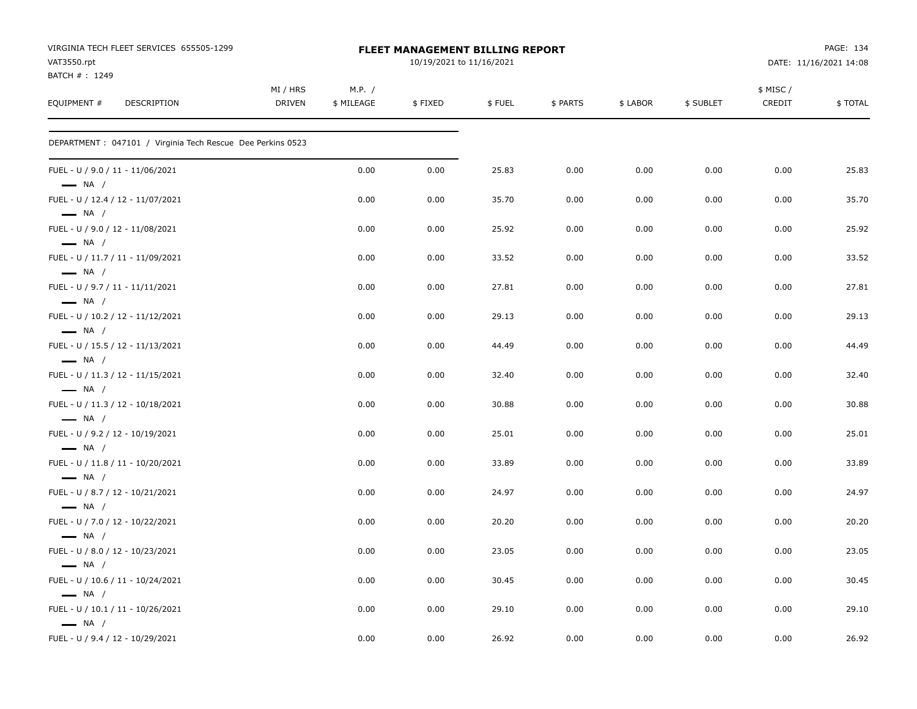VIRGINIA TECH FLEET SERVICES 655505-1299
VAT3550.rpt
BATCH # : 1249

**FLEET MANAGEMENT BILLING REPORT**
10/19/2021 to 11/16/2021

DATE: 11/16/2021 14:08

| EQUIPMENT # | DESCRIPTION | MI / HRS DRIVEN | M.P. / $ MILEAGE | $ FIXED | $ FUEL | $ PARTS | $ LABOR | $ SUBLET | $ MISC / CREDIT | $ TOTAL |
|---|---|---|---|---|---|---|---|---|---|---|
| DEPARTMENT : 047101 / Virginia Tech Rescue Dee Perkins 0523 | | | | | | | | | | |
| FUEL - U / 9.0 / 11 - 11/06/2021 | | | 0.00 | 0.00 | 25.83 | 0.00 | 0.00 | 0.00 | 0.00 | 25.83 |
| — NA / | | | | | | | | | | |
| FUEL - U / 12.4 / 12 - 11/07/2021 | | | 0.00 | 0.00 | 35.70 | 0.00 | 0.00 | 0.00 | 0.00 | 35.70 |
| — NA / | | | | | | | | | | |
| FUEL - U / 9.0 / 12 - 11/08/2021 | | | 0.00 | 0.00 | 25.92 | 0.00 | 0.00 | 0.00 | 0.00 | 25.92 |
| — NA / | | | | | | | | | | |
| FUEL - U / 11.7 / 11 - 11/09/2021 | | | 0.00 | 0.00 | 33.52 | 0.00 | 0.00 | 0.00 | 0.00 | 33.52 |
| — NA / | | | | | | | | | | |
| FUEL - U / 9.7 / 11 - 11/11/2021 | | | 0.00 | 0.00 | 27.81 | 0.00 | 0.00 | 0.00 | 0.00 | 27.81 |
| — NA / | | | | | | | | | | |
| FUEL - U / 10.2 / 12 - 11/12/2021 | | | 0.00 | 0.00 | 29.13 | 0.00 | 0.00 | 0.00 | 0.00 | 29.13 |
| — NA / | | | | | | | | | | |
| FUEL - U / 15.5 / 12 - 11/13/2021 | | | 0.00 | 0.00 | 44.49 | 0.00 | 0.00 | 0.00 | 0.00 | 44.49 |
| — NA / | | | | | | | | | | |
| FUEL - U / 11.3 / 12 - 11/15/2021 | | | 0.00 | 0.00 | 32.40 | 0.00 | 0.00 | 0.00 | 0.00 | 32.40 |
| — NA / | | | | | | | | | | |
| FUEL - U / 11.3 / 12 - 10/18/2021 | | | 0.00 | 0.00 | 30.88 | 0.00 | 0.00 | 0.00 | 0.00 | 30.88 |
| — NA / | | | | | | | | | | |
| FUEL - U / 9.2 / 12 - 10/19/2021 | | | 0.00 | 0.00 | 25.01 | 0.00 | 0.00 | 0.00 | 0.00 | 25.01 |
| — NA / | | | | | | | | | | |
| FUEL - U / 11.8 / 11 - 10/20/2021 | | | 0.00 | 0.00 | 33.89 | 0.00 | 0.00 | 0.00 | 0.00 | 33.89 |
| — NA / | | | | | | | | | | |
| FUEL - U / 8.7 / 12 - 10/21/2021 | | | 0.00 | 0.00 | 24.97 | 0.00 | 0.00 | 0.00 | 0.00 | 24.97 |
| — NA / | | | | | | | | | | |
| FUEL - U / 7.0 / 12 - 10/22/2021 | | | 0.00 | 0.00 | 20.20 | 0.00 | 0.00 | 0.00 | 0.00 | 20.20 |
| — NA / | | | | | | | | | | |
| FUEL - U / 8.0 / 12 - 10/23/2021 | | | 0.00 | 0.00 | 23.05 | 0.00 | 0.00 | 0.00 | 0.00 | 23.05 |
| — NA / | | | | | | | | | | |
| FUEL - U / 10.6 / 11 - 10/24/2021 | | | 0.00 | 0.00 | 30.45 | 0.00 | 0.00 | 0.00 | 0.00 | 30.45 |
| — NA / | | | | | | | | | | |
| FUEL - U / 10.1 / 11 - 10/26/2021 | | | 0.00 | 0.00 | 29.10 | 0.00 | 0.00 | 0.00 | 0.00 | 29.10 |
| — NA / | | | | | | | | | | |
| FUEL - U / 9.4 / 12 - 10/29/2021 | | | 0.00 | 0.00 | 26.92 | 0.00 | 0.00 | 0.00 | 0.00 | 26.92 |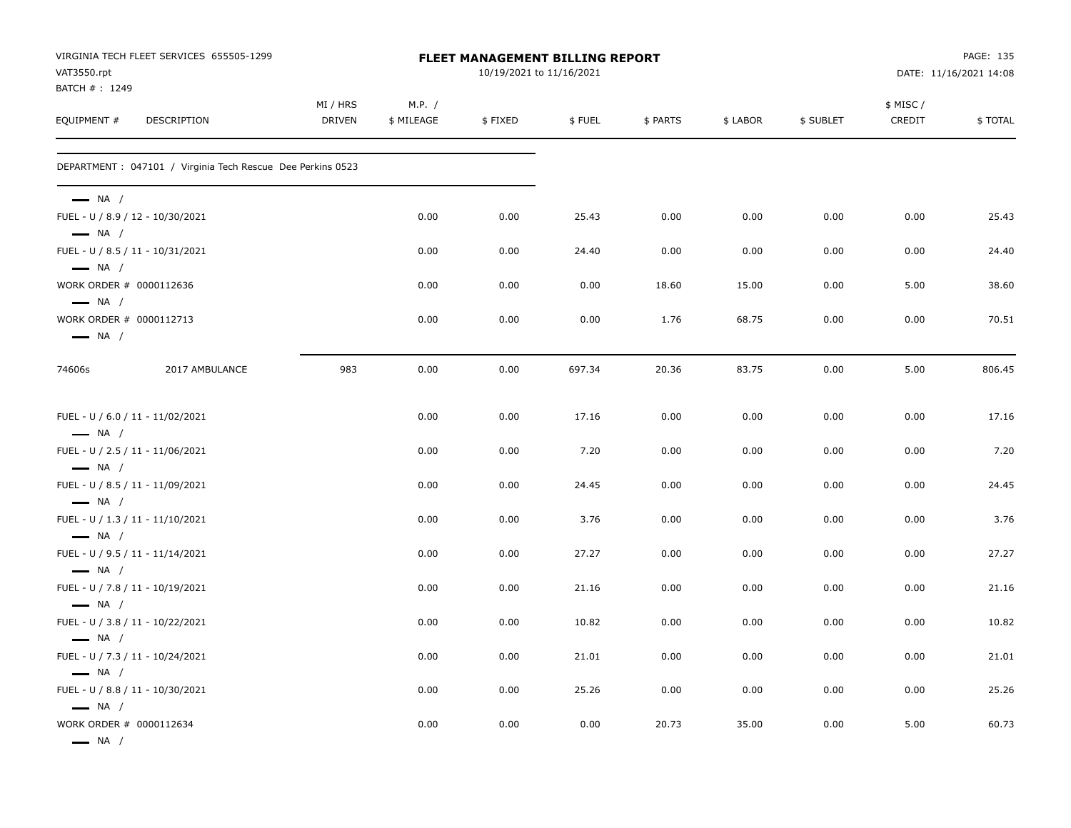VIRGINIA TECH FLEET SERVICES 655505-1299
VAT3550.rpt
BATCH # : 1249

**FLEET MANAGEMENT BILLING REPORT**
10/19/2021 to 11/16/2021

DATE: 11/16/2021 14:08

| EQUIPMENT # | DESCRIPTION | MI / HRS DRIVEN | M.P. / $ MILEAGE | $ FIXED | $ FUEL | $ PARTS | $ LABOR | $ SUBLET | $ MISC / CREDIT | $ TOTAL |
|---|---|---|---|---|---|---|---|---|---|---|
| DEPARTMENT : 047101 / Virginia Tech Rescue Dee Perkins 0523 | | | | | | | | | | |
| — NA / | | | | | | | | | | |
| FUEL - U / 8.9 / 12 - 10/30/2021 | | | 0.00 | 0.00 | 25.43 | 0.00 | 0.00 | 0.00 | 0.00 | 25.43 |
| — NA / | | | | | | | | | | |
| FUEL - U / 8.5 / 11 - 10/31/2021 | | | 0.00 | 0.00 | 24.40 | 0.00 | 0.00 | 0.00 | 0.00 | 24.40 |
| — NA / | | | | | | | | | | |
| WORK ORDER # 0000112636 | | | 0.00 | 0.00 | 0.00 | 18.60 | 15.00 | 0.00 | 5.00 | 38.60 |
| — NA / | | | | | | | | | | |
| WORK ORDER # 0000112713 | | | 0.00 | 0.00 | 0.00 | 1.76 | 68.75 | 0.00 | 0.00 | 70.51 |
| — NA / | | | | | | | | | | |
| 74606s | 2017 AMBULANCE | 983 | 0.00 | 0.00 | 697.34 | 20.36 | 83.75 | 0.00 | 5.00 | 806.45 |
| FUEL - U / 6.0 / 11 - 11/02/2021 | | | 0.00 | 0.00 | 17.16 | 0.00 | 0.00 | 0.00 | 0.00 | 17.16 |
| — NA / | | | | | | | | | | |
| FUEL - U / 2.5 / 11 - 11/06/2021 | | | 0.00 | 0.00 | 7.20 | 0.00 | 0.00 | 0.00 | 0.00 | 7.20 |
| — NA / | | | | | | | | | | |
| FUEL - U / 8.5 / 11 - 11/09/2021 | | | 0.00 | 0.00 | 24.45 | 0.00 | 0.00 | 0.00 | 0.00 | 24.45 |
| — NA / | | | | | | | | | | |
| FUEL - U / 1.3 / 11 - 11/10/2021 | | | 0.00 | 0.00 | 3.76 | 0.00 | 0.00 | 0.00 | 0.00 | 3.76 |
| — NA / | | | | | | | | | | |
| FUEL - U / 9.5 / 11 - 11/14/2021 | | | 0.00 | 0.00 | 27.27 | 0.00 | 0.00 | 0.00 | 0.00 | 27.27 |
| — NA / | | | | | | | | | | |
| FUEL - U / 7.8 / 11 - 10/19/2021 | | | 0.00 | 0.00 | 21.16 | 0.00 | 0.00 | 0.00 | 0.00 | 21.16 |
| — NA / | | | | | | | | | | |
| FUEL - U / 3.8 / 11 - 10/22/2021 | | | 0.00 | 0.00 | 10.82 | 0.00 | 0.00 | 0.00 | 0.00 | 10.82 |
| — NA / | | | | | | | | | | |
| FUEL - U / 7.3 / 11 - 10/24/2021 | | | 0.00 | 0.00 | 21.01 | 0.00 | 0.00 | 0.00 | 0.00 | 21.01 |
| — NA / | | | | | | | | | | |
| FUEL - U / 8.8 / 11 - 10/30/2021 | | | 0.00 | 0.00 | 25.26 | 0.00 | 0.00 | 0.00 | 0.00 | 25.26 |
| — NA / | | | | | | | | | | |
| WORK ORDER # 0000112634 | | | 0.00 | 0.00 | 0.00 | 20.73 | 35.00 | 0.00 | 5.00 | 60.73 |
| — NA / | | | | | | | | | | |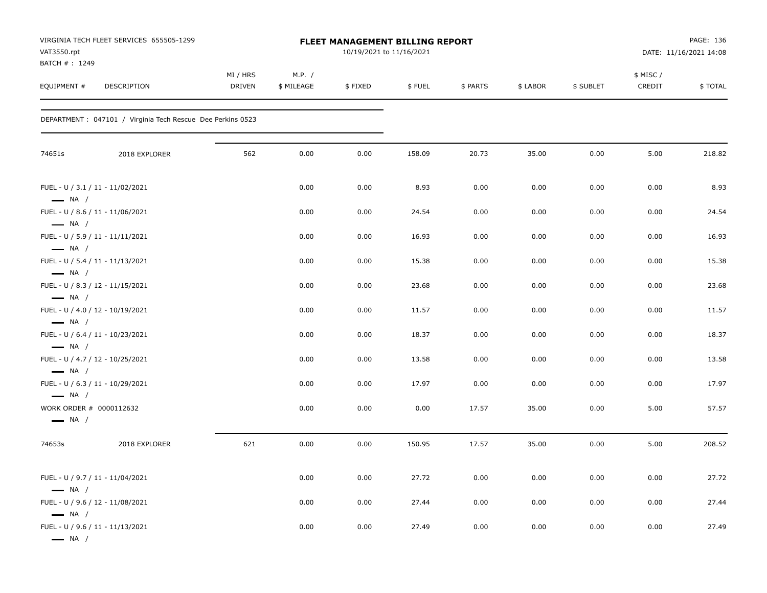VIRGINIA TECH FLEET SERVICES 655505-1299
VAT3550.rpt
BATCH # : 1249

# FLEET MANAGEMENT BILLING REPORT

10/19/2021 to 11/16/2021

DATE: 11/16/2021 14:08

| EQUIPMENT # | DESCRIPTION | MI / HRS DRIVEN | M.P. / $ MILEAGE | $ FIXED | $ FUEL | $ PARTS | $ LABOR | $ SUBLET | $ MISC / CREDIT | $ TOTAL |
|---|---|---|---|---|---|---|---|---|---|---|
| DEPARTMENT : 047101 / Virginia Tech Rescue Dee Perkins 0523 | | | | | | | | | | |
| 74651s | 2018 EXPLORER | 562 | 0.00 | 0.00 | 158.09 | 20.73 | 35.00 | 0.00 | 5.00 | 218.82 |
| FUEL - U / 3.1 / 11 - 11/02/2021 — NA / | | | 0.00 | 0.00 | 8.93 | 0.00 | 0.00 | 0.00 | 0.00 | 8.93 |
| FUEL - U / 8.6 / 11 - 11/06/2021 — NA / | | | 0.00 | 0.00 | 24.54 | 0.00 | 0.00 | 0.00 | 0.00 | 24.54 |
| FUEL - U / 5.9 / 11 - 11/11/2021 — NA / | | | 0.00 | 0.00 | 16.93 | 0.00 | 0.00 | 0.00 | 0.00 | 16.93 |
| FUEL - U / 5.4 / 11 - 11/13/2021 — NA / | | | 0.00 | 0.00 | 15.38 | 0.00 | 0.00 | 0.00 | 0.00 | 15.38 |
| FUEL - U / 8.3 / 12 - 11/15/2021 — NA / | | | 0.00 | 0.00 | 23.68 | 0.00 | 0.00 | 0.00 | 0.00 | 23.68 |
| FUEL - U / 4.0 / 12 - 10/19/2021 — NA / | | | 0.00 | 0.00 | 11.57 | 0.00 | 0.00 | 0.00 | 0.00 | 11.57 |
| FUEL - U / 6.4 / 11 - 10/23/2021 — NA / | | | 0.00 | 0.00 | 18.37 | 0.00 | 0.00 | 0.00 | 0.00 | 18.37 |
| FUEL - U / 4.7 / 12 - 10/25/2021 — NA / | | | 0.00 | 0.00 | 13.58 | 0.00 | 0.00 | 0.00 | 0.00 | 13.58 |
| FUEL - U / 6.3 / 11 - 10/29/2021 — NA / | | | 0.00 | 0.00 | 17.97 | 0.00 | 0.00 | 0.00 | 0.00 | 17.97 |
| WORK ORDER # 0000112632 — NA / | | | 0.00 | 0.00 | 0.00 | 17.57 | 35.00 | 0.00 | 5.00 | 57.57 |
| 74653s | 2018 EXPLORER | 621 | 0.00 | 0.00 | 150.95 | 17.57 | 35.00 | 0.00 | 5.00 | 208.52 |
| FUEL - U / 9.7 / 11 - 11/04/2021 — NA / | | | 0.00 | 0.00 | 27.72 | 0.00 | 0.00 | 0.00 | 0.00 | 27.72 |
| FUEL - U / 9.6 / 12 - 11/08/2021 — NA / | | | 0.00 | 0.00 | 27.44 | 0.00 | 0.00 | 0.00 | 0.00 | 27.44 |
| FUEL - U / 9.6 / 11 - 11/13/2021 — NA / | | | 0.00 | 0.00 | 27.49 | 0.00 | 0.00 | 0.00 | 0.00 | 27.49 |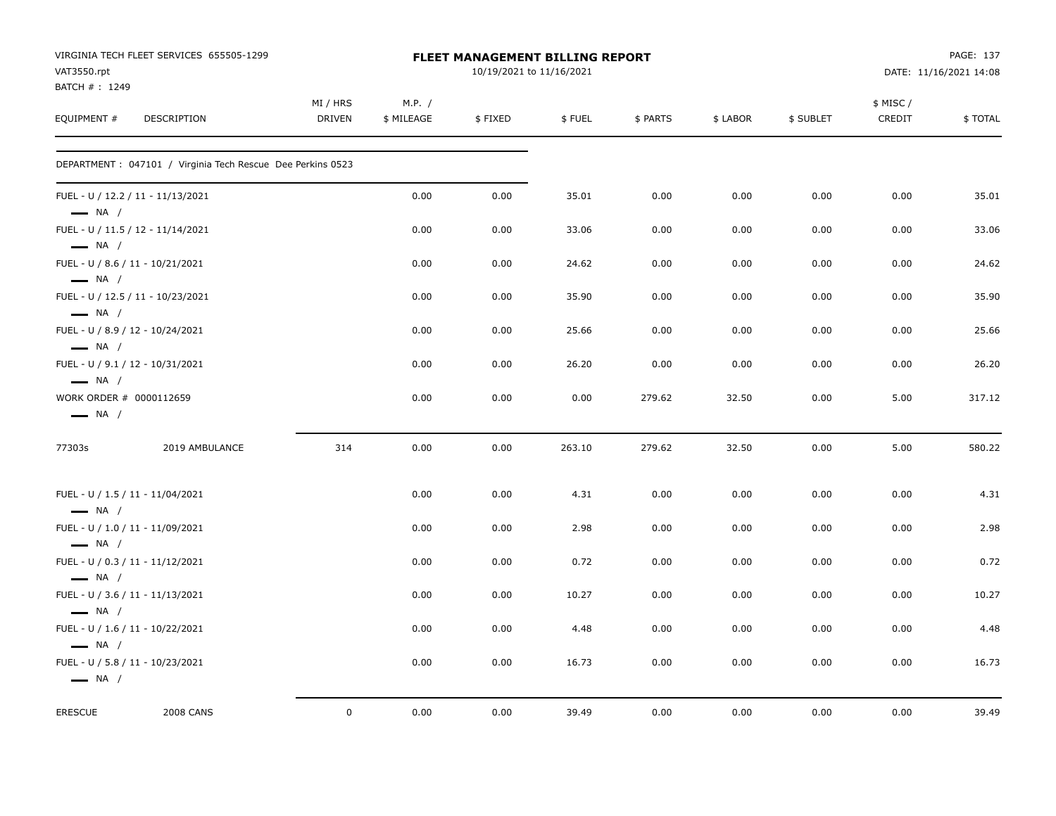VIRGINIA TECH FLEET SERVICES 655505-1299
VAT3550.rpt
BATCH # : 1249

**FLEET MANAGEMENT BILLING REPORT**
10/19/2021 to 11/16/2021

DATE: 11/16/2021 14:08

| EQUIPMENT # | DESCRIPTION | MI / HRS DRIVEN | M.P. / $ MILEAGE | $ FIXED | $ FUEL | $ PARTS | $ LABOR | $ SUBLET | $ MISC / CREDIT | $ TOTAL |
|---|---|---|---|---|---|---|---|---|---|---|
| DEPARTMENT : 047101 / Virginia Tech Rescue Dee Perkins 0523 | | | | | | | | | | |
| FUEL - U / 12.2 / 11 - 11/13/2021 — NA / | | | 0.00 | 0.00 | 35.01 | 0.00 | 0.00 | 0.00 | 0.00 | 35.01 |
| FUEL - U / 11.5 / 12 - 11/14/2021 — NA / | | | 0.00 | 0.00 | 33.06 | 0.00 | 0.00 | 0.00 | 0.00 | 33.06 |
| FUEL - U / 8.6 / 11 - 10/21/2021 — NA / | | | 0.00 | 0.00 | 24.62 | 0.00 | 0.00 | 0.00 | 0.00 | 24.62 |
| FUEL - U / 12.5 / 11 - 10/23/2021 — NA / | | | 0.00 | 0.00 | 35.90 | 0.00 | 0.00 | 0.00 | 0.00 | 35.90 |
| FUEL - U / 8.9 / 12 - 10/24/2021 — NA / | | | 0.00 | 0.00 | 25.66 | 0.00 | 0.00 | 0.00 | 0.00 | 25.66 |
| FUEL - U / 9.1 / 12 - 10/31/2021 — NA / | | | 0.00 | 0.00 | 26.20 | 0.00 | 0.00 | 0.00 | 0.00 | 26.20 |
| WORK ORDER # 0000112659 — NA / | | | 0.00 | 0.00 | 0.00 | 279.62 | 32.50 | 0.00 | 5.00 | 317.12 |
| 77303s | 2019 AMBULANCE | 314 | 0.00 | 0.00 | 263.10 | 279.62 | 32.50 | 0.00 | 5.00 | 580.22 |
| FUEL - U / 1.5 / 11 - 11/04/2021 — NA / | | | 0.00 | 0.00 | 4.31 | 0.00 | 0.00 | 0.00 | 0.00 | 4.31 |
| FUEL - U / 1.0 / 11 - 11/09/2021 — NA / | | | 0.00 | 0.00 | 2.98 | 0.00 | 0.00 | 0.00 | 0.00 | 2.98 |
| FUEL - U / 0.3 / 11 - 11/12/2021 — NA / | | | 0.00 | 0.00 | 0.72 | 0.00 | 0.00 | 0.00 | 0.00 | 0.72 |
| FUEL - U / 3.6 / 11 - 11/13/2021 — NA / | | | 0.00 | 0.00 | 10.27 | 0.00 | 0.00 | 0.00 | 0.00 | 10.27 |
| FUEL - U / 1.6 / 11 - 10/22/2021 — NA / | | | 0.00 | 0.00 | 4.48 | 0.00 | 0.00 | 0.00 | 0.00 | 4.48 |
| FUEL - U / 5.8 / 11 - 10/23/2021 — NA / | | | 0.00 | 0.00 | 16.73 | 0.00 | 0.00 | 0.00 | 0.00 | 16.73 |
| ERESCUE | 2008 CANS | 0 | 0.00 | 0.00 | 39.49 | 0.00 | 0.00 | 0.00 | 0.00 | 39.49 |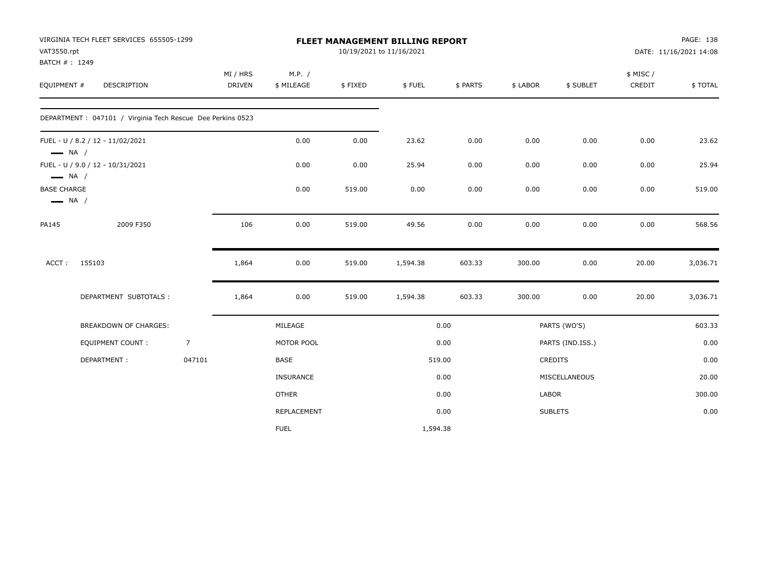VIRGINIA TECH FLEET SERVICES 655505-1299
VAT3550.rpt
BATCH # : 1249

# FLEET MANAGEMENT BILLING REPORT

10/19/2021 to 11/16/2021

DATE: 11/16/2021 14:08

| EQUIPMENT # | DESCRIPTION | MI / HRS DRIVEN | M.P. / $ MILEAGE | $ FIXED | $ FUEL | $ PARTS | $ LABOR | $ SUBLET | $ MISC / CREDIT | $ TOTAL |
|---|---|---|---|---|---|---|---|---|---|---|
| DEPARTMENT : 047101 / Virginia Tech Rescue Dee Perkins 0523 | | | | | | | | | | |
| FUEL - U / 8.2 / 12 - 11/02/2021 — NA / | | | 0.00 | 0.00 | 23.62 | 0.00 | 0.00 | 0.00 | 0.00 | 23.62 |
| FUEL - U / 9.0 / 12 - 10/31/2021 — NA / | | | 0.00 | 0.00 | 25.94 | 0.00 | 0.00 | 0.00 | 0.00 | 25.94 |
| BASE CHARGE — NA / | | | 0.00 | 519.00 | 0.00 | 0.00 | 0.00 | 0.00 | 0.00 | 519.00 |
| PA145 | 2009 F350 | 106 | 0.00 | 519.00 | 49.56 | 0.00 | 0.00 | 0.00 | 0.00 | 568.56 |
| ACCT : 155103 | | 1,864 | 0.00 | 519.00 | 1,594.38 | 603.33 | 300.00 | 0.00 | 20.00 | 3,036.71 |
| | DEPARTMENT SUBTOTALS : | 1,864 | 0.00 | 519.00 | 1,594.38 | 603.33 | 300.00 | 0.00 | 20.00 | 3,036.71 |

| BREAKDOWN OF CHARGES: | | | | | |
|---|---|---|---|---|---|
| EQUIPMENT COUNT : | 7 | MILEAGE | 0.00 | PARTS (WO'S) | 603.33 |
| DEPARTMENT : | 047101 | MOTOR POOL | 0.00 | PARTS (IND.ISS.) | 0.00 |
| | | BASE | 519.00 | CREDITS | 0.00 |
| | | INSURANCE | 0.00 | MISCELLANEOUS | 20.00 |
| | | OTHER | 0.00 | LABOR | 300.00 |
| | | REPLACEMENT | 0.00 | SUBLETS | 0.00 |
| | | FUEL | 1,594.38 | | |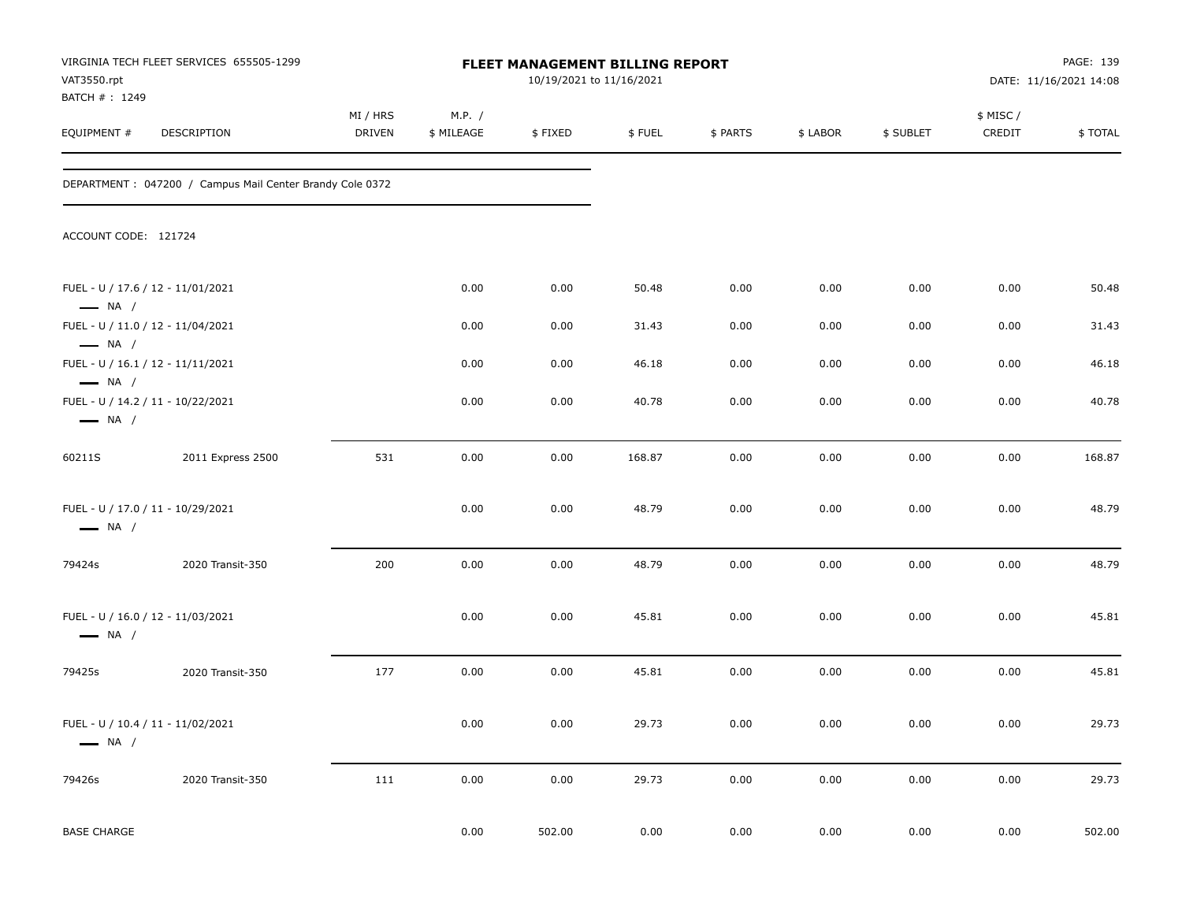VIRGINIA TECH FLEET SERVICES 655505-1299
VAT3550.rpt
BATCH # : 1249

# FLEET MANAGEMENT BILLING REPORT

10/19/2021 to 11/16/2021

DATE: 11/16/2021 14:08

| EQUIPMENT # | DESCRIPTION | MI / HRS DRIVEN | M.P. / $ MILEAGE | $ FIXED | $ FUEL | $ PARTS | $ LABOR | $ SUBLET | $ MISC / CREDIT | $ TOTAL |
|---|---|---|---|---|---|---|---|---|---|---|
| DEPARTMENT : 047200 / Campus Mail Center Brandy Cole 0372 | | | | | | | | | | |
| ACCOUNT CODE: 121724 | | | | | | | | | | |
| FUEL - U / 17.6 / 12 - 11/01/2021 — NA / | | | 0.00 | 0.00 | 50.48 | 0.00 | 0.00 | 0.00 | 0.00 | 50.48 |
| FUEL - U / 11.0 / 12 - 11/04/2021 — NA / | | | 0.00 | 0.00 | 31.43 | 0.00 | 0.00 | 0.00 | 0.00 | 31.43 |
| FUEL - U / 16.1 / 12 - 11/11/2021 — NA / | | | 0.00 | 0.00 | 46.18 | 0.00 | 0.00 | 0.00 | 0.00 | 46.18 |
| FUEL - U / 14.2 / 11 - 10/22/2021 — NA / | | | 0.00 | 0.00 | 40.78 | 0.00 | 0.00 | 0.00 | 0.00 | 40.78 |
| 60211S | 2011 Express 2500 | 531 | 0.00 | 0.00 | 168.87 | 0.00 | 0.00 | 0.00 | 0.00 | 168.87 |
| FUEL - U / 17.0 / 11 - 10/29/2021 — NA / | | | 0.00 | 0.00 | 48.79 | 0.00 | 0.00 | 0.00 | 0.00 | 48.79 |
| 79424s | 2020 Transit-350 | 200 | 0.00 | 0.00 | 48.79 | 0.00 | 0.00 | 0.00 | 0.00 | 48.79 |
| FUEL - U / 16.0 / 12 - 11/03/2021 — NA / | | | 0.00 | 0.00 | 45.81 | 0.00 | 0.00 | 0.00 | 0.00 | 45.81 |
| 79425s | 2020 Transit-350 | 177 | 0.00 | 0.00 | 45.81 | 0.00 | 0.00 | 0.00 | 0.00 | 45.81 |
| FUEL - U / 10.4 / 11 - 11/02/2021 — NA / | | | 0.00 | 0.00 | 29.73 | 0.00 | 0.00 | 0.00 | 0.00 | 29.73 |
| 79426s | 2020 Transit-350 | 111 | 0.00 | 0.00 | 29.73 | 0.00 | 0.00 | 0.00 | 0.00 | 29.73 |
| BASE CHARGE | | | 0.00 | 502.00 | 0.00 | 0.00 | 0.00 | 0.00 | 0.00 | 502.00 |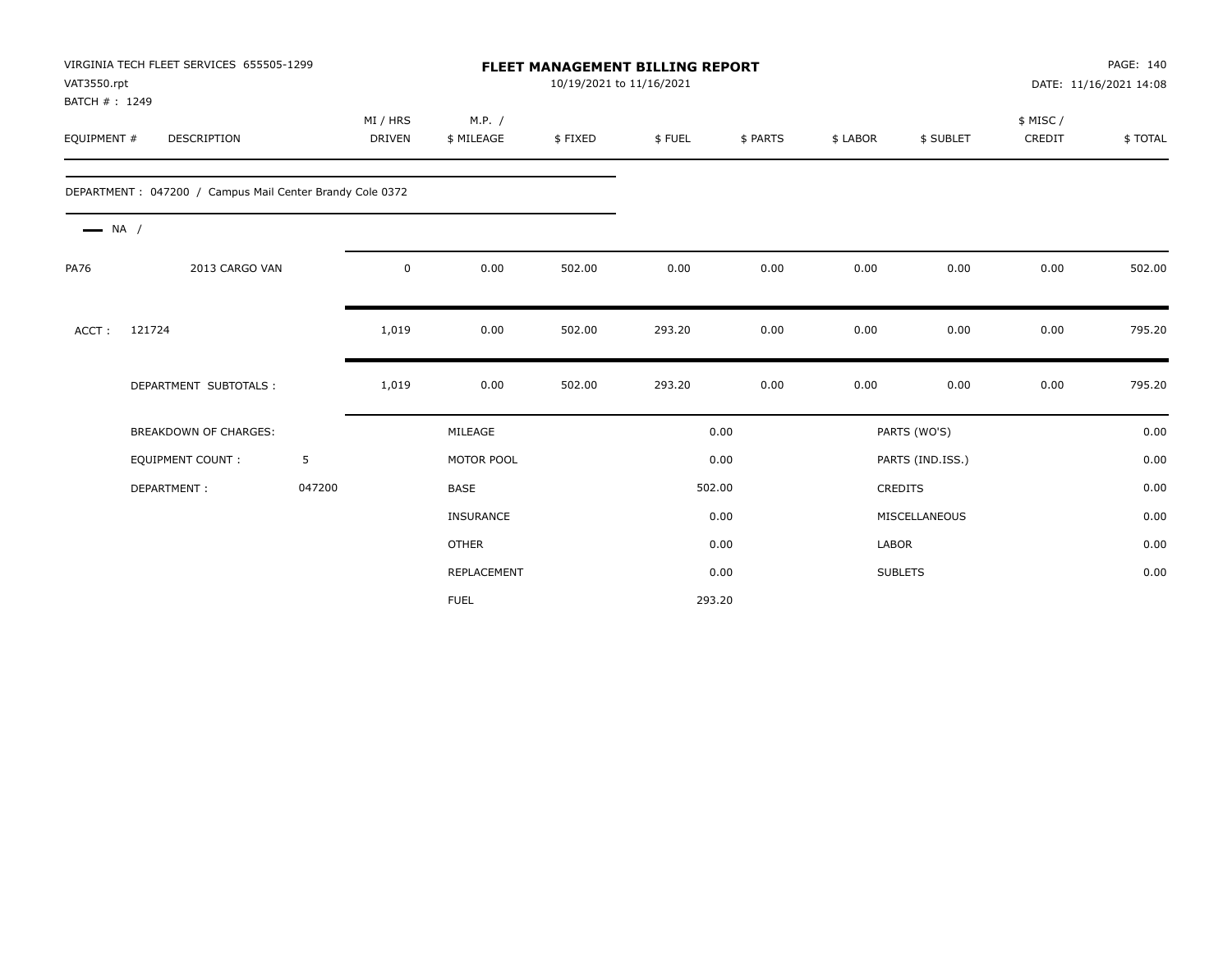VIRGINIA TECH FLEET SERVICES 655505-1299
VAT3550.rpt
BATCH # : 1249

# FLEET MANAGEMENT BILLING REPORT

10/19/2021 to 11/16/2021

PAGE: 140
DATE: 11/16/2021 14:08

| EQUIPMENT # | DESCRIPTION | MI / HRS DRIVEN | M.P. / $ MILEAGE | $ FIXED | $ FUEL | $ PARTS | $ LABOR | $ SUBLET | $ MISC / CREDIT | $ TOTAL |
|---|---|---|---|---|---|---|---|---|---|---|
| DEPARTMENT : 047200 / Campus Mail Center Brandy Cole 0372 | | | | | | | | | | |
| NA / | | | | | | | | | | |
| PA76 | 2013 CARGO VAN | 0 | 0.00 | 502.00 | 0.00 | 0.00 | 0.00 | 0.00 | 0.00 | 502.00 |
| ACCT : 121724 | | 1,019 | 0.00 | 502.00 | 293.20 | 0.00 | 0.00 | 0.00 | 0.00 | 795.20 |
| | DEPARTMENT SUBTOTALS : | 1,019 | 0.00 | 502.00 | 293.20 | 0.00 | 0.00 | 0.00 | 0.00 | 795.20 |

| BREAKDOWN OF CHARGES: | | MILEAGE | 0.00 | PARTS (WO'S) | 0.00 |
|---|---|---|---|---|---|
| EQUIPMENT COUNT : | 5 | MOTOR POOL | 0.00 | PARTS (IND.ISS.) | 0.00 |
| DEPARTMENT : | 047200 | BASE | 502.00 | CREDITS | 0.00 |
| | | INSURANCE | 0.00 | MISCELLANEOUS | 0.00 |
| | | OTHER | 0.00 | LABOR | 0.00 |
| | | REPLACEMENT | 0.00 | SUBLETS | 0.00 |
| | | FUEL | 293.20 | | |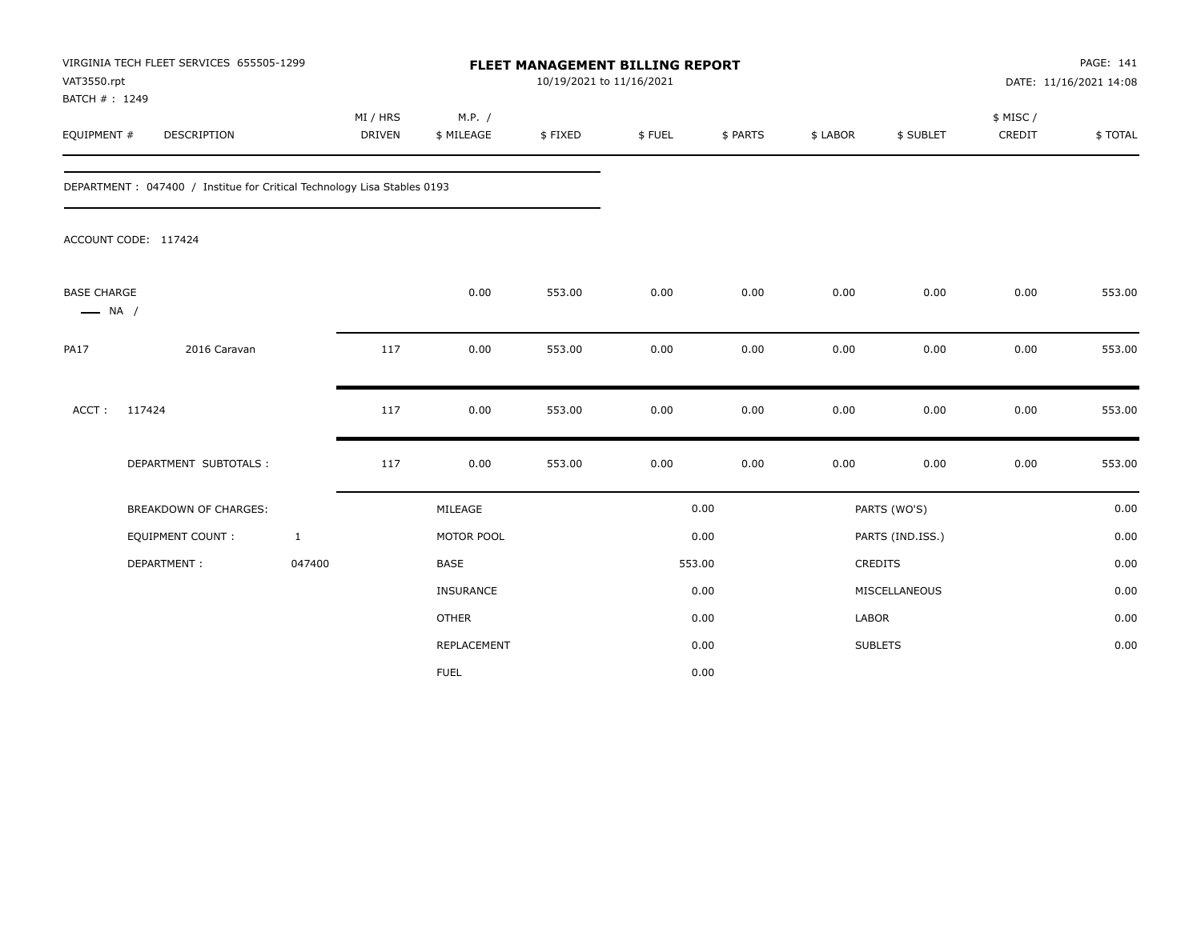VIRGINIA TECH FLEET SERVICES 655505-1299
VAT3550.rpt
BATCH # : 1249

# FLEET MANAGEMENT BILLING REPORT

10/19/2021 to 11/16/2021

DATE: 11/16/2021 14:08

| EQUIPMENT # | DESCRIPTION | MI / HRS DRIVEN | M.P. / $ MILEAGE | $ FIXED | $ FUEL | $ PARTS | $ LABOR | $ SUBLET | $ MISC / CREDIT | $ TOTAL |
|---|---|---|---|---|---|---|---|---|---|---|

DEPARTMENT : 047400 / Institue for Critical Technology Lisa Stables 0193

ACCOUNT CODE: 117424

| EQUIPMENT # | DESCRIPTION | MI / HRS DRIVEN | M.P. / $ MILEAGE | $ FIXED | $ FUEL | $ PARTS | $ LABOR | $ SUBLET | $ MISC / CREDIT | $ TOTAL |
|---|---|---|---|---|---|---|---|---|---|---|
| BASE CHARGE — NA / | | | 0.00 | 553.00 | 0.00 | 0.00 | 0.00 | 0.00 | 0.00 | 553.00 |
| PA17 | 2016 Caravan | 117 | 0.00 | 553.00 | 0.00 | 0.00 | 0.00 | 0.00 | 0.00 | 553.00 |
| ACCT : 117424 | | 117 | 0.00 | 553.00 | 0.00 | 0.00 | 0.00 | 0.00 | 0.00 | 553.00 |
| DEPARTMENT SUBTOTALS : | | 117 | 0.00 | 553.00 | 0.00 | 0.00 | 0.00 | 0.00 | 0.00 | 553.00 |

| BREAKDOWN OF CHARGES: | | | | | |
|---|---|---|---|---|---|
| EQUIPMENT COUNT : | 1 | MILEAGE | 0.00 | PARTS (WO'S) | 0.00 |
| DEPARTMENT : | 047400 | MOTOR POOL | 0.00 | PARTS (IND.ISS.) | 0.00 |
| | | BASE | 553.00 | CREDITS | 0.00 |
| | | INSURANCE | 0.00 | MISCELLANEOUS | 0.00 |
| | | OTHER | 0.00 | LABOR | 0.00 |
| | | REPLACEMENT | 0.00 | SUBLETS | 0.00 |
| | | FUEL | 0.00 | | |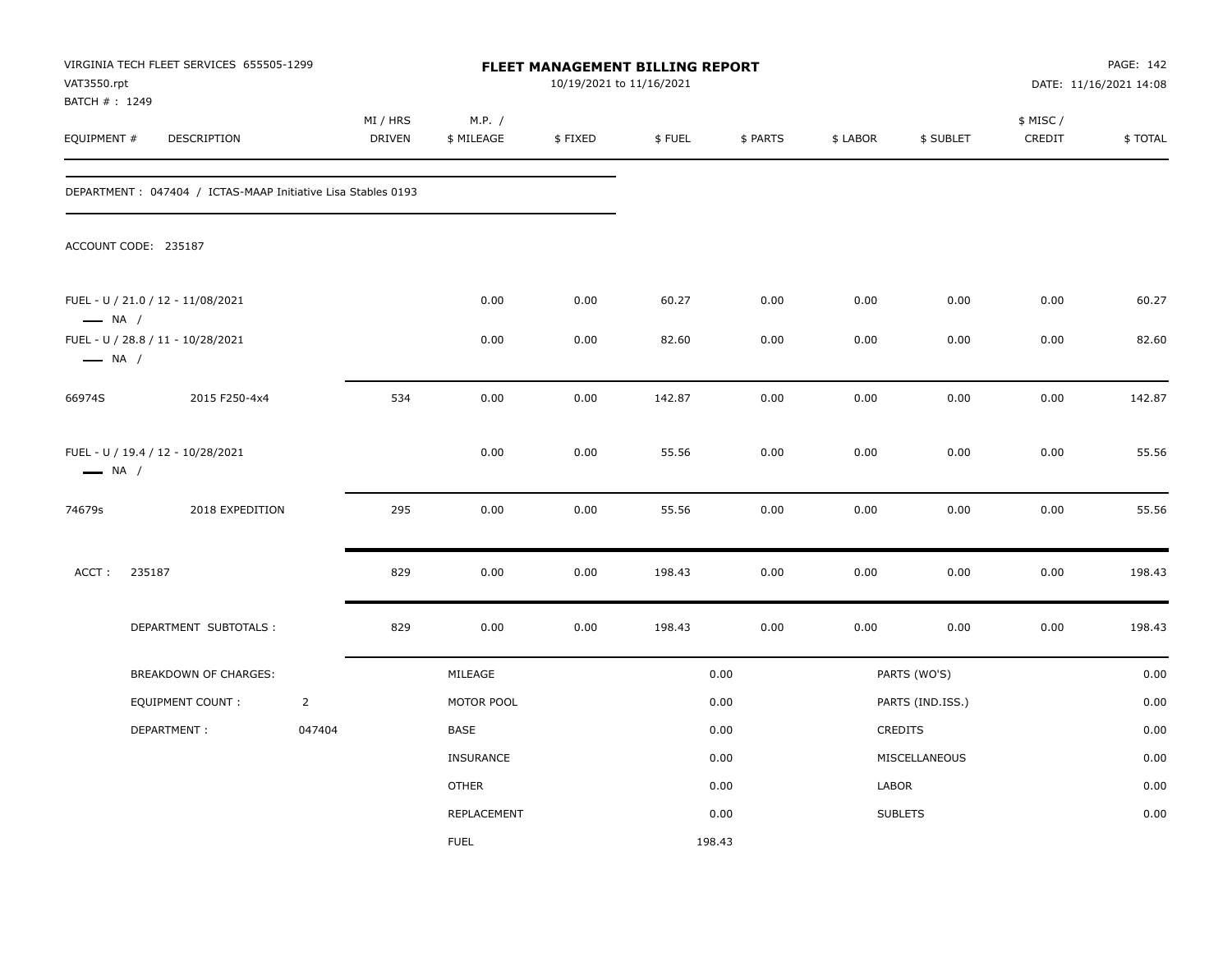VIRGINIA TECH FLEET SERVICES 655505-1299
VAT3550.rpt
BATCH # : 1249

# FLEET MANAGEMENT BILLING REPORT

10/19/2021 to 11/16/2021

DATE: 11/16/2021 14:08

| EQUIPMENT # | DESCRIPTION | MI / HRS DRIVEN | M.P. / $ MILEAGE | $ FIXED | $ FUEL | $ PARTS | $ LABOR | $ SUBLET | $ MISC / CREDIT | $ TOTAL |
|---|---|---|---|---|---|---|---|---|---|---|

DEPARTMENT : 047404 / ICTAS-MAAP Initiative Lisa Stables 0193

ACCOUNT CODE: 235187

| EQUIPMENT # | DESCRIPTION | MI / HRS DRIVEN | M.P. / $ MILEAGE | $ FIXED | $ FUEL | $ PARTS | $ LABOR | $ SUBLET | $ MISC / CREDIT | $ TOTAL |
|---|---|---|---|---|---|---|---|---|---|---|
| FUEL - U / 21.0 / 12 - 11/08/2021<br>— NA / | | | 0.00 | 0.00 | 60.27 | 0.00 | 0.00 | 0.00 | 0.00 | 60.27 |
| FUEL - U / 28.8 / 11 - 10/28/2021<br>— NA / | | | 0.00 | 0.00 | 82.60 | 0.00 | 0.00 | 0.00 | 0.00 | 82.60 |
| 66974S | 2015 F250-4x4 | 534 | 0.00 | 0.00 | 142.87 | 0.00 | 0.00 | 0.00 | 0.00 | 142.87 |
| FUEL - U / 19.4 / 12 - 10/28/2021<br>— NA / | | | 0.00 | 0.00 | 55.56 | 0.00 | 0.00 | 0.00 | 0.00 | 55.56 |
| 74679s | 2018 EXPEDITION | 295 | 0.00 | 0.00 | 55.56 | 0.00 | 0.00 | 0.00 | 0.00 | 55.56 |
| ACCT : 235187 | | 829 | 0.00 | 0.00 | 198.43 | 0.00 | 0.00 | 0.00 | 0.00 | 198.43 |
| DEPARTMENT SUBTOTALS : | | 829 | 0.00 | 0.00 | 198.43 | 0.00 | 0.00 | 0.00 | 0.00 | 198.43 |

| BREAKDOWN OF CHARGES: | | | | | |
|---|---|---|---|---|---|
| EQUIPMENT COUNT : | 2 | MILEAGE | 0.00 | PARTS (WO'S) | 0.00 |
| DEPARTMENT : | 047404 | MOTOR POOL | 0.00 | PARTS (IND.ISS.) | 0.00 |
| | | BASE | 0.00 | CREDITS | 0.00 |
| | | INSURANCE | 0.00 | MISCELLANEOUS | 0.00 |
| | | OTHER | 0.00 | LABOR | 0.00 |
| | | REPLACEMENT | 0.00 | SUBLETS | 0.00 |
| | | FUEL | 198.43 | | |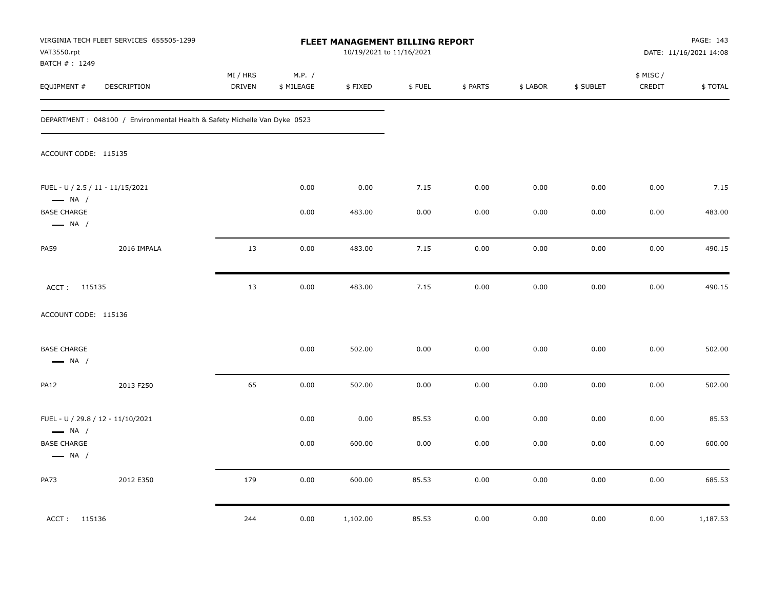VIRGINIA TECH FLEET SERVICES 655505-1299
VAT3550.rpt
BATCH # : 1249

# FLEET MANAGEMENT BILLING REPORT

10/19/2021 to 11/16/2021

PAGE: 143
DATE: 11/16/2021 14:08

| EQUIPMENT # | DESCRIPTION | MI / HRS DRIVEN | M.P. / $ MILEAGE | $ FIXED | $ FUEL | $ PARTS | $ LABOR | $ SUBLET | $ MISC / CREDIT | $ TOTAL |
|---|---|---|---|---|---|---|---|---|---|---|
| DEPARTMENT : 048100 / Environmental Health & Safety Michelle Van Dyke 0523 | | | | | | | | | | |
| ACCOUNT CODE: 115135 | | | | | | | | | | |
| FUEL - U / 2.5 / 11 - 11/15/2021 — NA / | | | 0.00 | 0.00 | 7.15 | 0.00 | 0.00 | 0.00 | 0.00 | 7.15 |
| BASE CHARGE — NA / | | | 0.00 | 483.00 | 0.00 | 0.00 | 0.00 | 0.00 | 0.00 | 483.00 |
| PA59 | 2016 IMPALA | 13 | 0.00 | 483.00 | 7.15 | 0.00 | 0.00 | 0.00 | 0.00 | 490.15 |
| ACCT : 115135 | | 13 | 0.00 | 483.00 | 7.15 | 0.00 | 0.00 | 0.00 | 0.00 | 490.15 |
| ACCOUNT CODE: 115136 | | | | | | | | | | |
| BASE CHARGE — NA / | | | 0.00 | 502.00 | 0.00 | 0.00 | 0.00 | 0.00 | 0.00 | 502.00 |
| PA12 | 2013 F250 | 65 | 0.00 | 502.00 | 0.00 | 0.00 | 0.00 | 0.00 | 0.00 | 502.00 |
| FUEL - U / 29.8 / 12 - 11/10/2021 — NA / | | | 0.00 | 0.00 | 85.53 | 0.00 | 0.00 | 0.00 | 0.00 | 85.53 |
| BASE CHARGE — NA / | | | 0.00 | 600.00 | 0.00 | 0.00 | 0.00 | 0.00 | 0.00 | 600.00 |
| PA73 | 2012 E350 | 179 | 0.00 | 600.00 | 85.53 | 0.00 | 0.00 | 0.00 | 0.00 | 685.53 |
| ACCT : 115136 | | 244 | 0.00 | 1,102.00 | 85.53 | 0.00 | 0.00 | 0.00 | 0.00 | 1,187.53 |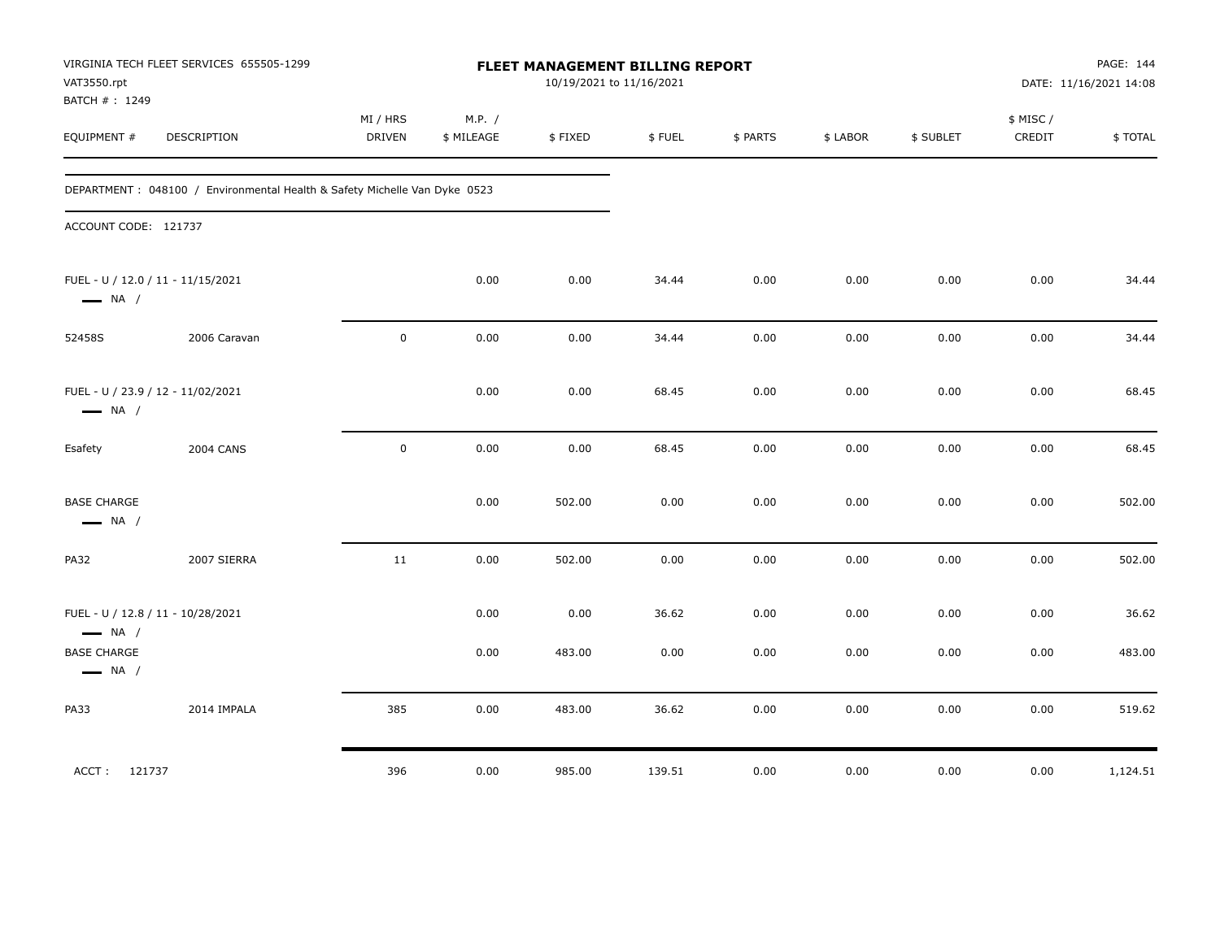VIRGINIA TECH FLEET SERVICES 655505-1299
VAT3550.rpt
BATCH # : 1249

**FLEET MANAGEMENT BILLING REPORT**
10/19/2021 to 11/16/2021

DATE: 11/16/2021 14:08

| EQUIPMENT # | DESCRIPTION | MI / HRS DRIVEN | M.P. / $ MILEAGE | $ FIXED | $ FUEL | $ PARTS | $ LABOR | $ SUBLET | $ MISC / CREDIT | $ TOTAL |
|---|---|---|---|---|---|---|---|---|---|---|

DEPARTMENT : 048100 / Environmental Health & Safety Michelle Van Dyke 0523

ACCOUNT CODE: 121737

| EQUIPMENT # | DESCRIPTION | MI / HRS DRIVEN | M.P. / $ MILEAGE | $ FIXED | $ FUEL | $ PARTS | $ LABOR | $ SUBLET | $ MISC / CREDIT | $ TOTAL |
|---|---|---|---|---|---|---|---|---|---|---|
| FUEL - U / 12.0 / 11 - 11/15/2021 — NA / | | | 0.00 | 0.00 | 34.44 | 0.00 | 0.00 | 0.00 | 0.00 | 34.44 |
| 52458S | 2006 Caravan | 0 | 0.00 | 0.00 | 34.44 | 0.00 | 0.00 | 0.00 | 0.00 | 34.44 |
| FUEL - U / 23.9 / 12 - 11/02/2021 — NA / | | | 0.00 | 0.00 | 68.45 | 0.00 | 0.00 | 0.00 | 0.00 | 68.45 |
| Esafety | 2004 CANS | 0 | 0.00 | 0.00 | 68.45 | 0.00 | 0.00 | 0.00 | 0.00 | 68.45 |
| BASE CHARGE — NA / | | | 0.00 | 502.00 | 0.00 | 0.00 | 0.00 | 0.00 | 0.00 | 502.00 |
| PA32 | 2007 SIERRA | 11 | 0.00 | 502.00 | 0.00 | 0.00 | 0.00 | 0.00 | 0.00 | 502.00 |
| FUEL - U / 12.8 / 11 - 10/28/2021 — NA / | | | 0.00 | 0.00 | 36.62 | 0.00 | 0.00 | 0.00 | 0.00 | 36.62 |
| BASE CHARGE — NA / | | | 0.00 | 483.00 | 0.00 | 0.00 | 0.00 | 0.00 | 0.00 | 483.00 |
| PA33 | 2014 IMPALA | 385 | 0.00 | 483.00 | 36.62 | 0.00 | 0.00 | 0.00 | 0.00 | 519.62 |
| ACCT : 121737 | | 396 | 0.00 | 985.00 | 139.51 | 0.00 | 0.00 | 0.00 | 0.00 | 1,124.51 |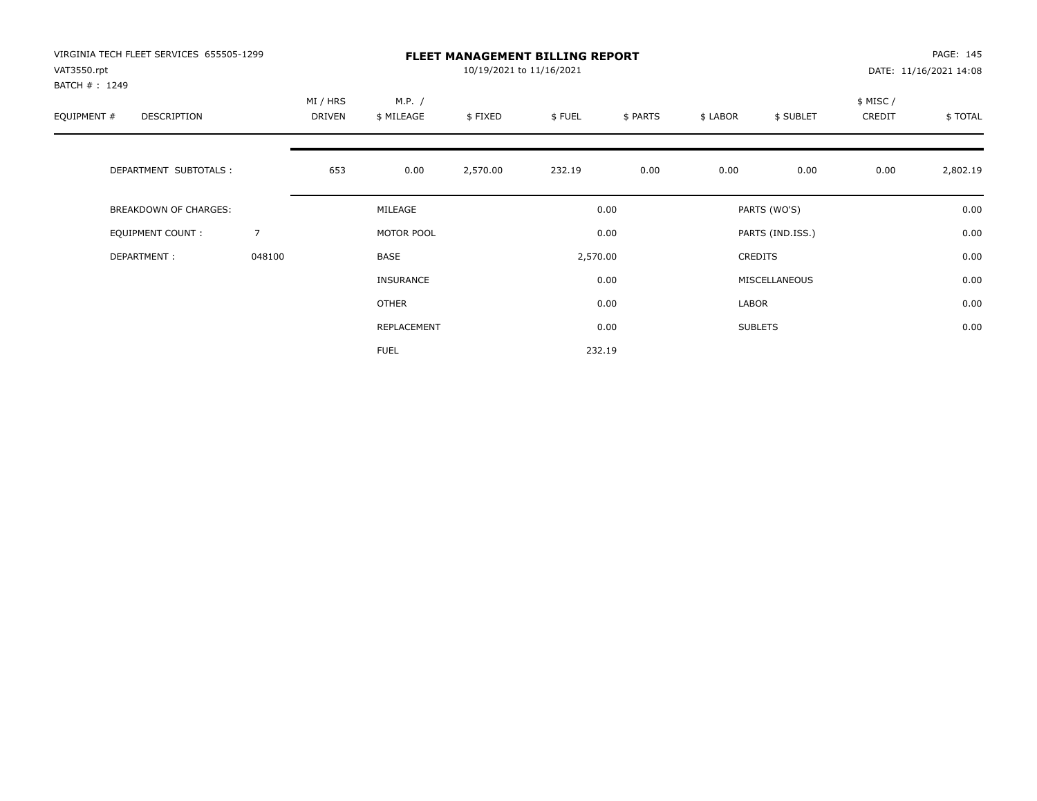VIRGINIA TECH FLEET SERVICES 655505-1299
VAT3550.rpt
BATCH # : 1249

# FLEET MANAGEMENT BILLING REPORT

10/19/2021 to 11/16/2021

DATE: 11/16/2021 14:08

| EQUIPMENT # | DESCRIPTION | MI / HRS DRIVEN | M.P. / $ MILEAGE | $ FIXED | $ FUEL | $ PARTS | $ LABOR | $ SUBLET | $ MISC / CREDIT | $ TOTAL |
|---|---|---|---|---|---|---|---|---|---|---|
| | DEPARTMENT SUBTOTALS : | 653 | 0.00 | 2,570.00 | 232.19 | 0.00 | 0.00 | 0.00 | 0.00 | 2,802.19 |

| BREAKDOWN OF CHARGES: | | | | | |
|---|---|---|---|---|---|
| EQUIPMENT COUNT : | 7 | MILEAGE | 0.00 | PARTS (WO'S) | 0.00 |
| DEPARTMENT : | 048100 | MOTOR POOL | 0.00 | PARTS (IND.ISS.) | 0.00 |
| | | BASE | 2,570.00 | CREDITS | 0.00 |
| | | INSURANCE | 0.00 | MISCELLANEOUS | 0.00 |
| | | OTHER | 0.00 | LABOR | 0.00 |
| | | REPLACEMENT | 0.00 | SUBLETS | 0.00 |
| | | FUEL | 232.19 | | |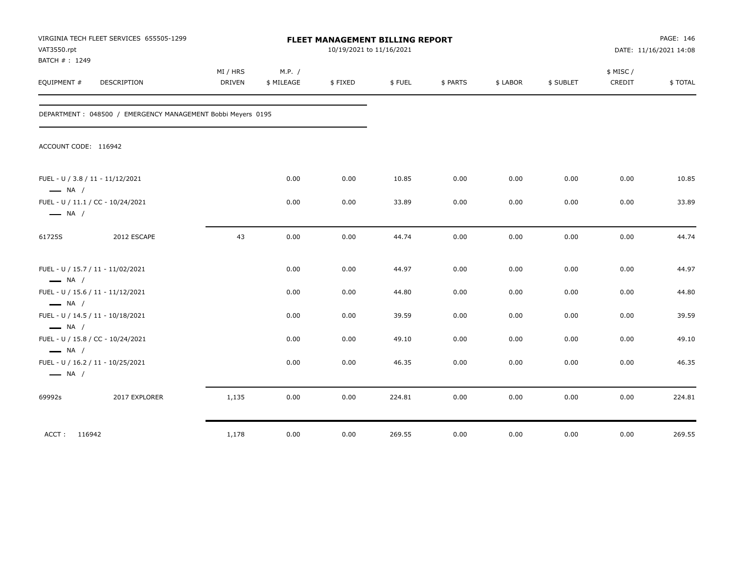VIRGINIA TECH FLEET SERVICES 655505-1299
VAT3550.rpt
BATCH # : 1249

**FLEET MANAGEMENT BILLING REPORT**
10/19/2021 to 11/16/2021

DATE: 11/16/2021 14:08

| EQUIPMENT # | DESCRIPTION | MI / HRS DRIVEN | M.P. / $ MILEAGE | $ FIXED | $ FUEL | $ PARTS | $ LABOR | $ SUBLET | $ MISC / CREDIT | $ TOTAL |
|---|---|---|---|---|---|---|---|---|---|---|
| DEPARTMENT : 048500 / EMERGENCY MANAGEMENT Bobbi Meyers 0195 | | | | | | | | | | |
| ACCOUNT CODE: 116942 | | | | | | | | | | |
| FUEL - U / 3.8 / 11 - 11/12/2021 — NA / | | | 0.00 | 0.00 | 10.85 | 0.00 | 0.00 | 0.00 | 0.00 | 10.85 |
| FUEL - U / 11.1 / CC - 10/24/2021 — NA / | | | 0.00 | 0.00 | 33.89 | 0.00 | 0.00 | 0.00 | 0.00 | 33.89 |
| 61725S | 2012 ESCAPE | 43 | 0.00 | 0.00 | 44.74 | 0.00 | 0.00 | 0.00 | 0.00 | 44.74 |
| FUEL - U / 15.7 / 11 - 11/02/2021 — NA / | | | 0.00 | 0.00 | 44.97 | 0.00 | 0.00 | 0.00 | 0.00 | 44.97 |
| FUEL - U / 15.6 / 11 - 11/12/2021 — NA / | | | 0.00 | 0.00 | 44.80 | 0.00 | 0.00 | 0.00 | 0.00 | 44.80 |
| FUEL - U / 14.5 / 11 - 10/18/2021 — NA / | | | 0.00 | 0.00 | 39.59 | 0.00 | 0.00 | 0.00 | 0.00 | 39.59 |
| FUEL - U / 15.8 / CC - 10/24/2021 — NA / | | | 0.00 | 0.00 | 49.10 | 0.00 | 0.00 | 0.00 | 0.00 | 49.10 |
| FUEL - U / 16.2 / 11 - 10/25/2021 — NA / | | | 0.00 | 0.00 | 46.35 | 0.00 | 0.00 | 0.00 | 0.00 | 46.35 |
| 69992s | 2017 EXPLORER | 1,135 | 0.00 | 0.00 | 224.81 | 0.00 | 0.00 | 0.00 | 0.00 | 224.81 |
| ACCT : 116942 | | 1,178 | 0.00 | 0.00 | 269.55 | 0.00 | 0.00 | 0.00 | 0.00 | 269.55 |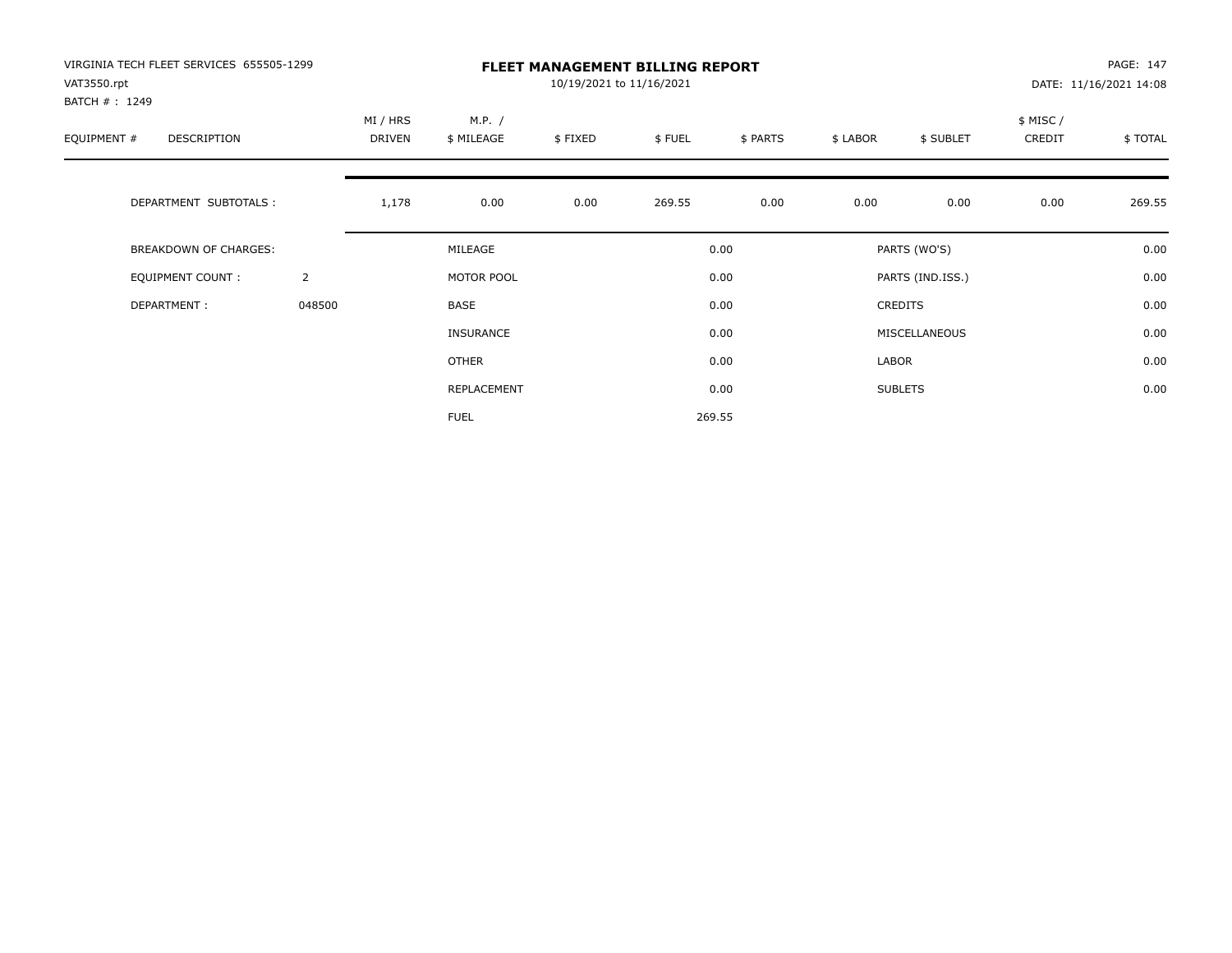VIRGINIA TECH FLEET SERVICES 655505-1299
VAT3550.rpt
BATCH # : 1249

# FLEET MANAGEMENT BILLING REPORT

10/19/2021 to 11/16/2021

PAGE: 147
DATE: 11/16/2021 14:08

| EQUIPMENT # | DESCRIPTION | MI / HRS DRIVEN | M.P. / $ MILEAGE | $ FIXED | $ FUEL | $ PARTS | $ LABOR | $ SUBLET | $ MISC / CREDIT | $ TOTAL |
|---|---|---|---|---|---|---|---|---|---|---|
| | DEPARTMENT SUBTOTALS : | 1,178 | 0.00 | 0.00 | 269.55 | 0.00 | 0.00 | 0.00 | 0.00 | 269.55 |

| | | | | | |
|---|---|---|---|---|---|
| BREAKDOWN OF CHARGES: | | MILEAGE | 0.00 | PARTS (WO'S) | 0.00 |
| EQUIPMENT COUNT : | 2 | MOTOR POOL | 0.00 | PARTS (IND.ISS.) | 0.00 |
| DEPARTMENT : | 048500 | BASE | 0.00 | CREDITS | 0.00 |
| | | INSURANCE | 0.00 | MISCELLANEOUS | 0.00 |
| | | OTHER | 0.00 | LABOR | 0.00 |
| | | REPLACEMENT | 0.00 | SUBLETS | 0.00 |
| | | FUEL | 269.55 | | |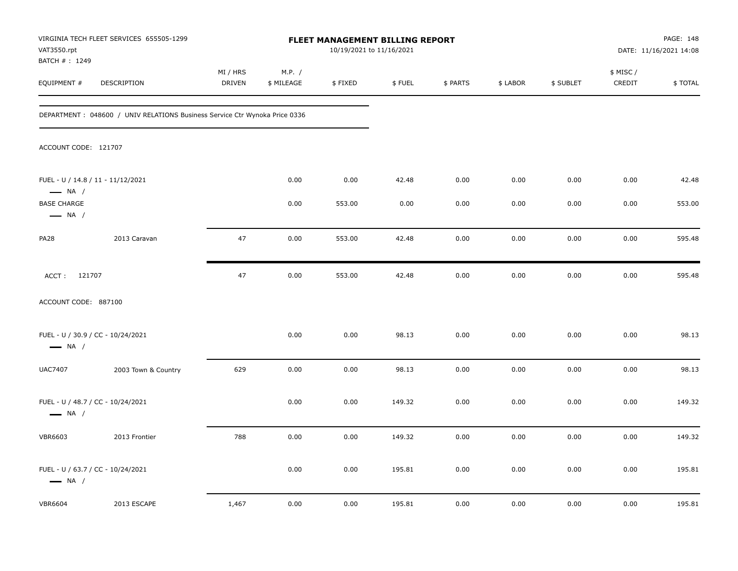VIRGINIA TECH FLEET SERVICES 655505-1299
VAT3550.rpt
BATCH # : 1249

# FLEET MANAGEMENT BILLING REPORT

10/19/2021 to 11/16/2021

DATE: 11/16/2021 14:08

| EQUIPMENT # | DESCRIPTION | MI / HRS DRIVEN | M.P. / $ MILEAGE | $ FIXED | $ FUEL | $ PARTS | $ LABOR | $ SUBLET | $ MISC / CREDIT | $ TOTAL |
|---|---|---|---|---|---|---|---|---|---|---|
| DEPARTMENT : 048600 / UNIV RELATIONS Business Service Ctr Wynoka Price 0336 | | | | | | | | | | |
| ACCOUNT CODE: 121707 | | | | | | | | | | |
| FUEL - U / 14.8 / 11 - 11/12/2021 — NA / | | | 0.00 | 0.00 | 42.48 | 0.00 | 0.00 | 0.00 | 0.00 | 42.48 |
| BASE CHARGE — NA / | | | 0.00 | 553.00 | 0.00 | 0.00 | 0.00 | 0.00 | 0.00 | 553.00 |
| PA28 | 2013 Caravan | 47 | 0.00 | 553.00 | 42.48 | 0.00 | 0.00 | 0.00 | 0.00 | 595.48 |
| ACCT : 121707 | | 47 | 0.00 | 553.00 | 42.48 | 0.00 | 0.00 | 0.00 | 0.00 | 595.48 |
| ACCOUNT CODE: 887100 | | | | | | | | | | |
| FUEL - U / 30.9 / CC - 10/24/2021 — NA / | | | 0.00 | 0.00 | 98.13 | 0.00 | 0.00 | 0.00 | 0.00 | 98.13 |
| UAC7407 | 2003 Town & Country | 629 | 0.00 | 0.00 | 98.13 | 0.00 | 0.00 | 0.00 | 0.00 | 98.13 |
| FUEL - U / 48.7 / CC - 10/24/2021 — NA / | | | 0.00 | 0.00 | 149.32 | 0.00 | 0.00 | 0.00 | 0.00 | 149.32 |
| VBR6603 | 2013 Frontier | 788 | 0.00 | 0.00 | 149.32 | 0.00 | 0.00 | 0.00 | 0.00 | 149.32 |
| FUEL - U / 63.7 / CC - 10/24/2021 — NA / | | | 0.00 | 0.00 | 195.81 | 0.00 | 0.00 | 0.00 | 0.00 | 195.81 |
| VBR6604 | 2013 ESCAPE | 1,467 | 0.00 | 0.00 | 195.81 | 0.00 | 0.00 | 0.00 | 0.00 | 195.81 |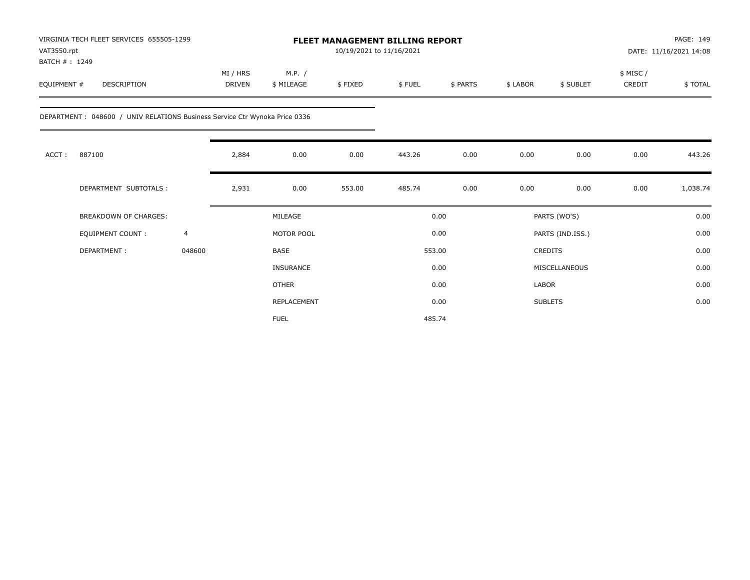VIRGINIA TECH FLEET SERVICES 655505-1299
VAT3550.rpt
BATCH # : 1249

# FLEET MANAGEMENT BILLING REPORT

10/19/2021 to 11/16/2021

DATE: 11/16/2021 14:08

| EQUIPMENT # | DESCRIPTION | MI / HRS DRIVEN | M.P. / $ MILEAGE | $ FIXED | $ FUEL | $ PARTS | $ LABOR | $ SUBLET | $ MISC / CREDIT | $ TOTAL |
|---|---|---|---|---|---|---|---|---|---|---|

DEPARTMENT : 048600 / UNIV RELATIONS Business Service Ctr Wynoka Price 0336

| | | MI / HRS DRIVEN | M.P. / $ MILEAGE | $ FIXED | $ FUEL | $ PARTS | $ LABOR | $ SUBLET | $ MISC / CREDIT | $ TOTAL |
|---|---|---|---|---|---|---|---|---|---|---|
| ACCT : | 887100 | 2,884 | 0.00 | 0.00 | 443.26 | 0.00 | 0.00 | 0.00 | 0.00 | 443.26 |
| | DEPARTMENT SUBTOTALS : | 2,931 | 0.00 | 553.00 | 485.74 | 0.00 | 0.00 | 0.00 | 0.00 | 1,038.74 |

| | | | | | |
|---|---|---|---|---|---|
| BREAKDOWN OF CHARGES: | | MILEAGE | 0.00 | PARTS (WO'S) | 0.00 |
| EQUIPMENT COUNT : | 4 | MOTOR POOL | 0.00 | PARTS (IND.ISS.) | 0.00 |
| DEPARTMENT : | 048600 | BASE | 553.00 | CREDITS | 0.00 |
| | | INSURANCE | 0.00 | MISCELLANEOUS | 0.00 |
| | | OTHER | 0.00 | LABOR | 0.00 |
| | | REPLACEMENT | 0.00 | SUBLETS | 0.00 |
| | | FUEL | 485.74 | | |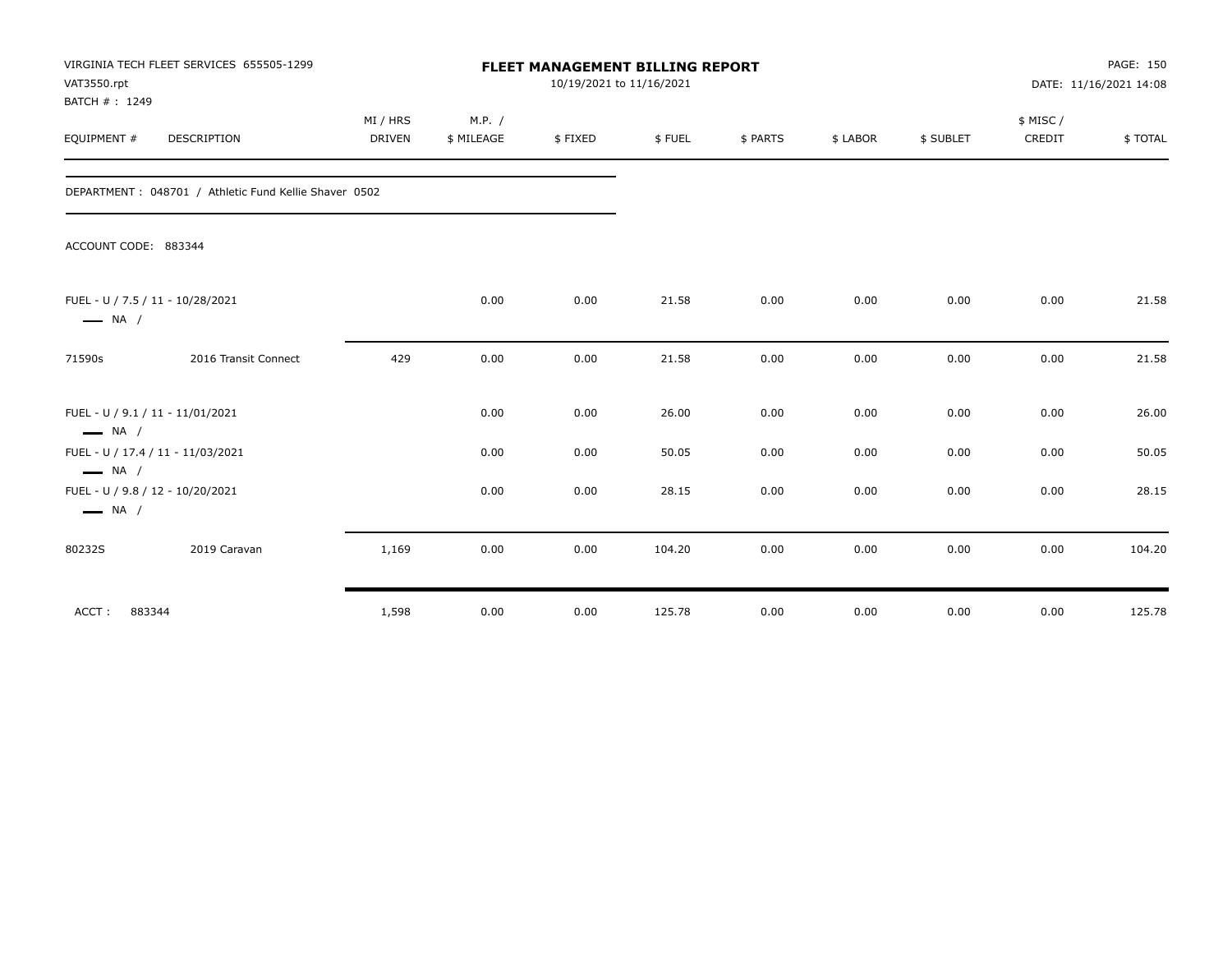VIRGINIA TECH FLEET SERVICES 655505-1299
VAT3550.rpt
BATCH # : 1249

# FLEET MANAGEMENT BILLING REPORT

10/19/2021 to 11/16/2021

DATE: 11/16/2021 14:08

| EQUIPMENT # | DESCRIPTION | MI / HRS DRIVEN | M.P. / $ MILEAGE | $ FIXED | $ FUEL | $ PARTS | $ LABOR | $ SUBLET | $ MISC / CREDIT | $ TOTAL |
|---|---|---|---|---|---|---|---|---|---|---|

DEPARTMENT : 048701 / Athletic Fund Kellie Shaver 0502

ACCOUNT CODE: 883344

| EQUIPMENT # | DESCRIPTION | MI / HRS DRIVEN | M.P. / $ MILEAGE | $ FIXED | $ FUEL | $ PARTS | $ LABOR | $ SUBLET | $ MISC / CREDIT | $ TOTAL |
|---|---|---|---|---|---|---|---|---|---|---|
| FUEL - U / 7.5 / 11 - 10/28/2021 NA / | | | 0.00 | 0.00 | 21.58 | 0.00 | 0.00 | 0.00 | 0.00 | 21.58 |
| 71590s | 2016 Transit Connect | 429 | 0.00 | 0.00 | 21.58 | 0.00 | 0.00 | 0.00 | 0.00 | 21.58 |
| FUEL - U / 9.1 / 11 - 11/01/2021 NA / | | | 0.00 | 0.00 | 26.00 | 0.00 | 0.00 | 0.00 | 0.00 | 26.00 |
| FUEL - U / 17.4 / 11 - 11/03/2021 NA / | | | 0.00 | 0.00 | 50.05 | 0.00 | 0.00 | 0.00 | 0.00 | 50.05 |
| FUEL - U / 9.8 / 12 - 10/20/2021 NA / | | | 0.00 | 0.00 | 28.15 | 0.00 | 0.00 | 0.00 | 0.00 | 28.15 |
| 80232S | 2019 Caravan | 1,169 | 0.00 | 0.00 | 104.20 | 0.00 | 0.00 | 0.00 | 0.00 | 104.20 |
| ACCT : 883344 | | 1,598 | 0.00 | 0.00 | 125.78 | 0.00 | 0.00 | 0.00 | 0.00 | 125.78 |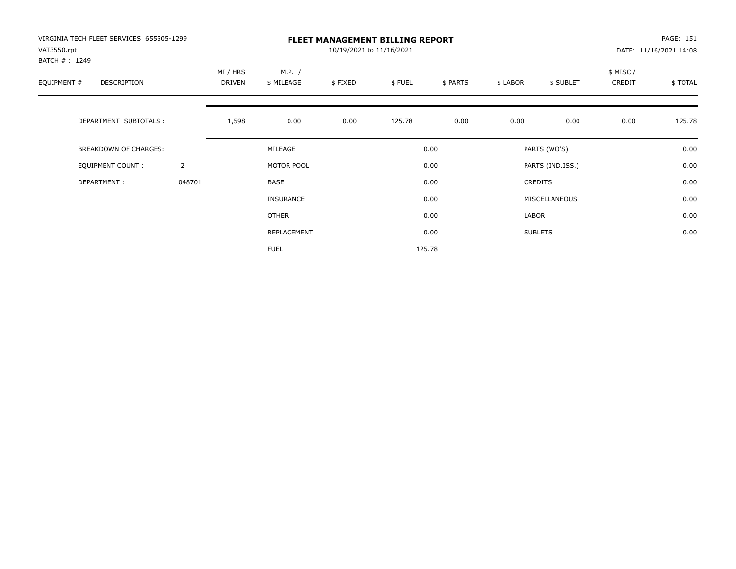VIRGINIA TECH FLEET SERVICES 655505-1299
VAT3550.rpt
BATCH # : 1249

# FLEET MANAGEMENT BILLING REPORT

10/19/2021 to 11/16/2021

PAGE: 151
DATE: 11/16/2021 14:08

| EQUIPMENT # | DESCRIPTION | MI / HRS DRIVEN | M.P. / $ MILEAGE | $ FIXED | $ FUEL | $ PARTS | $ LABOR | $ SUBLET | $ MISC / CREDIT | $ TOTAL |
|---|---|---|---|---|---|---|---|---|---|---|
| | DEPARTMENT SUBTOTALS : | 1,598 | 0.00 | 0.00 | 125.78 | 0.00 | 0.00 | 0.00 | 0.00 | 125.78 |

| | | | | | |
|---|---|---|---|---|---|
| BREAKDOWN OF CHARGES: | | MILEAGE | 0.00 | PARTS (WO'S) | 0.00 |
| EQUIPMENT COUNT : | 2 | MOTOR POOL | 0.00 | PARTS (IND.ISS.) | 0.00 |
| DEPARTMENT : | 048701 | BASE | 0.00 | CREDITS | 0.00 |
| | | INSURANCE | 0.00 | MISCELLANEOUS | 0.00 |
| | | OTHER | 0.00 | LABOR | 0.00 |
| | | REPLACEMENT | 0.00 | SUBLETS | 0.00 |
| | | FUEL | 125.78 | | |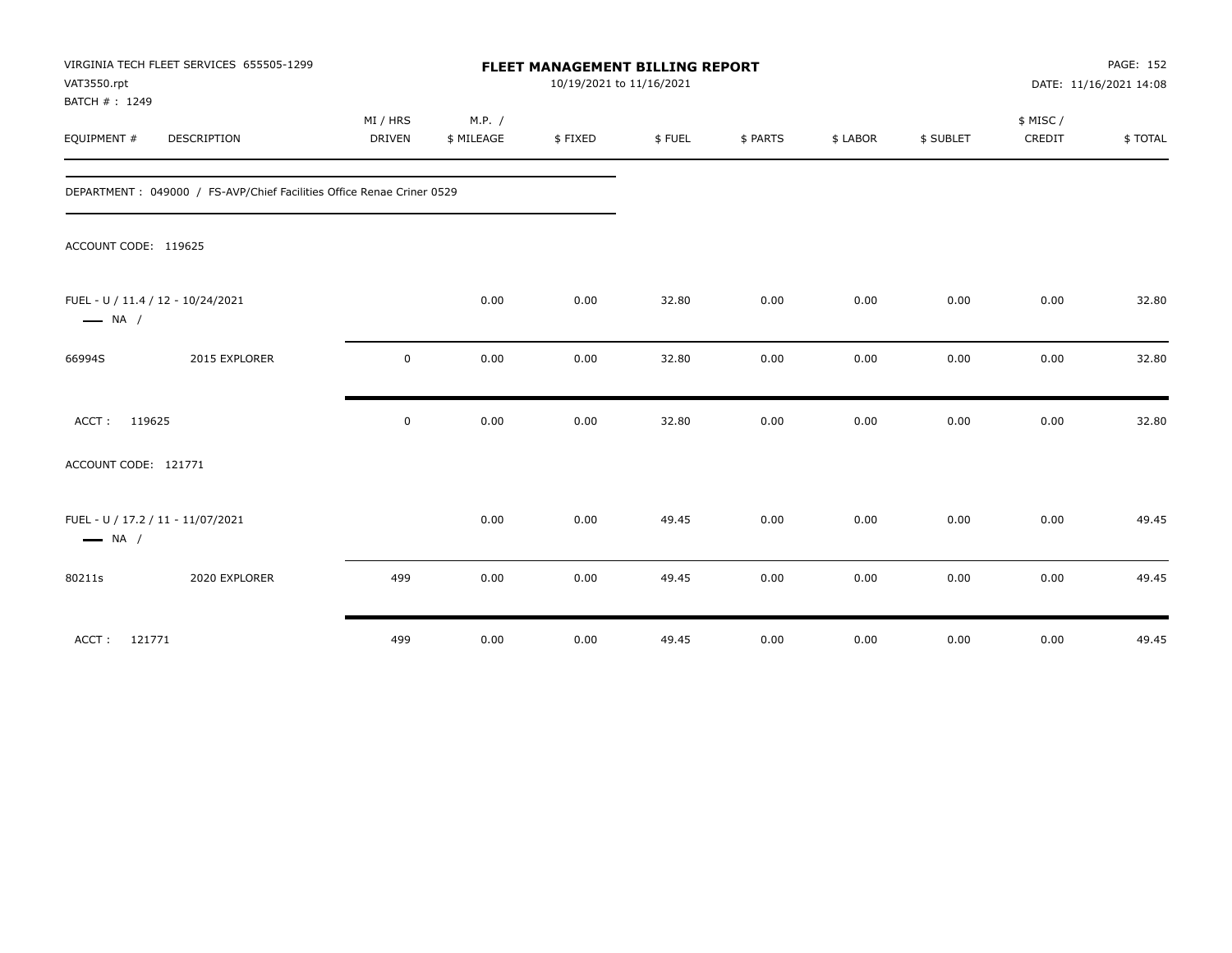VIRGINIA TECH FLEET SERVICES 655505-1299
VAT3550.rpt
BATCH # : 1249

**FLEET MANAGEMENT BILLING REPORT**
10/19/2021 to 11/16/2021

DATE: 11/16/2021 14:08

| EQUIPMENT # | DESCRIPTION | MI / HRS DRIVEN | M.P. / $ MILEAGE | $ FIXED | $ FUEL | $ PARTS | $ LABOR | $ SUBLET | $ MISC / CREDIT | $ TOTAL |
|---|---|---|---|---|---|---|---|---|---|---|

DEPARTMENT : 049000 / FS-AVP/Chief Facilities Office Renae Criner 0529

ACCOUNT CODE: 119625

| EQUIPMENT # | DESCRIPTION | MI / HRS DRIVEN | M.P. / $ MILEAGE | $ FIXED | $ FUEL | $ PARTS | $ LABOR | $ SUBLET | $ MISC / CREDIT | $ TOTAL |
|---|---|---|---|---|---|---|---|---|---|---|
| FUEL - U / 11.4 / 12 - 10/24/2021 — NA / | | | 0.00 | 0.00 | 32.80 | 0.00 | 0.00 | 0.00 | 0.00 | 32.80 |
| 66994S | 2015 EXPLORER | 0 | 0.00 | 0.00 | 32.80 | 0.00 | 0.00 | 0.00 | 0.00 | 32.80 |
| ACCT : 119625 | | 0 | 0.00 | 0.00 | 32.80 | 0.00 | 0.00 | 0.00 | 0.00 | 32.80 |

ACCOUNT CODE: 121771

| EQUIPMENT # | DESCRIPTION | MI / HRS DRIVEN | M.P. / $ MILEAGE | $ FIXED | $ FUEL | $ PARTS | $ LABOR | $ SUBLET | $ MISC / CREDIT | $ TOTAL |
|---|---|---|---|---|---|---|---|---|---|---|
| FUEL - U / 17.2 / 11 - 11/07/2021 — NA / | | | 0.00 | 0.00 | 49.45 | 0.00 | 0.00 | 0.00 | 0.00 | 49.45 |
| 80211s | 2020 EXPLORER | 499 | 0.00 | 0.00 | 49.45 | 0.00 | 0.00 | 0.00 | 0.00 | 49.45 |
| ACCT : 121771 | | 499 | 0.00 | 0.00 | 49.45 | 0.00 | 0.00 | 0.00 | 0.00 | 49.45 |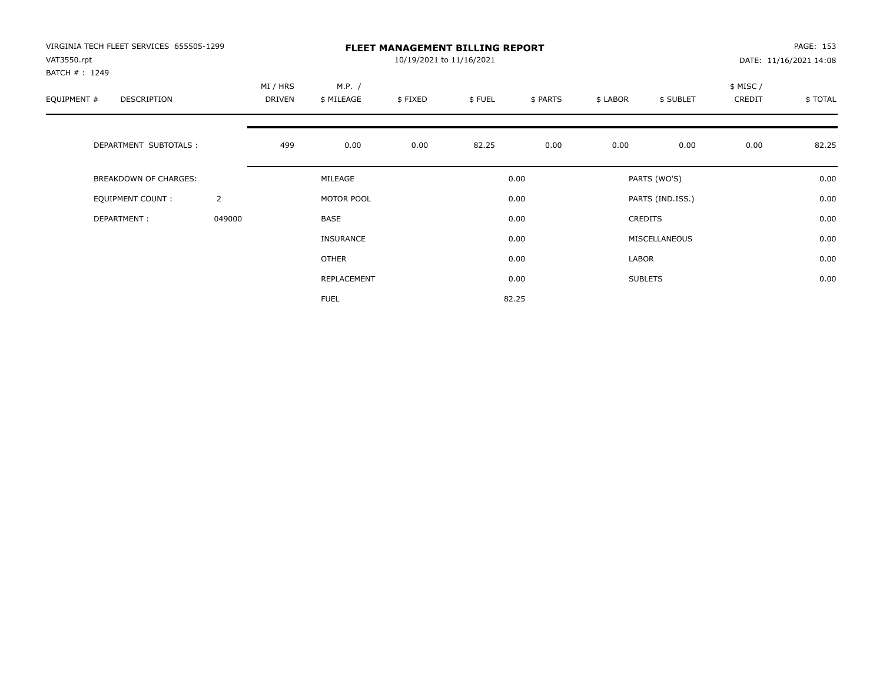VIRGINIA TECH FLEET SERVICES 655505-1299
VAT3550.rpt
BATCH # : 1249

# FLEET MANAGEMENT BILLING REPORT

10/19/2021 to 11/16/2021

DATE: 11/16/2021 14:08

| EQUIPMENT # | DESCRIPTION | MI / HRS DRIVEN | M.P. / $ MILEAGE | $ FIXED | $ FUEL | $ PARTS | $ LABOR | $ SUBLET | $ MISC / CREDIT | $ TOTAL |
|---|---|---|---|---|---|---|---|---|---|---|
| | DEPARTMENT SUBTOTALS : | 499 | 0.00 | 0.00 | 82.25 | 0.00 | 0.00 | 0.00 | 0.00 | 82.25 |

| | | | | | |
|---|---|---|---|---|---|
| BREAKDOWN OF CHARGES: | | MILEAGE | 0.00 | PARTS (WO'S) | 0.00 |
| EQUIPMENT COUNT : | 2 | MOTOR POOL | 0.00 | PARTS (IND.ISS.) | 0.00 |
| DEPARTMENT : | 049000 | BASE | 0.00 | CREDITS | 0.00 |
| | | INSURANCE | 0.00 | MISCELLANEOUS | 0.00 |
| | | OTHER | 0.00 | LABOR | 0.00 |
| | | REPLACEMENT | 0.00 | SUBLETS | 0.00 |
| | | FUEL | 82.25 | | |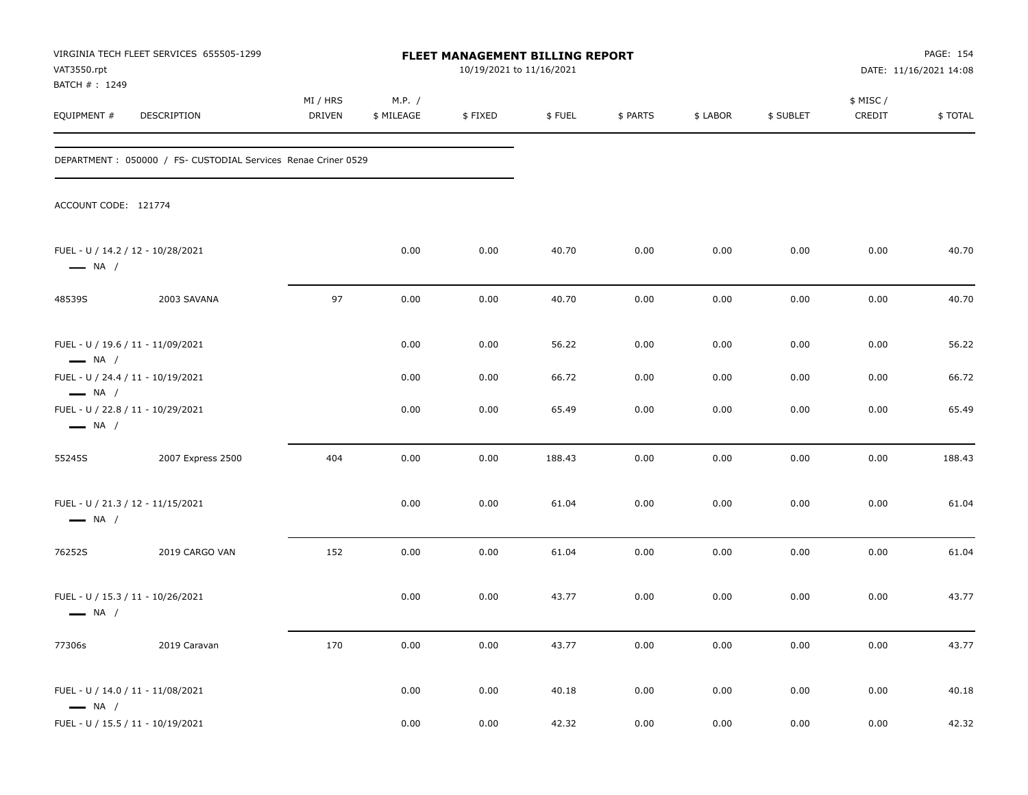VIRGINIA TECH FLEET SERVICES 655505-1299
VAT3550.rpt
BATCH # : 1249

**FLEET MANAGEMENT BILLING REPORT**
10/19/2021 to 11/16/2021

DATE: 11/16/2021 14:08

| EQUIPMENT # | DESCRIPTION | MI / HRS DRIVEN | M.P. / $ MILEAGE | $ FIXED | $ FUEL | $ PARTS | $ LABOR | $ SUBLET | $ MISC / CREDIT | $ TOTAL |
|---|---|---|---|---|---|---|---|---|---|---|

DEPARTMENT : 050000 / FS- CUSTODIAL Services Renae Criner 0529

ACCOUNT CODE: 121774

| EQUIPMENT # | DESCRIPTION | MI / HRS DRIVEN | M.P. / $ MILEAGE | $ FIXED | $ FUEL | $ PARTS | $ LABOR | $ SUBLET | $ MISC / CREDIT | $ TOTAL |
|---|---|---|---|---|---|---|---|---|---|---|
| FUEL - U / 14.2 / 12 - 10/28/2021 — NA / | | | 0.00 | 0.00 | 40.70 | 0.00 | 0.00 | 0.00 | 0.00 | 40.70 |
| 48539S | 2003 SAVANA | 97 | 0.00 | 0.00 | 40.70 | 0.00 | 0.00 | 0.00 | 0.00 | 40.70 |
| FUEL - U / 19.6 / 11 - 11/09/2021 — NA / | | | 0.00 | 0.00 | 56.22 | 0.00 | 0.00 | 0.00 | 0.00 | 56.22 |
| FUEL - U / 24.4 / 11 - 10/19/2021 — NA / | | | 0.00 | 0.00 | 66.72 | 0.00 | 0.00 | 0.00 | 0.00 | 66.72 |
| FUEL - U / 22.8 / 11 - 10/29/2021 — NA / | | | 0.00 | 0.00 | 65.49 | 0.00 | 0.00 | 0.00 | 0.00 | 65.49 |
| 55245S | 2007 Express 2500 | 404 | 0.00 | 0.00 | 188.43 | 0.00 | 0.00 | 0.00 | 0.00 | 188.43 |
| FUEL - U / 21.3 / 12 - 11/15/2021 — NA / | | | 0.00 | 0.00 | 61.04 | 0.00 | 0.00 | 0.00 | 0.00 | 61.04 |
| 76252S | 2019 CARGO VAN | 152 | 0.00 | 0.00 | 61.04 | 0.00 | 0.00 | 0.00 | 0.00 | 61.04 |
| FUEL - U / 15.3 / 11 - 10/26/2021 — NA / | | | 0.00 | 0.00 | 43.77 | 0.00 | 0.00 | 0.00 | 0.00 | 43.77 |
| 77306s | 2019 Caravan | 170 | 0.00 | 0.00 | 43.77 | 0.00 | 0.00 | 0.00 | 0.00 | 43.77 |
| FUEL - U / 14.0 / 11 - 11/08/2021 — NA / | | | 0.00 | 0.00 | 40.18 | 0.00 | 0.00 | 0.00 | 0.00 | 40.18 |
| FUEL - U / 15.5 / 11 - 10/19/2021 | | | 0.00 | 0.00 | 42.32 | 0.00 | 0.00 | 0.00 | 0.00 | 42.32 |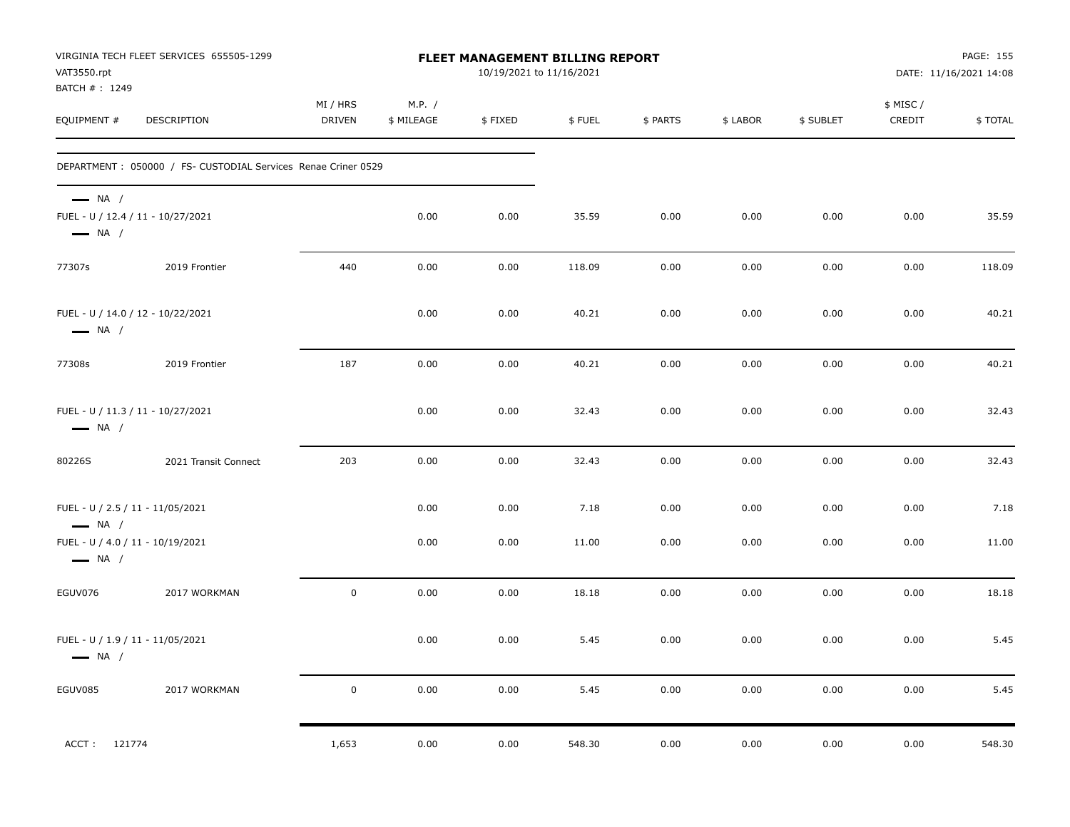VIRGINIA TECH FLEET SERVICES 655505-1299
VAT3550.rpt
BATCH # : 1249

# FLEET MANAGEMENT BILLING REPORT

10/19/2021 to 11/16/2021

DATE: 11/16/2021 14:08

| EQUIPMENT # | DESCRIPTION | MI / HRS DRIVEN | M.P. / $ MILEAGE | $ FIXED | $ FUEL | $ PARTS | $ LABOR | $ SUBLET | $ MISC / CREDIT | $ TOTAL |
|---|---|---|---|---|---|---|---|---|---|---|
| DEPARTMENT : 050000 / FS- CUSTODIAL Services Renae Criner 0529 | | | | | | | | | | |
| — NA / | | | | | | | | | | |
| FUEL - U / 12.4 / 11 - 10/27/2021 — NA / | | | 0.00 | 0.00 | 35.59 | 0.00 | 0.00 | 0.00 | 0.00 | 35.59 |
| 77307s | 2019 Frontier | 440 | 0.00 | 0.00 | 118.09 | 0.00 | 0.00 | 0.00 | 0.00 | 118.09 |
| FUEL - U / 14.0 / 12 - 10/22/2021 — NA / | | | 0.00 | 0.00 | 40.21 | 0.00 | 0.00 | 0.00 | 0.00 | 40.21 |
| 77308s | 2019 Frontier | 187 | 0.00 | 0.00 | 40.21 | 0.00 | 0.00 | 0.00 | 0.00 | 40.21 |
| FUEL - U / 11.3 / 11 - 10/27/2021 — NA / | | | 0.00 | 0.00 | 32.43 | 0.00 | 0.00 | 0.00 | 0.00 | 32.43 |
| 80226S | 2021 Transit Connect | 203 | 0.00 | 0.00 | 32.43 | 0.00 | 0.00 | 0.00 | 0.00 | 32.43 |
| FUEL - U / 2.5 / 11 - 11/05/2021 — NA / | | | 0.00 | 0.00 | 7.18 | 0.00 | 0.00 | 0.00 | 0.00 | 7.18 |
| FUEL - U / 4.0 / 11 - 10/19/2021 — NA / | | | 0.00 | 0.00 | 11.00 | 0.00 | 0.00 | 0.00 | 0.00 | 11.00 |
| EGUV076 | 2017 WORKMAN | 0 | 0.00 | 0.00 | 18.18 | 0.00 | 0.00 | 0.00 | 0.00 | 18.18 |
| FUEL - U / 1.9 / 11 - 11/05/2021 — NA / | | | 0.00 | 0.00 | 5.45 | 0.00 | 0.00 | 0.00 | 0.00 | 5.45 |
| EGUV085 | 2017 WORKMAN | 0 | 0.00 | 0.00 | 5.45 | 0.00 | 0.00 | 0.00 | 0.00 | 5.45 |
| ACCT : 121774 | | 1,653 | 0.00 | 0.00 | 548.30 | 0.00 | 0.00 | 0.00 | 0.00 | 548.30 |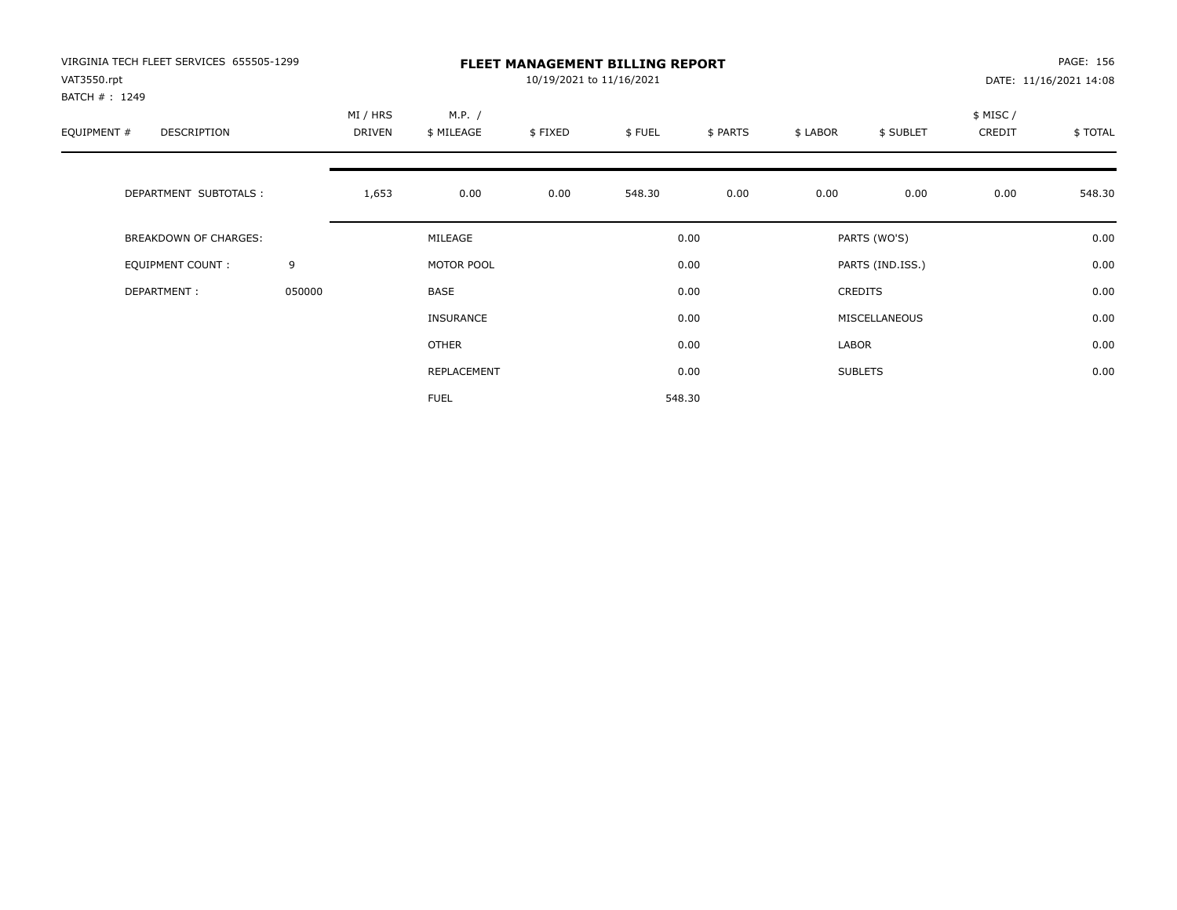VIRGINIA TECH FLEET SERVICES 655505-1299
VAT3550.rpt
BATCH # : 1249

# FLEET MANAGEMENT BILLING REPORT

10/19/2021 to 11/16/2021

DATE: 11/16/2021 14:08

| EQUIPMENT # | DESCRIPTION | MI / HRS DRIVEN | M.P. / $ MILEAGE | $ FIXED | $ FUEL | $ PARTS | $ LABOR | $ SUBLET | $ MISC / CREDIT | $ TOTAL |
|---|---|---|---|---|---|---|---|---|---|---|
| | DEPARTMENT SUBTOTALS : | 1,653 | 0.00 | 0.00 | 548.30 | 0.00 | 0.00 | 0.00 | 0.00 | 548.30 |

| | | | | | |
|---|---|---|---|---|---|
| BREAKDOWN OF CHARGES: | | MILEAGE | 0.00 | PARTS (WO'S) | 0.00 |
| EQUIPMENT COUNT : | 9 | MOTOR POOL | 0.00 | PARTS (IND.ISS.) | 0.00 |
| DEPARTMENT : | 050000 | BASE | 0.00 | CREDITS | 0.00 |
| | | INSURANCE | 0.00 | MISCELLANEOUS | 0.00 |
| | | OTHER | 0.00 | LABOR | 0.00 |
| | | REPLACEMENT | 0.00 | SUBLETS | 0.00 |
| | | FUEL | 548.30 | | |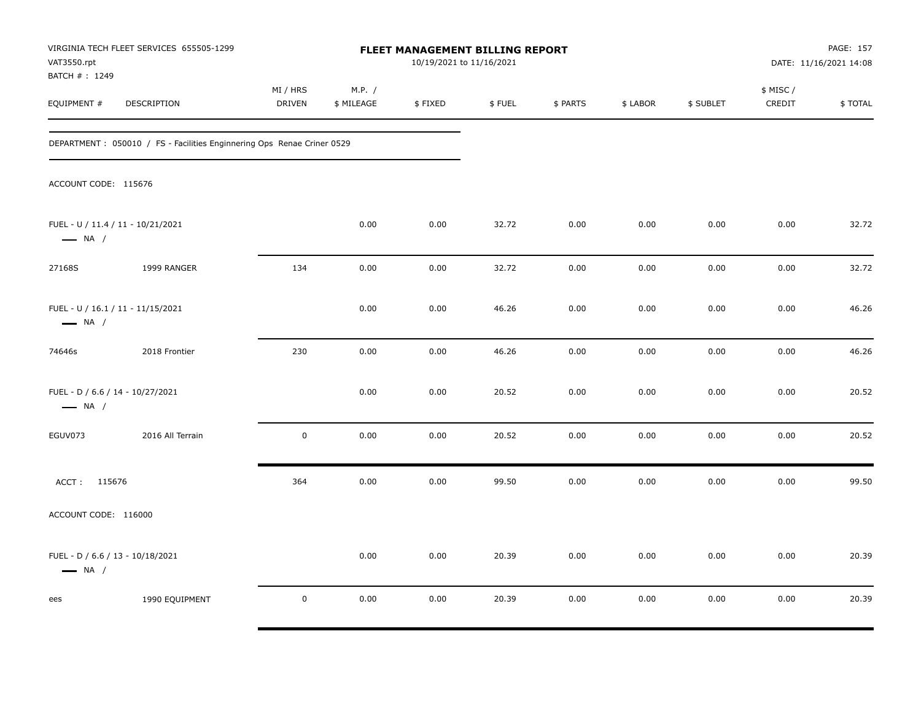VIRGINIA TECH FLEET SERVICES 655505-1299
VAT3550.rpt
BATCH # : 1249

**FLEET MANAGEMENT BILLING REPORT**
10/19/2021 to 11/16/2021

DATE: 11/16/2021 14:08

| EQUIPMENT # | DESCRIPTION | MI / HRS DRIVEN | M.P. / $ MILEAGE | $ FIXED | $ FUEL | $ PARTS | $ LABOR | $ SUBLET | $ MISC / CREDIT | $ TOTAL |
|---|---|---|---|---|---|---|---|---|---|---|

DEPARTMENT : 050010 / FS - Facilities Enginnering Ops Renae Criner 0529

ACCOUNT CODE: 115676

| EQUIPMENT # | DESCRIPTION | MI / HRS DRIVEN | M.P. / $ MILEAGE | $ FIXED | $ FUEL | $ PARTS | $ LABOR | $ SUBLET | $ MISC / CREDIT | $ TOTAL |
|---|---|---|---|---|---|---|---|---|---|---|
| FUEL - U / 11.4 / 11 - 10/21/2021 — NA / | | | 0.00 | 0.00 | 32.72 | 0.00 | 0.00 | 0.00 | 0.00 | 32.72 |
| 27168S | 1999 RANGER | 134 | 0.00 | 0.00 | 32.72 | 0.00 | 0.00 | 0.00 | 0.00 | 32.72 |
| FUEL - U / 16.1 / 11 - 11/15/2021 — NA / | | | 0.00 | 0.00 | 46.26 | 0.00 | 0.00 | 0.00 | 0.00 | 46.26 |
| 74646s | 2018 Frontier | 230 | 0.00 | 0.00 | 46.26 | 0.00 | 0.00 | 0.00 | 0.00 | 46.26 |
| FUEL - D / 6.6 / 14 - 10/27/2021 — NA / | | | 0.00 | 0.00 | 20.52 | 0.00 | 0.00 | 0.00 | 0.00 | 20.52 |
| EGUV073 | 2016 All Terrain | 0 | 0.00 | 0.00 | 20.52 | 0.00 | 0.00 | 0.00 | 0.00 | 20.52 |
| ACCT : 115676 | | 364 | 0.00 | 0.00 | 99.50 | 0.00 | 0.00 | 0.00 | 0.00 | 99.50 |

ACCOUNT CODE: 116000

| EQUIPMENT # | DESCRIPTION | MI / HRS DRIVEN | M.P. / $ MILEAGE | $ FIXED | $ FUEL | $ PARTS | $ LABOR | $ SUBLET | $ MISC / CREDIT | $ TOTAL |
|---|---|---|---|---|---|---|---|---|---|---|
| FUEL - D / 6.6 / 13 - 10/18/2021 — NA / | | | 0.00 | 0.00 | 20.39 | 0.00 | 0.00 | 0.00 | 0.00 | 20.39 |
| ees | 1990 EQUIPMENT | 0 | 0.00 | 0.00 | 20.39 | 0.00 | 0.00 | 0.00 | 0.00 | 20.39 |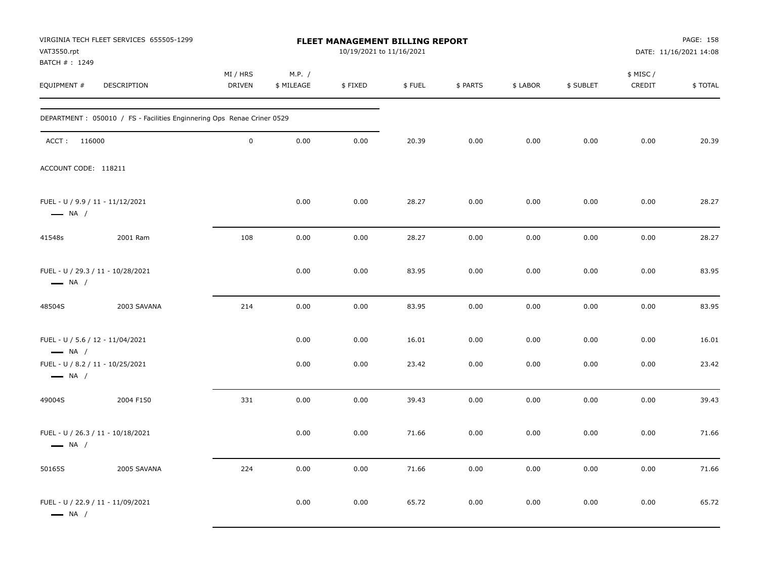VIRGINIA TECH FLEET SERVICES 655505-1299
VAT3550.rpt
BATCH # : 1249

**FLEET MANAGEMENT BILLING REPORT**
10/19/2021 to 11/16/2021

DATE: 11/16/2021 14:08

| EQUIPMENT # | DESCRIPTION | MI / HRS DRIVEN | M.P. / $ MILEAGE | $ FIXED | $ FUEL | $ PARTS | $ LABOR | $ SUBLET | $ MISC / CREDIT | $ TOTAL |
|---|---|---|---|---|---|---|---|---|---|---|
| DEPARTMENT : 050010 / FS - Facilities Enginnering Ops Renae Criner 0529 | | | | | | | | | | |
| ACCT : 116000 | | 0 | 0.00 | 0.00 | 20.39 | 0.00 | 0.00 | 0.00 | 0.00 | 20.39 |
| ACCOUNT CODE: 118211 | | | | | | | | | | |
| FUEL - U / 9.9 / 11 - 11/12/2021 — NA / | | | 0.00 | 0.00 | 28.27 | 0.00 | 0.00 | 0.00 | 0.00 | 28.27 |
| 41548s | 2001 Ram | 108 | 0.00 | 0.00 | 28.27 | 0.00 | 0.00 | 0.00 | 0.00 | 28.27 |
| FUEL - U / 29.3 / 11 - 10/28/2021 — NA / | | | 0.00 | 0.00 | 83.95 | 0.00 | 0.00 | 0.00 | 0.00 | 83.95 |
| 48504S | 2003 SAVANA | 214 | 0.00 | 0.00 | 83.95 | 0.00 | 0.00 | 0.00 | 0.00 | 83.95 |
| FUEL - U / 5.6 / 12 - 11/04/2021 — NA / | | | 0.00 | 0.00 | 16.01 | 0.00 | 0.00 | 0.00 | 0.00 | 16.01 |
| FUEL - U / 8.2 / 11 - 10/25/2021 — NA / | | | 0.00 | 0.00 | 23.42 | 0.00 | 0.00 | 0.00 | 0.00 | 23.42 |
| 49004S | 2004 F150 | 331 | 0.00 | 0.00 | 39.43 | 0.00 | 0.00 | 0.00 | 0.00 | 39.43 |
| FUEL - U / 26.3 / 11 - 10/18/2021 — NA / | | | 0.00 | 0.00 | 71.66 | 0.00 | 0.00 | 0.00 | 0.00 | 71.66 |
| 50165S | 2005 SAVANA | 224 | 0.00 | 0.00 | 71.66 | 0.00 | 0.00 | 0.00 | 0.00 | 71.66 |
| FUEL - U / 22.9 / 11 - 11/09/2021 — NA / | | | 0.00 | 0.00 | 65.72 | 0.00 | 0.00 | 0.00 | 0.00 | 65.72 |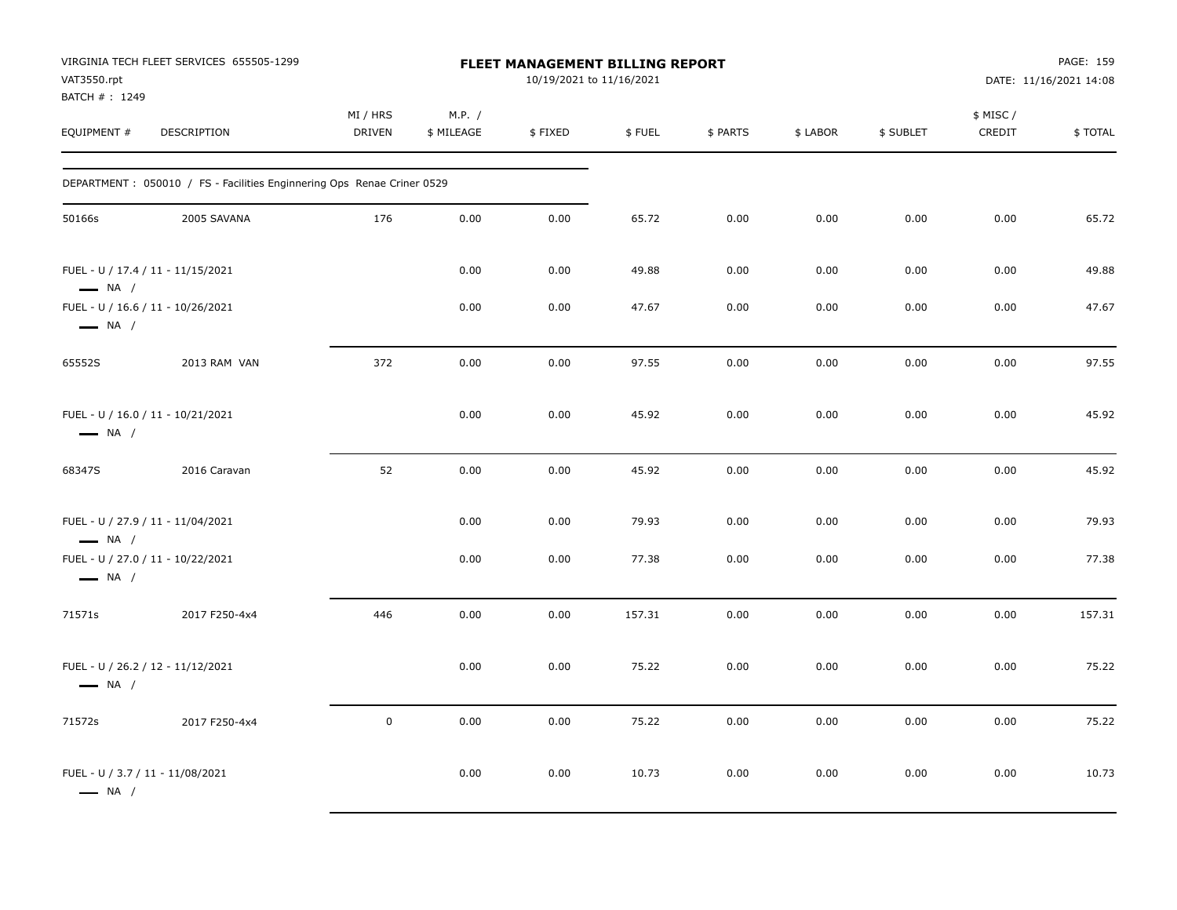VIRGINIA TECH FLEET SERVICES 655505-1299
VAT3550.rpt
BATCH # : 1249

**FLEET MANAGEMENT BILLING REPORT**
10/19/2021 to 11/16/2021

DATE: 11/16/2021 14:08

| EQUIPMENT # | DESCRIPTION | MI / HRS DRIVEN | M.P. / $ MILEAGE | $ FIXED | $ FUEL | $ PARTS | $ LABOR | $ SUBLET | $ MISC / CREDIT | $ TOTAL |
|---|---|---|---|---|---|---|---|---|---|---|
| DEPARTMENT : 050010 / FS - Facilities Enginnering Ops Renae Criner 0529 | | | | | | | | | | |
| 50166s | 2005 SAVANA | 176 | 0.00 | 0.00 | 65.72 | 0.00 | 0.00 | 0.00 | 0.00 | 65.72 |
| FUEL - U / 17.4 / 11 - 11/15/2021 — NA / | | | 0.00 | 0.00 | 49.88 | 0.00 | 0.00 | 0.00 | 0.00 | 49.88 |
| FUEL - U / 16.6 / 11 - 10/26/2021 — NA / | | | 0.00 | 0.00 | 47.67 | 0.00 | 0.00 | 0.00 | 0.00 | 47.67 |
| 65552S | 2013 RAM VAN | 372 | 0.00 | 0.00 | 97.55 | 0.00 | 0.00 | 0.00 | 0.00 | 97.55 |
| FUEL - U / 16.0 / 11 - 10/21/2021 — NA / | | | 0.00 | 0.00 | 45.92 | 0.00 | 0.00 | 0.00 | 0.00 | 45.92 |
| 68347S | 2016 Caravan | 52 | 0.00 | 0.00 | 45.92 | 0.00 | 0.00 | 0.00 | 0.00 | 45.92 |
| FUEL - U / 27.9 / 11 - 11/04/2021 — NA / | | | 0.00 | 0.00 | 79.93 | 0.00 | 0.00 | 0.00 | 0.00 | 79.93 |
| FUEL - U / 27.0 / 11 - 10/22/2021 — NA / | | | 0.00 | 0.00 | 77.38 | 0.00 | 0.00 | 0.00 | 0.00 | 77.38 |
| 71571s | 2017 F250-4x4 | 446 | 0.00 | 0.00 | 157.31 | 0.00 | 0.00 | 0.00 | 0.00 | 157.31 |
| FUEL - U / 26.2 / 12 - 11/12/2021 — NA / | | | 0.00 | 0.00 | 75.22 | 0.00 | 0.00 | 0.00 | 0.00 | 75.22 |
| 71572s | 2017 F250-4x4 | 0 | 0.00 | 0.00 | 75.22 | 0.00 | 0.00 | 0.00 | 0.00 | 75.22 |
| FUEL - U / 3.7 / 11 - 11/08/2021 — NA / | | | 0.00 | 0.00 | 10.73 | 0.00 | 0.00 | 0.00 | 0.00 | 10.73 |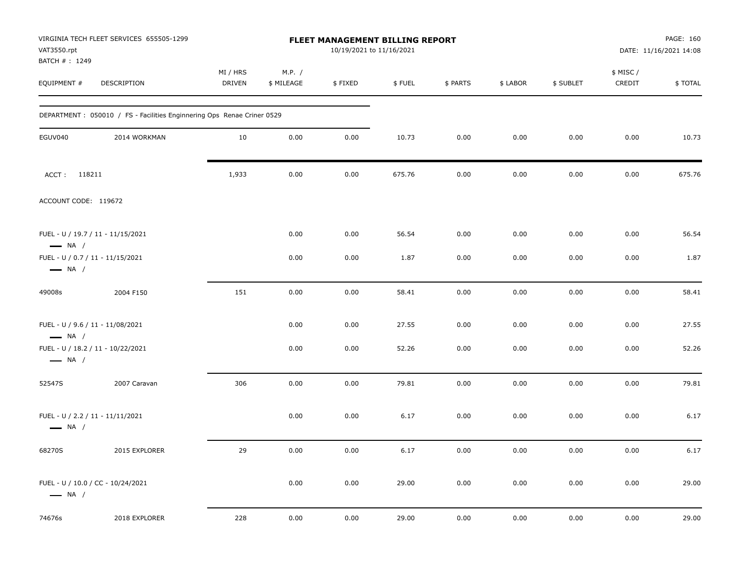VIRGINIA TECH FLEET SERVICES 655505-1299
VAT3550.rpt
BATCH # : 1249

**FLEET MANAGEMENT BILLING REPORT**
10/19/2021 to 11/16/2021

PAGE: 160
DATE: 11/16/2021 14:08

| EQUIPMENT # | DESCRIPTION | MI / HRS DRIVEN | M.P. / $ MILEAGE | $ FIXED | $ FUEL | $ PARTS | $ LABOR | $ SUBLET | $ MISC / CREDIT | $ TOTAL |
|---|---|---|---|---|---|---|---|---|---|---|
| DEPARTMENT : 050010 / FS - Facilities Enginnering Ops Renae Criner 0529 | | | | | | | | | | |
| EGUV040 | 2014 WORKMAN | 10 | 0.00 | 0.00 | 10.73 | 0.00 | 0.00 | 0.00 | 0.00 | 10.73 |
| ACCT : 118211 | | 1,933 | 0.00 | 0.00 | 675.76 | 0.00 | 0.00 | 0.00 | 0.00 | 675.76 |
| ACCOUNT CODE: 119672 | | | | | | | | | | |
| FUEL - U / 19.7 / 11 - 11/15/2021 — NA / | | | 0.00 | 0.00 | 56.54 | 0.00 | 0.00 | 0.00 | 0.00 | 56.54 |
| FUEL - U / 0.7 / 11 - 11/15/2021 — NA / | | | 0.00 | 0.00 | 1.87 | 0.00 | 0.00 | 0.00 | 0.00 | 1.87 |
| 49008s | 2004 F150 | 151 | 0.00 | 0.00 | 58.41 | 0.00 | 0.00 | 0.00 | 0.00 | 58.41 |
| FUEL - U / 9.6 / 11 - 11/08/2021 — NA / | | | 0.00 | 0.00 | 27.55 | 0.00 | 0.00 | 0.00 | 0.00 | 27.55 |
| FUEL - U / 18.2 / 11 - 10/22/2021 — NA / | | | 0.00 | 0.00 | 52.26 | 0.00 | 0.00 | 0.00 | 0.00 | 52.26 |
| 52547S | 2007 Caravan | 306 | 0.00 | 0.00 | 79.81 | 0.00 | 0.00 | 0.00 | 0.00 | 79.81 |
| FUEL - U / 2.2 / 11 - 11/11/2021 — NA / | | | 0.00 | 0.00 | 6.17 | 0.00 | 0.00 | 0.00 | 0.00 | 6.17 |
| 68270S | 2015 EXPLORER | 29 | 0.00 | 0.00 | 6.17 | 0.00 | 0.00 | 0.00 | 0.00 | 6.17 |
| FUEL - U / 10.0 / CC - 10/24/2021 — NA / | | | 0.00 | 0.00 | 29.00 | 0.00 | 0.00 | 0.00 | 0.00 | 29.00 |
| 74676s | 2018 EXPLORER | 228 | 0.00 | 0.00 | 29.00 | 0.00 | 0.00 | 0.00 | 0.00 | 29.00 |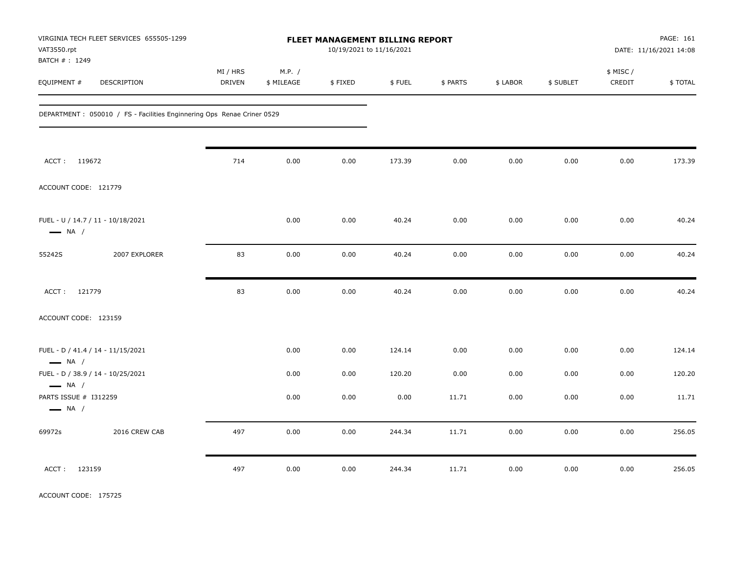VIRGINIA TECH FLEET SERVICES 655505-1299
VAT3550.rpt
BATCH # : 1249

**FLEET MANAGEMENT BILLING REPORT**
10/19/2021 to 11/16/2021

DATE: 11/16/2021 14:08

DEPARTMENT : 050010 / FS - Facilities Enginnering Ops Renae Criner 0529

| EQUIPMENT # | DESCRIPTION | MI / HRS DRIVEN | M.P. / $ MILEAGE | $ FIXED | $ FUEL | $ PARTS | $ LABOR | $ SUBLET | $ MISC / CREDIT | $ TOTAL |
|---|---|---|---|---|---|---|---|---|---|---|
| ACCT : 119672 | | 714 | 0.00 | 0.00 | 173.39 | 0.00 | 0.00 | 0.00 | 0.00 | 173.39 |
| ACCOUNT CODE: 121779 | | | | | | | | | | |
| FUEL - U / 14.7 / 11 - 10/18/2021 — NA / | | | 0.00 | 0.00 | 40.24 | 0.00 | 0.00 | 0.00 | 0.00 | 40.24 |
| 55242S | 2007 EXPLORER | 83 | 0.00 | 0.00 | 40.24 | 0.00 | 0.00 | 0.00 | 0.00 | 40.24 |
| ACCT : 121779 | | 83 | 0.00 | 0.00 | 40.24 | 0.00 | 0.00 | 0.00 | 0.00 | 40.24 |
| ACCOUNT CODE: 123159 | | | | | | | | | | |
| FUEL - D / 41.4 / 14 - 11/15/2021 — NA / | | | 0.00 | 0.00 | 124.14 | 0.00 | 0.00 | 0.00 | 0.00 | 124.14 |
| FUEL - D / 38.9 / 14 - 10/25/2021 — NA / | | | 0.00 | 0.00 | 120.20 | 0.00 | 0.00 | 0.00 | 0.00 | 120.20 |
| PARTS ISSUE # I312259 — NA / | | | 0.00 | 0.00 | 0.00 | 11.71 | 0.00 | 0.00 | 0.00 | 11.71 |
| 69972s | 2016 CREW CAB | 497 | 0.00 | 0.00 | 244.34 | 11.71 | 0.00 | 0.00 | 0.00 | 256.05 |
| ACCT : 123159 | | 497 | 0.00 | 0.00 | 244.34 | 11.71 | 0.00 | 0.00 | 0.00 | 256.05 |

ACCOUNT CODE: 175725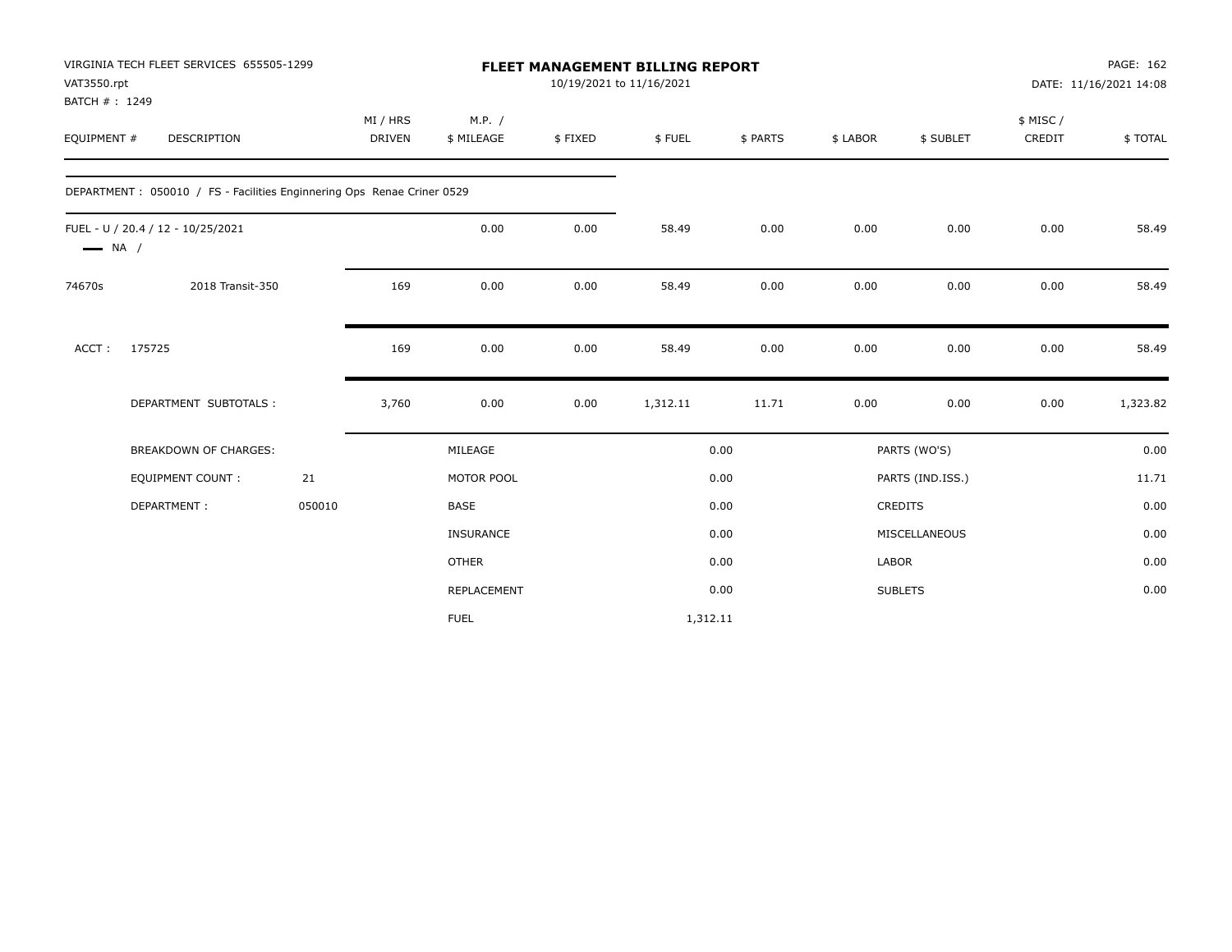VIRGINIA TECH FLEET SERVICES 655505-1299
VAT3550.rpt
BATCH # : 1249

# FLEET MANAGEMENT BILLING REPORT

10/19/2021 to 11/16/2021

PAGE: 162
DATE: 11/16/2021 14:08

| EQUIPMENT # | DESCRIPTION | MI / HRS DRIVEN | M.P. / $ MILEAGE | $ FIXED | $ FUEL | $ PARTS | $ LABOR | $ SUBLET | $ MISC / CREDIT | $ TOTAL |
|---|---|---|---|---|---|---|---|---|---|---|
| DEPARTMENT : 050010 / FS - Facilities Enginnering Ops Renae Criner 0529 | | | | | | | | | | |
| FUEL - U / 20.4 / 12 - 10/25/2021 — NA / | | | 0.00 | 0.00 | 58.49 | 0.00 | 0.00 | 0.00 | 0.00 | 58.49 |
| 74670s | 2018 Transit-350 | 169 | 0.00 | 0.00 | 58.49 | 0.00 | 0.00 | 0.00 | 0.00 | 58.49 |
| ACCT : 175725 | | 169 | 0.00 | 0.00 | 58.49 | 0.00 | 0.00 | 0.00 | 0.00 | 58.49 |
| | DEPARTMENT SUBTOTALS : | 3,760 | 0.00 | 0.00 | 1,312.11 | 11.71 | 0.00 | 0.00 | 0.00 | 1,323.82 |

| BREAKDOWN OF CHARGES: | | | | | |
|---|---|---|---|---|---|
| EQUIPMENT COUNT : | 21 | MILEAGE | 0.00 | PARTS (WO'S) | 0.00 |
| DEPARTMENT : | 050010 | MOTOR POOL | 0.00 | PARTS (IND.ISS.) | 11.71 |
| | | BASE | 0.00 | CREDITS | 0.00 |
| | | INSURANCE | 0.00 | MISCELLANEOUS | 0.00 |
| | | OTHER | 0.00 | LABOR | 0.00 |
| | | REPLACEMENT | 0.00 | SUBLETS | 0.00 |
| | | FUEL | 1,312.11 | | |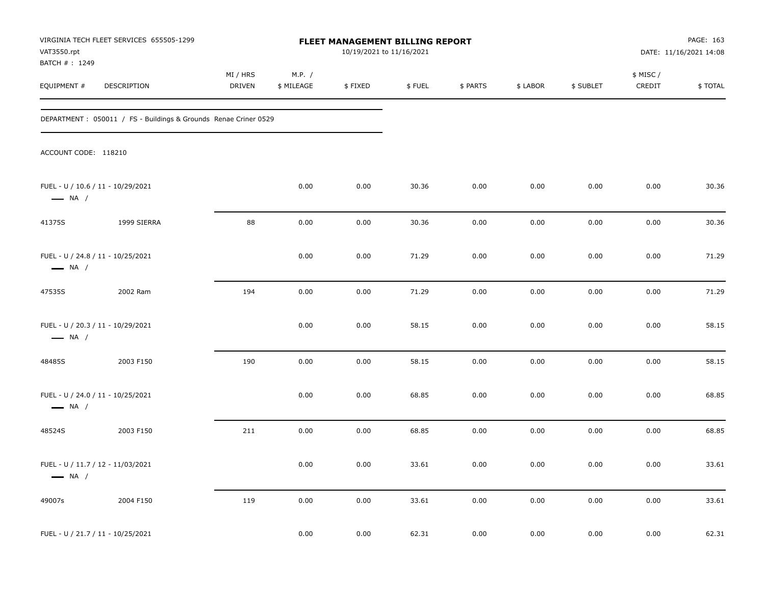VIRGINIA TECH FLEET SERVICES 655505-1299
VAT3550.rpt
BATCH # : 1249

**FLEET MANAGEMENT BILLING REPORT**
10/19/2021 to 11/16/2021

DATE: 11/16/2021 14:08

| EQUIPMENT # | DESCRIPTION | MI / HRS DRIVEN | M.P. / $ MILEAGE | $ FIXED | $ FUEL | $ PARTS | $ LABOR | $ SUBLET | $ MISC / CREDIT | $ TOTAL |
|---|---|---|---|---|---|---|---|---|---|---|

DEPARTMENT : 050011 / FS - Buildings & Grounds Renae Criner 0529

ACCOUNT CODE: 118210

| EQUIPMENT # | DESCRIPTION | MI / HRS DRIVEN | M.P. / $ MILEAGE | $ FIXED | $ FUEL | $ PARTS | $ LABOR | $ SUBLET | $ MISC / CREDIT | $ TOTAL |
|---|---|---|---|---|---|---|---|---|---|---|
| FUEL - U / 10.6 / 11 - 10/29/2021 — NA / | | | 0.00 | 0.00 | 30.36 | 0.00 | 0.00 | 0.00 | 0.00 | 30.36 |
| 41375S | 1999 SIERRA | 88 | 0.00 | 0.00 | 30.36 | 0.00 | 0.00 | 0.00 | 0.00 | 30.36 |
| FUEL - U / 24.8 / 11 - 10/25/2021 — NA / | | | 0.00 | 0.00 | 71.29 | 0.00 | 0.00 | 0.00 | 0.00 | 71.29 |
| 47535S | 2002 Ram | 194 | 0.00 | 0.00 | 71.29 | 0.00 | 0.00 | 0.00 | 0.00 | 71.29 |
| FUEL - U / 20.3 / 11 - 10/29/2021 — NA / | | | 0.00 | 0.00 | 58.15 | 0.00 | 0.00 | 0.00 | 0.00 | 58.15 |
| 48485S | 2003 F150 | 190 | 0.00 | 0.00 | 58.15 | 0.00 | 0.00 | 0.00 | 0.00 | 58.15 |
| FUEL - U / 24.0 / 11 - 10/25/2021 — NA / | | | 0.00 | 0.00 | 68.85 | 0.00 | 0.00 | 0.00 | 0.00 | 68.85 |
| 48524S | 2003 F150 | 211 | 0.00 | 0.00 | 68.85 | 0.00 | 0.00 | 0.00 | 0.00 | 68.85 |
| FUEL - U / 11.7 / 12 - 11/03/2021 — NA / | | | 0.00 | 0.00 | 33.61 | 0.00 | 0.00 | 0.00 | 0.00 | 33.61 |
| 49007s | 2004 F150 | 119 | 0.00 | 0.00 | 33.61 | 0.00 | 0.00 | 0.00 | 0.00 | 33.61 |
| FUEL - U / 21.7 / 11 - 10/25/2021 | | | 0.00 | 0.00 | 62.31 | 0.00 | 0.00 | 0.00 | 0.00 | 62.31 |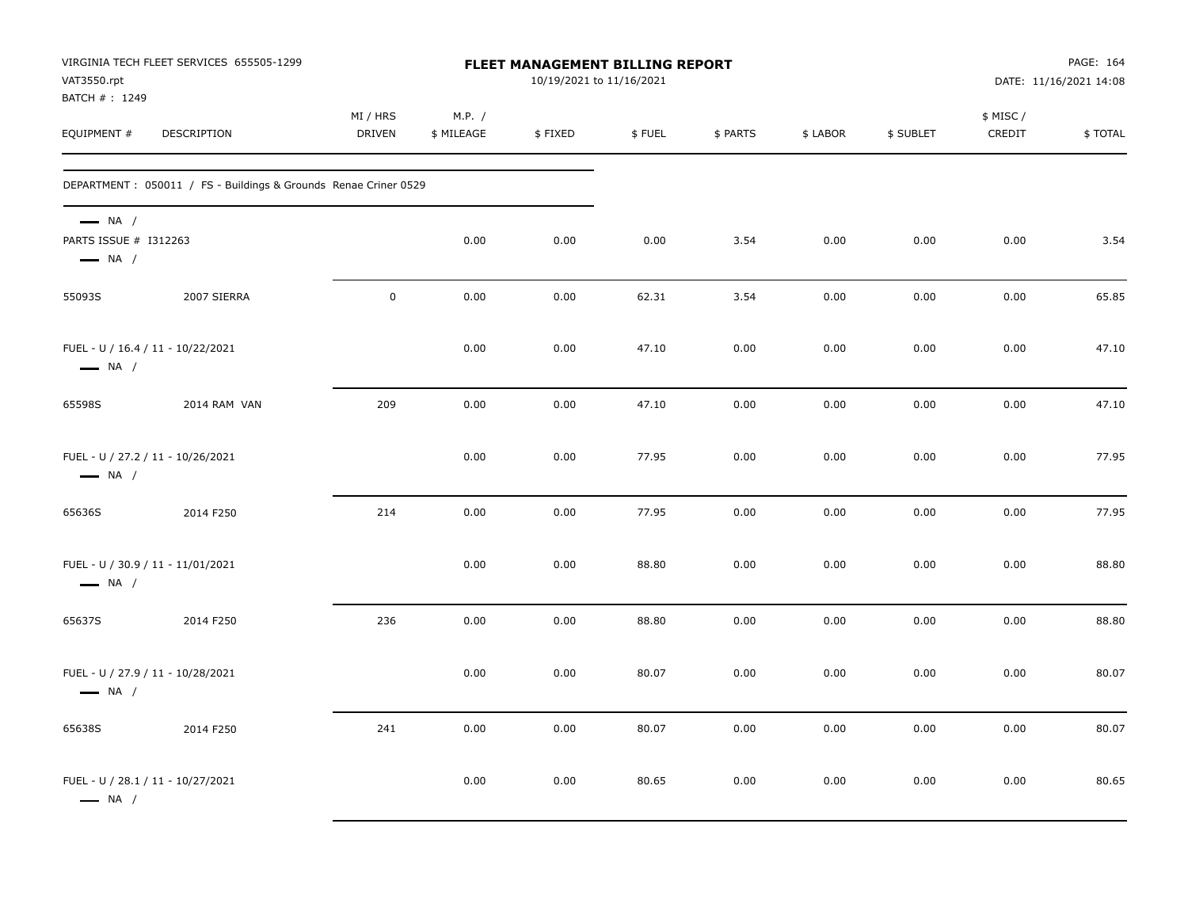VIRGINIA TECH FLEET SERVICES 655505-1299
VAT3550.rpt
BATCH # : 1249

# FLEET MANAGEMENT BILLING REPORT

10/19/2021 to 11/16/2021

DATE: 11/16/2021 14:08

| EQUIPMENT # | DESCRIPTION | MI / HRS DRIVEN | M.P. / $ MILEAGE | $ FIXED | $ FUEL | $ PARTS | $ LABOR | $ SUBLET | $ MISC / CREDIT | $ TOTAL |
|---|---|---|---|---|---|---|---|---|---|---|
| DEPARTMENT : 050011 / FS - Buildings & Grounds Renae Criner 0529 | | | | | | | | | | |
| — NA / PARTS ISSUE # I312263 — NA / | | | 0.00 | 0.00 | 0.00 | 3.54 | 0.00 | 0.00 | 0.00 | 3.54 |
| 55093S | 2007 SIERRA | 0 | 0.00 | 0.00 | 62.31 | 3.54 | 0.00 | 0.00 | 0.00 | 65.85 |
| FUEL - U / 16.4 / 11 - 10/22/2021 — NA / | | | 0.00 | 0.00 | 47.10 | 0.00 | 0.00 | 0.00 | 0.00 | 47.10 |
| 65598S | 2014 RAM VAN | 209 | 0.00 | 0.00 | 47.10 | 0.00 | 0.00 | 0.00 | 0.00 | 47.10 |
| FUEL - U / 27.2 / 11 - 10/26/2021 — NA / | | | 0.00 | 0.00 | 77.95 | 0.00 | 0.00 | 0.00 | 0.00 | 77.95 |
| 65636S | 2014 F250 | 214 | 0.00 | 0.00 | 77.95 | 0.00 | 0.00 | 0.00 | 0.00 | 77.95 |
| FUEL - U / 30.9 / 11 - 11/01/2021 — NA / | | | 0.00 | 0.00 | 88.80 | 0.00 | 0.00 | 0.00 | 0.00 | 88.80 |
| 65637S | 2014 F250 | 236 | 0.00 | 0.00 | 88.80 | 0.00 | 0.00 | 0.00 | 0.00 | 88.80 |
| FUEL - U / 27.9 / 11 - 10/28/2021 — NA / | | | 0.00 | 0.00 | 80.07 | 0.00 | 0.00 | 0.00 | 0.00 | 80.07 |
| 65638S | 2014 F250 | 241 | 0.00 | 0.00 | 80.07 | 0.00 | 0.00 | 0.00 | 0.00 | 80.07 |
| FUEL - U / 28.1 / 11 - 10/27/2021 — NA / | | | 0.00 | 0.00 | 80.65 | 0.00 | 0.00 | 0.00 | 0.00 | 80.65 |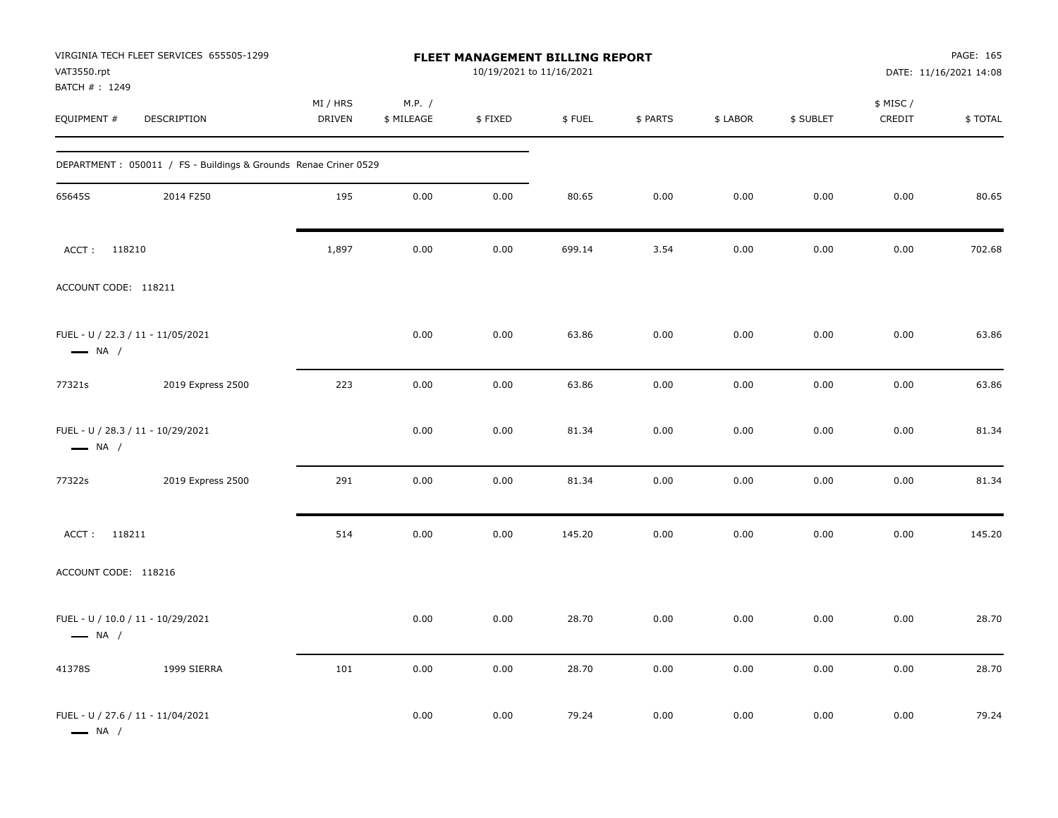VIRGINIA TECH FLEET SERVICES 655505-1299
VAT3550.rpt
BATCH # : 1249

**FLEET MANAGEMENT BILLING REPORT**
10/19/2021 to 11/16/2021

DATE: 11/16/2021 14:08

| EQUIPMENT # | DESCRIPTION | MI / HRS DRIVEN | M.P. / $ MILEAGE | $ FIXED | $ FUEL | $ PARTS | $ LABOR | $ SUBLET | $ MISC / CREDIT | $ TOTAL |
|---|---|---|---|---|---|---|---|---|---|---|
| DEPARTMENT : 050011 / FS - Buildings & Grounds Renae Criner 0529 | | | | | | | | | | |
| 65645S | 2014 F250 | 195 | 0.00 | 0.00 | 80.65 | 0.00 | 0.00 | 0.00 | 0.00 | 80.65 |
| ACCT : 118210 | | 1,897 | 0.00 | 0.00 | 699.14 | 3.54 | 0.00 | 0.00 | 0.00 | 702.68 |
| ACCOUNT CODE: 118211 | | | | | | | | | | |
| FUEL - U / 22.3 / 11 - 11/05/2021 — NA / | | | 0.00 | 0.00 | 63.86 | 0.00 | 0.00 | 0.00 | 0.00 | 63.86 |
| 77321s | 2019 Express 2500 | 223 | 0.00 | 0.00 | 63.86 | 0.00 | 0.00 | 0.00 | 0.00 | 63.86 |
| FUEL - U / 28.3 / 11 - 10/29/2021 — NA / | | | 0.00 | 0.00 | 81.34 | 0.00 | 0.00 | 0.00 | 0.00 | 81.34 |
| 77322s | 2019 Express 2500 | 291 | 0.00 | 0.00 | 81.34 | 0.00 | 0.00 | 0.00 | 0.00 | 81.34 |
| ACCT : 118211 | | 514 | 0.00 | 0.00 | 145.20 | 0.00 | 0.00 | 0.00 | 0.00 | 145.20 |
| ACCOUNT CODE: 118216 | | | | | | | | | | |
| FUEL - U / 10.0 / 11 - 10/29/2021 — NA / | | | 0.00 | 0.00 | 28.70 | 0.00 | 0.00 | 0.00 | 0.00 | 28.70 |
| 41378S | 1999 SIERRA | 101 | 0.00 | 0.00 | 28.70 | 0.00 | 0.00 | 0.00 | 0.00 | 28.70 |
| FUEL - U / 27.6 / 11 - 11/04/2021 — NA / | | | 0.00 | 0.00 | 79.24 | 0.00 | 0.00 | 0.00 | 0.00 | 79.24 |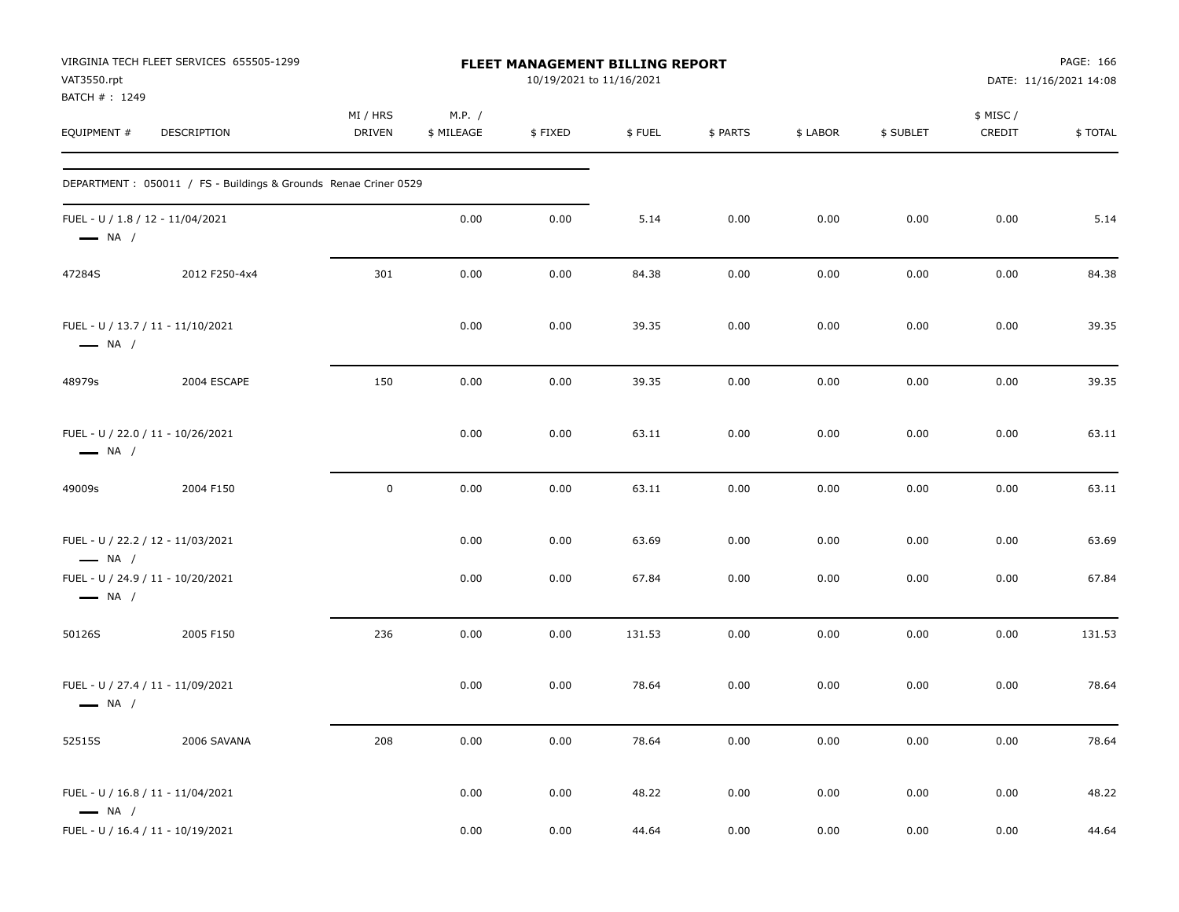VIRGINIA TECH FLEET SERVICES 655505-1299
VAT3550.rpt
BATCH # : 1249

**FLEET MANAGEMENT BILLING REPORT**
10/19/2021 to 11/16/2021

PAGE: 166
DATE: 11/16/2021 14:08

| EQUIPMENT # | DESCRIPTION | MI / HRS DRIVEN | M.P. / $ MILEAGE | $ FIXED | $ FUEL | $ PARTS | $ LABOR | $ SUBLET | $ MISC / CREDIT | $ TOTAL |
|---|---|---|---|---|---|---|---|---|---|---|
| DEPARTMENT : 050011 / FS - Buildings & Grounds Renae Criner 0529 | | | | | | | | | | |
| FUEL - U / 1.8 / 12 - 11/04/2021 — NA / | | | 0.00 | 0.00 | 5.14 | 0.00 | 0.00 | 0.00 | 0.00 | 5.14 |
| 47284S | 2012 F250-4x4 | 301 | 0.00 | 0.00 | 84.38 | 0.00 | 0.00 | 0.00 | 0.00 | 84.38 |
| FUEL - U / 13.7 / 11 - 11/10/2021 — NA / | | | 0.00 | 0.00 | 39.35 | 0.00 | 0.00 | 0.00 | 0.00 | 39.35 |
| 48979s | 2004 ESCAPE | 150 | 0.00 | 0.00 | 39.35 | 0.00 | 0.00 | 0.00 | 0.00 | 39.35 |
| FUEL - U / 22.0 / 11 - 10/26/2021 — NA / | | | 0.00 | 0.00 | 63.11 | 0.00 | 0.00 | 0.00 | 0.00 | 63.11 |
| 49009s | 2004 F150 | 0 | 0.00 | 0.00 | 63.11 | 0.00 | 0.00 | 0.00 | 0.00 | 63.11 |
| FUEL - U / 22.2 / 12 - 11/03/2021 — NA / | | | 0.00 | 0.00 | 63.69 | 0.00 | 0.00 | 0.00 | 0.00 | 63.69 |
| FUEL - U / 24.9 / 11 - 10/20/2021 — NA / | | | 0.00 | 0.00 | 67.84 | 0.00 | 0.00 | 0.00 | 0.00 | 67.84 |
| 50126S | 2005 F150 | 236 | 0.00 | 0.00 | 131.53 | 0.00 | 0.00 | 0.00 | 0.00 | 131.53 |
| FUEL - U / 27.4 / 11 - 11/09/2021 — NA / | | | 0.00 | 0.00 | 78.64 | 0.00 | 0.00 | 0.00 | 0.00 | 78.64 |
| 52515S | 2006 SAVANA | 208 | 0.00 | 0.00 | 78.64 | 0.00 | 0.00 | 0.00 | 0.00 | 78.64 |
| FUEL - U / 16.8 / 11 - 11/04/2021 — NA / | | | 0.00 | 0.00 | 48.22 | 0.00 | 0.00 | 0.00 | 0.00 | 48.22 |
| FUEL - U / 16.4 / 11 - 10/19/2021 | | | 0.00 | 0.00 | 44.64 | 0.00 | 0.00 | 0.00 | 0.00 | 44.64 |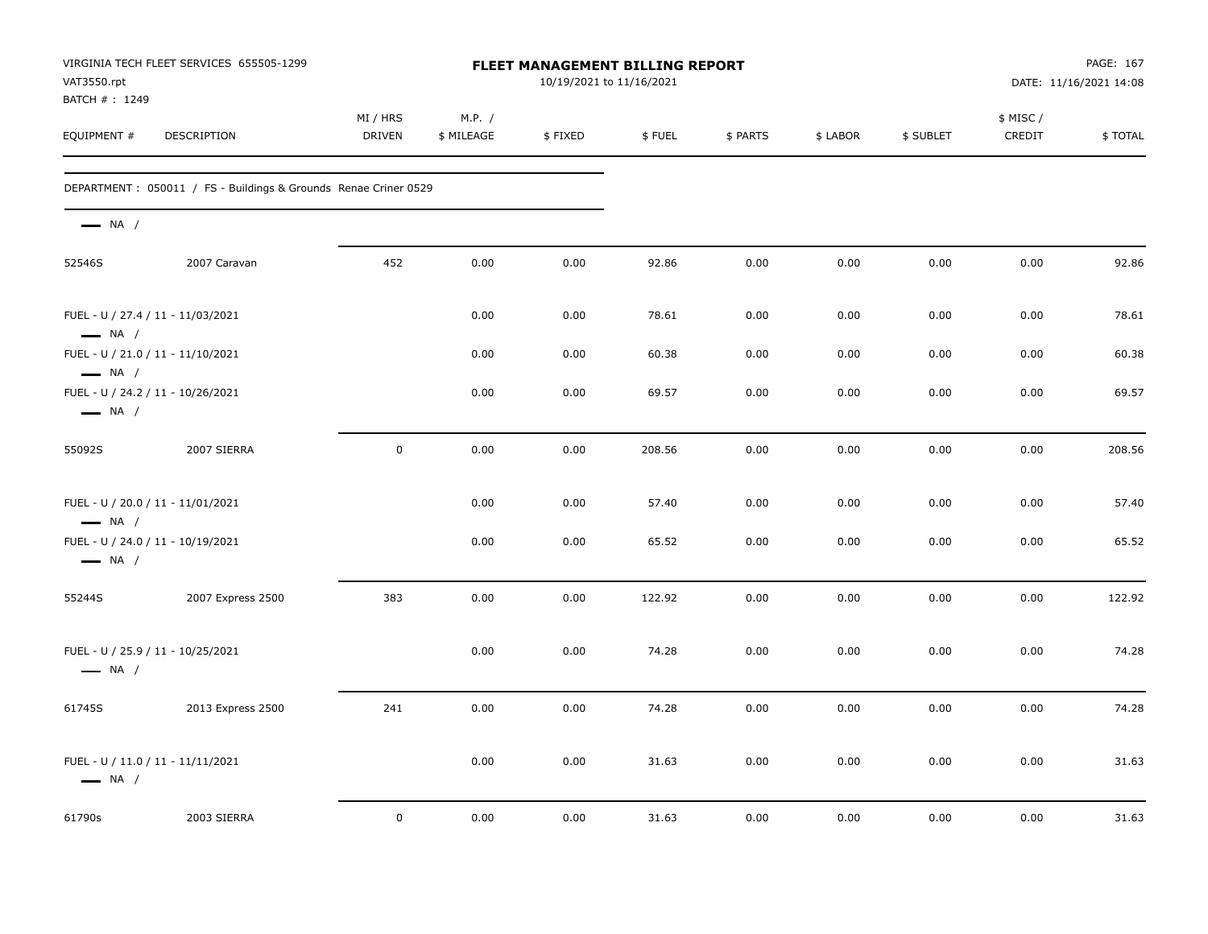VIRGINIA TECH FLEET SERVICES 655505-1299
VAT3550.rpt
BATCH # : 1249

**FLEET MANAGEMENT BILLING REPORT**
10/19/2021 to 11/16/2021

DATE: 11/16/2021 14:08

| EQUIPMENT # | DESCRIPTION | MI / HRS DRIVEN | M.P. / $ MILEAGE | $ FIXED | $ FUEL | $ PARTS | $ LABOR | $ SUBLET | $ MISC / CREDIT | $ TOTAL |
|---|---|---|---|---|---|---|---|---|---|---|
| DEPARTMENT : 050011 / FS - Buildings & Grounds Renae Criner 0529 | | | | | | | | | | |
| NA / | | | | | | | | | | |
| 52546S | 2007 Caravan | 452 | 0.00 | 0.00 | 92.86 | 0.00 | 0.00 | 0.00 | 0.00 | 92.86 |
| FUEL - U / 27.4 / 11 - 11/03/2021<br>NA / | | | 0.00 | 0.00 | 78.61 | 0.00 | 0.00 | 0.00 | 0.00 | 78.61 |
| FUEL - U / 21.0 / 11 - 11/10/2021<br>NA / | | | 0.00 | 0.00 | 60.38 | 0.00 | 0.00 | 0.00 | 0.00 | 60.38 |
| FUEL - U / 24.2 / 11 - 10/26/2021<br>NA / | | | 0.00 | 0.00 | 69.57 | 0.00 | 0.00 | 0.00 | 0.00 | 69.57 |
| 55092S | 2007 SIERRA | 0 | 0.00 | 0.00 | 208.56 | 0.00 | 0.00 | 0.00 | 0.00 | 208.56 |
| FUEL - U / 20.0 / 11 - 11/01/2021<br>NA / | | | 0.00 | 0.00 | 57.40 | 0.00 | 0.00 | 0.00 | 0.00 | 57.40 |
| FUEL - U / 24.0 / 11 - 10/19/2021<br>NA / | | | 0.00 | 0.00 | 65.52 | 0.00 | 0.00 | 0.00 | 0.00 | 65.52 |
| 55244S | 2007 Express 2500 | 383 | 0.00 | 0.00 | 122.92 | 0.00 | 0.00 | 0.00 | 0.00 | 122.92 |
| FUEL - U / 25.9 / 11 - 10/25/2021<br>NA / | | | 0.00 | 0.00 | 74.28 | 0.00 | 0.00 | 0.00 | 0.00 | 74.28 |
| 61745S | 2013 Express 2500 | 241 | 0.00 | 0.00 | 74.28 | 0.00 | 0.00 | 0.00 | 0.00 | 74.28 |
| FUEL - U / 11.0 / 11 - 11/11/2021<br>NA / | | | 0.00 | 0.00 | 31.63 | 0.00 | 0.00 | 0.00 | 0.00 | 31.63 |
| 61790s | 2003 SIERRA | 0 | 0.00 | 0.00 | 31.63 | 0.00 | 0.00 | 0.00 | 0.00 | 31.63 |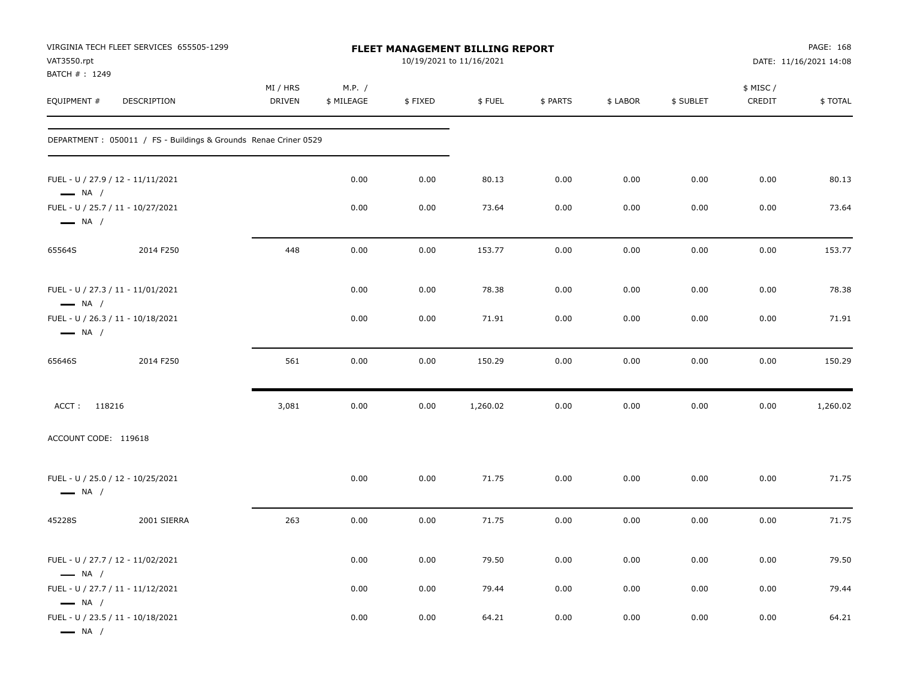VIRGINIA TECH FLEET SERVICES 655505-1299
VAT3550.rpt
BATCH # : 1249

**FLEET MANAGEMENT BILLING REPORT**
10/19/2021 to 11/16/2021

PAGE: 168
DATE: 11/16/2021 14:08

| EQUIPMENT # | DESCRIPTION | MI / HRS DRIVEN | M.P. / $ MILEAGE | $ FIXED | $ FUEL | $ PARTS | $ LABOR | $ SUBLET | $ MISC / CREDIT | $ TOTAL |
|---|---|---|---|---|---|---|---|---|---|---|
| DEPARTMENT : 050011 / FS - Buildings & Grounds Renae Criner 0529 | | | | | | | | | | |
| FUEL - U / 27.9 / 12 - 11/11/2021 — NA / | | | 0.00 | 0.00 | 80.13 | 0.00 | 0.00 | 0.00 | 0.00 | 80.13 |
| FUEL - U / 25.7 / 11 - 10/27/2021 — NA / | | | 0.00 | 0.00 | 73.64 | 0.00 | 0.00 | 0.00 | 0.00 | 73.64 |
| 65564S | 2014 F250 | 448 | 0.00 | 0.00 | 153.77 | 0.00 | 0.00 | 0.00 | 0.00 | 153.77 |
| FUEL - U / 27.3 / 11 - 11/01/2021 — NA / | | | 0.00 | 0.00 | 78.38 | 0.00 | 0.00 | 0.00 | 0.00 | 78.38 |
| FUEL - U / 26.3 / 11 - 10/18/2021 — NA / | | | 0.00 | 0.00 | 71.91 | 0.00 | 0.00 | 0.00 | 0.00 | 71.91 |
| 65646S | 2014 F250 | 561 | 0.00 | 0.00 | 150.29 | 0.00 | 0.00 | 0.00 | 0.00 | 150.29 |
| ACCT : 118216 | | 3,081 | 0.00 | 0.00 | 1,260.02 | 0.00 | 0.00 | 0.00 | 0.00 | 1,260.02 |
| ACCOUNT CODE: 119618 | | | | | | | | | | |
| FUEL - U / 25.0 / 12 - 10/25/2021 — NA / | | | 0.00 | 0.00 | 71.75 | 0.00 | 0.00 | 0.00 | 0.00 | 71.75 |
| 45228S | 2001 SIERRA | 263 | 0.00 | 0.00 | 71.75 | 0.00 | 0.00 | 0.00 | 0.00 | 71.75 |
| FUEL - U / 27.7 / 12 - 11/02/2021 — NA / | | | 0.00 | 0.00 | 79.50 | 0.00 | 0.00 | 0.00 | 0.00 | 79.50 |
| FUEL - U / 27.7 / 11 - 11/12/2021 — NA / | | | 0.00 | 0.00 | 79.44 | 0.00 | 0.00 | 0.00 | 0.00 | 79.44 |
| FUEL - U / 23.5 / 11 - 10/18/2021 — NA / | | | 0.00 | 0.00 | 64.21 | 0.00 | 0.00 | 0.00 | 0.00 | 64.21 |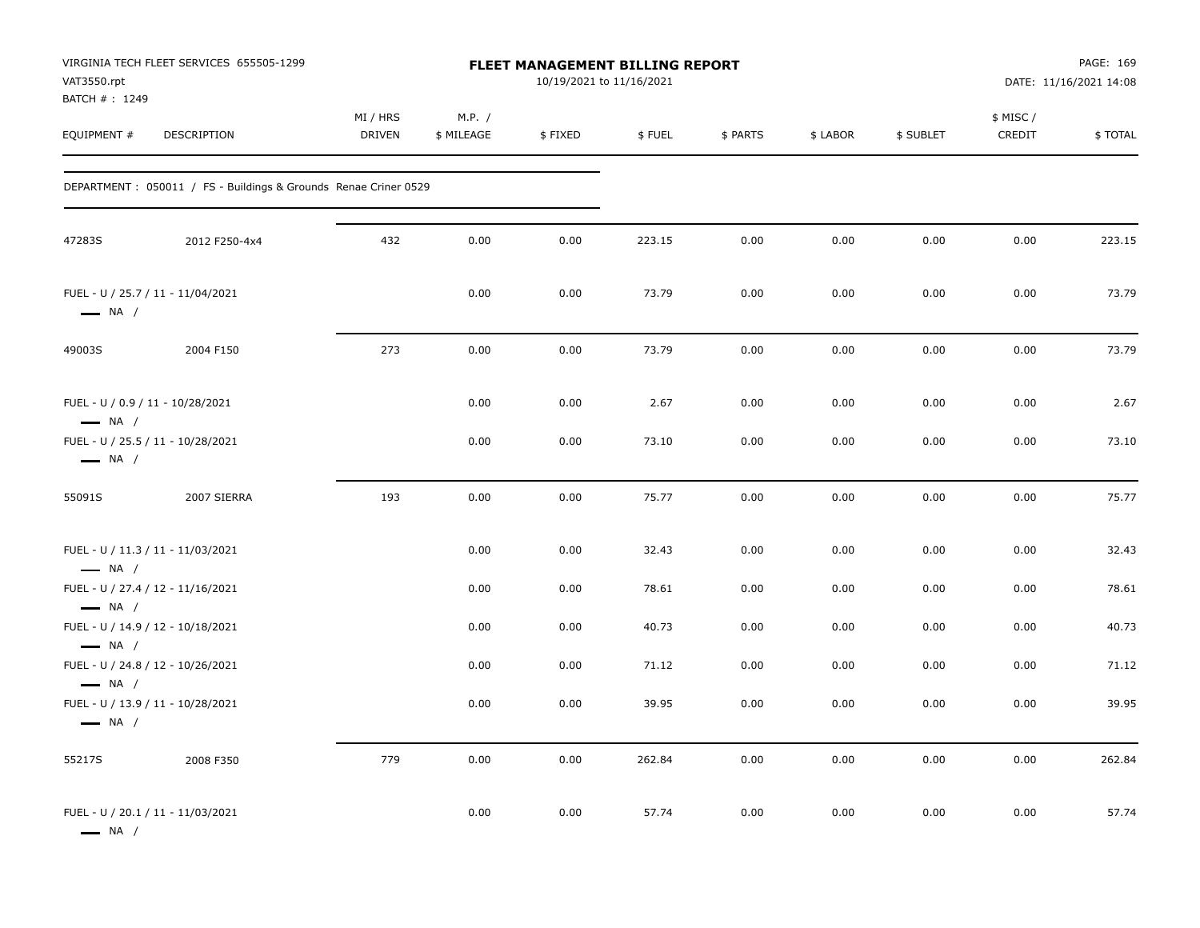VIRGINIA TECH FLEET SERVICES 655505-1299
VAT3550.rpt
BATCH # : 1249

**FLEET MANAGEMENT BILLING REPORT**
10/19/2021 to 11/16/2021

DATE: 11/16/2021 14:08

| EQUIPMENT # | DESCRIPTION | MI / HRS DRIVEN | M.P. / $ MILEAGE | $ FIXED | $ FUEL | $ PARTS | $ LABOR | $ SUBLET | $ MISC / CREDIT | $ TOTAL |
|---|---|---|---|---|---|---|---|---|---|---|
| DEPARTMENT : 050011 / FS - Buildings & Grounds Renae Criner 0529 | | | | | | | | | | |
| 47283S | 2012 F250-4x4 | 432 | 0.00 | 0.00 | 223.15 | 0.00 | 0.00 | 0.00 | 0.00 | 223.15 |
| FUEL - U / 25.7 / 11 - 11/04/2021 NA / | | | 0.00 | 0.00 | 73.79 | 0.00 | 0.00 | 0.00 | 0.00 | 73.79 |
| 49003S | 2004 F150 | 273 | 0.00 | 0.00 | 73.79 | 0.00 | 0.00 | 0.00 | 0.00 | 73.79 |
| FUEL - U / 0.9 / 11 - 10/28/2021 NA / | | | 0.00 | 0.00 | 2.67 | 0.00 | 0.00 | 0.00 | 0.00 | 2.67 |
| FUEL - U / 25.5 / 11 - 10/28/2021 NA / | | | 0.00 | 0.00 | 73.10 | 0.00 | 0.00 | 0.00 | 0.00 | 73.10 |
| 55091S | 2007 SIERRA | 193 | 0.00 | 0.00 | 75.77 | 0.00 | 0.00 | 0.00 | 0.00 | 75.77 |
| FUEL - U / 11.3 / 11 - 11/03/2021 NA / | | | 0.00 | 0.00 | 32.43 | 0.00 | 0.00 | 0.00 | 0.00 | 32.43 |
| FUEL - U / 27.4 / 12 - 11/16/2021 NA / | | | 0.00 | 0.00 | 78.61 | 0.00 | 0.00 | 0.00 | 0.00 | 78.61 |
| FUEL - U / 14.9 / 12 - 10/18/2021 NA / | | | 0.00 | 0.00 | 40.73 | 0.00 | 0.00 | 0.00 | 0.00 | 40.73 |
| FUEL - U / 24.8 / 12 - 10/26/2021 NA / | | | 0.00 | 0.00 | 71.12 | 0.00 | 0.00 | 0.00 | 0.00 | 71.12 |
| FUEL - U / 13.9 / 11 - 10/28/2021 NA / | | | 0.00 | 0.00 | 39.95 | 0.00 | 0.00 | 0.00 | 0.00 | 39.95 |
| 55217S | 2008 F350 | 779 | 0.00 | 0.00 | 262.84 | 0.00 | 0.00 | 0.00 | 0.00 | 262.84 |
| FUEL - U / 20.1 / 11 - 11/03/2021 NA / | | | 0.00 | 0.00 | 57.74 | 0.00 | 0.00 | 0.00 | 0.00 | 57.74 |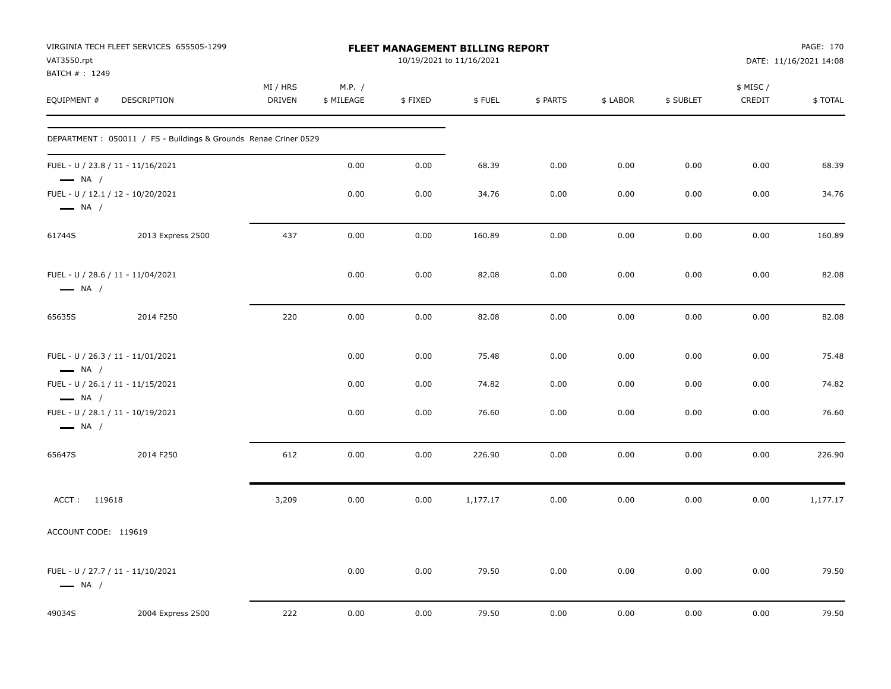VIRGINIA TECH FLEET SERVICES 655505-1299
VAT3550.rpt
BATCH # : 1249

**FLEET MANAGEMENT BILLING REPORT**
10/19/2021 to 11/16/2021

DATE: 11/16/2021 14:08

| EQUIPMENT # | DESCRIPTION | MI / HRS DRIVEN | M.P. / $ MILEAGE | $ FIXED | $ FUEL | $ PARTS | $ LABOR | $ SUBLET | $ MISC / CREDIT | $ TOTAL |
|---|---|---|---|---|---|---|---|---|---|---|
| DEPARTMENT : 050011 / FS - Buildings & Grounds Renae Criner 0529 | | | | | | | | | | |
| FUEL - U / 23.8 / 11 - 11/16/2021 — NA / | | | 0.00 | 0.00 | 68.39 | 0.00 | 0.00 | 0.00 | 0.00 | 68.39 |
| FUEL - U / 12.1 / 12 - 10/20/2021 — NA / | | | 0.00 | 0.00 | 34.76 | 0.00 | 0.00 | 0.00 | 0.00 | 34.76 |
| 61744S | 2013 Express 2500 | 437 | 0.00 | 0.00 | 160.89 | 0.00 | 0.00 | 0.00 | 0.00 | 160.89 |
| FUEL - U / 28.6 / 11 - 11/04/2021 — NA / | | | 0.00 | 0.00 | 82.08 | 0.00 | 0.00 | 0.00 | 0.00 | 82.08 |
| 65635S | 2014 F250 | 220 | 0.00 | 0.00 | 82.08 | 0.00 | 0.00 | 0.00 | 0.00 | 82.08 |
| FUEL - U / 26.3 / 11 - 11/01/2021 — NA / | | | 0.00 | 0.00 | 75.48 | 0.00 | 0.00 | 0.00 | 0.00 | 75.48 |
| FUEL - U / 26.1 / 11 - 11/15/2021 — NA / | | | 0.00 | 0.00 | 74.82 | 0.00 | 0.00 | 0.00 | 0.00 | 74.82 |
| FUEL - U / 28.1 / 11 - 10/19/2021 — NA / | | | 0.00 | 0.00 | 76.60 | 0.00 | 0.00 | 0.00 | 0.00 | 76.60 |
| 65647S | 2014 F250 | 612 | 0.00 | 0.00 | 226.90 | 0.00 | 0.00 | 0.00 | 0.00 | 226.90 |
| ACCT : 119618 | | 3,209 | 0.00 | 0.00 | 1,177.17 | 0.00 | 0.00 | 0.00 | 0.00 | 1,177.17 |
| ACCOUNT CODE: 119619 | | | | | | | | | | |
| FUEL - U / 27.7 / 11 - 11/10/2021 — NA / | | | 0.00 | 0.00 | 79.50 | 0.00 | 0.00 | 0.00 | 0.00 | 79.50 |
| 49034S | 2004 Express 2500 | 222 | 0.00 | 0.00 | 79.50 | 0.00 | 0.00 | 0.00 | 0.00 | 79.50 |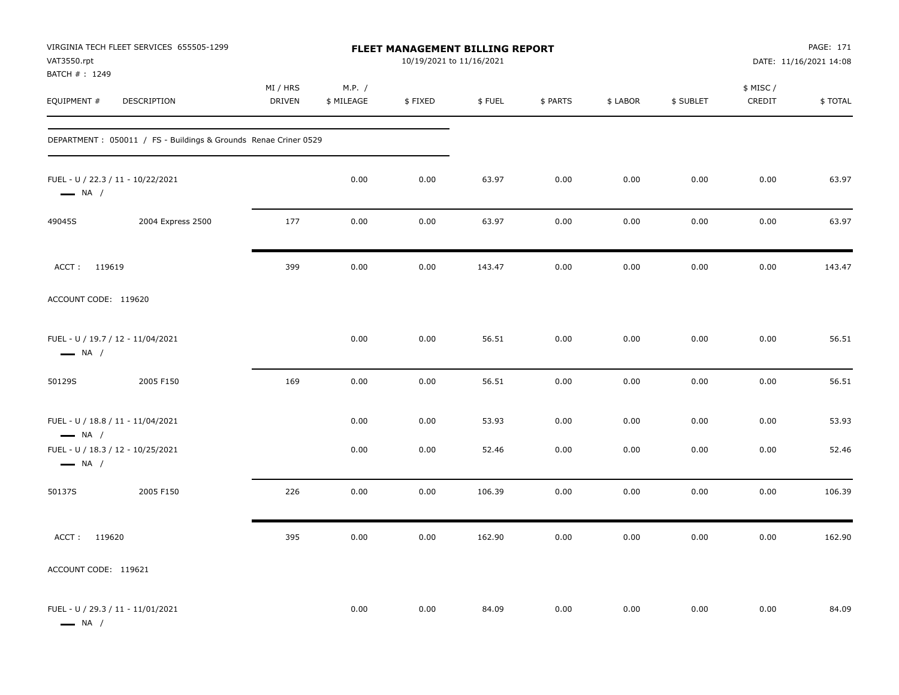VIRGINIA TECH FLEET SERVICES 655505-1299
VAT3550.rpt
BATCH # : 1249

**FLEET MANAGEMENT BILLING REPORT**
10/19/2021 to 11/16/2021

DATE: 11/16/2021 14:08

| EQUIPMENT # | DESCRIPTION | MI / HRS DRIVEN | M.P. / $ MILEAGE | $ FIXED | $ FUEL | $ PARTS | $ LABOR | $ SUBLET | $ MISC / CREDIT | $ TOTAL |
|---|---|---|---|---|---|---|---|---|---|---|
| DEPARTMENT : 050011 / FS - Buildings & Grounds Renae Criner 0529 | | | | | | | | | | |
| FUEL - U / 22.3 / 11 - 10/22/2021 — NA / | | | 0.00 | 0.00 | 63.97 | 0.00 | 0.00 | 0.00 | 0.00 | 63.97 |
| 49045S | 2004 Express 2500 | 177 | 0.00 | 0.00 | 63.97 | 0.00 | 0.00 | 0.00 | 0.00 | 63.97 |
| ACCT : 119619 | | 399 | 0.00 | 0.00 | 143.47 | 0.00 | 0.00 | 0.00 | 0.00 | 143.47 |
| ACCOUNT CODE: 119620 | | | | | | | | | | |
| FUEL - U / 19.7 / 12 - 11/04/2021 — NA / | | | 0.00 | 0.00 | 56.51 | 0.00 | 0.00 | 0.00 | 0.00 | 56.51 |
| 50129S | 2005 F150 | 169 | 0.00 | 0.00 | 56.51 | 0.00 | 0.00 | 0.00 | 0.00 | 56.51 |
| FUEL - U / 18.8 / 11 - 11/04/2021 — NA / | | | 0.00 | 0.00 | 53.93 | 0.00 | 0.00 | 0.00 | 0.00 | 53.93 |
| FUEL - U / 18.3 / 12 - 10/25/2021 — NA / | | | 0.00 | 0.00 | 52.46 | 0.00 | 0.00 | 0.00 | 0.00 | 52.46 |
| 50137S | 2005 F150 | 226 | 0.00 | 0.00 | 106.39 | 0.00 | 0.00 | 0.00 | 0.00 | 106.39 |
| ACCT : 119620 | | 395 | 0.00 | 0.00 | 162.90 | 0.00 | 0.00 | 0.00 | 0.00 | 162.90 |
| ACCOUNT CODE: 119621 | | | | | | | | | | |
| FUEL - U / 29.3 / 11 - 11/01/2021 — NA / | | | 0.00 | 0.00 | 84.09 | 0.00 | 0.00 | 0.00 | 0.00 | 84.09 |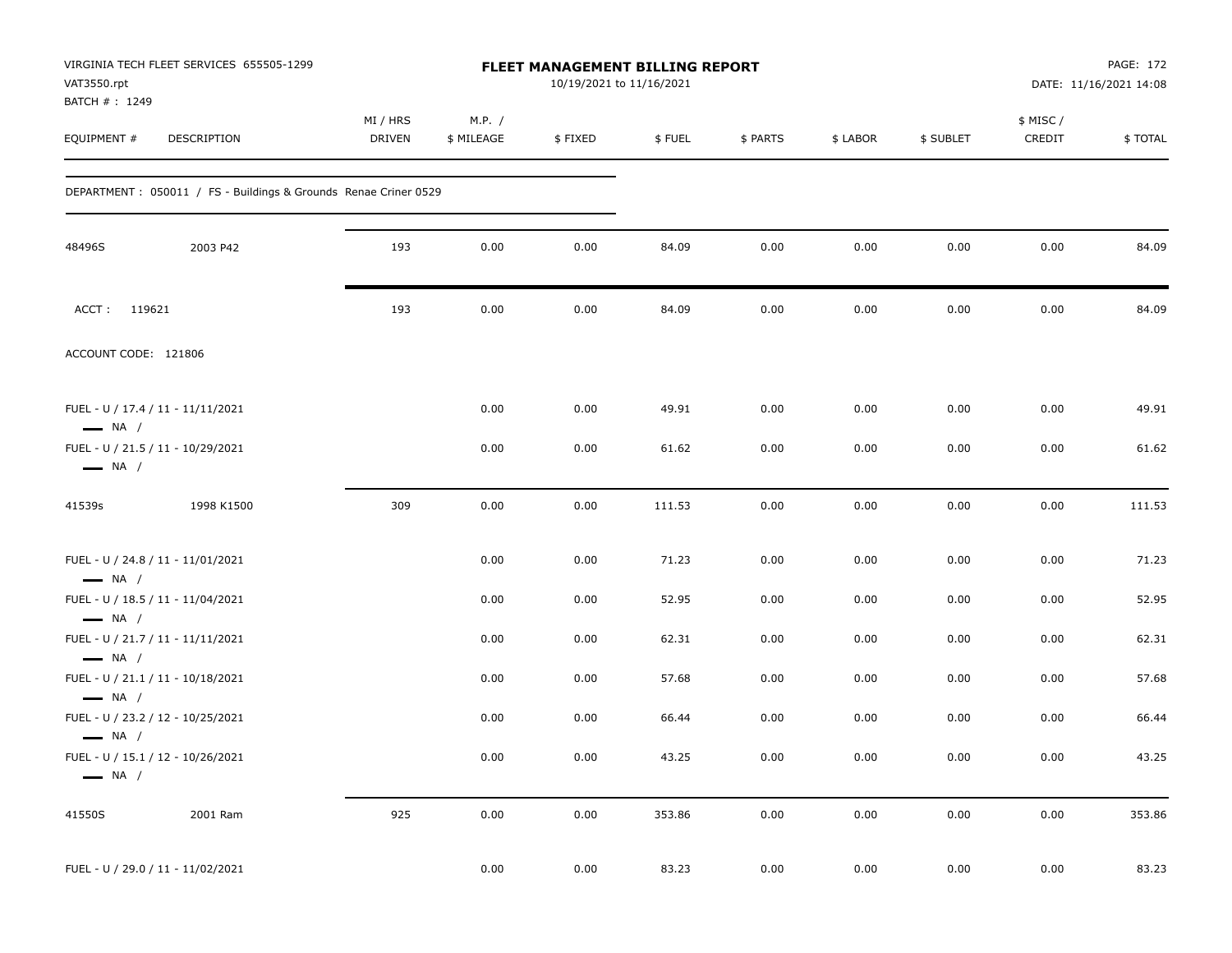VIRGINIA TECH FLEET SERVICES 655505-1299
VAT3550.rpt
BATCH # : 1249

# FLEET MANAGEMENT BILLING REPORT

10/19/2021 to 11/16/2021

DATE: 11/16/2021 14:08

| EQUIPMENT # | DESCRIPTION | MI / HRS DRIVEN | M.P. / $ MILEAGE | $ FIXED | $ FUEL | $ PARTS | $ LABOR | $ SUBLET | $ MISC / CREDIT | $ TOTAL |
|---|---|---|---|---|---|---|---|---|---|---|
| DEPARTMENT : 050011 / FS - Buildings & Grounds Renae Criner 0529 | | | | | | | | | | |
| 48496S | 2003 P42 | 193 | 0.00 | 0.00 | 84.09 | 0.00 | 0.00 | 0.00 | 0.00 | 84.09 |
| ACCT : 119621 | | 193 | 0.00 | 0.00 | 84.09 | 0.00 | 0.00 | 0.00 | 0.00 | 84.09 |
| ACCOUNT CODE: 121806 | | | | | | | | | | |
| FUEL - U / 17.4 / 11 - 11/11/2021 — NA / | | | 0.00 | 0.00 | 49.91 | 0.00 | 0.00 | 0.00 | 0.00 | 49.91 |
| FUEL - U / 21.5 / 11 - 10/29/2021 — NA / | | | 0.00 | 0.00 | 61.62 | 0.00 | 0.00 | 0.00 | 0.00 | 61.62 |
| 41539s | 1998 K1500 | 309 | 0.00 | 0.00 | 111.53 | 0.00 | 0.00 | 0.00 | 0.00 | 111.53 |
| FUEL - U / 24.8 / 11 - 11/01/2021 — NA / | | | 0.00 | 0.00 | 71.23 | 0.00 | 0.00 | 0.00 | 0.00 | 71.23 |
| FUEL - U / 18.5 / 11 - 11/04/2021 — NA / | | | 0.00 | 0.00 | 52.95 | 0.00 | 0.00 | 0.00 | 0.00 | 52.95 |
| FUEL - U / 21.7 / 11 - 11/11/2021 — NA / | | | 0.00 | 0.00 | 62.31 | 0.00 | 0.00 | 0.00 | 0.00 | 62.31 |
| FUEL - U / 21.1 / 11 - 10/18/2021 — NA / | | | 0.00 | 0.00 | 57.68 | 0.00 | 0.00 | 0.00 | 0.00 | 57.68 |
| FUEL - U / 23.2 / 12 - 10/25/2021 — NA / | | | 0.00 | 0.00 | 66.44 | 0.00 | 0.00 | 0.00 | 0.00 | 66.44 |
| FUEL - U / 15.1 / 12 - 10/26/2021 — NA / | | | 0.00 | 0.00 | 43.25 | 0.00 | 0.00 | 0.00 | 0.00 | 43.25 |
| 41550S | 2001 Ram | 925 | 0.00 | 0.00 | 353.86 | 0.00 | 0.00 | 0.00 | 0.00 | 353.86 |
| FUEL - U / 29.0 / 11 - 11/02/2021 | | | 0.00 | 0.00 | 83.23 | 0.00 | 0.00 | 0.00 | 0.00 | 83.23 |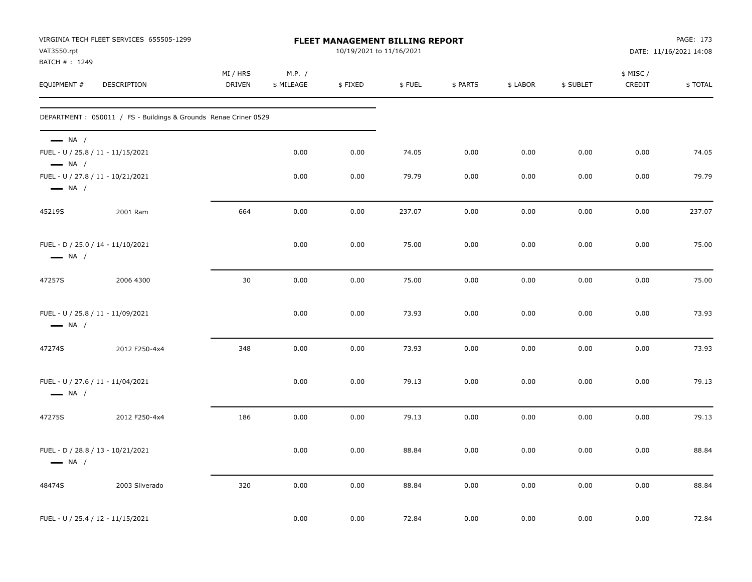VIRGINIA TECH FLEET SERVICES 655505-1299
VAT3550.rpt
BATCH # : 1249

**FLEET MANAGEMENT BILLING REPORT**
10/19/2021 to 11/16/2021

DATE: 11/16/2021 14:08

| EQUIPMENT # | DESCRIPTION | MI / HRS DRIVEN | M.P. / $ MILEAGE | $ FIXED | $ FUEL | $ PARTS | $ LABOR | $ SUBLET | $ MISC / CREDIT | $ TOTAL |
|---|---|---|---|---|---|---|---|---|---|---|
| DEPARTMENT : 050011 / FS - Buildings & Grounds Renae Criner 0529 | | | | | | | | | | |
| — NA / | | | | | | | | | | |
| FUEL - U / 25.8 / 11 - 11/15/2021 | | | 0.00 | 0.00 | 74.05 | 0.00 | 0.00 | 0.00 | 0.00 | 74.05 |
| — NA / | | | | | | | | | | |
| FUEL - U / 27.8 / 11 - 10/21/2021 | | | 0.00 | 0.00 | 79.79 | 0.00 | 0.00 | 0.00 | 0.00 | 79.79 |
| — NA / | | | | | | | | | | |
| 45219S | 2001 Ram | 664 | 0.00 | 0.00 | 237.07 | 0.00 | 0.00 | 0.00 | 0.00 | 237.07 |
| FUEL - D / 25.0 / 14 - 11/10/2021 | | | 0.00 | 0.00 | 75.00 | 0.00 | 0.00 | 0.00 | 0.00 | 75.00 |
| — NA / | | | | | | | | | | |
| 47257S | 2006 4300 | 30 | 0.00 | 0.00 | 75.00 | 0.00 | 0.00 | 0.00 | 0.00 | 75.00 |
| FUEL - U / 25.8 / 11 - 11/09/2021 | | | 0.00 | 0.00 | 73.93 | 0.00 | 0.00 | 0.00 | 0.00 | 73.93 |
| — NA / | | | | | | | | | | |
| 47274S | 2012 F250-4x4 | 348 | 0.00 | 0.00 | 73.93 | 0.00 | 0.00 | 0.00 | 0.00 | 73.93 |
| FUEL - U / 27.6 / 11 - 11/04/2021 | | | 0.00 | 0.00 | 79.13 | 0.00 | 0.00 | 0.00 | 0.00 | 79.13 |
| — NA / | | | | | | | | | | |
| 47275S | 2012 F250-4x4 | 186 | 0.00 | 0.00 | 79.13 | 0.00 | 0.00 | 0.00 | 0.00 | 79.13 |
| FUEL - D / 28.8 / 13 - 10/21/2021 | | | 0.00 | 0.00 | 88.84 | 0.00 | 0.00 | 0.00 | 0.00 | 88.84 |
| — NA / | | | | | | | | | | |
| 48474S | 2003 Silverado | 320 | 0.00 | 0.00 | 88.84 | 0.00 | 0.00 | 0.00 | 0.00 | 88.84 |
| FUEL - U / 25.4 / 12 - 11/15/2021 | | | 0.00 | 0.00 | 72.84 | 0.00 | 0.00 | 0.00 | 0.00 | 72.84 |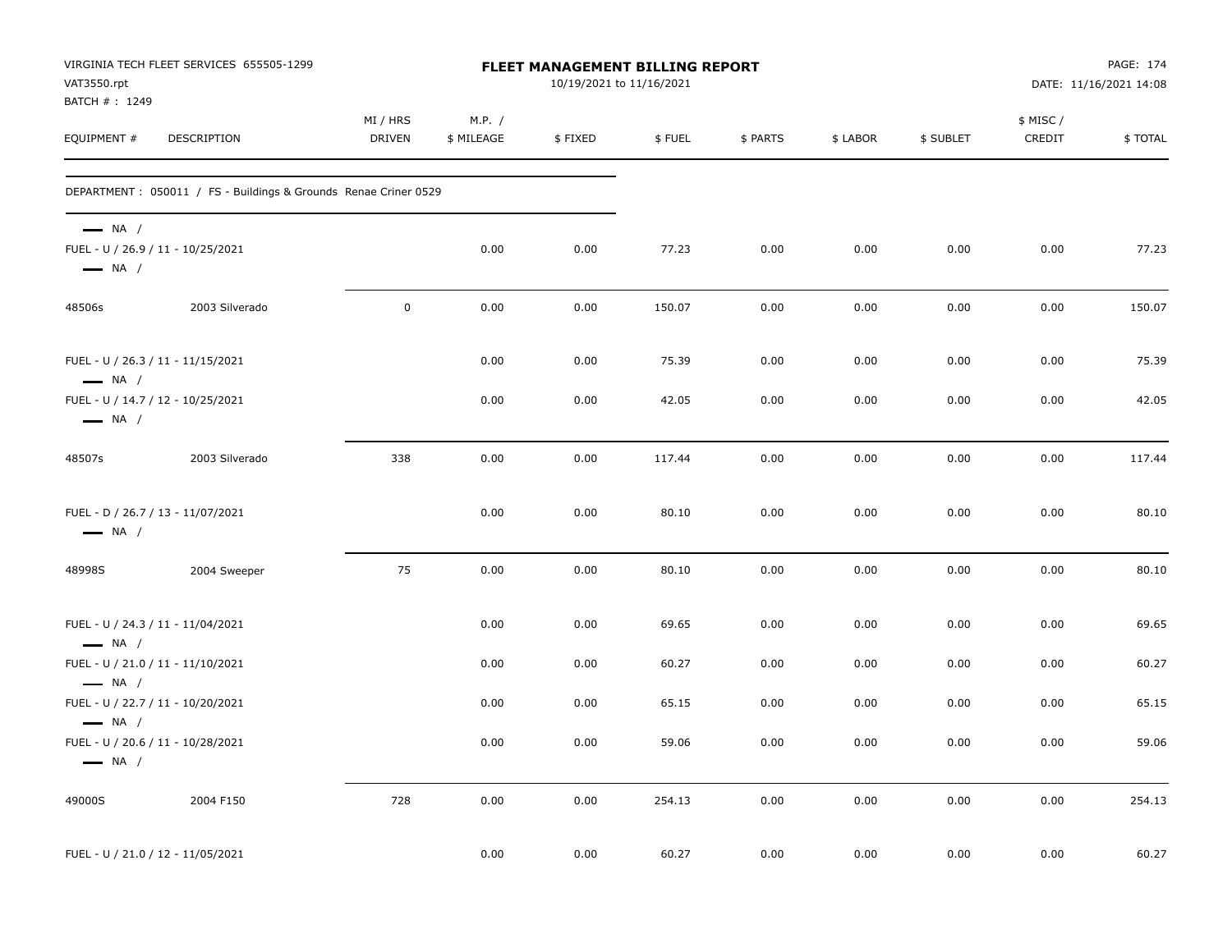VIRGINIA TECH FLEET SERVICES 655505-1299
VAT3550.rpt
BATCH # : 1249

# FLEET MANAGEMENT BILLING REPORT

10/19/2021 to 11/16/2021

PAGE: 174
DATE: 11/16/2021 14:08

| EQUIPMENT # | DESCRIPTION | MI / HRS DRIVEN | M.P. / $ MILEAGE | $ FIXED | $ FUEL | $ PARTS | $ LABOR | $ SUBLET | $ MISC / CREDIT | $ TOTAL |
|---|---|---|---|---|---|---|---|---|---|---|
| DEPARTMENT : 050011 / FS - Buildings & Grounds Renae Criner 0529 | | | | | | | | | | |
| — NA / | | | | | | | | | | |
| FUEL - U / 26.9 / 11 - 10/25/2021 | | | 0.00 | 0.00 | 77.23 | 0.00 | 0.00 | 0.00 | 0.00 | 77.23 |
| — NA / | | | | | | | | | | |
| 48506s | 2003 Silverado | 0 | 0.00 | 0.00 | 150.07 | 0.00 | 0.00 | 0.00 | 0.00 | 150.07 |
| FUEL - U / 26.3 / 11 - 11/15/2021 | | | 0.00 | 0.00 | 75.39 | 0.00 | 0.00 | 0.00 | 0.00 | 75.39 |
| — NA / | | | | | | | | | | |
| FUEL - U / 14.7 / 12 - 10/25/2021 | | | 0.00 | 0.00 | 42.05 | 0.00 | 0.00 | 0.00 | 0.00 | 42.05 |
| — NA / | | | | | | | | | | |
| 48507s | 2003 Silverado | 338 | 0.00 | 0.00 | 117.44 | 0.00 | 0.00 | 0.00 | 0.00 | 117.44 |
| FUEL - D / 26.7 / 13 - 11/07/2021 | | | 0.00 | 0.00 | 80.10 | 0.00 | 0.00 | 0.00 | 0.00 | 80.10 |
| — NA / | | | | | | | | | | |
| 48998S | 2004 Sweeper | 75 | 0.00 | 0.00 | 80.10 | 0.00 | 0.00 | 0.00 | 0.00 | 80.10 |
| FUEL - U / 24.3 / 11 - 11/04/2021 | | | 0.00 | 0.00 | 69.65 | 0.00 | 0.00 | 0.00 | 0.00 | 69.65 |
| — NA / | | | | | | | | | | |
| FUEL - U / 21.0 / 11 - 11/10/2021 | | | 0.00 | 0.00 | 60.27 | 0.00 | 0.00 | 0.00 | 0.00 | 60.27 |
| — NA / | | | | | | | | | | |
| FUEL - U / 22.7 / 11 - 10/20/2021 | | | 0.00 | 0.00 | 65.15 | 0.00 | 0.00 | 0.00 | 0.00 | 65.15 |
| — NA / | | | | | | | | | | |
| FUEL - U / 20.6 / 11 - 10/28/2021 | | | 0.00 | 0.00 | 59.06 | 0.00 | 0.00 | 0.00 | 0.00 | 59.06 |
| — NA / | | | | | | | | | | |
| 49000S | 2004 F150 | 728 | 0.00 | 0.00 | 254.13 | 0.00 | 0.00 | 0.00 | 0.00 | 254.13 |
| FUEL - U / 21.0 / 12 - 11/05/2021 | | | 0.00 | 0.00 | 60.27 | 0.00 | 0.00 | 0.00 | 0.00 | 60.27 |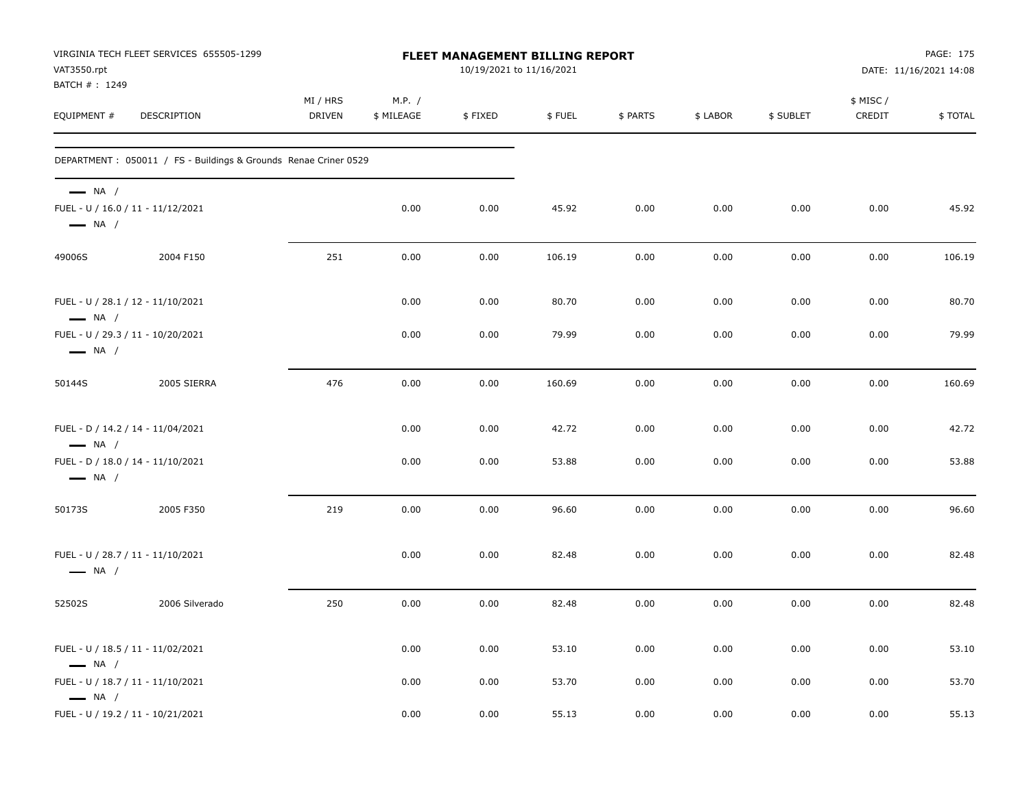VIRGINIA TECH FLEET SERVICES 655505-1299
VAT3550.rpt
BATCH # : 1249

**FLEET MANAGEMENT BILLING REPORT**
10/19/2021 to 11/16/2021

PAGE: 175
DATE: 11/16/2021 14:08

| EQUIPMENT # | DESCRIPTION | MI / HRS DRIVEN | M.P. / $ MILEAGE | $ FIXED | $ FUEL | $ PARTS | $ LABOR | $ SUBLET | $ MISC / CREDIT | $ TOTAL |
|---|---|---|---|---|---|---|---|---|---|---|
| DEPARTMENT : 050011 / FS - Buildings & Grounds Renae Criner 0529 | | | | | | | | | | |
| — NA / | | | | | | | | | | |
| FUEL - U / 16.0 / 11 - 11/12/2021 | | | 0.00 | 0.00 | 45.92 | 0.00 | 0.00 | 0.00 | 0.00 | 45.92 |
| — NA / | | | | | | | | | | |
| 49006S | 2004 F150 | 251 | 0.00 | 0.00 | 106.19 | 0.00 | 0.00 | 0.00 | 0.00 | 106.19 |
| FUEL - U / 28.1 / 12 - 11/10/2021 | | | 0.00 | 0.00 | 80.70 | 0.00 | 0.00 | 0.00 | 0.00 | 80.70 |
| — NA / | | | | | | | | | | |
| FUEL - U / 29.3 / 11 - 10/20/2021 | | | 0.00 | 0.00 | 79.99 | 0.00 | 0.00 | 0.00 | 0.00 | 79.99 |
| — NA / | | | | | | | | | | |
| 50144S | 2005 SIERRA | 476 | 0.00 | 0.00 | 160.69 | 0.00 | 0.00 | 0.00 | 0.00 | 160.69 |
| FUEL - D / 14.2 / 14 - 11/04/2021 | | | 0.00 | 0.00 | 42.72 | 0.00 | 0.00 | 0.00 | 0.00 | 42.72 |
| — NA / | | | | | | | | | | |
| FUEL - D / 18.0 / 14 - 11/10/2021 | | | 0.00 | 0.00 | 53.88 | 0.00 | 0.00 | 0.00 | 0.00 | 53.88 |
| — NA / | | | | | | | | | | |
| 50173S | 2005 F350 | 219 | 0.00 | 0.00 | 96.60 | 0.00 | 0.00 | 0.00 | 0.00 | 96.60 |
| FUEL - U / 28.7 / 11 - 11/10/2021 | | | 0.00 | 0.00 | 82.48 | 0.00 | 0.00 | 0.00 | 0.00 | 82.48 |
| — NA / | | | | | | | | | | |
| 52502S | 2006 Silverado | 250 | 0.00 | 0.00 | 82.48 | 0.00 | 0.00 | 0.00 | 0.00 | 82.48 |
| FUEL - U / 18.5 / 11 - 11/02/2021 | | | 0.00 | 0.00 | 53.10 | 0.00 | 0.00 | 0.00 | 0.00 | 53.10 |
| — NA / | | | | | | | | | | |
| FUEL - U / 18.7 / 11 - 11/10/2021 | | | 0.00 | 0.00 | 53.70 | 0.00 | 0.00 | 0.00 | 0.00 | 53.70 |
| — NA / | | | | | | | | | | |
| FUEL - U / 19.2 / 11 - 10/21/2021 | | | 0.00 | 0.00 | 55.13 | 0.00 | 0.00 | 0.00 | 0.00 | 55.13 |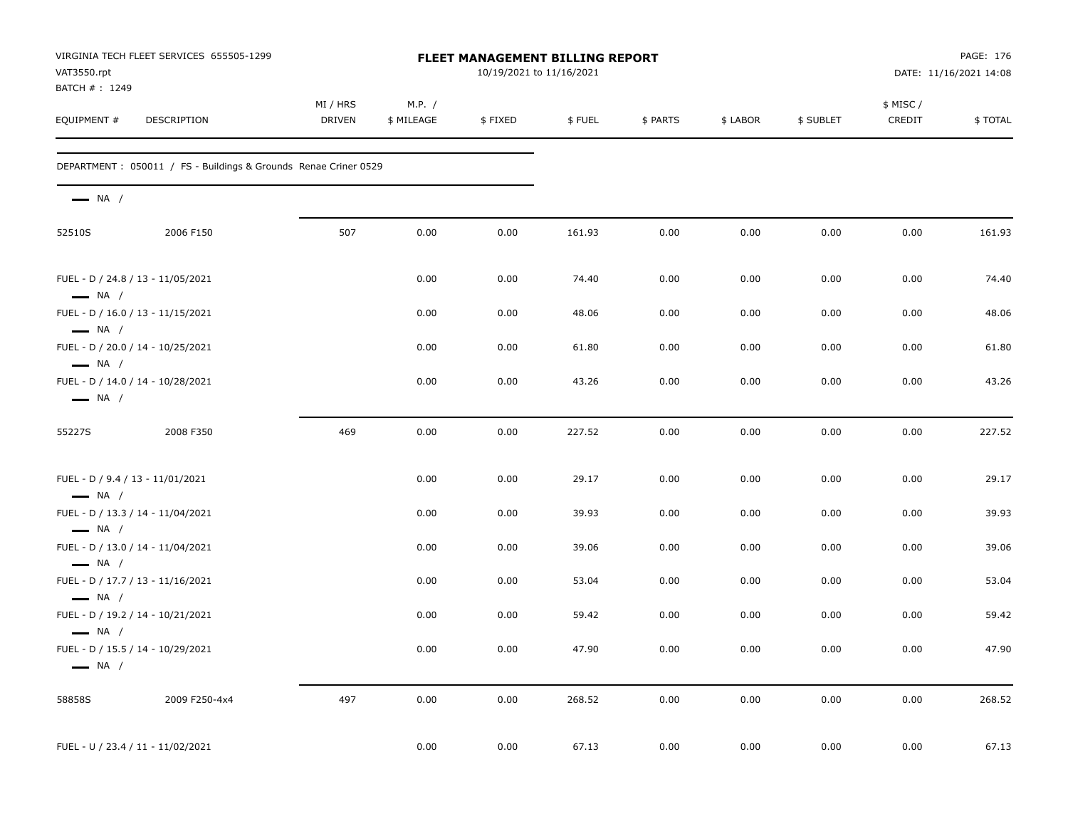VIRGINIA TECH FLEET SERVICES 655505-1299
VAT3550.rpt
BATCH # : 1249

**FLEET MANAGEMENT BILLING REPORT**
10/19/2021 to 11/16/2021

DATE: 11/16/2021 14:08

| EQUIPMENT # | DESCRIPTION | MI / HRS DRIVEN | M.P. / $ MILEAGE | $ FIXED | $ FUEL | $ PARTS | $ LABOR | $ SUBLET | $ MISC / CREDIT | $ TOTAL |
|---|---|---|---|---|---|---|---|---|---|---|
| DEPARTMENT : 050011 / FS - Buildings & Grounds Renae Criner 0529 | | | | | | | | | | |
| NA / | | | | | | | | | | |
| 52510S | 2006 F150 | 507 | 0.00 | 0.00 | 161.93 | 0.00 | 0.00 | 0.00 | 0.00 | 161.93 |
| FUEL - D / 24.8 / 13 - 11/05/2021 NA / | | | 0.00 | 0.00 | 74.40 | 0.00 | 0.00 | 0.00 | 0.00 | 74.40 |
| FUEL - D / 16.0 / 13 - 11/15/2021 NA / | | | 0.00 | 0.00 | 48.06 | 0.00 | 0.00 | 0.00 | 0.00 | 48.06 |
| FUEL - D / 20.0 / 14 - 10/25/2021 NA / | | | 0.00 | 0.00 | 61.80 | 0.00 | 0.00 | 0.00 | 0.00 | 61.80 |
| FUEL - D / 14.0 / 14 - 10/28/2021 NA / | | | 0.00 | 0.00 | 43.26 | 0.00 | 0.00 | 0.00 | 0.00 | 43.26 |
| 55227S | 2008 F350 | 469 | 0.00 | 0.00 | 227.52 | 0.00 | 0.00 | 0.00 | 0.00 | 227.52 |
| FUEL - D / 9.4 / 13 - 11/01/2021 NA / | | | 0.00 | 0.00 | 29.17 | 0.00 | 0.00 | 0.00 | 0.00 | 29.17 |
| FUEL - D / 13.3 / 14 - 11/04/2021 NA / | | | 0.00 | 0.00 | 39.93 | 0.00 | 0.00 | 0.00 | 0.00 | 39.93 |
| FUEL - D / 13.0 / 14 - 11/04/2021 NA / | | | 0.00 | 0.00 | 39.06 | 0.00 | 0.00 | 0.00 | 0.00 | 39.06 |
| FUEL - D / 17.7 / 13 - 11/16/2021 NA / | | | 0.00 | 0.00 | 53.04 | 0.00 | 0.00 | 0.00 | 0.00 | 53.04 |
| FUEL - D / 19.2 / 14 - 10/21/2021 NA / | | | 0.00 | 0.00 | 59.42 | 0.00 | 0.00 | 0.00 | 0.00 | 59.42 |
| FUEL - D / 15.5 / 14 - 10/29/2021 NA / | | | 0.00 | 0.00 | 47.90 | 0.00 | 0.00 | 0.00 | 0.00 | 47.90 |
| 58858S | 2009 F250-4x4 | 497 | 0.00 | 0.00 | 268.52 | 0.00 | 0.00 | 0.00 | 0.00 | 268.52 |
| FUEL - U / 23.4 / 11 - 11/02/2021 | | | 0.00 | 0.00 | 67.13 | 0.00 | 0.00 | 0.00 | 0.00 | 67.13 |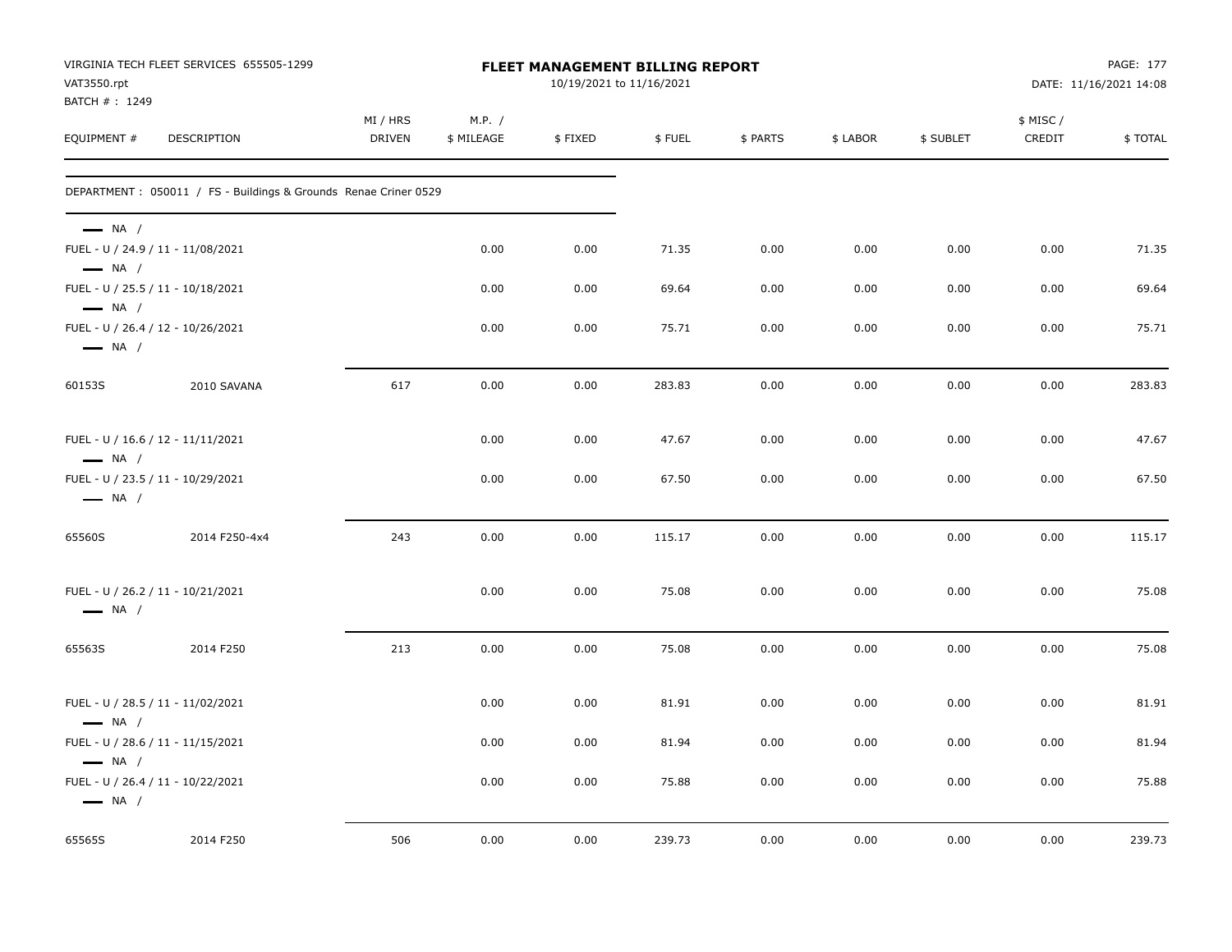VIRGINIA TECH FLEET SERVICES 655505-1299
VAT3550.rpt
BATCH # : 1249

**FLEET MANAGEMENT BILLING REPORT**
10/19/2021 to 11/16/2021

DATE: 11/16/2021 14:08

| EQUIPMENT # | DESCRIPTION | MI / HRS DRIVEN | M.P. / $ MILEAGE | $ FIXED | $ FUEL | $ PARTS | $ LABOR | $ SUBLET | $ MISC / CREDIT | $ TOTAL |
|---|---|---|---|---|---|---|---|---|---|---|
| DEPARTMENT : 050011 / FS - Buildings & Grounds Renae Criner 0529 | | | | | | | | | | |
| — NA / | | | | | | | | | | |
| FUEL - U / 24.9 / 11 - 11/08/2021 | | | 0.00 | 0.00 | 71.35 | 0.00 | 0.00 | 0.00 | 0.00 | 71.35 |
| — NA / | | | | | | | | | | |
| FUEL - U / 25.5 / 11 - 10/18/2021 | | | 0.00 | 0.00 | 69.64 | 0.00 | 0.00 | 0.00 | 0.00 | 69.64 |
| — NA / | | | | | | | | | | |
| FUEL - U / 26.4 / 12 - 10/26/2021 | | | 0.00 | 0.00 | 75.71 | 0.00 | 0.00 | 0.00 | 0.00 | 75.71 |
| — NA / | | | | | | | | | | |
| 60153S | 2010 SAVANA | 617 | 0.00 | 0.00 | 283.83 | 0.00 | 0.00 | 0.00 | 0.00 | 283.83 |
| FUEL - U / 16.6 / 12 - 11/11/2021 | | | 0.00 | 0.00 | 47.67 | 0.00 | 0.00 | 0.00 | 0.00 | 47.67 |
| — NA / | | | | | | | | | | |
| FUEL - U / 23.5 / 11 - 10/29/2021 | | | 0.00 | 0.00 | 67.50 | 0.00 | 0.00 | 0.00 | 0.00 | 67.50 |
| — NA / | | | | | | | | | | |
| 65560S | 2014 F250-4x4 | 243 | 0.00 | 0.00 | 115.17 | 0.00 | 0.00 | 0.00 | 0.00 | 115.17 |
| FUEL - U / 26.2 / 11 - 10/21/2021 | | | 0.00 | 0.00 | 75.08 | 0.00 | 0.00 | 0.00 | 0.00 | 75.08 |
| — NA / | | | | | | | | | | |
| 65563S | 2014 F250 | 213 | 0.00 | 0.00 | 75.08 | 0.00 | 0.00 | 0.00 | 0.00 | 75.08 |
| FUEL - U / 28.5 / 11 - 11/02/2021 | | | 0.00 | 0.00 | 81.91 | 0.00 | 0.00 | 0.00 | 0.00 | 81.91 |
| — NA / | | | | | | | | | | |
| FUEL - U / 28.6 / 11 - 11/15/2021 | | | 0.00 | 0.00 | 81.94 | 0.00 | 0.00 | 0.00 | 0.00 | 81.94 |
| — NA / | | | | | | | | | | |
| FUEL - U / 26.4 / 11 - 10/22/2021 | | | 0.00 | 0.00 | 75.88 | 0.00 | 0.00 | 0.00 | 0.00 | 75.88 |
| — NA / | | | | | | | | | | |
| 65565S | 2014 F250 | 506 | 0.00 | 0.00 | 239.73 | 0.00 | 0.00 | 0.00 | 0.00 | 239.73 |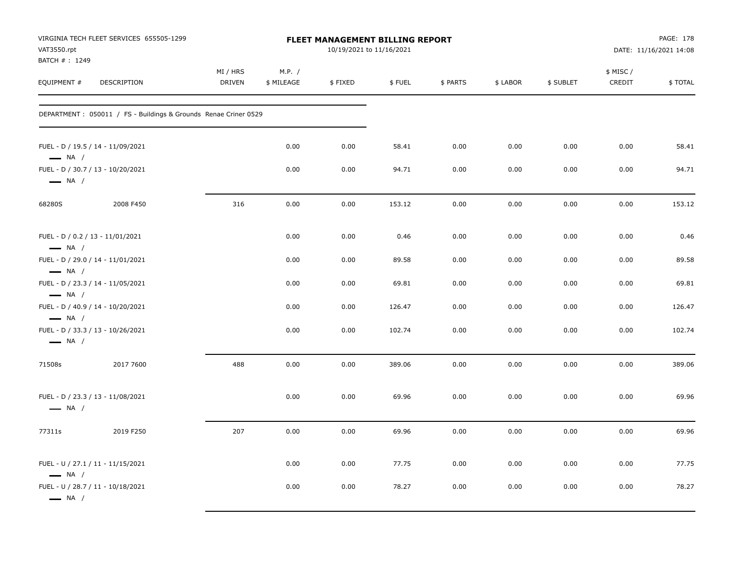VIRGINIA TECH FLEET SERVICES 655505-1299
VAT3550.rpt
BATCH # : 1249

**FLEET MANAGEMENT BILLING REPORT**
10/19/2021 to 11/16/2021

DATE: 11/16/2021 14:08

| EQUIPMENT # | DESCRIPTION | MI / HRS DRIVEN | M.P. / $ MILEAGE | $ FIXED | $ FUEL | $ PARTS | $ LABOR | $ SUBLET | $ MISC / CREDIT | $ TOTAL |
|---|---|---|---|---|---|---|---|---|---|---|
| DEPARTMENT : 050011 / FS - Buildings & Grounds Renae Criner 0529 | | | | | | | | | | |
| FUEL - D / 19.5 / 14 - 11/09/2021 — NA / | | | 0.00 | 0.00 | 58.41 | 0.00 | 0.00 | 0.00 | 0.00 | 58.41 |
| FUEL - D / 30.7 / 13 - 10/20/2021 — NA / | | | 0.00 | 0.00 | 94.71 | 0.00 | 0.00 | 0.00 | 0.00 | 94.71 |
| 68280S | 2008 F450 | 316 | 0.00 | 0.00 | 153.12 | 0.00 | 0.00 | 0.00 | 0.00 | 153.12 |
| FUEL - D / 0.2 / 13 - 11/01/2021 — NA / | | | 0.00 | 0.00 | 0.46 | 0.00 | 0.00 | 0.00 | 0.00 | 0.46 |
| FUEL - D / 29.0 / 14 - 11/01/2021 — NA / | | | 0.00 | 0.00 | 89.58 | 0.00 | 0.00 | 0.00 | 0.00 | 89.58 |
| FUEL - D / 23.3 / 14 - 11/05/2021 — NA / | | | 0.00 | 0.00 | 69.81 | 0.00 | 0.00 | 0.00 | 0.00 | 69.81 |
| FUEL - D / 40.9 / 14 - 10/20/2021 — NA / | | | 0.00 | 0.00 | 126.47 | 0.00 | 0.00 | 0.00 | 0.00 | 126.47 |
| FUEL - D / 33.3 / 13 - 10/26/2021 — NA / | | | 0.00 | 0.00 | 102.74 | 0.00 | 0.00 | 0.00 | 0.00 | 102.74 |
| 71508s | 2017 7600 | 488 | 0.00 | 0.00 | 389.06 | 0.00 | 0.00 | 0.00 | 0.00 | 389.06 |
| FUEL - D / 23.3 / 13 - 11/08/2021 — NA / | | | 0.00 | 0.00 | 69.96 | 0.00 | 0.00 | 0.00 | 0.00 | 69.96 |
| 77311s | 2019 F250 | 207 | 0.00 | 0.00 | 69.96 | 0.00 | 0.00 | 0.00 | 0.00 | 69.96 |
| FUEL - U / 27.1 / 11 - 11/15/2021 — NA / | | | 0.00 | 0.00 | 77.75 | 0.00 | 0.00 | 0.00 | 0.00 | 77.75 |
| FUEL - U / 28.7 / 11 - 10/18/2021 — NA / | | | 0.00 | 0.00 | 78.27 | 0.00 | 0.00 | 0.00 | 0.00 | 78.27 |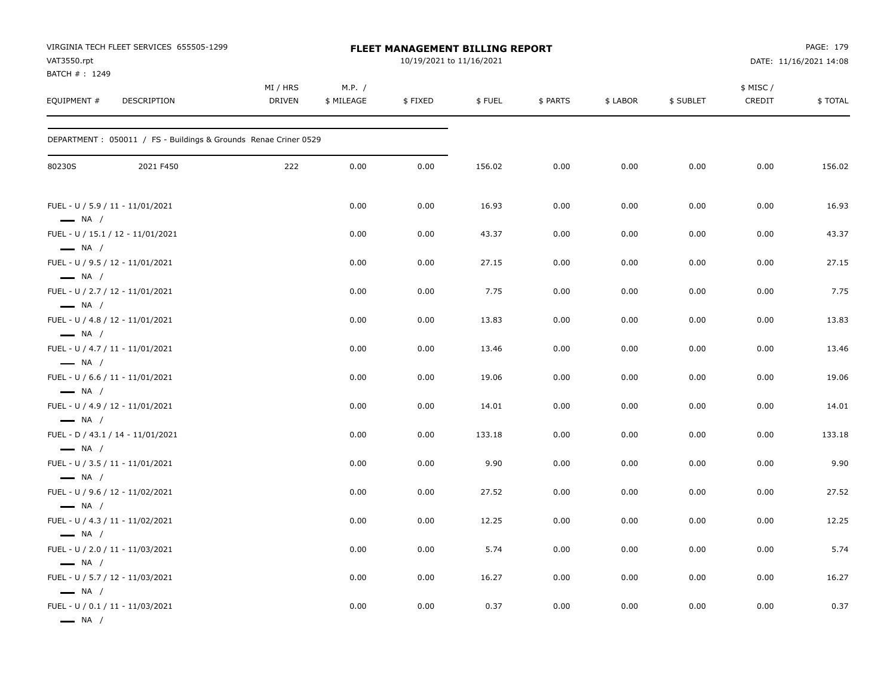VIRGINIA TECH FLEET SERVICES 655505-1299
VAT3550.rpt
BATCH # : 1249

# FLEET MANAGEMENT BILLING REPORT

10/19/2021 to 11/16/2021

DATE: 11/16/2021 14:08

DEPARTMENT : 050011 / FS - Buildings & Grounds Renae Criner 0529

| EQUIPMENT # | DESCRIPTION | MI / HRS DRIVEN | M.P. / $ MILEAGE | $ FIXED | $ FUEL | $ PARTS | $ LABOR | $ SUBLET | $ MISC / CREDIT | $ TOTAL |
|---|---|---|---|---|---|---|---|---|---|---|
| 80230S | 2021 F450 | 222 | 0.00 | 0.00 | 156.02 | 0.00 | 0.00 | 0.00 | 0.00 | 156.02 |
| FUEL - U / 5.9 / 11 - 11/01/2021 — NA / | | | 0.00 | 0.00 | 16.93 | 0.00 | 0.00 | 0.00 | 0.00 | 16.93 |
| FUEL - U / 15.1 / 12 - 11/01/2021 — NA / | | | 0.00 | 0.00 | 43.37 | 0.00 | 0.00 | 0.00 | 0.00 | 43.37 |
| FUEL - U / 9.5 / 12 - 11/01/2021 — NA / | | | 0.00 | 0.00 | 27.15 | 0.00 | 0.00 | 0.00 | 0.00 | 27.15 |
| FUEL - U / 2.7 / 12 - 11/01/2021 — NA / | | | 0.00 | 0.00 | 7.75 | 0.00 | 0.00 | 0.00 | 0.00 | 7.75 |
| FUEL - U / 4.8 / 12 - 11/01/2021 — NA / | | | 0.00 | 0.00 | 13.83 | 0.00 | 0.00 | 0.00 | 0.00 | 13.83 |
| FUEL - U / 4.7 / 11 - 11/01/2021 — NA / | | | 0.00 | 0.00 | 13.46 | 0.00 | 0.00 | 0.00 | 0.00 | 13.46 |
| FUEL - U / 6.6 / 11 - 11/01/2021 — NA / | | | 0.00 | 0.00 | 19.06 | 0.00 | 0.00 | 0.00 | 0.00 | 19.06 |
| FUEL - U / 4.9 / 12 - 11/01/2021 — NA / | | | 0.00 | 0.00 | 14.01 | 0.00 | 0.00 | 0.00 | 0.00 | 14.01 |
| FUEL - D / 43.1 / 14 - 11/01/2021 — NA / | | | 0.00 | 0.00 | 133.18 | 0.00 | 0.00 | 0.00 | 0.00 | 133.18 |
| FUEL - U / 3.5 / 11 - 11/01/2021 — NA / | | | 0.00 | 0.00 | 9.90 | 0.00 | 0.00 | 0.00 | 0.00 | 9.90 |
| FUEL - U / 9.6 / 12 - 11/02/2021 — NA / | | | 0.00 | 0.00 | 27.52 | 0.00 | 0.00 | 0.00 | 0.00 | 27.52 |
| FUEL - U / 4.3 / 11 - 11/02/2021 — NA / | | | 0.00 | 0.00 | 12.25 | 0.00 | 0.00 | 0.00 | 0.00 | 12.25 |
| FUEL - U / 2.0 / 11 - 11/03/2021 — NA / | | | 0.00 | 0.00 | 5.74 | 0.00 | 0.00 | 0.00 | 0.00 | 5.74 |
| FUEL - U / 5.7 / 12 - 11/03/2021 — NA / | | | 0.00 | 0.00 | 16.27 | 0.00 | 0.00 | 0.00 | 0.00 | 16.27 |
| FUEL - U / 0.1 / 11 - 11/03/2021 — NA / | | | 0.00 | 0.00 | 0.37 | 0.00 | 0.00 | 0.00 | 0.00 | 0.37 |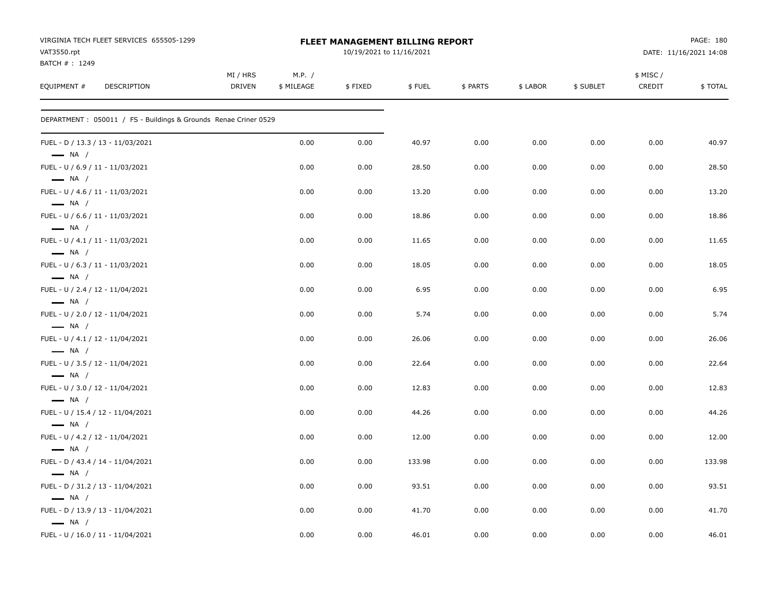VIRGINIA TECH FLEET SERVICES 655505-1299
VAT3550.rpt
BATCH # : 1249

**FLEET MANAGEMENT BILLING REPORT**
10/19/2021 to 11/16/2021

DATE: 11/16/2021 14:08

| EQUIPMENT # DESCRIPTION | MI / HRS DRIVEN | M.P. / $ MILEAGE | $ FIXED | $ FUEL | $ PARTS | $ LABOR | $ SUBLET | $ MISC / CREDIT | $ TOTAL |
|---|---|---|---|---|---|---|---|---|---|
| DEPARTMENT : 050011 / FS - Buildings & Grounds Renae Criner 0529 | | | | | | | | | |
| FUEL - D / 13.3 / 13 - 11/03/2021 — NA / | | 0.00 | 0.00 | 40.97 | 0.00 | 0.00 | 0.00 | 0.00 | 40.97 |
| FUEL - U / 6.9 / 11 - 11/03/2021 — NA / | | 0.00 | 0.00 | 28.50 | 0.00 | 0.00 | 0.00 | 0.00 | 28.50 |
| FUEL - U / 4.6 / 11 - 11/03/2021 — NA / | | 0.00 | 0.00 | 13.20 | 0.00 | 0.00 | 0.00 | 0.00 | 13.20 |
| FUEL - U / 6.6 / 11 - 11/03/2021 — NA / | | 0.00 | 0.00 | 18.86 | 0.00 | 0.00 | 0.00 | 0.00 | 18.86 |
| FUEL - U / 4.1 / 11 - 11/03/2021 — NA / | | 0.00 | 0.00 | 11.65 | 0.00 | 0.00 | 0.00 | 0.00 | 11.65 |
| FUEL - U / 6.3 / 11 - 11/03/2021 — NA / | | 0.00 | 0.00 | 18.05 | 0.00 | 0.00 | 0.00 | 0.00 | 18.05 |
| FUEL - U / 2.4 / 12 - 11/04/2021 — NA / | | 0.00 | 0.00 | 6.95 | 0.00 | 0.00 | 0.00 | 0.00 | 6.95 |
| FUEL - U / 2.0 / 12 - 11/04/2021 — NA / | | 0.00 | 0.00 | 5.74 | 0.00 | 0.00 | 0.00 | 0.00 | 5.74 |
| FUEL - U / 4.1 / 12 - 11/04/2021 — NA / | | 0.00 | 0.00 | 26.06 | 0.00 | 0.00 | 0.00 | 0.00 | 26.06 |
| FUEL - U / 3.5 / 12 - 11/04/2021 — NA / | | 0.00 | 0.00 | 22.64 | 0.00 | 0.00 | 0.00 | 0.00 | 22.64 |
| FUEL - U / 3.0 / 12 - 11/04/2021 — NA / | | 0.00 | 0.00 | 12.83 | 0.00 | 0.00 | 0.00 | 0.00 | 12.83 |
| FUEL - U / 15.4 / 12 - 11/04/2021 — NA / | | 0.00 | 0.00 | 44.26 | 0.00 | 0.00 | 0.00 | 0.00 | 44.26 |
| FUEL - U / 4.2 / 12 - 11/04/2021 — NA / | | 0.00 | 0.00 | 12.00 | 0.00 | 0.00 | 0.00 | 0.00 | 12.00 |
| FUEL - D / 43.4 / 14 - 11/04/2021 — NA / | | 0.00 | 0.00 | 133.98 | 0.00 | 0.00 | 0.00 | 0.00 | 133.98 |
| FUEL - D / 31.2 / 13 - 11/04/2021 — NA / | | 0.00 | 0.00 | 93.51 | 0.00 | 0.00 | 0.00 | 0.00 | 93.51 |
| FUEL - D / 13.9 / 13 - 11/04/2021 — NA / | | 0.00 | 0.00 | 41.70 | 0.00 | 0.00 | 0.00 | 0.00 | 41.70 |
| FUEL - U / 16.0 / 11 - 11/04/2021 | | 0.00 | 0.00 | 46.01 | 0.00 | 0.00 | 0.00 | 0.00 | 46.01 |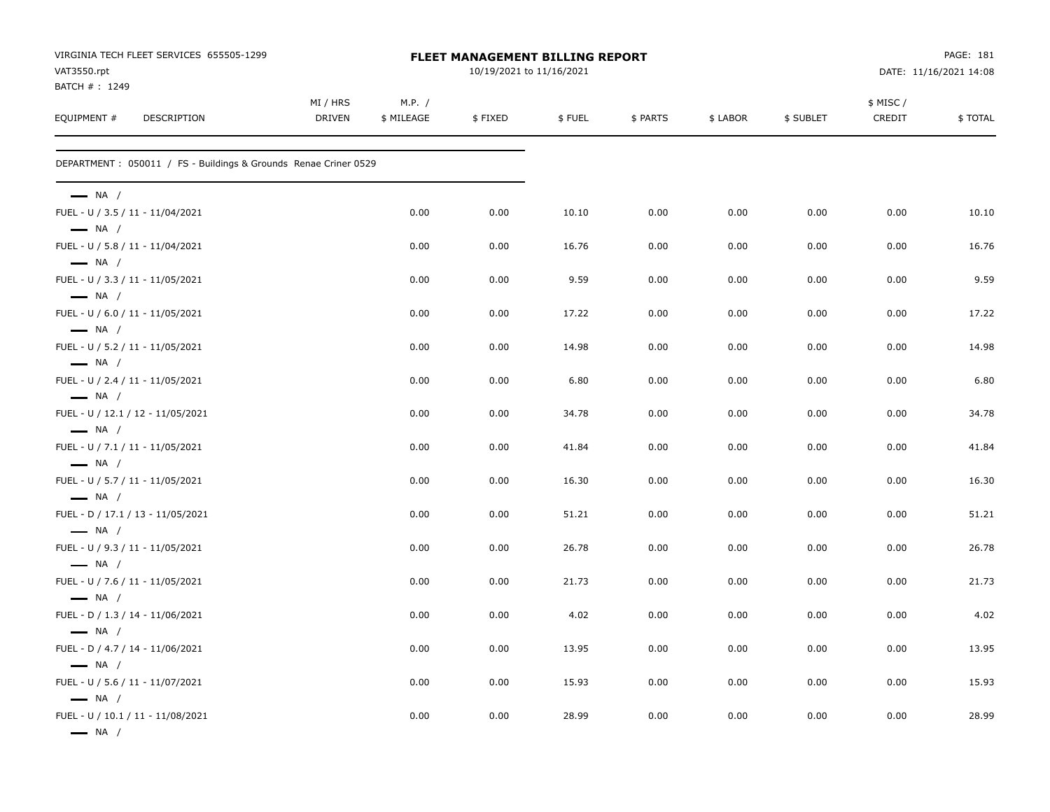VIRGINIA TECH FLEET SERVICES 655505-1299
VAT3550.rpt
BATCH # : 1249

# FLEET MANAGEMENT BILLING REPORT

10/19/2021 to 11/16/2021

DATE: 11/16/2021 14:08

DEPARTMENT : 050011 / FS - Buildings & Grounds Renae Criner 0529

| EQUIPMENT # | DESCRIPTION | MI / HRS DRIVEN | M.P. / $ MILEAGE | $ FIXED | $ FUEL | $ PARTS | $ LABOR | $ SUBLET | $ MISC / CREDIT | $ TOTAL |
|---|---|---|---|---|---|---|---|---|---|---|
| — NA / | | | | | | | | | | |
| FUEL - U / 3.5 / 11 - 11/04/2021 | | | 0.00 | 0.00 | 10.10 | 0.00 | 0.00 | 0.00 | 0.00 | 10.10 |
| — NA / | | | | | | | | | | |
| FUEL - U / 5.8 / 11 - 11/04/2021 | | | 0.00 | 0.00 | 16.76 | 0.00 | 0.00 | 0.00 | 0.00 | 16.76 |
| — NA / | | | | | | | | | | |
| FUEL - U / 3.3 / 11 - 11/05/2021 | | | 0.00 | 0.00 | 9.59 | 0.00 | 0.00 | 0.00 | 0.00 | 9.59 |
| — NA / | | | | | | | | | | |
| FUEL - U / 6.0 / 11 - 11/05/2021 | | | 0.00 | 0.00 | 17.22 | 0.00 | 0.00 | 0.00 | 0.00 | 17.22 |
| — NA / | | | | | | | | | | |
| FUEL - U / 5.2 / 11 - 11/05/2021 | | | 0.00 | 0.00 | 14.98 | 0.00 | 0.00 | 0.00 | 0.00 | 14.98 |
| — NA / | | | | | | | | | | |
| FUEL - U / 2.4 / 11 - 11/05/2021 | | | 0.00 | 0.00 | 6.80 | 0.00 | 0.00 | 0.00 | 0.00 | 6.80 |
| — NA / | | | | | | | | | | |
| FUEL - U / 12.1 / 12 - 11/05/2021 | | | 0.00 | 0.00 | 34.78 | 0.00 | 0.00 | 0.00 | 0.00 | 34.78 |
| — NA / | | | | | | | | | | |
| FUEL - U / 7.1 / 11 - 11/05/2021 | | | 0.00 | 0.00 | 41.84 | 0.00 | 0.00 | 0.00 | 0.00 | 41.84 |
| — NA / | | | | | | | | | | |
| FUEL - U / 5.7 / 11 - 11/05/2021 | | | 0.00 | 0.00 | 16.30 | 0.00 | 0.00 | 0.00 | 0.00 | 16.30 |
| — NA / | | | | | | | | | | |
| FUEL - D / 17.1 / 13 - 11/05/2021 | | | 0.00 | 0.00 | 51.21 | 0.00 | 0.00 | 0.00 | 0.00 | 51.21 |
| — NA / | | | | | | | | | | |
| FUEL - U / 9.3 / 11 - 11/05/2021 | | | 0.00 | 0.00 | 26.78 | 0.00 | 0.00 | 0.00 | 0.00 | 26.78 |
| — NA / | | | | | | | | | | |
| FUEL - U / 7.6 / 11 - 11/05/2021 | | | 0.00 | 0.00 | 21.73 | 0.00 | 0.00 | 0.00 | 0.00 | 21.73 |
| — NA / | | | | | | | | | | |
| FUEL - D / 1.3 / 14 - 11/06/2021 | | | 0.00 | 0.00 | 4.02 | 0.00 | 0.00 | 0.00 | 0.00 | 4.02 |
| — NA / | | | | | | | | | | |
| FUEL - D / 4.7 / 14 - 11/06/2021 | | | 0.00 | 0.00 | 13.95 | 0.00 | 0.00 | 0.00 | 0.00 | 13.95 |
| — NA / | | | | | | | | | | |
| FUEL - U / 5.6 / 11 - 11/07/2021 | | | 0.00 | 0.00 | 15.93 | 0.00 | 0.00 | 0.00 | 0.00 | 15.93 |
| — NA / | | | | | | | | | | |
| FUEL - U / 10.1 / 11 - 11/08/2021 | | | 0.00 | 0.00 | 28.99 | 0.00 | 0.00 | 0.00 | 0.00 | 28.99 |
| — NA / | | | | | | | | | | |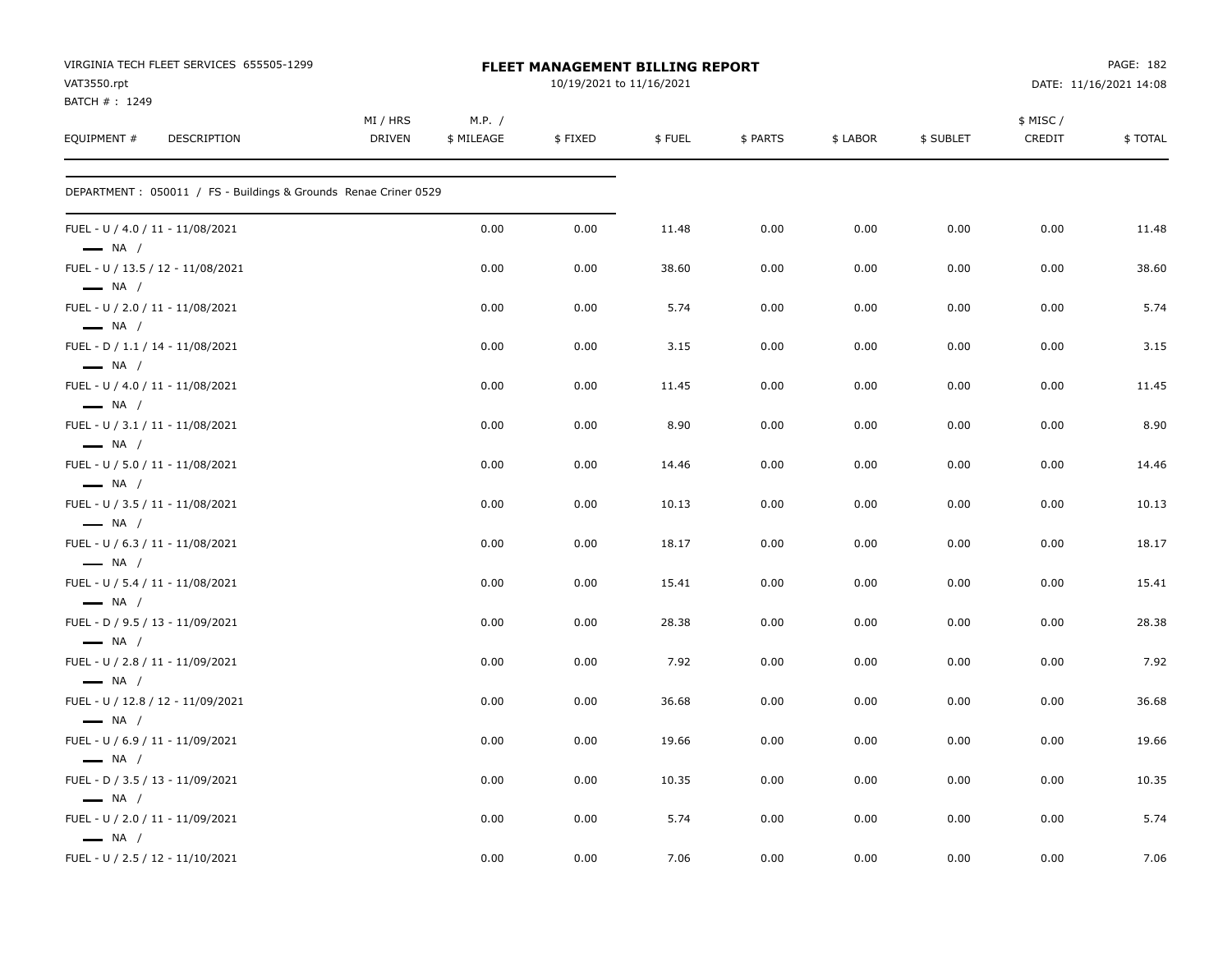VIRGINIA TECH FLEET SERVICES 655505-1299
VAT3550.rpt
BATCH # : 1249

**FLEET MANAGEMENT BILLING REPORT**
10/19/2021 to 11/16/2021

DATE: 11/16/2021 14:08

| EQUIPMENT # | DESCRIPTION | MI / HRS DRIVEN | M.P. / $ MILEAGE | $ FIXED | $ FUEL | $ PARTS | $ LABOR | $ SUBLET | $ MISC / CREDIT | $ TOTAL |
|---|---|---|---|---|---|---|---|---|---|---|
| DEPARTMENT : 050011 / FS - Buildings & Grounds Renae Criner 0529 | | | | | | | | | | |
| FUEL - U / 4.0 / 11 - 11/08/2021 — NA / | | | 0.00 | 0.00 | 11.48 | 0.00 | 0.00 | 0.00 | 0.00 | 11.48 |
| FUEL - U / 13.5 / 12 - 11/08/2021 — NA / | | | 0.00 | 0.00 | 38.60 | 0.00 | 0.00 | 0.00 | 0.00 | 38.60 |
| FUEL - U / 2.0 / 11 - 11/08/2021 — NA / | | | 0.00 | 0.00 | 5.74 | 0.00 | 0.00 | 0.00 | 0.00 | 5.74 |
| FUEL - D / 1.1 / 14 - 11/08/2021 — NA / | | | 0.00 | 0.00 | 3.15 | 0.00 | 0.00 | 0.00 | 0.00 | 3.15 |
| FUEL - U / 4.0 / 11 - 11/08/2021 — NA / | | | 0.00 | 0.00 | 11.45 | 0.00 | 0.00 | 0.00 | 0.00 | 11.45 |
| FUEL - U / 3.1 / 11 - 11/08/2021 — NA / | | | 0.00 | 0.00 | 8.90 | 0.00 | 0.00 | 0.00 | 0.00 | 8.90 |
| FUEL - U / 5.0 / 11 - 11/08/2021 — NA / | | | 0.00 | 0.00 | 14.46 | 0.00 | 0.00 | 0.00 | 0.00 | 14.46 |
| FUEL - U / 3.5 / 11 - 11/08/2021 — NA / | | | 0.00 | 0.00 | 10.13 | 0.00 | 0.00 | 0.00 | 0.00 | 10.13 |
| FUEL - U / 6.3 / 11 - 11/08/2021 — NA / | | | 0.00 | 0.00 | 18.17 | 0.00 | 0.00 | 0.00 | 0.00 | 18.17 |
| FUEL - U / 5.4 / 11 - 11/08/2021 — NA / | | | 0.00 | 0.00 | 15.41 | 0.00 | 0.00 | 0.00 | 0.00 | 15.41 |
| FUEL - D / 9.5 / 13 - 11/09/2021 — NA / | | | 0.00 | 0.00 | 28.38 | 0.00 | 0.00 | 0.00 | 0.00 | 28.38 |
| FUEL - U / 2.8 / 11 - 11/09/2021 — NA / | | | 0.00 | 0.00 | 7.92 | 0.00 | 0.00 | 0.00 | 0.00 | 7.92 |
| FUEL - U / 12.8 / 12 - 11/09/2021 — NA / | | | 0.00 | 0.00 | 36.68 | 0.00 | 0.00 | 0.00 | 0.00 | 36.68 |
| FUEL - U / 6.9 / 11 - 11/09/2021 — NA / | | | 0.00 | 0.00 | 19.66 | 0.00 | 0.00 | 0.00 | 0.00 | 19.66 |
| FUEL - D / 3.5 / 13 - 11/09/2021 — NA / | | | 0.00 | 0.00 | 10.35 | 0.00 | 0.00 | 0.00 | 0.00 | 10.35 |
| FUEL - U / 2.0 / 11 - 11/09/2021 — NA / | | | 0.00 | 0.00 | 5.74 | 0.00 | 0.00 | 0.00 | 0.00 | 5.74 |
| FUEL - U / 2.5 / 12 - 11/10/2021 | | | 0.00 | 0.00 | 7.06 | 0.00 | 0.00 | 0.00 | 0.00 | 7.06 |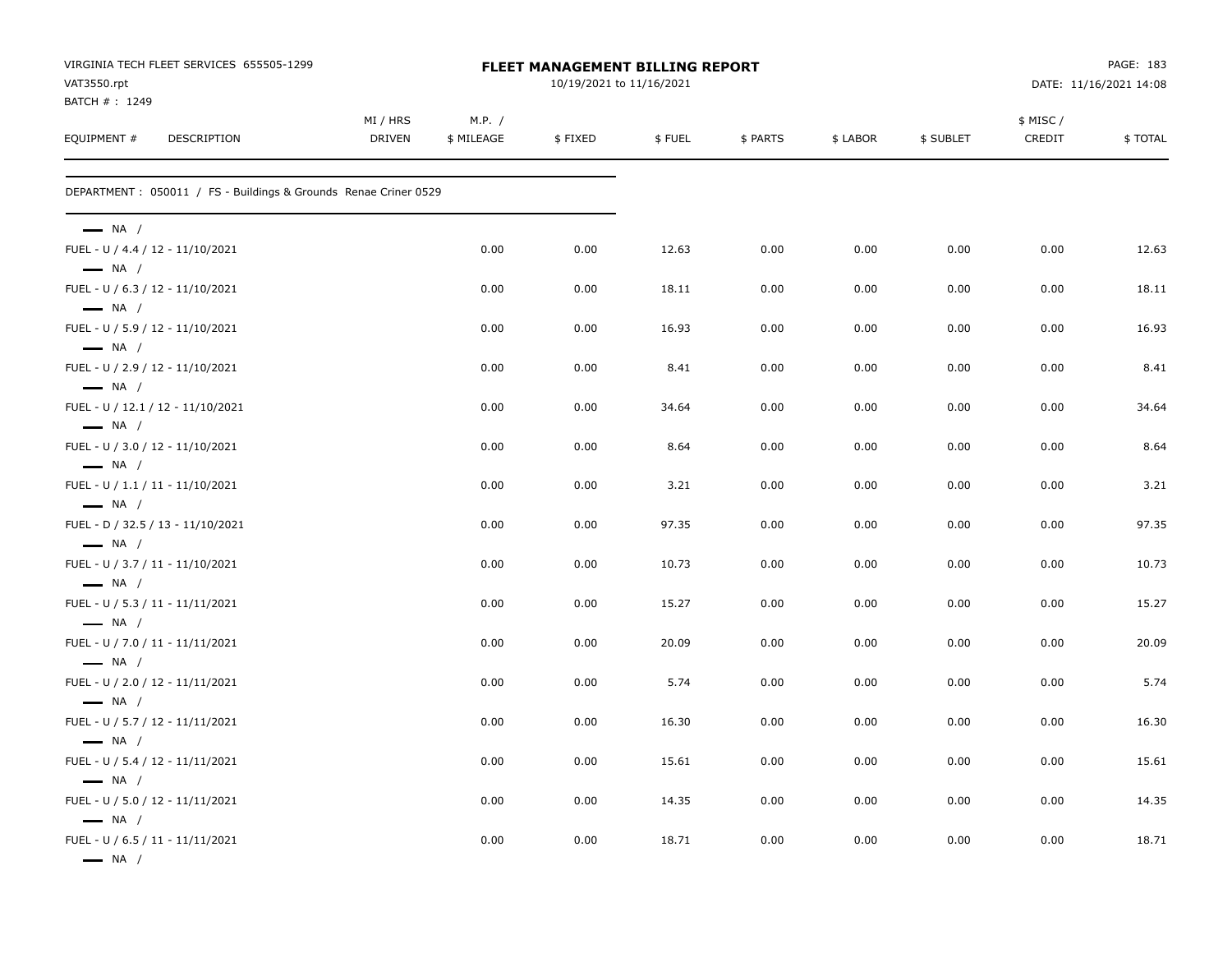VIRGINIA TECH FLEET SERVICES 655505-1299
VAT3550.rpt
BATCH # : 1249

**FLEET MANAGEMENT BILLING REPORT**
10/19/2021 to 11/16/2021

PAGE: 183
DATE: 11/16/2021 14:08

| EQUIPMENT # | DESCRIPTION | MI / HRS DRIVEN | M.P. / $ MILEAGE | $ FIXED | $ FUEL | $ PARTS | $ LABOR | $ SUBLET | $ MISC / CREDIT | $ TOTAL |
|---|---|---|---|---|---|---|---|---|---|---|

DEPARTMENT : 050011 / FS - Buildings & Grounds Renae Criner 0529

| EQUIPMENT # | DESCRIPTION | MI / HRS DRIVEN | M.P. / $ MILEAGE | $ FIXED | $ FUEL | $ PARTS | $ LABOR | $ SUBLET | $ MISC / CREDIT | $ TOTAL |
|---|---|---|---|---|---|---|---|---|---|---|
| — NA / | | | | | | | | | | |
| FUEL - U / 4.4 / 12 - 11/10/2021 | | | 0.00 | 0.00 | 12.63 | 0.00 | 0.00 | 0.00 | 0.00 | 12.63 |
| — NA / | | | | | | | | | | |
| FUEL - U / 6.3 / 12 - 11/10/2021 | | | 0.00 | 0.00 | 18.11 | 0.00 | 0.00 | 0.00 | 0.00 | 18.11 |
| — NA / | | | | | | | | | | |
| FUEL - U / 5.9 / 12 - 11/10/2021 | | | 0.00 | 0.00 | 16.93 | 0.00 | 0.00 | 0.00 | 0.00 | 16.93 |
| — NA / | | | | | | | | | | |
| FUEL - U / 2.9 / 12 - 11/10/2021 | | | 0.00 | 0.00 | 8.41 | 0.00 | 0.00 | 0.00 | 0.00 | 8.41 |
| — NA / | | | | | | | | | | |
| FUEL - U / 12.1 / 12 - 11/10/2021 | | | 0.00 | 0.00 | 34.64 | 0.00 | 0.00 | 0.00 | 0.00 | 34.64 |
| — NA / | | | | | | | | | | |
| FUEL - U / 3.0 / 12 - 11/10/2021 | | | 0.00 | 0.00 | 8.64 | 0.00 | 0.00 | 0.00 | 0.00 | 8.64 |
| — NA / | | | | | | | | | | |
| FUEL - U / 1.1 / 11 - 11/10/2021 | | | 0.00 | 0.00 | 3.21 | 0.00 | 0.00 | 0.00 | 0.00 | 3.21 |
| — NA / | | | | | | | | | | |
| FUEL - D / 32.5 / 13 - 11/10/2021 | | | 0.00 | 0.00 | 97.35 | 0.00 | 0.00 | 0.00 | 0.00 | 97.35 |
| — NA / | | | | | | | | | | |
| FUEL - U / 3.7 / 11 - 11/10/2021 | | | 0.00 | 0.00 | 10.73 | 0.00 | 0.00 | 0.00 | 0.00 | 10.73 |
| — NA / | | | | | | | | | | |
| FUEL - U / 5.3 / 11 - 11/11/2021 | | | 0.00 | 0.00 | 15.27 | 0.00 | 0.00 | 0.00 | 0.00 | 15.27 |
| — NA / | | | | | | | | | | |
| FUEL - U / 7.0 / 11 - 11/11/2021 | | | 0.00 | 0.00 | 20.09 | 0.00 | 0.00 | 0.00 | 0.00 | 20.09 |
| — NA / | | | | | | | | | | |
| FUEL - U / 2.0 / 12 - 11/11/2021 | | | 0.00 | 0.00 | 5.74 | 0.00 | 0.00 | 0.00 | 0.00 | 5.74 |
| — NA / | | | | | | | | | | |
| FUEL - U / 5.7 / 12 - 11/11/2021 | | | 0.00 | 0.00 | 16.30 | 0.00 | 0.00 | 0.00 | 0.00 | 16.30 |
| — NA / | | | | | | | | | | |
| FUEL - U / 5.4 / 12 - 11/11/2021 | | | 0.00 | 0.00 | 15.61 | 0.00 | 0.00 | 0.00 | 0.00 | 15.61 |
| — NA / | | | | | | | | | | |
| FUEL - U / 5.0 / 12 - 11/11/2021 | | | 0.00 | 0.00 | 14.35 | 0.00 | 0.00 | 0.00 | 0.00 | 14.35 |
| — NA / | | | | | | | | | | |
| FUEL - U / 6.5 / 11 - 11/11/2021 | | | 0.00 | 0.00 | 18.71 | 0.00 | 0.00 | 0.00 | 0.00 | 18.71 |
| — NA / | | | | | | | | | | |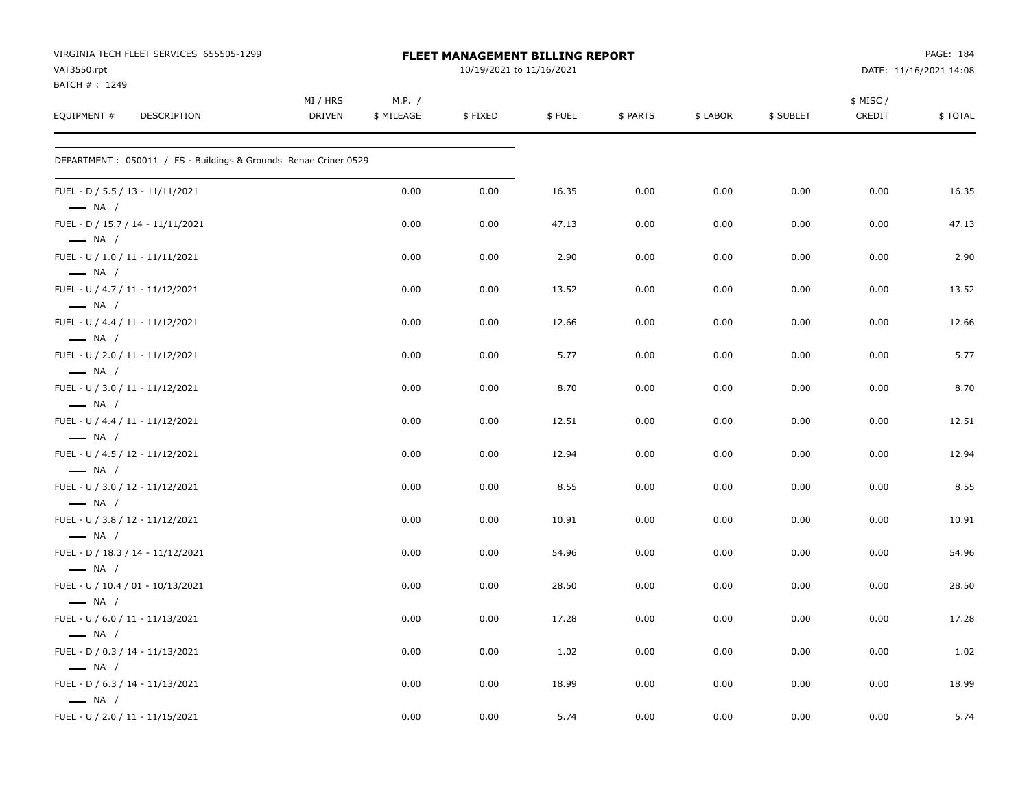VIRGINIA TECH FLEET SERVICES 655505-1299
VAT3550.rpt
BATCH # : 1249

**FLEET MANAGEMENT BILLING REPORT**
10/19/2021 to 11/16/2021

DATE: 11/16/2021 14:08

| EQUIPMENT # | DESCRIPTION | MI / HRS DRIVEN | M.P. / $ MILEAGE | $ FIXED | $ FUEL | $ PARTS | $ LABOR | $ SUBLET | $ MISC / CREDIT | $ TOTAL |
|---|---|---|---|---|---|---|---|---|---|---|
| DEPARTMENT : 050011 / FS - Buildings & Grounds Renae Criner 0529 | | | | | | | | | | |
| FUEL - D / 5.5 / 13 - 11/11/2021 — NA / | | | 0.00 | 0.00 | 16.35 | 0.00 | 0.00 | 0.00 | 0.00 | 16.35 |
| FUEL - D / 15.7 / 14 - 11/11/2021 — NA / | | | 0.00 | 0.00 | 47.13 | 0.00 | 0.00 | 0.00 | 0.00 | 47.13 |
| FUEL - U / 1.0 / 11 - 11/11/2021 — NA / | | | 0.00 | 0.00 | 2.90 | 0.00 | 0.00 | 0.00 | 0.00 | 2.90 |
| FUEL - U / 4.7 / 11 - 11/12/2021 — NA / | | | 0.00 | 0.00 | 13.52 | 0.00 | 0.00 | 0.00 | 0.00 | 13.52 |
| FUEL - U / 4.4 / 11 - 11/12/2021 — NA / | | | 0.00 | 0.00 | 12.66 | 0.00 | 0.00 | 0.00 | 0.00 | 12.66 |
| FUEL - U / 2.0 / 11 - 11/12/2021 — NA / | | | 0.00 | 0.00 | 5.77 | 0.00 | 0.00 | 0.00 | 0.00 | 5.77 |
| FUEL - U / 3.0 / 11 - 11/12/2021 — NA / | | | 0.00 | 0.00 | 8.70 | 0.00 | 0.00 | 0.00 | 0.00 | 8.70 |
| FUEL - U / 4.4 / 11 - 11/12/2021 — NA / | | | 0.00 | 0.00 | 12.51 | 0.00 | 0.00 | 0.00 | 0.00 | 12.51 |
| FUEL - U / 4.5 / 12 - 11/12/2021 — NA / | | | 0.00 | 0.00 | 12.94 | 0.00 | 0.00 | 0.00 | 0.00 | 12.94 |
| FUEL - U / 3.0 / 12 - 11/12/2021 — NA / | | | 0.00 | 0.00 | 8.55 | 0.00 | 0.00 | 0.00 | 0.00 | 8.55 |
| FUEL - U / 3.8 / 12 - 11/12/2021 — NA / | | | 0.00 | 0.00 | 10.91 | 0.00 | 0.00 | 0.00 | 0.00 | 10.91 |
| FUEL - D / 18.3 / 14 - 11/12/2021 — NA / | | | 0.00 | 0.00 | 54.96 | 0.00 | 0.00 | 0.00 | 0.00 | 54.96 |
| FUEL - U / 10.4 / 01 - 10/13/2021 — NA / | | | 0.00 | 0.00 | 28.50 | 0.00 | 0.00 | 0.00 | 0.00 | 28.50 |
| FUEL - U / 6.0 / 11 - 11/13/2021 — NA / | | | 0.00 | 0.00 | 17.28 | 0.00 | 0.00 | 0.00 | 0.00 | 17.28 |
| FUEL - D / 0.3 / 14 - 11/13/2021 — NA / | | | 0.00 | 0.00 | 1.02 | 0.00 | 0.00 | 0.00 | 0.00 | 1.02 |
| FUEL - D / 6.3 / 14 - 11/13/2021 — NA / | | | 0.00 | 0.00 | 18.99 | 0.00 | 0.00 | 0.00 | 0.00 | 18.99 |
| FUEL - U / 2.0 / 11 - 11/15/2021 | | | 0.00 | 0.00 | 5.74 | 0.00 | 0.00 | 0.00 | 0.00 | 5.74 |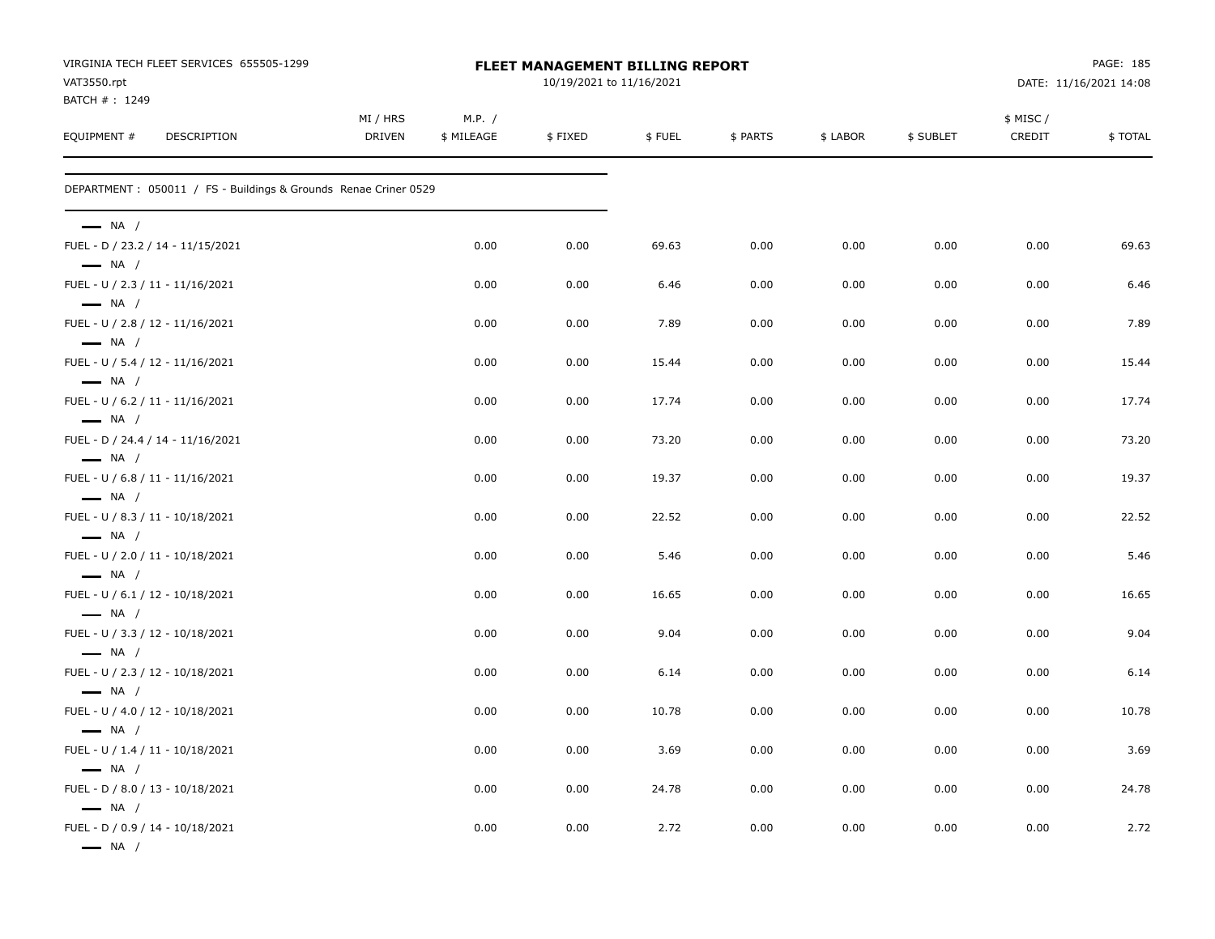VIRGINIA TECH FLEET SERVICES 655505-1299
VAT3550.rpt
BATCH # : 1249

**FLEET MANAGEMENT BILLING REPORT**
10/19/2021 to 11/16/2021

DATE: 11/16/2021 14:08

| EQUIPMENT # | DESCRIPTION | MI / HRS DRIVEN | M.P. / $ MILEAGE | $ FIXED | $ FUEL | $ PARTS | $ LABOR | $ SUBLET | $ MISC / CREDIT | $ TOTAL |
|---|---|---|---|---|---|---|---|---|---|---|

DEPARTMENT : 050011 / FS - Buildings & Grounds Renae Criner 0529

| EQUIPMENT # / DESCRIPTION | M.P. / $ MILEAGE | $ FIXED | $ FUEL | $ PARTS | $ LABOR | $ SUBLET | $ MISC / CREDIT | $ TOTAL |
|---|---|---|---|---|---|---|---|---|
| NA / FUEL - D / 23.2 / 14 - 11/15/2021 | 0.00 | 0.00 | 69.63 | 0.00 | 0.00 | 0.00 | 0.00 | 69.63 |
| NA / FUEL - U / 2.3 / 11 - 11/16/2021 | 0.00 | 0.00 | 6.46 | 0.00 | 0.00 | 0.00 | 0.00 | 6.46 |
| NA / FUEL - U / 2.8 / 12 - 11/16/2021 | 0.00 | 0.00 | 7.89 | 0.00 | 0.00 | 0.00 | 0.00 | 7.89 |
| NA / FUEL - U / 5.4 / 12 - 11/16/2021 | 0.00 | 0.00 | 15.44 | 0.00 | 0.00 | 0.00 | 0.00 | 15.44 |
| NA / FUEL - U / 6.2 / 11 - 11/16/2021 | 0.00 | 0.00 | 17.74 | 0.00 | 0.00 | 0.00 | 0.00 | 17.74 |
| NA / FUEL - D / 24.4 / 14 - 11/16/2021 | 0.00 | 0.00 | 73.20 | 0.00 | 0.00 | 0.00 | 0.00 | 73.20 |
| NA / FUEL - U / 6.8 / 11 - 11/16/2021 | 0.00 | 0.00 | 19.37 | 0.00 | 0.00 | 0.00 | 0.00 | 19.37 |
| NA / FUEL - U / 8.3 / 11 - 10/18/2021 | 0.00 | 0.00 | 22.52 | 0.00 | 0.00 | 0.00 | 0.00 | 22.52 |
| NA / FUEL - U / 2.0 / 11 - 10/18/2021 | 0.00 | 0.00 | 5.46 | 0.00 | 0.00 | 0.00 | 0.00 | 5.46 |
| NA / FUEL - U / 6.1 / 12 - 10/18/2021 | 0.00 | 0.00 | 16.65 | 0.00 | 0.00 | 0.00 | 0.00 | 16.65 |
| NA / FUEL - U / 3.3 / 12 - 10/18/2021 | 0.00 | 0.00 | 9.04 | 0.00 | 0.00 | 0.00 | 0.00 | 9.04 |
| NA / FUEL - U / 2.3 / 12 - 10/18/2021 | 0.00 | 0.00 | 6.14 | 0.00 | 0.00 | 0.00 | 0.00 | 6.14 |
| NA / FUEL - U / 4.0 / 12 - 10/18/2021 | 0.00 | 0.00 | 10.78 | 0.00 | 0.00 | 0.00 | 0.00 | 10.78 |
| NA / FUEL - U / 1.4 / 11 - 10/18/2021 | 0.00 | 0.00 | 3.69 | 0.00 | 0.00 | 0.00 | 0.00 | 3.69 |
| NA / FUEL - D / 8.0 / 13 - 10/18/2021 | 0.00 | 0.00 | 24.78 | 0.00 | 0.00 | 0.00 | 0.00 | 24.78 |
| NA / FUEL - D / 0.9 / 14 - 10/18/2021 | 0.00 | 0.00 | 2.72 | 0.00 | 0.00 | 0.00 | 0.00 | 2.72 |
| NA / | | | | | | | | |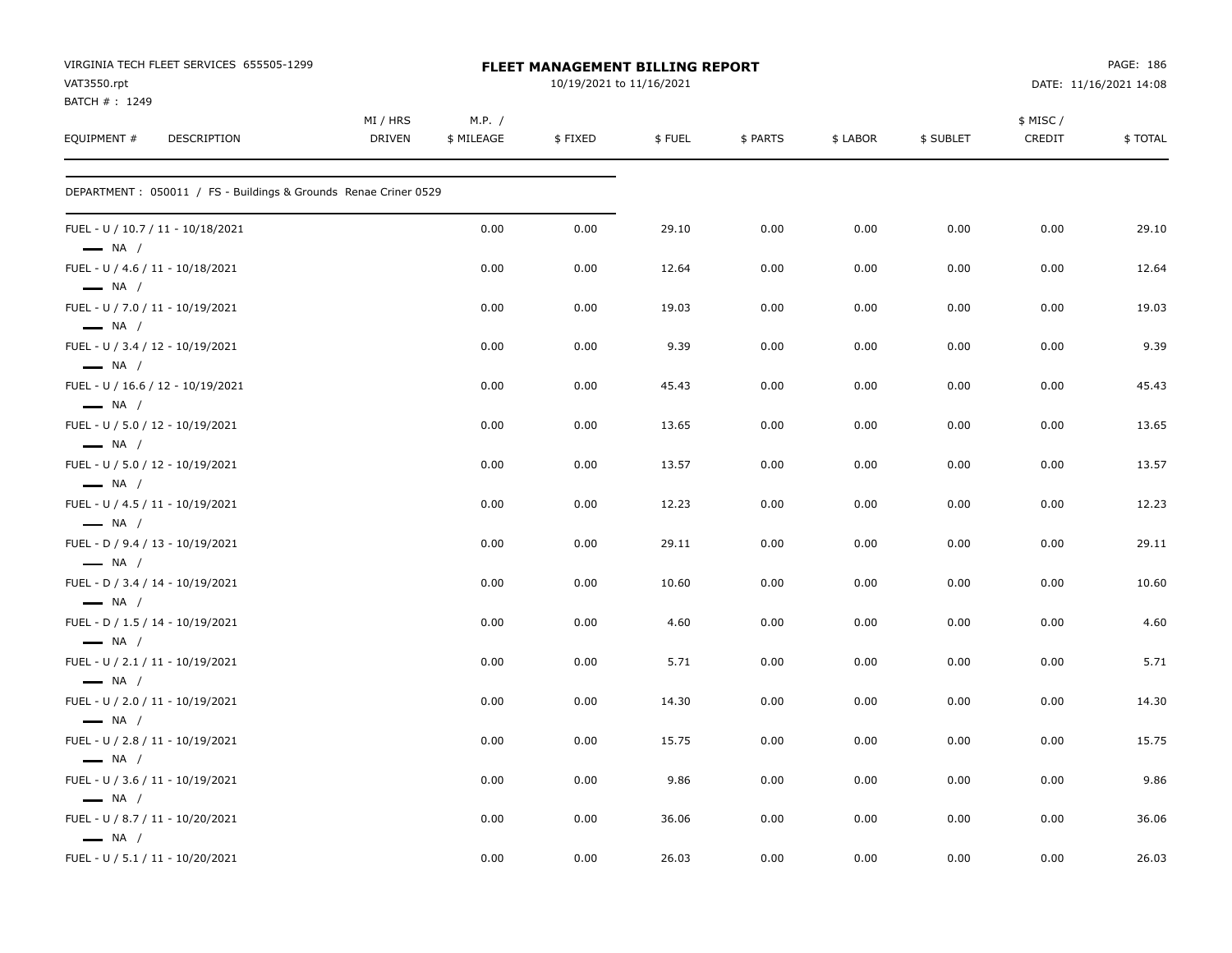VIRGINIA TECH FLEET SERVICES 655505-1299
VAT3550.rpt
BATCH # : 1249

**FLEET MANAGEMENT BILLING REPORT**
10/19/2021 to 11/16/2021

DATE: 11/16/2021 14:08

| EQUIPMENT # | DESCRIPTION | MI / HRS DRIVEN | M.P. / $ MILEAGE | $ FIXED | $ FUEL | $ PARTS | $ LABOR | $ SUBLET | $ MISC / CREDIT | $ TOTAL |
|---|---|---|---|---|---|---|---|---|---|---|

DEPARTMENT : 050011 / FS - Buildings & Grounds Renae Criner 0529

| EQUIPMENT # | DESCRIPTION | MI / HRS DRIVEN | M.P. / $ MILEAGE | $ FIXED | $ FUEL | $ PARTS | $ LABOR | $ SUBLET | $ MISC / CREDIT | $ TOTAL |
|---|---|---|---|---|---|---|---|---|---|---|
| FUEL - U / 10.7 / 11 - 10/18/2021 — NA / | | | 0.00 | 0.00 | 29.10 | 0.00 | 0.00 | 0.00 | 0.00 | 29.10 |
| FUEL - U / 4.6 / 11 - 10/18/2021 — NA / | | | 0.00 | 0.00 | 12.64 | 0.00 | 0.00 | 0.00 | 0.00 | 12.64 |
| FUEL - U / 7.0 / 11 - 10/19/2021 — NA / | | | 0.00 | 0.00 | 19.03 | 0.00 | 0.00 | 0.00 | 0.00 | 19.03 |
| FUEL - U / 3.4 / 12 - 10/19/2021 — NA / | | | 0.00 | 0.00 | 9.39 | 0.00 | 0.00 | 0.00 | 0.00 | 9.39 |
| FUEL - U / 16.6 / 12 - 10/19/2021 — NA / | | | 0.00 | 0.00 | 45.43 | 0.00 | 0.00 | 0.00 | 0.00 | 45.43 |
| FUEL - U / 5.0 / 12 - 10/19/2021 — NA / | | | 0.00 | 0.00 | 13.65 | 0.00 | 0.00 | 0.00 | 0.00 | 13.65 |
| FUEL - U / 5.0 / 12 - 10/19/2021 — NA / | | | 0.00 | 0.00 | 13.57 | 0.00 | 0.00 | 0.00 | 0.00 | 13.57 |
| FUEL - U / 4.5 / 11 - 10/19/2021 — NA / | | | 0.00 | 0.00 | 12.23 | 0.00 | 0.00 | 0.00 | 0.00 | 12.23 |
| FUEL - D / 9.4 / 13 - 10/19/2021 — NA / | | | 0.00 | 0.00 | 29.11 | 0.00 | 0.00 | 0.00 | 0.00 | 29.11 |
| FUEL - D / 3.4 / 14 - 10/19/2021 — NA / | | | 0.00 | 0.00 | 10.60 | 0.00 | 0.00 | 0.00 | 0.00 | 10.60 |
| FUEL - D / 1.5 / 14 - 10/19/2021 — NA / | | | 0.00 | 0.00 | 4.60 | 0.00 | 0.00 | 0.00 | 0.00 | 4.60 |
| FUEL - U / 2.1 / 11 - 10/19/2021 — NA / | | | 0.00 | 0.00 | 5.71 | 0.00 | 0.00 | 0.00 | 0.00 | 5.71 |
| FUEL - U / 2.0 / 11 - 10/19/2021 — NA / | | | 0.00 | 0.00 | 14.30 | 0.00 | 0.00 | 0.00 | 0.00 | 14.30 |
| FUEL - U / 2.8 / 11 - 10/19/2021 — NA / | | | 0.00 | 0.00 | 15.75 | 0.00 | 0.00 | 0.00 | 0.00 | 15.75 |
| FUEL - U / 3.6 / 11 - 10/19/2021 — NA / | | | 0.00 | 0.00 | 9.86 | 0.00 | 0.00 | 0.00 | 0.00 | 9.86 |
| FUEL - U / 8.7 / 11 - 10/20/2021 — NA / | | | 0.00 | 0.00 | 36.06 | 0.00 | 0.00 | 0.00 | 0.00 | 36.06 |
| FUEL - U / 5.1 / 11 - 10/20/2021 | | | 0.00 | 0.00 | 26.03 | 0.00 | 0.00 | 0.00 | 0.00 | 26.03 |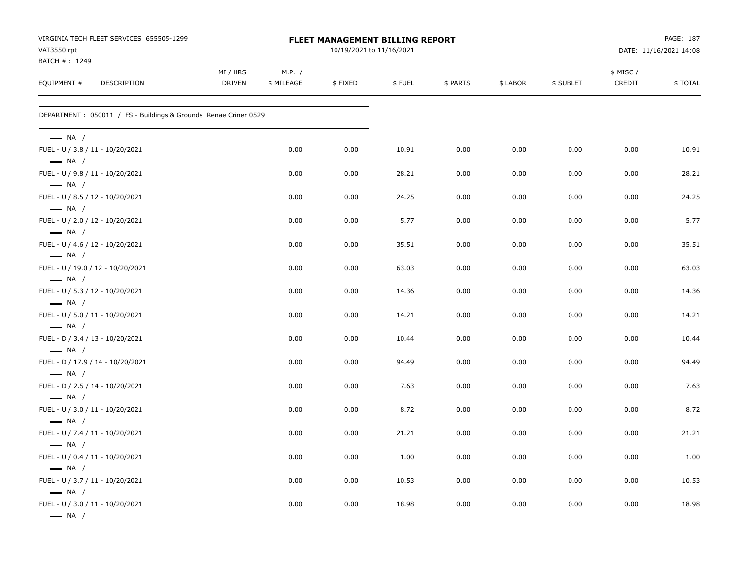VIRGINIA TECH FLEET SERVICES 655505-1299
VAT3550.rpt
BATCH # : 1249

**FLEET MANAGEMENT BILLING REPORT**
10/19/2021 to 11/16/2021

DATE: 11/16/2021 14:08

DEPARTMENT : 050011 / FS - Buildings & Grounds Renae Criner 0529

| EQUIPMENT # DESCRIPTION | MI / HRS DRIVEN | M.P. / $ MILEAGE | $ FIXED | $ FUEL | $ PARTS | $ LABOR | $ SUBLET | $ MISC / CREDIT | $ TOTAL |
|---|---|---|---|---|---|---|---|---|---|
| — NA / FUEL - U / 3.8 / 11 - 10/20/2021 | | 0.00 | 0.00 | 10.91 | 0.00 | 0.00 | 0.00 | 0.00 | 10.91 |
| — NA / FUEL - U / 9.8 / 11 - 10/20/2021 | | 0.00 | 0.00 | 28.21 | 0.00 | 0.00 | 0.00 | 0.00 | 28.21 |
| — NA / FUEL - U / 8.5 / 12 - 10/20/2021 | | 0.00 | 0.00 | 24.25 | 0.00 | 0.00 | 0.00 | 0.00 | 24.25 |
| — NA / FUEL - U / 2.0 / 12 - 10/20/2021 | | 0.00 | 0.00 | 5.77 | 0.00 | 0.00 | 0.00 | 0.00 | 5.77 |
| — NA / FUEL - U / 4.6 / 12 - 10/20/2021 | | 0.00 | 0.00 | 35.51 | 0.00 | 0.00 | 0.00 | 0.00 | 35.51 |
| — NA / FUEL - U / 19.0 / 12 - 10/20/2021 | | 0.00 | 0.00 | 63.03 | 0.00 | 0.00 | 0.00 | 0.00 | 63.03 |
| — NA / FUEL - U / 5.3 / 12 - 10/20/2021 | | 0.00 | 0.00 | 14.36 | 0.00 | 0.00 | 0.00 | 0.00 | 14.36 |
| — NA / FUEL - U / 5.0 / 11 - 10/20/2021 | | 0.00 | 0.00 | 14.21 | 0.00 | 0.00 | 0.00 | 0.00 | 14.21 |
| — NA / FUEL - D / 3.4 / 13 - 10/20/2021 | | 0.00 | 0.00 | 10.44 | 0.00 | 0.00 | 0.00 | 0.00 | 10.44 |
| — NA / FUEL - D / 17.9 / 14 - 10/20/2021 | | 0.00 | 0.00 | 94.49 | 0.00 | 0.00 | 0.00 | 0.00 | 94.49 |
| — NA / FUEL - D / 2.5 / 14 - 10/20/2021 | | 0.00 | 0.00 | 7.63 | 0.00 | 0.00 | 0.00 | 0.00 | 7.63 |
| — NA / FUEL - U / 3.0 / 11 - 10/20/2021 | | 0.00 | 0.00 | 8.72 | 0.00 | 0.00 | 0.00 | 0.00 | 8.72 |
| — NA / FUEL - U / 7.4 / 11 - 10/20/2021 | | 0.00 | 0.00 | 21.21 | 0.00 | 0.00 | 0.00 | 0.00 | 21.21 |
| — NA / FUEL - U / 0.4 / 11 - 10/20/2021 | | 0.00 | 0.00 | 1.00 | 0.00 | 0.00 | 0.00 | 0.00 | 1.00 |
| — NA / FUEL - U / 3.7 / 11 - 10/20/2021 | | 0.00 | 0.00 | 10.53 | 0.00 | 0.00 | 0.00 | 0.00 | 10.53 |
| — NA / FUEL - U / 3.0 / 11 - 10/20/2021 | | 0.00 | 0.00 | 18.98 | 0.00 | 0.00 | 0.00 | 0.00 | 18.98 |
| — NA / | | | | | | | | | |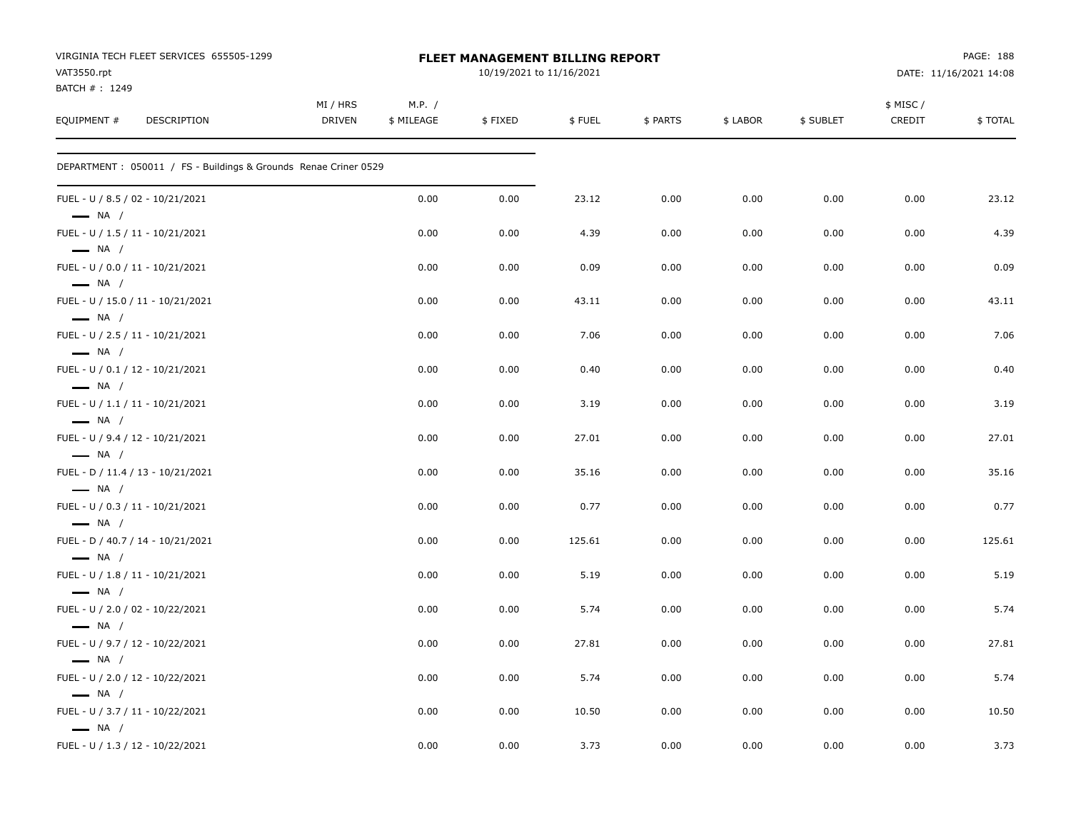VIRGINIA TECH FLEET SERVICES 655505-1299
VAT3550.rpt
BATCH # : 1249

**FLEET MANAGEMENT BILLING REPORT**
10/19/2021 to 11/16/2021

DATE: 11/16/2021 14:08

| EQUIPMENT # | DESCRIPTION | MI / HRS DRIVEN | M.P. / $ MILEAGE | $ FIXED | $ FUEL | $ PARTS | $ LABOR | $ SUBLET | $ MISC / CREDIT | $ TOTAL |
|---|---|---|---|---|---|---|---|---|---|---|
| DEPARTMENT : 050011 / FS - Buildings & Grounds Renae Criner 0529 | | | | | | | | | | |
| FUEL - U / 8.5 / 02 - 10/21/2021 — NA / | | | 0.00 | 0.00 | 23.12 | 0.00 | 0.00 | 0.00 | 0.00 | 23.12 |
| FUEL - U / 1.5 / 11 - 10/21/2021 — NA / | | | 0.00 | 0.00 | 4.39 | 0.00 | 0.00 | 0.00 | 0.00 | 4.39 |
| FUEL - U / 0.0 / 11 - 10/21/2021 — NA / | | | 0.00 | 0.00 | 0.09 | 0.00 | 0.00 | 0.00 | 0.00 | 0.09 |
| FUEL - U / 15.0 / 11 - 10/21/2021 — NA / | | | 0.00 | 0.00 | 43.11 | 0.00 | 0.00 | 0.00 | 0.00 | 43.11 |
| FUEL - U / 2.5 / 11 - 10/21/2021 — NA / | | | 0.00 | 0.00 | 7.06 | 0.00 | 0.00 | 0.00 | 0.00 | 7.06 |
| FUEL - U / 0.1 / 12 - 10/21/2021 — NA / | | | 0.00 | 0.00 | 0.40 | 0.00 | 0.00 | 0.00 | 0.00 | 0.40 |
| FUEL - U / 1.1 / 11 - 10/21/2021 — NA / | | | 0.00 | 0.00 | 3.19 | 0.00 | 0.00 | 0.00 | 0.00 | 3.19 |
| FUEL - U / 9.4 / 12 - 10/21/2021 — NA / | | | 0.00 | 0.00 | 27.01 | 0.00 | 0.00 | 0.00 | 0.00 | 27.01 |
| FUEL - D / 11.4 / 13 - 10/21/2021 — NA / | | | 0.00 | 0.00 | 35.16 | 0.00 | 0.00 | 0.00 | 0.00 | 35.16 |
| FUEL - U / 0.3 / 11 - 10/21/2021 — NA / | | | 0.00 | 0.00 | 0.77 | 0.00 | 0.00 | 0.00 | 0.00 | 0.77 |
| FUEL - D / 40.7 / 14 - 10/21/2021 — NA / | | | 0.00 | 0.00 | 125.61 | 0.00 | 0.00 | 0.00 | 0.00 | 125.61 |
| FUEL - U / 1.8 / 11 - 10/21/2021 — NA / | | | 0.00 | 0.00 | 5.19 | 0.00 | 0.00 | 0.00 | 0.00 | 5.19 |
| FUEL - U / 2.0 / 02 - 10/22/2021 — NA / | | | 0.00 | 0.00 | 5.74 | 0.00 | 0.00 | 0.00 | 0.00 | 5.74 |
| FUEL - U / 9.7 / 12 - 10/22/2021 — NA / | | | 0.00 | 0.00 | 27.81 | 0.00 | 0.00 | 0.00 | 0.00 | 27.81 |
| FUEL - U / 2.0 / 12 - 10/22/2021 — NA / | | | 0.00 | 0.00 | 5.74 | 0.00 | 0.00 | 0.00 | 0.00 | 5.74 |
| FUEL - U / 3.7 / 11 - 10/22/2021 — NA / | | | 0.00 | 0.00 | 10.50 | 0.00 | 0.00 | 0.00 | 0.00 | 10.50 |
| FUEL - U / 1.3 / 12 - 10/22/2021 | | | 0.00 | 0.00 | 3.73 | 0.00 | 0.00 | 0.00 | 0.00 | 3.73 |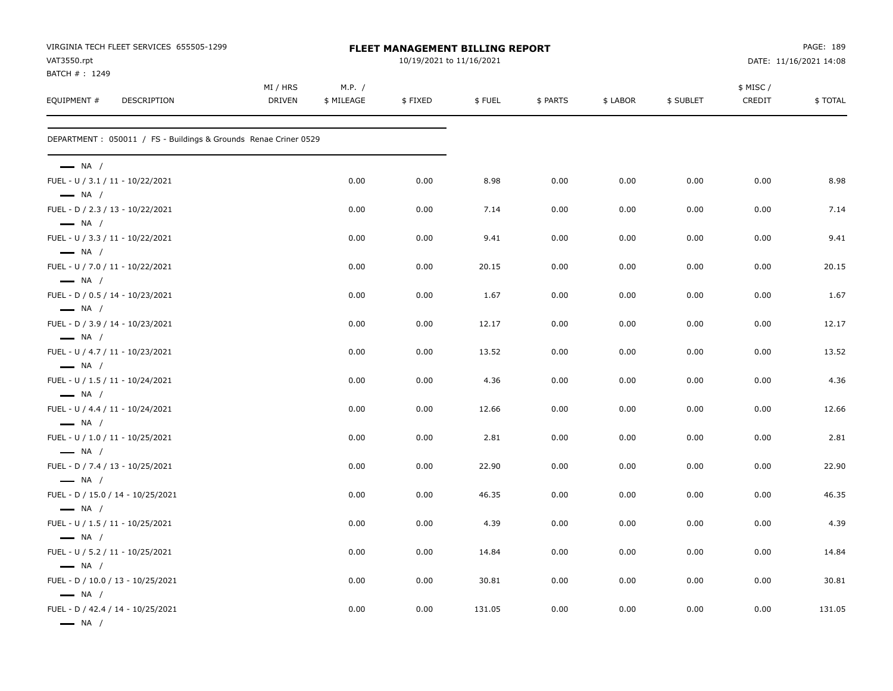VIRGINIA TECH FLEET SERVICES 655505-1299
VAT3550.rpt
BATCH # : 1249

**FLEET MANAGEMENT BILLING REPORT**
10/19/2021 to 11/16/2021

DATE: 11/16/2021 14:08

| EQUIPMENT # | DESCRIPTION | MI / HRS DRIVEN | M.P. / $ MILEAGE | $ FIXED | $ FUEL | $ PARTS | $ LABOR | $ SUBLET | $ MISC / CREDIT | $ TOTAL |
|---|---|---|---|---|---|---|---|---|---|---|

DEPARTMENT : 050011 / FS - Buildings & Grounds Renae Criner 0529

| EQUIPMENT # | DESCRIPTION | MI / HRS DRIVEN | M.P. / $ MILEAGE | $ FIXED | $ FUEL | $ PARTS | $ LABOR | $ SUBLET | $ MISC / CREDIT | $ TOTAL |
|---|---|---|---|---|---|---|---|---|---|---|
| — NA / | | | | | | | | | | |
| FUEL - U / 3.1 / 11 - 10/22/2021 | | | 0.00 | 0.00 | 8.98 | 0.00 | 0.00 | 0.00 | 0.00 | 8.98 |
| — NA / | | | | | | | | | | |
| FUEL - D / 2.3 / 13 - 10/22/2021 | | | 0.00 | 0.00 | 7.14 | 0.00 | 0.00 | 0.00 | 0.00 | 7.14 |
| — NA / | | | | | | | | | | |
| FUEL - U / 3.3 / 11 - 10/22/2021 | | | 0.00 | 0.00 | 9.41 | 0.00 | 0.00 | 0.00 | 0.00 | 9.41 |
| — NA / | | | | | | | | | | |
| FUEL - U / 7.0 / 11 - 10/22/2021 | | | 0.00 | 0.00 | 20.15 | 0.00 | 0.00 | 0.00 | 0.00 | 20.15 |
| — NA / | | | | | | | | | | |
| FUEL - D / 0.5 / 14 - 10/23/2021 | | | 0.00 | 0.00 | 1.67 | 0.00 | 0.00 | 0.00 | 0.00 | 1.67 |
| — NA / | | | | | | | | | | |
| FUEL - D / 3.9 / 14 - 10/23/2021 | | | 0.00 | 0.00 | 12.17 | 0.00 | 0.00 | 0.00 | 0.00 | 12.17 |
| — NA / | | | | | | | | | | |
| FUEL - U / 4.7 / 11 - 10/23/2021 | | | 0.00 | 0.00 | 13.52 | 0.00 | 0.00 | 0.00 | 0.00 | 13.52 |
| — NA / | | | | | | | | | | |
| FUEL - U / 1.5 / 11 - 10/24/2021 | | | 0.00 | 0.00 | 4.36 | 0.00 | 0.00 | 0.00 | 0.00 | 4.36 |
| — NA / | | | | | | | | | | |
| FUEL - U / 4.4 / 11 - 10/24/2021 | | | 0.00 | 0.00 | 12.66 | 0.00 | 0.00 | 0.00 | 0.00 | 12.66 |
| — NA / | | | | | | | | | | |
| FUEL - U / 1.0 / 11 - 10/25/2021 | | | 0.00 | 0.00 | 2.81 | 0.00 | 0.00 | 0.00 | 0.00 | 2.81 |
| — NA / | | | | | | | | | | |
| FUEL - D / 7.4 / 13 - 10/25/2021 | | | 0.00 | 0.00 | 22.90 | 0.00 | 0.00 | 0.00 | 0.00 | 22.90 |
| — NA / | | | | | | | | | | |
| FUEL - D / 15.0 / 14 - 10/25/2021 | | | 0.00 | 0.00 | 46.35 | 0.00 | 0.00 | 0.00 | 0.00 | 46.35 |
| — NA / | | | | | | | | | | |
| FUEL - U / 1.5 / 11 - 10/25/2021 | | | 0.00 | 0.00 | 4.39 | 0.00 | 0.00 | 0.00 | 0.00 | 4.39 |
| — NA / | | | | | | | | | | |
| FUEL - U / 5.2 / 11 - 10/25/2021 | | | 0.00 | 0.00 | 14.84 | 0.00 | 0.00 | 0.00 | 0.00 | 14.84 |
| — NA / | | | | | | | | | | |
| FUEL - D / 10.0 / 13 - 10/25/2021 | | | 0.00 | 0.00 | 30.81 | 0.00 | 0.00 | 0.00 | 0.00 | 30.81 |
| — NA / | | | | | | | | | | |
| FUEL - D / 42.4 / 14 - 10/25/2021 | | | 0.00 | 0.00 | 131.05 | 0.00 | 0.00 | 0.00 | 0.00 | 131.05 |
| — NA / | | | | | | | | | | |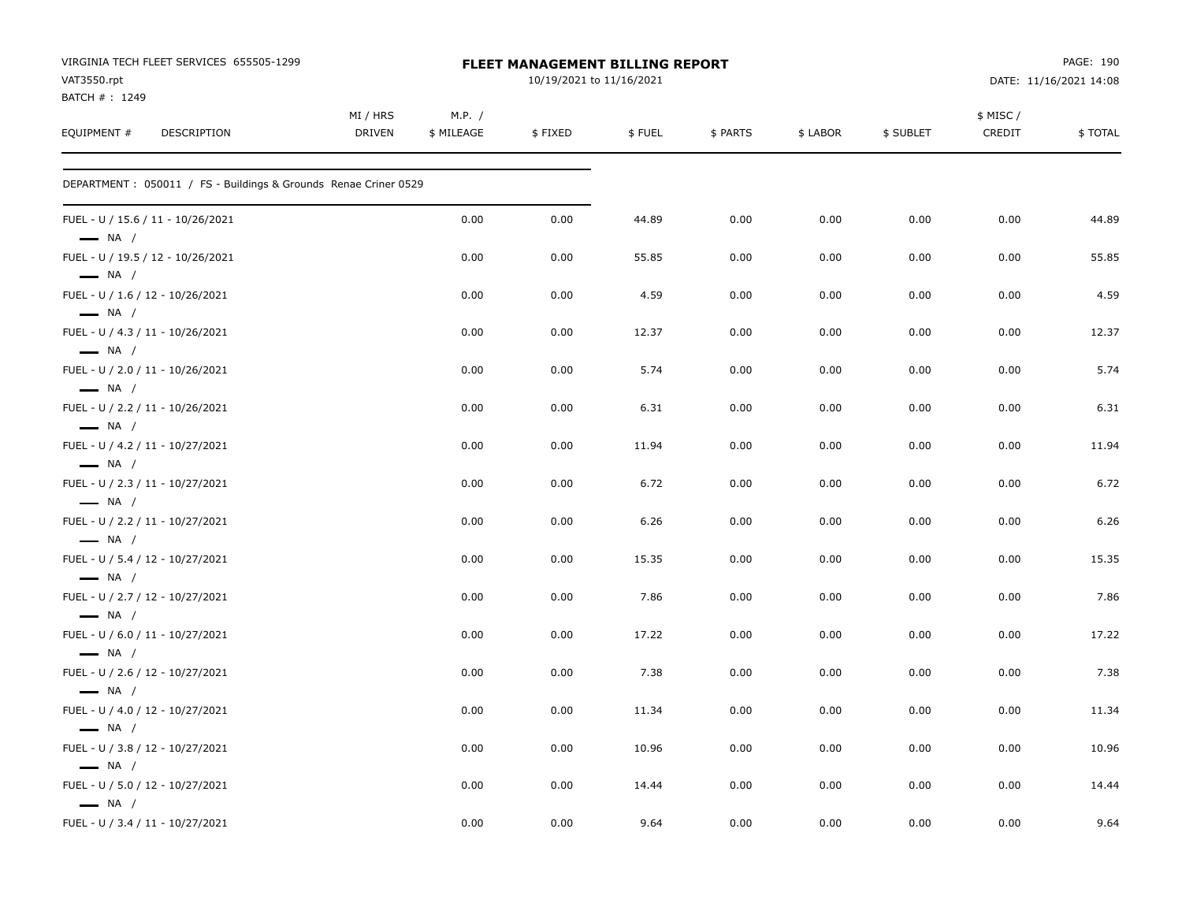VIRGINIA TECH FLEET SERVICES 655505-1299
VAT3550.rpt
BATCH # : 1249

**FLEET MANAGEMENT BILLING REPORT**
10/19/2021 to 11/16/2021

DATE: 11/16/2021 14:08

| EQUIPMENT # DESCRIPTION | MI / HRS DRIVEN | M.P. / $ MILEAGE | $ FIXED | $ FUEL | $ PARTS | $ LABOR | $ SUBLET | $ MISC / CREDIT | $ TOTAL |
|---|---|---|---|---|---|---|---|---|---|

DEPARTMENT : 050011 / FS - Buildings & Grounds Renae Criner 0529

| EQUIPMENT # DESCRIPTION | MI / HRS DRIVEN | M.P. / $ MILEAGE | $ FIXED | $ FUEL | $ PARTS | $ LABOR | $ SUBLET | $ MISC / CREDIT | $ TOTAL |
|---|---|---|---|---|---|---|---|---|---|
| FUEL - U / 15.6 / 11 - 10/26/2021 — NA / | | 0.00 | 0.00 | 44.89 | 0.00 | 0.00 | 0.00 | 0.00 | 44.89 |
| FUEL - U / 19.5 / 12 - 10/26/2021 — NA / | | 0.00 | 0.00 | 55.85 | 0.00 | 0.00 | 0.00 | 0.00 | 55.85 |
| FUEL - U / 1.6 / 12 - 10/26/2021 — NA / | | 0.00 | 0.00 | 4.59 | 0.00 | 0.00 | 0.00 | 0.00 | 4.59 |
| FUEL - U / 4.3 / 11 - 10/26/2021 — NA / | | 0.00 | 0.00 | 12.37 | 0.00 | 0.00 | 0.00 | 0.00 | 12.37 |
| FUEL - U / 2.0 / 11 - 10/26/2021 — NA / | | 0.00 | 0.00 | 5.74 | 0.00 | 0.00 | 0.00 | 0.00 | 5.74 |
| FUEL - U / 2.2 / 11 - 10/26/2021 — NA / | | 0.00 | 0.00 | 6.31 | 0.00 | 0.00 | 0.00 | 0.00 | 6.31 |
| FUEL - U / 4.2 / 11 - 10/27/2021 — NA / | | 0.00 | 0.00 | 11.94 | 0.00 | 0.00 | 0.00 | 0.00 | 11.94 |
| FUEL - U / 2.3 / 11 - 10/27/2021 — NA / | | 0.00 | 0.00 | 6.72 | 0.00 | 0.00 | 0.00 | 0.00 | 6.72 |
| FUEL - U / 2.2 / 11 - 10/27/2021 — NA / | | 0.00 | 0.00 | 6.26 | 0.00 | 0.00 | 0.00 | 0.00 | 6.26 |
| FUEL - U / 5.4 / 12 - 10/27/2021 — NA / | | 0.00 | 0.00 | 15.35 | 0.00 | 0.00 | 0.00 | 0.00 | 15.35 |
| FUEL - U / 2.7 / 12 - 10/27/2021 — NA / | | 0.00 | 0.00 | 7.86 | 0.00 | 0.00 | 0.00 | 0.00 | 7.86 |
| FUEL - U / 6.0 / 11 - 10/27/2021 — NA / | | 0.00 | 0.00 | 17.22 | 0.00 | 0.00 | 0.00 | 0.00 | 17.22 |
| FUEL - U / 2.6 / 12 - 10/27/2021 — NA / | | 0.00 | 0.00 | 7.38 | 0.00 | 0.00 | 0.00 | 0.00 | 7.38 |
| FUEL - U / 4.0 / 12 - 10/27/2021 — NA / | | 0.00 | 0.00 | 11.34 | 0.00 | 0.00 | 0.00 | 0.00 | 11.34 |
| FUEL - U / 3.8 / 12 - 10/27/2021 — NA / | | 0.00 | 0.00 | 10.96 | 0.00 | 0.00 | 0.00 | 0.00 | 10.96 |
| FUEL - U / 5.0 / 12 - 10/27/2021 — NA / | | 0.00 | 0.00 | 14.44 | 0.00 | 0.00 | 0.00 | 0.00 | 14.44 |
| FUEL - U / 3.4 / 11 - 10/27/2021 | | 0.00 | 0.00 | 9.64 | 0.00 | 0.00 | 0.00 | 0.00 | 9.64 |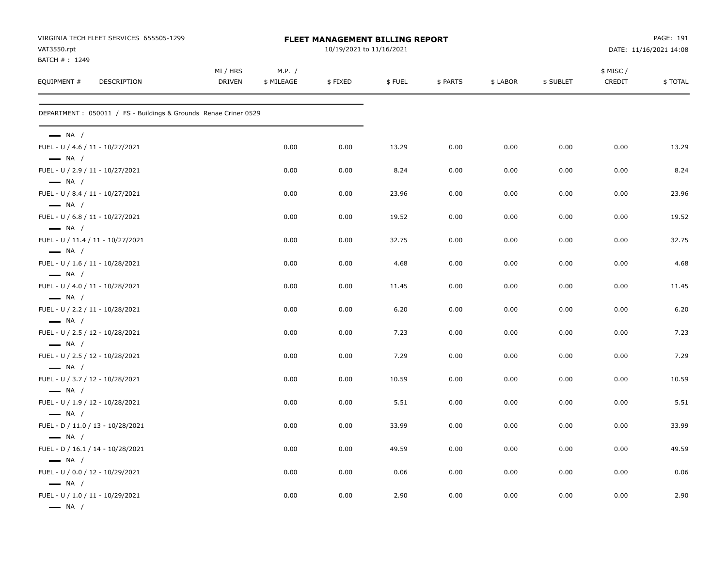VIRGINIA TECH FLEET SERVICES 655505-1299
VAT3550.rpt
BATCH # : 1249

**FLEET MANAGEMENT BILLING REPORT**
10/19/2021 to 11/16/2021

DATE: 11/16/2021 14:08

| EQUIPMENT # | DESCRIPTION | MI / HRS DRIVEN | M.P. / $ MILEAGE | $ FIXED | $ FUEL | $ PARTS | $ LABOR | $ SUBLET | $ MISC / CREDIT | $ TOTAL |
|---|---|---|---|---|---|---|---|---|---|---|
| DEPARTMENT : 050011 / FS - Buildings & Grounds Renae Criner 0529 | | | | | | | | | | |
| NA / | | | | | | | | | | |
| FUEL - U / 4.6 / 11 - 10/27/2021 | | | 0.00 | 0.00 | 13.29 | 0.00 | 0.00 | 0.00 | 0.00 | 13.29 |
| NA / | | | | | | | | | | |
| FUEL - U / 2.9 / 11 - 10/27/2021 | | | 0.00 | 0.00 | 8.24 | 0.00 | 0.00 | 0.00 | 0.00 | 8.24 |
| NA / | | | | | | | | | | |
| FUEL - U / 8.4 / 11 - 10/27/2021 | | | 0.00 | 0.00 | 23.96 | 0.00 | 0.00 | 0.00 | 0.00 | 23.96 |
| NA / | | | | | | | | | | |
| FUEL - U / 6.8 / 11 - 10/27/2021 | | | 0.00 | 0.00 | 19.52 | 0.00 | 0.00 | 0.00 | 0.00 | 19.52 |
| NA / | | | | | | | | | | |
| FUEL - U / 11.4 / 11 - 10/27/2021 | | | 0.00 | 0.00 | 32.75 | 0.00 | 0.00 | 0.00 | 0.00 | 32.75 |
| NA / | | | | | | | | | | |
| FUEL - U / 1.6 / 11 - 10/28/2021 | | | 0.00 | 0.00 | 4.68 | 0.00 | 0.00 | 0.00 | 0.00 | 4.68 |
| NA / | | | | | | | | | | |
| FUEL - U / 4.0 / 11 - 10/28/2021 | | | 0.00 | 0.00 | 11.45 | 0.00 | 0.00 | 0.00 | 0.00 | 11.45 |
| NA / | | | | | | | | | | |
| FUEL - U / 2.2 / 11 - 10/28/2021 | | | 0.00 | 0.00 | 6.20 | 0.00 | 0.00 | 0.00 | 0.00 | 6.20 |
| NA / | | | | | | | | | | |
| FUEL - U / 2.5 / 12 - 10/28/2021 | | | 0.00 | 0.00 | 7.23 | 0.00 | 0.00 | 0.00 | 0.00 | 7.23 |
| NA / | | | | | | | | | | |
| FUEL - U / 2.5 / 12 - 10/28/2021 | | | 0.00 | 0.00 | 7.29 | 0.00 | 0.00 | 0.00 | 0.00 | 7.29 |
| NA / | | | | | | | | | | |
| FUEL - U / 3.7 / 12 - 10/28/2021 | | | 0.00 | 0.00 | 10.59 | 0.00 | 0.00 | 0.00 | 0.00 | 10.59 |
| NA / | | | | | | | | | | |
| FUEL - U / 1.9 / 12 - 10/28/2021 | | | 0.00 | 0.00 | 5.51 | 0.00 | 0.00 | 0.00 | 0.00 | 5.51 |
| NA / | | | | | | | | | | |
| FUEL - D / 11.0 / 13 - 10/28/2021 | | | 0.00 | 0.00 | 33.99 | 0.00 | 0.00 | 0.00 | 0.00 | 33.99 |
| NA / | | | | | | | | | | |
| FUEL - D / 16.1 / 14 - 10/28/2021 | | | 0.00 | 0.00 | 49.59 | 0.00 | 0.00 | 0.00 | 0.00 | 49.59 |
| NA / | | | | | | | | | | |
| FUEL - U / 0.0 / 12 - 10/29/2021 | | | 0.00 | 0.00 | 0.06 | 0.00 | 0.00 | 0.00 | 0.00 | 0.06 |
| NA / | | | | | | | | | | |
| FUEL - U / 1.0 / 11 - 10/29/2021 | | | 0.00 | 0.00 | 2.90 | 0.00 | 0.00 | 0.00 | 0.00 | 2.90 |
| NA / | | | | | | | | | | |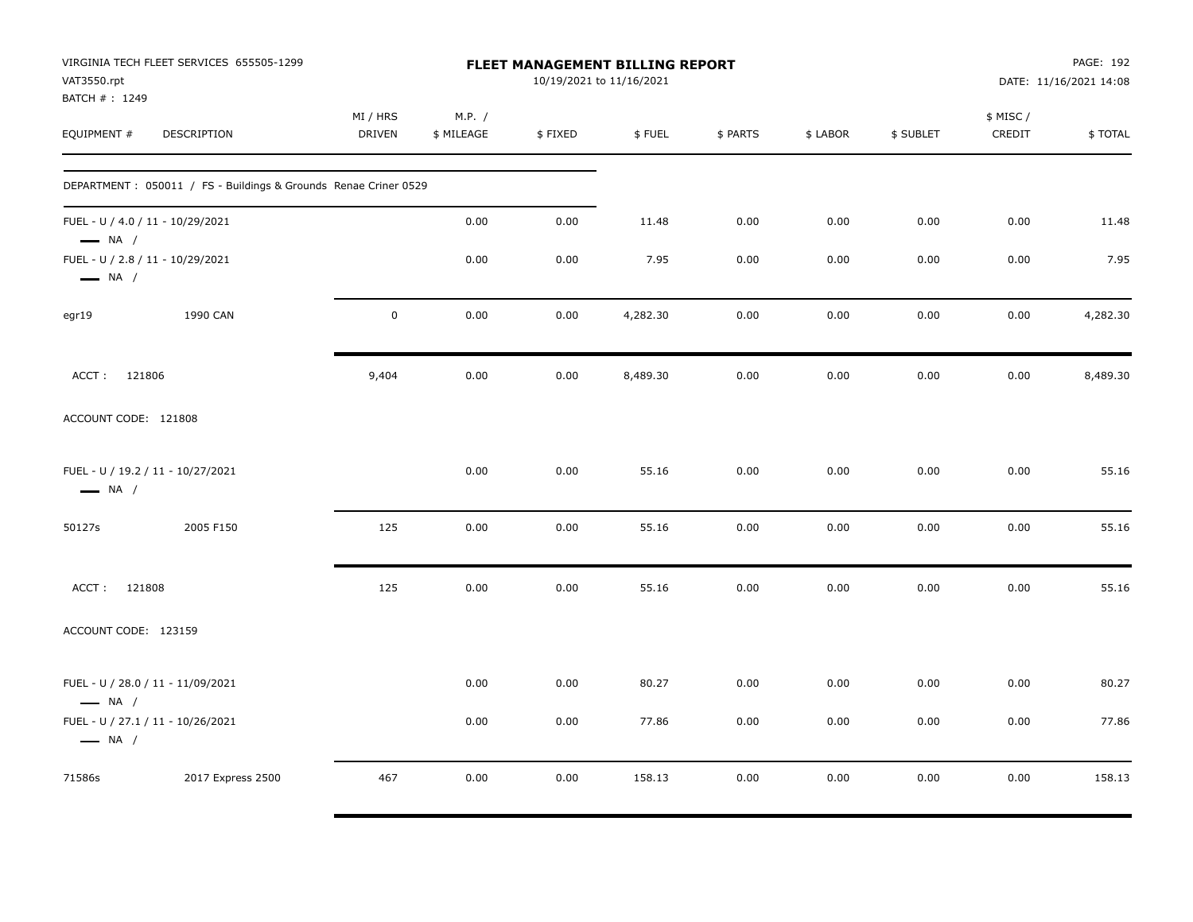VIRGINIA TECH FLEET SERVICES 655505-1299
VAT3550.rpt
BATCH # : 1249

**FLEET MANAGEMENT BILLING REPORT**
10/19/2021 to 11/16/2021

PAGE: 192
DATE: 11/16/2021 14:08

| EQUIPMENT # | DESCRIPTION | MI / HRS DRIVEN | M.P. / $ MILEAGE | $ FIXED | $ FUEL | $ PARTS | $ LABOR | $ SUBLET | $ MISC / CREDIT | $ TOTAL |
|---|---|---|---|---|---|---|---|---|---|---|
| DEPARTMENT : 050011 / FS - Buildings & Grounds Renae Criner 0529 | | | | | | | | | | |
| FUEL - U / 4.0 / 11 - 10/29/2021 — NA / | | | 0.00 | 0.00 | 11.48 | 0.00 | 0.00 | 0.00 | 0.00 | 11.48 |
| FUEL - U / 2.8 / 11 - 10/29/2021 — NA / | | | 0.00 | 0.00 | 7.95 | 0.00 | 0.00 | 0.00 | 0.00 | 7.95 |
| egr19 | 1990 CAN | 0 | 0.00 | 0.00 | 4,282.30 | 0.00 | 0.00 | 0.00 | 0.00 | 4,282.30 |
| ACCT : 121806 | | 9,404 | 0.00 | 0.00 | 8,489.30 | 0.00 | 0.00 | 0.00 | 0.00 | 8,489.30 |
| ACCOUNT CODE: 121808 | | | | | | | | | | |
| FUEL - U / 19.2 / 11 - 10/27/2021 — NA / | | | 0.00 | 0.00 | 55.16 | 0.00 | 0.00 | 0.00 | 0.00 | 55.16 |
| 50127s | 2005 F150 | 125 | 0.00 | 0.00 | 55.16 | 0.00 | 0.00 | 0.00 | 0.00 | 55.16 |
| ACCT : 121808 | | 125 | 0.00 | 0.00 | 55.16 | 0.00 | 0.00 | 0.00 | 0.00 | 55.16 |
| ACCOUNT CODE: 123159 | | | | | | | | | | |
| FUEL - U / 28.0 / 11 - 11/09/2021 — NA / | | | 0.00 | 0.00 | 80.27 | 0.00 | 0.00 | 0.00 | 0.00 | 80.27 |
| FUEL - U / 27.1 / 11 - 10/26/2021 — NA / | | | 0.00 | 0.00 | 77.86 | 0.00 | 0.00 | 0.00 | 0.00 | 77.86 |
| 71586s | 2017 Express 2500 | 467 | 0.00 | 0.00 | 158.13 | 0.00 | 0.00 | 0.00 | 0.00 | 158.13 |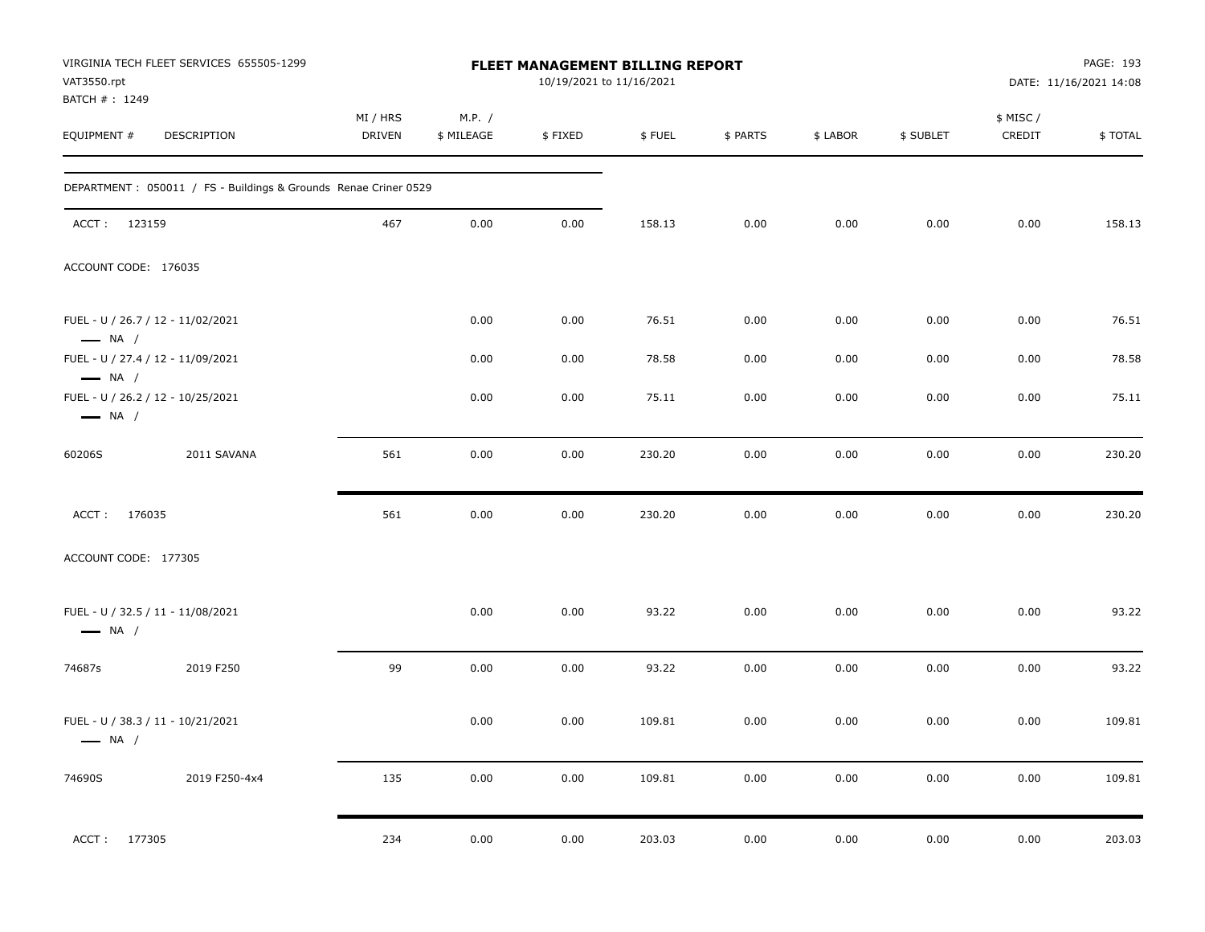VIRGINIA TECH FLEET SERVICES 655505-1299
VAT3550.rpt
BATCH # : 1249

**FLEET MANAGEMENT BILLING REPORT**
10/19/2021 to 11/16/2021

DATE: 11/16/2021 14:08

| EQUIPMENT # | DESCRIPTION | MI / HRS DRIVEN | M.P. / $ MILEAGE | $ FIXED | $ FUEL | $ PARTS | $ LABOR | $ SUBLET | $ MISC / CREDIT | $ TOTAL |
|---|---|---|---|---|---|---|---|---|---|---|
| DEPARTMENT : 050011 / FS - Buildings & Grounds Renae Criner 0529 | | | | | | | | | | |
| ACCT : 123159 | | 467 | 0.00 | 0.00 | 158.13 | 0.00 | 0.00 | 0.00 | 0.00 | 158.13 |
| ACCOUNT CODE: 176035 | | | | | | | | | | |
| FUEL - U / 26.7 / 12 - 11/02/2021 — NA / | | | 0.00 | 0.00 | 76.51 | 0.00 | 0.00 | 0.00 | 0.00 | 76.51 |
| FUEL - U / 27.4 / 12 - 11/09/2021 — NA / | | | 0.00 | 0.00 | 78.58 | 0.00 | 0.00 | 0.00 | 0.00 | 78.58 |
| FUEL - U / 26.2 / 12 - 10/25/2021 — NA / | | | 0.00 | 0.00 | 75.11 | 0.00 | 0.00 | 0.00 | 0.00 | 75.11 |
| 60206S | 2011 SAVANA | 561 | 0.00 | 0.00 | 230.20 | 0.00 | 0.00 | 0.00 | 0.00 | 230.20 |
| ACCT : 176035 | | 561 | 0.00 | 0.00 | 230.20 | 0.00 | 0.00 | 0.00 | 0.00 | 230.20 |
| ACCOUNT CODE: 177305 | | | | | | | | | | |
| FUEL - U / 32.5 / 11 - 11/08/2021 — NA / | | | 0.00 | 0.00 | 93.22 | 0.00 | 0.00 | 0.00 | 0.00 | 93.22 |
| 74687s | 2019 F250 | 99 | 0.00 | 0.00 | 93.22 | 0.00 | 0.00 | 0.00 | 0.00 | 93.22 |
| FUEL - U / 38.3 / 11 - 10/21/2021 — NA / | | | 0.00 | 0.00 | 109.81 | 0.00 | 0.00 | 0.00 | 0.00 | 109.81 |
| 74690S | 2019 F250-4x4 | 135 | 0.00 | 0.00 | 109.81 | 0.00 | 0.00 | 0.00 | 0.00 | 109.81 |
| ACCT : 177305 | | 234 | 0.00 | 0.00 | 203.03 | 0.00 | 0.00 | 0.00 | 0.00 | 203.03 |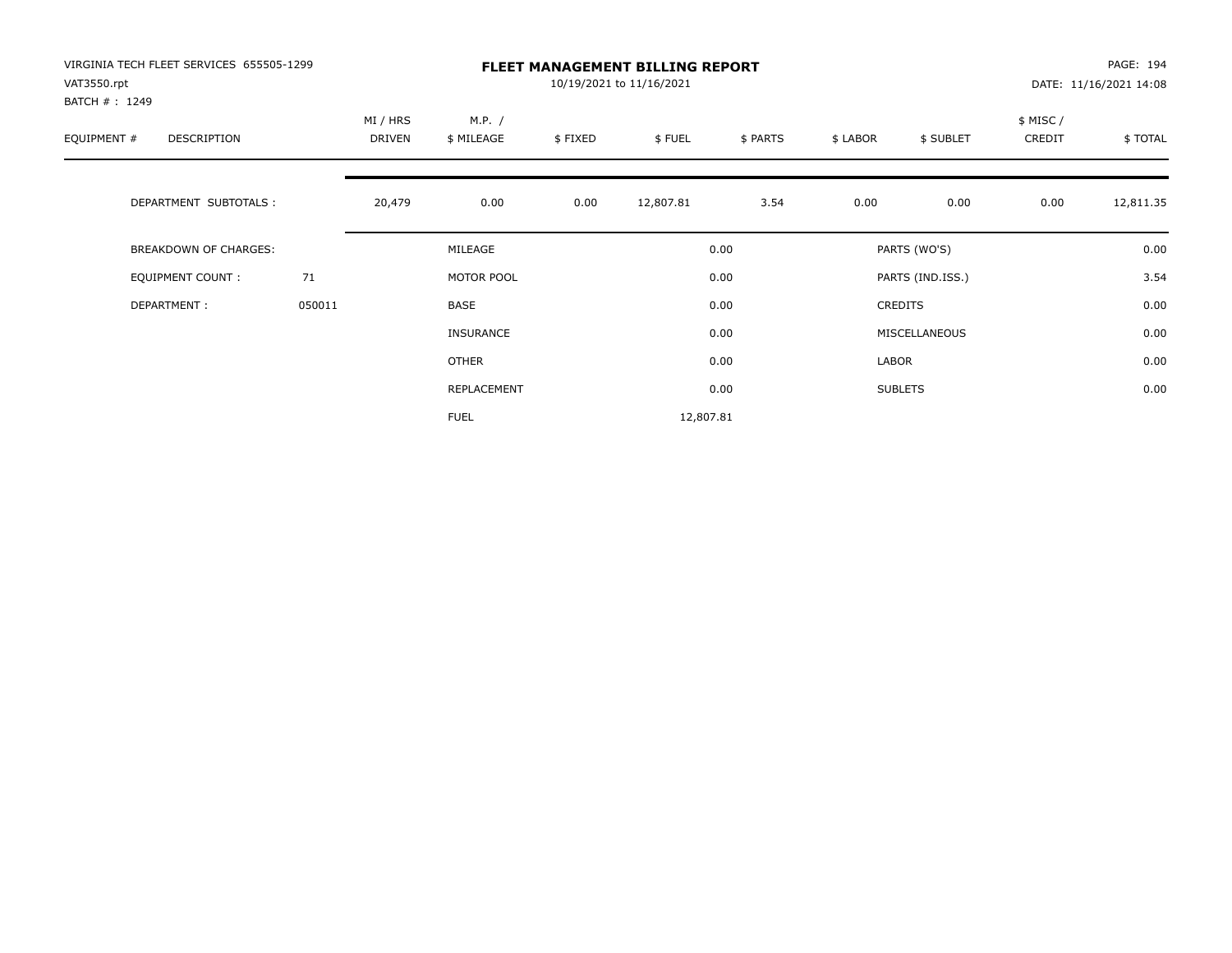VIRGINIA TECH FLEET SERVICES 655505-1299
VAT3550.rpt
BATCH # : 1249

# FLEET MANAGEMENT BILLING REPORT

10/19/2021 to 11/16/2021

DATE: 11/16/2021 14:08

| EQUIPMENT # | DESCRIPTION | MI / HRS DRIVEN | M.P. / $ MILEAGE | $ FIXED | $ FUEL | $ PARTS | $ LABOR | $ SUBLET | $ MISC / CREDIT | $ TOTAL |
|---|---|---|---|---|---|---|---|---|---|---|
| | DEPARTMENT SUBTOTALS : | 20,479 | 0.00 | 0.00 | 12,807.81 | 3.54 | 0.00 | 0.00 | 0.00 | 12,811.35 |

| | | | | | |
|---|---|---|---|---|---|
| BREAKDOWN OF CHARGES: | | MILEAGE | 0.00 | PARTS (WO'S) | 0.00 |
| EQUIPMENT COUNT : | 71 | MOTOR POOL | 0.00 | PARTS (IND.ISS.) | 3.54 |
| DEPARTMENT : | 050011 | BASE | 0.00 | CREDITS | 0.00 |
| | | INSURANCE | 0.00 | MISCELLANEOUS | 0.00 |
| | | OTHER | 0.00 | LABOR | 0.00 |
| | | REPLACEMENT | 0.00 | SUBLETS | 0.00 |
| | | FUEL | 12,807.81 | | |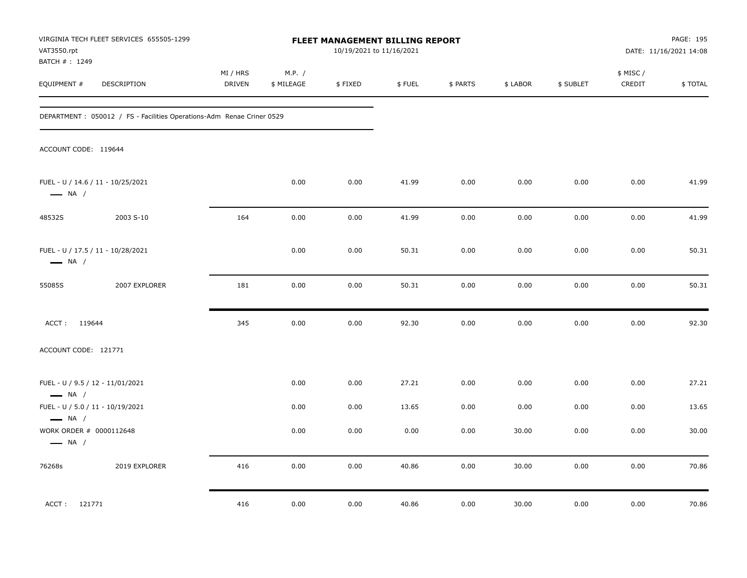VIRGINIA TECH FLEET SERVICES 655505-1299
VAT3550.rpt
BATCH # : 1249

# FLEET MANAGEMENT BILLING REPORT

10/19/2021 to 11/16/2021

DATE: 11/16/2021 14:08

| EQUIPMENT # | DESCRIPTION | MI / HRS DRIVEN | M.P. / $ MILEAGE | $ FIXED | $ FUEL | $ PARTS | $ LABOR | $ SUBLET | $ MISC / CREDIT | $ TOTAL |
|---|---|---|---|---|---|---|---|---|---|---|
| DEPARTMENT : 050012 / FS - Facilities Operations-Adm Renae Criner 0529 | | | | | | | | | | |
| ACCOUNT CODE: 119644 | | | | | | | | | | |
| FUEL - U / 14.6 / 11 - 10/25/2021 — NA / | | | 0.00 | 0.00 | 41.99 | 0.00 | 0.00 | 0.00 | 0.00 | 41.99 |
| 48532S | 2003 S-10 | 164 | 0.00 | 0.00 | 41.99 | 0.00 | 0.00 | 0.00 | 0.00 | 41.99 |
| FUEL - U / 17.5 / 11 - 10/28/2021 — NA / | | | 0.00 | 0.00 | 50.31 | 0.00 | 0.00 | 0.00 | 0.00 | 50.31 |
| 55085S | 2007 EXPLORER | 181 | 0.00 | 0.00 | 50.31 | 0.00 | 0.00 | 0.00 | 0.00 | 50.31 |
| ACCT : 119644 | | 345 | 0.00 | 0.00 | 92.30 | 0.00 | 0.00 | 0.00 | 0.00 | 92.30 |
| ACCOUNT CODE: 121771 | | | | | | | | | | |
| FUEL - U / 9.5 / 12 - 11/01/2021 — NA / | | | 0.00 | 0.00 | 27.21 | 0.00 | 0.00 | 0.00 | 0.00 | 27.21 |
| FUEL - U / 5.0 / 11 - 10/19/2021 — NA / | | | 0.00 | 0.00 | 13.65 | 0.00 | 0.00 | 0.00 | 0.00 | 13.65 |
| WORK ORDER # 0000112648 — NA / | | | 0.00 | 0.00 | 0.00 | 0.00 | 30.00 | 0.00 | 0.00 | 30.00 |
| 76268s | 2019 EXPLORER | 416 | 0.00 | 0.00 | 40.86 | 0.00 | 30.00 | 0.00 | 0.00 | 70.86 |
| ACCT : 121771 | | 416 | 0.00 | 0.00 | 40.86 | 0.00 | 30.00 | 0.00 | 0.00 | 70.86 |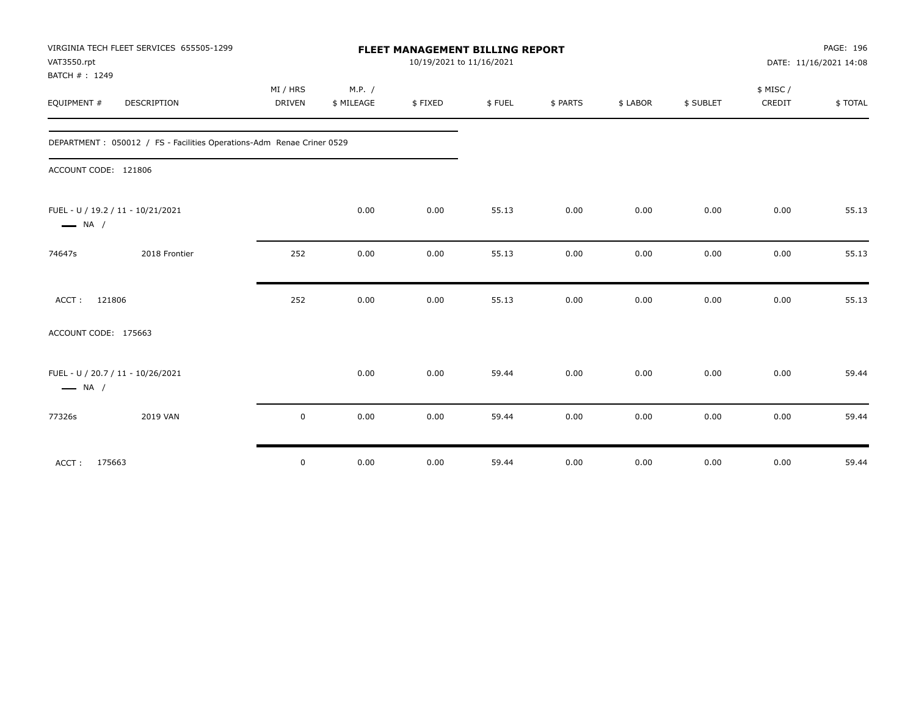VIRGINIA TECH FLEET SERVICES 655505-1299
VAT3550.rpt
BATCH # : 1249

# FLEET MANAGEMENT BILLING REPORT

10/19/2021 to 11/16/2021

DATE: 11/16/2021 14:08

| EQUIPMENT # | DESCRIPTION | MI / HRS DRIVEN | M.P. / $ MILEAGE | $ FIXED | $ FUEL | $ PARTS | $ LABOR | $ SUBLET | $ MISC / CREDIT | $ TOTAL |
|---|---|---|---|---|---|---|---|---|---|---|
| DEPARTMENT : 050012 / FS - Facilities Operations-Adm Renae Criner 0529 | | | | | | | | | | |
| ACCOUNT CODE: 121806 | | | | | | | | | | |
| FUEL - U / 19.2 / 11 - 10/21/2021 NA / | | | 0.00 | 0.00 | 55.13 | 0.00 | 0.00 | 0.00 | 0.00 | 55.13 |
| 74647s | 2018 Frontier | 252 | 0.00 | 0.00 | 55.13 | 0.00 | 0.00 | 0.00 | 0.00 | 55.13 |
| ACCT : 121806 | | 252 | 0.00 | 0.00 | 55.13 | 0.00 | 0.00 | 0.00 | 0.00 | 55.13 |
| ACCOUNT CODE: 175663 | | | | | | | | | | |
| FUEL - U / 20.7 / 11 - 10/26/2021 NA / | | | 0.00 | 0.00 | 59.44 | 0.00 | 0.00 | 0.00 | 0.00 | 59.44 |
| 77326s | 2019 VAN | 0 | 0.00 | 0.00 | 59.44 | 0.00 | 0.00 | 0.00 | 0.00 | 59.44 |
| ACCT : 175663 | | 0 | 0.00 | 0.00 | 59.44 | 0.00 | 0.00 | 0.00 | 0.00 | 59.44 |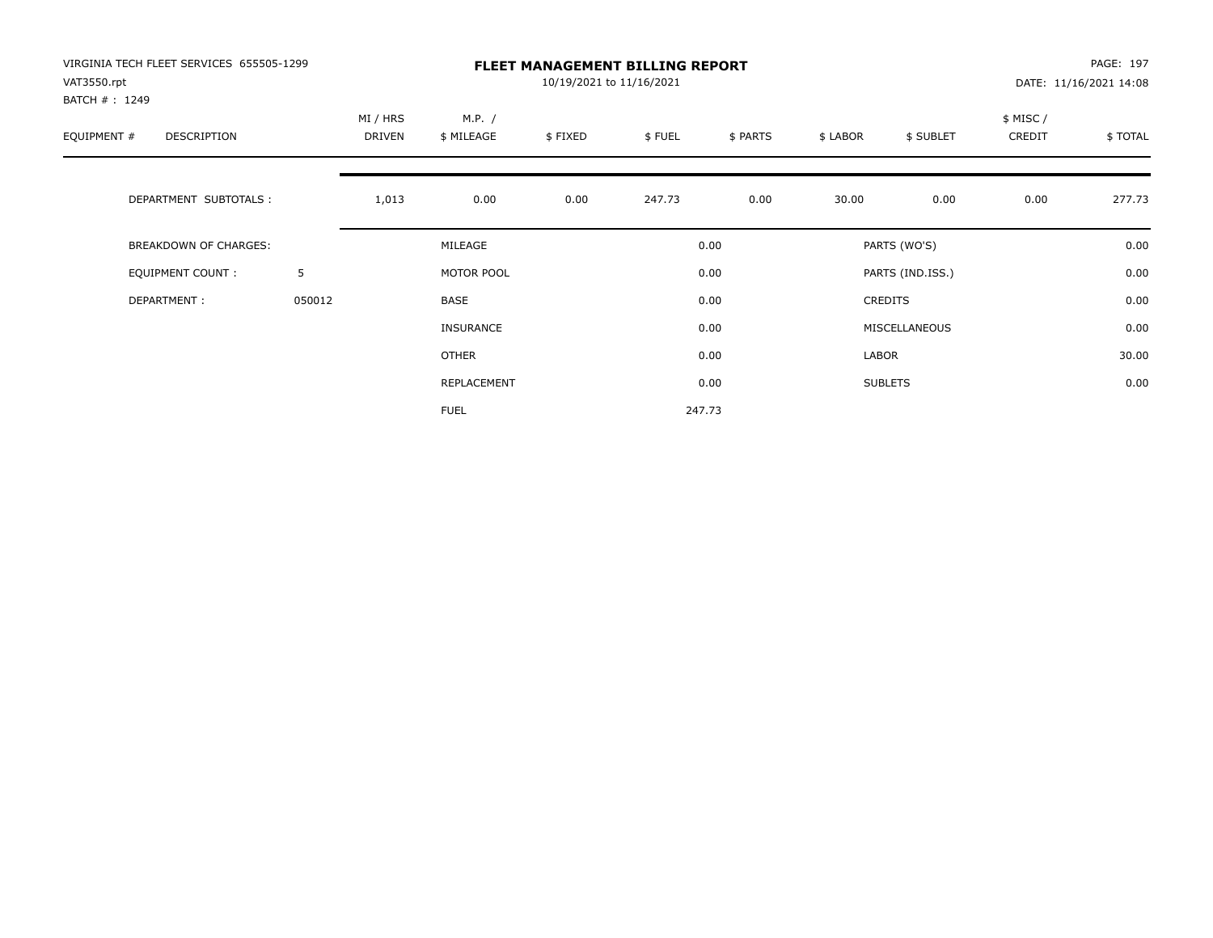VIRGINIA TECH FLEET SERVICES 655505-1299
VAT3550.rpt
BATCH # : 1249

# FLEET MANAGEMENT BILLING REPORT

10/19/2021 to 11/16/2021

DATE: 11/16/2021 14:08

| EQUIPMENT # | DESCRIPTION | MI / HRS DRIVEN | M.P. / $ MILEAGE | $ FIXED | $ FUEL | $ PARTS | $ LABOR | $ SUBLET | $ MISC / CREDIT | $ TOTAL |
|---|---|---|---|---|---|---|---|---|---|---|
| | DEPARTMENT SUBTOTALS : | 1,013 | 0.00 | 0.00 | 247.73 | 0.00 | 30.00 | 0.00 | 0.00 | 277.73 |

| | | | | | |
|---|---|---|---|---|---|
| BREAKDOWN OF CHARGES: | | MILEAGE | 0.00 | PARTS (WO'S) | 0.00 |
| EQUIPMENT COUNT : | 5 | MOTOR POOL | 0.00 | PARTS (IND.ISS.) | 0.00 |
| DEPARTMENT : | 050012 | BASE | 0.00 | CREDITS | 0.00 |
| | | INSURANCE | 0.00 | MISCELLANEOUS | 0.00 |
| | | OTHER | 0.00 | LABOR | 30.00 |
| | | REPLACEMENT | 0.00 | SUBLETS | 0.00 |
| | | FUEL | 247.73 | | |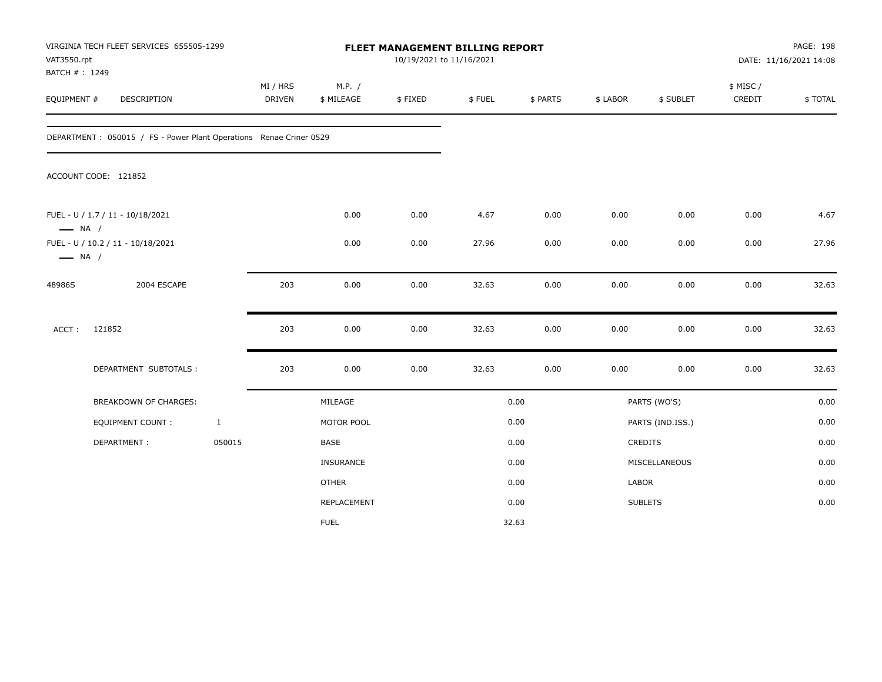VIRGINIA TECH FLEET SERVICES 655505-1299
VAT3550.rpt
BATCH # : 1249

# FLEET MANAGEMENT BILLING REPORT

10/19/2021 to 11/16/2021

PAGE: 198
DATE: 11/16/2021 14:08

| EQUIPMENT # | DESCRIPTION | MI / HRS DRIVEN | M.P. / $ MILEAGE | $ FIXED | $ FUEL | $ PARTS | $ LABOR | $ SUBLET | $ MISC / CREDIT | $ TOTAL |
|---|---|---|---|---|---|---|---|---|---|---|
| DEPARTMENT : 050015 / FS - Power Plant Operations Renae Criner 0529 | | | | | | | | | | |
| ACCOUNT CODE: 121852 | | | | | | | | | | |
| FUEL - U / 1.7 / 11 - 10/18/2021 — NA / | | | 0.00 | 0.00 | 4.67 | 0.00 | 0.00 | 0.00 | 0.00 | 4.67 |
| FUEL - U / 10.2 / 11 - 10/18/2021 — NA / | | | 0.00 | 0.00 | 27.96 | 0.00 | 0.00 | 0.00 | 0.00 | 27.96 |
| 48986S | 2004 ESCAPE | 203 | 0.00 | 0.00 | 32.63 | 0.00 | 0.00 | 0.00 | 0.00 | 32.63 |
| ACCT : | 121852 | 203 | 0.00 | 0.00 | 32.63 | 0.00 | 0.00 | 0.00 | 0.00 | 32.63 |
| | DEPARTMENT SUBTOTALS : | 203 | 0.00 | 0.00 | 32.63 | 0.00 | 0.00 | 0.00 | 0.00 | 32.63 |

| BREAKDOWN OF CHARGES: | | | | | |
|---|---|---|---|---|---|
| EQUIPMENT COUNT : | 1 | MILEAGE | 0.00 | PARTS (WO'S) | 0.00 |
| DEPARTMENT : | 050015 | MOTOR POOL | 0.00 | PARTS (IND.ISS.) | 0.00 |
| | | BASE | 0.00 | CREDITS | 0.00 |
| | | INSURANCE | 0.00 | MISCELLANEOUS | 0.00 |
| | | OTHER | 0.00 | LABOR | 0.00 |
| | | REPLACEMENT | 0.00 | SUBLETS | 0.00 |
| | | FUEL | 32.63 | | |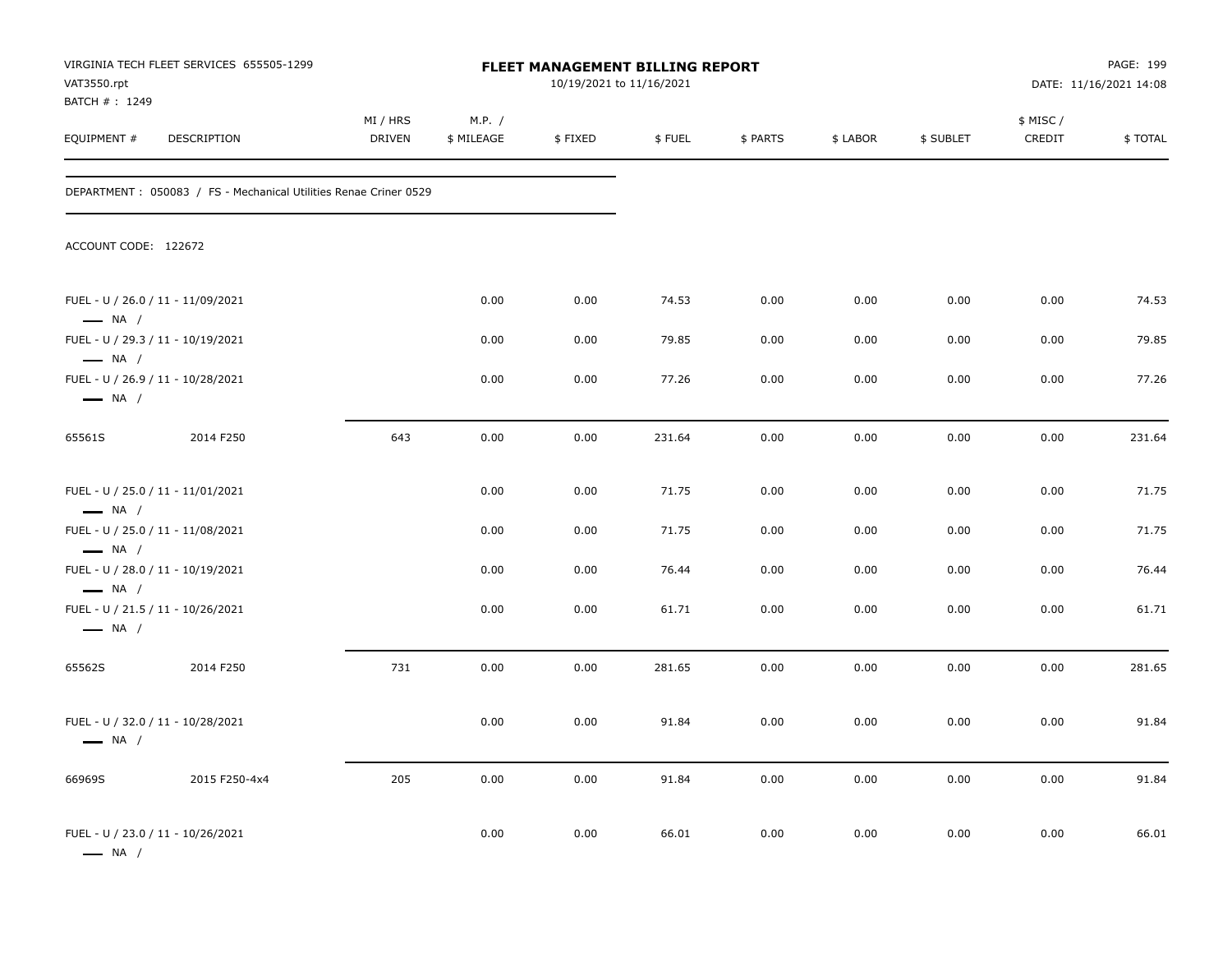VIRGINIA TECH FLEET SERVICES 655505-1299
VAT3550.rpt
BATCH # : 1249

**FLEET MANAGEMENT BILLING REPORT**
10/19/2021 to 11/16/2021

DATE: 11/16/2021 14:08

| EQUIPMENT # | DESCRIPTION | MI / HRS DRIVEN | M.P. / $ MILEAGE | $ FIXED | $ FUEL | $ PARTS | $ LABOR | $ SUBLET | $ MISC / CREDIT | $ TOTAL |
|---|---|---|---|---|---|---|---|---|---|---|

DEPARTMENT : 050083 / FS - Mechanical Utilities Renae Criner 0529

ACCOUNT CODE: 122672

| EQUIPMENT # | DESCRIPTION | MI / HRS DRIVEN | M.P. / $ MILEAGE | $ FIXED | $ FUEL | $ PARTS | $ LABOR | $ SUBLET | $ MISC / CREDIT | $ TOTAL |
|---|---|---|---|---|---|---|---|---|---|---|
| FUEL - U / 26.0 / 11 - 11/09/2021 — NA / | | | 0.00 | 0.00 | 74.53 | 0.00 | 0.00 | 0.00 | 0.00 | 74.53 |
| FUEL - U / 29.3 / 11 - 10/19/2021 — NA / | | | 0.00 | 0.00 | 79.85 | 0.00 | 0.00 | 0.00 | 0.00 | 79.85 |
| FUEL - U / 26.9 / 11 - 10/28/2021 — NA / | | | 0.00 | 0.00 | 77.26 | 0.00 | 0.00 | 0.00 | 0.00 | 77.26 |
| 65561S | 2014 F250 | 643 | 0.00 | 0.00 | 231.64 | 0.00 | 0.00 | 0.00 | 0.00 | 231.64 |
| FUEL - U / 25.0 / 11 - 11/01/2021 — NA / | | | 0.00 | 0.00 | 71.75 | 0.00 | 0.00 | 0.00 | 0.00 | 71.75 |
| FUEL - U / 25.0 / 11 - 11/08/2021 — NA / | | | 0.00 | 0.00 | 71.75 | 0.00 | 0.00 | 0.00 | 0.00 | 71.75 |
| FUEL - U / 28.0 / 11 - 10/19/2021 — NA / | | | 0.00 | 0.00 | 76.44 | 0.00 | 0.00 | 0.00 | 0.00 | 76.44 |
| FUEL - U / 21.5 / 11 - 10/26/2021 — NA / | | | 0.00 | 0.00 | 61.71 | 0.00 | 0.00 | 0.00 | 0.00 | 61.71 |
| 65562S | 2014 F250 | 731 | 0.00 | 0.00 | 281.65 | 0.00 | 0.00 | 0.00 | 0.00 | 281.65 |
| FUEL - U / 32.0 / 11 - 10/28/2021 — NA / | | | 0.00 | 0.00 | 91.84 | 0.00 | 0.00 | 0.00 | 0.00 | 91.84 |
| 66969S | 2015 F250-4x4 | 205 | 0.00 | 0.00 | 91.84 | 0.00 | 0.00 | 0.00 | 0.00 | 91.84 |
| FUEL - U / 23.0 / 11 - 10/26/2021 — NA / | | | 0.00 | 0.00 | 66.01 | 0.00 | 0.00 | 0.00 | 0.00 | 66.01 |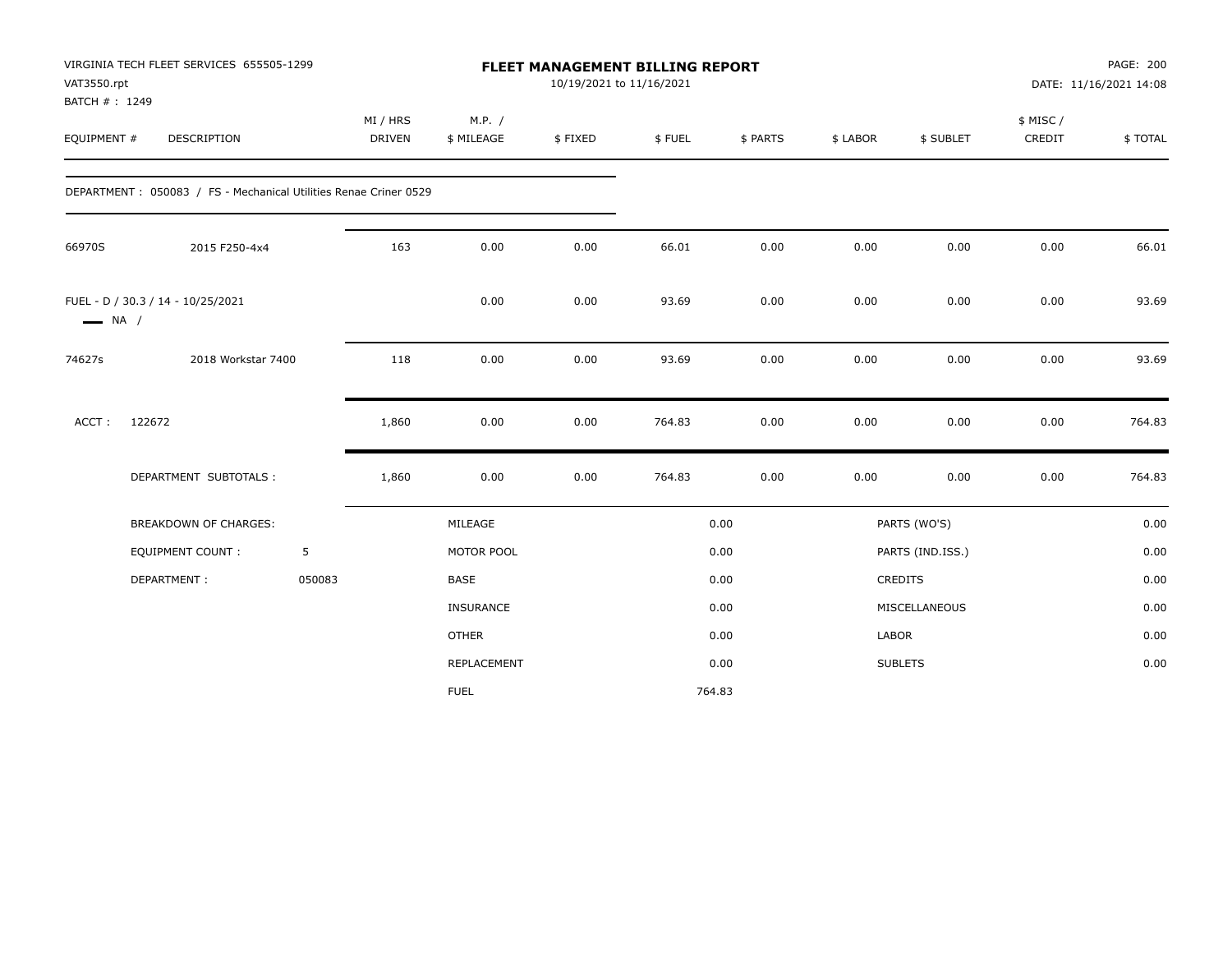VIRGINIA TECH FLEET SERVICES 655505-1299
VAT3550.rpt
BATCH # : 1249

# FLEET MANAGEMENT BILLING REPORT

10/19/2021 to 11/16/2021

DATE: 11/16/2021 14:08

| EQUIPMENT # | DESCRIPTION | MI / HRS DRIVEN | M.P. / $ MILEAGE | $ FIXED | $ FUEL | $ PARTS | $ LABOR | $ SUBLET | $ MISC / CREDIT | $ TOTAL |
|---|---|---|---|---|---|---|---|---|---|---|
| DEPARTMENT : 050083 / FS - Mechanical Utilities Renae Criner 0529 | | | | | | | | | | |
| 66970S | 2015 F250-4x4 | 163 | 0.00 | 0.00 | 66.01 | 0.00 | 0.00 | 0.00 | 0.00 | 66.01 |
| FUEL - D / 30.3 / 14 - 10/25/2021<br>NA / | | | 0.00 | 0.00 | 93.69 | 0.00 | 0.00 | 0.00 | 0.00 | 93.69 |
| 74627s | 2018 Workstar 7400 | 118 | 0.00 | 0.00 | 93.69 | 0.00 | 0.00 | 0.00 | 0.00 | 93.69 |
| ACCT : 122672 | | 1,860 | 0.00 | 0.00 | 764.83 | 0.00 | 0.00 | 0.00 | 0.00 | 764.83 |
| | DEPARTMENT SUBTOTALS : | 1,860 | 0.00 | 0.00 | 764.83 | 0.00 | 0.00 | 0.00 | 0.00 | 764.83 |

| BREAKDOWN OF CHARGES: | | | | | |
|---|---|---|---|---|---|
| EQUIPMENT COUNT : | 5 | MILEAGE | 0.00 | PARTS (WO'S) | 0.00 |
| DEPARTMENT : | 050083 | MOTOR POOL | 0.00 | PARTS (IND.ISS.) | 0.00 |
| | | BASE | 0.00 | CREDITS | 0.00 |
| | | INSURANCE | 0.00 | MISCELLANEOUS | 0.00 |
| | | OTHER | 0.00 | LABOR | 0.00 |
| | | REPLACEMENT | 0.00 | SUBLETS | 0.00 |
| | | FUEL | 764.83 | | |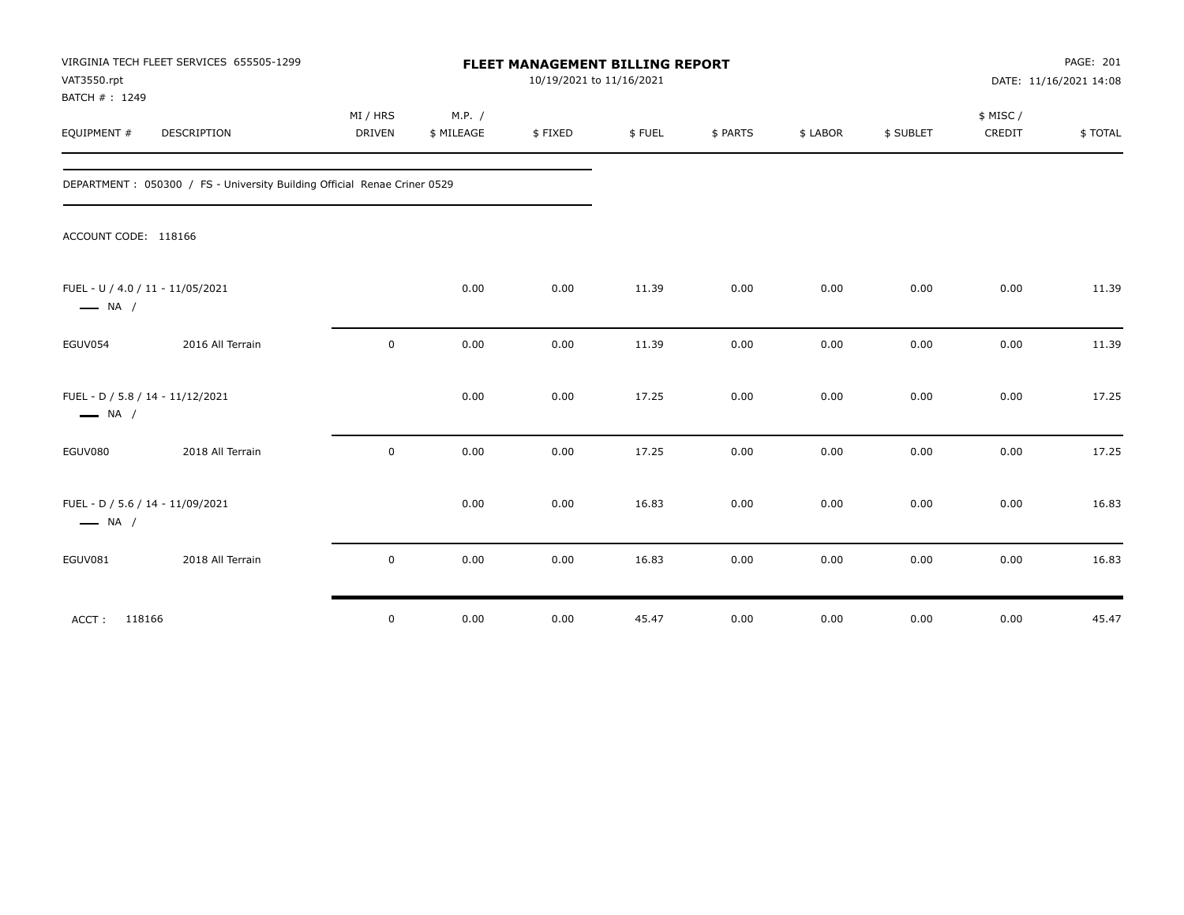VIRGINIA TECH FLEET SERVICES 655505-1299
VAT3550.rpt
BATCH # : 1249

# FLEET MANAGEMENT BILLING REPORT

10/19/2021 to 11/16/2021

DATE: 11/16/2021 14:08

| EQUIPMENT # | DESCRIPTION | MI / HRS DRIVEN | M.P. / $ MILEAGE | $ FIXED | $ FUEL | $ PARTS | $ LABOR | $ SUBLET | $ MISC / CREDIT | $ TOTAL |
|---|---|---|---|---|---|---|---|---|---|---|
| DEPARTMENT : 050300 / FS - University Building Official Renae Criner 0529 | | | | | | | | | | |
| ACCOUNT CODE: 118166 | | | | | | | | | | |
| FUEL - U / 4.0 / 11 - 11/05/2021 NA / | | | 0.00 | 0.00 | 11.39 | 0.00 | 0.00 | 0.00 | 0.00 | 11.39 |
| EGUV054 | 2016 All Terrain | 0 | 0.00 | 0.00 | 11.39 | 0.00 | 0.00 | 0.00 | 0.00 | 11.39 |
| FUEL - D / 5.8 / 14 - 11/12/2021 NA / | | | 0.00 | 0.00 | 17.25 | 0.00 | 0.00 | 0.00 | 0.00 | 17.25 |
| EGUV080 | 2018 All Terrain | 0 | 0.00 | 0.00 | 17.25 | 0.00 | 0.00 | 0.00 | 0.00 | 17.25 |
| FUEL - D / 5.6 / 14 - 11/09/2021 NA / | | | 0.00 | 0.00 | 16.83 | 0.00 | 0.00 | 0.00 | 0.00 | 16.83 |
| EGUV081 | 2018 All Terrain | 0 | 0.00 | 0.00 | 16.83 | 0.00 | 0.00 | 0.00 | 0.00 | 16.83 |
| ACCT : 118166 | | 0 | 0.00 | 0.00 | 45.47 | 0.00 | 0.00 | 0.00 | 0.00 | 45.47 |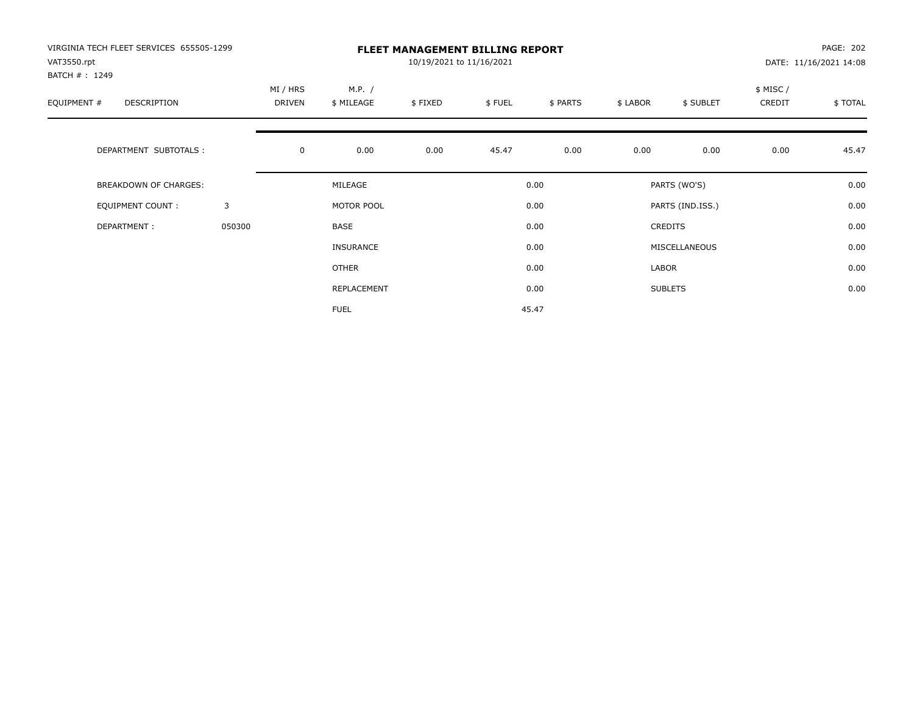VIRGINIA TECH FLEET SERVICES 655505-1299
VAT3550.rpt
BATCH # : 1249

# FLEET MANAGEMENT BILLING REPORT

10/19/2021 to 11/16/2021

PAGE: 202
DATE: 11/16/2021 14:08

| EQUIPMENT # | DESCRIPTION | MI / HRS DRIVEN | M.P. / $ MILEAGE | $ FIXED | $ FUEL | $ PARTS | $ LABOR | $ SUBLET | $ MISC / CREDIT | $ TOTAL |
|---|---|---|---|---|---|---|---|---|---|---|
| | DEPARTMENT SUBTOTALS : | 0 | 0.00 | 0.00 | 45.47 | 0.00 | 0.00 | 0.00 | 0.00 | 45.47 |

| BREAKDOWN OF CHARGES: | | | | | |
|---|---|---|---|---|---|
| EQUIPMENT COUNT : | 3 | MILEAGE | 0.00 | PARTS (WO'S) | 0.00 |
| DEPARTMENT : | 050300 | MOTOR POOL | 0.00 | PARTS (IND.ISS.) | 0.00 |
| | | BASE | 0.00 | CREDITS | 0.00 |
| | | INSURANCE | 0.00 | MISCELLANEOUS | 0.00 |
| | | OTHER | 0.00 | LABOR | 0.00 |
| | | REPLACEMENT | 0.00 | SUBLETS | 0.00 |
| | | FUEL | 45.47 | | |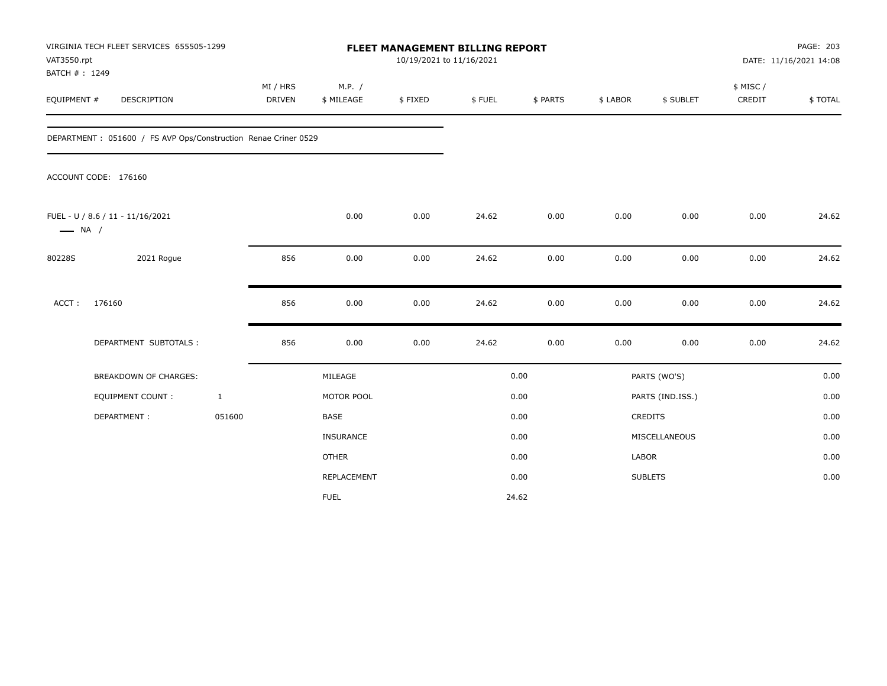VIRGINIA TECH FLEET SERVICES 655505-1299
VAT3550.rpt
BATCH # : 1249

# FLEET MANAGEMENT BILLING REPORT

10/19/2021 to 11/16/2021

PAGE: 203
DATE: 11/16/2021 14:08

| EQUIPMENT # | DESCRIPTION | MI / HRS DRIVEN | M.P. / $ MILEAGE | $ FIXED | $ FUEL | $ PARTS | $ LABOR | $ SUBLET | $ MISC / CREDIT | $ TOTAL |
|---|---|---|---|---|---|---|---|---|---|---|
| DEPARTMENT : 051600 / FS AVP Ops/Construction Renae Criner 0529 | | | | | | | | | | |
| ACCOUNT CODE: 176160 | | | | | | | | | | |
| FUEL - U / 8.6 / 11 - 11/16/2021 —— NA / | | | 0.00 | 0.00 | 24.62 | 0.00 | 0.00 | 0.00 | 0.00 | 24.62 |
| 80228S | 2021 Rogue | 856 | 0.00 | 0.00 | 24.62 | 0.00 | 0.00 | 0.00 | 0.00 | 24.62 |
| ACCT : | 176160 | 856 | 0.00 | 0.00 | 24.62 | 0.00 | 0.00 | 0.00 | 0.00 | 24.62 |
| | DEPARTMENT SUBTOTALS : | 856 | 0.00 | 0.00 | 24.62 | 0.00 | 0.00 | 0.00 | 0.00 | 24.62 |

| | | | | | |
|---|---|---|---|---|---|
| BREAKDOWN OF CHARGES: | | MILEAGE | 0.00 | PARTS (WO'S) | 0.00 |
| EQUIPMENT COUNT : | 1 | MOTOR POOL | 0.00 | PARTS (IND.ISS.) | 0.00 |
| DEPARTMENT : | 051600 | BASE | 0.00 | CREDITS | 0.00 |
| | | INSURANCE | 0.00 | MISCELLANEOUS | 0.00 |
| | | OTHER | 0.00 | LABOR | 0.00 |
| | | REPLACEMENT | 0.00 | SUBLETS | 0.00 |
| | | FUEL | 24.62 | | |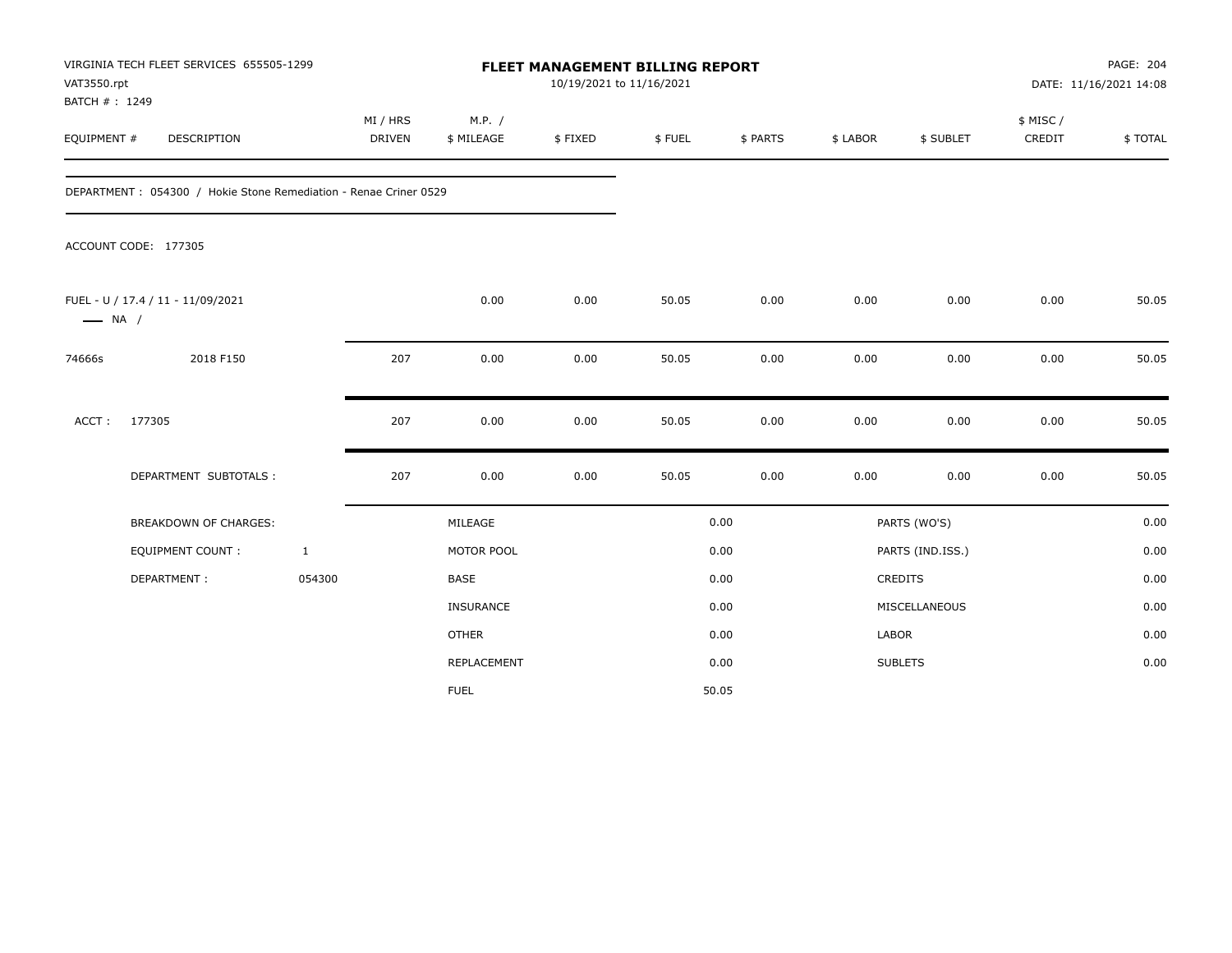VIRGINIA TECH FLEET SERVICES 655505-1299
VAT3550.rpt
BATCH # : 1249

# FLEET MANAGEMENT BILLING REPORT

10/19/2021 to 11/16/2021

DATE: 11/16/2021 14:08

| EQUIPMENT # | DESCRIPTION | MI / HRS DRIVEN | M.P. / $ MILEAGE | $ FIXED | $ FUEL | $ PARTS | $ LABOR | $ SUBLET | $ MISC / CREDIT | $ TOTAL |
|---|---|---|---|---|---|---|---|---|---|---|

DEPARTMENT : 054300 / Hokie Stone Remediation - Renae Criner 0529

ACCOUNT CODE: 177305

| EQUIPMENT # | DESCRIPTION | MI / HRS DRIVEN | M.P. / $ MILEAGE | $ FIXED | $ FUEL | $ PARTS | $ LABOR | $ SUBLET | $ MISC / CREDIT | $ TOTAL |
|---|---|---|---|---|---|---|---|---|---|---|
| FUEL - U / 17.4 / 11 - 11/09/2021 — NA / | | | 0.00 | 0.00 | 50.05 | 0.00 | 0.00 | 0.00 | 0.00 | 50.05 |
| 74666s | 2018 F150 | 207 | 0.00 | 0.00 | 50.05 | 0.00 | 0.00 | 0.00 | 0.00 | 50.05 |
| ACCT : | 177305 | 207 | 0.00 | 0.00 | 50.05 | 0.00 | 0.00 | 0.00 | 0.00 | 50.05 |
| | DEPARTMENT SUBTOTALS : | 207 | 0.00 | 0.00 | 50.05 | 0.00 | 0.00 | 0.00 | 0.00 | 50.05 |

| BREAKDOWN OF CHARGES: | | | | | |
|---|---|---|---|---|---|
| EQUIPMENT COUNT : | 1 | MILEAGE | 0.00 | PARTS (WO'S) | 0.00 |
| DEPARTMENT : | 054300 | MOTOR POOL | 0.00 | PARTS (IND.ISS.) | 0.00 |
| | | BASE | 0.00 | CREDITS | 0.00 |
| | | INSURANCE | 0.00 | MISCELLANEOUS | 0.00 |
| | | OTHER | 0.00 | LABOR | 0.00 |
| | | REPLACEMENT | 0.00 | SUBLETS | 0.00 |
| | | FUEL | 50.05 | | |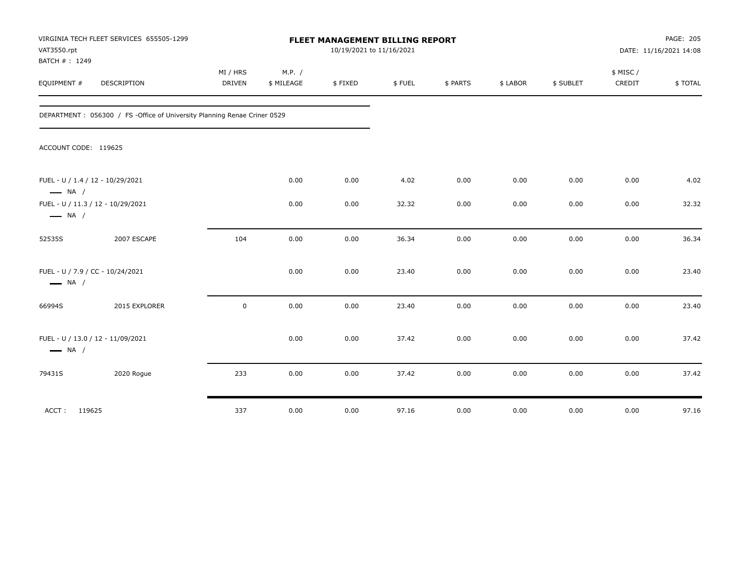VIRGINIA TECH FLEET SERVICES 655505-1299
VAT3550.rpt
BATCH # : 1249

**FLEET MANAGEMENT BILLING REPORT**
10/19/2021 to 11/16/2021

PAGE: 205
DATE: 11/16/2021 14:08

| EQUIPMENT # | DESCRIPTION | MI / HRS DRIVEN | M.P. / $ MILEAGE | $ FIXED | $ FUEL | $ PARTS | $ LABOR | $ SUBLET | $ MISC / CREDIT | $ TOTAL |
|---|---|---|---|---|---|---|---|---|---|---|
| DEPARTMENT : 056300 / FS -Office of University Planning Renae Criner 0529 | | | | | | | | | | |
| ACCOUNT CODE: 119625 | | | | | | | | | | |
| FUEL - U / 1.4 / 12 - 10/29/2021 — NA / | | | 0.00 | 0.00 | 4.02 | 0.00 | 0.00 | 0.00 | 0.00 | 4.02 |
| FUEL - U / 11.3 / 12 - 10/29/2021 — NA / | | | 0.00 | 0.00 | 32.32 | 0.00 | 0.00 | 0.00 | 0.00 | 32.32 |
| 52535S | 2007 ESCAPE | 104 | 0.00 | 0.00 | 36.34 | 0.00 | 0.00 | 0.00 | 0.00 | 36.34 |
| FUEL - U / 7.9 / CC - 10/24/2021 — NA / | | | 0.00 | 0.00 | 23.40 | 0.00 | 0.00 | 0.00 | 0.00 | 23.40 |
| 66994S | 2015 EXPLORER | 0 | 0.00 | 0.00 | 23.40 | 0.00 | 0.00 | 0.00 | 0.00 | 23.40 |
| FUEL - U / 13.0 / 12 - 11/09/2021 — NA / | | | 0.00 | 0.00 | 37.42 | 0.00 | 0.00 | 0.00 | 0.00 | 37.42 |
| 79431S | 2020 Rogue | 233 | 0.00 | 0.00 | 37.42 | 0.00 | 0.00 | 0.00 | 0.00 | 37.42 |
| ACCT : 119625 | | 337 | 0.00 | 0.00 | 97.16 | 0.00 | 0.00 | 0.00 | 0.00 | 97.16 |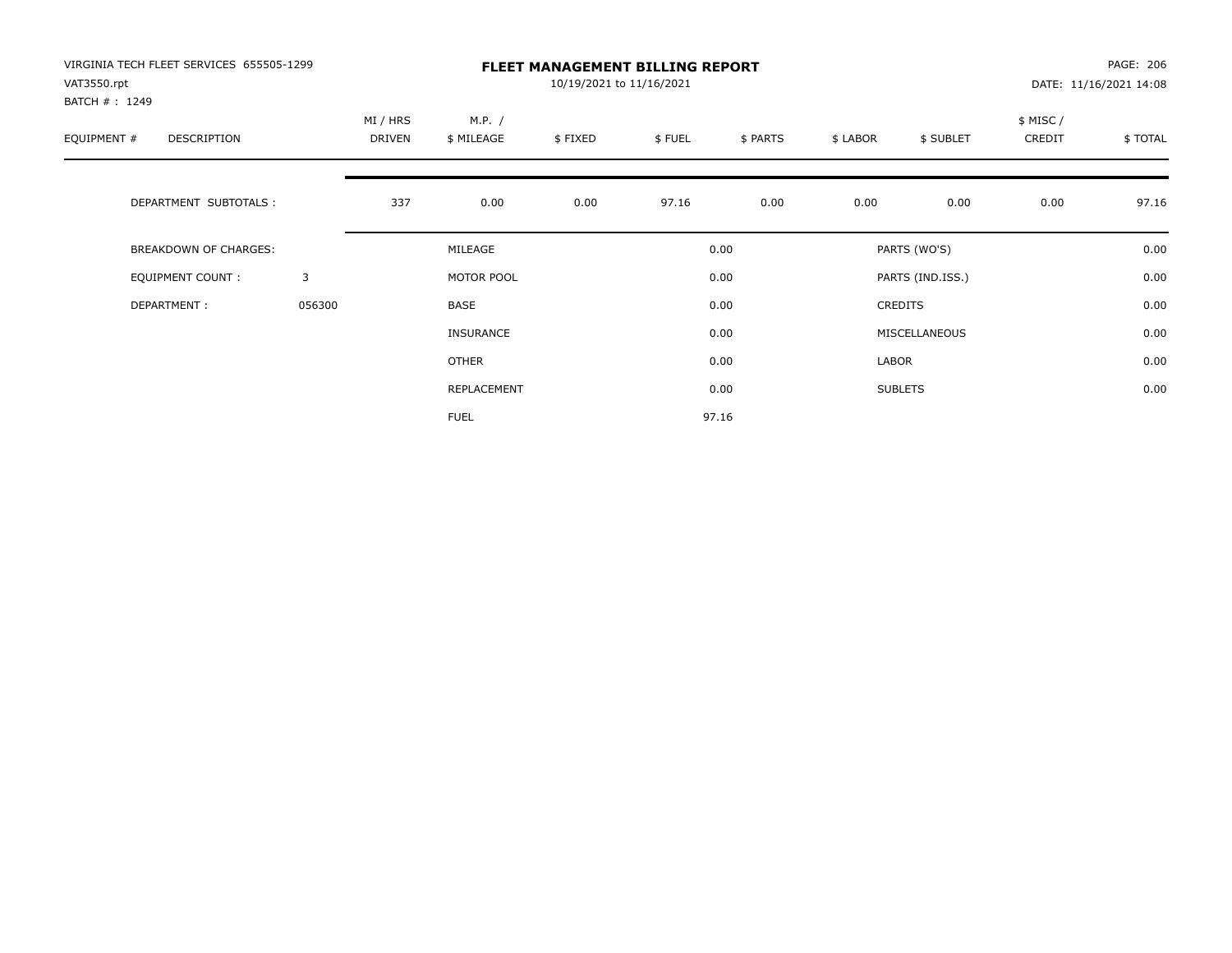VIRGINIA TECH FLEET SERVICES 655505-1299
VAT3550.rpt
BATCH # : 1249

# FLEET MANAGEMENT BILLING REPORT

10/19/2021 to 11/16/2021

DATE: 11/16/2021 14:08

| EQUIPMENT # | DESCRIPTION | MI / HRS DRIVEN | M.P. / $ MILEAGE | $ FIXED | $ FUEL | $ PARTS | $ LABOR | $ SUBLET | $ MISC / CREDIT | $ TOTAL |
|---|---|---|---|---|---|---|---|---|---|---|
| | DEPARTMENT SUBTOTALS : | 337 | 0.00 | 0.00 | 97.16 | 0.00 | 0.00 | 0.00 | 0.00 | 97.16 |

| | | | | | |
|---|---|---|---|---|---|
| BREAKDOWN OF CHARGES: | | MILEAGE | 0.00 | PARTS (WO'S) | 0.00 |
| EQUIPMENT COUNT : | 3 | MOTOR POOL | 0.00 | PARTS (IND.ISS.) | 0.00 |
| DEPARTMENT : | 056300 | BASE | 0.00 | CREDITS | 0.00 |
| | | INSURANCE | 0.00 | MISCELLANEOUS | 0.00 |
| | | OTHER | 0.00 | LABOR | 0.00 |
| | | REPLACEMENT | 0.00 | SUBLETS | 0.00 |
| | | FUEL | 97.16 | | |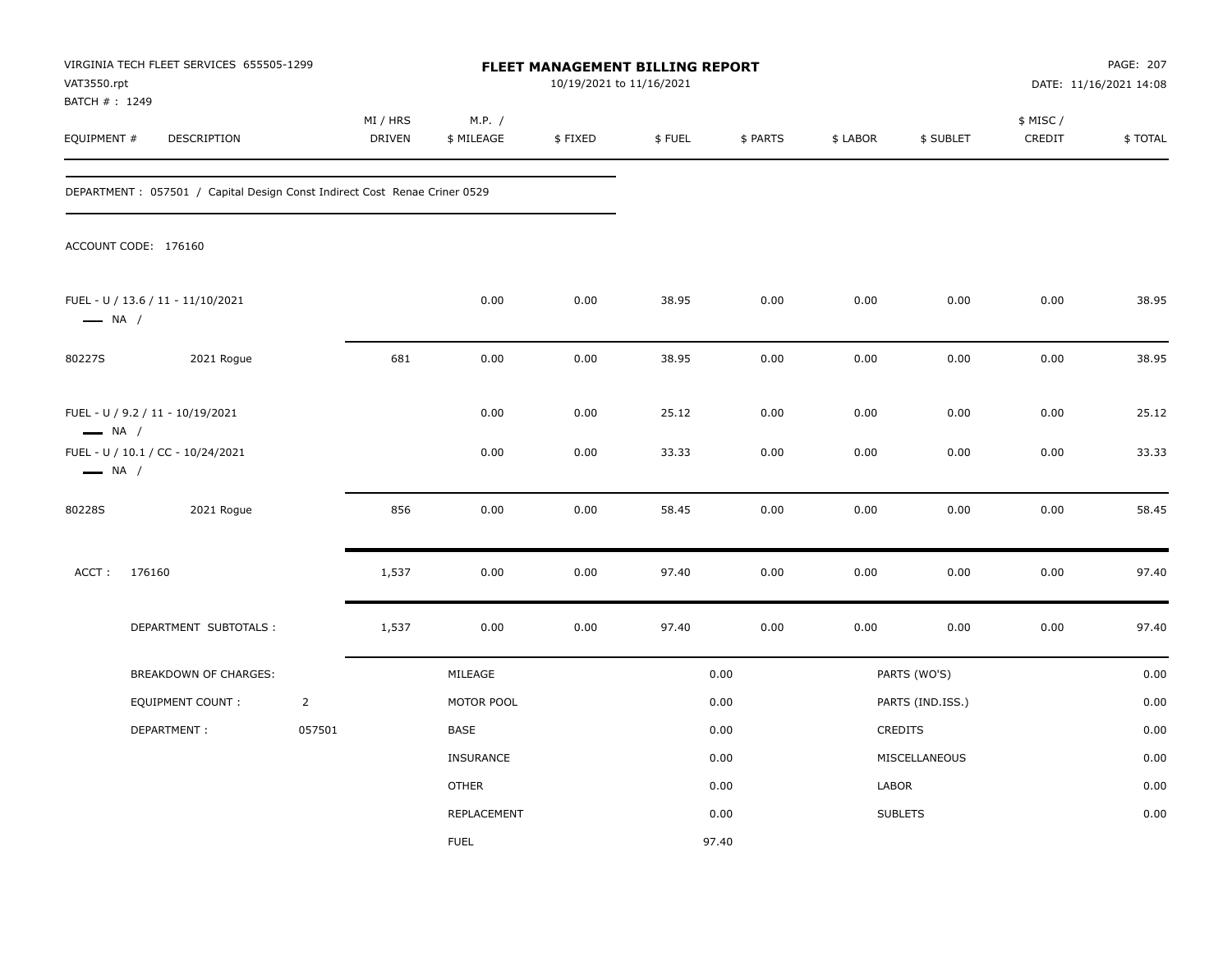VIRGINIA TECH FLEET SERVICES 655505-1299
VAT3550.rpt
BATCH # : 1249

# FLEET MANAGEMENT BILLING REPORT

10/19/2021 to 11/16/2021

PAGE: 207
DATE: 11/16/2021 14:08

| EQUIPMENT # | DESCRIPTION | MI / HRS DRIVEN | M.P. / $ MILEAGE | $ FIXED | $ FUEL | $ PARTS | $ LABOR | $ SUBLET | $ MISC / CREDIT | $ TOTAL |
|---|---|---|---|---|---|---|---|---|---|---|

DEPARTMENT : 057501 / Capital Design Const Indirect Cost Renae Criner 0529

ACCOUNT CODE: 176160

| EQUIPMENT # | DESCRIPTION | MI / HRS DRIVEN | M.P. / $ MILEAGE | $ FIXED | $ FUEL | $ PARTS | $ LABOR | $ SUBLET | $ MISC / CREDIT | $ TOTAL |
|---|---|---|---|---|---|---|---|---|---|---|
| FUEL - U / 13.6 / 11 - 11/10/2021 — NA / | | | 0.00 | 0.00 | 38.95 | 0.00 | 0.00 | 0.00 | 0.00 | 38.95 |
| 80227S | 2021 Rogue | 681 | 0.00 | 0.00 | 38.95 | 0.00 | 0.00 | 0.00 | 0.00 | 38.95 |
| FUEL - U / 9.2 / 11 - 10/19/2021 — NA / | | | 0.00 | 0.00 | 25.12 | 0.00 | 0.00 | 0.00 | 0.00 | 25.12 |
| FUEL - U / 10.1 / CC - 10/24/2021 — NA / | | | 0.00 | 0.00 | 33.33 | 0.00 | 0.00 | 0.00 | 0.00 | 33.33 |
| 80228S | 2021 Rogue | 856 | 0.00 | 0.00 | 58.45 | 0.00 | 0.00 | 0.00 | 0.00 | 58.45 |
| ACCT : | 176160 | 1,537 | 0.00 | 0.00 | 97.40 | 0.00 | 0.00 | 0.00 | 0.00 | 97.40 |
| | DEPARTMENT SUBTOTALS : | 1,537 | 0.00 | 0.00 | 97.40 | 0.00 | 0.00 | 0.00 | 0.00 | 97.40 |

| BREAKDOWN OF CHARGES: | | | | | |
|---|---|---|---|---|---|
| EQUIPMENT COUNT : | 2 | MILEAGE | 0.00 | PARTS (WO'S) | 0.00 |
| DEPARTMENT : | 057501 | MOTOR POOL | 0.00 | PARTS (IND.ISS.) | 0.00 |
| | | BASE | 0.00 | CREDITS | 0.00 |
| | | INSURANCE | 0.00 | MISCELLANEOUS | 0.00 |
| | | OTHER | 0.00 | LABOR | 0.00 |
| | | REPLACEMENT | 0.00 | SUBLETS | 0.00 |
| | | FUEL | 97.40 | | |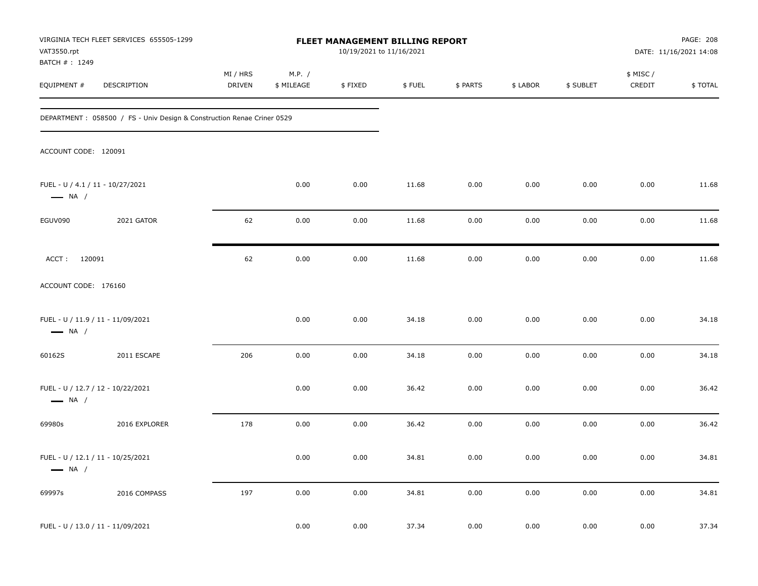VIRGINIA TECH FLEET SERVICES 655505-1299
VAT3550.rpt
BATCH # : 1249

**FLEET MANAGEMENT BILLING REPORT**
10/19/2021 to 11/16/2021

DATE: 11/16/2021 14:08

| EQUIPMENT # | DESCRIPTION | MI / HRS DRIVEN | M.P. / $ MILEAGE | $ FIXED | $ FUEL | $ PARTS | $ LABOR | $ SUBLET | $ MISC / CREDIT | $ TOTAL |
|---|---|---|---|---|---|---|---|---|---|---|
| DEPARTMENT : 058500 / FS - Univ Design & Construction Renae Criner 0529 | | | | | | | | | | |
| ACCOUNT CODE: 120091 | | | | | | | | | | |
| FUEL - U / 4.1 / 11 - 10/27/2021 — NA / | | | 0.00 | 0.00 | 11.68 | 0.00 | 0.00 | 0.00 | 0.00 | 11.68 |
| EGUV090 | 2021 GATOR | 62 | 0.00 | 0.00 | 11.68 | 0.00 | 0.00 | 0.00 | 0.00 | 11.68 |
| ACCT : 120091 | | 62 | 0.00 | 0.00 | 11.68 | 0.00 | 0.00 | 0.00 | 0.00 | 11.68 |
| ACCOUNT CODE: 176160 | | | | | | | | | | |
| FUEL - U / 11.9 / 11 - 11/09/2021 — NA / | | | 0.00 | 0.00 | 34.18 | 0.00 | 0.00 | 0.00 | 0.00 | 34.18 |
| 60162S | 2011 ESCAPE | 206 | 0.00 | 0.00 | 34.18 | 0.00 | 0.00 | 0.00 | 0.00 | 34.18 |
| FUEL - U / 12.7 / 12 - 10/22/2021 — NA / | | | 0.00 | 0.00 | 36.42 | 0.00 | 0.00 | 0.00 | 0.00 | 36.42 |
| 69980s | 2016 EXPLORER | 178 | 0.00 | 0.00 | 36.42 | 0.00 | 0.00 | 0.00 | 0.00 | 36.42 |
| FUEL - U / 12.1 / 11 - 10/25/2021 — NA / | | | 0.00 | 0.00 | 34.81 | 0.00 | 0.00 | 0.00 | 0.00 | 34.81 |
| 69997s | 2016 COMPASS | 197 | 0.00 | 0.00 | 34.81 | 0.00 | 0.00 | 0.00 | 0.00 | 34.81 |
| FUEL - U / 13.0 / 11 - 11/09/2021 | | | 0.00 | 0.00 | 37.34 | 0.00 | 0.00 | 0.00 | 0.00 | 37.34 |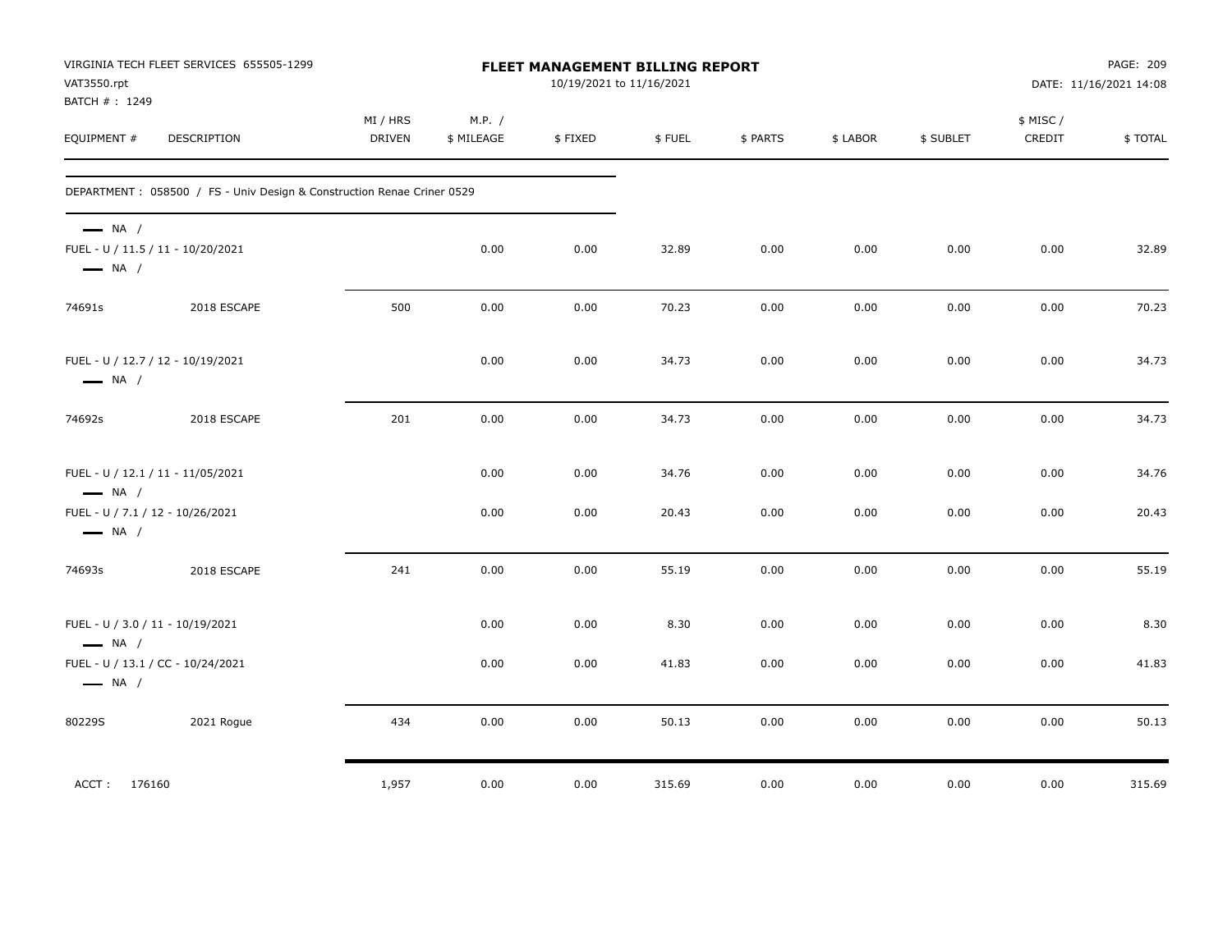VIRGINIA TECH FLEET SERVICES 655505-1299
VAT3550.rpt
BATCH # : 1249

# FLEET MANAGEMENT BILLING REPORT

10/19/2021 to 11/16/2021

DATE: 11/16/2021 14:08

| EQUIPMENT # | DESCRIPTION | MI / HRS DRIVEN | M.P. / $ MILEAGE | $ FIXED | $ FUEL | $ PARTS | $ LABOR | $ SUBLET | $ MISC / CREDIT | $ TOTAL |
|---|---|---|---|---|---|---|---|---|---|---|
| DEPARTMENT : 058500 / FS - Univ Design & Construction Renae Criner 0529 | | | | | | | | | | |
| — NA / | | | | | | | | | | |
| FUEL - U / 11.5 / 11 - 10/20/2021 — NA / | | | 0.00 | 0.00 | 32.89 | 0.00 | 0.00 | 0.00 | 0.00 | 32.89 |
| 74691s | 2018 ESCAPE | 500 | 0.00 | 0.00 | 70.23 | 0.00 | 0.00 | 0.00 | 0.00 | 70.23 |
| FUEL - U / 12.7 / 12 - 10/19/2021 — NA / | | | 0.00 | 0.00 | 34.73 | 0.00 | 0.00 | 0.00 | 0.00 | 34.73 |
| 74692s | 2018 ESCAPE | 201 | 0.00 | 0.00 | 34.73 | 0.00 | 0.00 | 0.00 | 0.00 | 34.73 |
| FUEL - U / 12.1 / 11 - 11/05/2021 — NA / | | | 0.00 | 0.00 | 34.76 | 0.00 | 0.00 | 0.00 | 0.00 | 34.76 |
| FUEL - U / 7.1 / 12 - 10/26/2021 — NA / | | | 0.00 | 0.00 | 20.43 | 0.00 | 0.00 | 0.00 | 0.00 | 20.43 |
| 74693s | 2018 ESCAPE | 241 | 0.00 | 0.00 | 55.19 | 0.00 | 0.00 | 0.00 | 0.00 | 55.19 |
| FUEL - U / 3.0 / 11 - 10/19/2021 — NA / | | | 0.00 | 0.00 | 8.30 | 0.00 | 0.00 | 0.00 | 0.00 | 8.30 |
| FUEL - U / 13.1 / CC - 10/24/2021 — NA / | | | 0.00 | 0.00 | 41.83 | 0.00 | 0.00 | 0.00 | 0.00 | 41.83 |
| 80229S | 2021 Rogue | 434 | 0.00 | 0.00 | 50.13 | 0.00 | 0.00 | 0.00 | 0.00 | 50.13 |
| ACCT : 176160 | | 1,957 | 0.00 | 0.00 | 315.69 | 0.00 | 0.00 | 0.00 | 0.00 | 315.69 |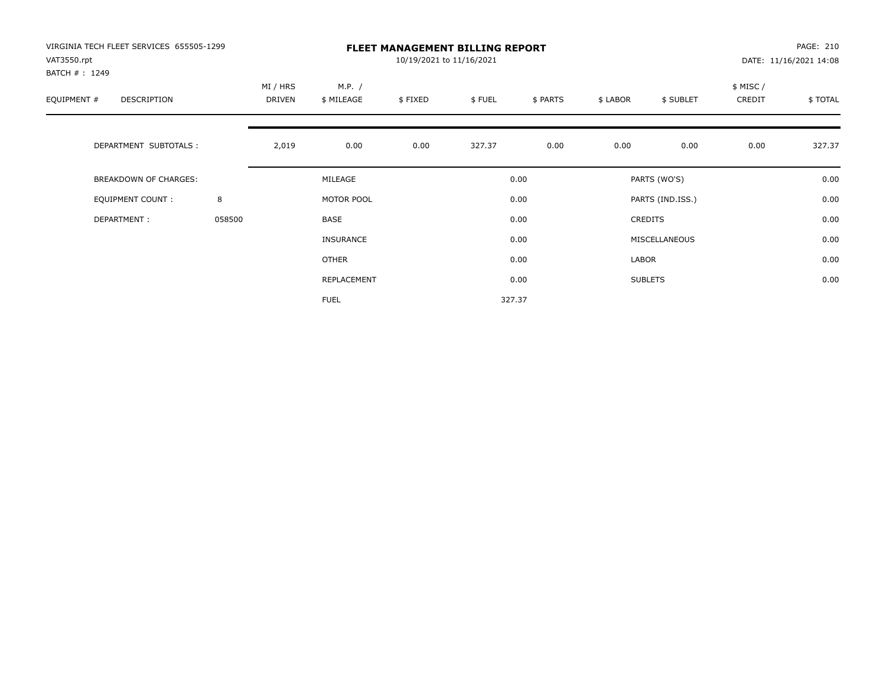VIRGINIA TECH FLEET SERVICES 655505-1299
VAT3550.rpt
BATCH # : 1249

# FLEET MANAGEMENT BILLING REPORT

10/19/2021 to 11/16/2021

PAGE: 210
DATE: 11/16/2021 14:08

| EQUIPMENT # | DESCRIPTION | MI / HRS DRIVEN | M.P. / $ MILEAGE | $ FIXED | $ FUEL | $ PARTS | $ LABOR | $ SUBLET | $ MISC / CREDIT | $ TOTAL |
|---|---|---|---|---|---|---|---|---|---|---|
| | DEPARTMENT SUBTOTALS : | 2,019 | 0.00 | 0.00 | 327.37 | 0.00 | 0.00 | 0.00 | 0.00 | 327.37 |

| BREAKDOWN OF CHARGES: | | | | | |
|---|---|---|---|---|---|
| | | MILEAGE | 0.00 | PARTS (WO'S) | 0.00 |
| EQUIPMENT COUNT : | 8 | MOTOR POOL | 0.00 | PARTS (IND.ISS.) | 0.00 |
| DEPARTMENT : | 058500 | BASE | 0.00 | CREDITS | 0.00 |
| | | INSURANCE | 0.00 | MISCELLANEOUS | 0.00 |
| | | OTHER | 0.00 | LABOR | 0.00 |
| | | REPLACEMENT | 0.00 | SUBLETS | 0.00 |
| | | FUEL | 327.37 | | |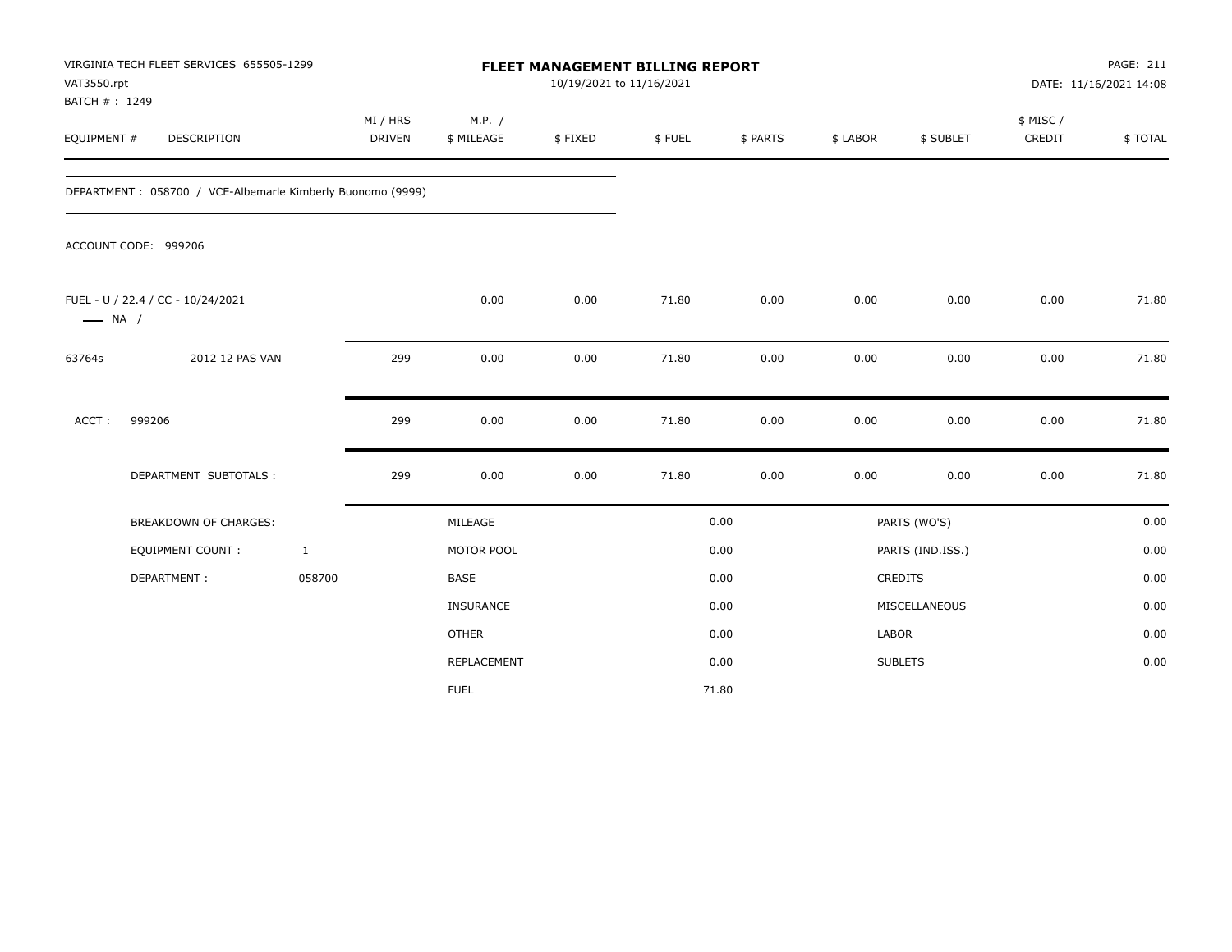VIRGINIA TECH FLEET SERVICES 655505-1299
VAT3550.rpt
BATCH # : 1249

**FLEET MANAGEMENT BILLING REPORT**
10/19/2021 to 11/16/2021

DATE: 11/16/2021 14:08

| EQUIPMENT # | DESCRIPTION | MI / HRS DRIVEN | M.P. / $ MILEAGE | $ FIXED | $ FUEL | $ PARTS | $ LABOR | $ SUBLET | $ MISC / CREDIT | $ TOTAL |
|---|---|---|---|---|---|---|---|---|---|---|
| DEPARTMENT : 058700 / VCE-Albemarle Kimberly Buonomo (9999) | | | | | | | | | | |
| ACCOUNT CODE: 999206 | | | | | | | | | | |
| FUEL - U / 22.4 / CC - 10/24/2021 — NA / | | | 0.00 | 0.00 | 71.80 | 0.00 | 0.00 | 0.00 | 0.00 | 71.80 |
| 63764s | 2012 12 PAS VAN | 299 | 0.00 | 0.00 | 71.80 | 0.00 | 0.00 | 0.00 | 0.00 | 71.80 |
| ACCT : | 999206 | 299 | 0.00 | 0.00 | 71.80 | 0.00 | 0.00 | 0.00 | 0.00 | 71.80 |
| | DEPARTMENT SUBTOTALS : | 299 | 0.00 | 0.00 | 71.80 | 0.00 | 0.00 | 0.00 | 0.00 | 71.80 |

| BREAKDOWN OF CHARGES: | | | | | |
|---|---|---|---|---|---|
| EQUIPMENT COUNT : | 1 | MILEAGE | 0.00 | PARTS (WO'S) | 0.00 |
| DEPARTMENT : | 058700 | MOTOR POOL | 0.00 | PARTS (IND.ISS.) | 0.00 |
| | | BASE | 0.00 | CREDITS | 0.00 |
| | | INSURANCE | 0.00 | MISCELLANEOUS | 0.00 |
| | | OTHER | 0.00 | LABOR | 0.00 |
| | | REPLACEMENT | 0.00 | SUBLETS | 0.00 |
| | | FUEL | 71.80 | | |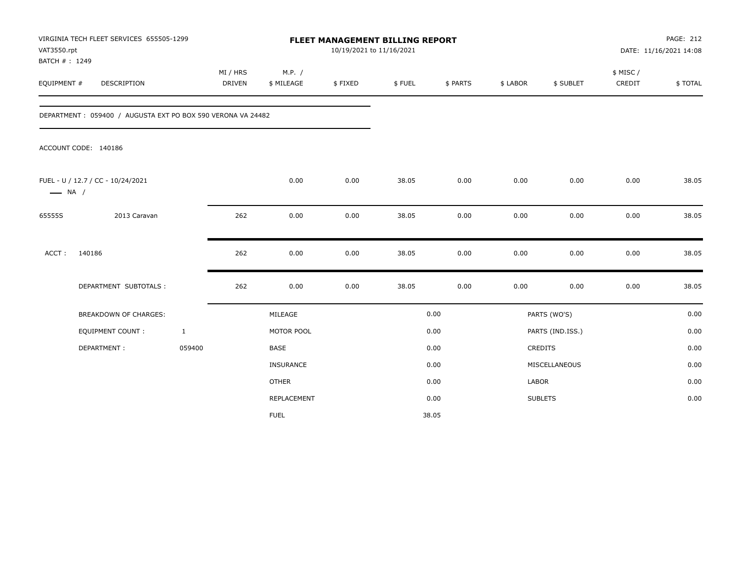VIRGINIA TECH FLEET SERVICES 655505-1299
VAT3550.rpt
BATCH # : 1249

# FLEET MANAGEMENT BILLING REPORT

10/19/2021 to 11/16/2021

PAGE: 212
DATE: 11/16/2021 14:08

| EQUIPMENT # | DESCRIPTION | MI / HRS DRIVEN | M.P. / $ MILEAGE | $ FIXED | $ FUEL | $ PARTS | $ LABOR | $ SUBLET | $ MISC / CREDIT | $ TOTAL |
|---|---|---|---|---|---|---|---|---|---|---|
| DEPARTMENT : 059400 / AUGUSTA EXT PO BOX 590 VERONA VA 24482 | | | | | | | | | | |
| ACCOUNT CODE: 140186 | | | | | | | | | | |
| FUEL - U / 12.7 / CC - 10/24/2021 —— NA / | | | 0.00 | 0.00 | 38.05 | 0.00 | 0.00 | 0.00 | 0.00 | 38.05 |
| 65555S | 2013 Caravan | 262 | 0.00 | 0.00 | 38.05 | 0.00 | 0.00 | 0.00 | 0.00 | 38.05 |
| ACCT : | 140186 | 262 | 0.00 | 0.00 | 38.05 | 0.00 | 0.00 | 0.00 | 0.00 | 38.05 |
| | DEPARTMENT SUBTOTALS : | 262 | 0.00 | 0.00 | 38.05 | 0.00 | 0.00 | 0.00 | 0.00 | 38.05 |

| BREAKDOWN OF CHARGES: | | | | | |
|---|---|---|---|---|---|
| | | MILEAGE | 0.00 | PARTS (WO'S) | 0.00 |
| EQUIPMENT COUNT : | 1 | MOTOR POOL | 0.00 | PARTS (IND.ISS.) | 0.00 |
| DEPARTMENT : | 059400 | BASE | 0.00 | CREDITS | 0.00 |
| | | INSURANCE | 0.00 | MISCELLANEOUS | 0.00 |
| | | OTHER | 0.00 | LABOR | 0.00 |
| | | REPLACEMENT | 0.00 | SUBLETS | 0.00 |
| | | FUEL | 38.05 | | |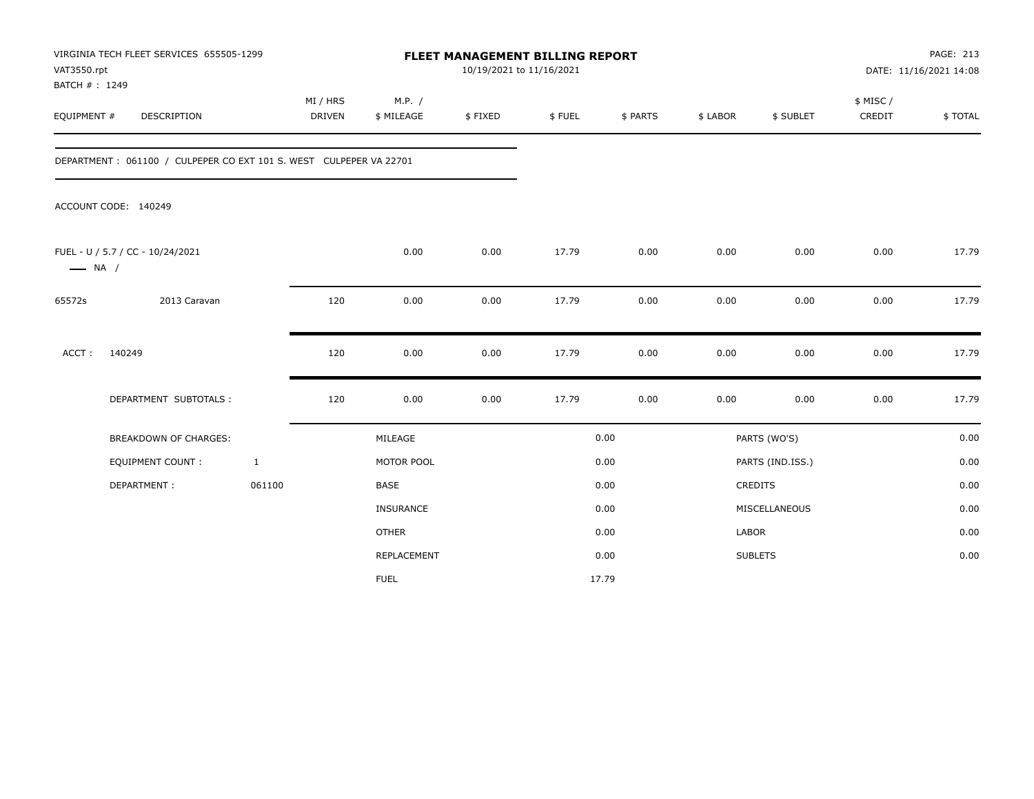VIRGINIA TECH FLEET SERVICES 655505-1299
VAT3550.rpt
BATCH # : 1249

# FLEET MANAGEMENT BILLING REPORT

10/19/2021 to 11/16/2021

DATE: 11/16/2021 14:08

| EQUIPMENT # | DESCRIPTION | MI / HRS DRIVEN | M.P. / $ MILEAGE | $ FIXED | $ FUEL | $ PARTS | $ LABOR | $ SUBLET | $ MISC / CREDIT | $ TOTAL |
|---|---|---|---|---|---|---|---|---|---|---|

DEPARTMENT : 061100 / CULPEPER CO EXT 101 S. WEST CULPEPER VA 22701

ACCOUNT CODE: 140249

| EQUIPMENT # | DESCRIPTION | MI / HRS DRIVEN | M.P. / $ MILEAGE | $ FIXED | $ FUEL | $ PARTS | $ LABOR | $ SUBLET | $ MISC / CREDIT | $ TOTAL |
|---|---|---|---|---|---|---|---|---|---|---|
| FUEL - U / 5.7 / CC - 10/24/2021 —— NA / | | | 0.00 | 0.00 | 17.79 | 0.00 | 0.00 | 0.00 | 0.00 | 17.79 |
| 65572s | 2013 Caravan | 120 | 0.00 | 0.00 | 17.79 | 0.00 | 0.00 | 0.00 | 0.00 | 17.79 |
| ACCT : | 140249 | 120 | 0.00 | 0.00 | 17.79 | 0.00 | 0.00 | 0.00 | 0.00 | 17.79 |
| | DEPARTMENT SUBTOTALS : | 120 | 0.00 | 0.00 | 17.79 | 0.00 | 0.00 | 0.00 | 0.00 | 17.79 |

| BREAKDOWN OF CHARGES: | | | | | |
|---|---|---|---|---|---|
| EQUIPMENT COUNT : | 1 | MILEAGE | 0.00 | PARTS (WO'S) | 0.00 |
| DEPARTMENT : | 061100 | MOTOR POOL | 0.00 | PARTS (IND.ISS.) | 0.00 |
| | | BASE | 0.00 | CREDITS | 0.00 |
| | | INSURANCE | 0.00 | MISCELLANEOUS | 0.00 |
| | | OTHER | 0.00 | LABOR | 0.00 |
| | | REPLACEMENT | 0.00 | SUBLETS | 0.00 |
| | | FUEL | 17.79 | | |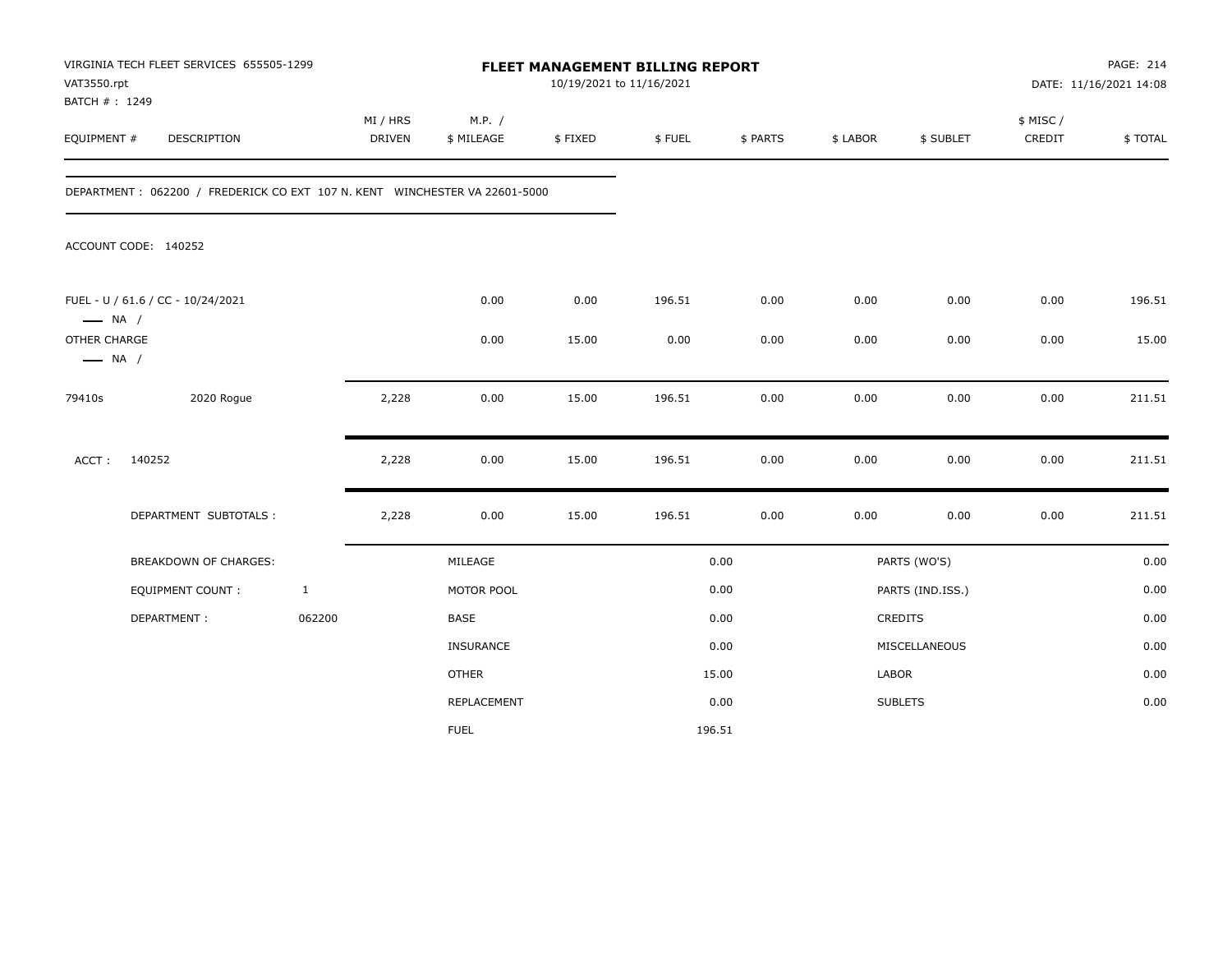VIRGINIA TECH FLEET SERVICES 655505-1299
VAT3550.rpt
BATCH # : 1249

# FLEET MANAGEMENT BILLING REPORT

10/19/2021 to 11/16/2021

DATE: 11/16/2021 14:08

| EQUIPMENT # | DESCRIPTION | MI / HRS DRIVEN | M.P. / $ MILEAGE | $ FIXED | $ FUEL | $ PARTS | $ LABOR | $ SUBLET | $ MISC / CREDIT | $ TOTAL |
|---|---|---|---|---|---|---|---|---|---|---|

DEPARTMENT : 062200 / FREDERICK CO EXT 107 N. KENT WINCHESTER VA 22601-5000

ACCOUNT CODE: 140252

| EQUIPMENT # | DESCRIPTION | MI / HRS DRIVEN | M.P. / $ MILEAGE | $ FIXED | $ FUEL | $ PARTS | $ LABOR | $ SUBLET | $ MISC / CREDIT | $ TOTAL |
|---|---|---|---|---|---|---|---|---|---|---|
| FUEL - U / 61.6 / CC - 10/24/2021 — NA / | | | 0.00 | 0.00 | 196.51 | 0.00 | 0.00 | 0.00 | 0.00 | 196.51 |
| OTHER CHARGE — NA / | | | 0.00 | 15.00 | 0.00 | 0.00 | 0.00 | 0.00 | 0.00 | 15.00 |
| 79410s | 2020 Rogue | 2,228 | 0.00 | 15.00 | 196.51 | 0.00 | 0.00 | 0.00 | 0.00 | 211.51 |
| ACCT : | 140252 | 2,228 | 0.00 | 15.00 | 196.51 | 0.00 | 0.00 | 0.00 | 0.00 | 211.51 |
| | DEPARTMENT SUBTOTALS : | 2,228 | 0.00 | 15.00 | 196.51 | 0.00 | 0.00 | 0.00 | 0.00 | 211.51 |

| BREAKDOWN OF CHARGES: | | | | | |
|---|---|---|---|---|---|
| EQUIPMENT COUNT : | 1 | MILEAGE | 0.00 | PARTS (WO'S) | 0.00 |
| DEPARTMENT : | 062200 | MOTOR POOL | 0.00 | PARTS (IND.ISS.) | 0.00 |
| | | BASE | 0.00 | CREDITS | 0.00 |
| | | INSURANCE | 0.00 | MISCELLANEOUS | 0.00 |
| | | OTHER | 15.00 | LABOR | 0.00 |
| | | REPLACEMENT | 0.00 | SUBLETS | 0.00 |
| | | FUEL | 196.51 | | |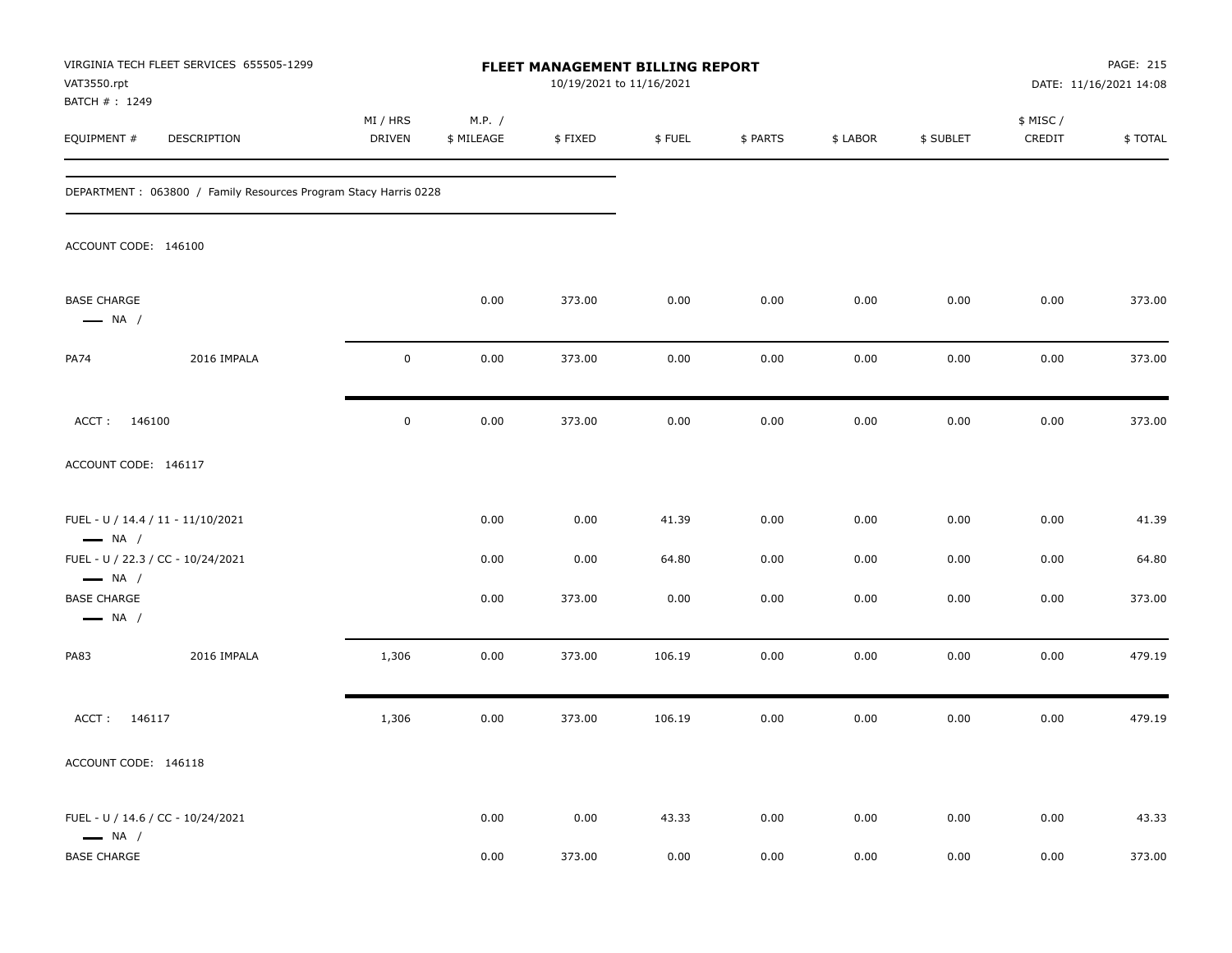VIRGINIA TECH FLEET SERVICES 655505-1299
VAT3550.rpt
BATCH # : 1249

# FLEET MANAGEMENT BILLING REPORT

10/19/2021 to 11/16/2021

DATE: 11/16/2021 14:08

| EQUIPMENT # | DESCRIPTION | MI / HRS DRIVEN | M.P. / $ MILEAGE | $ FIXED | $ FUEL | $ PARTS | $ LABOR | $ SUBLET | $ MISC / CREDIT | $ TOTAL |
|---|---|---|---|---|---|---|---|---|---|---|

DEPARTMENT : 063800 / Family Resources Program Stacy Harris 0228

ACCOUNT CODE: 146100

| EQUIPMENT # | DESCRIPTION | MI / HRS DRIVEN | M.P. / $ MILEAGE | $ FIXED | $ FUEL | $ PARTS | $ LABOR | $ SUBLET | $ MISC / CREDIT | $ TOTAL |
|---|---|---|---|---|---|---|---|---|---|---|
| BASE CHARGE — NA / | | | 0.00 | 373.00 | 0.00 | 0.00 | 0.00 | 0.00 | 0.00 | 373.00 |
| PA74 | 2016 IMPALA | 0 | 0.00 | 373.00 | 0.00 | 0.00 | 0.00 | 0.00 | 0.00 | 373.00 |
| ACCT : 146100 | | 0 | 0.00 | 373.00 | 0.00 | 0.00 | 0.00 | 0.00 | 0.00 | 373.00 |

ACCOUNT CODE: 146117

| EQUIPMENT # | DESCRIPTION | MI / HRS DRIVEN | M.P. / $ MILEAGE | $ FIXED | $ FUEL | $ PARTS | $ LABOR | $ SUBLET | $ MISC / CREDIT | $ TOTAL |
|---|---|---|---|---|---|---|---|---|---|---|
| FUEL - U / 14.4 / 11 - 11/10/2021 — NA / | | | 0.00 | 0.00 | 41.39 | 0.00 | 0.00 | 0.00 | 0.00 | 41.39 |
| FUEL - U / 22.3 / CC - 10/24/2021 — NA / | | | 0.00 | 0.00 | 64.80 | 0.00 | 0.00 | 0.00 | 0.00 | 64.80 |
| BASE CHARGE — NA / | | | 0.00 | 373.00 | 0.00 | 0.00 | 0.00 | 0.00 | 0.00 | 373.00 |
| PA83 | 2016 IMPALA | 1,306 | 0.00 | 373.00 | 106.19 | 0.00 | 0.00 | 0.00 | 0.00 | 479.19 |
| ACCT : 146117 | | 1,306 | 0.00 | 373.00 | 106.19 | 0.00 | 0.00 | 0.00 | 0.00 | 479.19 |

ACCOUNT CODE: 146118

| EQUIPMENT # | DESCRIPTION | MI / HRS DRIVEN | M.P. / $ MILEAGE | $ FIXED | $ FUEL | $ PARTS | $ LABOR | $ SUBLET | $ MISC / CREDIT | $ TOTAL |
|---|---|---|---|---|---|---|---|---|---|---|
| FUEL - U / 14.6 / CC - 10/24/2021 — NA / | | | 0.00 | 0.00 | 43.33 | 0.00 | 0.00 | 0.00 | 0.00 | 43.33 |
| BASE CHARGE | | | 0.00 | 373.00 | 0.00 | 0.00 | 0.00 | 0.00 | 0.00 | 373.00 |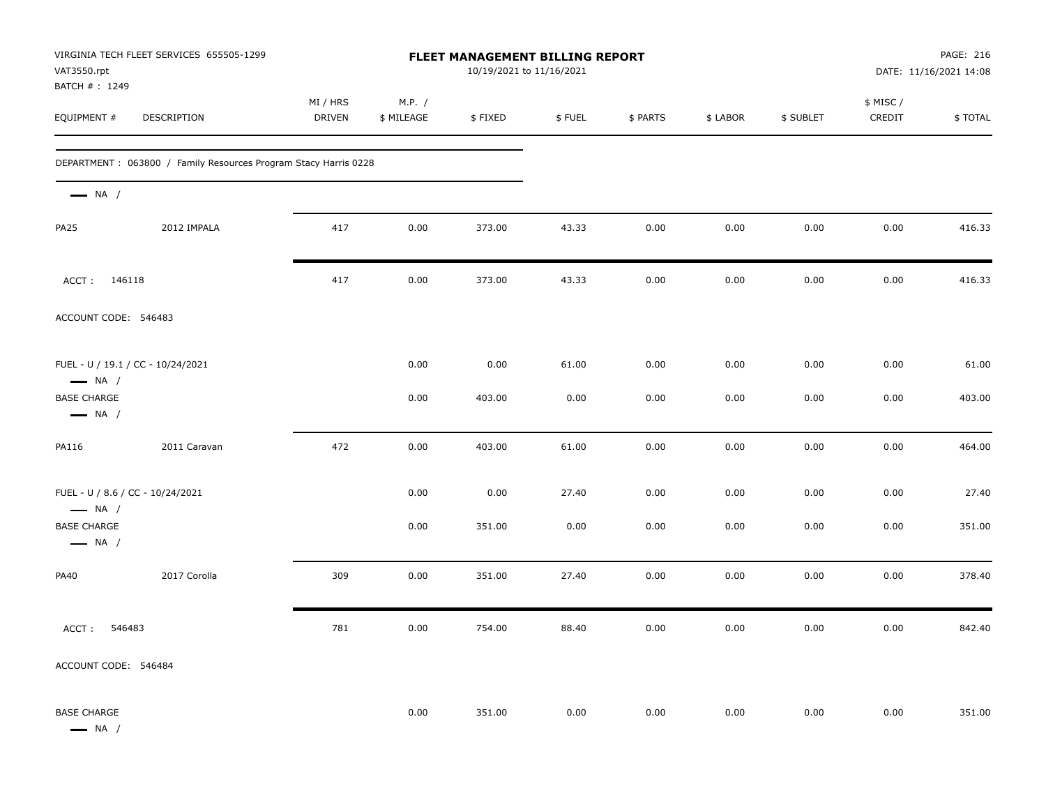VIRGINIA TECH FLEET SERVICES 655505-1299
VAT3550.rpt
BATCH # : 1249

# FLEET MANAGEMENT BILLING REPORT

10/19/2021 to 11/16/2021

DATE: 11/16/2021 14:08

| EQUIPMENT # | DESCRIPTION | MI / HRS DRIVEN | M.P. / $ MILEAGE | $ FIXED | $ FUEL | $ PARTS | $ LABOR | $ SUBLET | $ MISC / CREDIT | $ TOTAL |
|---|---|---|---|---|---|---|---|---|---|---|
| DEPARTMENT : 063800 / Family Resources Program Stacy Harris 0228 | | | | | | | | | | |
| — NA / | | | | | | | | | | |
| PA25 | 2012 IMPALA | 417 | 0.00 | 373.00 | 43.33 | 0.00 | 0.00 | 0.00 | 0.00 | 416.33 |
| ACCT : 146118 | | 417 | 0.00 | 373.00 | 43.33 | 0.00 | 0.00 | 0.00 | 0.00 | 416.33 |
| ACCOUNT CODE: 546483 | | | | | | | | | | |
| FUEL - U / 19.1 / CC - 10/24/2021 — NA / | | | 0.00 | 0.00 | 61.00 | 0.00 | 0.00 | 0.00 | 0.00 | 61.00 |
| BASE CHARGE — NA / | | | 0.00 | 403.00 | 0.00 | 0.00 | 0.00 | 0.00 | 0.00 | 403.00 |
| PA116 | 2011 Caravan | 472 | 0.00 | 403.00 | 61.00 | 0.00 | 0.00 | 0.00 | 0.00 | 464.00 |
| FUEL - U / 8.6 / CC - 10/24/2021 — NA / | | | 0.00 | 0.00 | 27.40 | 0.00 | 0.00 | 0.00 | 0.00 | 27.40 |
| BASE CHARGE — NA / | | | 0.00 | 351.00 | 0.00 | 0.00 | 0.00 | 0.00 | 0.00 | 351.00 |
| PA40 | 2017 Corolla | 309 | 0.00 | 351.00 | 27.40 | 0.00 | 0.00 | 0.00 | 0.00 | 378.40 |
| ACCT : 546483 | | 781 | 0.00 | 754.00 | 88.40 | 0.00 | 0.00 | 0.00 | 0.00 | 842.40 |
| ACCOUNT CODE: 546484 | | | | | | | | | | |
| BASE CHARGE — NA / | | | 0.00 | 351.00 | 0.00 | 0.00 | 0.00 | 0.00 | 0.00 | 351.00 |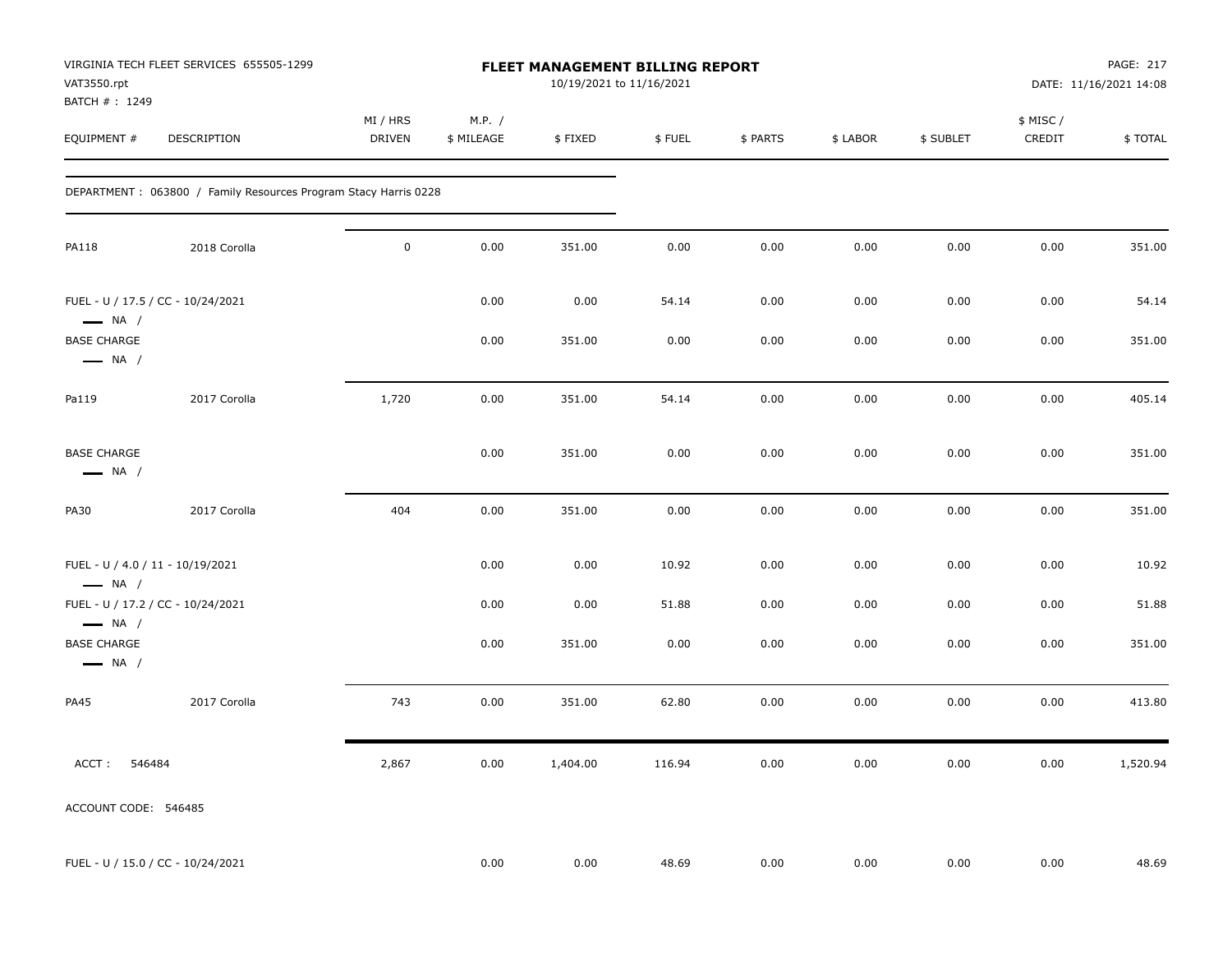VIRGINIA TECH FLEET SERVICES 655505-1299
VAT3550.rpt
BATCH # : 1249

**FLEET MANAGEMENT BILLING REPORT**
10/19/2021 to 11/16/2021

DATE: 11/16/2021 14:08

| EQUIPMENT # | DESCRIPTION | MI / HRS DRIVEN | M.P. / $ MILEAGE | $ FIXED | $ FUEL | $ PARTS | $ LABOR | $ SUBLET | $ MISC / CREDIT | $ TOTAL |
|---|---|---|---|---|---|---|---|---|---|---|
| DEPARTMENT : 063800 / Family Resources Program Stacy Harris 0228 | | | | | | | | | | |
| PA118 | 2018 Corolla | 0 | 0.00 | 351.00 | 0.00 | 0.00 | 0.00 | 0.00 | 0.00 | 351.00 |
| FUEL - U / 17.5 / CC - 10/24/2021 — NA / | | | 0.00 | 0.00 | 54.14 | 0.00 | 0.00 | 0.00 | 0.00 | 54.14 |
| BASE CHARGE — NA / | | | 0.00 | 351.00 | 0.00 | 0.00 | 0.00 | 0.00 | 0.00 | 351.00 |
| Pa119 | 2017 Corolla | 1,720 | 0.00 | 351.00 | 54.14 | 0.00 | 0.00 | 0.00 | 0.00 | 405.14 |
| BASE CHARGE — NA / | | | 0.00 | 351.00 | 0.00 | 0.00 | 0.00 | 0.00 | 0.00 | 351.00 |
| PA30 | 2017 Corolla | 404 | 0.00 | 351.00 | 0.00 | 0.00 | 0.00 | 0.00 | 0.00 | 351.00 |
| FUEL - U / 4.0 / 11 - 10/19/2021 — NA / | | | 0.00 | 0.00 | 10.92 | 0.00 | 0.00 | 0.00 | 0.00 | 10.92 |
| FUEL - U / 17.2 / CC - 10/24/2021 — NA / | | | 0.00 | 0.00 | 51.88 | 0.00 | 0.00 | 0.00 | 0.00 | 51.88 |
| BASE CHARGE — NA / | | | 0.00 | 351.00 | 0.00 | 0.00 | 0.00 | 0.00 | 0.00 | 351.00 |
| PA45 | 2017 Corolla | 743 | 0.00 | 351.00 | 62.80 | 0.00 | 0.00 | 0.00 | 0.00 | 413.80 |
| ACCT : 546484 | | 2,867 | 0.00 | 1,404.00 | 116.94 | 0.00 | 0.00 | 0.00 | 0.00 | 1,520.94 |
| ACCOUNT CODE: 546485 | | | | | | | | | | |
| FUEL - U / 15.0 / CC - 10/24/2021 | | | 0.00 | 0.00 | 48.69 | 0.00 | 0.00 | 0.00 | 0.00 | 48.69 |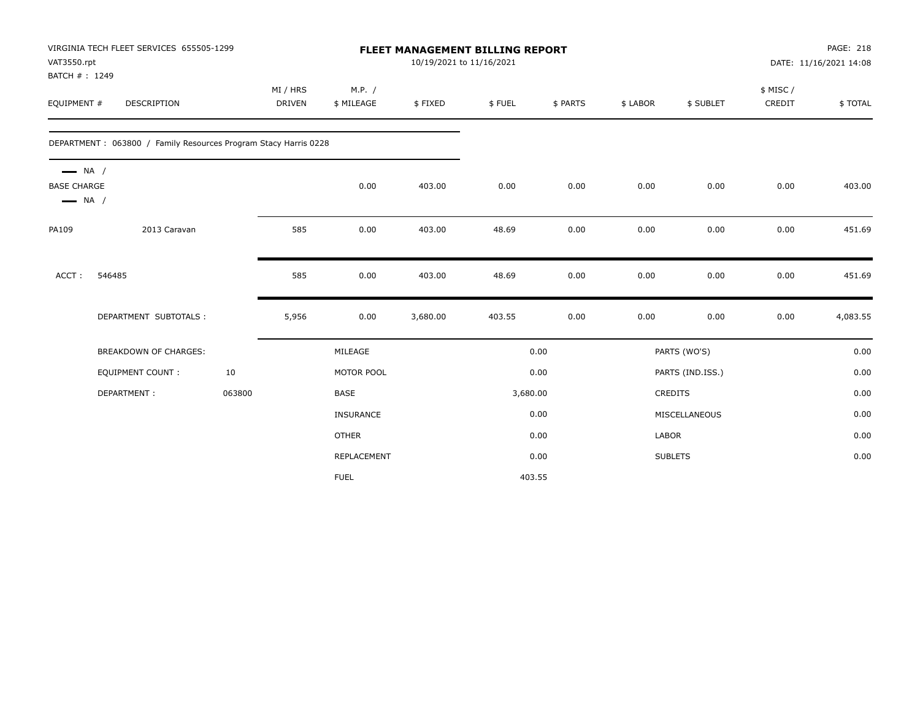VIRGINIA TECH FLEET SERVICES 655505-1299
VAT3550.rpt
BATCH # : 1249

# FLEET MANAGEMENT BILLING REPORT

10/19/2021 to 11/16/2021

PAGE: 218
DATE: 11/16/2021 14:08

| EQUIPMENT # | DESCRIPTION | MI / HRS DRIVEN | M.P. / $ MILEAGE | $ FIXED | $ FUEL | $ PARTS | $ LABOR | $ SUBLET | $ MISC / CREDIT | $ TOTAL |
|---|---|---|---|---|---|---|---|---|---|---|
| DEPARTMENT : 063800 / Family Resources Program Stacy Harris 0228 | | | | | | | | | | |
| NA / BASE CHARGE NA / | | | 0.00 | 403.00 | 0.00 | 0.00 | 0.00 | 0.00 | 0.00 | 403.00 |
| PA109 | 2013 Caravan | 585 | 0.00 | 403.00 | 48.69 | 0.00 | 0.00 | 0.00 | 0.00 | 451.69 |
| ACCT : 546485 | | 585 | 0.00 | 403.00 | 48.69 | 0.00 | 0.00 | 0.00 | 0.00 | 451.69 |
| | DEPARTMENT SUBTOTALS : | 5,956 | 0.00 | 3,680.00 | 403.55 | 0.00 | 0.00 | 0.00 | 0.00 | 4,083.55 |

| BREAKDOWN OF CHARGES: | | | | | |
|---|---|---|---|---|---|
| EQUIPMENT COUNT : | 10 | MILEAGE | 0.00 | PARTS (WO'S) | 0.00 |
| DEPARTMENT : | 063800 | MOTOR POOL | 0.00 | PARTS (IND.ISS.) | 0.00 |
| | | BASE | 3,680.00 | CREDITS | 0.00 |
| | | INSURANCE | 0.00 | MISCELLANEOUS | 0.00 |
| | | OTHER | 0.00 | LABOR | 0.00 |
| | | REPLACEMENT | 0.00 | SUBLETS | 0.00 |
| | | FUEL | 403.55 | | |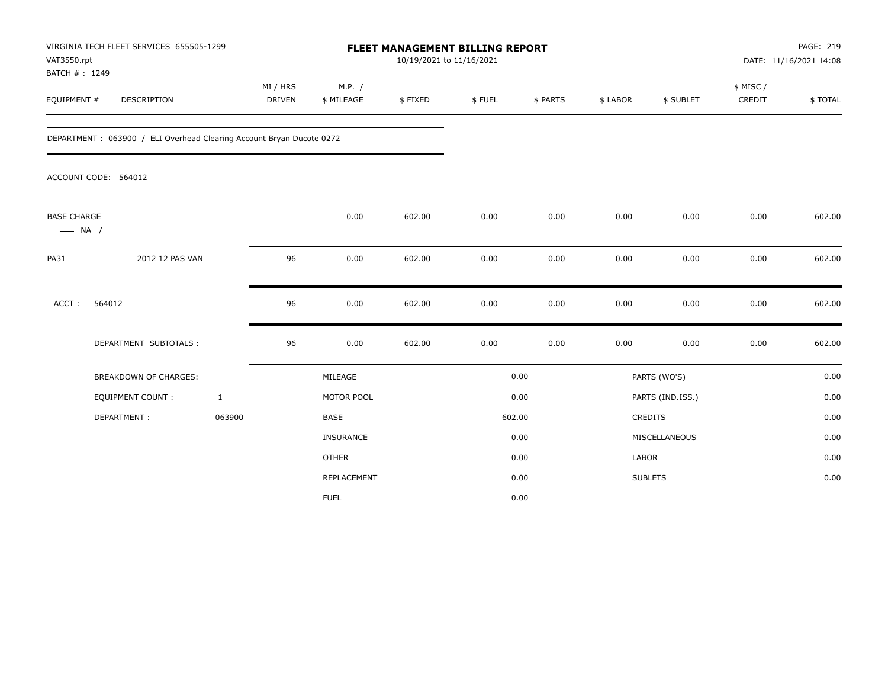VIRGINIA TECH FLEET SERVICES 655505-1299
VAT3550.rpt
BATCH # : 1249

# FLEET MANAGEMENT BILLING REPORT

10/19/2021 to 11/16/2021

PAGE: 219
DATE: 11/16/2021 14:08

DEPARTMENT : 063900 / ELI Overhead Clearing Account Bryan Ducote 0272

ACCOUNT CODE: 564012

| EQUIPMENT # | DESCRIPTION | MI / HRS DRIVEN | M.P. / $ MILEAGE | $ FIXED | $ FUEL | $ PARTS | $ LABOR | $ SUBLET | $ MISC / CREDIT | $ TOTAL |
|---|---|---|---|---|---|---|---|---|---|---|
| BASE CHARGE — NA / | | | 0.00 | 602.00 | 0.00 | 0.00 | 0.00 | 0.00 | 0.00 | 602.00 |
| PA31 | 2012 12 PAS VAN | 96 | 0.00 | 602.00 | 0.00 | 0.00 | 0.00 | 0.00 | 0.00 | 602.00 |
| ACCT : 564012 | | 96 | 0.00 | 602.00 | 0.00 | 0.00 | 0.00 | 0.00 | 0.00 | 602.00 |
| DEPARTMENT SUBTOTALS : | | 96 | 0.00 | 602.00 | 0.00 | 0.00 | 0.00 | 0.00 | 0.00 | 602.00 |

| BREAKDOWN OF CHARGES: | | | | | |
|---|---|---|---|---|---|
| EQUIPMENT COUNT : | 1 | MILEAGE | 0.00 | PARTS (WO'S) | 0.00 |
| DEPARTMENT : | 063900 | MOTOR POOL | 0.00 | PARTS (IND.ISS.) | 0.00 |
| | | BASE | 602.00 | CREDITS | 0.00 |
| | | INSURANCE | 0.00 | MISCELLANEOUS | 0.00 |
| | | OTHER | 0.00 | LABOR | 0.00 |
| | | REPLACEMENT | 0.00 | SUBLETS | 0.00 |
| | | FUEL | 0.00 | | |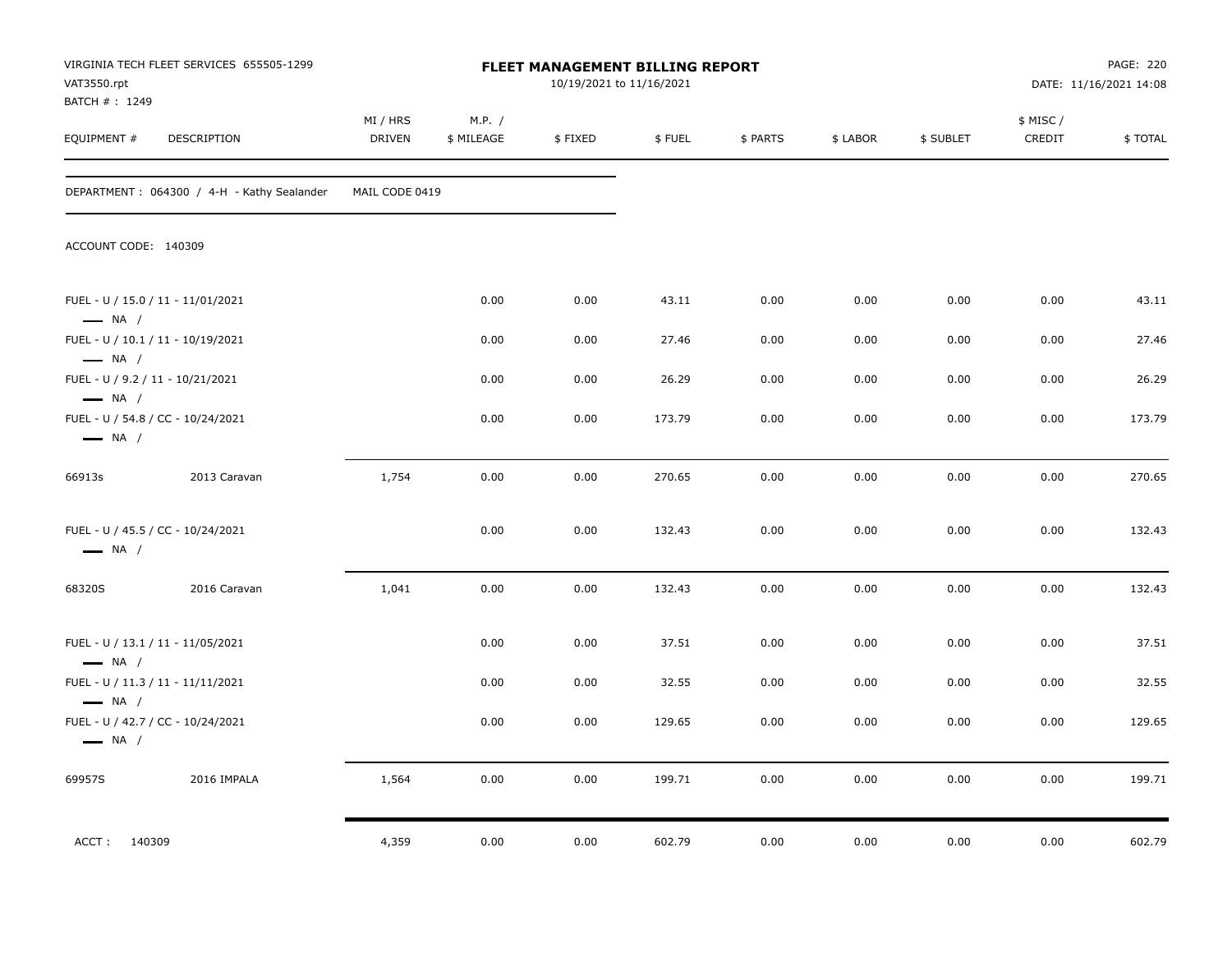VIRGINIA TECH FLEET SERVICES 655505-1299
VAT3550.rpt
BATCH # : 1249

**FLEET MANAGEMENT BILLING REPORT**
10/19/2021 to 11/16/2021

DATE: 11/16/2021 14:08

| EQUIPMENT # | DESCRIPTION | MI / HRS DRIVEN | M.P. / $ MILEAGE | $ FIXED | $ FUEL | $ PARTS | $ LABOR | $ SUBLET | $ MISC / CREDIT | $ TOTAL |
|---|---|---|---|---|---|---|---|---|---|---|
| DEPARTMENT : 064300 / 4-H - Kathy Sealander | | MAIL CODE 0419 | | | | | | | | |
| ACCOUNT CODE: 140309 | | | | | | | | | | |
| FUEL - U / 15.0 / 11 - 11/01/2021 — NA / | | | 0.00 | 0.00 | 43.11 | 0.00 | 0.00 | 0.00 | 0.00 | 43.11 |
| FUEL - U / 10.1 / 11 - 10/19/2021 — NA / | | | 0.00 | 0.00 | 27.46 | 0.00 | 0.00 | 0.00 | 0.00 | 27.46 |
| FUEL - U / 9.2 / 11 - 10/21/2021 — NA / | | | 0.00 | 0.00 | 26.29 | 0.00 | 0.00 | 0.00 | 0.00 | 26.29 |
| FUEL - U / 54.8 / CC - 10/24/2021 — NA / | | | 0.00 | 0.00 | 173.79 | 0.00 | 0.00 | 0.00 | 0.00 | 173.79 |
| 66913s | 2013 Caravan | 1,754 | 0.00 | 0.00 | 270.65 | 0.00 | 0.00 | 0.00 | 0.00 | 270.65 |
| FUEL - U / 45.5 / CC - 10/24/2021 — NA / | | | 0.00 | 0.00 | 132.43 | 0.00 | 0.00 | 0.00 | 0.00 | 132.43 |
| 68320S | 2016 Caravan | 1,041 | 0.00 | 0.00 | 132.43 | 0.00 | 0.00 | 0.00 | 0.00 | 132.43 |
| FUEL - U / 13.1 / 11 - 11/05/2021 — NA / | | | 0.00 | 0.00 | 37.51 | 0.00 | 0.00 | 0.00 | 0.00 | 37.51 |
| FUEL - U / 11.3 / 11 - 11/11/2021 — NA / | | | 0.00 | 0.00 | 32.55 | 0.00 | 0.00 | 0.00 | 0.00 | 32.55 |
| FUEL - U / 42.7 / CC - 10/24/2021 — NA / | | | 0.00 | 0.00 | 129.65 | 0.00 | 0.00 | 0.00 | 0.00 | 129.65 |
| 69957S | 2016 IMPALA | 1,564 | 0.00 | 0.00 | 199.71 | 0.00 | 0.00 | 0.00 | 0.00 | 199.71 |
| ACCT : 140309 | | 4,359 | 0.00 | 0.00 | 602.79 | 0.00 | 0.00 | 0.00 | 0.00 | 602.79 |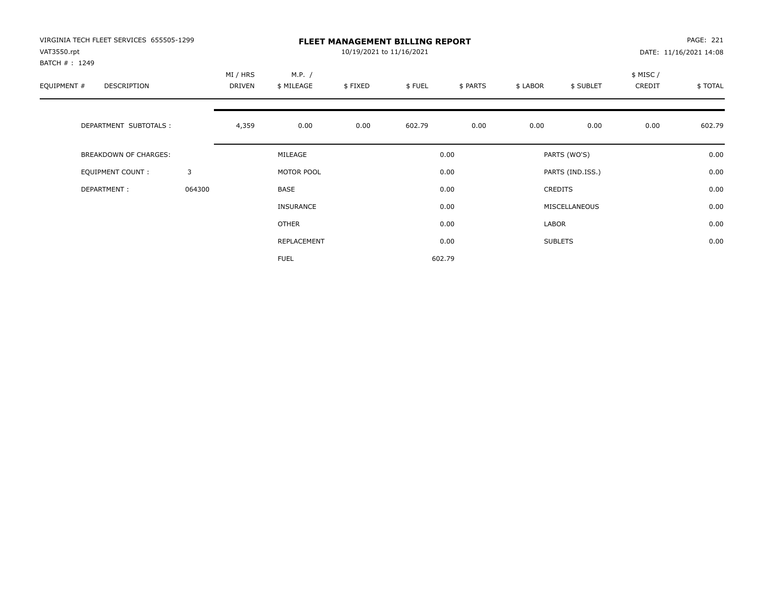VIRGINIA TECH FLEET SERVICES 655505-1299
VAT3550.rpt
BATCH # : 1249

# FLEET MANAGEMENT BILLING REPORT

10/19/2021 to 11/16/2021

DATE: 11/16/2021 14:08

| EQUIPMENT # | DESCRIPTION | MI / HRS DRIVEN | M.P. / $ MILEAGE | $ FIXED | $ FUEL | $ PARTS | $ LABOR | $ SUBLET | $ MISC / CREDIT | $ TOTAL |
|---|---|---|---|---|---|---|---|---|---|---|
| | DEPARTMENT SUBTOTALS : | 4,359 | 0.00 | 0.00 | 602.79 | 0.00 | 0.00 | 0.00 | 0.00 | 602.79 |

| | | | | | |
|---|---|---|---|---|---|
| BREAKDOWN OF CHARGES: | | MILEAGE | 0.00 | PARTS (WO'S) | 0.00 |
| EQUIPMENT COUNT : | 3 | MOTOR POOL | 0.00 | PARTS (IND.ISS.) | 0.00 |
| DEPARTMENT : | 064300 | BASE | 0.00 | CREDITS | 0.00 |
| | | INSURANCE | 0.00 | MISCELLANEOUS | 0.00 |
| | | OTHER | 0.00 | LABOR | 0.00 |
| | | REPLACEMENT | 0.00 | SUBLETS | 0.00 |
| | | FUEL | 602.79 | | |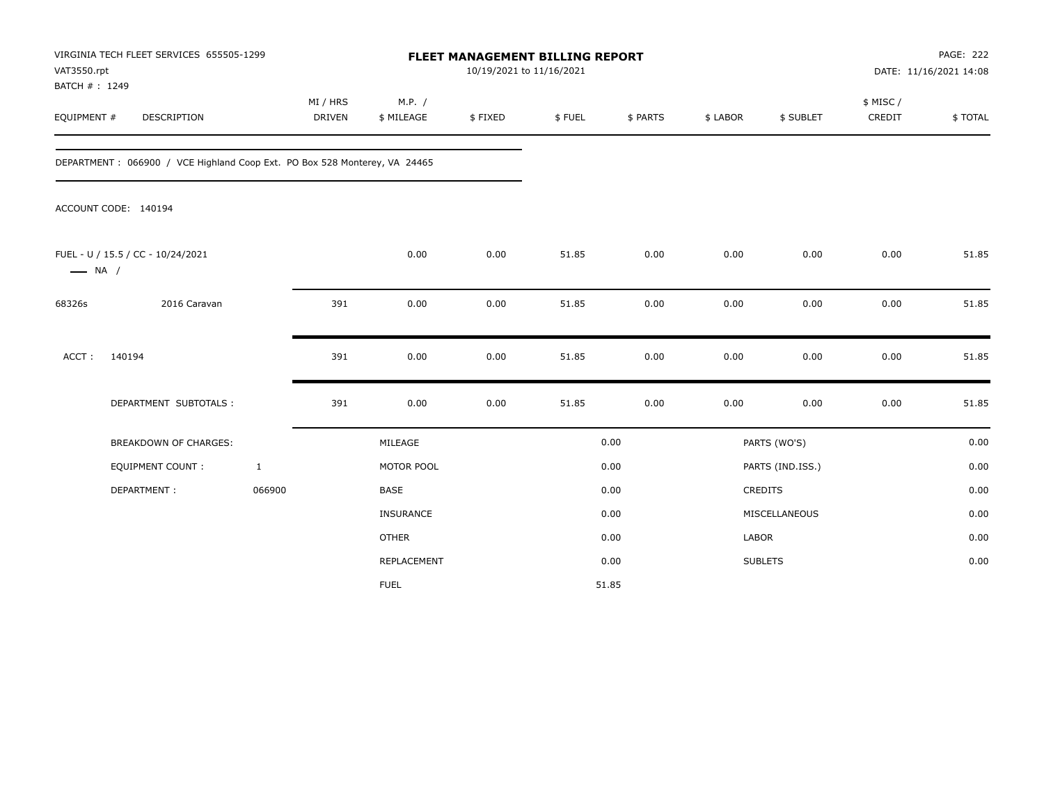VIRGINIA TECH FLEET SERVICES 655505-1299
VAT3550.rpt
BATCH # : 1249

# FLEET MANAGEMENT BILLING REPORT

10/19/2021 to 11/16/2021

DATE: 11/16/2021 14:08

| EQUIPMENT # | DESCRIPTION | MI / HRS DRIVEN | M.P. / $ MILEAGE | $ FIXED | $ FUEL | $ PARTS | $ LABOR | $ SUBLET | $ MISC / CREDIT | $ TOTAL |
|---|---|---|---|---|---|---|---|---|---|---|

DEPARTMENT : 066900 / VCE Highland Coop Ext. PO Box 528 Monterey, VA 24465

ACCOUNT CODE: 140194

| EQUIPMENT # | DESCRIPTION | MI / HRS DRIVEN | M.P. / $ MILEAGE | $ FIXED | $ FUEL | $ PARTS | $ LABOR | $ SUBLET | $ MISC / CREDIT | $ TOTAL |
|---|---|---|---|---|---|---|---|---|---|---|
| FUEL - U / 15.5 / CC - 10/24/2021 — NA / | | | 0.00 | 0.00 | 51.85 | 0.00 | 0.00 | 0.00 | 0.00 | 51.85 |
| 68326s | 2016 Caravan | 391 | 0.00 | 0.00 | 51.85 | 0.00 | 0.00 | 0.00 | 0.00 | 51.85 |
| ACCT : | 140194 | 391 | 0.00 | 0.00 | 51.85 | 0.00 | 0.00 | 0.00 | 0.00 | 51.85 |
| | DEPARTMENT SUBTOTALS : | 391 | 0.00 | 0.00 | 51.85 | 0.00 | 0.00 | 0.00 | 0.00 | 51.85 |

| BREAKDOWN OF CHARGES: | | | | | |
|---|---|---|---|---|---|
| EQUIPMENT COUNT : | 1 | MILEAGE | 0.00 | PARTS (WO'S) | 0.00 |
| DEPARTMENT : | 066900 | MOTOR POOL | 0.00 | PARTS (IND.ISS.) | 0.00 |
| | | BASE | 0.00 | CREDITS | 0.00 |
| | | INSURANCE | 0.00 | MISCELLANEOUS | 0.00 |
| | | OTHER | 0.00 | LABOR | 0.00 |
| | | REPLACEMENT | 0.00 | SUBLETS | 0.00 |
| | | FUEL | 51.85 | | |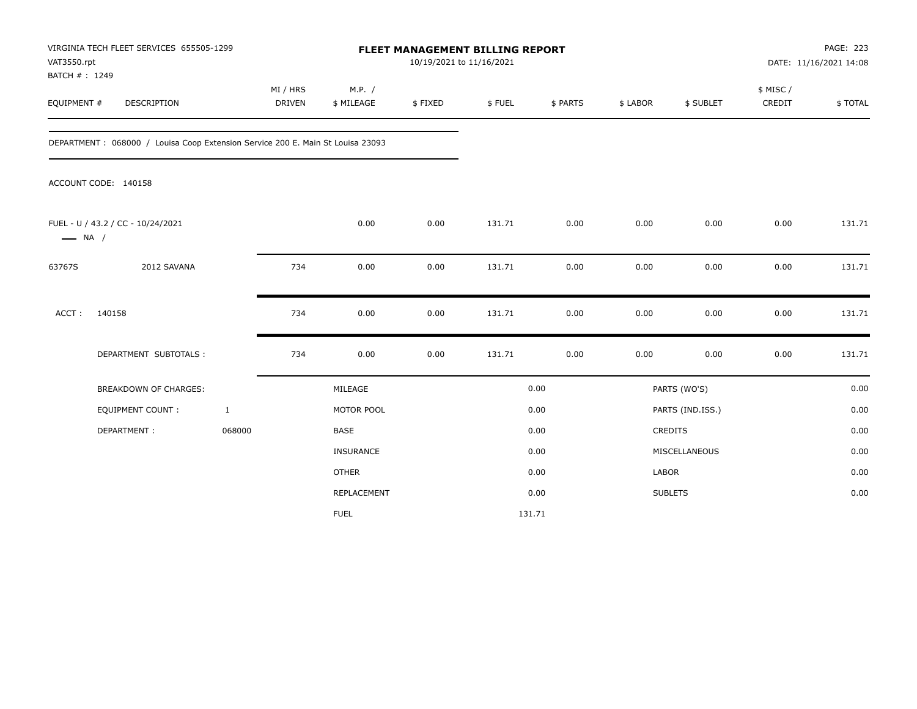VIRGINIA TECH FLEET SERVICES 655505-1299
VAT3550.rpt
BATCH # : 1249

# FLEET MANAGEMENT BILLING REPORT

10/19/2021 to 11/16/2021

DATE: 11/16/2021 14:08

| EQUIPMENT # | DESCRIPTION | MI / HRS DRIVEN | M.P. / $ MILEAGE | $ FIXED | $ FUEL | $ PARTS | $ LABOR | $ SUBLET | $ MISC / CREDIT | $ TOTAL |
|---|---|---|---|---|---|---|---|---|---|---|

DEPARTMENT : 068000 / Louisa Coop Extension Service 200 E. Main St Louisa 23093

ACCOUNT CODE: 140158

| EQUIPMENT # | DESCRIPTION | MI / HRS DRIVEN | M.P. / $ MILEAGE | $ FIXED | $ FUEL | $ PARTS | $ LABOR | $ SUBLET | $ MISC / CREDIT | $ TOTAL |
|---|---|---|---|---|---|---|---|---|---|---|
| FUEL - U / 43.2 / CC - 10/24/2021 —— NA / | | | 0.00 | 0.00 | 131.71 | 0.00 | 0.00 | 0.00 | 0.00 | 131.71 |
| 63767S | 2012 SAVANA | 734 | 0.00 | 0.00 | 131.71 | 0.00 | 0.00 | 0.00 | 0.00 | 131.71 |
| ACCT : | 140158 | 734 | 0.00 | 0.00 | 131.71 | 0.00 | 0.00 | 0.00 | 0.00 | 131.71 |
| | DEPARTMENT SUBTOTALS : | 734 | 0.00 | 0.00 | 131.71 | 0.00 | 0.00 | 0.00 | 0.00 | 131.71 |

| BREAKDOWN OF CHARGES: | | | | | |
|---|---|---|---|---|---|
| EQUIPMENT COUNT : | 1 | MILEAGE | 0.00 | PARTS (WO'S) | 0.00 |
| DEPARTMENT : | 068000 | MOTOR POOL | 0.00 | PARTS (IND.ISS.) | 0.00 |
| | | BASE | 0.00 | CREDITS | 0.00 |
| | | INSURANCE | 0.00 | MISCELLANEOUS | 0.00 |
| | | OTHER | 0.00 | LABOR | 0.00 |
| | | REPLACEMENT | 0.00 | SUBLETS | 0.00 |
| | | FUEL | 131.71 | | |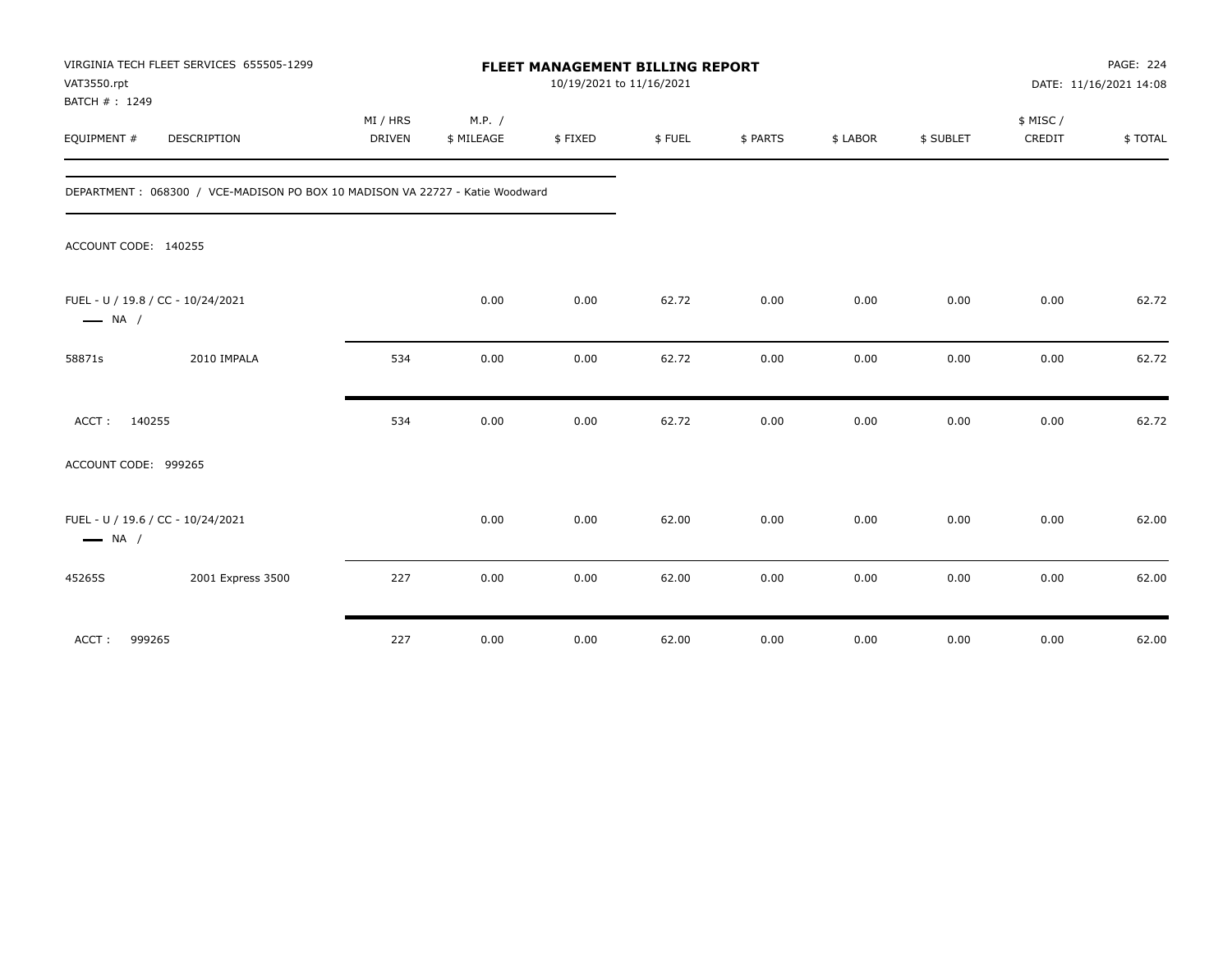VIRGINIA TECH FLEET SERVICES 655505-1299
VAT3550.rpt
BATCH # : 1249

# FLEET MANAGEMENT BILLING REPORT

10/19/2021 to 11/16/2021

DATE: 11/16/2021 14:08

| EQUIPMENT # | DESCRIPTION | MI / HRS DRIVEN | M.P. / $ MILEAGE | $ FIXED | $ FUEL | $ PARTS | $ LABOR | $ SUBLET | $ MISC / CREDIT | $ TOTAL |
|---|---|---|---|---|---|---|---|---|---|---|

DEPARTMENT : 068300 / VCE-MADISON PO BOX 10 MADISON VA 22727 - Katie Woodward

ACCOUNT CODE: 140255

| EQUIPMENT # | DESCRIPTION | MI / HRS DRIVEN | M.P. / $ MILEAGE | $ FIXED | $ FUEL | $ PARTS | $ LABOR | $ SUBLET | $ MISC / CREDIT | $ TOTAL |
|---|---|---|---|---|---|---|---|---|---|---|
| FUEL - U / 19.8 / CC - 10/24/2021 — NA / | | | 0.00 | 0.00 | 62.72 | 0.00 | 0.00 | 0.00 | 0.00 | 62.72 |
| 58871s | 2010 IMPALA | 534 | 0.00 | 0.00 | 62.72 | 0.00 | 0.00 | 0.00 | 0.00 | 62.72 |
| ACCT : 140255 | | 534 | 0.00 | 0.00 | 62.72 | 0.00 | 0.00 | 0.00 | 0.00 | 62.72 |

ACCOUNT CODE: 999265

| EQUIPMENT # | DESCRIPTION | MI / HRS DRIVEN | M.P. / $ MILEAGE | $ FIXED | $ FUEL | $ PARTS | $ LABOR | $ SUBLET | $ MISC / CREDIT | $ TOTAL |
|---|---|---|---|---|---|---|---|---|---|---|
| FUEL - U / 19.6 / CC - 10/24/2021 — NA / | | | 0.00 | 0.00 | 62.00 | 0.00 | 0.00 | 0.00 | 0.00 | 62.00 |
| 45265S | 2001 Express 3500 | 227 | 0.00 | 0.00 | 62.00 | 0.00 | 0.00 | 0.00 | 0.00 | 62.00 |
| ACCT : 999265 | | 227 | 0.00 | 0.00 | 62.00 | 0.00 | 0.00 | 0.00 | 0.00 | 62.00 |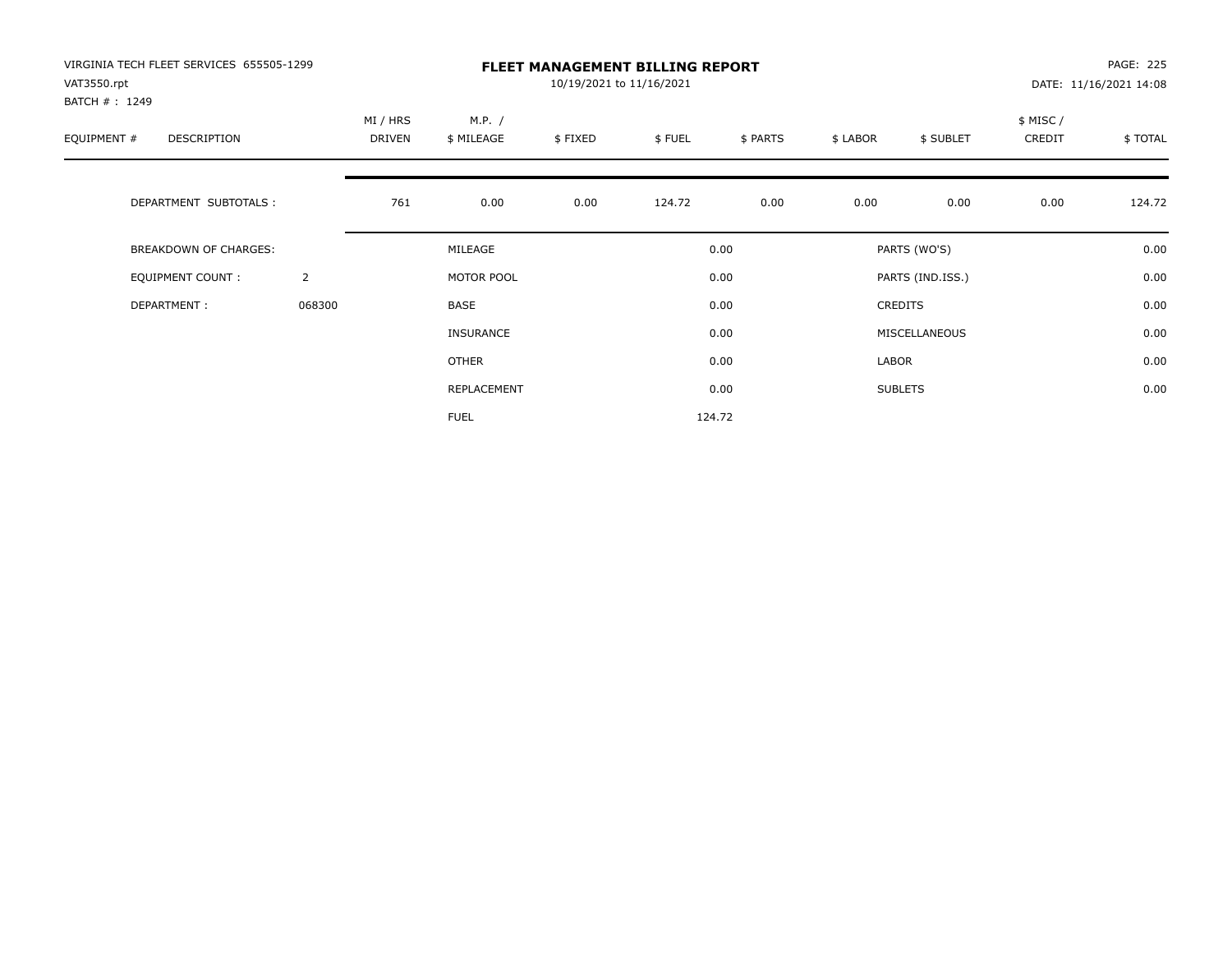VIRGINIA TECH FLEET SERVICES 655505-1299
VAT3550.rpt
BATCH # : 1249

# FLEET MANAGEMENT BILLING REPORT

10/19/2021 to 11/16/2021

PAGE: 225
DATE: 11/16/2021 14:08

| EQUIPMENT # | DESCRIPTION | MI / HRS DRIVEN | M.P. / $ MILEAGE | $ FIXED | $ FUEL | $ PARTS | $ LABOR | $ SUBLET | $ MISC / CREDIT | $ TOTAL |
|---|---|---|---|---|---|---|---|---|---|---|
| | DEPARTMENT SUBTOTALS : | 761 | 0.00 | 0.00 | 124.72 | 0.00 | 0.00 | 0.00 | 0.00 | 124.72 |

| | | | | | |
|---|---|---|---|---|---|
| BREAKDOWN OF CHARGES: | | MILEAGE | 0.00 | PARTS (WO'S) | 0.00 |
| EQUIPMENT COUNT : | 2 | MOTOR POOL | 0.00 | PARTS (IND.ISS.) | 0.00 |
| DEPARTMENT : | 068300 | BASE | 0.00 | CREDITS | 0.00 |
| | | INSURANCE | 0.00 | MISCELLANEOUS | 0.00 |
| | | OTHER | 0.00 | LABOR | 0.00 |
| | | REPLACEMENT | 0.00 | SUBLETS | 0.00 |
| | | FUEL | 124.72 | | |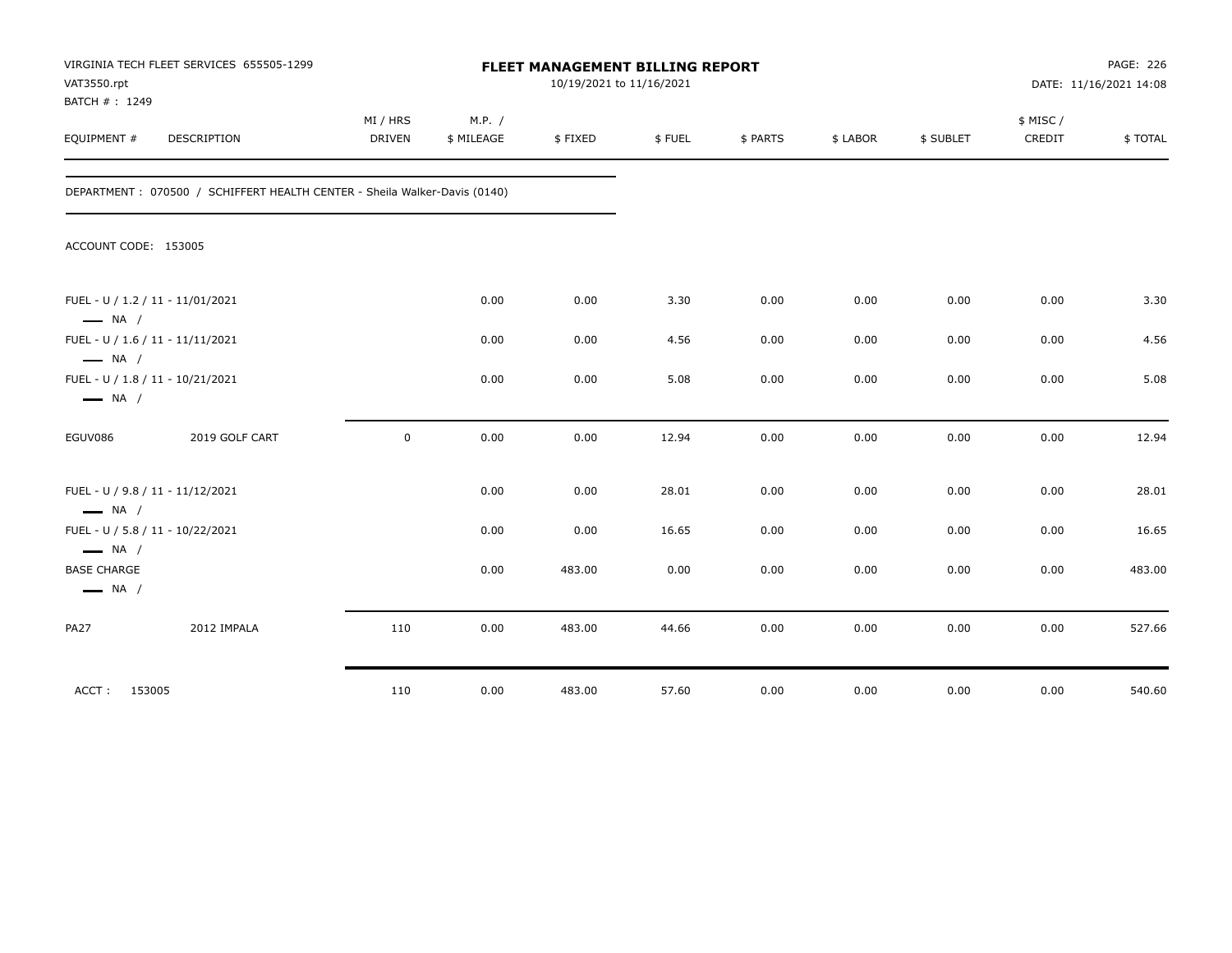VIRGINIA TECH FLEET SERVICES 655505-1299
VAT3550.rpt
BATCH # : 1249

# FLEET MANAGEMENT BILLING REPORT

10/19/2021 to 11/16/2021

DATE: 11/16/2021 14:08

| EQUIPMENT # | DESCRIPTION | MI / HRS DRIVEN | M.P. / $ MILEAGE | $ FIXED | $ FUEL | $ PARTS | $ LABOR | $ SUBLET | $ MISC / CREDIT | $ TOTAL |
|---|---|---|---|---|---|---|---|---|---|---|
| DEPARTMENT : 070500 / SCHIFFERT HEALTH CENTER - Sheila Walker-Davis (0140) | | | | | | | | | | |
| ACCOUNT CODE: 153005 | | | | | | | | | | |
| FUEL - U / 1.2 / 11 - 11/01/2021 — NA / | | | 0.00 | 0.00 | 3.30 | 0.00 | 0.00 | 0.00 | 0.00 | 3.30 |
| FUEL - U / 1.6 / 11 - 11/11/2021 — NA / | | | 0.00 | 0.00 | 4.56 | 0.00 | 0.00 | 0.00 | 0.00 | 4.56 |
| FUEL - U / 1.8 / 11 - 10/21/2021 — NA / | | | 0.00 | 0.00 | 5.08 | 0.00 | 0.00 | 0.00 | 0.00 | 5.08 |
| EGUV086 | 2019 GOLF CART | 0 | 0.00 | 0.00 | 12.94 | 0.00 | 0.00 | 0.00 | 0.00 | 12.94 |
| FUEL - U / 9.8 / 11 - 11/12/2021 — NA / | | | 0.00 | 0.00 | 28.01 | 0.00 | 0.00 | 0.00 | 0.00 | 28.01 |
| FUEL - U / 5.8 / 11 - 10/22/2021 — NA / | | | 0.00 | 0.00 | 16.65 | 0.00 | 0.00 | 0.00 | 0.00 | 16.65 |
| BASE CHARGE — NA / | | | 0.00 | 483.00 | 0.00 | 0.00 | 0.00 | 0.00 | 0.00 | 483.00 |
| PA27 | 2012 IMPALA | 110 | 0.00 | 483.00 | 44.66 | 0.00 | 0.00 | 0.00 | 0.00 | 527.66 |
| ACCT : 153005 | | 110 | 0.00 | 483.00 | 57.60 | 0.00 | 0.00 | 0.00 | 0.00 | 540.60 |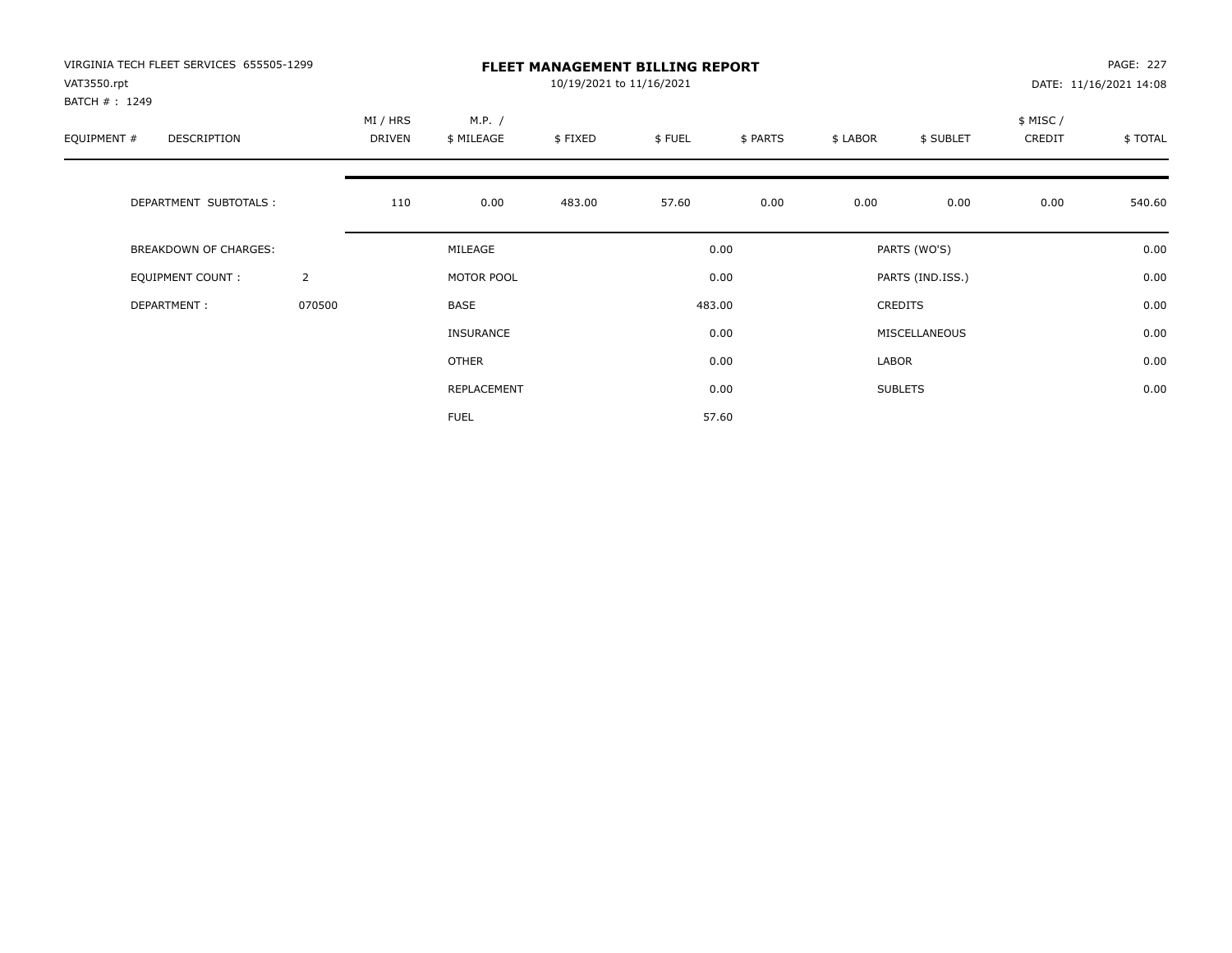VIRGINIA TECH FLEET SERVICES 655505-1299
VAT3550.rpt
BATCH # : 1249

# FLEET MANAGEMENT BILLING REPORT

10/19/2021 to 11/16/2021

DATE: 11/16/2021 14:08

| EQUIPMENT # | DESCRIPTION | MI / HRS DRIVEN | M.P. / $ MILEAGE | $ FIXED | $ FUEL | $ PARTS | $ LABOR | $ SUBLET | $ MISC / CREDIT | $ TOTAL |
|---|---|---|---|---|---|---|---|---|---|---|
| | DEPARTMENT SUBTOTALS : | 110 | 0.00 | 483.00 | 57.60 | 0.00 | 0.00 | 0.00 | 0.00 | 540.60 |

| | | | | | |
|---|---|---|---|---|---|
| BREAKDOWN OF CHARGES: | | MILEAGE | 0.00 | PARTS (WO'S) | 0.00 |
| EQUIPMENT COUNT : | 2 | MOTOR POOL | 0.00 | PARTS (IND.ISS.) | 0.00 |
| DEPARTMENT : | 070500 | BASE | 483.00 | CREDITS | 0.00 |
| | | INSURANCE | 0.00 | MISCELLANEOUS | 0.00 |
| | | OTHER | 0.00 | LABOR | 0.00 |
| | | REPLACEMENT | 0.00 | SUBLETS | 0.00 |
| | | FUEL | 57.60 | | |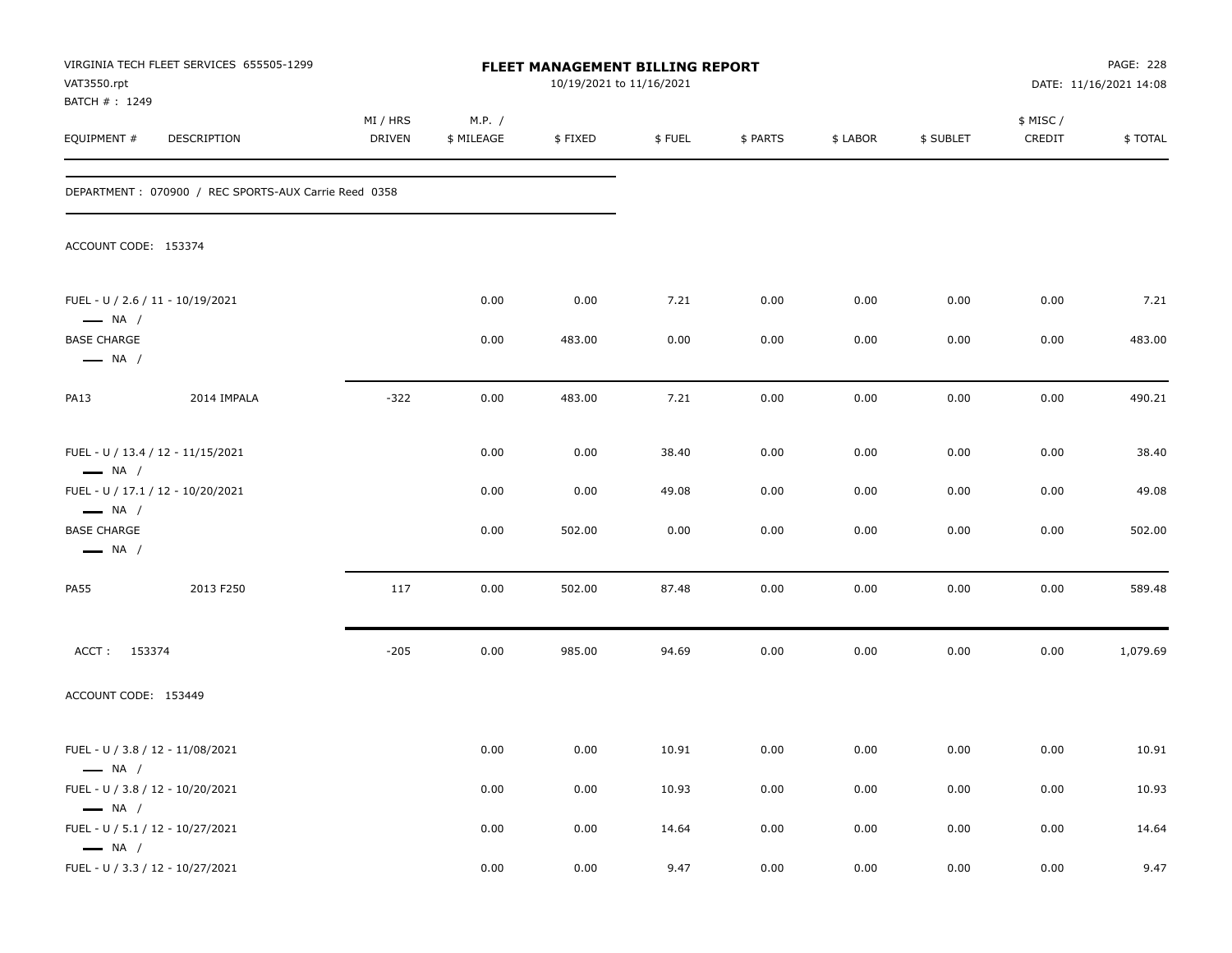VIRGINIA TECH FLEET SERVICES 655505-1299
VAT3550.rpt
BATCH # : 1249

**FLEET MANAGEMENT BILLING REPORT**
10/19/2021 to 11/16/2021

DATE: 11/16/2021 14:08

| EQUIPMENT # | DESCRIPTION | MI / HRS DRIVEN | M.P. / $ MILEAGE | $ FIXED | $ FUEL | $ PARTS | $ LABOR | $ SUBLET | $ MISC / CREDIT | $ TOTAL |
|---|---|---|---|---|---|---|---|---|---|---|
| DEPARTMENT : 070900 / REC SPORTS-AUX Carrie Reed 0358 | | | | | | | | | | |
| ACCOUNT CODE: 153374 | | | | | | | | | | |
| FUEL - U / 2.6 / 11 - 10/19/2021 — NA / | | | 0.00 | 0.00 | 7.21 | 0.00 | 0.00 | 0.00 | 0.00 | 7.21 |
| BASE CHARGE — NA / | | | 0.00 | 483.00 | 0.00 | 0.00 | 0.00 | 0.00 | 0.00 | 483.00 |
| PA13 | 2014 IMPALA | -322 | 0.00 | 483.00 | 7.21 | 0.00 | 0.00 | 0.00 | 0.00 | 490.21 |
| FUEL - U / 13.4 / 12 - 11/15/2021 — NA / | | | 0.00 | 0.00 | 38.40 | 0.00 | 0.00 | 0.00 | 0.00 | 38.40 |
| FUEL - U / 17.1 / 12 - 10/20/2021 — NA / | | | 0.00 | 0.00 | 49.08 | 0.00 | 0.00 | 0.00 | 0.00 | 49.08 |
| BASE CHARGE — NA / | | | 0.00 | 502.00 | 0.00 | 0.00 | 0.00 | 0.00 | 0.00 | 502.00 |
| PA55 | 2013 F250 | 117 | 0.00 | 502.00 | 87.48 | 0.00 | 0.00 | 0.00 | 0.00 | 589.48 |
| ACCT : 153374 | | -205 | 0.00 | 985.00 | 94.69 | 0.00 | 0.00 | 0.00 | 0.00 | 1,079.69 |
| ACCOUNT CODE: 153449 | | | | | | | | | | |
| FUEL - U / 3.8 / 12 - 11/08/2021 — NA / | | | 0.00 | 0.00 | 10.91 | 0.00 | 0.00 | 0.00 | 0.00 | 10.91 |
| FUEL - U / 3.8 / 12 - 10/20/2021 — NA / | | | 0.00 | 0.00 | 10.93 | 0.00 | 0.00 | 0.00 | 0.00 | 10.93 |
| FUEL - U / 5.1 / 12 - 10/27/2021 — NA / | | | 0.00 | 0.00 | 14.64 | 0.00 | 0.00 | 0.00 | 0.00 | 14.64 |
| FUEL - U / 3.3 / 12 - 10/27/2021 | | | 0.00 | 0.00 | 9.47 | 0.00 | 0.00 | 0.00 | 0.00 | 9.47 |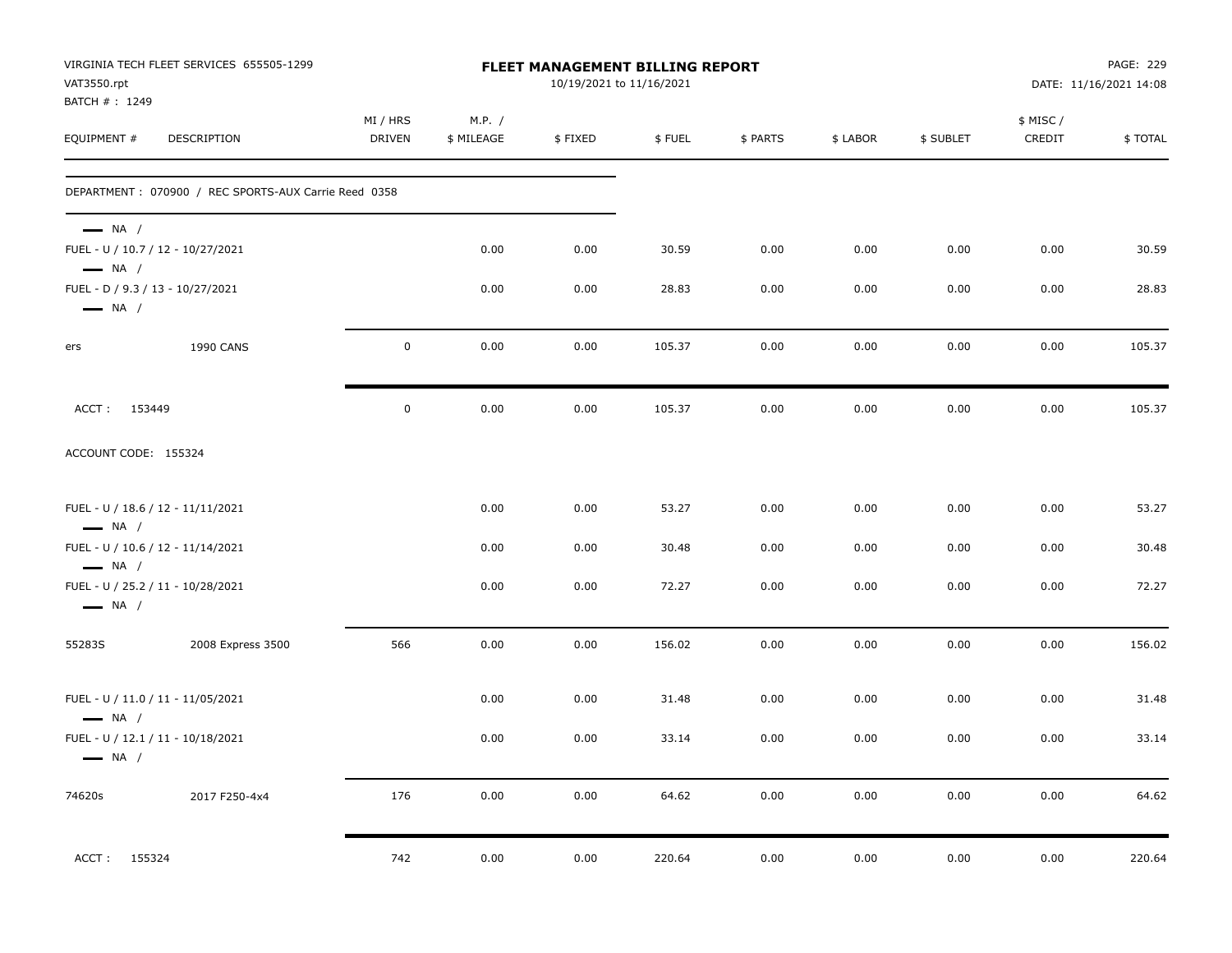VIRGINIA TECH FLEET SERVICES 655505-1299
VAT3550.rpt
BATCH # : 1249

**FLEET MANAGEMENT BILLING REPORT**
10/19/2021 to 11/16/2021

DATE: 11/16/2021 14:08

| EQUIPMENT # | DESCRIPTION | MI / HRS DRIVEN | M.P. / $ MILEAGE | $ FIXED | $ FUEL | $ PARTS | $ LABOR | $ SUBLET | $ MISC / CREDIT | $ TOTAL |
|---|---|---|---|---|---|---|---|---|---|---|
| DEPARTMENT : 070900 / REC SPORTS-AUX Carrie Reed 0358 | | | | | | | | | | |
| — NA / | | | | | | | | | | |
| FUEL - U / 10.7 / 12 - 10/27/2021 | | | 0.00 | 0.00 | 30.59 | 0.00 | 0.00 | 0.00 | 0.00 | 30.59 |
| — NA / | | | | | | | | | | |
| FUEL - D / 9.3 / 13 - 10/27/2021 | | | 0.00 | 0.00 | 28.83 | 0.00 | 0.00 | 0.00 | 0.00 | 28.83 |
| — NA / | | | | | | | | | | |
| ers | 1990 CANS | 0 | 0.00 | 0.00 | 105.37 | 0.00 | 0.00 | 0.00 | 0.00 | 105.37 |
| ACCT : 153449 | | 0 | 0.00 | 0.00 | 105.37 | 0.00 | 0.00 | 0.00 | 0.00 | 105.37 |
| ACCOUNT CODE: 155324 | | | | | | | | | | |
| FUEL - U / 18.6 / 12 - 11/11/2021 | | | 0.00 | 0.00 | 53.27 | 0.00 | 0.00 | 0.00 | 0.00 | 53.27 |
| — NA / | | | | | | | | | | |
| FUEL - U / 10.6 / 12 - 11/14/2021 | | | 0.00 | 0.00 | 30.48 | 0.00 | 0.00 | 0.00 | 0.00 | 30.48 |
| — NA / | | | | | | | | | | |
| FUEL - U / 25.2 / 11 - 10/28/2021 | | | 0.00 | 0.00 | 72.27 | 0.00 | 0.00 | 0.00 | 0.00 | 72.27 |
| — NA / | | | | | | | | | | |
| 55283S | 2008 Express 3500 | 566 | 0.00 | 0.00 | 156.02 | 0.00 | 0.00 | 0.00 | 0.00 | 156.02 |
| FUEL - U / 11.0 / 11 - 11/05/2021 | | | 0.00 | 0.00 | 31.48 | 0.00 | 0.00 | 0.00 | 0.00 | 31.48 |
| — NA / | | | | | | | | | | |
| FUEL - U / 12.1 / 11 - 10/18/2021 | | | 0.00 | 0.00 | 33.14 | 0.00 | 0.00 | 0.00 | 0.00 | 33.14 |
| — NA / | | | | | | | | | | |
| 74620s | 2017 F250-4x4 | 176 | 0.00 | 0.00 | 64.62 | 0.00 | 0.00 | 0.00 | 0.00 | 64.62 |
| ACCT : 155324 | | 742 | 0.00 | 0.00 | 220.64 | 0.00 | 0.00 | 0.00 | 0.00 | 220.64 |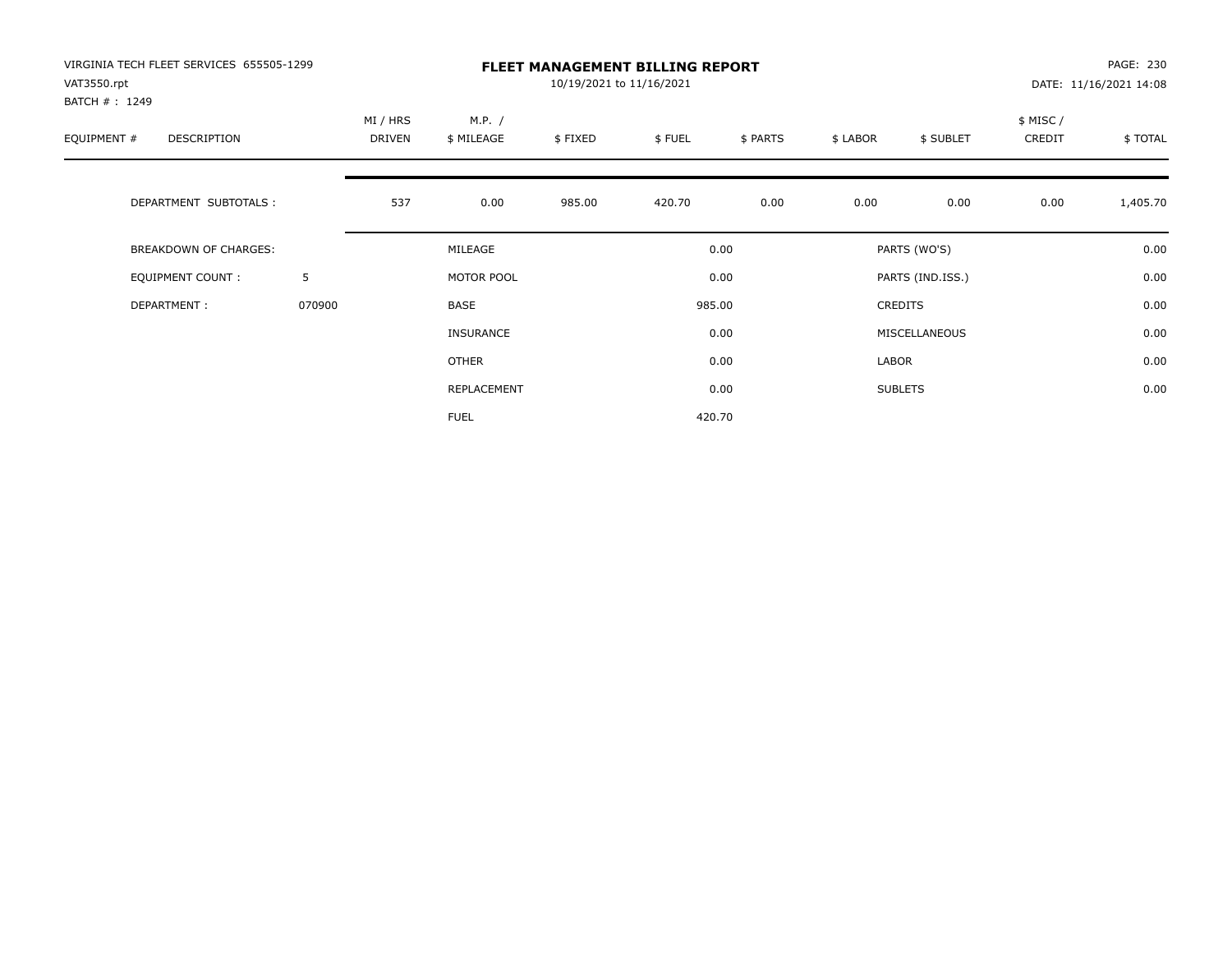VIRGINIA TECH FLEET SERVICES 655505-1299
VAT3550.rpt
BATCH # : 1249

# FLEET MANAGEMENT BILLING REPORT

10/19/2021 to 11/16/2021

DATE: 11/16/2021 14:08

| EQUIPMENT # | DESCRIPTION | MI / HRS DRIVEN | M.P. / $ MILEAGE | $ FIXED | $ FUEL | $ PARTS | $ LABOR | $ SUBLET | $ MISC / CREDIT | $ TOTAL |
|---|---|---|---|---|---|---|---|---|---|---|
| | DEPARTMENT SUBTOTALS : | 537 | 0.00 | 985.00 | 420.70 | 0.00 | 0.00 | 0.00 | 0.00 | 1,405.70 |

| BREAKDOWN OF CHARGES: | | | | | |
|---|---|---|---|---|---|
| EQUIPMENT COUNT : | 5 | MILEAGE | 0.00 | PARTS (WO'S) | 0.00 |
| DEPARTMENT : | 070900 | MOTOR POOL | 0.00 | PARTS (IND.ISS.) | 0.00 |
| | | BASE | 985.00 | CREDITS | 0.00 |
| | | INSURANCE | 0.00 | MISCELLANEOUS | 0.00 |
| | | OTHER | 0.00 | LABOR | 0.00 |
| | | REPLACEMENT | 0.00 | SUBLETS | 0.00 |
| | | FUEL | 420.70 | | |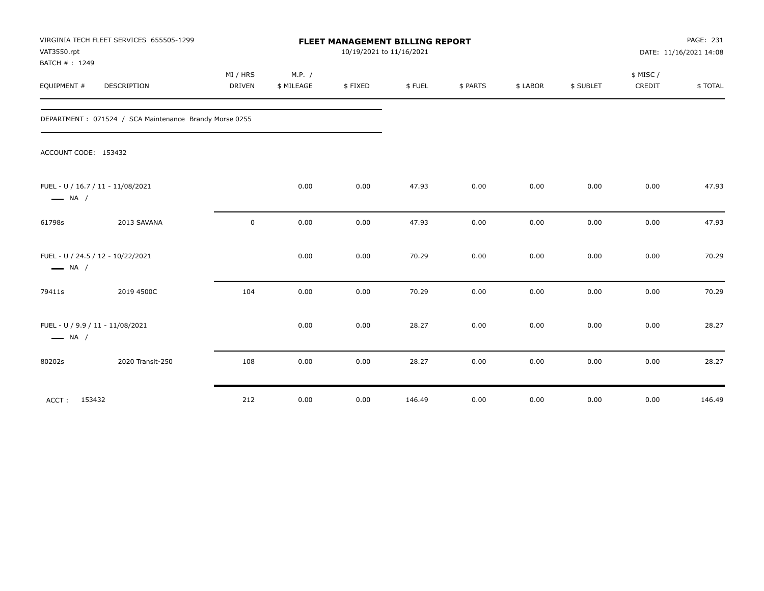VIRGINIA TECH FLEET SERVICES 655505-1299
VAT3550.rpt
BATCH # : 1249

**FLEET MANAGEMENT BILLING REPORT**
10/19/2021 to 11/16/2021

DATE: 11/16/2021 14:08

DEPARTMENT : 071524 / SCA Maintenance Brandy Morse 0255

ACCOUNT CODE: 153432

| EQUIPMENT # | DESCRIPTION | MI / HRS DRIVEN | M.P. / $ MILEAGE | $ FIXED | $ FUEL | $ PARTS | $ LABOR | $ SUBLET | $ MISC / CREDIT | $ TOTAL |
|---|---|---|---|---|---|---|---|---|---|---|
| FUEL - U / 16.7 / 11 - 11/08/2021 — NA / | | | 0.00 | 0.00 | 47.93 | 0.00 | 0.00 | 0.00 | 0.00 | 47.93 |
| 61798s | 2013 SAVANA | 0 | 0.00 | 0.00 | 47.93 | 0.00 | 0.00 | 0.00 | 0.00 | 47.93 |
| FUEL - U / 24.5 / 12 - 10/22/2021 — NA / | | | 0.00 | 0.00 | 70.29 | 0.00 | 0.00 | 0.00 | 0.00 | 70.29 |
| 79411s | 2019 4500C | 104 | 0.00 | 0.00 | 70.29 | 0.00 | 0.00 | 0.00 | 0.00 | 70.29 |
| FUEL - U / 9.9 / 11 - 11/08/2021 — NA / | | | 0.00 | 0.00 | 28.27 | 0.00 | 0.00 | 0.00 | 0.00 | 28.27 |
| 80202s | 2020 Transit-250 | 108 | 0.00 | 0.00 | 28.27 | 0.00 | 0.00 | 0.00 | 0.00 | 28.27 |
| ACCT : 153432 | | 212 | 0.00 | 0.00 | 146.49 | 0.00 | 0.00 | 0.00 | 0.00 | 146.49 |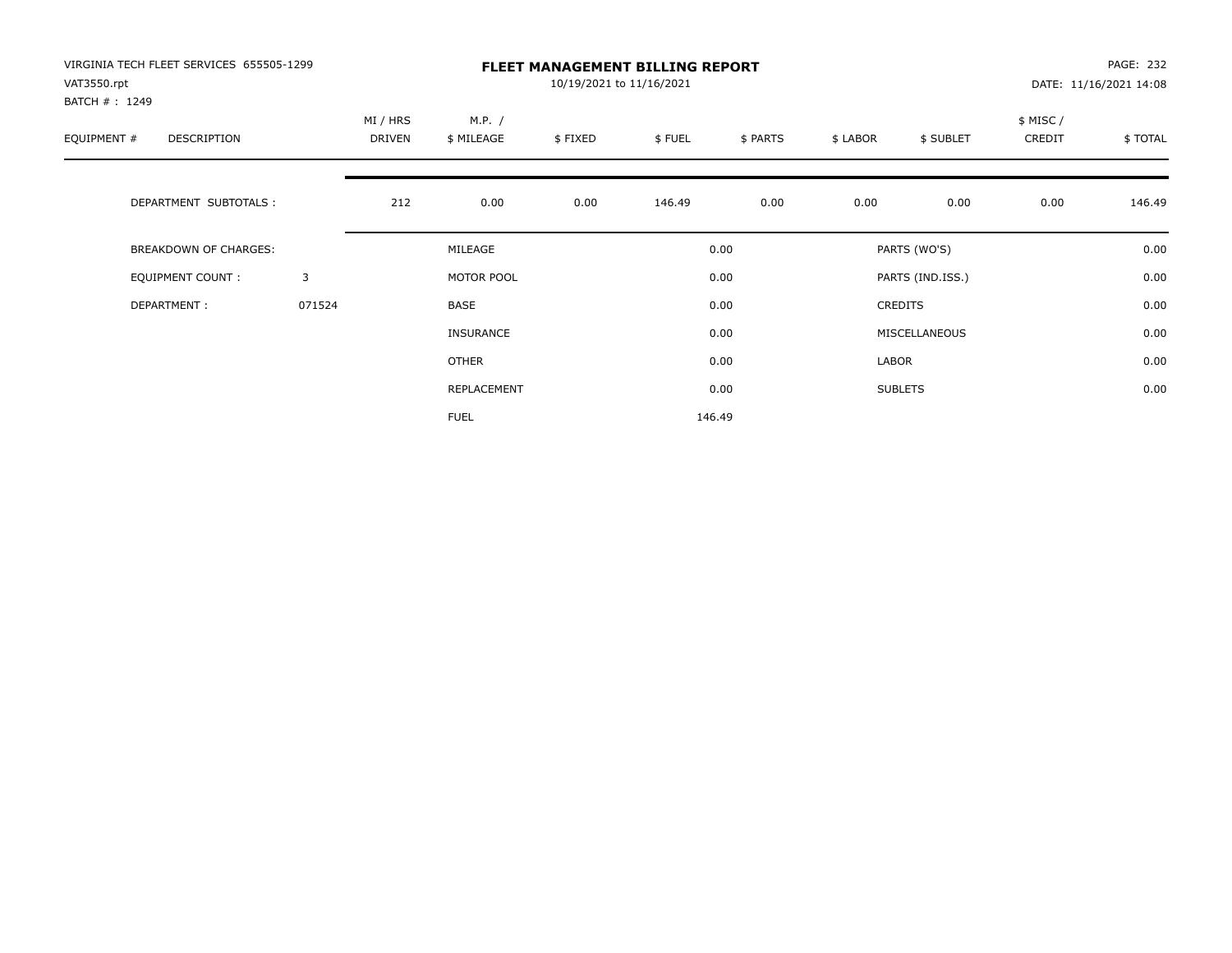VIRGINIA TECH FLEET SERVICES 655505-1299
VAT3550.rpt
BATCH # : 1249

# FLEET MANAGEMENT BILLING REPORT

10/19/2021 to 11/16/2021

PAGE: 232
DATE: 11/16/2021 14:08

| EQUIPMENT # | DESCRIPTION | MI / HRS DRIVEN | M.P. / $ MILEAGE | $ FIXED | $ FUEL | $ PARTS | $ LABOR | $ SUBLET | $ MISC / CREDIT | $ TOTAL |
|---|---|---|---|---|---|---|---|---|---|---|
| | DEPARTMENT SUBTOTALS : | 212 | 0.00 | 0.00 | 146.49 | 0.00 | 0.00 | 0.00 | 0.00 | 146.49 |

| BREAKDOWN OF CHARGES: | | | | | |
|---|---|---|---|---|---|
| EQUIPMENT COUNT : | 3 | MILEAGE | 0.00 | PARTS (WO'S) | 0.00 |
| DEPARTMENT : | 071524 | MOTOR POOL | 0.00 | PARTS (IND.ISS.) | 0.00 |
| | | BASE | 0.00 | CREDITS | 0.00 |
| | | INSURANCE | 0.00 | MISCELLANEOUS | 0.00 |
| | | OTHER | 0.00 | LABOR | 0.00 |
| | | REPLACEMENT | 0.00 | SUBLETS | 0.00 |
| | | FUEL | 146.49 | | |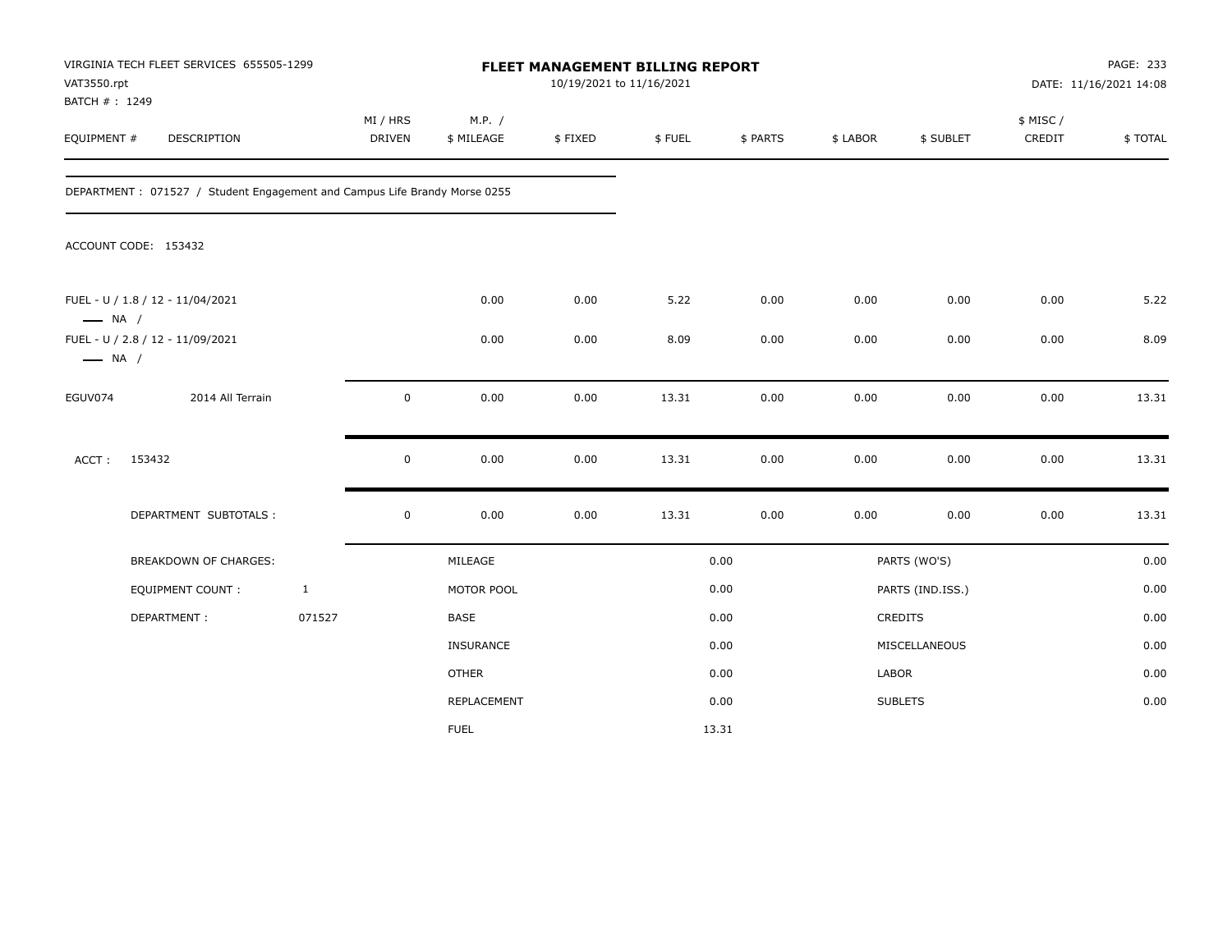VIRGINIA TECH FLEET SERVICES 655505-1299
VAT3550.rpt
BATCH # : 1249

# FLEET MANAGEMENT BILLING REPORT

10/19/2021 to 11/16/2021

DATE: 11/16/2021 14:08

| EQUIPMENT # | DESCRIPTION | MI / HRS DRIVEN | M.P. / $ MILEAGE | $ FIXED | $ FUEL | $ PARTS | $ LABOR | $ SUBLET | $ MISC / CREDIT | $ TOTAL |
|---|---|---|---|---|---|---|---|---|---|---|
| DEPARTMENT : 071527 / Student Engagement and Campus Life Brandy Morse 0255 | | | | | | | | | | |
| ACCOUNT CODE: 153432 | | | | | | | | | | |
| FUEL - U / 1.8 / 12 - 11/04/2021 — NA / | | | 0.00 | 0.00 | 5.22 | 0.00 | 0.00 | 0.00 | 0.00 | 5.22 |
| FUEL - U / 2.8 / 12 - 11/09/2021 — NA / | | | 0.00 | 0.00 | 8.09 | 0.00 | 0.00 | 0.00 | 0.00 | 8.09 |
| EGUV074 | 2014 All Terrain | 0 | 0.00 | 0.00 | 13.31 | 0.00 | 0.00 | 0.00 | 0.00 | 13.31 |
| ACCT : | 153432 | 0 | 0.00 | 0.00 | 13.31 | 0.00 | 0.00 | 0.00 | 0.00 | 13.31 |
| | DEPARTMENT SUBTOTALS : | 0 | 0.00 | 0.00 | 13.31 | 0.00 | 0.00 | 0.00 | 0.00 | 13.31 |

| BREAKDOWN OF CHARGES: | | | | | |
|---|---|---|---|---|---|
| EQUIPMENT COUNT : | 1 | MILEAGE | 0.00 | PARTS (WO'S) | 0.00 |
| DEPARTMENT : | 071527 | MOTOR POOL | 0.00 | PARTS (IND.ISS.) | 0.00 |
| | | BASE | 0.00 | CREDITS | 0.00 |
| | | INSURANCE | 0.00 | MISCELLANEOUS | 0.00 |
| | | OTHER | 0.00 | LABOR | 0.00 |
| | | REPLACEMENT | 0.00 | SUBLETS | 0.00 |
| | | FUEL | 13.31 | | |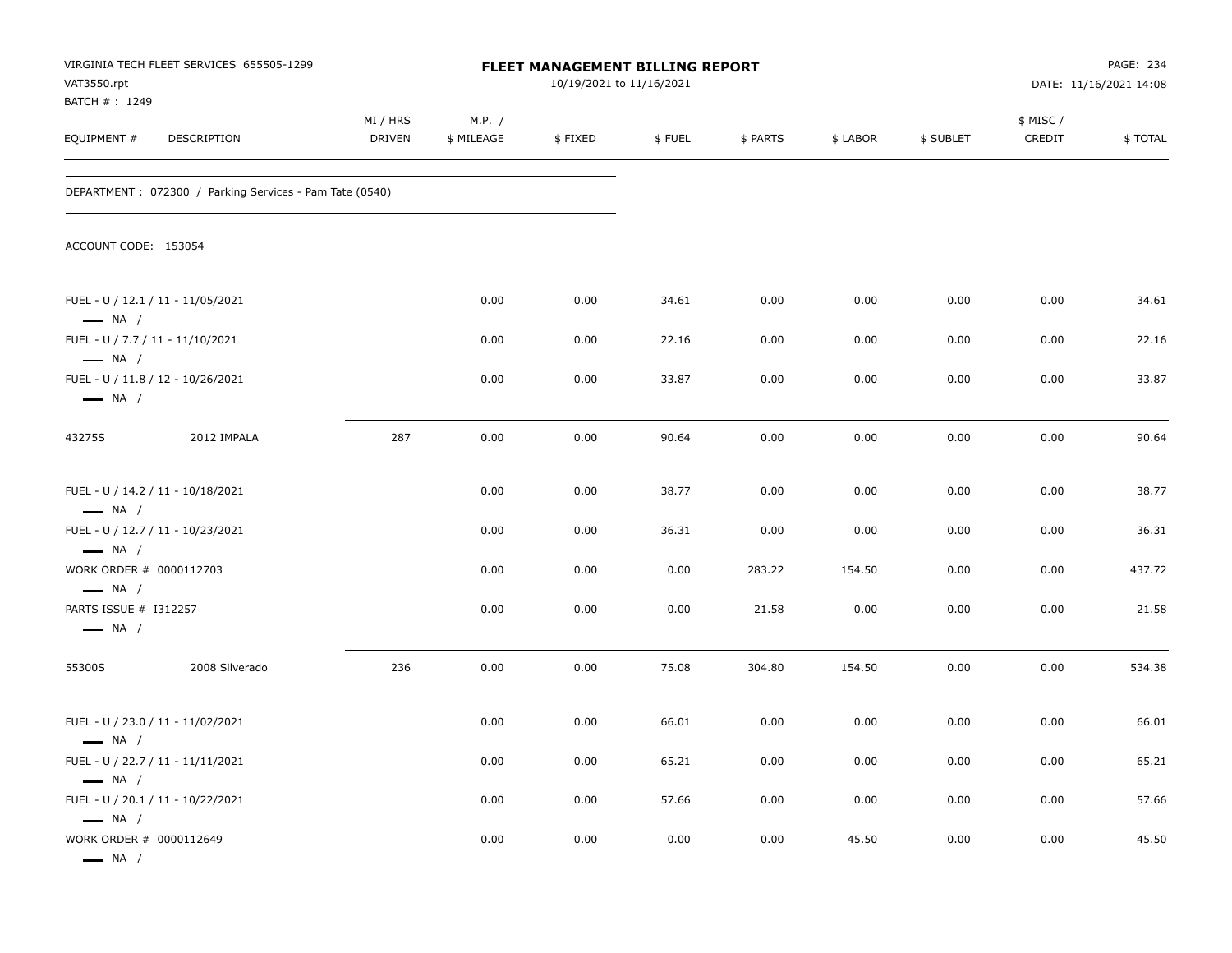VIRGINIA TECH FLEET SERVICES 655505-1299
VAT3550.rpt
BATCH # : 1249

# FLEET MANAGEMENT BILLING REPORT

10/19/2021 to 11/16/2021

DATE: 11/16/2021 14:08

DEPARTMENT : 072300 / Parking Services - Pam Tate (0540)

ACCOUNT CODE: 153054

| EQUIPMENT # | DESCRIPTION | MI / HRS DRIVEN | M.P. / $ MILEAGE | $ FIXED | $ FUEL | $ PARTS | $ LABOR | $ SUBLET | $ MISC / CREDIT | $ TOTAL |
|---|---|---|---|---|---|---|---|---|---|---|
| FUEL - U / 12.1 / 11 - 11/05/2021<br>— NA / | | | 0.00 | 0.00 | 34.61 | 0.00 | 0.00 | 0.00 | 0.00 | 34.61 |
| FUEL - U / 7.7 / 11 - 11/10/2021<br>— NA / | | | 0.00 | 0.00 | 22.16 | 0.00 | 0.00 | 0.00 | 0.00 | 22.16 |
| FUEL - U / 11.8 / 12 - 10/26/2021<br>— NA / | | | 0.00 | 0.00 | 33.87 | 0.00 | 0.00 | 0.00 | 0.00 | 33.87 |
| 43275S | 2012 IMPALA | 287 | 0.00 | 0.00 | 90.64 | 0.00 | 0.00 | 0.00 | 0.00 | 90.64 |
| FUEL - U / 14.2 / 11 - 10/18/2021<br>— NA / | | | 0.00 | 0.00 | 38.77 | 0.00 | 0.00 | 0.00 | 0.00 | 38.77 |
| FUEL - U / 12.7 / 11 - 10/23/2021<br>— NA / | | | 0.00 | 0.00 | 36.31 | 0.00 | 0.00 | 0.00 | 0.00 | 36.31 |
| WORK ORDER # 0000112703<br>— NA / | | | 0.00 | 0.00 | 0.00 | 283.22 | 154.50 | 0.00 | 0.00 | 437.72 |
| PARTS ISSUE # I312257<br>— NA / | | | 0.00 | 0.00 | 0.00 | 21.58 | 0.00 | 0.00 | 0.00 | 21.58 |
| 55300S | 2008 Silverado | 236 | 0.00 | 0.00 | 75.08 | 304.80 | 154.50 | 0.00 | 0.00 | 534.38 |
| FUEL - U / 23.0 / 11 - 11/02/2021<br>— NA / | | | 0.00 | 0.00 | 66.01 | 0.00 | 0.00 | 0.00 | 0.00 | 66.01 |
| FUEL - U / 22.7 / 11 - 11/11/2021<br>— NA / | | | 0.00 | 0.00 | 65.21 | 0.00 | 0.00 | 0.00 | 0.00 | 65.21 |
| FUEL - U / 20.1 / 11 - 10/22/2021<br>— NA / | | | 0.00 | 0.00 | 57.66 | 0.00 | 0.00 | 0.00 | 0.00 | 57.66 |
| WORK ORDER # 0000112649<br>— NA / | | | 0.00 | 0.00 | 0.00 | 0.00 | 45.50 | 0.00 | 0.00 | 45.50 |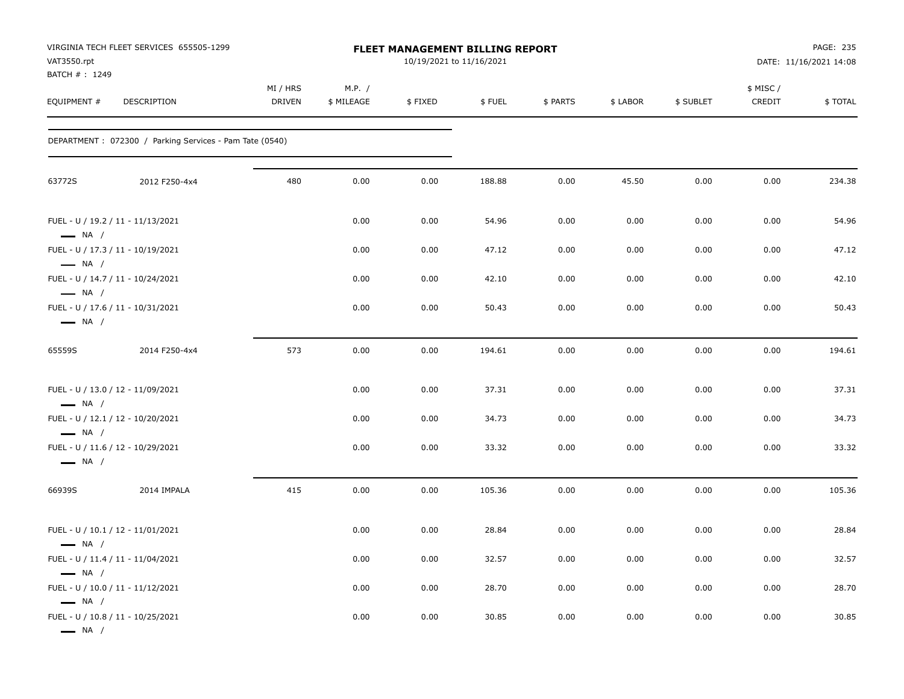VIRGINIA TECH FLEET SERVICES 655505-1299
VAT3550.rpt
BATCH # : 1249

# FLEET MANAGEMENT BILLING REPORT

10/19/2021 to 11/16/2021

DATE: 11/16/2021 14:08

DEPARTMENT : 072300 / Parking Services - Pam Tate (0540)

| EQUIPMENT # | DESCRIPTION | MI / HRS DRIVEN | M.P. / $ MILEAGE | $ FIXED | $ FUEL | $ PARTS | $ LABOR | $ SUBLET | $ MISC / CREDIT | $ TOTAL |
|---|---|---|---|---|---|---|---|---|---|---|
| 63772S | 2012 F250-4x4 | 480 | 0.00 | 0.00 | 188.88 | 0.00 | 45.50 | 0.00 | 0.00 | 234.38 |
| FUEL - U / 19.2 / 11 - 11/13/2021 — NA / | | | 0.00 | 0.00 | 54.96 | 0.00 | 0.00 | 0.00 | 0.00 | 54.96 |
| FUEL - U / 17.3 / 11 - 10/19/2021 — NA / | | | 0.00 | 0.00 | 47.12 | 0.00 | 0.00 | 0.00 | 0.00 | 47.12 |
| FUEL - U / 14.7 / 11 - 10/24/2021 — NA / | | | 0.00 | 0.00 | 42.10 | 0.00 | 0.00 | 0.00 | 0.00 | 42.10 |
| FUEL - U / 17.6 / 11 - 10/31/2021 — NA / | | | 0.00 | 0.00 | 50.43 | 0.00 | 0.00 | 0.00 | 0.00 | 50.43 |
| 65559S | 2014 F250-4x4 | 573 | 0.00 | 0.00 | 194.61 | 0.00 | 0.00 | 0.00 | 0.00 | 194.61 |
| FUEL - U / 13.0 / 12 - 11/09/2021 — NA / | | | 0.00 | 0.00 | 37.31 | 0.00 | 0.00 | 0.00 | 0.00 | 37.31 |
| FUEL - U / 12.1 / 12 - 10/20/2021 — NA / | | | 0.00 | 0.00 | 34.73 | 0.00 | 0.00 | 0.00 | 0.00 | 34.73 |
| FUEL - U / 11.6 / 12 - 10/29/2021 — NA / | | | 0.00 | 0.00 | 33.32 | 0.00 | 0.00 | 0.00 | 0.00 | 33.32 |
| 66939S | 2014 IMPALA | 415 | 0.00 | 0.00 | 105.36 | 0.00 | 0.00 | 0.00 | 0.00 | 105.36 |
| FUEL - U / 10.1 / 12 - 11/01/2021 — NA / | | | 0.00 | 0.00 | 28.84 | 0.00 | 0.00 | 0.00 | 0.00 | 28.84 |
| FUEL - U / 11.4 / 11 - 11/04/2021 — NA / | | | 0.00 | 0.00 | 32.57 | 0.00 | 0.00 | 0.00 | 0.00 | 32.57 |
| FUEL - U / 10.0 / 11 - 11/12/2021 — NA / | | | 0.00 | 0.00 | 28.70 | 0.00 | 0.00 | 0.00 | 0.00 | 28.70 |
| FUEL - U / 10.8 / 11 - 10/25/2021 — NA / | | | 0.00 | 0.00 | 30.85 | 0.00 | 0.00 | 0.00 | 0.00 | 30.85 |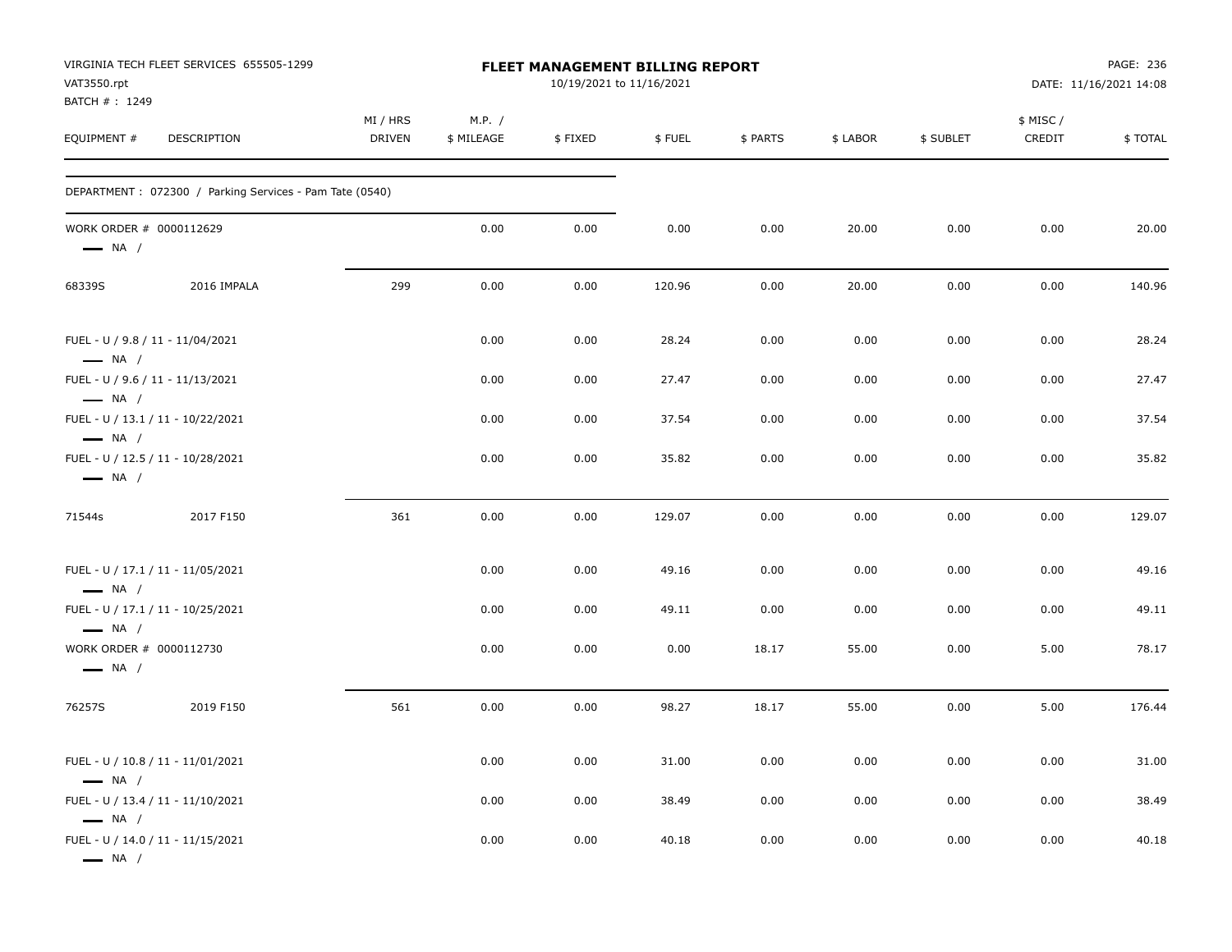VIRGINIA TECH FLEET SERVICES 655505-1299
VAT3550.rpt
BATCH # : 1249

**FLEET MANAGEMENT BILLING REPORT**
10/19/2021 to 11/16/2021

DATE: 11/16/2021 14:08

| EQUIPMENT # | DESCRIPTION | MI / HRS DRIVEN | M.P. / $ MILEAGE | $ FIXED | $ FUEL | $ PARTS | $ LABOR | $ SUBLET | $ MISC / CREDIT | $ TOTAL |
|---|---|---|---|---|---|---|---|---|---|---|
| DEPARTMENT : 072300 / Parking Services - Pam Tate (0540) | | | | | | | | | | |
| WORK ORDER # 0000112629 — NA / | | | 0.00 | 0.00 | 0.00 | 0.00 | 20.00 | 0.00 | 0.00 | 20.00 |
| 68339S | 2016 IMPALA | 299 | 0.00 | 0.00 | 120.96 | 0.00 | 20.00 | 0.00 | 0.00 | 140.96 |
| FUEL - U / 9.8 / 11 - 11/04/2021 — NA / | | | 0.00 | 0.00 | 28.24 | 0.00 | 0.00 | 0.00 | 0.00 | 28.24 |
| FUEL - U / 9.6 / 11 - 11/13/2021 — NA / | | | 0.00 | 0.00 | 27.47 | 0.00 | 0.00 | 0.00 | 0.00 | 27.47 |
| FUEL - U / 13.1 / 11 - 10/22/2021 — NA / | | | 0.00 | 0.00 | 37.54 | 0.00 | 0.00 | 0.00 | 0.00 | 37.54 |
| FUEL - U / 12.5 / 11 - 10/28/2021 — NA / | | | 0.00 | 0.00 | 35.82 | 0.00 | 0.00 | 0.00 | 0.00 | 35.82 |
| 71544s | 2017 F150 | 361 | 0.00 | 0.00 | 129.07 | 0.00 | 0.00 | 0.00 | 0.00 | 129.07 |
| FUEL - U / 17.1 / 11 - 11/05/2021 — NA / | | | 0.00 | 0.00 | 49.16 | 0.00 | 0.00 | 0.00 | 0.00 | 49.16 |
| FUEL - U / 17.1 / 11 - 10/25/2021 — NA / | | | 0.00 | 0.00 | 49.11 | 0.00 | 0.00 | 0.00 | 0.00 | 49.11 |
| WORK ORDER # 0000112730 — NA / | | | 0.00 | 0.00 | 0.00 | 18.17 | 55.00 | 0.00 | 5.00 | 78.17 |
| 76257S | 2019 F150 | 561 | 0.00 | 0.00 | 98.27 | 18.17 | 55.00 | 0.00 | 5.00 | 176.44 |
| FUEL - U / 10.8 / 11 - 11/01/2021 — NA / | | | 0.00 | 0.00 | 31.00 | 0.00 | 0.00 | 0.00 | 0.00 | 31.00 |
| FUEL - U / 13.4 / 11 - 11/10/2021 — NA / | | | 0.00 | 0.00 | 38.49 | 0.00 | 0.00 | 0.00 | 0.00 | 38.49 |
| FUEL - U / 14.0 / 11 - 11/15/2021 — NA / | | | 0.00 | 0.00 | 40.18 | 0.00 | 0.00 | 0.00 | 0.00 | 40.18 |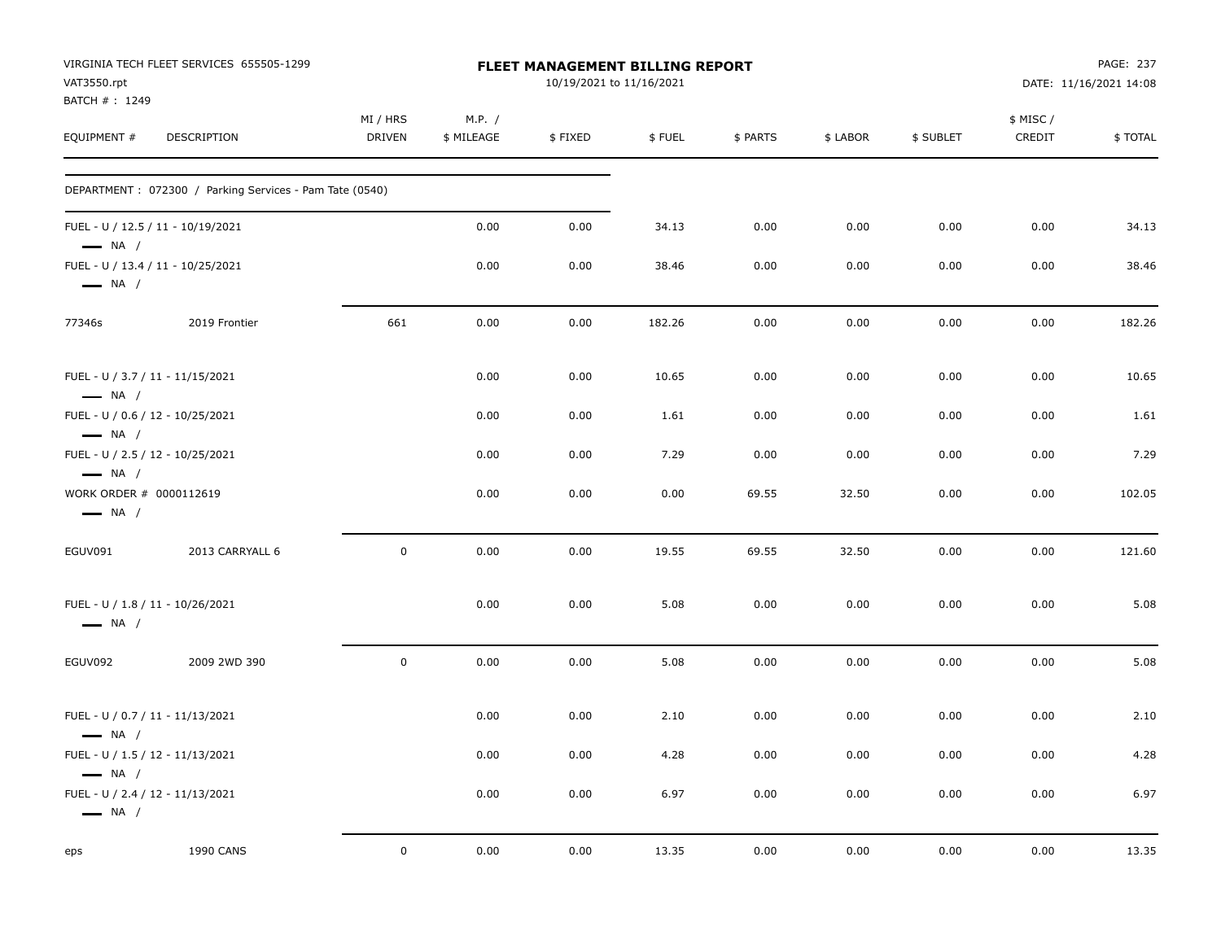VIRGINIA TECH FLEET SERVICES 655505-1299
VAT3550.rpt
BATCH # : 1249

**FLEET MANAGEMENT BILLING REPORT**
10/19/2021 to 11/16/2021

DATE: 11/16/2021 14:08

| EQUIPMENT # | DESCRIPTION | MI / HRS DRIVEN | M.P. / $ MILEAGE | $ FIXED | $ FUEL | $ PARTS | $ LABOR | $ SUBLET | $ MISC / CREDIT | $ TOTAL |
|---|---|---|---|---|---|---|---|---|---|---|
| DEPARTMENT : 072300 / Parking Services - Pam Tate (0540) | | | | | | | | | | |
| FUEL - U / 12.5 / 11 - 10/19/2021 — NA / | | | 0.00 | 0.00 | 34.13 | 0.00 | 0.00 | 0.00 | 0.00 | 34.13 |
| FUEL - U / 13.4 / 11 - 10/25/2021 — NA / | | | 0.00 | 0.00 | 38.46 | 0.00 | 0.00 | 0.00 | 0.00 | 38.46 |
| 77346s | 2019 Frontier | 661 | 0.00 | 0.00 | 182.26 | 0.00 | 0.00 | 0.00 | 0.00 | 182.26 |
| FUEL - U / 3.7 / 11 - 11/15/2021 — NA / | | | 0.00 | 0.00 | 10.65 | 0.00 | 0.00 | 0.00 | 0.00 | 10.65 |
| FUEL - U / 0.6 / 12 - 10/25/2021 — NA / | | | 0.00 | 0.00 | 1.61 | 0.00 | 0.00 | 0.00 | 0.00 | 1.61 |
| FUEL - U / 2.5 / 12 - 10/25/2021 — NA / | | | 0.00 | 0.00 | 7.29 | 0.00 | 0.00 | 0.00 | 0.00 | 7.29 |
| WORK ORDER # 0000112619 — NA / | | | 0.00 | 0.00 | 0.00 | 69.55 | 32.50 | 0.00 | 0.00 | 102.05 |
| EGUV091 | 2013 CARRYALL 6 | 0 | 0.00 | 0.00 | 19.55 | 69.55 | 32.50 | 0.00 | 0.00 | 121.60 |
| FUEL - U / 1.8 / 11 - 10/26/2021 — NA / | | | 0.00 | 0.00 | 5.08 | 0.00 | 0.00 | 0.00 | 0.00 | 5.08 |
| EGUV092 | 2009 2WD 390 | 0 | 0.00 | 0.00 | 5.08 | 0.00 | 0.00 | 0.00 | 0.00 | 5.08 |
| FUEL - U / 0.7 / 11 - 11/13/2021 — NA / | | | 0.00 | 0.00 | 2.10 | 0.00 | 0.00 | 0.00 | 0.00 | 2.10 |
| FUEL - U / 1.5 / 12 - 11/13/2021 — NA / | | | 0.00 | 0.00 | 4.28 | 0.00 | 0.00 | 0.00 | 0.00 | 4.28 |
| FUEL - U / 2.4 / 12 - 11/13/2021 — NA / | | | 0.00 | 0.00 | 6.97 | 0.00 | 0.00 | 0.00 | 0.00 | 6.97 |
| eps | 1990 CANS | 0 | 0.00 | 0.00 | 13.35 | 0.00 | 0.00 | 0.00 | 0.00 | 13.35 |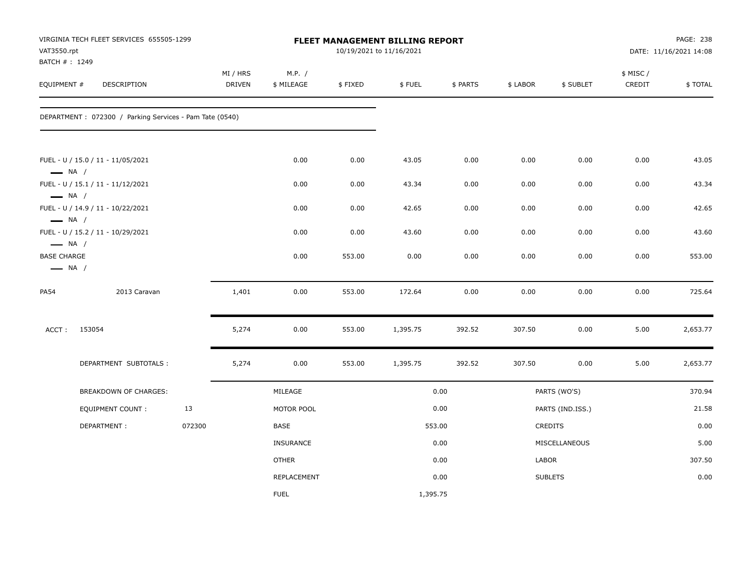VIRGINIA TECH FLEET SERVICES 655505-1299
VAT3550.rpt
BATCH # : 1249

**FLEET MANAGEMENT BILLING REPORT**
10/19/2021 to 11/16/2021

PAGE: 238
DATE: 11/16/2021 14:08

| EQUIPMENT # | DESCRIPTION | MI / HRS DRIVEN | M.P. / $ MILEAGE | $ FIXED | $ FUEL | $ PARTS | $ LABOR | $ SUBLET | $ MISC / CREDIT | $ TOTAL |
|---|---|---|---|---|---|---|---|---|---|---|

DEPARTMENT : 072300 / Parking Services - Pam Tate (0540)

| EQUIPMENT # | DESCRIPTION | MI / HRS DRIVEN | M.P. / $ MILEAGE | $ FIXED | $ FUEL | $ PARTS | $ LABOR | $ SUBLET | $ MISC / CREDIT | $ TOTAL |
|---|---|---|---|---|---|---|---|---|---|---|
| FUEL - U / 15.0 / 11 - 11/05/2021<br>— NA / | | | 0.00 | 0.00 | 43.05 | 0.00 | 0.00 | 0.00 | 0.00 | 43.05 |
| FUEL - U / 15.1 / 11 - 11/12/2021<br>— NA / | | | 0.00 | 0.00 | 43.34 | 0.00 | 0.00 | 0.00 | 0.00 | 43.34 |
| FUEL - U / 14.9 / 11 - 10/22/2021<br>— NA / | | | 0.00 | 0.00 | 42.65 | 0.00 | 0.00 | 0.00 | 0.00 | 42.65 |
| FUEL - U / 15.2 / 11 - 10/29/2021<br>— NA / | | | 0.00 | 0.00 | 43.60 | 0.00 | 0.00 | 0.00 | 0.00 | 43.60 |
| BASE CHARGE<br>— NA / | | | 0.00 | 553.00 | 0.00 | 0.00 | 0.00 | 0.00 | 0.00 | 553.00 |
| PA54 | 2013 Caravan | 1,401 | 0.00 | 553.00 | 172.64 | 0.00 | 0.00 | 0.00 | 0.00 | 725.64 |
| ACCT : 153054 | | 5,274 | 0.00 | 553.00 | 1,395.75 | 392.52 | 307.50 | 0.00 | 5.00 | 2,653.77 |
| DEPARTMENT SUBTOTALS : | | 5,274 | 0.00 | 553.00 | 1,395.75 | 392.52 | 307.50 | 0.00 | 5.00 | 2,653.77 |

| BREAKDOWN OF CHARGES: | | | | | |
|---|---|---|---|---|---|
| | | MILEAGE | 0.00 | PARTS (WO'S) | 370.94 |
| EQUIPMENT COUNT : | 13 | MOTOR POOL | 0.00 | PARTS (IND.ISS.) | 21.58 |
| DEPARTMENT : | 072300 | BASE | 553.00 | CREDITS | 0.00 |
| | | INSURANCE | 0.00 | MISCELLANEOUS | 5.00 |
| | | OTHER | 0.00 | LABOR | 307.50 |
| | | REPLACEMENT | 0.00 | SUBLETS | 0.00 |
| | | FUEL | 1,395.75 | | |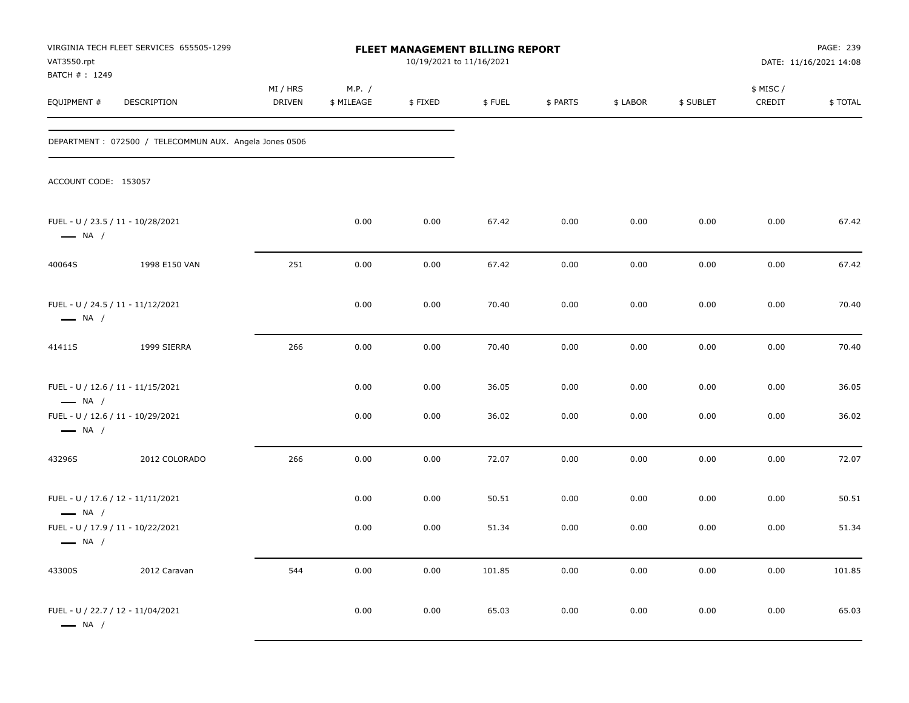VIRGINIA TECH FLEET SERVICES 655505-1299
VAT3550.rpt
BATCH # : 1249

**FLEET MANAGEMENT BILLING REPORT**
10/19/2021 to 11/16/2021

DATE: 11/16/2021 14:08

| EQUIPMENT # | DESCRIPTION | MI / HRS DRIVEN | M.P. / $ MILEAGE | $ FIXED | $ FUEL | $ PARTS | $ LABOR | $ SUBLET | $ MISC / CREDIT | $ TOTAL |
|---|---|---|---|---|---|---|---|---|---|---|

DEPARTMENT : 072500 / TELECOMMUN AUX. Angela Jones 0506

ACCOUNT CODE: 153057

| EQUIPMENT # | DESCRIPTION | MI / HRS DRIVEN | M.P. / $ MILEAGE | $ FIXED | $ FUEL | $ PARTS | $ LABOR | $ SUBLET | $ MISC / CREDIT | $ TOTAL |
|---|---|---|---|---|---|---|---|---|---|---|
| FUEL - U / 23.5 / 11 - 10/28/2021 NA / | | | 0.00 | 0.00 | 67.42 | 0.00 | 0.00 | 0.00 | 0.00 | 67.42 |
| 40064S | 1998 E150 VAN | 251 | 0.00 | 0.00 | 67.42 | 0.00 | 0.00 | 0.00 | 0.00 | 67.42 |
| FUEL - U / 24.5 / 11 - 11/12/2021 NA / | | | 0.00 | 0.00 | 70.40 | 0.00 | 0.00 | 0.00 | 0.00 | 70.40 |
| 41411S | 1999 SIERRA | 266 | 0.00 | 0.00 | 70.40 | 0.00 | 0.00 | 0.00 | 0.00 | 70.40 |
| FUEL - U / 12.6 / 11 - 11/15/2021 NA / | | | 0.00 | 0.00 | 36.05 | 0.00 | 0.00 | 0.00 | 0.00 | 36.05 |
| FUEL - U / 12.6 / 11 - 10/29/2021 NA / | | | 0.00 | 0.00 | 36.02 | 0.00 | 0.00 | 0.00 | 0.00 | 36.02 |
| 43296S | 2012 COLORADO | 266 | 0.00 | 0.00 | 72.07 | 0.00 | 0.00 | 0.00 | 0.00 | 72.07 |
| FUEL - U / 17.6 / 12 - 11/11/2021 NA / | | | 0.00 | 0.00 | 50.51 | 0.00 | 0.00 | 0.00 | 0.00 | 50.51 |
| FUEL - U / 17.9 / 11 - 10/22/2021 NA / | | | 0.00 | 0.00 | 51.34 | 0.00 | 0.00 | 0.00 | 0.00 | 51.34 |
| 43300S | 2012 Caravan | 544 | 0.00 | 0.00 | 101.85 | 0.00 | 0.00 | 0.00 | 0.00 | 101.85 |
| FUEL - U / 22.7 / 12 - 11/04/2021 NA / | | | 0.00 | 0.00 | 65.03 | 0.00 | 0.00 | 0.00 | 0.00 | 65.03 |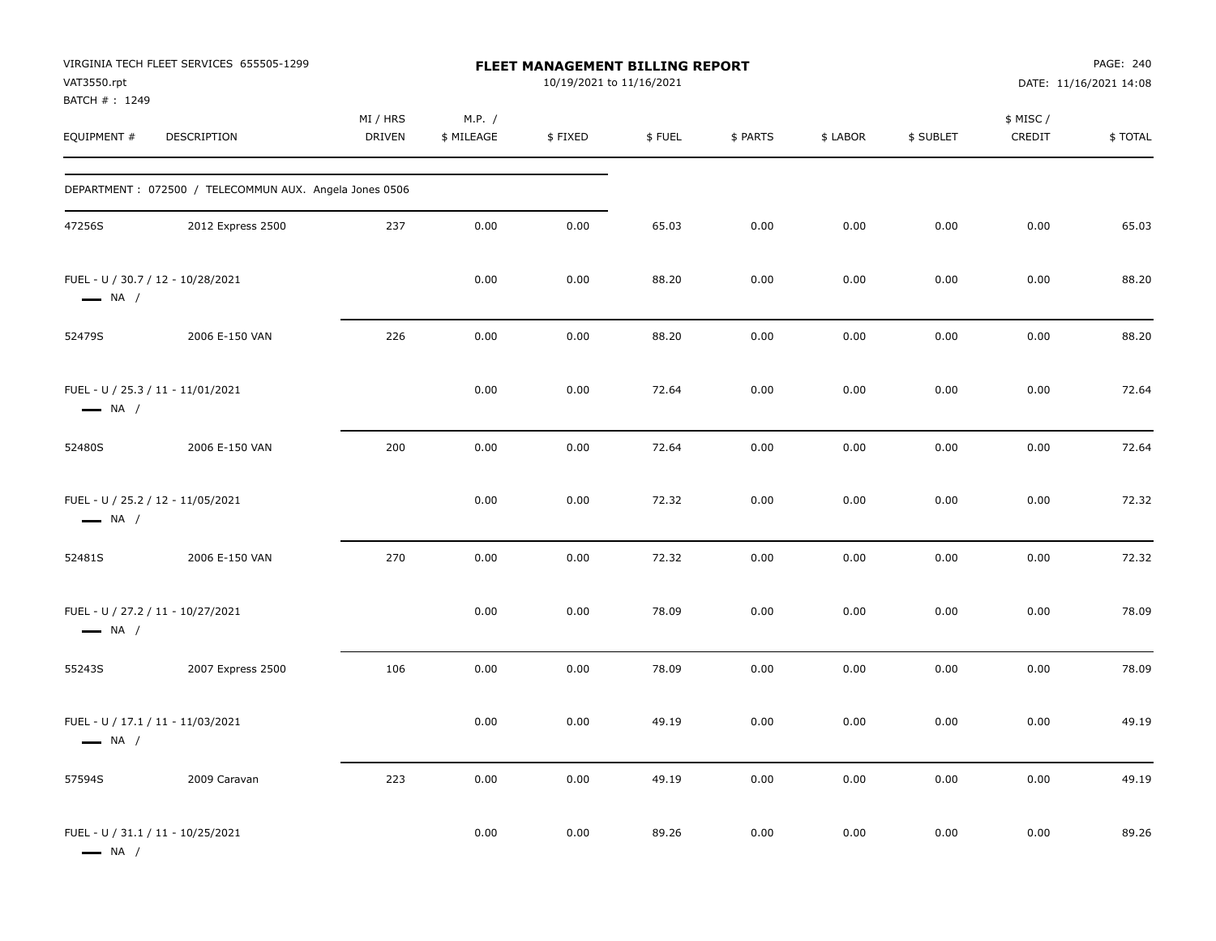VIRGINIA TECH FLEET SERVICES 655505-1299
VAT3550.rpt
BATCH # : 1249

**FLEET MANAGEMENT BILLING REPORT**
10/19/2021 to 11/16/2021

DATE: 11/16/2021 14:08

| EQUIPMENT # | DESCRIPTION | MI / HRS DRIVEN | M.P. / $ MILEAGE | $ FIXED | $ FUEL | $ PARTS | $ LABOR | $ SUBLET | $ MISC / CREDIT | $ TOTAL |
|---|---|---|---|---|---|---|---|---|---|---|
| DEPARTMENT : 072500 / TELECOMMUN AUX. Angela Jones 0506 | | | | | | | | | | |
| 47256S | 2012 Express 2500 | 237 | 0.00 | 0.00 | 65.03 | 0.00 | 0.00 | 0.00 | 0.00 | 65.03 |
| FUEL - U / 30.7 / 12 - 10/28/2021 — NA / | | | 0.00 | 0.00 | 88.20 | 0.00 | 0.00 | 0.00 | 0.00 | 88.20 |
| 52479S | 2006 E-150 VAN | 226 | 0.00 | 0.00 | 88.20 | 0.00 | 0.00 | 0.00 | 0.00 | 88.20 |
| FUEL - U / 25.3 / 11 - 11/01/2021 — NA / | | | 0.00 | 0.00 | 72.64 | 0.00 | 0.00 | 0.00 | 0.00 | 72.64 |
| 52480S | 2006 E-150 VAN | 200 | 0.00 | 0.00 | 72.64 | 0.00 | 0.00 | 0.00 | 0.00 | 72.64 |
| FUEL - U / 25.2 / 12 - 11/05/2021 — NA / | | | 0.00 | 0.00 | 72.32 | 0.00 | 0.00 | 0.00 | 0.00 | 72.32 |
| 52481S | 2006 E-150 VAN | 270 | 0.00 | 0.00 | 72.32 | 0.00 | 0.00 | 0.00 | 0.00 | 72.32 |
| FUEL - U / 27.2 / 11 - 10/27/2021 — NA / | | | 0.00 | 0.00 | 78.09 | 0.00 | 0.00 | 0.00 | 0.00 | 78.09 |
| 55243S | 2007 Express 2500 | 106 | 0.00 | 0.00 | 78.09 | 0.00 | 0.00 | 0.00 | 0.00 | 78.09 |
| FUEL - U / 17.1 / 11 - 11/03/2021 — NA / | | | 0.00 | 0.00 | 49.19 | 0.00 | 0.00 | 0.00 | 0.00 | 49.19 |
| 57594S | 2009 Caravan | 223 | 0.00 | 0.00 | 49.19 | 0.00 | 0.00 | 0.00 | 0.00 | 49.19 |
| FUEL - U / 31.1 / 11 - 10/25/2021 — NA / | | | 0.00 | 0.00 | 89.26 | 0.00 | 0.00 | 0.00 | 0.00 | 89.26 |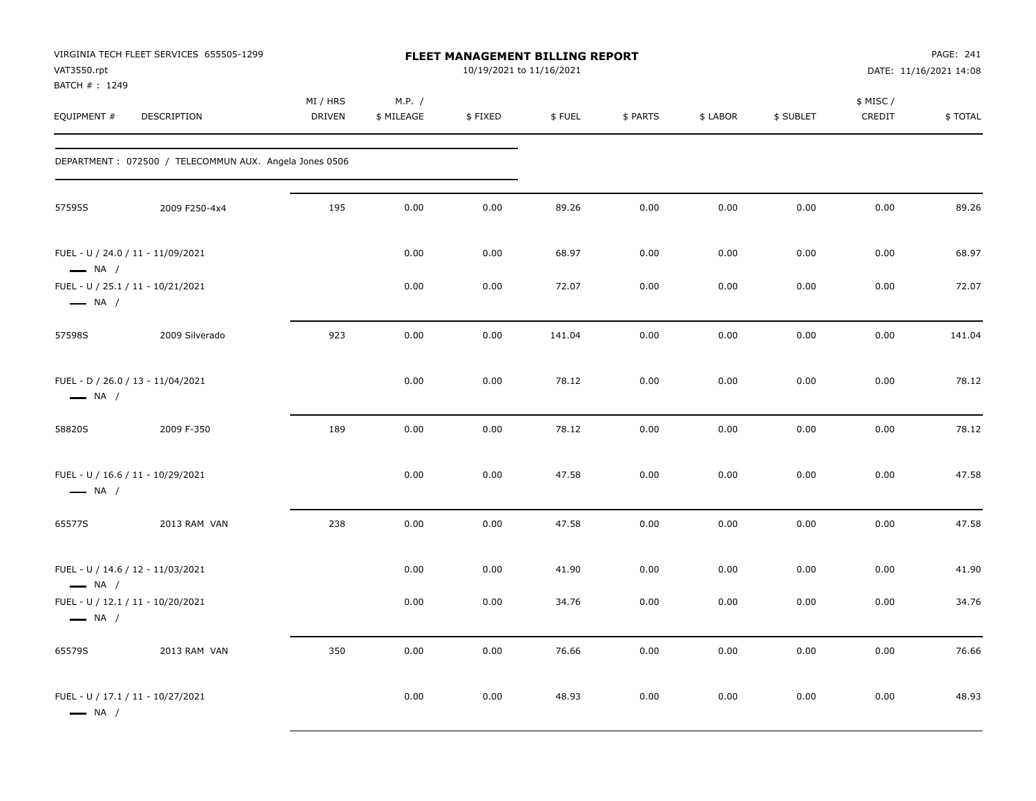VIRGINIA TECH FLEET SERVICES 655505-1299
VAT3550.rpt
BATCH # : 1249

# FLEET MANAGEMENT BILLING REPORT

10/19/2021 to 11/16/2021

DATE: 11/16/2021 14:08

DEPARTMENT : 072500 / TELECOMMUN AUX. Angela Jones 0506

| EQUIPMENT # | DESCRIPTION | MI / HRS DRIVEN | M.P. / $ MILEAGE | $ FIXED | $ FUEL | $ PARTS | $ LABOR | $ SUBLET | $ MISC / CREDIT | $ TOTAL |
|---|---|---|---|---|---|---|---|---|---|---|
| 57595S | 2009 F250-4x4 | 195 | 0.00 | 0.00 | 89.26 | 0.00 | 0.00 | 0.00 | 0.00 | 89.26 |
| FUEL - U / 24.0 / 11 - 11/09/2021 — NA / | | | 0.00 | 0.00 | 68.97 | 0.00 | 0.00 | 0.00 | 0.00 | 68.97 |
| FUEL - U / 25.1 / 11 - 10/21/2021 — NA / | | | 0.00 | 0.00 | 72.07 | 0.00 | 0.00 | 0.00 | 0.00 | 72.07 |
| 57598S | 2009 Silverado | 923 | 0.00 | 0.00 | 141.04 | 0.00 | 0.00 | 0.00 | 0.00 | 141.04 |
| FUEL - D / 26.0 / 13 - 11/04/2021 — NA / | | | 0.00 | 0.00 | 78.12 | 0.00 | 0.00 | 0.00 | 0.00 | 78.12 |
| 58820S | 2009 F-350 | 189 | 0.00 | 0.00 | 78.12 | 0.00 | 0.00 | 0.00 | 0.00 | 78.12 |
| FUEL - U / 16.6 / 11 - 10/29/2021 — NA / | | | 0.00 | 0.00 | 47.58 | 0.00 | 0.00 | 0.00 | 0.00 | 47.58 |
| 65577S | 2013 RAM VAN | 238 | 0.00 | 0.00 | 47.58 | 0.00 | 0.00 | 0.00 | 0.00 | 47.58 |
| FUEL - U / 14.6 / 12 - 11/03/2021 — NA / | | | 0.00 | 0.00 | 41.90 | 0.00 | 0.00 | 0.00 | 0.00 | 41.90 |
| FUEL - U / 12.1 / 11 - 10/20/2021 — NA / | | | 0.00 | 0.00 | 34.76 | 0.00 | 0.00 | 0.00 | 0.00 | 34.76 |
| 65579S | 2013 RAM VAN | 350 | 0.00 | 0.00 | 76.66 | 0.00 | 0.00 | 0.00 | 0.00 | 76.66 |
| FUEL - U / 17.1 / 11 - 10/27/2021 — NA / | | | 0.00 | 0.00 | 48.93 | 0.00 | 0.00 | 0.00 | 0.00 | 48.93 |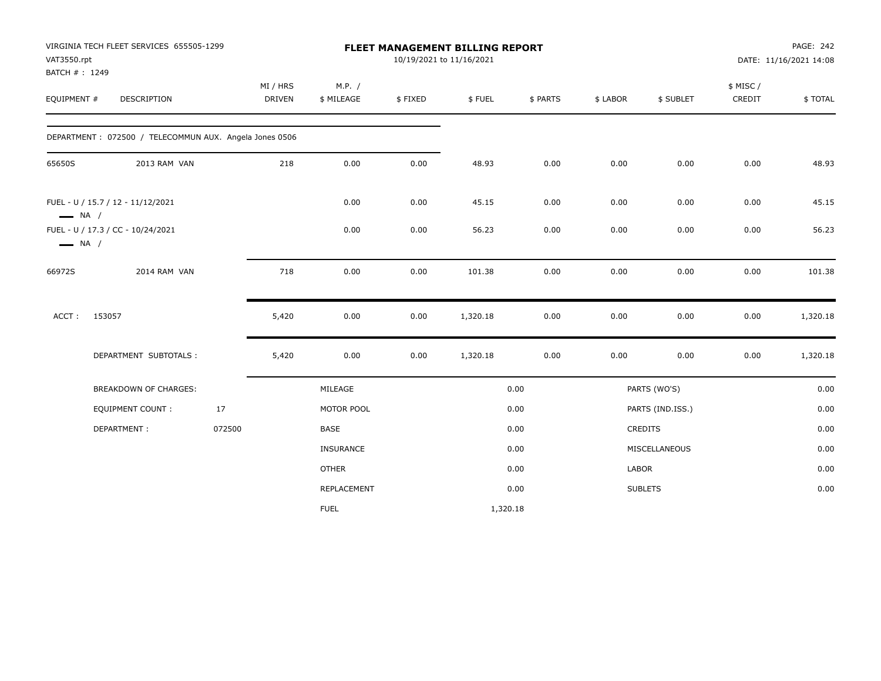VIRGINIA TECH FLEET SERVICES 655505-1299
VAT3550.rpt
BATCH # : 1249

# FLEET MANAGEMENT BILLING REPORT

10/19/2021 to 11/16/2021

DATE: 11/16/2021 14:08

| EQUIPMENT # | DESCRIPTION | MI / HRS DRIVEN | M.P. / $ MILEAGE | $ FIXED | $ FUEL | $ PARTS | $ LABOR | $ SUBLET | $ MISC / CREDIT | $ TOTAL |
|---|---|---|---|---|---|---|---|---|---|---|
| DEPARTMENT : 072500 / TELECOMMUN AUX. Angela Jones 0506 | | | | | | | | | | |
| 65650S | 2013 RAM VAN | 218 | 0.00 | 0.00 | 48.93 | 0.00 | 0.00 | 0.00 | 0.00 | 48.93 |
| FUEL - U / 15.7 / 12 - 11/12/2021 — NA / | | | 0.00 | 0.00 | 45.15 | 0.00 | 0.00 | 0.00 | 0.00 | 45.15 |
| FUEL - U / 17.3 / CC - 10/24/2021 — NA / | | | 0.00 | 0.00 | 56.23 | 0.00 | 0.00 | 0.00 | 0.00 | 56.23 |
| 66972S | 2014 RAM VAN | 718 | 0.00 | 0.00 | 101.38 | 0.00 | 0.00 | 0.00 | 0.00 | 101.38 |
| ACCT : | 153057 | 5,420 | 0.00 | 0.00 | 1,320.18 | 0.00 | 0.00 | 0.00 | 0.00 | 1,320.18 |
| | DEPARTMENT SUBTOTALS : | 5,420 | 0.00 | 0.00 | 1,320.18 | 0.00 | 0.00 | 0.00 | 0.00 | 1,320.18 |

| BREAKDOWN OF CHARGES: | | | | | |
|---|---|---|---|---|---|
| | | MILEAGE | 0.00 | PARTS (WO'S) | 0.00 |
| EQUIPMENT COUNT : | 17 | MOTOR POOL | 0.00 | PARTS (IND.ISS.) | 0.00 |
| DEPARTMENT : | 072500 | BASE | 0.00 | CREDITS | 0.00 |
| | | INSURANCE | 0.00 | MISCELLANEOUS | 0.00 |
| | | OTHER | 0.00 | LABOR | 0.00 |
| | | REPLACEMENT | 0.00 | SUBLETS | 0.00 |
| | | FUEL | 1,320.18 | | |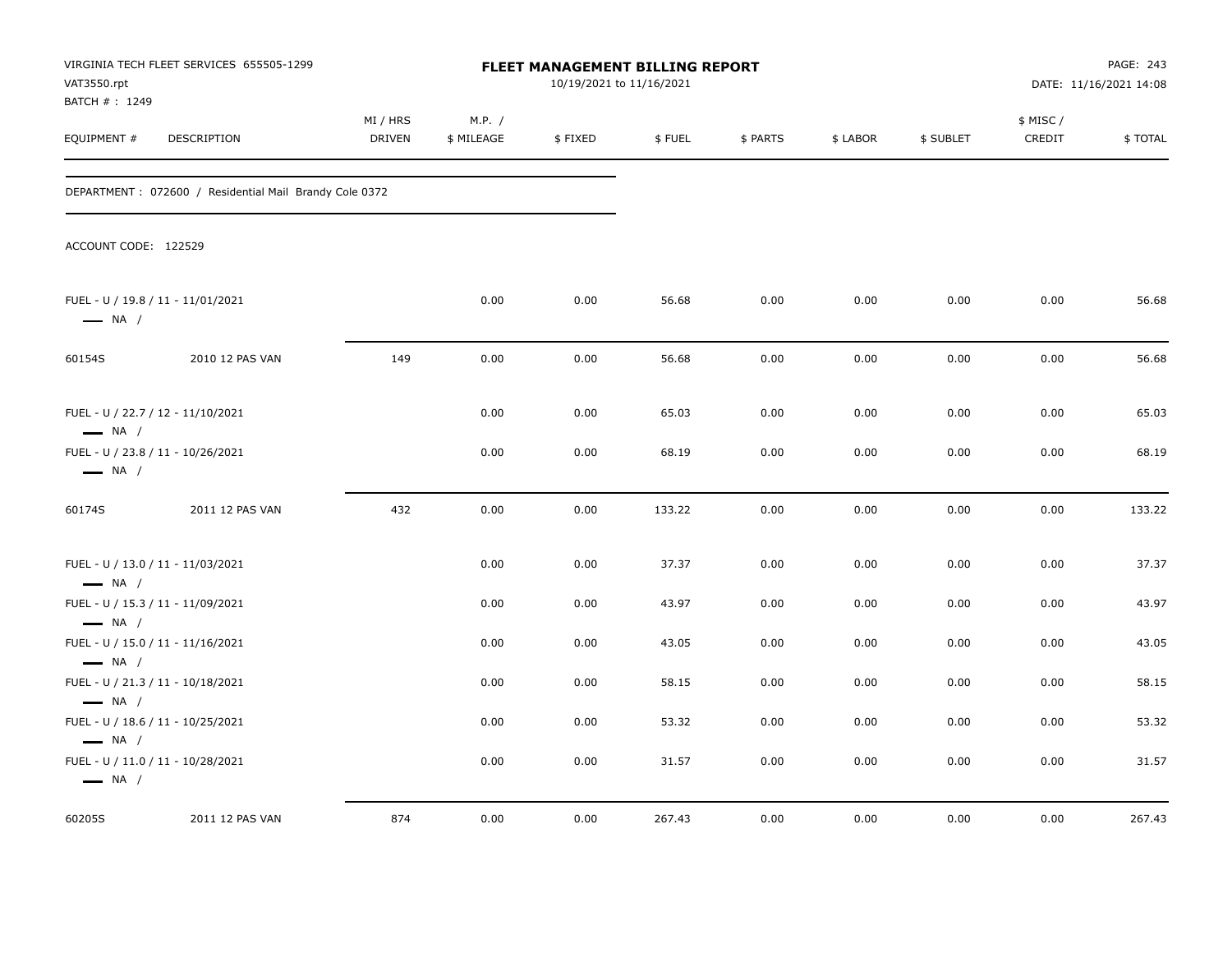VIRGINIA TECH FLEET SERVICES 655505-1299
VAT3550.rpt
BATCH # : 1249

# FLEET MANAGEMENT BILLING REPORT

10/19/2021 to 11/16/2021

DATE: 11/16/2021 14:08

| EQUIPMENT # | DESCRIPTION | MI / HRS DRIVEN | M.P. / $ MILEAGE | $ FIXED | $ FUEL | $ PARTS | $ LABOR | $ SUBLET | $ MISC / CREDIT | $ TOTAL |
|---|---|---|---|---|---|---|---|---|---|---|
| DEPARTMENT : 072600 / Residential Mail Brandy Cole 0372 | | | | | | | | | | |
| ACCOUNT CODE: 122529 | | | | | | | | | | |
| FUEL - U / 19.8 / 11 - 11/01/2021 — NA / | | | 0.00 | 0.00 | 56.68 | 0.00 | 0.00 | 0.00 | 0.00 | 56.68 |
| 60154S | 2010 12 PAS VAN | 149 | 0.00 | 0.00 | 56.68 | 0.00 | 0.00 | 0.00 | 0.00 | 56.68 |
| FUEL - U / 22.7 / 12 - 11/10/2021 — NA / | | | 0.00 | 0.00 | 65.03 | 0.00 | 0.00 | 0.00 | 0.00 | 65.03 |
| FUEL - U / 23.8 / 11 - 10/26/2021 — NA / | | | 0.00 | 0.00 | 68.19 | 0.00 | 0.00 | 0.00 | 0.00 | 68.19 |
| 60174S | 2011 12 PAS VAN | 432 | 0.00 | 0.00 | 133.22 | 0.00 | 0.00 | 0.00 | 0.00 | 133.22 |
| FUEL - U / 13.0 / 11 - 11/03/2021 — NA / | | | 0.00 | 0.00 | 37.37 | 0.00 | 0.00 | 0.00 | 0.00 | 37.37 |
| FUEL - U / 15.3 / 11 - 11/09/2021 — NA / | | | 0.00 | 0.00 | 43.97 | 0.00 | 0.00 | 0.00 | 0.00 | 43.97 |
| FUEL - U / 15.0 / 11 - 11/16/2021 — NA / | | | 0.00 | 0.00 | 43.05 | 0.00 | 0.00 | 0.00 | 0.00 | 43.05 |
| FUEL - U / 21.3 / 11 - 10/18/2021 — NA / | | | 0.00 | 0.00 | 58.15 | 0.00 | 0.00 | 0.00 | 0.00 | 58.15 |
| FUEL - U / 18.6 / 11 - 10/25/2021 — NA / | | | 0.00 | 0.00 | 53.32 | 0.00 | 0.00 | 0.00 | 0.00 | 53.32 |
| FUEL - U / 11.0 / 11 - 10/28/2021 — NA / | | | 0.00 | 0.00 | 31.57 | 0.00 | 0.00 | 0.00 | 0.00 | 31.57 |
| 60205S | 2011 12 PAS VAN | 874 | 0.00 | 0.00 | 267.43 | 0.00 | 0.00 | 0.00 | 0.00 | 267.43 |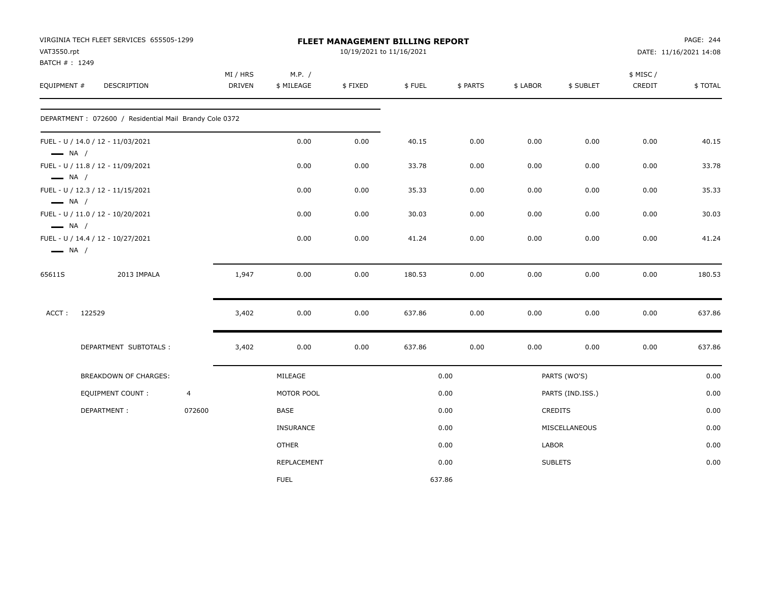VIRGINIA TECH FLEET SERVICES 655505-1299
VAT3550.rpt
BATCH # : 1249

**FLEET MANAGEMENT BILLING REPORT**
10/19/2021 to 11/16/2021

DATE: 11/16/2021 14:08

| EQUIPMENT # | DESCRIPTION | MI / HRS DRIVEN | M.P. / $ MILEAGE | $ FIXED | $ FUEL | $ PARTS | $ LABOR | $ SUBLET | $ MISC / CREDIT | $ TOTAL |
|---|---|---|---|---|---|---|---|---|---|---|
| DEPARTMENT : 072600 / Residential Mail Brandy Cole 0372 | | | | | | | | | | |
| FUEL - U / 14.0 / 12 - 11/03/2021 NA / | | | 0.00 | 0.00 | 40.15 | 0.00 | 0.00 | 0.00 | 0.00 | 40.15 |
| FUEL - U / 11.8 / 12 - 11/09/2021 NA / | | | 0.00 | 0.00 | 33.78 | 0.00 | 0.00 | 0.00 | 0.00 | 33.78 |
| FUEL - U / 12.3 / 12 - 11/15/2021 NA / | | | 0.00 | 0.00 | 35.33 | 0.00 | 0.00 | 0.00 | 0.00 | 35.33 |
| FUEL - U / 11.0 / 12 - 10/20/2021 NA / | | | 0.00 | 0.00 | 30.03 | 0.00 | 0.00 | 0.00 | 0.00 | 30.03 |
| FUEL - U / 14.4 / 12 - 10/27/2021 NA / | | | 0.00 | 0.00 | 41.24 | 0.00 | 0.00 | 0.00 | 0.00 | 41.24 |
| 65611S | 2013 IMPALA | 1,947 | 0.00 | 0.00 | 180.53 | 0.00 | 0.00 | 0.00 | 0.00 | 180.53 |
| ACCT : 122529 | | 3,402 | 0.00 | 0.00 | 637.86 | 0.00 | 0.00 | 0.00 | 0.00 | 637.86 |
| DEPARTMENT SUBTOTALS : | | 3,402 | 0.00 | 0.00 | 637.86 | 0.00 | 0.00 | 0.00 | 0.00 | 637.86 |

| BREAKDOWN OF CHARGES: | | | | | |
|---|---|---|---|---|---|
| EQUIPMENT COUNT : | 4 | MILEAGE | 0.00 | PARTS (WO'S) | 0.00 |
| DEPARTMENT : | 072600 | MOTOR POOL | 0.00 | PARTS (IND.ISS.) | 0.00 |
| | | BASE | 0.00 | CREDITS | 0.00 |
| | | INSURANCE | 0.00 | MISCELLANEOUS | 0.00 |
| | | OTHER | 0.00 | LABOR | 0.00 |
| | | REPLACEMENT | 0.00 | SUBLETS | 0.00 |
| | | FUEL | 637.86 | | |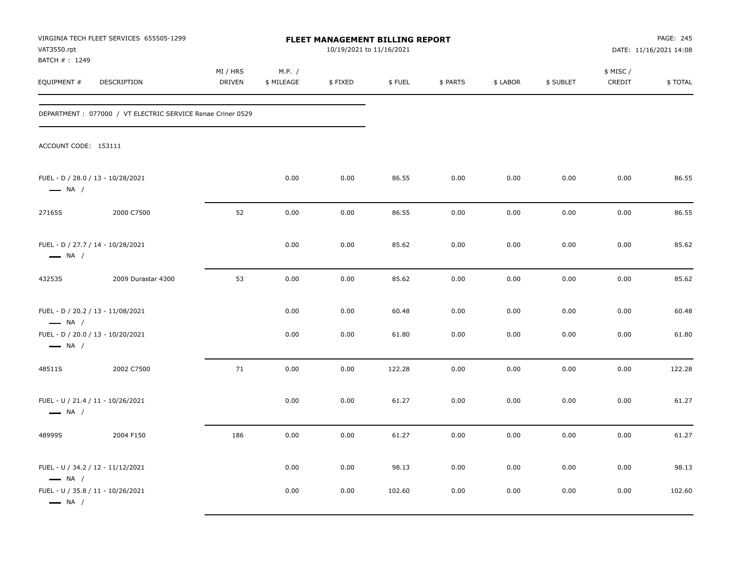VIRGINIA TECH FLEET SERVICES 655505-1299
VAT3550.rpt
BATCH # : 1249

# FLEET MANAGEMENT BILLING REPORT

10/19/2021 to 11/16/2021

DATE: 11/16/2021 14:08

| EQUIPMENT # | DESCRIPTION | MI / HRS DRIVEN | M.P. / $ MILEAGE | $ FIXED | $ FUEL | $ PARTS | $ LABOR | $ SUBLET | $ MISC / CREDIT | $ TOTAL |
|---|---|---|---|---|---|---|---|---|---|---|
| DEPARTMENT : 077000 / VT ELECTRIC SERVICE Renae Criner 0529 | | | | | | | | | | |
| ACCOUNT CODE: 153111 | | | | | | | | | | |
| FUEL - D / 28.0 / 13 - 10/28/2021 — NA / | | | 0.00 | 0.00 | 86.55 | 0.00 | 0.00 | 0.00 | 0.00 | 86.55 |
| 27165S | 2000 C7500 | 52 | 0.00 | 0.00 | 86.55 | 0.00 | 0.00 | 0.00 | 0.00 | 86.55 |
| FUEL - D / 27.7 / 14 - 10/28/2021 — NA / | | | 0.00 | 0.00 | 85.62 | 0.00 | 0.00 | 0.00 | 0.00 | 85.62 |
| 43253S | 2009 Durastar 4300 | 53 | 0.00 | 0.00 | 85.62 | 0.00 | 0.00 | 0.00 | 0.00 | 85.62 |
| FUEL - D / 20.2 / 13 - 11/08/2021 — NA / | | | 0.00 | 0.00 | 60.48 | 0.00 | 0.00 | 0.00 | 0.00 | 60.48 |
| FUEL - D / 20.0 / 13 - 10/20/2021 — NA / | | | 0.00 | 0.00 | 61.80 | 0.00 | 0.00 | 0.00 | 0.00 | 61.80 |
| 48511S | 2002 C7500 | 71 | 0.00 | 0.00 | 122.28 | 0.00 | 0.00 | 0.00 | 0.00 | 122.28 |
| FUEL - U / 21.4 / 11 - 10/26/2021 — NA / | | | 0.00 | 0.00 | 61.27 | 0.00 | 0.00 | 0.00 | 0.00 | 61.27 |
| 48999S | 2004 F150 | 186 | 0.00 | 0.00 | 61.27 | 0.00 | 0.00 | 0.00 | 0.00 | 61.27 |
| FUEL - U / 34.2 / 12 - 11/12/2021 — NA / | | | 0.00 | 0.00 | 98.13 | 0.00 | 0.00 | 0.00 | 0.00 | 98.13 |
| FUEL - U / 35.8 / 11 - 10/26/2021 — NA / | | | 0.00 | 0.00 | 102.60 | 0.00 | 0.00 | 0.00 | 0.00 | 102.60 |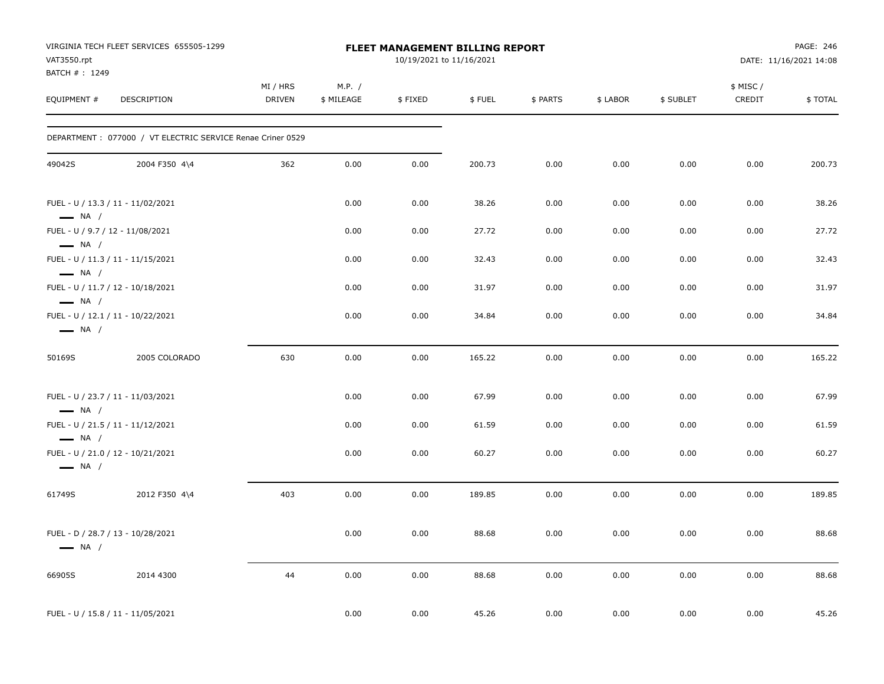VIRGINIA TECH FLEET SERVICES 655505-1299
VAT3550.rpt
BATCH # : 1249

# FLEET MANAGEMENT BILLING REPORT

10/19/2021 to 11/16/2021

DATE: 11/16/2021 14:08

| EQUIPMENT # | DESCRIPTION | MI / HRS DRIVEN | M.P. / $ MILEAGE | $ FIXED | $ FUEL | $ PARTS | $ LABOR | $ SUBLET | $ MISC / CREDIT | $ TOTAL |
|---|---|---|---|---|---|---|---|---|---|---|
| DEPARTMENT : 077000 / VT ELECTRIC SERVICE Renae Criner 0529 | | | | | | | | | | |
| 49042S | 2004 F350 4\4 | 362 | 0.00 | 0.00 | 200.73 | 0.00 | 0.00 | 0.00 | 0.00 | 200.73 |
| FUEL - U / 13.3 / 11 - 11/02/2021 — NA / | | | 0.00 | 0.00 | 38.26 | 0.00 | 0.00 | 0.00 | 0.00 | 38.26 |
| FUEL - U / 9.7 / 12 - 11/08/2021 — NA / | | | 0.00 | 0.00 | 27.72 | 0.00 | 0.00 | 0.00 | 0.00 | 27.72 |
| FUEL - U / 11.3 / 11 - 11/15/2021 — NA / | | | 0.00 | 0.00 | 32.43 | 0.00 | 0.00 | 0.00 | 0.00 | 32.43 |
| FUEL - U / 11.7 / 12 - 10/18/2021 — NA / | | | 0.00 | 0.00 | 31.97 | 0.00 | 0.00 | 0.00 | 0.00 | 31.97 |
| FUEL - U / 12.1 / 11 - 10/22/2021 — NA / | | | 0.00 | 0.00 | 34.84 | 0.00 | 0.00 | 0.00 | 0.00 | 34.84 |
| 50169S | 2005 COLORADO | 630 | 0.00 | 0.00 | 165.22 | 0.00 | 0.00 | 0.00 | 0.00 | 165.22 |
| FUEL - U / 23.7 / 11 - 11/03/2021 — NA / | | | 0.00 | 0.00 | 67.99 | 0.00 | 0.00 | 0.00 | 0.00 | 67.99 |
| FUEL - U / 21.5 / 11 - 11/12/2021 — NA / | | | 0.00 | 0.00 | 61.59 | 0.00 | 0.00 | 0.00 | 0.00 | 61.59 |
| FUEL - U / 21.0 / 12 - 10/21/2021 — NA / | | | 0.00 | 0.00 | 60.27 | 0.00 | 0.00 | 0.00 | 0.00 | 60.27 |
| 61749S | 2012 F350 4\4 | 403 | 0.00 | 0.00 | 189.85 | 0.00 | 0.00 | 0.00 | 0.00 | 189.85 |
| FUEL - D / 28.7 / 13 - 10/28/2021 — NA / | | | 0.00 | 0.00 | 88.68 | 0.00 | 0.00 | 0.00 | 0.00 | 88.68 |
| 66905S | 2014 4300 | 44 | 0.00 | 0.00 | 88.68 | 0.00 | 0.00 | 0.00 | 0.00 | 88.68 |
| FUEL - U / 15.8 / 11 - 11/05/2021 | | | 0.00 | 0.00 | 45.26 | 0.00 | 0.00 | 0.00 | 0.00 | 45.26 |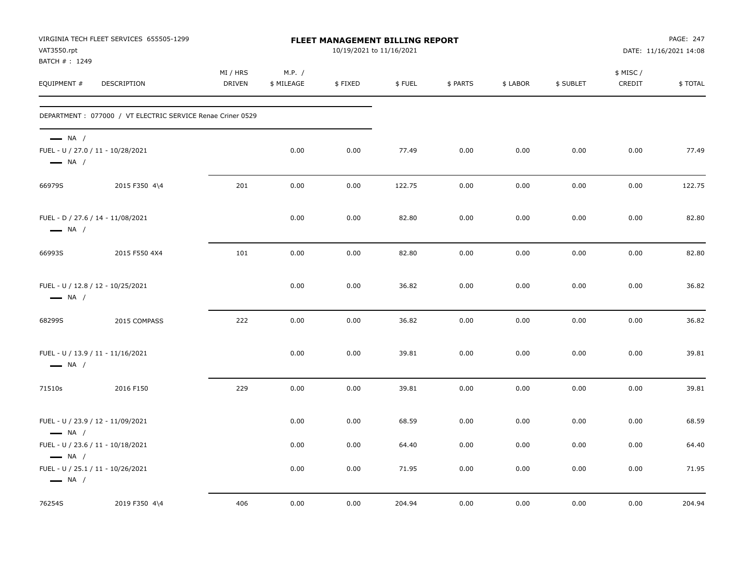VIRGINIA TECH FLEET SERVICES 655505-1299
VAT3550.rpt
BATCH # : 1249

**FLEET MANAGEMENT BILLING REPORT**
10/19/2021 to 11/16/2021

DATE: 11/16/2021 14:08

| EQUIPMENT # | DESCRIPTION | MI / HRS DRIVEN | M.P. / $ MILEAGE | $ FIXED | $ FUEL | $ PARTS | $ LABOR | $ SUBLET | $ MISC / CREDIT | $ TOTAL |
|---|---|---|---|---|---|---|---|---|---|---|
| DEPARTMENT : 077000 / VT ELECTRIC SERVICE Renae Criner 0529 | | | | | | | | | | |
| — NA / | | | | | | | | | | |
| FUEL - U / 27.0 / 11 - 10/28/2021 — NA / | | | 0.00 | 0.00 | 77.49 | 0.00 | 0.00 | 0.00 | 0.00 | 77.49 |
| 66979S | 2015 F350 4\4 | 201 | 0.00 | 0.00 | 122.75 | 0.00 | 0.00 | 0.00 | 0.00 | 122.75 |
| FUEL - D / 27.6 / 14 - 11/08/2021 — NA / | | | 0.00 | 0.00 | 82.80 | 0.00 | 0.00 | 0.00 | 0.00 | 82.80 |
| 66993S | 2015 F550 4X4 | 101 | 0.00 | 0.00 | 82.80 | 0.00 | 0.00 | 0.00 | 0.00 | 82.80 |
| FUEL - U / 12.8 / 12 - 10/25/2021 — NA / | | | 0.00 | 0.00 | 36.82 | 0.00 | 0.00 | 0.00 | 0.00 | 36.82 |
| 68299S | 2015 COMPASS | 222 | 0.00 | 0.00 | 36.82 | 0.00 | 0.00 | 0.00 | 0.00 | 36.82 |
| FUEL - U / 13.9 / 11 - 11/16/2021 — NA / | | | 0.00 | 0.00 | 39.81 | 0.00 | 0.00 | 0.00 | 0.00 | 39.81 |
| 71510s | 2016 F150 | 229 | 0.00 | 0.00 | 39.81 | 0.00 | 0.00 | 0.00 | 0.00 | 39.81 |
| FUEL - U / 23.9 / 12 - 11/09/2021 — NA / | | | 0.00 | 0.00 | 68.59 | 0.00 | 0.00 | 0.00 | 0.00 | 68.59 |
| FUEL - U / 23.6 / 11 - 10/18/2021 — NA / | | | 0.00 | 0.00 | 64.40 | 0.00 | 0.00 | 0.00 | 0.00 | 64.40 |
| FUEL - U / 25.1 / 11 - 10/26/2021 — NA / | | | 0.00 | 0.00 | 71.95 | 0.00 | 0.00 | 0.00 | 0.00 | 71.95 |
| 76254S | 2019 F350 4\4 | 406 | 0.00 | 0.00 | 204.94 | 0.00 | 0.00 | 0.00 | 0.00 | 204.94 |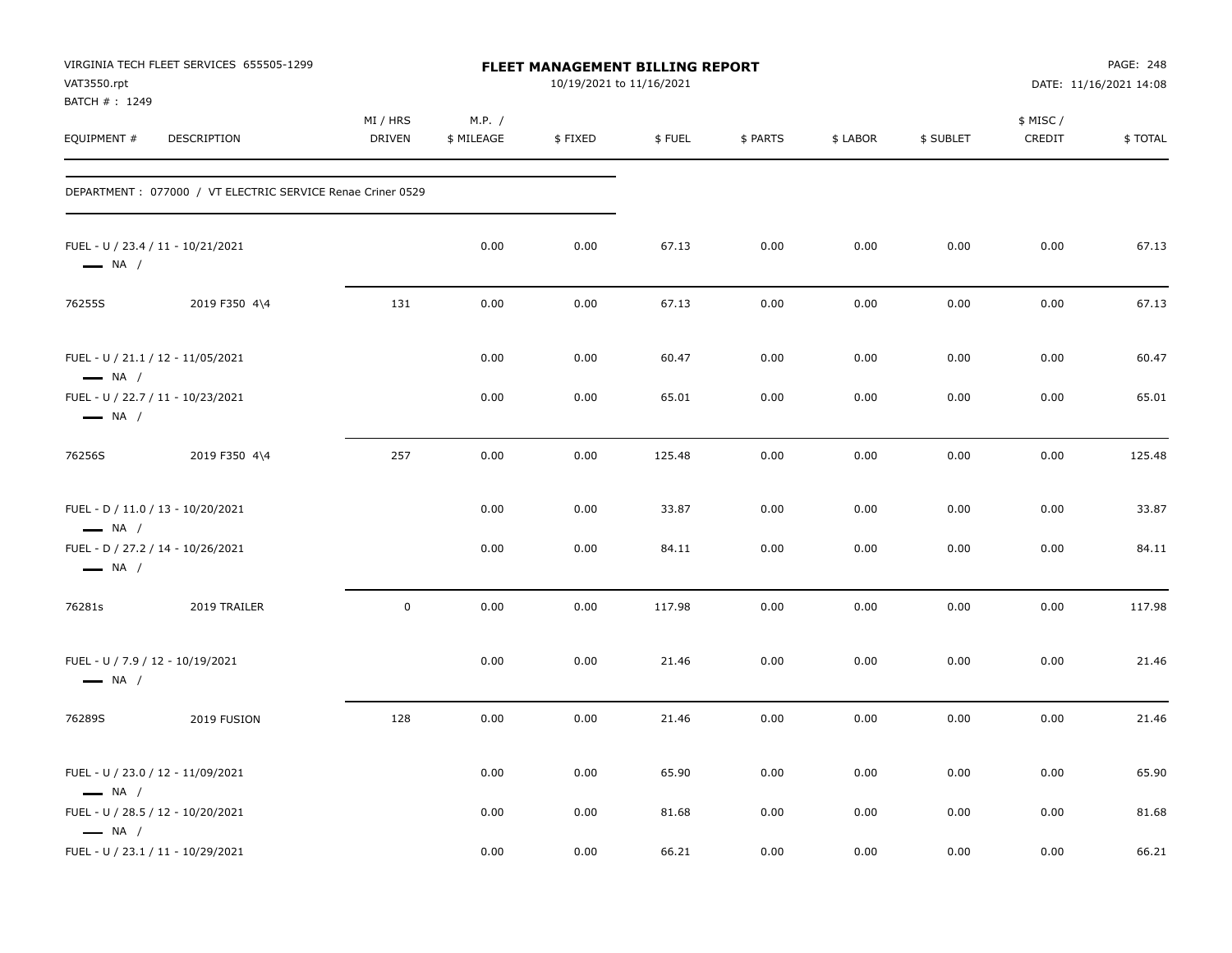VIRGINIA TECH FLEET SERVICES 655505-1299
VAT3550.rpt
BATCH # : 1249

**FLEET MANAGEMENT BILLING REPORT**
10/19/2021 to 11/16/2021

DATE: 11/16/2021 14:08

| EQUIPMENT # | DESCRIPTION | MI / HRS DRIVEN | M.P. / $ MILEAGE | $ FIXED | $ FUEL | $ PARTS | $ LABOR | $ SUBLET | $ MISC / CREDIT | $ TOTAL |
|---|---|---|---|---|---|---|---|---|---|---|
| DEPARTMENT : 077000 / VT ELECTRIC SERVICE Renae Criner 0529 | | | | | | | | | | |
| FUEL - U / 23.4 / 11 - 10/21/2021 — NA / | | | 0.00 | 0.00 | 67.13 | 0.00 | 0.00 | 0.00 | 0.00 | 67.13 |
| 76255S | 2019 F350 4\4 | 131 | 0.00 | 0.00 | 67.13 | 0.00 | 0.00 | 0.00 | 0.00 | 67.13 |
| FUEL - U / 21.1 / 12 - 11/05/2021 — NA / | | | 0.00 | 0.00 | 60.47 | 0.00 | 0.00 | 0.00 | 0.00 | 60.47 |
| FUEL - U / 22.7 / 11 - 10/23/2021 — NA / | | | 0.00 | 0.00 | 65.01 | 0.00 | 0.00 | 0.00 | 0.00 | 65.01 |
| 76256S | 2019 F350 4\4 | 257 | 0.00 | 0.00 | 125.48 | 0.00 | 0.00 | 0.00 | 0.00 | 125.48 |
| FUEL - D / 11.0 / 13 - 10/20/2021 — NA / | | | 0.00 | 0.00 | 33.87 | 0.00 | 0.00 | 0.00 | 0.00 | 33.87 |
| FUEL - D / 27.2 / 14 - 10/26/2021 — NA / | | | 0.00 | 0.00 | 84.11 | 0.00 | 0.00 | 0.00 | 0.00 | 84.11 |
| 76281s | 2019 TRAILER | 0 | 0.00 | 0.00 | 117.98 | 0.00 | 0.00 | 0.00 | 0.00 | 117.98 |
| FUEL - U / 7.9 / 12 - 10/19/2021 — NA / | | | 0.00 | 0.00 | 21.46 | 0.00 | 0.00 | 0.00 | 0.00 | 21.46 |
| 76289S | 2019 FUSION | 128 | 0.00 | 0.00 | 21.46 | 0.00 | 0.00 | 0.00 | 0.00 | 21.46 |
| FUEL - U / 23.0 / 12 - 11/09/2021 — NA / | | | 0.00 | 0.00 | 65.90 | 0.00 | 0.00 | 0.00 | 0.00 | 65.90 |
| FUEL - U / 28.5 / 12 - 10/20/2021 — NA / | | | 0.00 | 0.00 | 81.68 | 0.00 | 0.00 | 0.00 | 0.00 | 81.68 |
| FUEL - U / 23.1 / 11 - 10/29/2021 | | | 0.00 | 0.00 | 66.21 | 0.00 | 0.00 | 0.00 | 0.00 | 66.21 |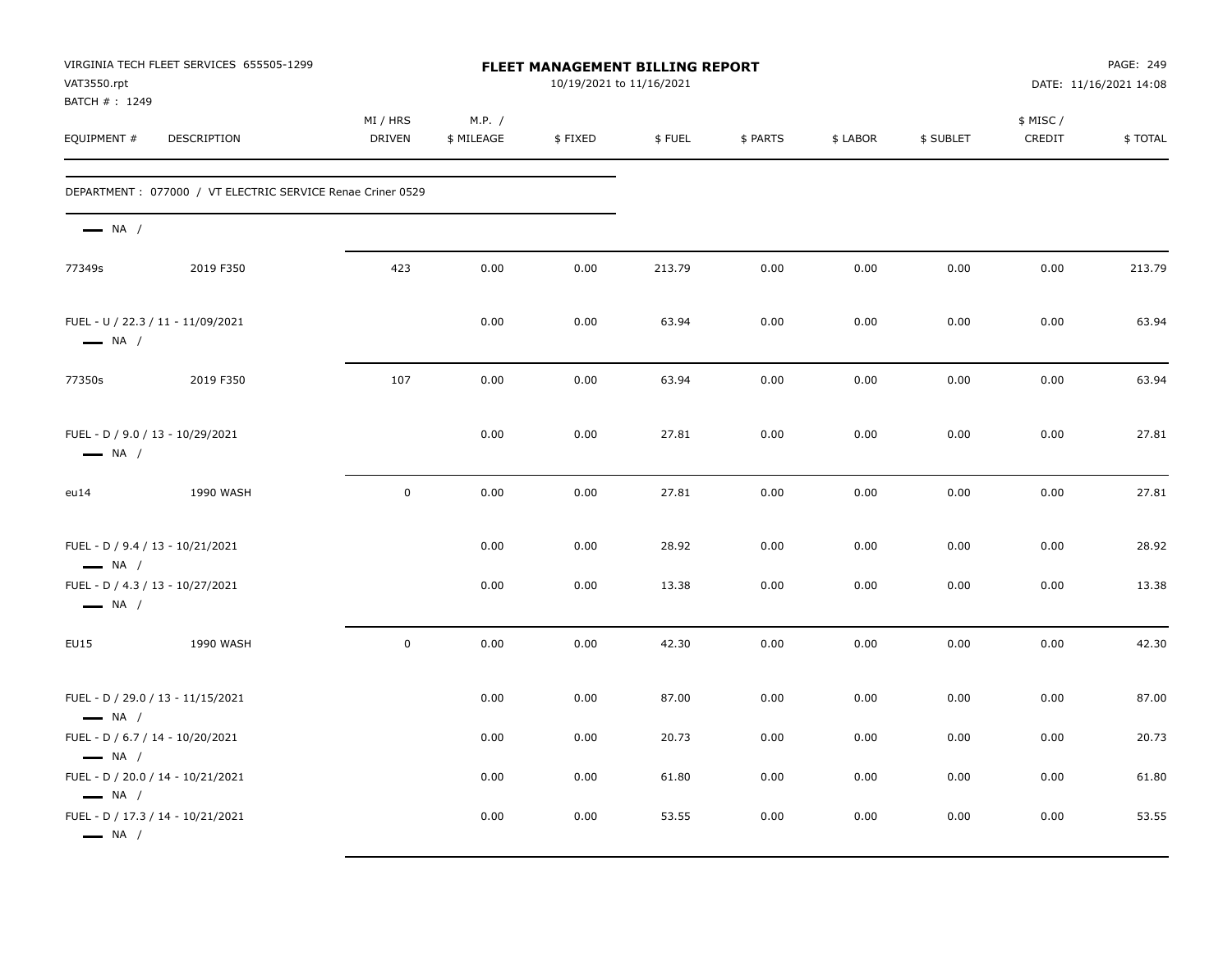VIRGINIA TECH FLEET SERVICES 655505-1299
VAT3550.rpt
BATCH # : 1249

**FLEET MANAGEMENT BILLING REPORT**
10/19/2021 to 11/16/2021

DATE: 11/16/2021 14:08

| EQUIPMENT # | DESCRIPTION | MI / HRS DRIVEN | M.P. / $ MILEAGE | $ FIXED | $ FUEL | $ PARTS | $ LABOR | $ SUBLET | $ MISC / CREDIT | $ TOTAL |
|---|---|---|---|---|---|---|---|---|---|---|
| DEPARTMENT : 077000 / VT ELECTRIC SERVICE Renae Criner 0529 | | | | | | | | | | |
| — NA / | | | | | | | | | | |
| 77349s | 2019 F350 | 423 | 0.00 | 0.00 | 213.79 | 0.00 | 0.00 | 0.00 | 0.00 | 213.79 |
| FUEL - U / 22.3 / 11 - 11/09/2021 — NA / | | | 0.00 | 0.00 | 63.94 | 0.00 | 0.00 | 0.00 | 0.00 | 63.94 |
| 77350s | 2019 F350 | 107 | 0.00 | 0.00 | 63.94 | 0.00 | 0.00 | 0.00 | 0.00 | 63.94 |
| FUEL - D / 9.0 / 13 - 10/29/2021 — NA / | | | 0.00 | 0.00 | 27.81 | 0.00 | 0.00 | 0.00 | 0.00 | 27.81 |
| eu14 | 1990 WASH | 0 | 0.00 | 0.00 | 27.81 | 0.00 | 0.00 | 0.00 | 0.00 | 27.81 |
| FUEL - D / 9.4 / 13 - 10/21/2021 — NA / | | | 0.00 | 0.00 | 28.92 | 0.00 | 0.00 | 0.00 | 0.00 | 28.92 |
| FUEL - D / 4.3 / 13 - 10/27/2021 — NA / | | | 0.00 | 0.00 | 13.38 | 0.00 | 0.00 | 0.00 | 0.00 | 13.38 |
| EU15 | 1990 WASH | 0 | 0.00 | 0.00 | 42.30 | 0.00 | 0.00 | 0.00 | 0.00 | 42.30 |
| FUEL - D / 29.0 / 13 - 11/15/2021 — NA / | | | 0.00 | 0.00 | 87.00 | 0.00 | 0.00 | 0.00 | 0.00 | 87.00 |
| FUEL - D / 6.7 / 14 - 10/20/2021 — NA / | | | 0.00 | 0.00 | 20.73 | 0.00 | 0.00 | 0.00 | 0.00 | 20.73 |
| FUEL - D / 20.0 / 14 - 10/21/2021 — NA / | | | 0.00 | 0.00 | 61.80 | 0.00 | 0.00 | 0.00 | 0.00 | 61.80 |
| FUEL - D / 17.3 / 14 - 10/21/2021 — NA / | | | 0.00 | 0.00 | 53.55 | 0.00 | 0.00 | 0.00 | 0.00 | 53.55 |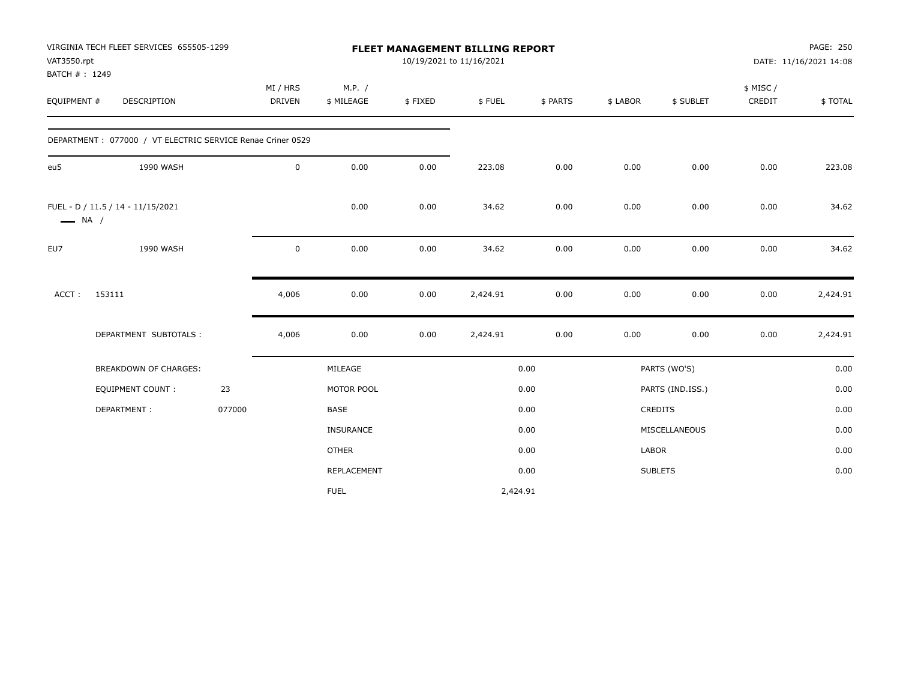VIRGINIA TECH FLEET SERVICES 655505-1299
VAT3550.rpt
BATCH # : 1249

**FLEET MANAGEMENT BILLING REPORT**
10/19/2021 to 11/16/2021

DATE: 11/16/2021 14:08

| EQUIPMENT # | DESCRIPTION | MI / HRS DRIVEN | M.P. / $ MILEAGE | $ FIXED | $ FUEL | $ PARTS | $ LABOR | $ SUBLET | $ MISC / CREDIT | $ TOTAL |
|---|---|---|---|---|---|---|---|---|---|---|
| DEPARTMENT : 077000 / VT ELECTRIC SERVICE Renae Criner 0529 | | | | | | | | | | |
| eu5 | 1990 WASH | 0 | 0.00 | 0.00 | 223.08 | 0.00 | 0.00 | 0.00 | 0.00 | 223.08 |
| FUEL - D / 11.5 / 14 - 11/15/2021 NA / | | | 0.00 | 0.00 | 34.62 | 0.00 | 0.00 | 0.00 | 0.00 | 34.62 |
| EU7 | 1990 WASH | 0 | 0.00 | 0.00 | 34.62 | 0.00 | 0.00 | 0.00 | 0.00 | 34.62 |
| ACCT : 153111 | | 4,006 | 0.00 | 0.00 | 2,424.91 | 0.00 | 0.00 | 0.00 | 0.00 | 2,424.91 |
| DEPARTMENT SUBTOTALS : | | 4,006 | 0.00 | 0.00 | 2,424.91 | 0.00 | 0.00 | 0.00 | 0.00 | 2,424.91 |

| BREAKDOWN OF CHARGES: | | | | | |
|---|---|---|---|---|---|
| EQUIPMENT COUNT : | 23 | MILEAGE | 0.00 | PARTS (WO'S) | 0.00 |
| DEPARTMENT : | 077000 | MOTOR POOL | 0.00 | PARTS (IND.ISS.) | 0.00 |
| | | BASE | 0.00 | CREDITS | 0.00 |
| | | INSURANCE | 0.00 | MISCELLANEOUS | 0.00 |
| | | OTHER | 0.00 | LABOR | 0.00 |
| | | REPLACEMENT | 0.00 | SUBLETS | 0.00 |
| | | FUEL | 2,424.91 | | |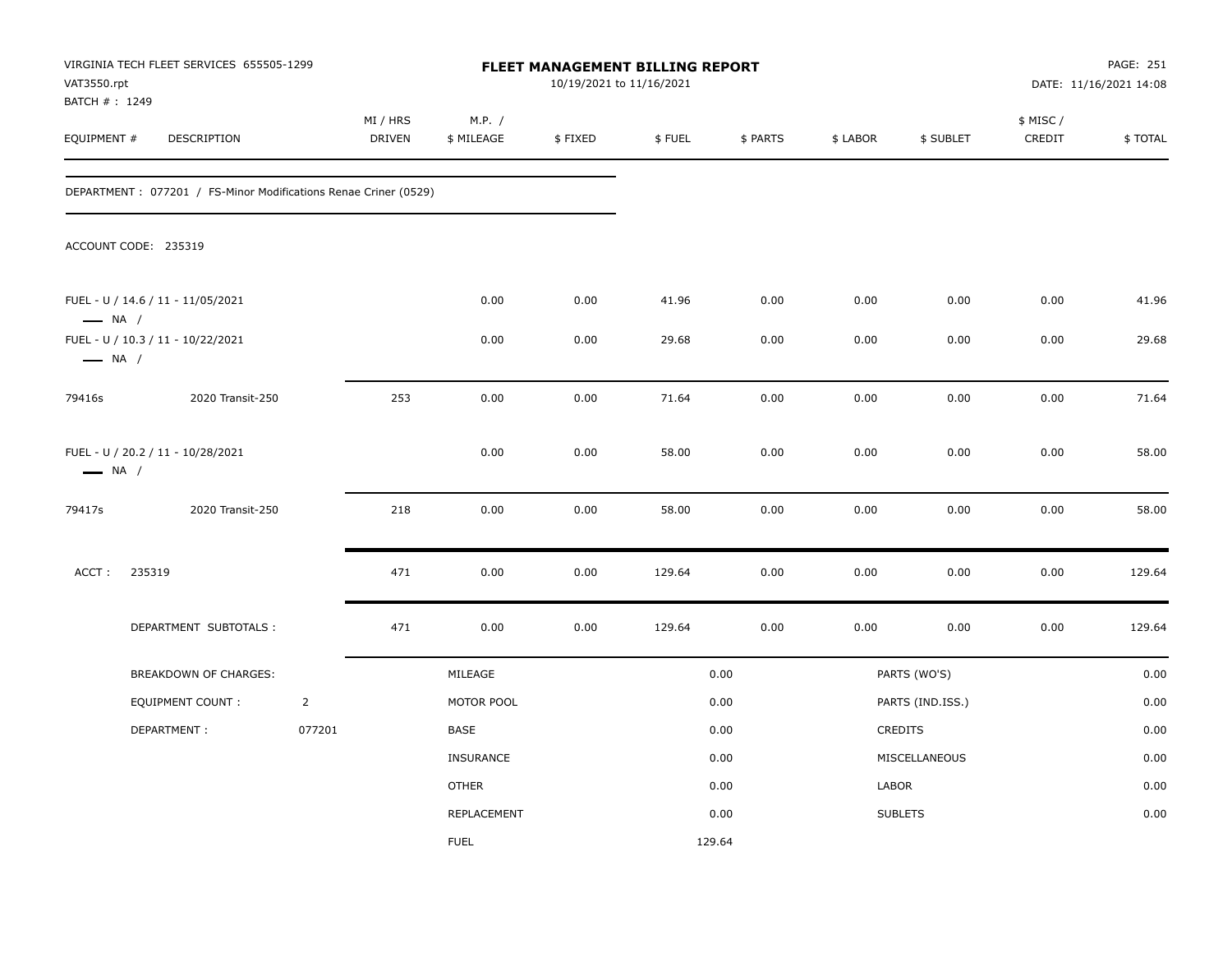VIRGINIA TECH FLEET SERVICES 655505-1299
VAT3550.rpt
BATCH # : 1249

# FLEET MANAGEMENT BILLING REPORT

10/19/2021 to 11/16/2021

PAGE: 251
DATE: 11/16/2021 14:08

| EQUIPMENT # | DESCRIPTION | MI / HRS DRIVEN | M.P. / $ MILEAGE | $ FIXED | $ FUEL | $ PARTS | $ LABOR | $ SUBLET | $ MISC / CREDIT | $ TOTAL |
|---|---|---|---|---|---|---|---|---|---|---|

DEPARTMENT : 077201 / FS-Minor Modifications Renae Criner (0529)

ACCOUNT CODE: 235319

| EQUIPMENT # | DESCRIPTION | MI / HRS DRIVEN | M.P. / $ MILEAGE | $ FIXED | $ FUEL | $ PARTS | $ LABOR | $ SUBLET | $ MISC / CREDIT | $ TOTAL |
|---|---|---|---|---|---|---|---|---|---|---|
| FUEL - U / 14.6 / 11 - 11/05/2021 — NA / | | | 0.00 | 0.00 | 41.96 | 0.00 | 0.00 | 0.00 | 0.00 | 41.96 |
| FUEL - U / 10.3 / 11 - 10/22/2021 — NA / | | | 0.00 | 0.00 | 29.68 | 0.00 | 0.00 | 0.00 | 0.00 | 29.68 |
| 79416s | 2020 Transit-250 | 253 | 0.00 | 0.00 | 71.64 | 0.00 | 0.00 | 0.00 | 0.00 | 71.64 |
| FUEL - U / 20.2 / 11 - 10/28/2021 — NA / | | | 0.00 | 0.00 | 58.00 | 0.00 | 0.00 | 0.00 | 0.00 | 58.00 |
| 79417s | 2020 Transit-250 | 218 | 0.00 | 0.00 | 58.00 | 0.00 | 0.00 | 0.00 | 0.00 | 58.00 |
| ACCT : | 235319 | 471 | 0.00 | 0.00 | 129.64 | 0.00 | 0.00 | 0.00 | 0.00 | 129.64 |
| | DEPARTMENT SUBTOTALS : | 471 | 0.00 | 0.00 | 129.64 | 0.00 | 0.00 | 0.00 | 0.00 | 129.64 |

| BREAKDOWN OF CHARGES: | | | | | |
|---|---|---|---|---|---|
| EQUIPMENT COUNT : | 2 | MILEAGE | 0.00 | PARTS (WO'S) | 0.00 |
| DEPARTMENT : | 077201 | MOTOR POOL | 0.00 | PARTS (IND.ISS.) | 0.00 |
| | | BASE | 0.00 | CREDITS | 0.00 |
| | | INSURANCE | 0.00 | MISCELLANEOUS | 0.00 |
| | | OTHER | 0.00 | LABOR | 0.00 |
| | | REPLACEMENT | 0.00 | SUBLETS | 0.00 |
| | | FUEL | 129.64 | | |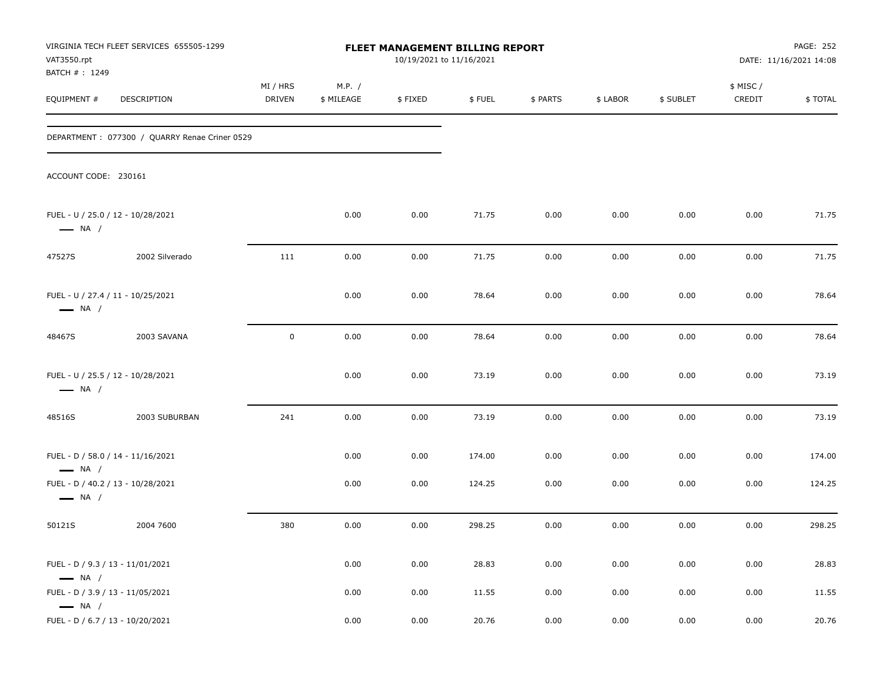VIRGINIA TECH FLEET SERVICES 655505-1299
VAT3550.rpt
BATCH # : 1249

# FLEET MANAGEMENT BILLING REPORT

10/19/2021 to 11/16/2021

PAGE: 252
DATE: 11/16/2021 14:08

DEPARTMENT : 077300 / QUARRY Renae Criner 0529

ACCOUNT CODE: 230161

| EQUIPMENT # | DESCRIPTION | MI / HRS DRIVEN | M.P. / $ MILEAGE | $ FIXED | $ FUEL | $ PARTS | $ LABOR | $ SUBLET | $ MISC / CREDIT | $ TOTAL |
|---|---|---|---|---|---|---|---|---|---|---|
| FUEL - U / 25.0 / 12 - 10/28/2021 — NA / | | | 0.00 | 0.00 | 71.75 | 0.00 | 0.00 | 0.00 | 0.00 | 71.75 |
| 47527S | 2002 Silverado | 111 | 0.00 | 0.00 | 71.75 | 0.00 | 0.00 | 0.00 | 0.00 | 71.75 |
| FUEL - U / 27.4 / 11 - 10/25/2021 — NA / | | | 0.00 | 0.00 | 78.64 | 0.00 | 0.00 | 0.00 | 0.00 | 78.64 |
| 48467S | 2003 SAVANA | 0 | 0.00 | 0.00 | 78.64 | 0.00 | 0.00 | 0.00 | 0.00 | 78.64 |
| FUEL - U / 25.5 / 12 - 10/28/2021 — NA / | | | 0.00 | 0.00 | 73.19 | 0.00 | 0.00 | 0.00 | 0.00 | 73.19 |
| 48516S | 2003 SUBURBAN | 241 | 0.00 | 0.00 | 73.19 | 0.00 | 0.00 | 0.00 | 0.00 | 73.19 |
| FUEL - D / 58.0 / 14 - 11/16/2021 — NA / | | | 0.00 | 0.00 | 174.00 | 0.00 | 0.00 | 0.00 | 0.00 | 174.00 |
| FUEL - D / 40.2 / 13 - 10/28/2021 — NA / | | | 0.00 | 0.00 | 124.25 | 0.00 | 0.00 | 0.00 | 0.00 | 124.25 |
| 50121S | 2004 7600 | 380 | 0.00 | 0.00 | 298.25 | 0.00 | 0.00 | 0.00 | 0.00 | 298.25 |
| FUEL - D / 9.3 / 13 - 11/01/2021 — NA / | | | 0.00 | 0.00 | 28.83 | 0.00 | 0.00 | 0.00 | 0.00 | 28.83 |
| FUEL - D / 3.9 / 13 - 11/05/2021 — NA / | | | 0.00 | 0.00 | 11.55 | 0.00 | 0.00 | 0.00 | 0.00 | 11.55 |
| FUEL - D / 6.7 / 13 - 10/20/2021 | | | 0.00 | 0.00 | 20.76 | 0.00 | 0.00 | 0.00 | 0.00 | 20.76 |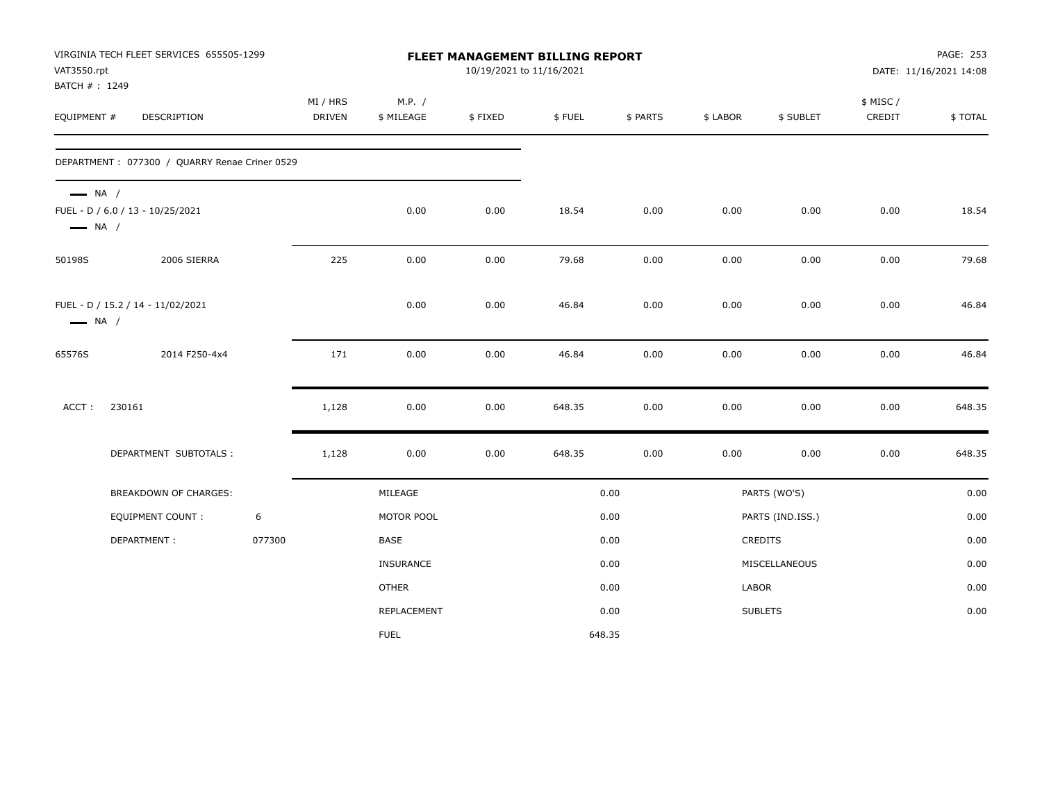VIRGINIA TECH FLEET SERVICES 655505-1299
VAT3550.rpt
BATCH # : 1249

# FLEET MANAGEMENT BILLING REPORT

10/19/2021 to 11/16/2021

DATE: 11/16/2021 14:08

| EQUIPMENT # | DESCRIPTION | MI / HRS DRIVEN | M.P. / $ MILEAGE | $ FIXED | $ FUEL | $ PARTS | $ LABOR | $ SUBLET | $ MISC / CREDIT | $ TOTAL |
|---|---|---|---|---|---|---|---|---|---|---|
| DEPARTMENT : 077300 / QUARRY Renae Criner 0529 | | | | | | | | | | |
| — NA / FUEL - D / 6.0 / 13 - 10/25/2021 — NA / | | | 0.00 | 0.00 | 18.54 | 0.00 | 0.00 | 0.00 | 0.00 | 18.54 |
| 50198S | 2006 SIERRA | 225 | 0.00 | 0.00 | 79.68 | 0.00 | 0.00 | 0.00 | 0.00 | 79.68 |
| FUEL - D / 15.2 / 14 - 11/02/2021 — NA / | | | 0.00 | 0.00 | 46.84 | 0.00 | 0.00 | 0.00 | 0.00 | 46.84 |
| 65576S | 2014 F250-4x4 | 171 | 0.00 | 0.00 | 46.84 | 0.00 | 0.00 | 0.00 | 0.00 | 46.84 |
| ACCT : 230161 | | 1,128 | 0.00 | 0.00 | 648.35 | 0.00 | 0.00 | 0.00 | 0.00 | 648.35 |
| | DEPARTMENT SUBTOTALS : | 1,128 | 0.00 | 0.00 | 648.35 | 0.00 | 0.00 | 0.00 | 0.00 | 648.35 |

| BREAKDOWN OF CHARGES: | | MILEAGE | 0.00 | PARTS (WO'S) | 0.00 |
|---|---|---|---|---|---|
| EQUIPMENT COUNT : | 6 | MOTOR POOL | 0.00 | PARTS (IND.ISS.) | 0.00 |
| DEPARTMENT : | 077300 | BASE | 0.00 | CREDITS | 0.00 |
| | | INSURANCE | 0.00 | MISCELLANEOUS | 0.00 |
| | | OTHER | 0.00 | LABOR | 0.00 |
| | | REPLACEMENT | 0.00 | SUBLETS | 0.00 |
| | | FUEL | 648.35 | | |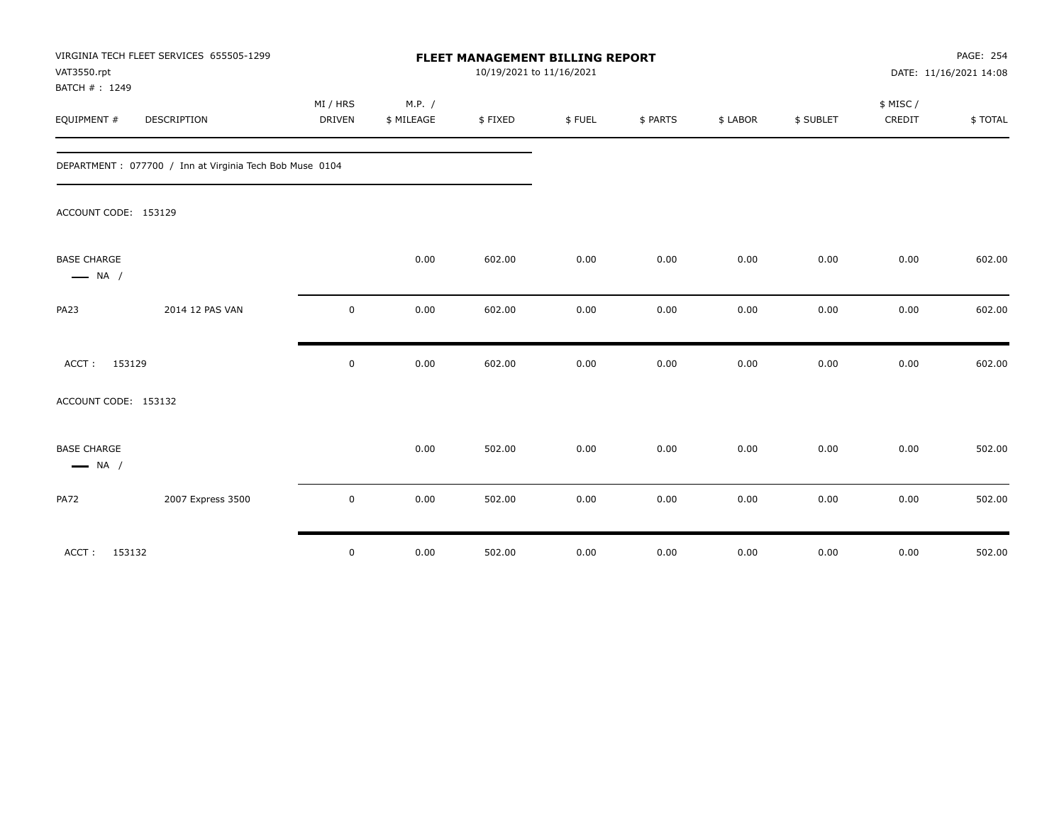VIRGINIA TECH FLEET SERVICES 655505-1299
VAT3550.rpt
BATCH # : 1249

# FLEET MANAGEMENT BILLING REPORT

10/19/2021 to 11/16/2021

DATE: 11/16/2021 14:08

| EQUIPMENT # | DESCRIPTION | MI / HRS DRIVEN | M.P. / $ MILEAGE | $ FIXED | $ FUEL | $ PARTS | $ LABOR | $ SUBLET | $ MISC / CREDIT | $ TOTAL |
|---|---|---|---|---|---|---|---|---|---|---|
| DEPARTMENT : 077700 / Inn at Virginia Tech Bob Muse 0104 | | | | | | | | | | |
| ACCOUNT CODE: 153129 | | | | | | | | | | |
| BASE CHARGE — NA / | | | 0.00 | 602.00 | 0.00 | 0.00 | 0.00 | 0.00 | 0.00 | 602.00 |
| PA23 | 2014 12 PAS VAN | 0 | 0.00 | 602.00 | 0.00 | 0.00 | 0.00 | 0.00 | 0.00 | 602.00 |
| ACCT : 153129 | | 0 | 0.00 | 602.00 | 0.00 | 0.00 | 0.00 | 0.00 | 0.00 | 602.00 |
| ACCOUNT CODE: 153132 | | | | | | | | | | |
| BASE CHARGE — NA / | | | 0.00 | 502.00 | 0.00 | 0.00 | 0.00 | 0.00 | 0.00 | 502.00 |
| PA72 | 2007 Express 3500 | 0 | 0.00 | 502.00 | 0.00 | 0.00 | 0.00 | 0.00 | 0.00 | 502.00 |
| ACCT : 153132 | | 0 | 0.00 | 502.00 | 0.00 | 0.00 | 0.00 | 0.00 | 0.00 | 502.00 |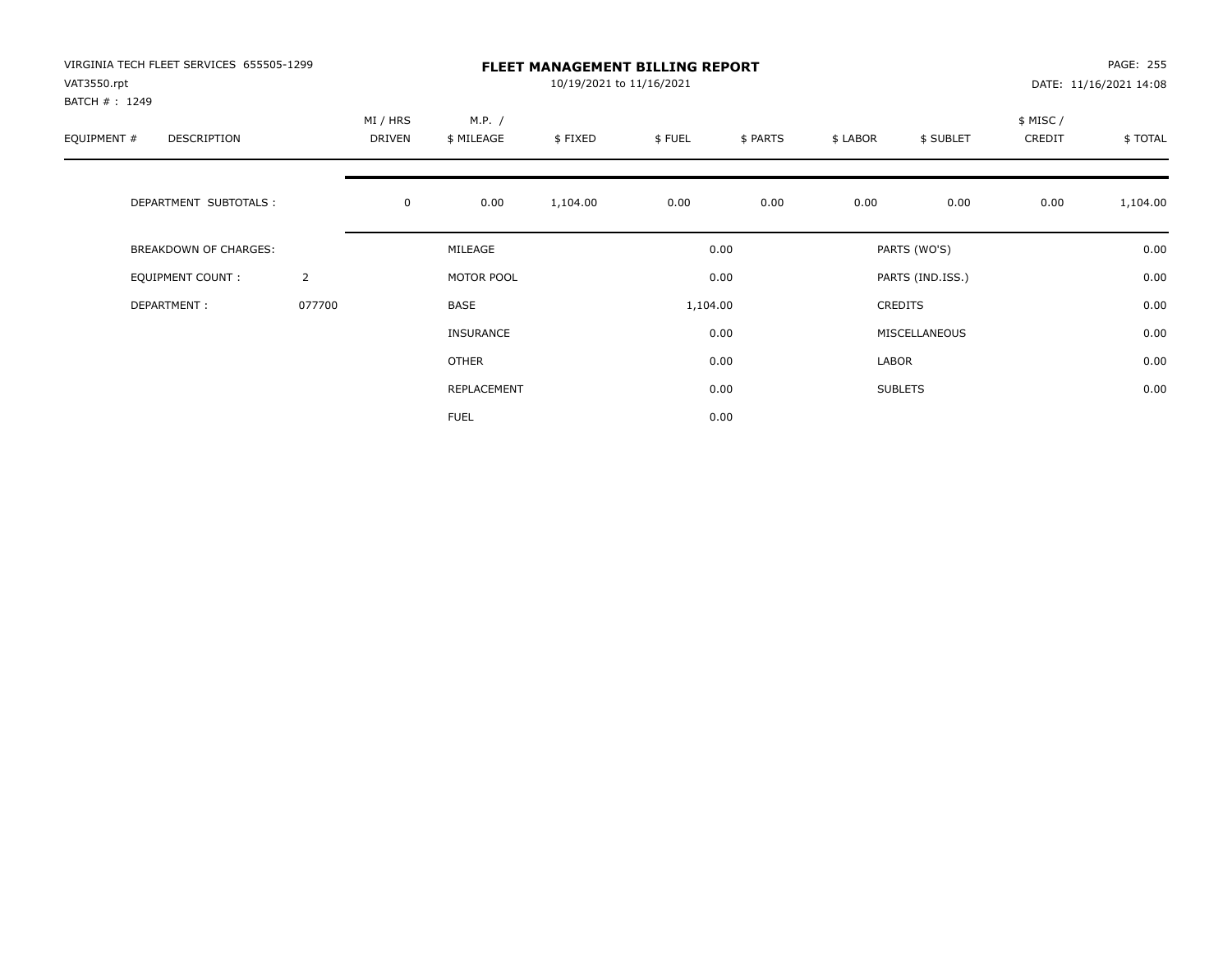VIRGINIA TECH FLEET SERVICES 655505-1299
VAT3550.rpt
BATCH # : 1249

# FLEET MANAGEMENT BILLING REPORT

10/19/2021 to 11/16/2021

DATE: 11/16/2021 14:08

| EQUIPMENT # | DESCRIPTION | MI / HRS DRIVEN | M.P. / $ MILEAGE | $ FIXED | $ FUEL | $ PARTS | $ LABOR | $ SUBLET | $ MISC / CREDIT | $ TOTAL |
|---|---|---|---|---|---|---|---|---|---|---|
| | DEPARTMENT SUBTOTALS : | 0 | 0.00 | 1,104.00 | 0.00 | 0.00 | 0.00 | 0.00 | 0.00 | 1,104.00 |

| | | | | | |
|---|---|---|---|---|---|
| BREAKDOWN OF CHARGES: | | MILEAGE | 0.00 | PARTS (WO'S) | 0.00 |
| EQUIPMENT COUNT : | 2 | MOTOR POOL | 0.00 | PARTS (IND.ISS.) | 0.00 |
| DEPARTMENT : | 077700 | BASE | 1,104.00 | CREDITS | 0.00 |
| | | INSURANCE | 0.00 | MISCELLANEOUS | 0.00 |
| | | OTHER | 0.00 | LABOR | 0.00 |
| | | REPLACEMENT | 0.00 | SUBLETS | 0.00 |
| | | FUEL | 0.00 | | |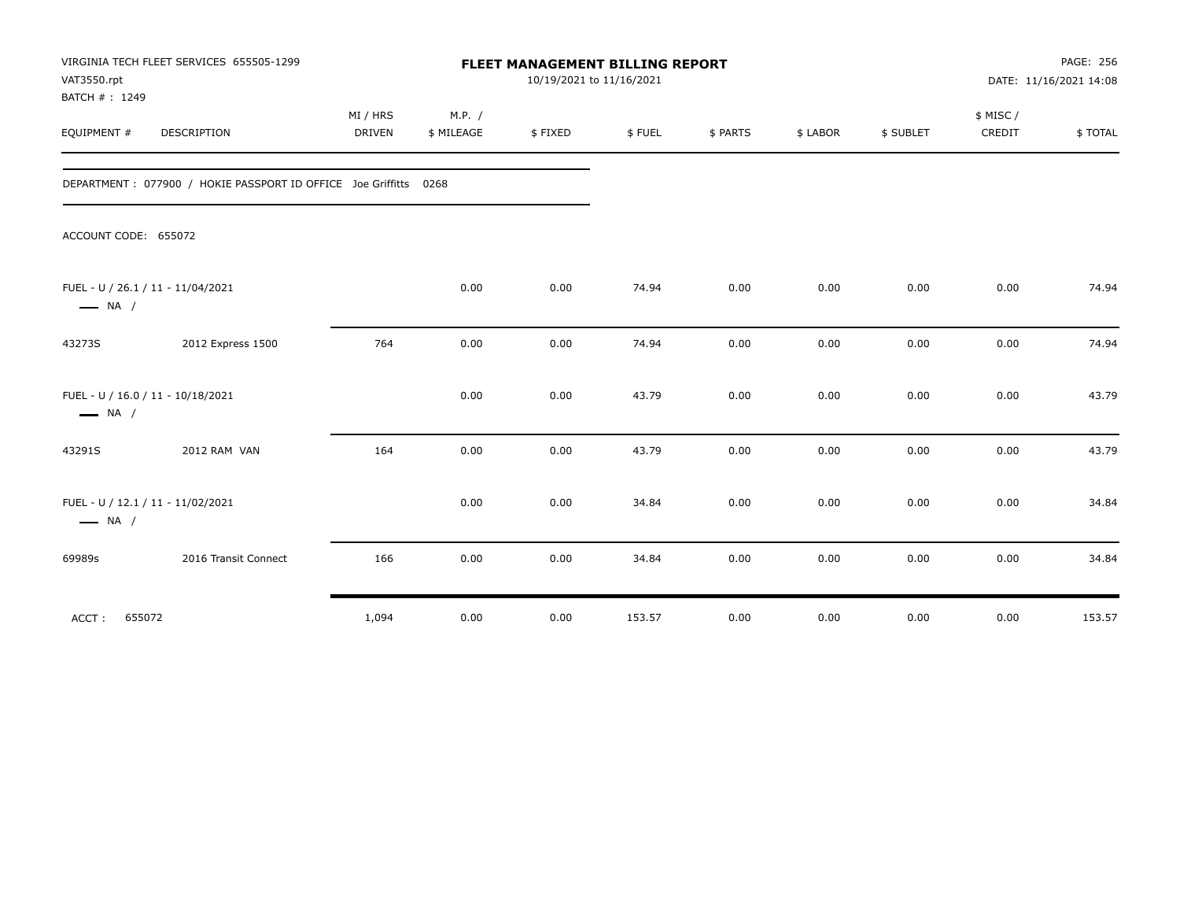VIRGINIA TECH FLEET SERVICES 655505-1299
VAT3550.rpt
BATCH # : 1249

# FLEET MANAGEMENT BILLING REPORT

10/19/2021 to 11/16/2021

DATE: 11/16/2021 14:08

DEPARTMENT : 077900 / HOKIE PASSPORT ID OFFICE Joe Griffitts 0268

ACCOUNT CODE: 655072

| EQUIPMENT # | DESCRIPTION | MI / HRS DRIVEN | M.P. / $ MILEAGE | $ FIXED | $ FUEL | $ PARTS | $ LABOR | $ SUBLET | $ MISC / CREDIT | $ TOTAL |
|---|---|---|---|---|---|---|---|---|---|---|
| FUEL - U / 26.1 / 11 - 11/04/2021 — NA / | | | 0.00 | 0.00 | 74.94 | 0.00 | 0.00 | 0.00 | 0.00 | 74.94 |
| 43273S | 2012 Express 1500 | 764 | 0.00 | 0.00 | 74.94 | 0.00 | 0.00 | 0.00 | 0.00 | 74.94 |
| FUEL - U / 16.0 / 11 - 10/18/2021 — NA / | | | 0.00 | 0.00 | 43.79 | 0.00 | 0.00 | 0.00 | 0.00 | 43.79 |
| 43291S | 2012 RAM VAN | 164 | 0.00 | 0.00 | 43.79 | 0.00 | 0.00 | 0.00 | 0.00 | 43.79 |
| FUEL - U / 12.1 / 11 - 11/02/2021 — NA / | | | 0.00 | 0.00 | 34.84 | 0.00 | 0.00 | 0.00 | 0.00 | 34.84 |
| 69989s | 2016 Transit Connect | 166 | 0.00 | 0.00 | 34.84 | 0.00 | 0.00 | 0.00 | 0.00 | 34.84 |
| ACCT : 655072 | | 1,094 | 0.00 | 0.00 | 153.57 | 0.00 | 0.00 | 0.00 | 0.00 | 153.57 |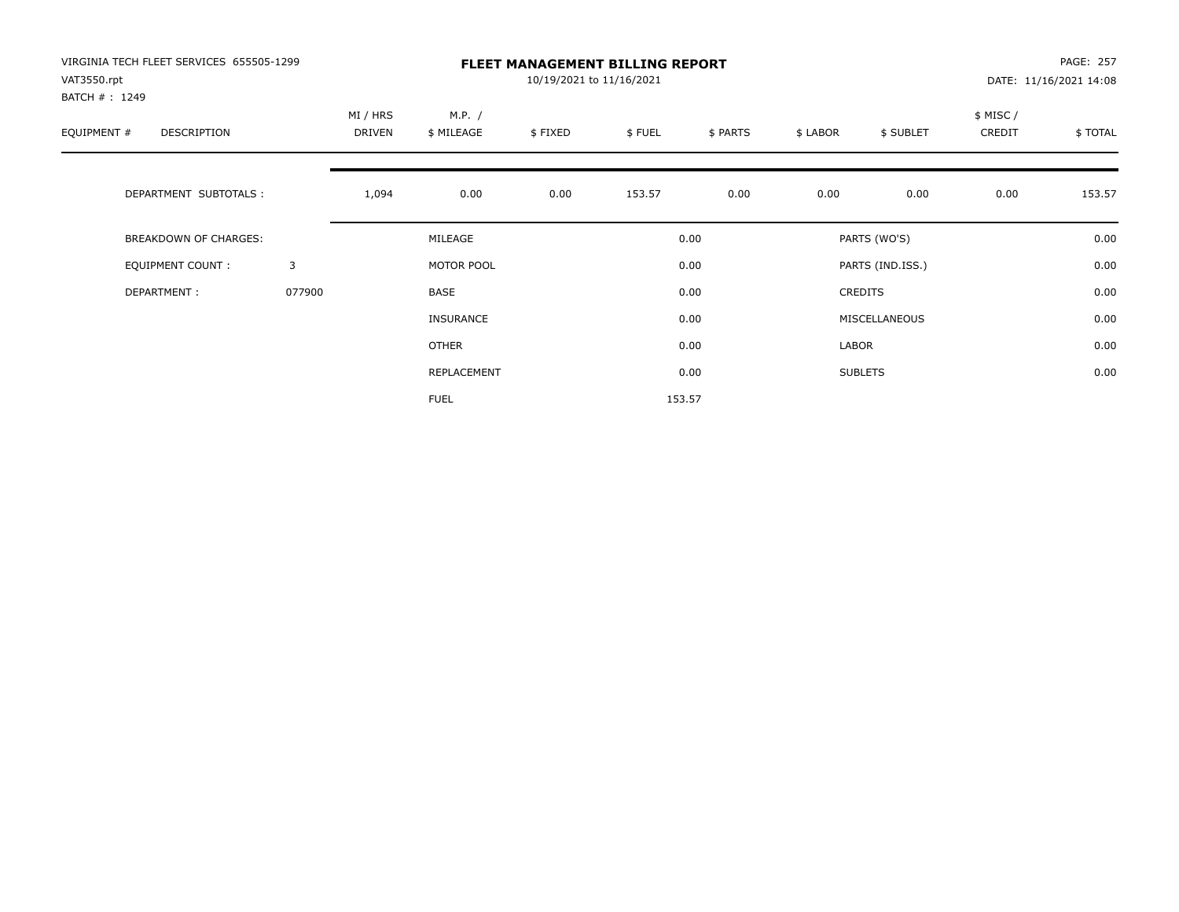VIRGINIA TECH FLEET SERVICES 655505-1299
VAT3550.rpt
BATCH # : 1249

# FLEET MANAGEMENT BILLING REPORT

10/19/2021 to 11/16/2021

PAGE: 257
DATE: 11/16/2021 14:08

| EQUIPMENT # | DESCRIPTION | | MI / HRS DRIVEN | M.P. / $ MILEAGE | $ FIXED | $ FUEL | $ PARTS | $ LABOR | $ SUBLET | $ MISC / CREDIT | $ TOTAL |
|---|---|---|---|---|---|---|---|---|---|---|---|
| | DEPARTMENT SUBTOTALS : | | 1,094 | 0.00 | 0.00 | 153.57 | 0.00 | 0.00 | 0.00 | 0.00 | 153.57 |

| | | | | | |
|---|---|---|---|---|---|
| BREAKDOWN OF CHARGES: | | MILEAGE | 0.00 | PARTS (WO'S) | 0.00 |
| EQUIPMENT COUNT : | 3 | MOTOR POOL | 0.00 | PARTS (IND.ISS.) | 0.00 |
| DEPARTMENT : | 077900 | BASE | 0.00 | CREDITS | 0.00 |
| | | INSURANCE | 0.00 | MISCELLANEOUS | 0.00 |
| | | OTHER | 0.00 | LABOR | 0.00 |
| | | REPLACEMENT | 0.00 | SUBLETS | 0.00 |
| | | FUEL | 153.57 | | |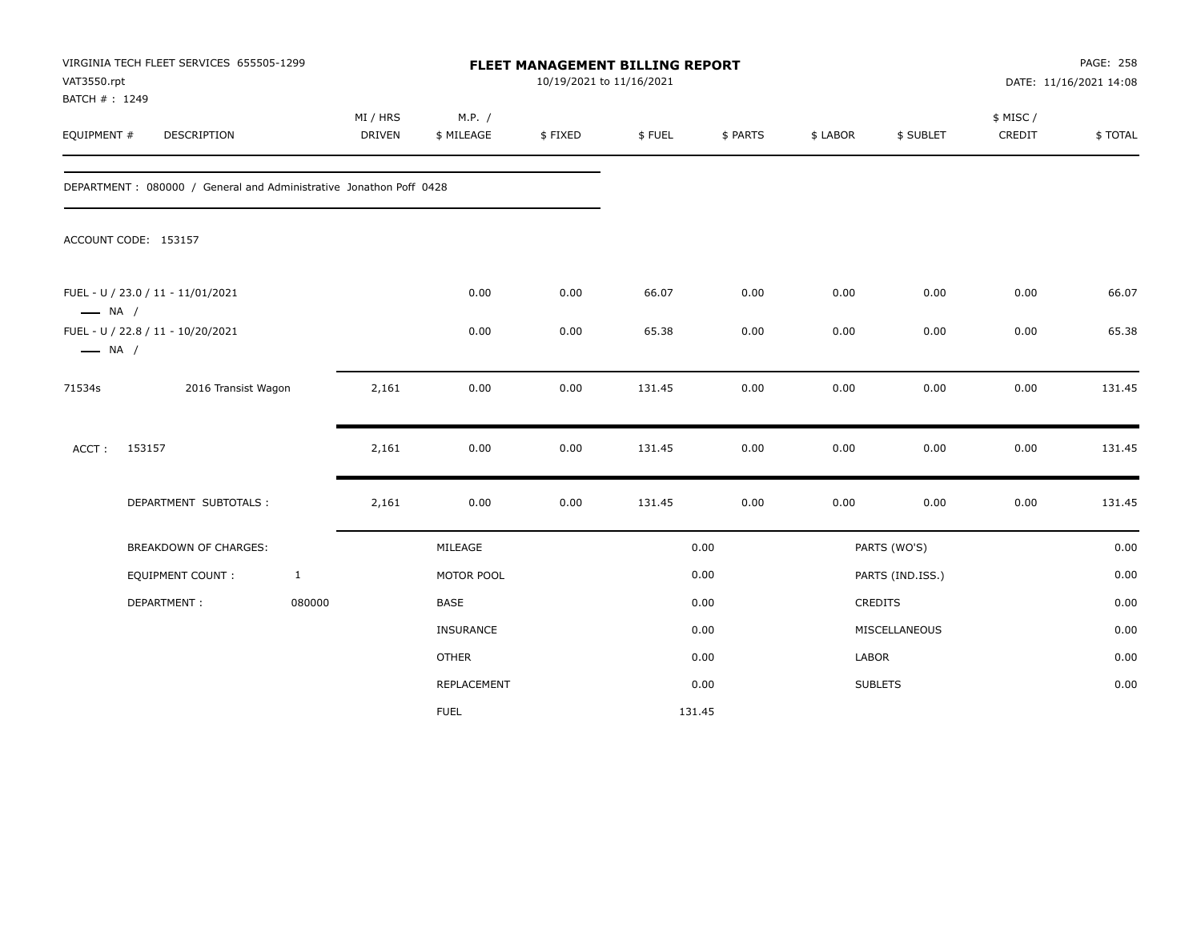VIRGINIA TECH FLEET SERVICES 655505-1299
VAT3550.rpt
BATCH # : 1249

**FLEET MANAGEMENT BILLING REPORT**
10/19/2021 to 11/16/2021

DATE: 11/16/2021 14:08

| EQUIPMENT # | DESCRIPTION | MI / HRS DRIVEN | M.P. / $ MILEAGE | $ FIXED | $ FUEL | $ PARTS | $ LABOR | $ SUBLET | $ MISC / CREDIT | $ TOTAL |
|---|---|---|---|---|---|---|---|---|---|---|

DEPARTMENT : 080000 / General and Administrative Jonathon Poff 0428

ACCOUNT CODE: 153157

| EQUIPMENT # | DESCRIPTION | MI / HRS DRIVEN | M.P. / $ MILEAGE | $ FIXED | $ FUEL | $ PARTS | $ LABOR | $ SUBLET | $ MISC / CREDIT | $ TOTAL |
|---|---|---|---|---|---|---|---|---|---|---|
| FUEL - U / 23.0 / 11 - 11/01/2021 —— NA / | | | 0.00 | 0.00 | 66.07 | 0.00 | 0.00 | 0.00 | 0.00 | 66.07 |
| FUEL - U / 22.8 / 11 - 10/20/2021 —— NA / | | | 0.00 | 0.00 | 65.38 | 0.00 | 0.00 | 0.00 | 0.00 | 65.38 |
| 71534s | 2016 Transist Wagon | 2,161 | 0.00 | 0.00 | 131.45 | 0.00 | 0.00 | 0.00 | 0.00 | 131.45 |
| ACCT : | 153157 | 2,161 | 0.00 | 0.00 | 131.45 | 0.00 | 0.00 | 0.00 | 0.00 | 131.45 |
| | DEPARTMENT SUBTOTALS : | 2,161 | 0.00 | 0.00 | 131.45 | 0.00 | 0.00 | 0.00 | 0.00 | 131.45 |

| BREAKDOWN OF CHARGES: | | | | | |
|---|---|---|---|---|---|
| EQUIPMENT COUNT : | 1 | MILEAGE | 0.00 | PARTS (WO'S) | 0.00 |
| DEPARTMENT : | 080000 | MOTOR POOL | 0.00 | PARTS (IND.ISS.) | 0.00 |
| | | BASE | 0.00 | CREDITS | 0.00 |
| | | INSURANCE | 0.00 | MISCELLANEOUS | 0.00 |
| | | OTHER | 0.00 | LABOR | 0.00 |
| | | REPLACEMENT | 0.00 | SUBLETS | 0.00 |
| | | FUEL | 131.45 | | |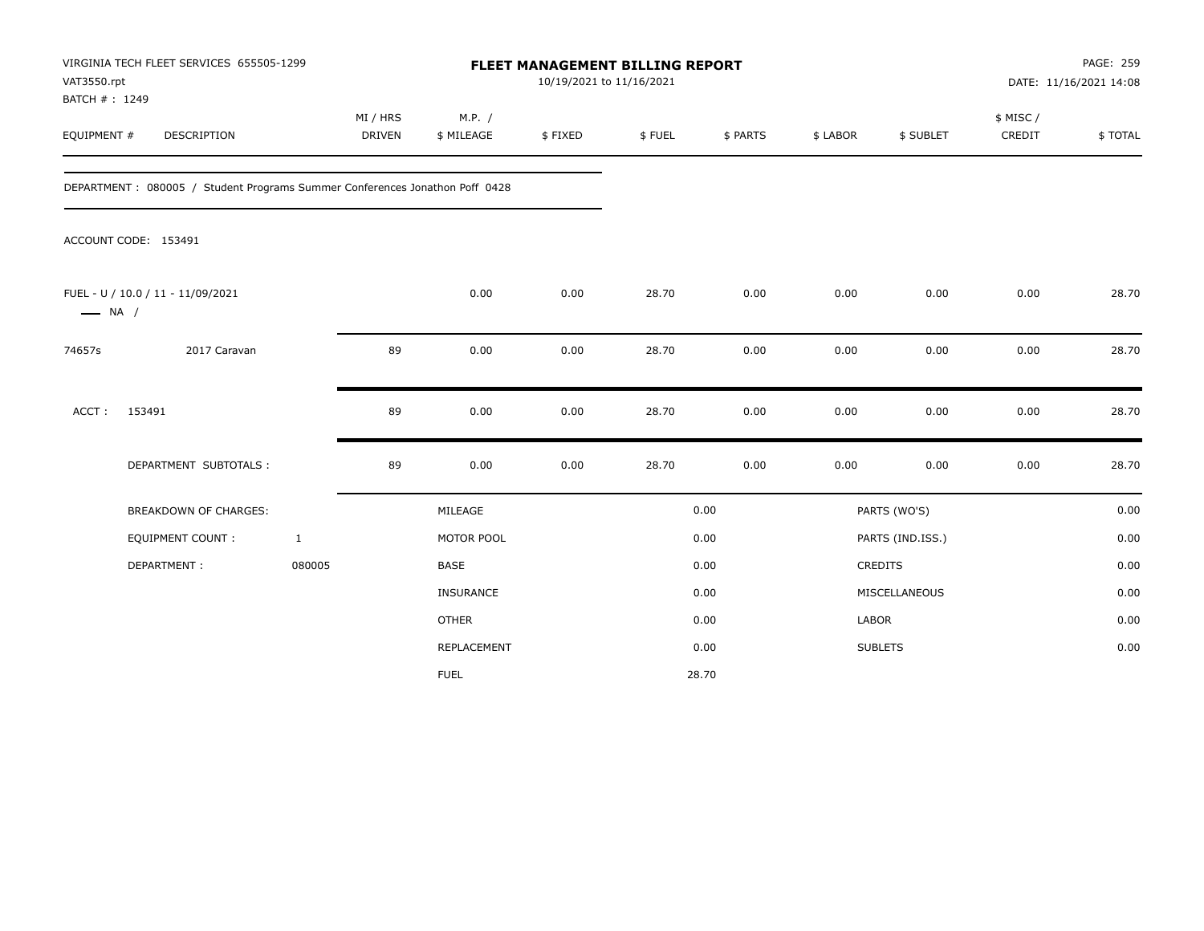VIRGINIA TECH FLEET SERVICES 655505-1299
VAT3550.rpt
BATCH # : 1249

**FLEET MANAGEMENT BILLING REPORT**
10/19/2021 to 11/16/2021

DATE: 11/16/2021 14:08

| EQUIPMENT # | DESCRIPTION | MI / HRS DRIVEN | M.P. / $ MILEAGE | $ FIXED | $ FUEL | $ PARTS | $ LABOR | $ SUBLET | $ MISC / CREDIT | $ TOTAL |
|---|---|---|---|---|---|---|---|---|---|---|

DEPARTMENT : 080005 / Student Programs Summer Conferences Jonathon Poff 0428

ACCOUNT CODE: 153491

| EQUIPMENT # | DESCRIPTION | MI / HRS DRIVEN | M.P. / $ MILEAGE | $ FIXED | $ FUEL | $ PARTS | $ LABOR | $ SUBLET | $ MISC / CREDIT | $ TOTAL |
|---|---|---|---|---|---|---|---|---|---|---|
| FUEL - U / 10.0 / 11 - 11/09/2021 —— NA / | | | 0.00 | 0.00 | 28.70 | 0.00 | 0.00 | 0.00 | 0.00 | 28.70 |
| 74657s | 2017 Caravan | 89 | 0.00 | 0.00 | 28.70 | 0.00 | 0.00 | 0.00 | 0.00 | 28.70 |
| ACCT : | 153491 | 89 | 0.00 | 0.00 | 28.70 | 0.00 | 0.00 | 0.00 | 0.00 | 28.70 |
| | DEPARTMENT SUBTOTALS : | 89 | 0.00 | 0.00 | 28.70 | 0.00 | 0.00 | 0.00 | 0.00 | 28.70 |

| | | | | | |
|---|---|---|---|---|---|
| BREAKDOWN OF CHARGES: | | MILEAGE | 0.00 | PARTS (WO'S) | 0.00 |
| EQUIPMENT COUNT : | 1 | MOTOR POOL | 0.00 | PARTS (IND.ISS.) | 0.00 |
| DEPARTMENT : | 080005 | BASE | 0.00 | CREDITS | 0.00 |
| | | INSURANCE | 0.00 | MISCELLANEOUS | 0.00 |
| | | OTHER | 0.00 | LABOR | 0.00 |
| | | REPLACEMENT | 0.00 | SUBLETS | 0.00 |
| | | FUEL | 28.70 | | |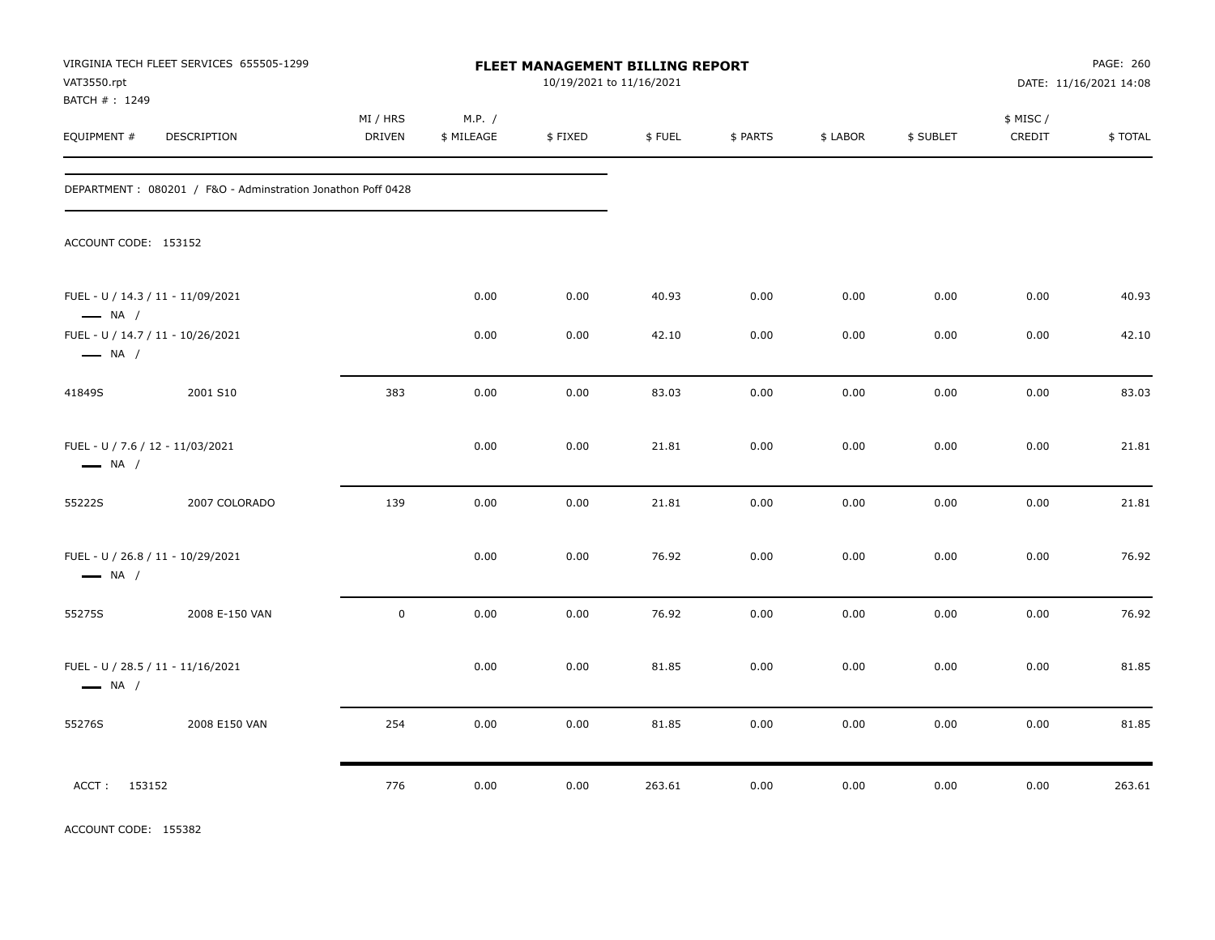VIRGINIA TECH FLEET SERVICES 655505-1299
VAT3550.rpt
BATCH # : 1249

# FLEET MANAGEMENT BILLING REPORT

10/19/2021 to 11/16/2021

PAGE: 260
DATE: 11/16/2021 14:08

DEPARTMENT : 080201 / F&O - Adminstration Jonathon Poff 0428

ACCOUNT CODE: 153152

| EQUIPMENT # | DESCRIPTION | MI / HRS DRIVEN | M.P. / $ MILEAGE | $ FIXED | $ FUEL | $ PARTS | $ LABOR | $ SUBLET | $ MISC / CREDIT | $ TOTAL |
|---|---|---|---|---|---|---|---|---|---|---|
| FUEL - U / 14.3 / 11 - 11/09/2021 — NA / | | | 0.00 | 0.00 | 40.93 | 0.00 | 0.00 | 0.00 | 0.00 | 40.93 |
| FUEL - U / 14.7 / 11 - 10/26/2021 — NA / | | | 0.00 | 0.00 | 42.10 | 0.00 | 0.00 | 0.00 | 0.00 | 42.10 |
| 41849S | 2001 S10 | 383 | 0.00 | 0.00 | 83.03 | 0.00 | 0.00 | 0.00 | 0.00 | 83.03 |
| FUEL - U / 7.6 / 12 - 11/03/2021 — NA / | | | 0.00 | 0.00 | 21.81 | 0.00 | 0.00 | 0.00 | 0.00 | 21.81 |
| 55222S | 2007 COLORADO | 139 | 0.00 | 0.00 | 21.81 | 0.00 | 0.00 | 0.00 | 0.00 | 21.81 |
| FUEL - U / 26.8 / 11 - 10/29/2021 — NA / | | | 0.00 | 0.00 | 76.92 | 0.00 | 0.00 | 0.00 | 0.00 | 76.92 |
| 55275S | 2008 E-150 VAN | 0 | 0.00 | 0.00 | 76.92 | 0.00 | 0.00 | 0.00 | 0.00 | 76.92 |
| FUEL - U / 28.5 / 11 - 11/16/2021 — NA / | | | 0.00 | 0.00 | 81.85 | 0.00 | 0.00 | 0.00 | 0.00 | 81.85 |
| 55276S | 2008 E150 VAN | 254 | 0.00 | 0.00 | 81.85 | 0.00 | 0.00 | 0.00 | 0.00 | 81.85 |
| ACCT : 153152 | | 776 | 0.00 | 0.00 | 263.61 | 0.00 | 0.00 | 0.00 | 0.00 | 263.61 |

ACCOUNT CODE: 155382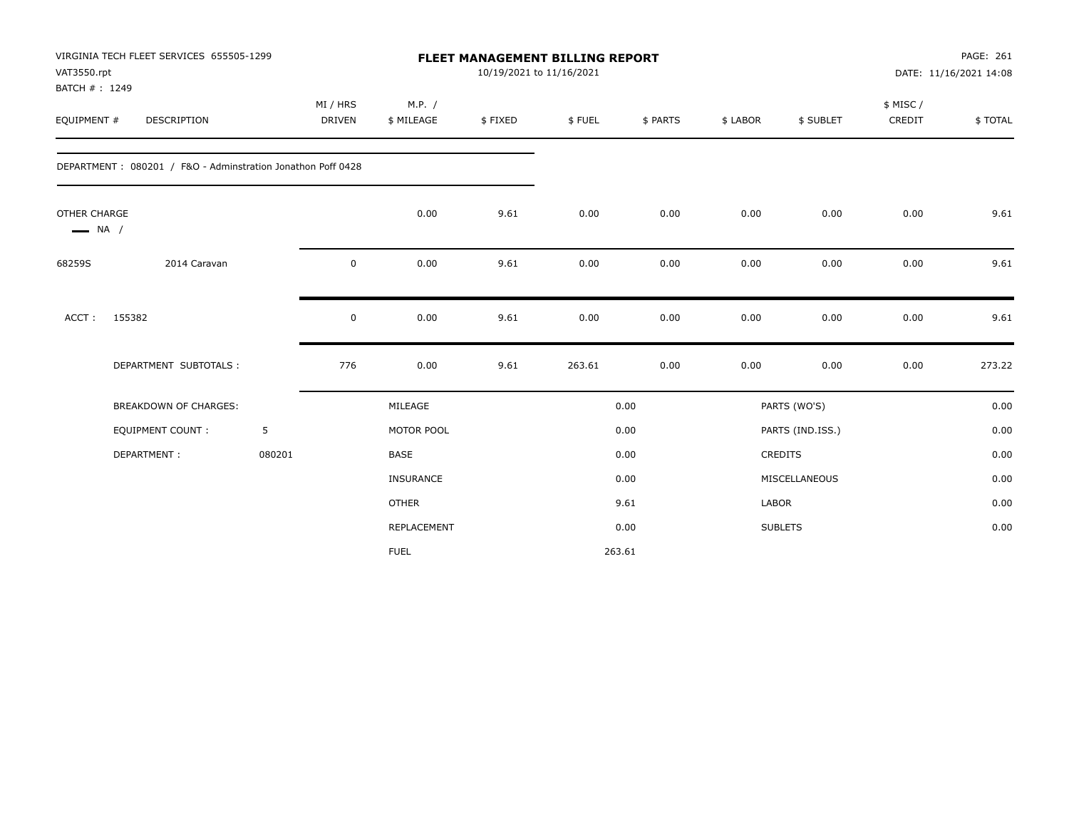VIRGINIA TECH FLEET SERVICES 655505-1299
VAT3550.rpt
BATCH # : 1249

# FLEET MANAGEMENT BILLING REPORT

10/19/2021 to 11/16/2021

DATE: 11/16/2021 14:08

| EQUIPMENT # | DESCRIPTION | MI / HRS DRIVEN | M.P. / $ MILEAGE | $ FIXED | $ FUEL | $ PARTS | $ LABOR | $ SUBLET | $ MISC / CREDIT | $ TOTAL |
|---|---|---|---|---|---|---|---|---|---|---|
| DEPARTMENT : 080201 / F&O - Adminstration Jonathon Poff 0428 | | | | | | | | | | |
| OTHER CHARGE NA / | | | 0.00 | 9.61 | 0.00 | 0.00 | 0.00 | 0.00 | 0.00 | 9.61 |
| 68259S | 2014 Caravan | 0 | 0.00 | 9.61 | 0.00 | 0.00 | 0.00 | 0.00 | 0.00 | 9.61 |
| ACCT : 155382 | | 0 | 0.00 | 9.61 | 0.00 | 0.00 | 0.00 | 0.00 | 0.00 | 9.61 |
| | DEPARTMENT SUBTOTALS : | 776 | 0.00 | 9.61 | 263.61 | 0.00 | 0.00 | 0.00 | 0.00 | 273.22 |

| BREAKDOWN OF CHARGES: | | | | | |
|---|---|---|---|---|---|
| EQUIPMENT COUNT : | 5 | MILEAGE | 0.00 | PARTS (WO'S) | 0.00 |
| DEPARTMENT : | 080201 | MOTOR POOL | 0.00 | PARTS (IND.ISS.) | 0.00 |
| | | BASE | 0.00 | CREDITS | 0.00 |
| | | INSURANCE | 0.00 | MISCELLANEOUS | 0.00 |
| | | OTHER | 9.61 | LABOR | 0.00 |
| | | REPLACEMENT | 0.00 | SUBLETS | 0.00 |
| | | FUEL | 263.61 | | |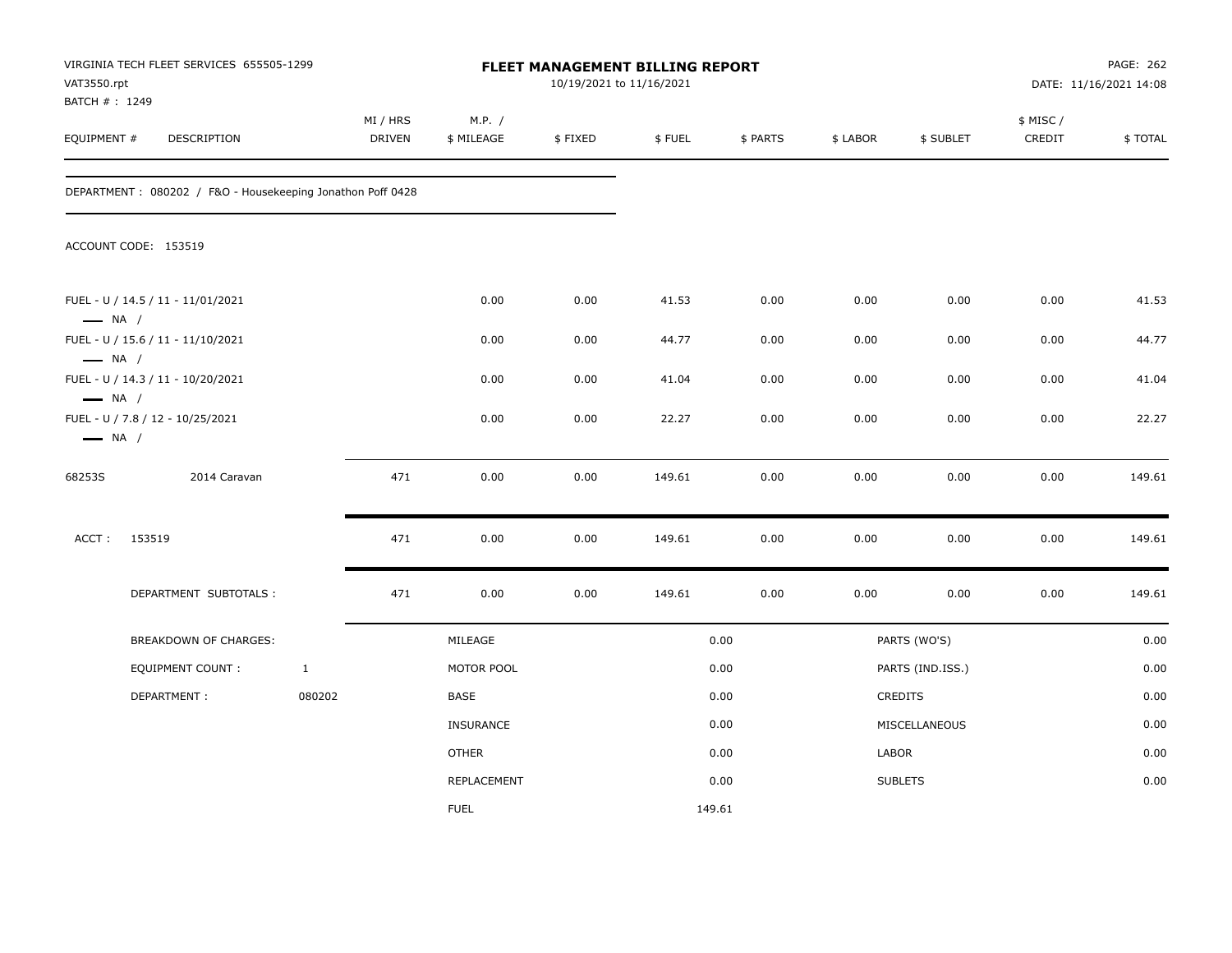VIRGINIA TECH FLEET SERVICES 655505-1299
VAT3550.rpt
BATCH # : 1249

# FLEET MANAGEMENT BILLING REPORT

10/19/2021 to 11/16/2021

DATE: 11/16/2021 14:08

| EQUIPMENT # | DESCRIPTION | MI / HRS DRIVEN | M.P. / $ MILEAGE | $ FIXED | $ FUEL | $ PARTS | $ LABOR | $ SUBLET | $ MISC / CREDIT | $ TOTAL |
|---|---|---|---|---|---|---|---|---|---|---|

DEPARTMENT : 080202 / F&O - Housekeeping Jonathon Poff 0428

ACCOUNT CODE: 153519

| EQUIPMENT # | DESCRIPTION | MI / HRS DRIVEN | M.P. / $ MILEAGE | $ FIXED | $ FUEL | $ PARTS | $ LABOR | $ SUBLET | $ MISC / CREDIT | $ TOTAL |
|---|---|---|---|---|---|---|---|---|---|---|
| FUEL - U / 14.5 / 11 - 11/01/2021 — NA / | | | 0.00 | 0.00 | 41.53 | 0.00 | 0.00 | 0.00 | 0.00 | 41.53 |
| FUEL - U / 15.6 / 11 - 11/10/2021 — NA / | | | 0.00 | 0.00 | 44.77 | 0.00 | 0.00 | 0.00 | 0.00 | 44.77 |
| FUEL - U / 14.3 / 11 - 10/20/2021 — NA / | | | 0.00 | 0.00 | 41.04 | 0.00 | 0.00 | 0.00 | 0.00 | 41.04 |
| FUEL - U / 7.8 / 12 - 10/25/2021 — NA / | | | 0.00 | 0.00 | 22.27 | 0.00 | 0.00 | 0.00 | 0.00 | 22.27 |
| 68253S | 2014 Caravan | 471 | 0.00 | 0.00 | 149.61 | 0.00 | 0.00 | 0.00 | 0.00 | 149.61 |
| ACCT : | 153519 | 471 | 0.00 | 0.00 | 149.61 | 0.00 | 0.00 | 0.00 | 0.00 | 149.61 |
| | DEPARTMENT SUBTOTALS : | 471 | 0.00 | 0.00 | 149.61 | 0.00 | 0.00 | 0.00 | 0.00 | 149.61 |

| BREAKDOWN OF CHARGES: | | MILEAGE | 0.00 | PARTS (WO'S) | 0.00 |
|---|---|---|---|---|---|
| EQUIPMENT COUNT : | 1 | MOTOR POOL | 0.00 | PARTS (IND.ISS.) | 0.00 |
| DEPARTMENT : | 080202 | BASE | 0.00 | CREDITS | 0.00 |
| | | INSURANCE | 0.00 | MISCELLANEOUS | 0.00 |
| | | OTHER | 0.00 | LABOR | 0.00 |
| | | REPLACEMENT | 0.00 | SUBLETS | 0.00 |
| | | FUEL | 149.61 | | |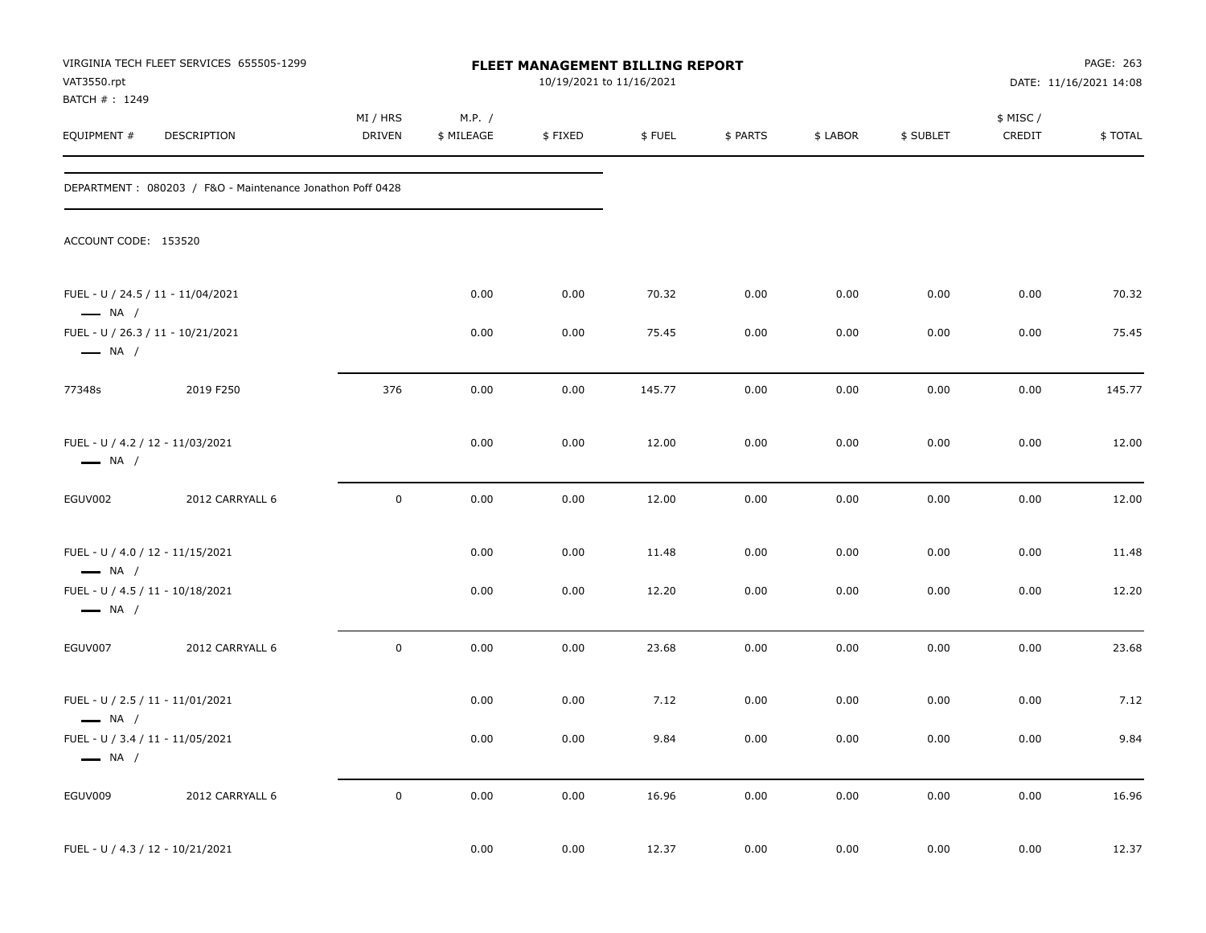VIRGINIA TECH FLEET SERVICES 655505-1299
VAT3550.rpt
BATCH # : 1249

**FLEET MANAGEMENT BILLING REPORT**
10/19/2021 to 11/16/2021

DATE: 11/16/2021 14:08

| EQUIPMENT # | DESCRIPTION | MI / HRS DRIVEN | M.P. / $ MILEAGE | $ FIXED | $ FUEL | $ PARTS | $ LABOR | $ SUBLET | $ MISC / CREDIT | $ TOTAL |
|---|---|---|---|---|---|---|---|---|---|---|

DEPARTMENT : 080203 / F&O - Maintenance Jonathon Poff 0428

ACCOUNT CODE: 153520

| EQUIPMENT # | DESCRIPTION | MI / HRS DRIVEN | M.P. / $ MILEAGE | $ FIXED | $ FUEL | $ PARTS | $ LABOR | $ SUBLET | $ MISC / CREDIT | $ TOTAL |
|---|---|---|---|---|---|---|---|---|---|---|
| FUEL - U / 24.5 / 11 - 11/04/2021<br>— NA / | | | 0.00 | 0.00 | 70.32 | 0.00 | 0.00 | 0.00 | 0.00 | 70.32 |
| FUEL - U / 26.3 / 11 - 10/21/2021<br>— NA / | | | 0.00 | 0.00 | 75.45 | 0.00 | 0.00 | 0.00 | 0.00 | 75.45 |
| 77348s | 2019 F250 | 376 | 0.00 | 0.00 | 145.77 | 0.00 | 0.00 | 0.00 | 0.00 | 145.77 |
| FUEL - U / 4.2 / 12 - 11/03/2021<br>— NA / | | | 0.00 | 0.00 | 12.00 | 0.00 | 0.00 | 0.00 | 0.00 | 12.00 |
| EGUV002 | 2012 CARRYALL 6 | 0 | 0.00 | 0.00 | 12.00 | 0.00 | 0.00 | 0.00 | 0.00 | 12.00 |
| FUEL - U / 4.0 / 12 - 11/15/2021<br>— NA / | | | 0.00 | 0.00 | 11.48 | 0.00 | 0.00 | 0.00 | 0.00 | 11.48 |
| FUEL - U / 4.5 / 11 - 10/18/2021<br>— NA / | | | 0.00 | 0.00 | 12.20 | 0.00 | 0.00 | 0.00 | 0.00 | 12.20 |
| EGUV007 | 2012 CARRYALL 6 | 0 | 0.00 | 0.00 | 23.68 | 0.00 | 0.00 | 0.00 | 0.00 | 23.68 |
| FUEL - U / 2.5 / 11 - 11/01/2021<br>— NA / | | | 0.00 | 0.00 | 7.12 | 0.00 | 0.00 | 0.00 | 0.00 | 7.12 |
| FUEL - U / 3.4 / 11 - 11/05/2021<br>— NA / | | | 0.00 | 0.00 | 9.84 | 0.00 | 0.00 | 0.00 | 0.00 | 9.84 |
| EGUV009 | 2012 CARRYALL 6 | 0 | 0.00 | 0.00 | 16.96 | 0.00 | 0.00 | 0.00 | 0.00 | 16.96 |
| FUEL - U / 4.3 / 12 - 10/21/2021 | | | 0.00 | 0.00 | 12.37 | 0.00 | 0.00 | 0.00 | 0.00 | 12.37 |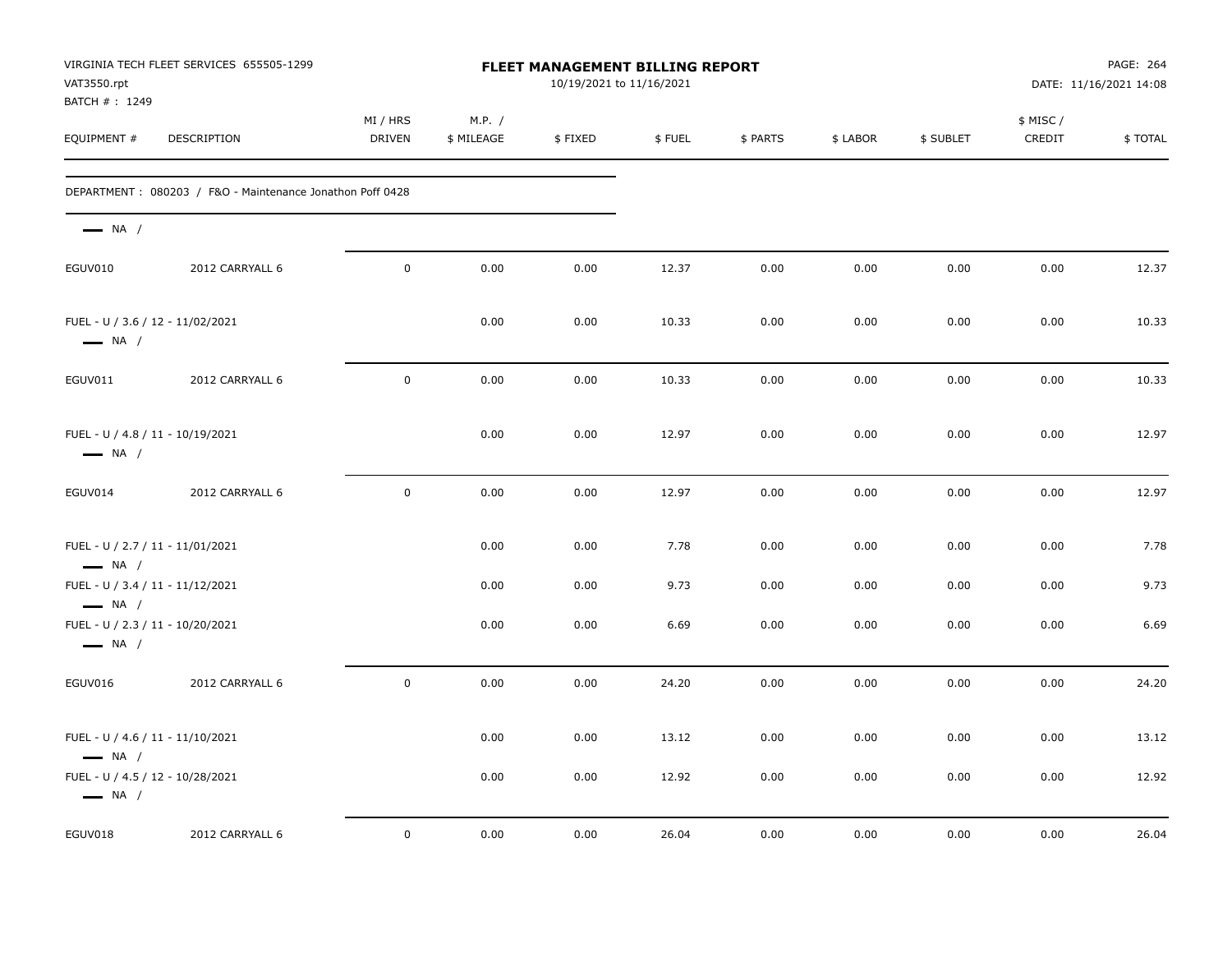VIRGINIA TECH FLEET SERVICES 655505-1299
VAT3550.rpt
BATCH # : 1249

**FLEET MANAGEMENT BILLING REPORT**
10/19/2021 to 11/16/2021

PAGE: 264
DATE: 11/16/2021 14:08

| EQUIPMENT # | DESCRIPTION | MI / HRS DRIVEN | M.P. / $ MILEAGE | $ FIXED | $ FUEL | $ PARTS | $ LABOR | $ SUBLET | $ MISC / CREDIT | $ TOTAL |
|---|---|---|---|---|---|---|---|---|---|---|
| DEPARTMENT : 080203 / F&O - Maintenance Jonathon Poff 0428 | | | | | | | | | | |
| — NA / | | | | | | | | | | |
| EGUV010 | 2012 CARRYALL 6 | 0 | 0.00 | 0.00 | 12.37 | 0.00 | 0.00 | 0.00 | 0.00 | 12.37 |
| FUEL - U / 3.6 / 12 - 11/02/2021 — NA / | | | 0.00 | 0.00 | 10.33 | 0.00 | 0.00 | 0.00 | 0.00 | 10.33 |
| EGUV011 | 2012 CARRYALL 6 | 0 | 0.00 | 0.00 | 10.33 | 0.00 | 0.00 | 0.00 | 0.00 | 10.33 |
| FUEL - U / 4.8 / 11 - 10/19/2021 — NA / | | | 0.00 | 0.00 | 12.97 | 0.00 | 0.00 | 0.00 | 0.00 | 12.97 |
| EGUV014 | 2012 CARRYALL 6 | 0 | 0.00 | 0.00 | 12.97 | 0.00 | 0.00 | 0.00 | 0.00 | 12.97 |
| FUEL - U / 2.7 / 11 - 11/01/2021 — NA / | | | 0.00 | 0.00 | 7.78 | 0.00 | 0.00 | 0.00 | 0.00 | 7.78 |
| FUEL - U / 3.4 / 11 - 11/12/2021 — NA / | | | 0.00 | 0.00 | 9.73 | 0.00 | 0.00 | 0.00 | 0.00 | 9.73 |
| FUEL - U / 2.3 / 11 - 10/20/2021 — NA / | | | 0.00 | 0.00 | 6.69 | 0.00 | 0.00 | 0.00 | 0.00 | 6.69 |
| EGUV016 | 2012 CARRYALL 6 | 0 | 0.00 | 0.00 | 24.20 | 0.00 | 0.00 | 0.00 | 0.00 | 24.20 |
| FUEL - U / 4.6 / 11 - 11/10/2021 — NA / | | | 0.00 | 0.00 | 13.12 | 0.00 | 0.00 | 0.00 | 0.00 | 13.12 |
| FUEL - U / 4.5 / 12 - 10/28/2021 — NA / | | | 0.00 | 0.00 | 12.92 | 0.00 | 0.00 | 0.00 | 0.00 | 12.92 |
| EGUV018 | 2012 CARRYALL 6 | 0 | 0.00 | 0.00 | 26.04 | 0.00 | 0.00 | 0.00 | 0.00 | 26.04 |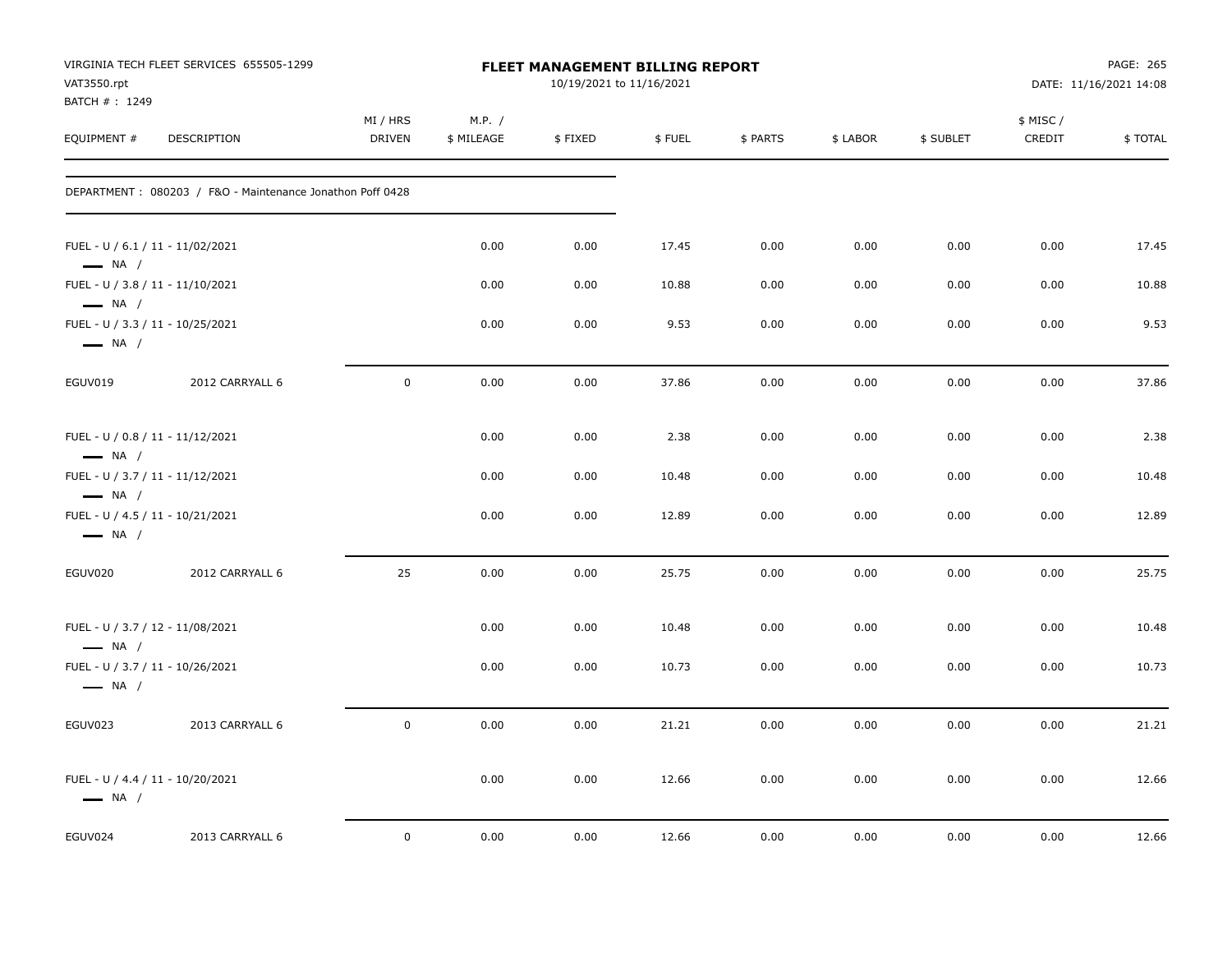VIRGINIA TECH FLEET SERVICES 655505-1299
VAT3550.rpt
BATCH # : 1249

**FLEET MANAGEMENT BILLING REPORT**
10/19/2021 to 11/16/2021

DATE: 11/16/2021 14:08

| EQUIPMENT # | DESCRIPTION | MI / HRS DRIVEN | M.P. / $ MILEAGE | $ FIXED | $ FUEL | $ PARTS | $ LABOR | $ SUBLET | $ MISC / CREDIT | $ TOTAL |
|---|---|---|---|---|---|---|---|---|---|---|
| DEPARTMENT : 080203 / F&O - Maintenance Jonathon Poff 0428 | | | | | | | | | | |
| FUEL - U / 6.1 / 11 - 11/02/2021 — NA / | | | 0.00 | 0.00 | 17.45 | 0.00 | 0.00 | 0.00 | 0.00 | 17.45 |
| FUEL - U / 3.8 / 11 - 11/10/2021 — NA / | | | 0.00 | 0.00 | 10.88 | 0.00 | 0.00 | 0.00 | 0.00 | 10.88 |
| FUEL - U / 3.3 / 11 - 10/25/2021 — NA / | | | 0.00 | 0.00 | 9.53 | 0.00 | 0.00 | 0.00 | 0.00 | 9.53 |
| EGUV019 | 2012 CARRYALL 6 | 0 | 0.00 | 0.00 | 37.86 | 0.00 | 0.00 | 0.00 | 0.00 | 37.86 |
| FUEL - U / 0.8 / 11 - 11/12/2021 — NA / | | | 0.00 | 0.00 | 2.38 | 0.00 | 0.00 | 0.00 | 0.00 | 2.38 |
| FUEL - U / 3.7 / 11 - 11/12/2021 — NA / | | | 0.00 | 0.00 | 10.48 | 0.00 | 0.00 | 0.00 | 0.00 | 10.48 |
| FUEL - U / 4.5 / 11 - 10/21/2021 — NA / | | | 0.00 | 0.00 | 12.89 | 0.00 | 0.00 | 0.00 | 0.00 | 12.89 |
| EGUV020 | 2012 CARRYALL 6 | 25 | 0.00 | 0.00 | 25.75 | 0.00 | 0.00 | 0.00 | 0.00 | 25.75 |
| FUEL - U / 3.7 / 12 - 11/08/2021 — NA / | | | 0.00 | 0.00 | 10.48 | 0.00 | 0.00 | 0.00 | 0.00 | 10.48 |
| FUEL - U / 3.7 / 11 - 10/26/2021 — NA / | | | 0.00 | 0.00 | 10.73 | 0.00 | 0.00 | 0.00 | 0.00 | 10.73 |
| EGUV023 | 2013 CARRYALL 6 | 0 | 0.00 | 0.00 | 21.21 | 0.00 | 0.00 | 0.00 | 0.00 | 21.21 |
| FUEL - U / 4.4 / 11 - 10/20/2021 — NA / | | | 0.00 | 0.00 | 12.66 | 0.00 | 0.00 | 0.00 | 0.00 | 12.66 |
| EGUV024 | 2013 CARRYALL 6 | 0 | 0.00 | 0.00 | 12.66 | 0.00 | 0.00 | 0.00 | 0.00 | 12.66 |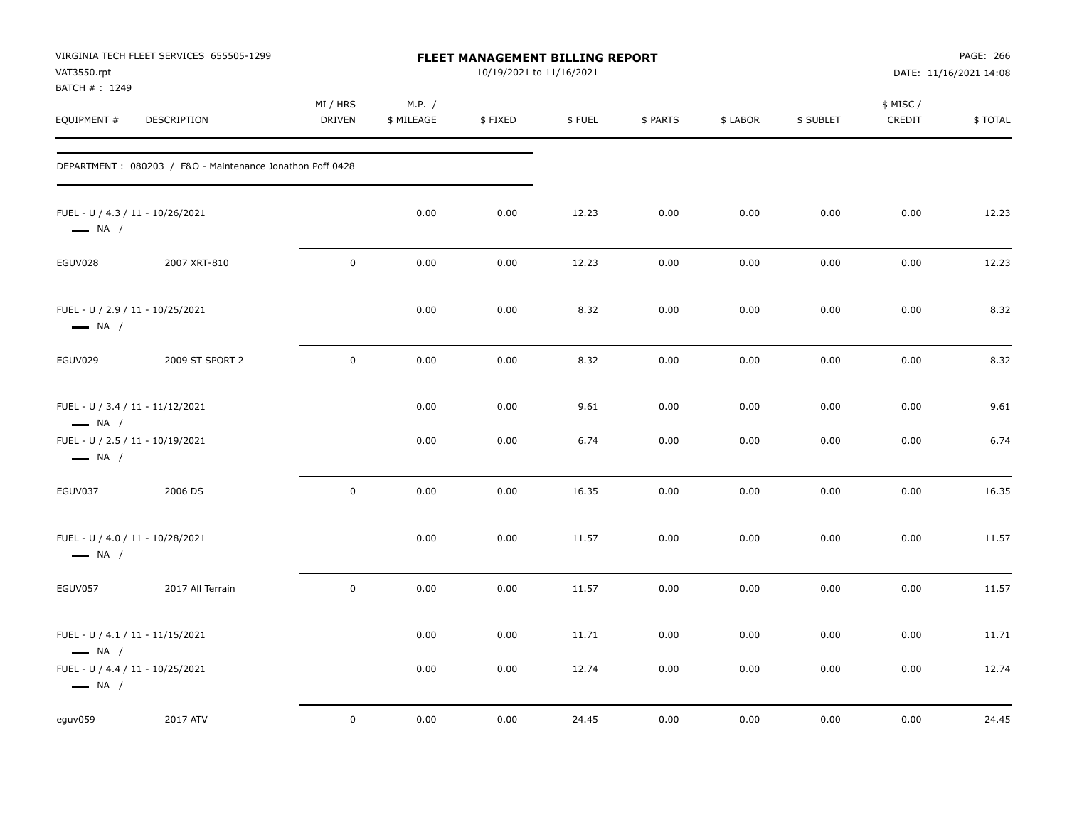VIRGINIA TECH FLEET SERVICES 655505-1299
VAT3550.rpt
BATCH # : 1249

**FLEET MANAGEMENT BILLING REPORT**
10/19/2021 to 11/16/2021

PAGE: 266
DATE: 11/16/2021 14:08

| EQUIPMENT # | DESCRIPTION | MI / HRS DRIVEN | M.P. / $ MILEAGE | $ FIXED | $ FUEL | $ PARTS | $ LABOR | $ SUBLET | $ MISC / CREDIT | $ TOTAL |
|---|---|---|---|---|---|---|---|---|---|---|
| DEPARTMENT : 080203 / F&O - Maintenance Jonathon Poff 0428 | | | | | | | | | | |
| FUEL - U / 4.3 / 11 - 10/26/2021 NA / | | | 0.00 | 0.00 | 12.23 | 0.00 | 0.00 | 0.00 | 0.00 | 12.23 |
| EGUV028 | 2007 XRT-810 | 0 | 0.00 | 0.00 | 12.23 | 0.00 | 0.00 | 0.00 | 0.00 | 12.23 |
| FUEL - U / 2.9 / 11 - 10/25/2021 NA / | | | 0.00 | 0.00 | 8.32 | 0.00 | 0.00 | 0.00 | 0.00 | 8.32 |
| EGUV029 | 2009 ST SPORT 2 | 0 | 0.00 | 0.00 | 8.32 | 0.00 | 0.00 | 0.00 | 0.00 | 8.32 |
| FUEL - U / 3.4 / 11 - 11/12/2021 NA / | | | 0.00 | 0.00 | 9.61 | 0.00 | 0.00 | 0.00 | 0.00 | 9.61 |
| FUEL - U / 2.5 / 11 - 10/19/2021 NA / | | | 0.00 | 0.00 | 6.74 | 0.00 | 0.00 | 0.00 | 0.00 | 6.74 |
| EGUV037 | 2006 DS | 0 | 0.00 | 0.00 | 16.35 | 0.00 | 0.00 | 0.00 | 0.00 | 16.35 |
| FUEL - U / 4.0 / 11 - 10/28/2021 NA / | | | 0.00 | 0.00 | 11.57 | 0.00 | 0.00 | 0.00 | 0.00 | 11.57 |
| EGUV057 | 2017 All Terrain | 0 | 0.00 | 0.00 | 11.57 | 0.00 | 0.00 | 0.00 | 0.00 | 11.57 |
| FUEL - U / 4.1 / 11 - 11/15/2021 NA / | | | 0.00 | 0.00 | 11.71 | 0.00 | 0.00 | 0.00 | 0.00 | 11.71 |
| FUEL - U / 4.4 / 11 - 10/25/2021 NA / | | | 0.00 | 0.00 | 12.74 | 0.00 | 0.00 | 0.00 | 0.00 | 12.74 |
| eguv059 | 2017 ATV | 0 | 0.00 | 0.00 | 24.45 | 0.00 | 0.00 | 0.00 | 0.00 | 24.45 |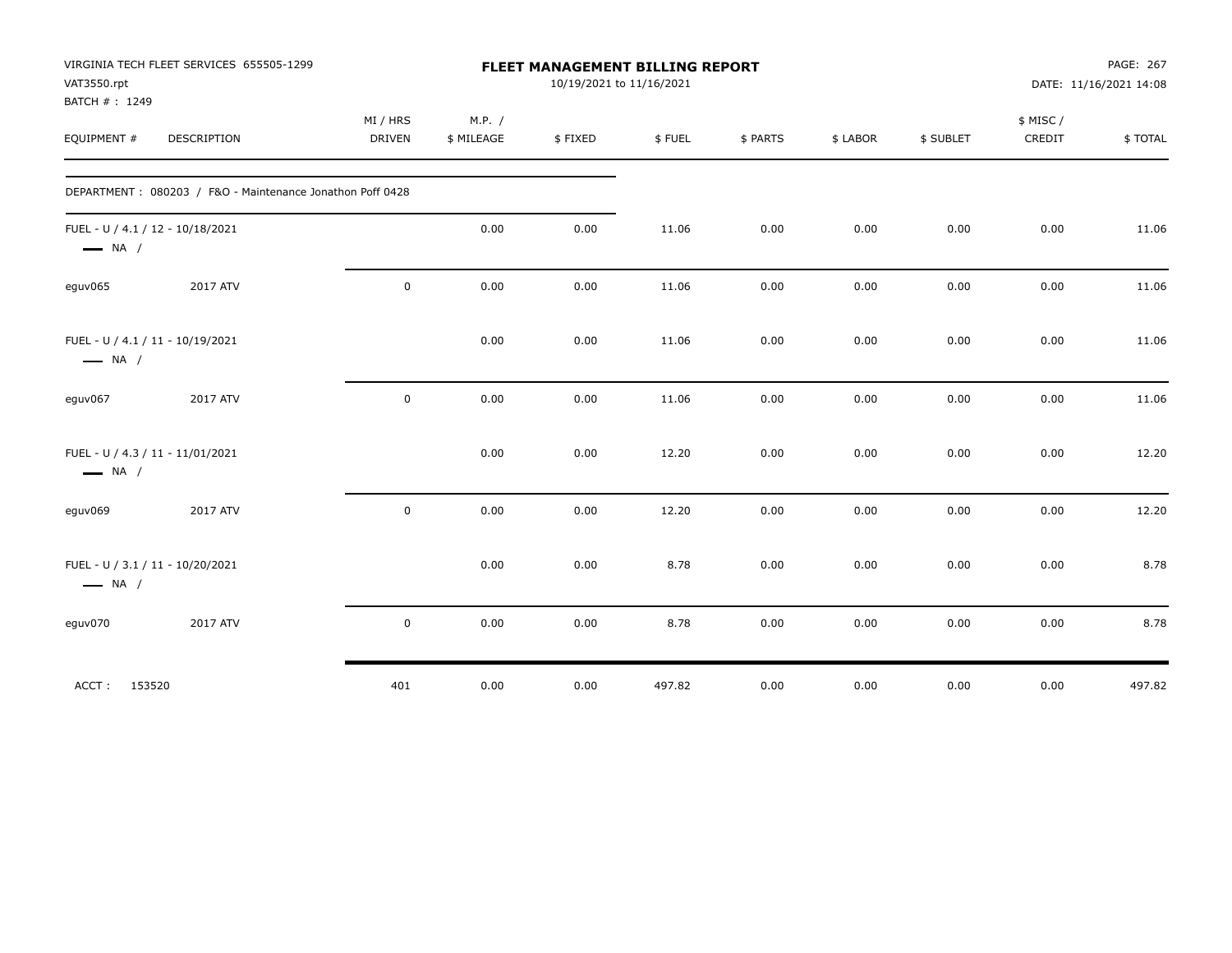VIRGINIA TECH FLEET SERVICES 655505-1299
VAT3550.rpt
BATCH # : 1249

**FLEET MANAGEMENT BILLING REPORT**
10/19/2021 to 11/16/2021

DATE: 11/16/2021 14:08

| EQUIPMENT # | DESCRIPTION | MI / HRS DRIVEN | M.P. / $ MILEAGE | $ FIXED | $ FUEL | $ PARTS | $ LABOR | $ SUBLET | $ MISC / CREDIT | $ TOTAL |
|---|---|---|---|---|---|---|---|---|---|---|
| DEPARTMENT : 080203 / F&O - Maintenance Jonathon Poff 0428 | | | | | | | | | | |
| FUEL - U / 4.1 / 12 - 10/18/2021 — NA / | | | 0.00 | 0.00 | 11.06 | 0.00 | 0.00 | 0.00 | 0.00 | 11.06 |
| eguv065 | 2017 ATV | 0 | 0.00 | 0.00 | 11.06 | 0.00 | 0.00 | 0.00 | 0.00 | 11.06 |
| FUEL - U / 4.1 / 11 - 10/19/2021 — NA / | | | 0.00 | 0.00 | 11.06 | 0.00 | 0.00 | 0.00 | 0.00 | 11.06 |
| eguv067 | 2017 ATV | 0 | 0.00 | 0.00 | 11.06 | 0.00 | 0.00 | 0.00 | 0.00 | 11.06 |
| FUEL - U / 4.3 / 11 - 11/01/2021 — NA / | | | 0.00 | 0.00 | 12.20 | 0.00 | 0.00 | 0.00 | 0.00 | 12.20 |
| eguv069 | 2017 ATV | 0 | 0.00 | 0.00 | 12.20 | 0.00 | 0.00 | 0.00 | 0.00 | 12.20 |
| FUEL - U / 3.1 / 11 - 10/20/2021 — NA / | | | 0.00 | 0.00 | 8.78 | 0.00 | 0.00 | 0.00 | 0.00 | 8.78 |
| eguv070 | 2017 ATV | 0 | 0.00 | 0.00 | 8.78 | 0.00 | 0.00 | 0.00 | 0.00 | 8.78 |
| ACCT : 153520 | | 401 | 0.00 | 0.00 | 497.82 | 0.00 | 0.00 | 0.00 | 0.00 | 497.82 |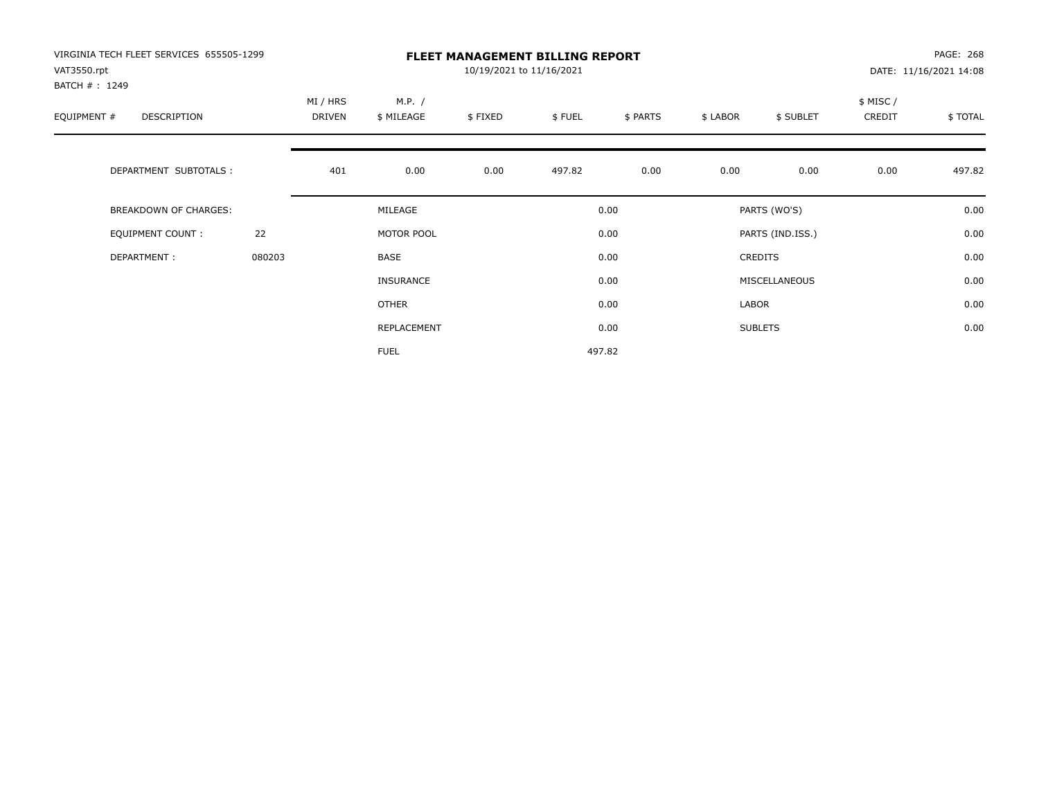VIRGINIA TECH FLEET SERVICES 655505-1299
VAT3550.rpt
BATCH # : 1249

# FLEET MANAGEMENT BILLING REPORT

10/19/2021 to 11/16/2021

PAGE: 268
DATE: 11/16/2021 14:08

| EQUIPMENT # | DESCRIPTION | MI / HRS DRIVEN | M.P. / $ MILEAGE | $ FIXED | $ FUEL | $ PARTS | $ LABOR | $ SUBLET | $ MISC / CREDIT | $ TOTAL |
|---|---|---|---|---|---|---|---|---|---|---|
| | DEPARTMENT SUBTOTALS : | 401 | 0.00 | 0.00 | 497.82 | 0.00 | 0.00 | 0.00 | 0.00 | 497.82 |

| | | | | | |
|---|---|---|---|---|---|
| BREAKDOWN OF CHARGES: | | MILEAGE | 0.00 | PARTS (WO'S) | 0.00 |
| EQUIPMENT COUNT : | 22 | MOTOR POOL | 0.00 | PARTS (IND.ISS.) | 0.00 |
| DEPARTMENT : | 080203 | BASE | 0.00 | CREDITS | 0.00 |
| | | INSURANCE | 0.00 | MISCELLANEOUS | 0.00 |
| | | OTHER | 0.00 | LABOR | 0.00 |
| | | REPLACEMENT | 0.00 | SUBLETS | 0.00 |
| | | FUEL | 497.82 | | |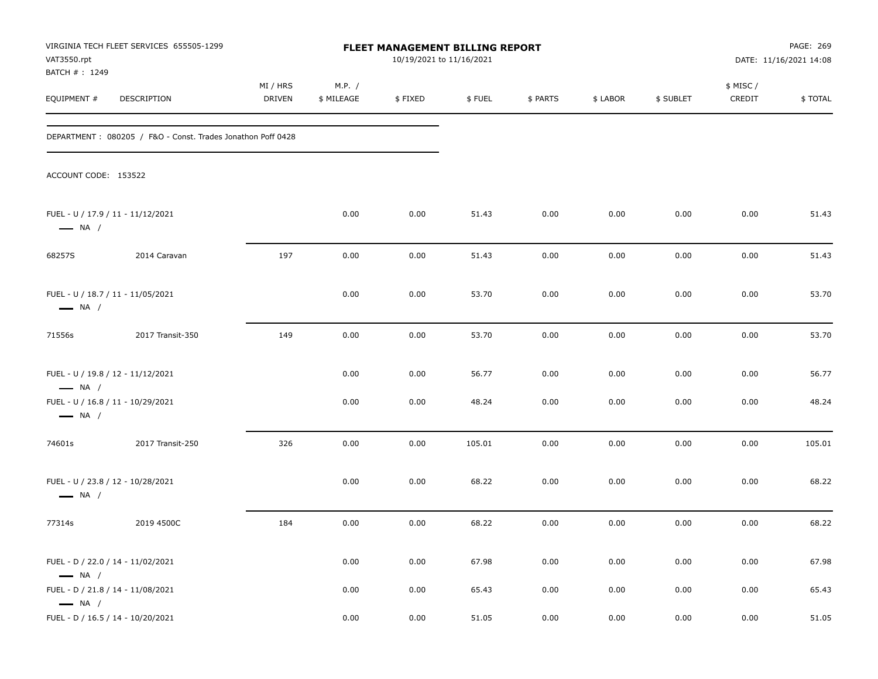VIRGINIA TECH FLEET SERVICES 655505-1299
VAT3550.rpt
BATCH # : 1249

**FLEET MANAGEMENT BILLING REPORT**
10/19/2021 to 11/16/2021

DATE: 11/16/2021 14:08

| EQUIPMENT # | DESCRIPTION | MI / HRS DRIVEN | M.P. / $ MILEAGE | $ FIXED | $ FUEL | $ PARTS | $ LABOR | $ SUBLET | $ MISC / CREDIT | $ TOTAL |
|---|---|---|---|---|---|---|---|---|---|---|

DEPARTMENT : 080205 / F&O - Const. Trades Jonathon Poff 0428

ACCOUNT CODE: 153522

| EQUIPMENT # | DESCRIPTION | MI / HRS DRIVEN | M.P. / $ MILEAGE | $ FIXED | $ FUEL | $ PARTS | $ LABOR | $ SUBLET | $ MISC / CREDIT | $ TOTAL |
|---|---|---|---|---|---|---|---|---|---|---|
| FUEL - U / 17.9 / 11 - 11/12/2021 — NA / | | | 0.00 | 0.00 | 51.43 | 0.00 | 0.00 | 0.00 | 0.00 | 51.43 |
| 68257S | 2014 Caravan | 197 | 0.00 | 0.00 | 51.43 | 0.00 | 0.00 | 0.00 | 0.00 | 51.43 |
| FUEL - U / 18.7 / 11 - 11/05/2021 — NA / | | | 0.00 | 0.00 | 53.70 | 0.00 | 0.00 | 0.00 | 0.00 | 53.70 |
| 71556s | 2017 Transit-350 | 149 | 0.00 | 0.00 | 53.70 | 0.00 | 0.00 | 0.00 | 0.00 | 53.70 |
| FUEL - U / 19.8 / 12 - 11/12/2021 — NA / | | | 0.00 | 0.00 | 56.77 | 0.00 | 0.00 | 0.00 | 0.00 | 56.77 |
| FUEL - U / 16.8 / 11 - 10/29/2021 — NA / | | | 0.00 | 0.00 | 48.24 | 0.00 | 0.00 | 0.00 | 0.00 | 48.24 |
| 74601s | 2017 Transit-250 | 326 | 0.00 | 0.00 | 105.01 | 0.00 | 0.00 | 0.00 | 0.00 | 105.01 |
| FUEL - U / 23.8 / 12 - 10/28/2021 — NA / | | | 0.00 | 0.00 | 68.22 | 0.00 | 0.00 | 0.00 | 0.00 | 68.22 |
| 77314s | 2019 4500C | 184 | 0.00 | 0.00 | 68.22 | 0.00 | 0.00 | 0.00 | 0.00 | 68.22 |
| FUEL - D / 22.0 / 14 - 11/02/2021 — NA / | | | 0.00 | 0.00 | 67.98 | 0.00 | 0.00 | 0.00 | 0.00 | 67.98 |
| FUEL - D / 21.8 / 14 - 11/08/2021 — NA / | | | 0.00 | 0.00 | 65.43 | 0.00 | 0.00 | 0.00 | 0.00 | 65.43 |
| FUEL - D / 16.5 / 14 - 10/20/2021 | | | 0.00 | 0.00 | 51.05 | 0.00 | 0.00 | 0.00 | 0.00 | 51.05 |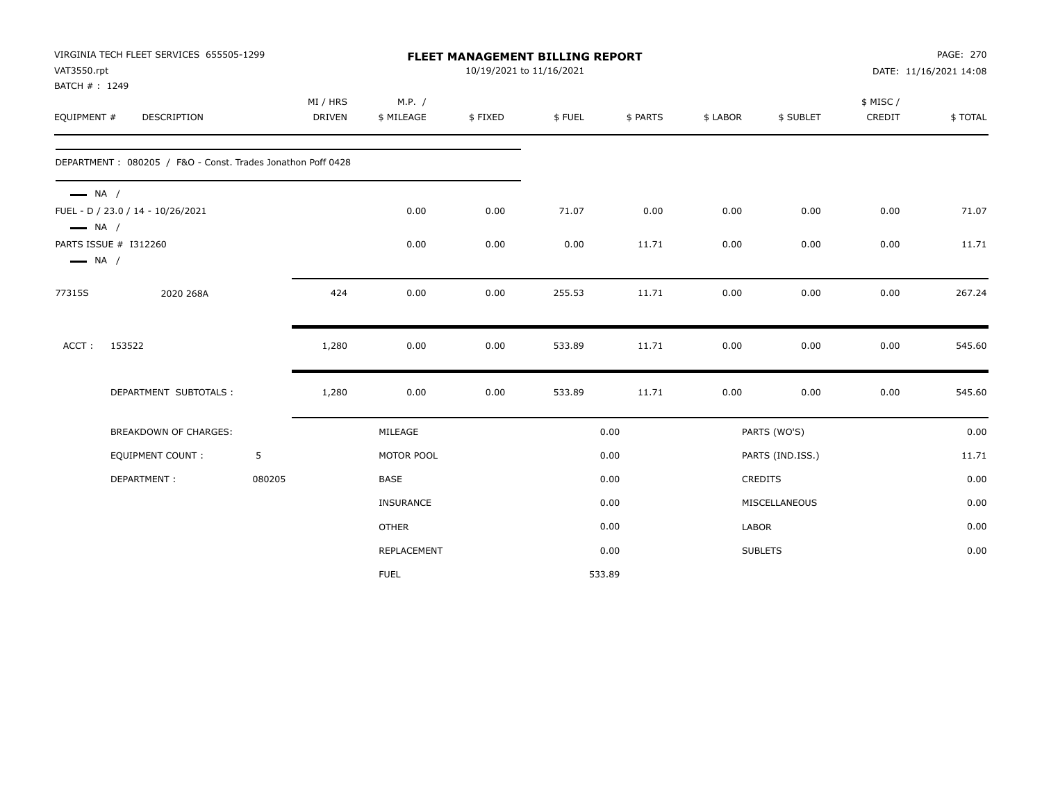VIRGINIA TECH FLEET SERVICES 655505-1299
VAT3550.rpt
BATCH # : 1249

# FLEET MANAGEMENT BILLING REPORT

10/19/2021 to 11/16/2021

DATE: 11/16/2021 14:08

| EQUIPMENT # | DESCRIPTION | MI / HRS DRIVEN | M.P. / $ MILEAGE | $ FIXED | $ FUEL | $ PARTS | $ LABOR | $ SUBLET | $ MISC / CREDIT | $ TOTAL |
|---|---|---|---|---|---|---|---|---|---|---|
| DEPARTMENT : 080205 / F&O - Const. Trades Jonathon Poff 0428 | | | | | | | | | | |
| — NA / | | | | | | | | | | |
| FUEL - D / 23.0 / 14 - 10/26/2021 | | | 0.00 | 0.00 | 71.07 | 0.00 | 0.00 | 0.00 | 0.00 | 71.07 |
| — NA / | | | | | | | | | | |
| PARTS ISSUE # I312260 | | | 0.00 | 0.00 | 0.00 | 11.71 | 0.00 | 0.00 | 0.00 | 11.71 |
| — NA / | | | | | | | | | | |
| 77315S | 2020 268A | 424 | 0.00 | 0.00 | 255.53 | 11.71 | 0.00 | 0.00 | 0.00 | 267.24 |
| ACCT : | 153522 | 1,280 | 0.00 | 0.00 | 533.89 | 11.71 | 0.00 | 0.00 | 0.00 | 545.60 |
| | DEPARTMENT SUBTOTALS : | 1,280 | 0.00 | 0.00 | 533.89 | 11.71 | 0.00 | 0.00 | 0.00 | 545.60 |

| BREAKDOWN OF CHARGES: | | | | | |
|---|---|---|---|---|---|
| | | MILEAGE | 0.00 | PARTS (WO'S) | 0.00 |
| EQUIPMENT COUNT : | 5 | MOTOR POOL | 0.00 | PARTS (IND.ISS.) | 11.71 |
| DEPARTMENT : | 080205 | BASE | 0.00 | CREDITS | 0.00 |
| | | INSURANCE | 0.00 | MISCELLANEOUS | 0.00 |
| | | OTHER | 0.00 | LABOR | 0.00 |
| | | REPLACEMENT | 0.00 | SUBLETS | 0.00 |
| | | FUEL | 533.89 | | |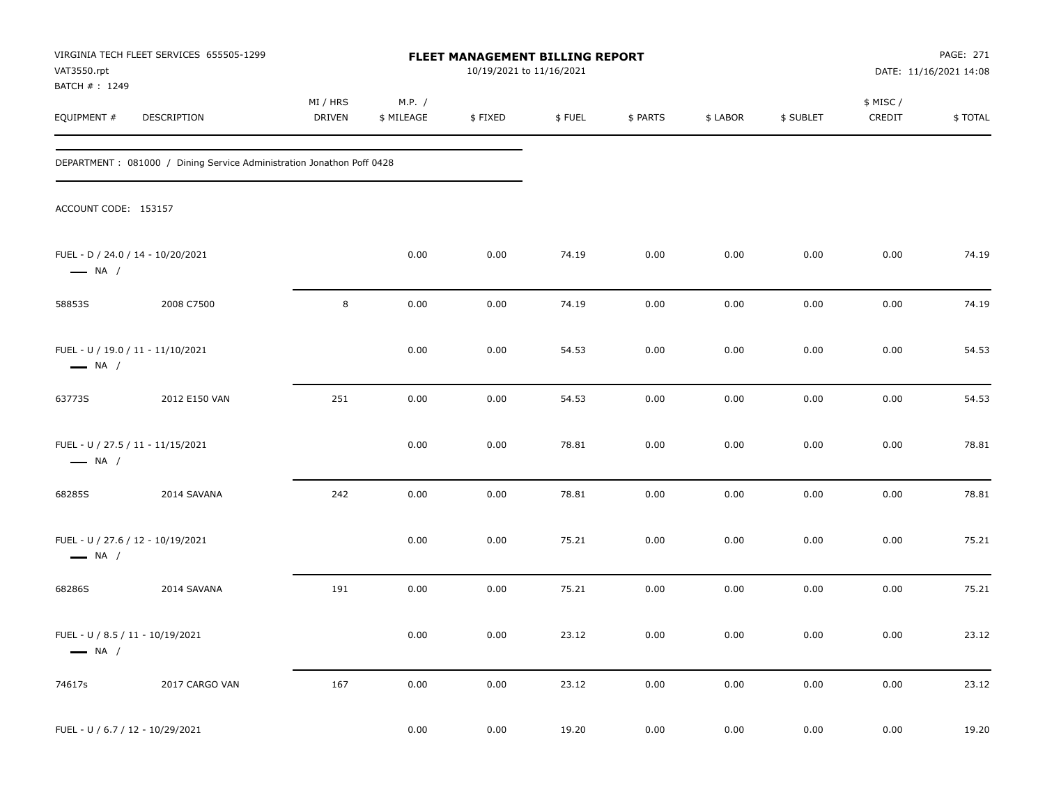VIRGINIA TECH FLEET SERVICES 655505-1299
VAT3550.rpt
BATCH # : 1249

# FLEET MANAGEMENT BILLING REPORT

10/19/2021 to 11/16/2021

DATE: 11/16/2021 14:08

| EQUIPMENT # | DESCRIPTION | MI / HRS DRIVEN | M.P. / $ MILEAGE | $ FIXED | $ FUEL | $ PARTS | $ LABOR | $ SUBLET | $ MISC / CREDIT | $ TOTAL |
|---|---|---|---|---|---|---|---|---|---|---|

DEPARTMENT : 081000 / Dining Service Administration Jonathon Poff 0428

ACCOUNT CODE: 153157

| EQUIPMENT # | DESCRIPTION | MI / HRS DRIVEN | M.P. / $ MILEAGE | $ FIXED | $ FUEL | $ PARTS | $ LABOR | $ SUBLET | $ MISC / CREDIT | $ TOTAL |
|---|---|---|---|---|---|---|---|---|---|---|
| FUEL - D / 24.0 / 14 - 10/20/2021 — NA / | | | 0.00 | 0.00 | 74.19 | 0.00 | 0.00 | 0.00 | 0.00 | 74.19 |
| 58853S | 2008 C7500 | 8 | 0.00 | 0.00 | 74.19 | 0.00 | 0.00 | 0.00 | 0.00 | 74.19 |
| FUEL - U / 19.0 / 11 - 11/10/2021 — NA / | | | 0.00 | 0.00 | 54.53 | 0.00 | 0.00 | 0.00 | 0.00 | 54.53 |
| 63773S | 2012 E150 VAN | 251 | 0.00 | 0.00 | 54.53 | 0.00 | 0.00 | 0.00 | 0.00 | 54.53 |
| FUEL - U / 27.5 / 11 - 11/15/2021 — NA / | | | 0.00 | 0.00 | 78.81 | 0.00 | 0.00 | 0.00 | 0.00 | 78.81 |
| 68285S | 2014 SAVANA | 242 | 0.00 | 0.00 | 78.81 | 0.00 | 0.00 | 0.00 | 0.00 | 78.81 |
| FUEL - U / 27.6 / 12 - 10/19/2021 — NA / | | | 0.00 | 0.00 | 75.21 | 0.00 | 0.00 | 0.00 | 0.00 | 75.21 |
| 68286S | 2014 SAVANA | 191 | 0.00 | 0.00 | 75.21 | 0.00 | 0.00 | 0.00 | 0.00 | 75.21 |
| FUEL - U / 8.5 / 11 - 10/19/2021 — NA / | | | 0.00 | 0.00 | 23.12 | 0.00 | 0.00 | 0.00 | 0.00 | 23.12 |
| 74617s | 2017 CARGO VAN | 167 | 0.00 | 0.00 | 23.12 | 0.00 | 0.00 | 0.00 | 0.00 | 23.12 |
| FUEL - U / 6.7 / 12 - 10/29/2021 | | | 0.00 | 0.00 | 19.20 | 0.00 | 0.00 | 0.00 | 0.00 | 19.20 |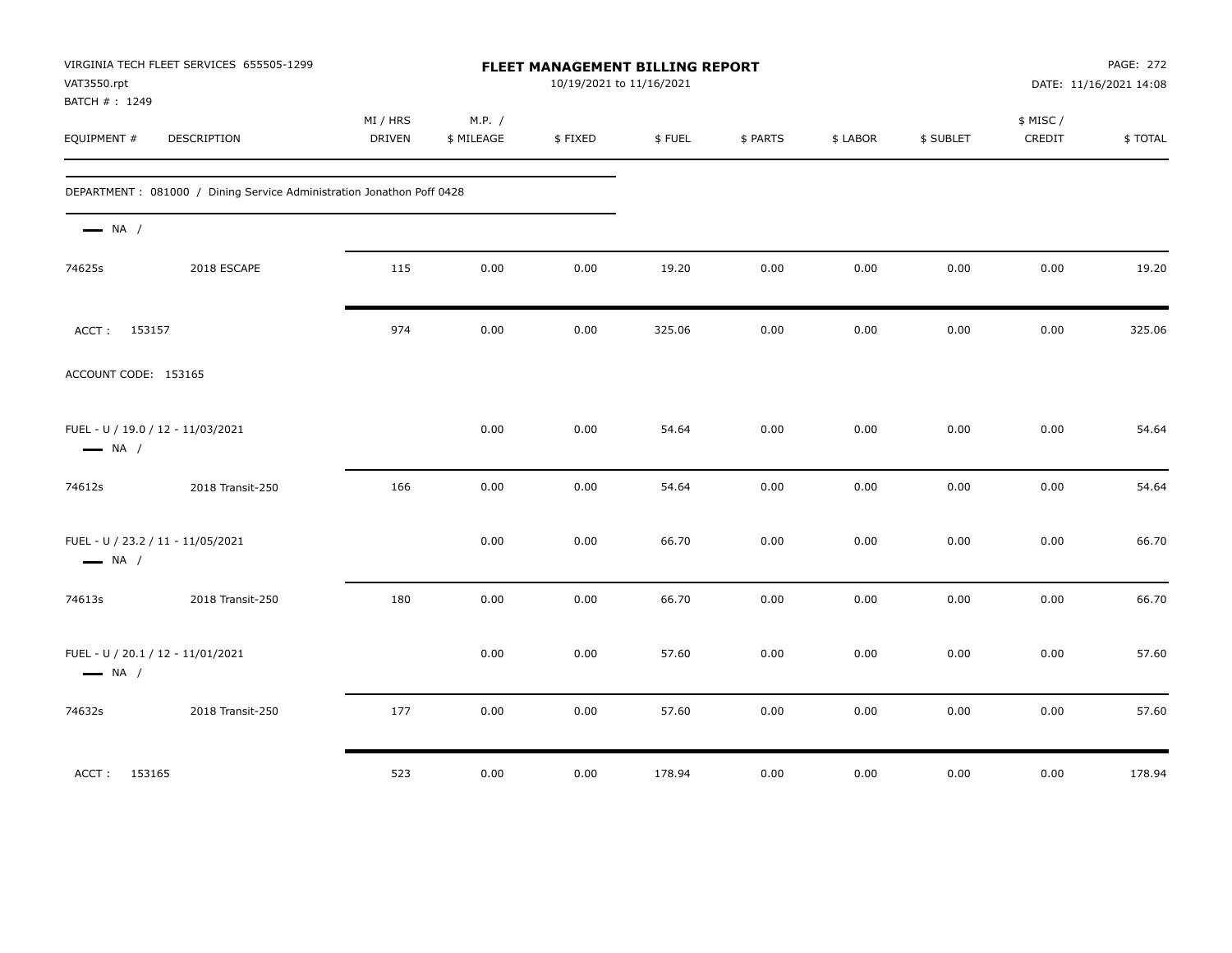VIRGINIA TECH FLEET SERVICES 655505-1299
VAT3550.rpt
BATCH # : 1249

# FLEET MANAGEMENT BILLING REPORT

10/19/2021 to 11/16/2021

PAGE: 272
DATE: 11/16/2021 14:08

| EQUIPMENT # | DESCRIPTION | MI / HRS DRIVEN | M.P. / $ MILEAGE | $ FIXED | $ FUEL | $ PARTS | $ LABOR | $ SUBLET | $ MISC / CREDIT | $ TOTAL |
|---|---|---|---|---|---|---|---|---|---|---|
| DEPARTMENT : 081000 / Dining Service Administration Jonathon Poff 0428 | | | | | | | | | | |
| — NA / | | | | | | | | | | |
| 74625s | 2018 ESCAPE | 115 | 0.00 | 0.00 | 19.20 | 0.00 | 0.00 | 0.00 | 0.00 | 19.20 |
| ACCT : 153157 | | 974 | 0.00 | 0.00 | 325.06 | 0.00 | 0.00 | 0.00 | 0.00 | 325.06 |
| ACCOUNT CODE: 153165 | | | | | | | | | | |
| FUEL - U / 19.0 / 12 - 11/03/2021 — NA / | | | 0.00 | 0.00 | 54.64 | 0.00 | 0.00 | 0.00 | 0.00 | 54.64 |
| 74612s | 2018 Transit-250 | 166 | 0.00 | 0.00 | 54.64 | 0.00 | 0.00 | 0.00 | 0.00 | 54.64 |
| FUEL - U / 23.2 / 11 - 11/05/2021 — NA / | | | 0.00 | 0.00 | 66.70 | 0.00 | 0.00 | 0.00 | 0.00 | 66.70 |
| 74613s | 2018 Transit-250 | 180 | 0.00 | 0.00 | 66.70 | 0.00 | 0.00 | 0.00 | 0.00 | 66.70 |
| FUEL - U / 20.1 / 12 - 11/01/2021 — NA / | | | 0.00 | 0.00 | 57.60 | 0.00 | 0.00 | 0.00 | 0.00 | 57.60 |
| 74632s | 2018 Transit-250 | 177 | 0.00 | 0.00 | 57.60 | 0.00 | 0.00 | 0.00 | 0.00 | 57.60 |
| ACCT : 153165 | | 523 | 0.00 | 0.00 | 178.94 | 0.00 | 0.00 | 0.00 | 0.00 | 178.94 |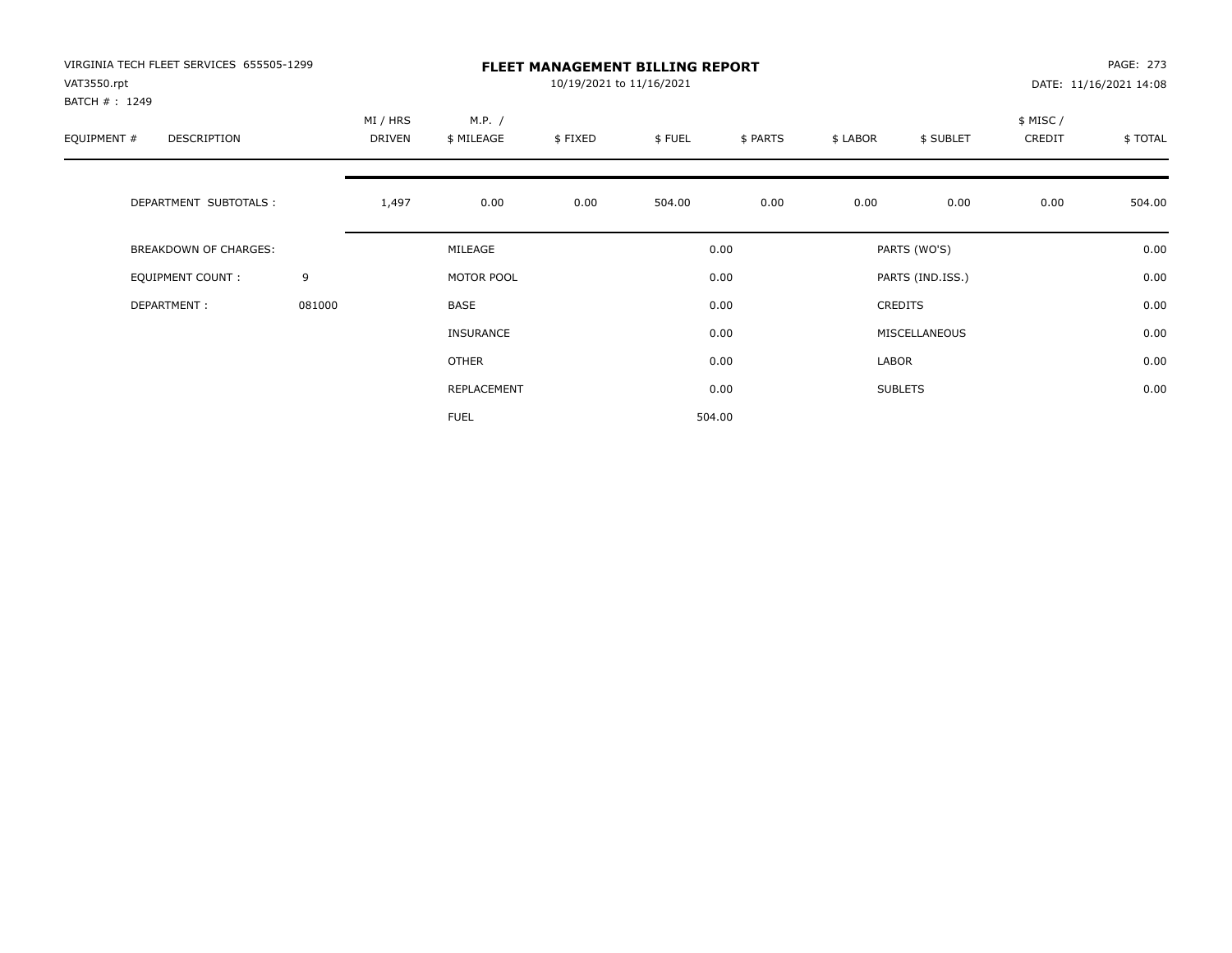VIRGINIA TECH FLEET SERVICES 655505-1299
VAT3550.rpt
BATCH # : 1249

# FLEET MANAGEMENT BILLING REPORT

10/19/2021 to 11/16/2021

DATE: 11/16/2021 14:08

| EQUIPMENT # | DESCRIPTION | MI / HRS DRIVEN | M.P. / $ MILEAGE | $ FIXED | $ FUEL | $ PARTS | $ LABOR | $ SUBLET | $ MISC / CREDIT | $ TOTAL |
|---|---|---|---|---|---|---|---|---|---|---|
| | DEPARTMENT SUBTOTALS : | 1,497 | 0.00 | 0.00 | 504.00 | 0.00 | 0.00 | 0.00 | 0.00 | 504.00 |

| BREAKDOWN OF CHARGES: | | | | | |
|---|---|---|---|---|---|
| EQUIPMENT COUNT : | 9 | MILEAGE | 0.00 | PARTS (WO'S) | 0.00 |
| DEPARTMENT : | 081000 | MOTOR POOL | 0.00 | PARTS (IND.ISS.) | 0.00 |
| | | BASE | 0.00 | CREDITS | 0.00 |
| | | INSURANCE | 0.00 | MISCELLANEOUS | 0.00 |
| | | OTHER | 0.00 | LABOR | 0.00 |
| | | REPLACEMENT | 0.00 | SUBLETS | 0.00 |
| | | FUEL | 504.00 | | |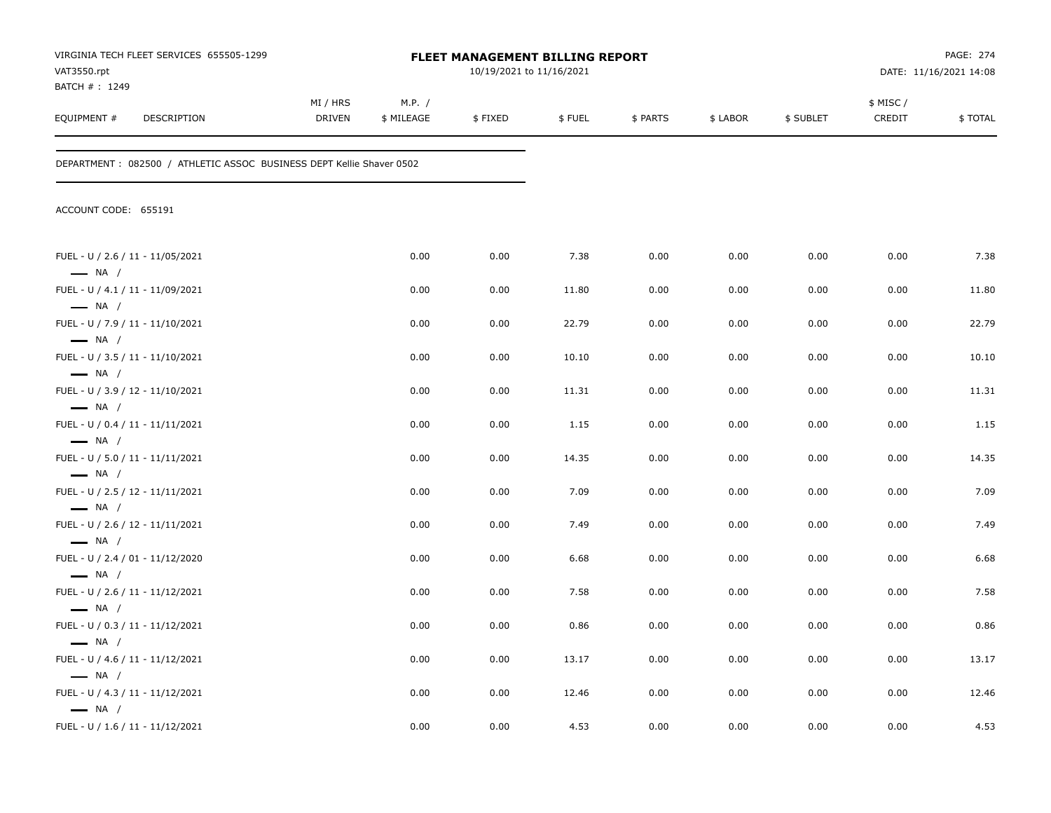VIRGINIA TECH FLEET SERVICES 655505-1299
VAT3550.rpt
BATCH # : 1249

**FLEET MANAGEMENT BILLING REPORT**
10/19/2021 to 11/16/2021

DATE: 11/16/2021 14:08

DEPARTMENT : 082500 / ATHLETIC ASSOC BUSINESS DEPT Kellie Shaver 0502

ACCOUNT CODE: 655191

| EQUIPMENT # | DESCRIPTION | MI / HRS DRIVEN | M.P. / $ MILEAGE | $ FIXED | $ FUEL | $ PARTS | $ LABOR | $ SUBLET | $ MISC / CREDIT | $ TOTAL |
|---|---|---|---|---|---|---|---|---|---|---|
| FUEL - U / 2.6 / 11 - 11/05/2021 — NA / | | | 0.00 | 0.00 | 7.38 | 0.00 | 0.00 | 0.00 | 0.00 | 7.38 |
| FUEL - U / 4.1 / 11 - 11/09/2021 — NA / | | | 0.00 | 0.00 | 11.80 | 0.00 | 0.00 | 0.00 | 0.00 | 11.80 |
| FUEL - U / 7.9 / 11 - 11/10/2021 — NA / | | | 0.00 | 0.00 | 22.79 | 0.00 | 0.00 | 0.00 | 0.00 | 22.79 |
| FUEL - U / 3.5 / 11 - 11/10/2021 — NA / | | | 0.00 | 0.00 | 10.10 | 0.00 | 0.00 | 0.00 | 0.00 | 10.10 |
| FUEL - U / 3.9 / 12 - 11/10/2021 — NA / | | | 0.00 | 0.00 | 11.31 | 0.00 | 0.00 | 0.00 | 0.00 | 11.31 |
| FUEL - U / 0.4 / 11 - 11/11/2021 — NA / | | | 0.00 | 0.00 | 1.15 | 0.00 | 0.00 | 0.00 | 0.00 | 1.15 |
| FUEL - U / 5.0 / 11 - 11/11/2021 — NA / | | | 0.00 | 0.00 | 14.35 | 0.00 | 0.00 | 0.00 | 0.00 | 14.35 |
| FUEL - U / 2.5 / 12 - 11/11/2021 — NA / | | | 0.00 | 0.00 | 7.09 | 0.00 | 0.00 | 0.00 | 0.00 | 7.09 |
| FUEL - U / 2.6 / 12 - 11/11/2021 — NA / | | | 0.00 | 0.00 | 7.49 | 0.00 | 0.00 | 0.00 | 0.00 | 7.49 |
| FUEL - U / 2.4 / 01 - 11/12/2020 — NA / | | | 0.00 | 0.00 | 6.68 | 0.00 | 0.00 | 0.00 | 0.00 | 6.68 |
| FUEL - U / 2.6 / 11 - 11/12/2021 — NA / | | | 0.00 | 0.00 | 7.58 | 0.00 | 0.00 | 0.00 | 0.00 | 7.58 |
| FUEL - U / 0.3 / 11 - 11/12/2021 — NA / | | | 0.00 | 0.00 | 0.86 | 0.00 | 0.00 | 0.00 | 0.00 | 0.86 |
| FUEL - U / 4.6 / 11 - 11/12/2021 — NA / | | | 0.00 | 0.00 | 13.17 | 0.00 | 0.00 | 0.00 | 0.00 | 13.17 |
| FUEL - U / 4.3 / 11 - 11/12/2021 — NA / | | | 0.00 | 0.00 | 12.46 | 0.00 | 0.00 | 0.00 | 0.00 | 12.46 |
| FUEL - U / 1.6 / 11 - 11/12/2021 | | | 0.00 | 0.00 | 4.53 | 0.00 | 0.00 | 0.00 | 0.00 | 4.53 |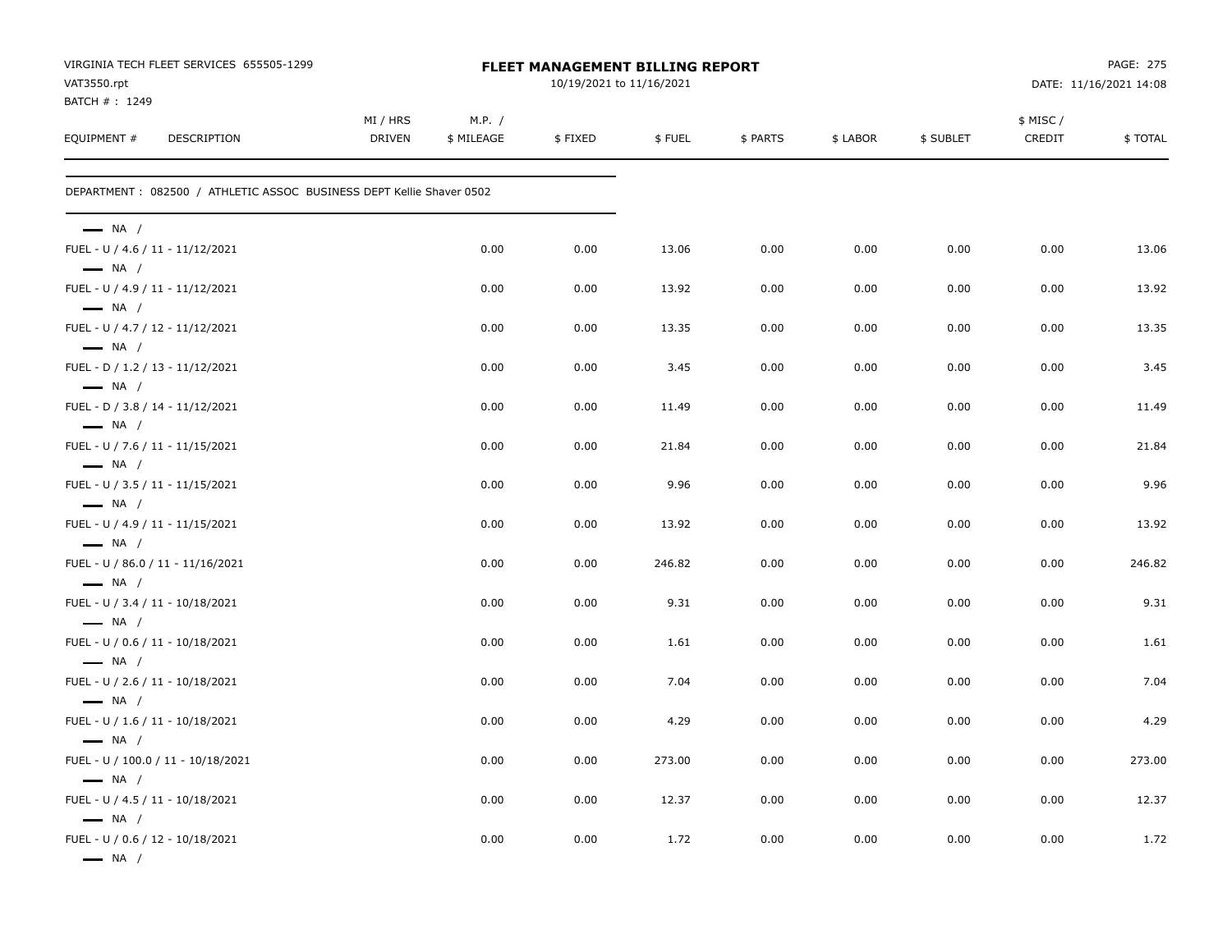VIRGINIA TECH FLEET SERVICES 655505-1299
VAT3550.rpt
BATCH # : 1249

# FLEET MANAGEMENT BILLING REPORT

10/19/2021 to 11/16/2021

DATE: 11/16/2021 14:08

DEPARTMENT : 082500 / ATHLETIC ASSOC BUSINESS DEPT Kellie Shaver 0502

| EQUIPMENT # DESCRIPTION | MI / HRS DRIVEN | M.P. / $ MILEAGE | $ FIXED | $ FUEL | $ PARTS | $ LABOR | $ SUBLET | $ MISC / CREDIT | $ TOTAL |
|---|---|---|---|---|---|---|---|---|---|
| NA / | | | | | | | | | |
| FUEL - U / 4.6 / 11 - 11/12/2021 | | 0.00 | 0.00 | 13.06 | 0.00 | 0.00 | 0.00 | 0.00 | 13.06 |
| NA / | | | | | | | | | |
| FUEL - U / 4.9 / 11 - 11/12/2021 | | 0.00 | 0.00 | 13.92 | 0.00 | 0.00 | 0.00 | 0.00 | 13.92 |
| NA / | | | | | | | | | |
| FUEL - U / 4.7 / 12 - 11/12/2021 | | 0.00 | 0.00 | 13.35 | 0.00 | 0.00 | 0.00 | 0.00 | 13.35 |
| NA / | | | | | | | | | |
| FUEL - D / 1.2 / 13 - 11/12/2021 | | 0.00 | 0.00 | 3.45 | 0.00 | 0.00 | 0.00 | 0.00 | 3.45 |
| NA / | | | | | | | | | |
| FUEL - D / 3.8 / 14 - 11/12/2021 | | 0.00 | 0.00 | 11.49 | 0.00 | 0.00 | 0.00 | 0.00 | 11.49 |
| NA / | | | | | | | | | |
| FUEL - U / 7.6 / 11 - 11/15/2021 | | 0.00 | 0.00 | 21.84 | 0.00 | 0.00 | 0.00 | 0.00 | 21.84 |
| NA / | | | | | | | | | |
| FUEL - U / 3.5 / 11 - 11/15/2021 | | 0.00 | 0.00 | 9.96 | 0.00 | 0.00 | 0.00 | 0.00 | 9.96 |
| NA / | | | | | | | | | |
| FUEL - U / 4.9 / 11 - 11/15/2021 | | 0.00 | 0.00 | 13.92 | 0.00 | 0.00 | 0.00 | 0.00 | 13.92 |
| NA / | | | | | | | | | |
| FUEL - U / 86.0 / 11 - 11/16/2021 | | 0.00 | 0.00 | 246.82 | 0.00 | 0.00 | 0.00 | 0.00 | 246.82 |
| NA / | | | | | | | | | |
| FUEL - U / 3.4 / 11 - 10/18/2021 | | 0.00 | 0.00 | 9.31 | 0.00 | 0.00 | 0.00 | 0.00 | 9.31 |
| NA / | | | | | | | | | |
| FUEL - U / 0.6 / 11 - 10/18/2021 | | 0.00 | 0.00 | 1.61 | 0.00 | 0.00 | 0.00 | 0.00 | 1.61 |
| NA / | | | | | | | | | |
| FUEL - U / 2.6 / 11 - 10/18/2021 | | 0.00 | 0.00 | 7.04 | 0.00 | 0.00 | 0.00 | 0.00 | 7.04 |
| NA / | | | | | | | | | |
| FUEL - U / 1.6 / 11 - 10/18/2021 | | 0.00 | 0.00 | 4.29 | 0.00 | 0.00 | 0.00 | 0.00 | 4.29 |
| NA / | | | | | | | | | |
| FUEL - U / 100.0 / 11 - 10/18/2021 | | 0.00 | 0.00 | 273.00 | 0.00 | 0.00 | 0.00 | 0.00 | 273.00 |
| NA / | | | | | | | | | |
| FUEL - U / 4.5 / 11 - 10/18/2021 | | 0.00 | 0.00 | 12.37 | 0.00 | 0.00 | 0.00 | 0.00 | 12.37 |
| NA / | | | | | | | | | |
| FUEL - U / 0.6 / 12 - 10/18/2021 | | 0.00 | 0.00 | 1.72 | 0.00 | 0.00 | 0.00 | 0.00 | 1.72 |
| NA / | | | | | | | | | |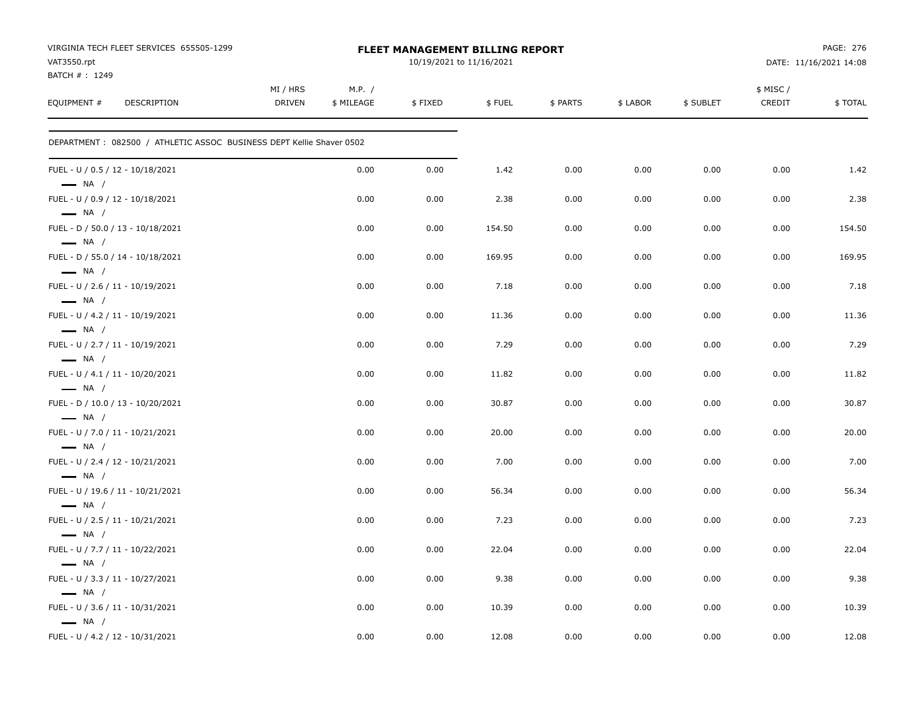VIRGINIA TECH FLEET SERVICES 655505-1299
VAT3550.rpt
BATCH # : 1249

**FLEET MANAGEMENT BILLING REPORT**
10/19/2021 to 11/16/2021

DATE: 11/16/2021 14:08

| EQUIPMENT # | DESCRIPTION | MI / HRS DRIVEN | M.P. / $ MILEAGE | $ FIXED | $ FUEL | $ PARTS | $ LABOR | $ SUBLET | $ MISC / CREDIT | $ TOTAL |
|---|---|---|---|---|---|---|---|---|---|---|

DEPARTMENT : 082500 / ATHLETIC ASSOC BUSINESS DEPT Kellie Shaver 0502

| EQUIPMENT # | DESCRIPTION | MI / HRS DRIVEN | M.P. / $ MILEAGE | $ FIXED | $ FUEL | $ PARTS | $ LABOR | $ SUBLET | $ MISC / CREDIT | $ TOTAL |
|---|---|---|---|---|---|---|---|---|---|---|
| FUEL - U / 0.5 / 12 - 10/18/2021<br>— NA / | | | 0.00 | 0.00 | 1.42 | 0.00 | 0.00 | 0.00 | 0.00 | 1.42 |
| FUEL - U / 0.9 / 12 - 10/18/2021<br>— NA / | | | 0.00 | 0.00 | 2.38 | 0.00 | 0.00 | 0.00 | 0.00 | 2.38 |
| FUEL - D / 50.0 / 13 - 10/18/2021<br>— NA / | | | 0.00 | 0.00 | 154.50 | 0.00 | 0.00 | 0.00 | 0.00 | 154.50 |
| FUEL - D / 55.0 / 14 - 10/18/2021<br>— NA / | | | 0.00 | 0.00 | 169.95 | 0.00 | 0.00 | 0.00 | 0.00 | 169.95 |
| FUEL - U / 2.6 / 11 - 10/19/2021<br>— NA / | | | 0.00 | 0.00 | 7.18 | 0.00 | 0.00 | 0.00 | 0.00 | 7.18 |
| FUEL - U / 4.2 / 11 - 10/19/2021<br>— NA / | | | 0.00 | 0.00 | 11.36 | 0.00 | 0.00 | 0.00 | 0.00 | 11.36 |
| FUEL - U / 2.7 / 11 - 10/19/2021<br>— NA / | | | 0.00 | 0.00 | 7.29 | 0.00 | 0.00 | 0.00 | 0.00 | 7.29 |
| FUEL - U / 4.1 / 11 - 10/20/2021<br>— NA / | | | 0.00 | 0.00 | 11.82 | 0.00 | 0.00 | 0.00 | 0.00 | 11.82 |
| FUEL - D / 10.0 / 13 - 10/20/2021<br>— NA / | | | 0.00 | 0.00 | 30.87 | 0.00 | 0.00 | 0.00 | 0.00 | 30.87 |
| FUEL - U / 7.0 / 11 - 10/21/2021<br>— NA / | | | 0.00 | 0.00 | 20.00 | 0.00 | 0.00 | 0.00 | 0.00 | 20.00 |
| FUEL - U / 2.4 / 12 - 10/21/2021<br>— NA / | | | 0.00 | 0.00 | 7.00 | 0.00 | 0.00 | 0.00 | 0.00 | 7.00 |
| FUEL - U / 19.6 / 11 - 10/21/2021<br>— NA / | | | 0.00 | 0.00 | 56.34 | 0.00 | 0.00 | 0.00 | 0.00 | 56.34 |
| FUEL - U / 2.5 / 11 - 10/21/2021<br>— NA / | | | 0.00 | 0.00 | 7.23 | 0.00 | 0.00 | 0.00 | 0.00 | 7.23 |
| FUEL - U / 7.7 / 11 - 10/22/2021<br>— NA / | | | 0.00 | 0.00 | 22.04 | 0.00 | 0.00 | 0.00 | 0.00 | 22.04 |
| FUEL - U / 3.3 / 11 - 10/27/2021<br>— NA / | | | 0.00 | 0.00 | 9.38 | 0.00 | 0.00 | 0.00 | 0.00 | 9.38 |
| FUEL - U / 3.6 / 11 - 10/31/2021<br>— NA / | | | 0.00 | 0.00 | 10.39 | 0.00 | 0.00 | 0.00 | 0.00 | 10.39 |
| FUEL - U / 4.2 / 12 - 10/31/2021 | | | 0.00 | 0.00 | 12.08 | 0.00 | 0.00 | 0.00 | 0.00 | 12.08 |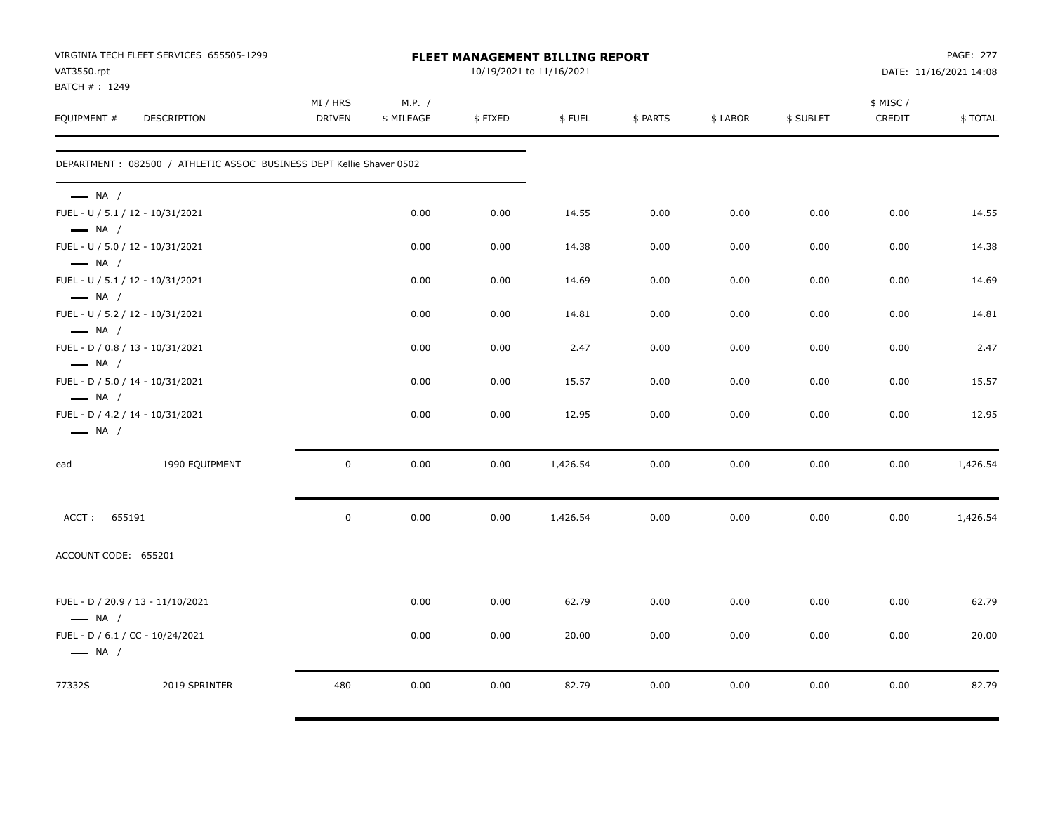VIRGINIA TECH FLEET SERVICES 655505-1299
VAT3550.rpt
BATCH # : 1249

**FLEET MANAGEMENT BILLING REPORT**
10/19/2021 to 11/16/2021

DATE: 11/16/2021 14:08

| EQUIPMENT # | DESCRIPTION | MI / HRS DRIVEN | M.P. / $ MILEAGE | $ FIXED | $ FUEL | $ PARTS | $ LABOR | $ SUBLET | $ MISC / CREDIT | $ TOTAL |
|---|---|---|---|---|---|---|---|---|---|---|
| DEPARTMENT : 082500 / ATHLETIC ASSOC BUSINESS DEPT Kellie Shaver 0502 | | | | | | | | | | |
| — NA / | | | | | | | | | | |
| FUEL - U / 5.1 / 12 - 10/31/2021 | | | 0.00 | 0.00 | 14.55 | 0.00 | 0.00 | 0.00 | 0.00 | 14.55 |
| — NA / | | | | | | | | | | |
| FUEL - U / 5.0 / 12 - 10/31/2021 | | | 0.00 | 0.00 | 14.38 | 0.00 | 0.00 | 0.00 | 0.00 | 14.38 |
| — NA / | | | | | | | | | | |
| FUEL - U / 5.1 / 12 - 10/31/2021 | | | 0.00 | 0.00 | 14.69 | 0.00 | 0.00 | 0.00 | 0.00 | 14.69 |
| — NA / | | | | | | | | | | |
| FUEL - U / 5.2 / 12 - 10/31/2021 | | | 0.00 | 0.00 | 14.81 | 0.00 | 0.00 | 0.00 | 0.00 | 14.81 |
| — NA / | | | | | | | | | | |
| FUEL - D / 0.8 / 13 - 10/31/2021 | | | 0.00 | 0.00 | 2.47 | 0.00 | 0.00 | 0.00 | 0.00 | 2.47 |
| — NA / | | | | | | | | | | |
| FUEL - D / 5.0 / 14 - 10/31/2021 | | | 0.00 | 0.00 | 15.57 | 0.00 | 0.00 | 0.00 | 0.00 | 15.57 |
| — NA / | | | | | | | | | | |
| FUEL - D / 4.2 / 14 - 10/31/2021 | | | 0.00 | 0.00 | 12.95 | 0.00 | 0.00 | 0.00 | 0.00 | 12.95 |
| — NA / | | | | | | | | | | |
| ead | 1990 EQUIPMENT | 0 | 0.00 | 0.00 | 1,426.54 | 0.00 | 0.00 | 0.00 | 0.00 | 1,426.54 |
| ACCT : 655191 | | 0 | 0.00 | 0.00 | 1,426.54 | 0.00 | 0.00 | 0.00 | 0.00 | 1,426.54 |
| ACCOUNT CODE: 655201 | | | | | | | | | | |
| FUEL - D / 20.9 / 13 - 11/10/2021 | | | 0.00 | 0.00 | 62.79 | 0.00 | 0.00 | 0.00 | 0.00 | 62.79 |
| — NA / | | | | | | | | | | |
| FUEL - D / 6.1 / CC - 10/24/2021 | | | 0.00 | 0.00 | 20.00 | 0.00 | 0.00 | 0.00 | 0.00 | 20.00 |
| — NA / | | | | | | | | | | |
| 77332S | 2019 SPRINTER | 480 | 0.00 | 0.00 | 82.79 | 0.00 | 0.00 | 0.00 | 0.00 | 82.79 |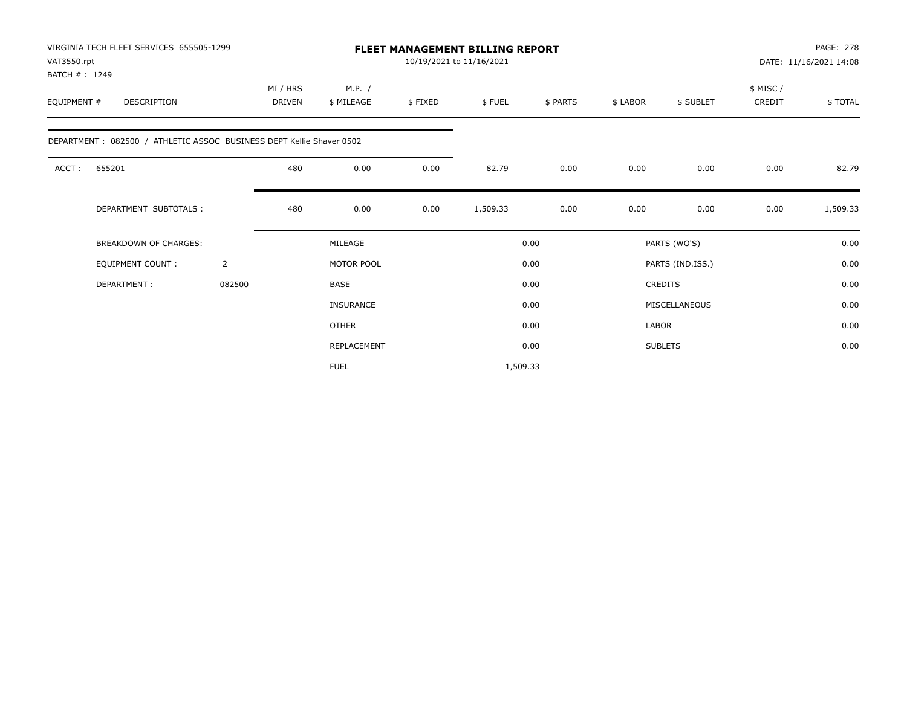VIRGINIA TECH FLEET SERVICES 655505-1299
VAT3550.rpt
BATCH # : 1249

# FLEET MANAGEMENT BILLING REPORT

10/19/2021 to 11/16/2021

DATE: 11/16/2021 14:08

| EQUIPMENT # | DESCRIPTION | MI / HRS DRIVEN | M.P. / $ MILEAGE | $ FIXED | $ FUEL | $ PARTS | $ LABOR | $ SUBLET | $ MISC / CREDIT | $ TOTAL |
|---|---|---|---|---|---|---|---|---|---|---|
| DEPARTMENT : 082500 / ATHLETIC ASSOC BUSINESS DEPT Kellie Shaver 0502 | | | | | | | | | | |
| ACCT : | 655201 | 480 | 0.00 | 0.00 | 82.79 | 0.00 | 0.00 | 0.00 | 0.00 | 82.79 |
| | DEPARTMENT SUBTOTALS : | 480 | 0.00 | 0.00 | 1,509.33 | 0.00 | 0.00 | 0.00 | 0.00 | 1,509.33 |

| BREAKDOWN OF CHARGES: | | | | | |
|---|---|---|---|---|---|
| EQUIPMENT COUNT : | 2 | MILEAGE | 0.00 | PARTS (WO'S) | 0.00 |
| DEPARTMENT : | 082500 | MOTOR POOL | 0.00 | PARTS (IND.ISS.) | 0.00 |
| | | BASE | 0.00 | CREDITS | 0.00 |
| | | INSURANCE | 0.00 | MISCELLANEOUS | 0.00 |
| | | OTHER | 0.00 | LABOR | 0.00 |
| | | REPLACEMENT | 0.00 | SUBLETS | 0.00 |
| | | FUEL | 1,509.33 | | |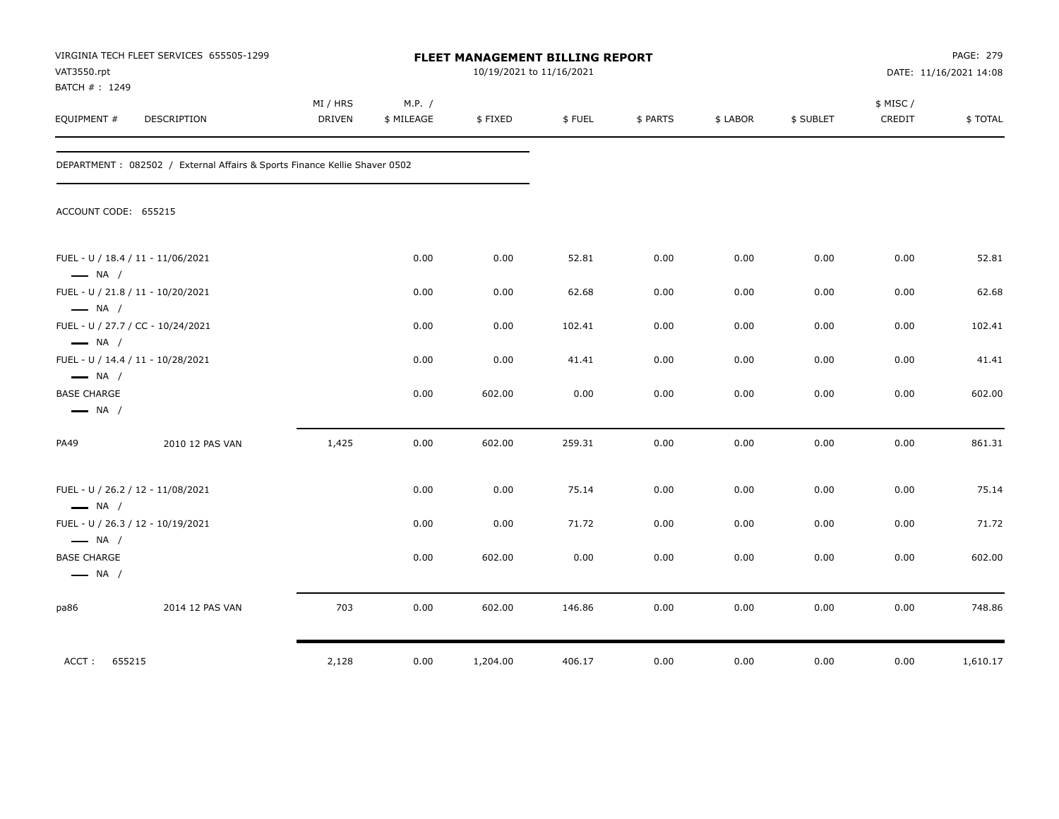VIRGINIA TECH FLEET SERVICES 655505-1299
VAT3550.rpt
BATCH # : 1249

# FLEET MANAGEMENT BILLING REPORT

10/19/2021 to 11/16/2021

PAGE: 279
DATE: 11/16/2021 14:08

| EQUIPMENT # | DESCRIPTION | MI / HRS DRIVEN | M.P. / $ MILEAGE | $ FIXED | $ FUEL | $ PARTS | $ LABOR | $ SUBLET | $ MISC / CREDIT | $ TOTAL |
|---|---|---|---|---|---|---|---|---|---|---|
| DEPARTMENT : 082502 / External Affairs & Sports Finance Kellie Shaver 0502 | | | | | | | | | | |
| ACCOUNT CODE: 655215 | | | | | | | | | | |
| FUEL - U / 18.4 / 11 - 11/06/2021 — NA / | | | 0.00 | 0.00 | 52.81 | 0.00 | 0.00 | 0.00 | 0.00 | 52.81 |
| FUEL - U / 21.8 / 11 - 10/20/2021 — NA / | | | 0.00 | 0.00 | 62.68 | 0.00 | 0.00 | 0.00 | 0.00 | 62.68 |
| FUEL - U / 27.7 / CC - 10/24/2021 — NA / | | | 0.00 | 0.00 | 102.41 | 0.00 | 0.00 | 0.00 | 0.00 | 102.41 |
| FUEL - U / 14.4 / 11 - 10/28/2021 — NA / | | | 0.00 | 0.00 | 41.41 | 0.00 | 0.00 | 0.00 | 0.00 | 41.41 |
| BASE CHARGE — NA / | | | 0.00 | 602.00 | 0.00 | 0.00 | 0.00 | 0.00 | 0.00 | 602.00 |
| PA49 | 2010 12 PAS VAN | 1,425 | 0.00 | 602.00 | 259.31 | 0.00 | 0.00 | 0.00 | 0.00 | 861.31 |
| FUEL - U / 26.2 / 12 - 11/08/2021 — NA / | | | 0.00 | 0.00 | 75.14 | 0.00 | 0.00 | 0.00 | 0.00 | 75.14 |
| FUEL - U / 26.3 / 12 - 10/19/2021 — NA / | | | 0.00 | 0.00 | 71.72 | 0.00 | 0.00 | 0.00 | 0.00 | 71.72 |
| BASE CHARGE — NA / | | | 0.00 | 602.00 | 0.00 | 0.00 | 0.00 | 0.00 | 0.00 | 602.00 |
| pa86 | 2014 12 PAS VAN | 703 | 0.00 | 602.00 | 146.86 | 0.00 | 0.00 | 0.00 | 0.00 | 748.86 |
| ACCT : 655215 | | 2,128 | 0.00 | 1,204.00 | 406.17 | 0.00 | 0.00 | 0.00 | 0.00 | 1,610.17 |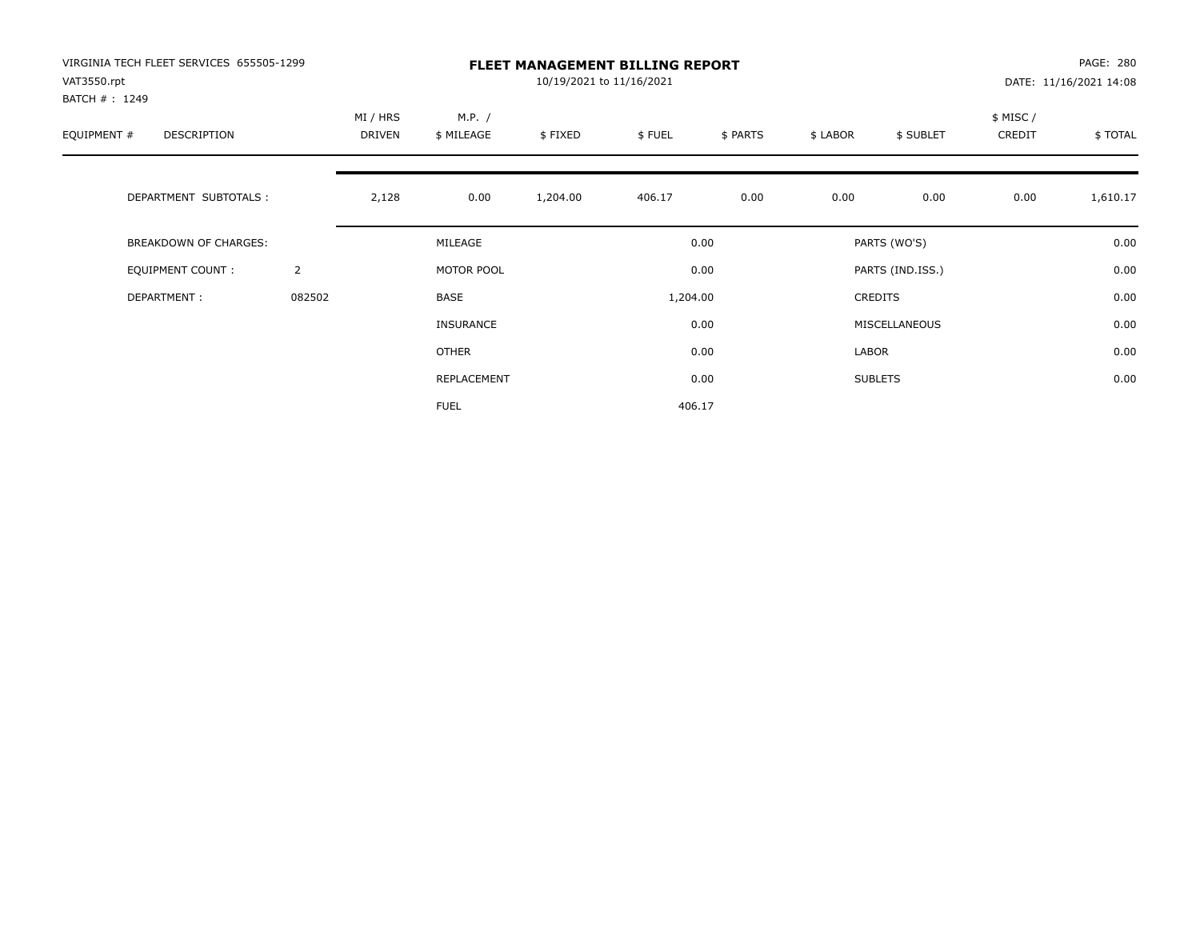VIRGINIA TECH FLEET SERVICES 655505-1299
VAT3550.rpt
BATCH # : 1249

# FLEET MANAGEMENT BILLING REPORT

10/19/2021 to 11/16/2021

PAGE: 280
DATE: 11/16/2021 14:08

| EQUIPMENT # | DESCRIPTION | MI / HRS DRIVEN | M.P. / $ MILEAGE | $ FIXED | $ FUEL | $ PARTS | $ LABOR | $ SUBLET | $ MISC / CREDIT | $ TOTAL |
|---|---|---|---|---|---|---|---|---|---|---|
| | DEPARTMENT SUBTOTALS : | 2,128 | 0.00 | 1,204.00 | 406.17 | 0.00 | 0.00 | 0.00 | 0.00 | 1,610.17 |

| BREAKDOWN OF CHARGES: | | | | | |
|---|---|---|---|---|---|
| EQUIPMENT COUNT : | 2 | MILEAGE | 0.00 | PARTS (WO'S) | 0.00 |
| DEPARTMENT : | 082502 | MOTOR POOL | 0.00 | PARTS (IND.ISS.) | 0.00 |
| | | BASE | 1,204.00 | CREDITS | 0.00 |
| | | INSURANCE | 0.00 | MISCELLANEOUS | 0.00 |
| | | OTHER | 0.00 | LABOR | 0.00 |
| | | REPLACEMENT | 0.00 | SUBLETS | 0.00 |
| | | FUEL | 406.17 | | |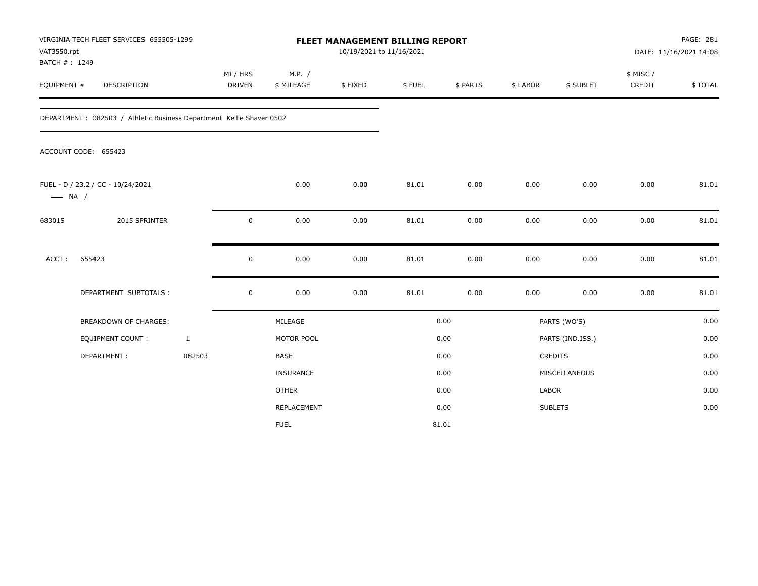VIRGINIA TECH FLEET SERVICES 655505-1299
VAT3550.rpt
BATCH # : 1249

# FLEET MANAGEMENT BILLING REPORT

10/19/2021 to 11/16/2021

DATE: 11/16/2021 14:08

| EQUIPMENT # | DESCRIPTION | MI / HRS DRIVEN | M.P. / $ MILEAGE | $ FIXED | $ FUEL | $ PARTS | $ LABOR | $ SUBLET | $ MISC / CREDIT | $ TOTAL |
|---|---|---|---|---|---|---|---|---|---|---|

DEPARTMENT : 082503 / Athletic Business Department Kellie Shaver 0502

ACCOUNT CODE: 655423

| EQUIPMENT # | DESCRIPTION | MI / HRS DRIVEN | M.P. / $ MILEAGE | $ FIXED | $ FUEL | $ PARTS | $ LABOR | $ SUBLET | $ MISC / CREDIT | $ TOTAL |
|---|---|---|---|---|---|---|---|---|---|---|
| FUEL - D / 23.2 / CC - 10/24/2021 —— NA / | | | 0.00 | 0.00 | 81.01 | 0.00 | 0.00 | 0.00 | 0.00 | 81.01 |
| 68301S | 2015 SPRINTER | 0 | 0.00 | 0.00 | 81.01 | 0.00 | 0.00 | 0.00 | 0.00 | 81.01 |
| ACCT : | 655423 | 0 | 0.00 | 0.00 | 81.01 | 0.00 | 0.00 | 0.00 | 0.00 | 81.01 |
| | DEPARTMENT SUBTOTALS : | 0 | 0.00 | 0.00 | 81.01 | 0.00 | 0.00 | 0.00 | 0.00 | 81.01 |

| BREAKDOWN OF CHARGES: | | | | | |
|---|---|---|---|---|---|
| EQUIPMENT COUNT : | 1 | MILEAGE | 0.00 | PARTS (WO'S) | 0.00 |
| DEPARTMENT : | 082503 | MOTOR POOL | 0.00 | PARTS (IND.ISS.) | 0.00 |
| | | BASE | 0.00 | CREDITS | 0.00 |
| | | INSURANCE | 0.00 | MISCELLANEOUS | 0.00 |
| | | OTHER | 0.00 | LABOR | 0.00 |
| | | REPLACEMENT | 0.00 | SUBLETS | 0.00 |
| | | FUEL | 81.01 | | |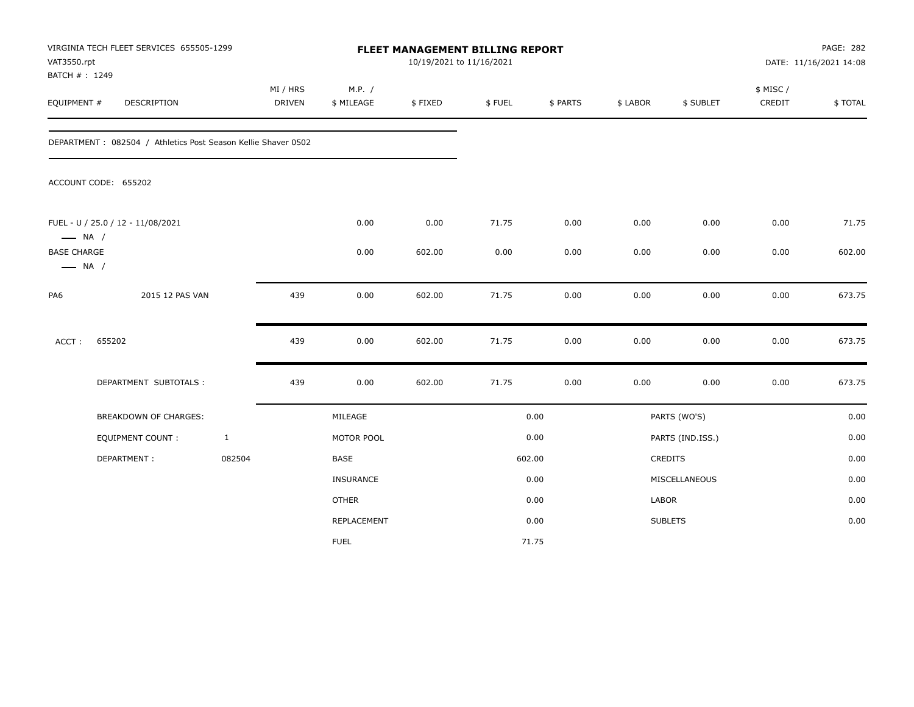VIRGINIA TECH FLEET SERVICES 655505-1299
VAT3550.rpt
BATCH # : 1249

**FLEET MANAGEMENT BILLING REPORT**
10/19/2021 to 11/16/2021

DATE: 11/16/2021 14:08

| EQUIPMENT # | DESCRIPTION | MI / HRS DRIVEN | M.P. / $ MILEAGE | $ FIXED | $ FUEL | $ PARTS | $ LABOR | $ SUBLET | $ MISC / CREDIT | $ TOTAL |
|---|---|---|---|---|---|---|---|---|---|---|

DEPARTMENT : 082504 / Athletics Post Season Kellie Shaver 0502

ACCOUNT CODE: 655202

| EQUIPMENT # | DESCRIPTION | MI / HRS DRIVEN | M.P. / $ MILEAGE | $ FIXED | $ FUEL | $ PARTS | $ LABOR | $ SUBLET | $ MISC / CREDIT | $ TOTAL |
|---|---|---|---|---|---|---|---|---|---|---|
| FUEL - U / 25.0 / 12 - 11/08/2021 —— NA / | | | 0.00 | 0.00 | 71.75 | 0.00 | 0.00 | 0.00 | 0.00 | 71.75 |
| BASE CHARGE —— NA / | | | 0.00 | 602.00 | 0.00 | 0.00 | 0.00 | 0.00 | 0.00 | 602.00 |
| PA6 | 2015 12 PAS VAN | 439 | 0.00 | 602.00 | 71.75 | 0.00 | 0.00 | 0.00 | 0.00 | 673.75 |
| ACCT : | 655202 | 439 | 0.00 | 602.00 | 71.75 | 0.00 | 0.00 | 0.00 | 0.00 | 673.75 |
| | DEPARTMENT SUBTOTALS : | 439 | 0.00 | 602.00 | 71.75 | 0.00 | 0.00 | 0.00 | 0.00 | 673.75 |

| BREAKDOWN OF CHARGES: | | | | | |
|---|---|---|---|---|---|
| | | MILEAGE | 0.00 | PARTS (WO'S) | 0.00 |
| EQUIPMENT COUNT : | 1 | MOTOR POOL | 0.00 | PARTS (IND.ISS.) | 0.00 |
| DEPARTMENT : | 082504 | BASE | 602.00 | CREDITS | 0.00 |
| | | INSURANCE | 0.00 | MISCELLANEOUS | 0.00 |
| | | OTHER | 0.00 | LABOR | 0.00 |
| | | REPLACEMENT | 0.00 | SUBLETS | 0.00 |
| | | FUEL | 71.75 | | |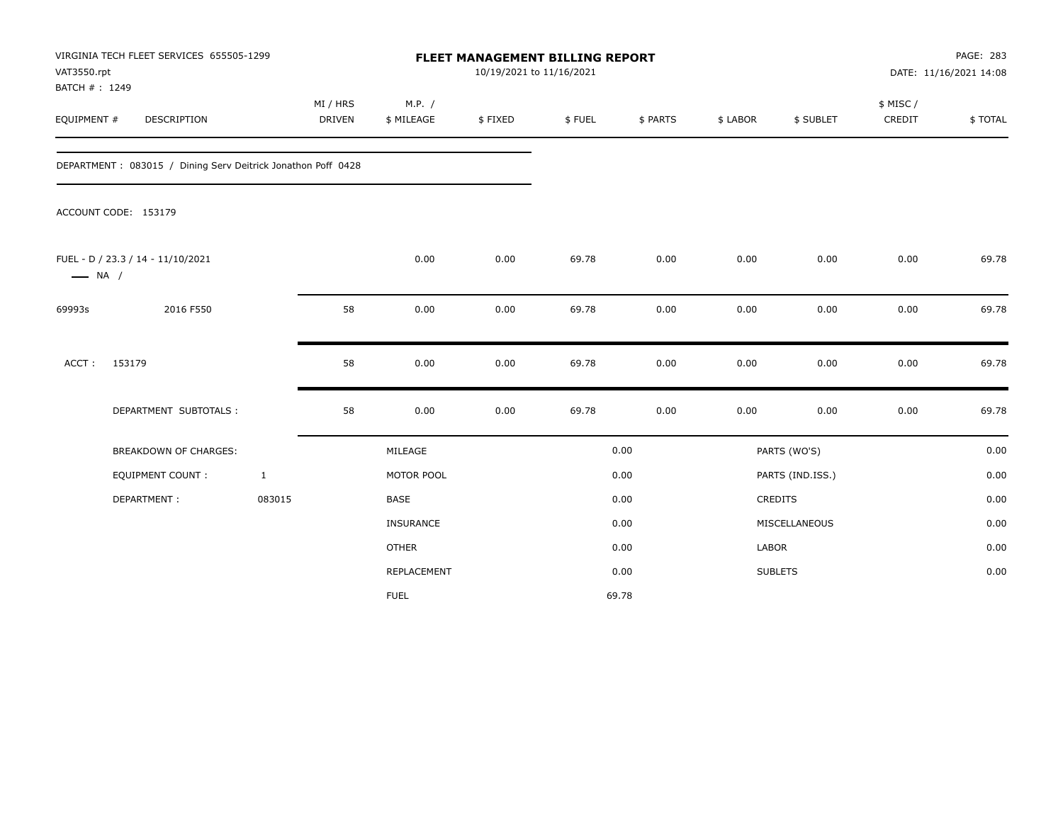VIRGINIA TECH FLEET SERVICES 655505-1299
VAT3550.rpt
BATCH # : 1249

**FLEET MANAGEMENT BILLING REPORT**
10/19/2021 to 11/16/2021

DATE: 11/16/2021 14:08

| EQUIPMENT # | DESCRIPTION | MI / HRS DRIVEN | M.P. / $ MILEAGE | $ FIXED | $ FUEL | $ PARTS | $ LABOR | $ SUBLET | $ MISC / CREDIT | $ TOTAL |
|---|---|---|---|---|---|---|---|---|---|---|

DEPARTMENT : 083015 / Dining Serv Deitrick Jonathon Poff 0428

ACCOUNT CODE: 153179

| EQUIPMENT # | DESCRIPTION | MI / HRS DRIVEN | M.P. / $ MILEAGE | $ FIXED | $ FUEL | $ PARTS | $ LABOR | $ SUBLET | $ MISC / CREDIT | $ TOTAL |
|---|---|---|---|---|---|---|---|---|---|---|
| FUEL - D / 23.3 / 14 - 11/10/2021 —— NA / | | | 0.00 | 0.00 | 69.78 | 0.00 | 0.00 | 0.00 | 0.00 | 69.78 |
| 69993s | 2016 F550 | 58 | 0.00 | 0.00 | 69.78 | 0.00 | 0.00 | 0.00 | 0.00 | 69.78 |
| ACCT : | 153179 | 58 | 0.00 | 0.00 | 69.78 | 0.00 | 0.00 | 0.00 | 0.00 | 69.78 |
| | DEPARTMENT SUBTOTALS : | 58 | 0.00 | 0.00 | 69.78 | 0.00 | 0.00 | 0.00 | 0.00 | 69.78 |

| BREAKDOWN OF CHARGES: | | | | | |
|---|---|---|---|---|---|
| | | MILEAGE | 0.00 | PARTS (WO'S) | 0.00 |
| EQUIPMENT COUNT : | 1 | MOTOR POOL | 0.00 | PARTS (IND.ISS.) | 0.00 |
| DEPARTMENT : | 083015 | BASE | 0.00 | CREDITS | 0.00 |
| | | INSURANCE | 0.00 | MISCELLANEOUS | 0.00 |
| | | OTHER | 0.00 | LABOR | 0.00 |
| | | REPLACEMENT | 0.00 | SUBLETS | 0.00 |
| | | FUEL | 69.78 | | |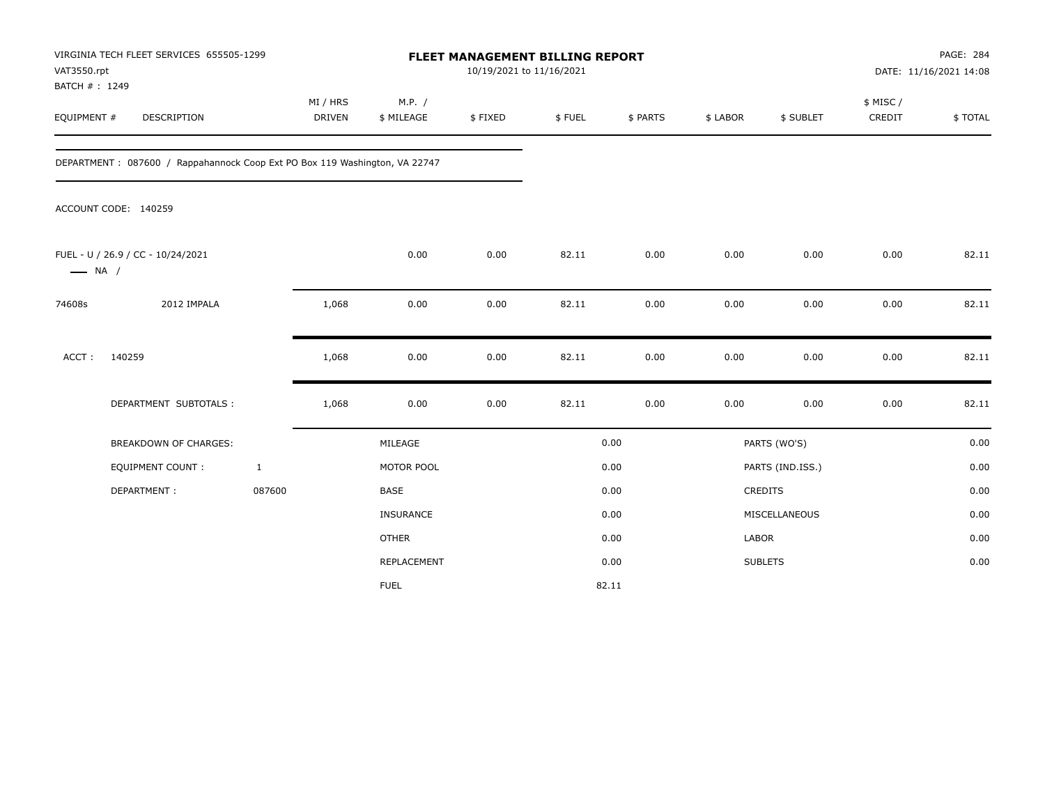VIRGINIA TECH FLEET SERVICES 655505-1299
VAT3550.rpt
BATCH # : 1249

# FLEET MANAGEMENT BILLING REPORT

10/19/2021 to 11/16/2021

PAGE: 284
DATE: 11/16/2021 14:08

| EQUIPMENT # | DESCRIPTION | MI / HRS DRIVEN | M.P. / $ MILEAGE | $ FIXED | $ FUEL | $ PARTS | $ LABOR | $ SUBLET | $ MISC / CREDIT | $ TOTAL |
|---|---|---|---|---|---|---|---|---|---|---|

DEPARTMENT : 087600 / Rappahannock Coop Ext PO Box 119 Washington, VA 22747

ACCOUNT CODE: 140259

| EQUIPMENT # | DESCRIPTION | MI / HRS DRIVEN | M.P. / $ MILEAGE | $ FIXED | $ FUEL | $ PARTS | $ LABOR | $ SUBLET | $ MISC / CREDIT | $ TOTAL |
|---|---|---|---|---|---|---|---|---|---|---|
| FUEL - U / 26.9 / CC - 10/24/2021 —— NA / | | | 0.00 | 0.00 | 82.11 | 0.00 | 0.00 | 0.00 | 0.00 | 82.11 |
| 74608s | 2012 IMPALA | 1,068 | 0.00 | 0.00 | 82.11 | 0.00 | 0.00 | 0.00 | 0.00 | 82.11 |
| ACCT : | 140259 | 1,068 | 0.00 | 0.00 | 82.11 | 0.00 | 0.00 | 0.00 | 0.00 | 82.11 |
| | DEPARTMENT SUBTOTALS : | 1,068 | 0.00 | 0.00 | 82.11 | 0.00 | 0.00 | 0.00 | 0.00 | 82.11 |

| BREAKDOWN OF CHARGES: | | | | | |
|---|---|---|---|---|---|
| EQUIPMENT COUNT : | 1 | MILEAGE | 0.00 | PARTS (WO'S) | 0.00 |
| DEPARTMENT : | 087600 | MOTOR POOL | 0.00 | PARTS (IND.ISS.) | 0.00 |
| | | BASE | 0.00 | CREDITS | 0.00 |
| | | INSURANCE | 0.00 | MISCELLANEOUS | 0.00 |
| | | OTHER | 0.00 | LABOR | 0.00 |
| | | REPLACEMENT | 0.00 | SUBLETS | 0.00 |
| | | FUEL | 82.11 | | |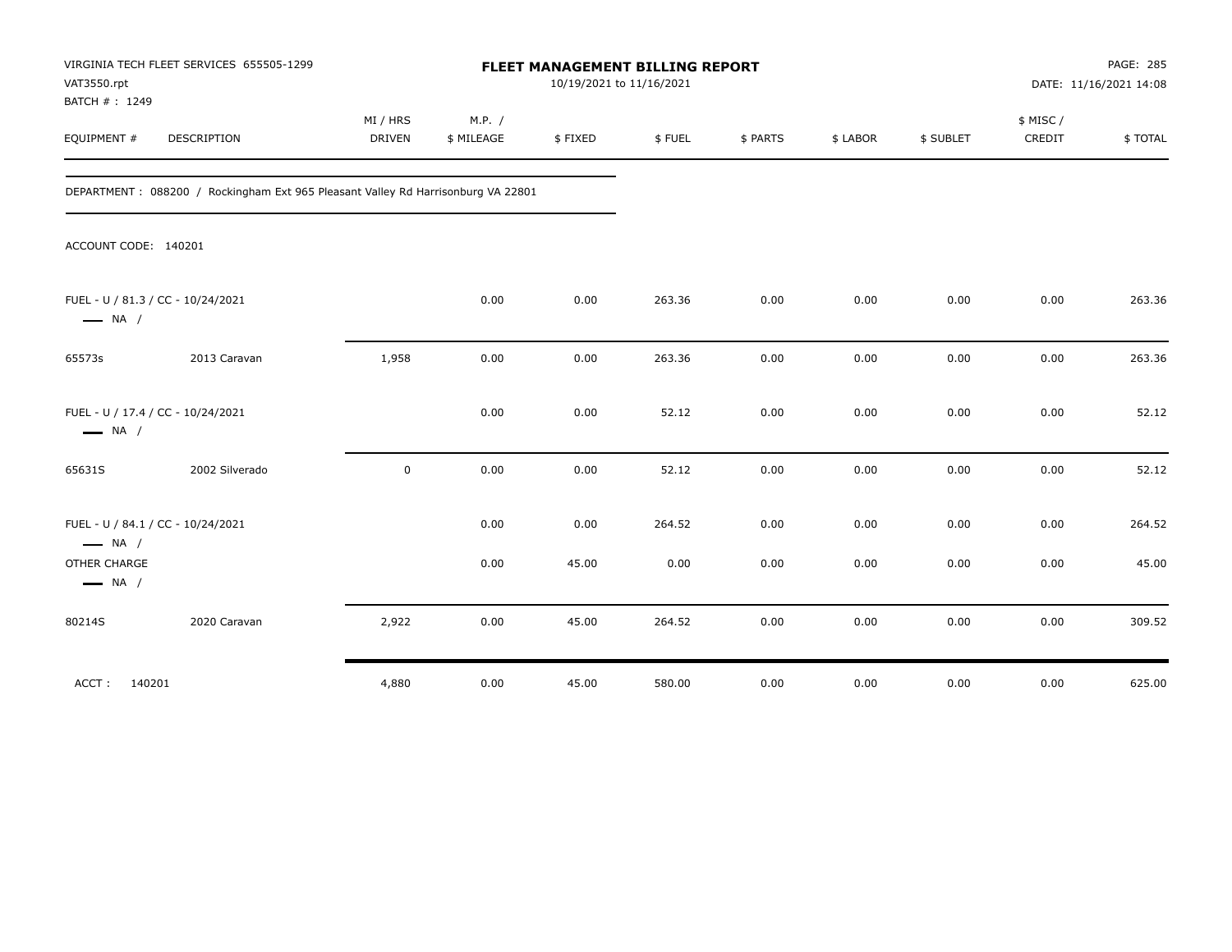VIRGINIA TECH FLEET SERVICES 655505-1299
VAT3550.rpt
BATCH # : 1249

**FLEET MANAGEMENT BILLING REPORT**
10/19/2021 to 11/16/2021

PAGE: 285
DATE: 11/16/2021 14:08

DEPARTMENT : 088200 / Rockingham Ext 965 Pleasant Valley Rd Harrisonburg VA 22801

ACCOUNT CODE: 140201

| EQUIPMENT # | DESCRIPTION | MI / HRS DRIVEN | M.P. / $ MILEAGE | $ FIXED | $ FUEL | $ PARTS | $ LABOR | $ SUBLET | $ MISC / CREDIT | $ TOTAL |
|---|---|---|---|---|---|---|---|---|---|---|
| FUEL - U / 81.3 / CC - 10/24/2021 — NA / | | | 0.00 | 0.00 | 263.36 | 0.00 | 0.00 | 0.00 | 0.00 | 263.36 |
| 65573s | 2013 Caravan | 1,958 | 0.00 | 0.00 | 263.36 | 0.00 | 0.00 | 0.00 | 0.00 | 263.36 |
| FUEL - U / 17.4 / CC - 10/24/2021 — NA / | | | 0.00 | 0.00 | 52.12 | 0.00 | 0.00 | 0.00 | 0.00 | 52.12 |
| 65631S | 2002 Silverado | 0 | 0.00 | 0.00 | 52.12 | 0.00 | 0.00 | 0.00 | 0.00 | 52.12 |
| FUEL - U / 84.1 / CC - 10/24/2021 — NA / | | | 0.00 | 0.00 | 264.52 | 0.00 | 0.00 | 0.00 | 0.00 | 264.52 |
| OTHER CHARGE — NA / | | | 0.00 | 45.00 | 0.00 | 0.00 | 0.00 | 0.00 | 0.00 | 45.00 |
| 80214S | 2020 Caravan | 2,922 | 0.00 | 45.00 | 264.52 | 0.00 | 0.00 | 0.00 | 0.00 | 309.52 |
| ACCT : 140201 | | 4,880 | 0.00 | 45.00 | 580.00 | 0.00 | 0.00 | 0.00 | 0.00 | 625.00 |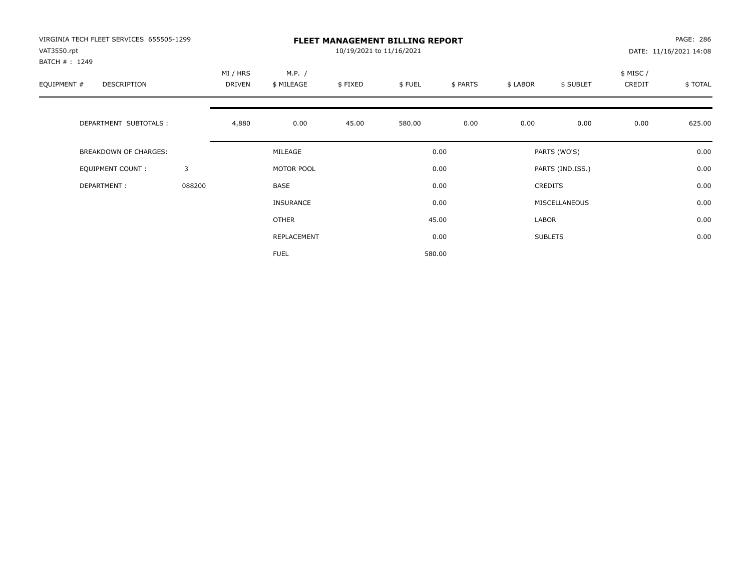VIRGINIA TECH FLEET SERVICES 655505-1299
VAT3550.rpt
BATCH # : 1249

# FLEET MANAGEMENT BILLING REPORT

10/19/2021 to 11/16/2021

DATE: 11/16/2021 14:08

| EQUIPMENT # | DESCRIPTION | MI / HRS DRIVEN | M.P. / $ MILEAGE | $ FIXED | $ FUEL | $ PARTS | $ LABOR | $ SUBLET | $ MISC / CREDIT | $ TOTAL |
|---|---|---|---|---|---|---|---|---|---|---|
| | DEPARTMENT SUBTOTALS : | 4,880 | 0.00 | 45.00 | 580.00 | 0.00 | 0.00 | 0.00 | 0.00 | 625.00 |

| | | | | | |
|---|---|---|---|---|---|
| BREAKDOWN OF CHARGES: | | MILEAGE | 0.00 | PARTS (WO'S) | 0.00 |
| EQUIPMENT COUNT : | 3 | MOTOR POOL | 0.00 | PARTS (IND.ISS.) | 0.00 |
| DEPARTMENT : | 088200 | BASE | 0.00 | CREDITS | 0.00 |
| | | INSURANCE | 0.00 | MISCELLANEOUS | 0.00 |
| | | OTHER | 45.00 | LABOR | 0.00 |
| | | REPLACEMENT | 0.00 | SUBLETS | 0.00 |
| | | FUEL | 580.00 | | |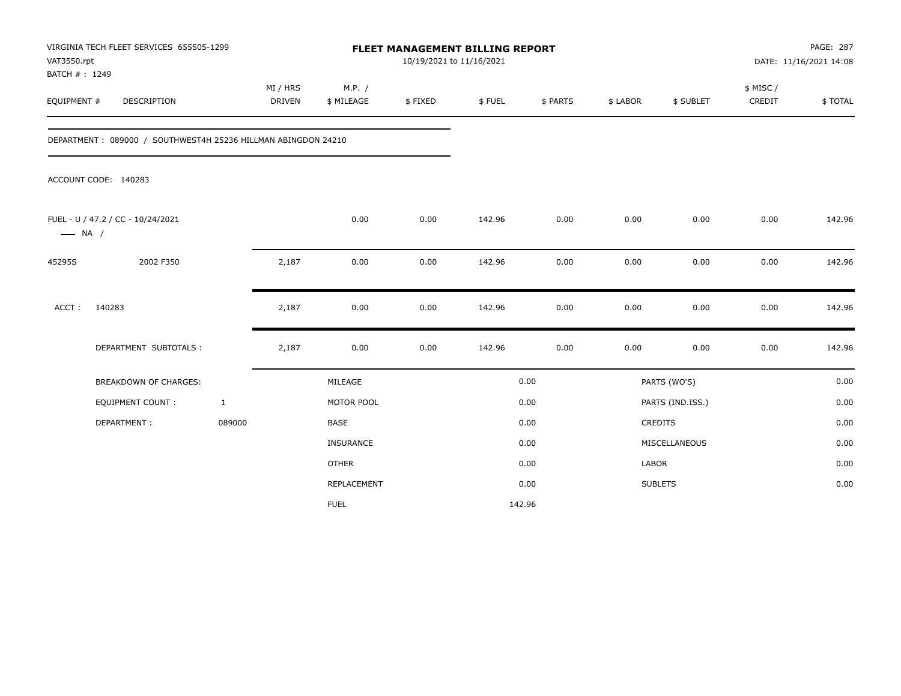VIRGINIA TECH FLEET SERVICES 655505-1299
VAT3550.rpt
BATCH # : 1249

# FLEET MANAGEMENT BILLING REPORT

10/19/2021 to 11/16/2021

PAGE: 287
DATE: 11/16/2021 14:08

| EQUIPMENT # | DESCRIPTION | MI / HRS DRIVEN | M.P. / $ MILEAGE | $ FIXED | $ FUEL | $ PARTS | $ LABOR | $ SUBLET | $ MISC / CREDIT | $ TOTAL |
|---|---|---|---|---|---|---|---|---|---|---|
| DEPARTMENT : 089000 / SOUTHWEST4H 25236 HILLMAN ABINGDON 24210 | | | | | | | | | | |
| ACCOUNT CODE: 140283 | | | | | | | | | | |
| FUEL - U / 47.2 / CC - 10/24/2021 — NA / | | | 0.00 | 0.00 | 142.96 | 0.00 | 0.00 | 0.00 | 0.00 | 142.96 |
| 45295S | 2002 F350 | 2,187 | 0.00 | 0.00 | 142.96 | 0.00 | 0.00 | 0.00 | 0.00 | 142.96 |
| ACCT : | 140283 | 2,187 | 0.00 | 0.00 | 142.96 | 0.00 | 0.00 | 0.00 | 0.00 | 142.96 |
| | DEPARTMENT SUBTOTALS : | 2,187 | 0.00 | 0.00 | 142.96 | 0.00 | 0.00 | 0.00 | 0.00 | 142.96 |

| BREAKDOWN OF CHARGES: | | | | | |
|---|---|---|---|---|---|
| EQUIPMENT COUNT : | 1 | MILEAGE | 0.00 | PARTS (WO'S) | 0.00 |
| DEPARTMENT : | 089000 | MOTOR POOL | 0.00 | PARTS (IND.ISS.) | 0.00 |
| | | BASE | 0.00 | CREDITS | 0.00 |
| | | INSURANCE | 0.00 | MISCELLANEOUS | 0.00 |
| | | OTHER | 0.00 | LABOR | 0.00 |
| | | REPLACEMENT | 0.00 | SUBLETS | 0.00 |
| | | FUEL | 142.96 | | |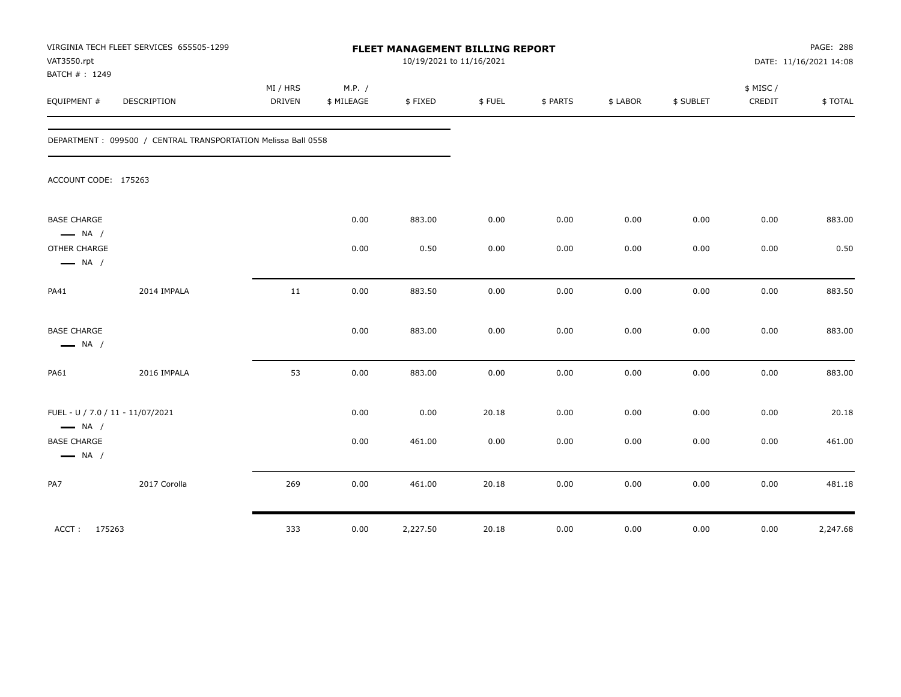VIRGINIA TECH FLEET SERVICES 655505-1299
VAT3550.rpt
BATCH # : 1249

# FLEET MANAGEMENT BILLING REPORT

10/19/2021 to 11/16/2021

DATE: 11/16/2021 14:08

DEPARTMENT : 099500 / CENTRAL TRANSPORTATION Melissa Ball 0558

ACCOUNT CODE: 175263

| EQUIPMENT # | DESCRIPTION | MI / HRS DRIVEN | M.P. / $ MILEAGE | $ FIXED | $ FUEL | $ PARTS | $ LABOR | $ SUBLET | $ MISC / CREDIT | $ TOTAL |
|---|---|---|---|---|---|---|---|---|---|---|
| BASE CHARGE — NA / | | | 0.00 | 883.00 | 0.00 | 0.00 | 0.00 | 0.00 | 0.00 | 883.00 |
| OTHER CHARGE — NA / | | | 0.00 | 0.50 | 0.00 | 0.00 | 0.00 | 0.00 | 0.00 | 0.50 |
| PA41 | 2014 IMPALA | 11 | 0.00 | 883.50 | 0.00 | 0.00 | 0.00 | 0.00 | 0.00 | 883.50 |
| BASE CHARGE — NA / | | | 0.00 | 883.00 | 0.00 | 0.00 | 0.00 | 0.00 | 0.00 | 883.00 |
| PA61 | 2016 IMPALA | 53 | 0.00 | 883.00 | 0.00 | 0.00 | 0.00 | 0.00 | 0.00 | 883.00 |
| FUEL - U / 7.0 / 11 - 11/07/2021 — NA / | | | 0.00 | 0.00 | 20.18 | 0.00 | 0.00 | 0.00 | 0.00 | 20.18 |
| BASE CHARGE — NA / | | | 0.00 | 461.00 | 0.00 | 0.00 | 0.00 | 0.00 | 0.00 | 461.00 |
| PA7 | 2017 Corolla | 269 | 0.00 | 461.00 | 20.18 | 0.00 | 0.00 | 0.00 | 0.00 | 481.18 |
| ACCT : 175263 | | 333 | 0.00 | 2,227.50 | 20.18 | 0.00 | 0.00 | 0.00 | 0.00 | 2,247.68 |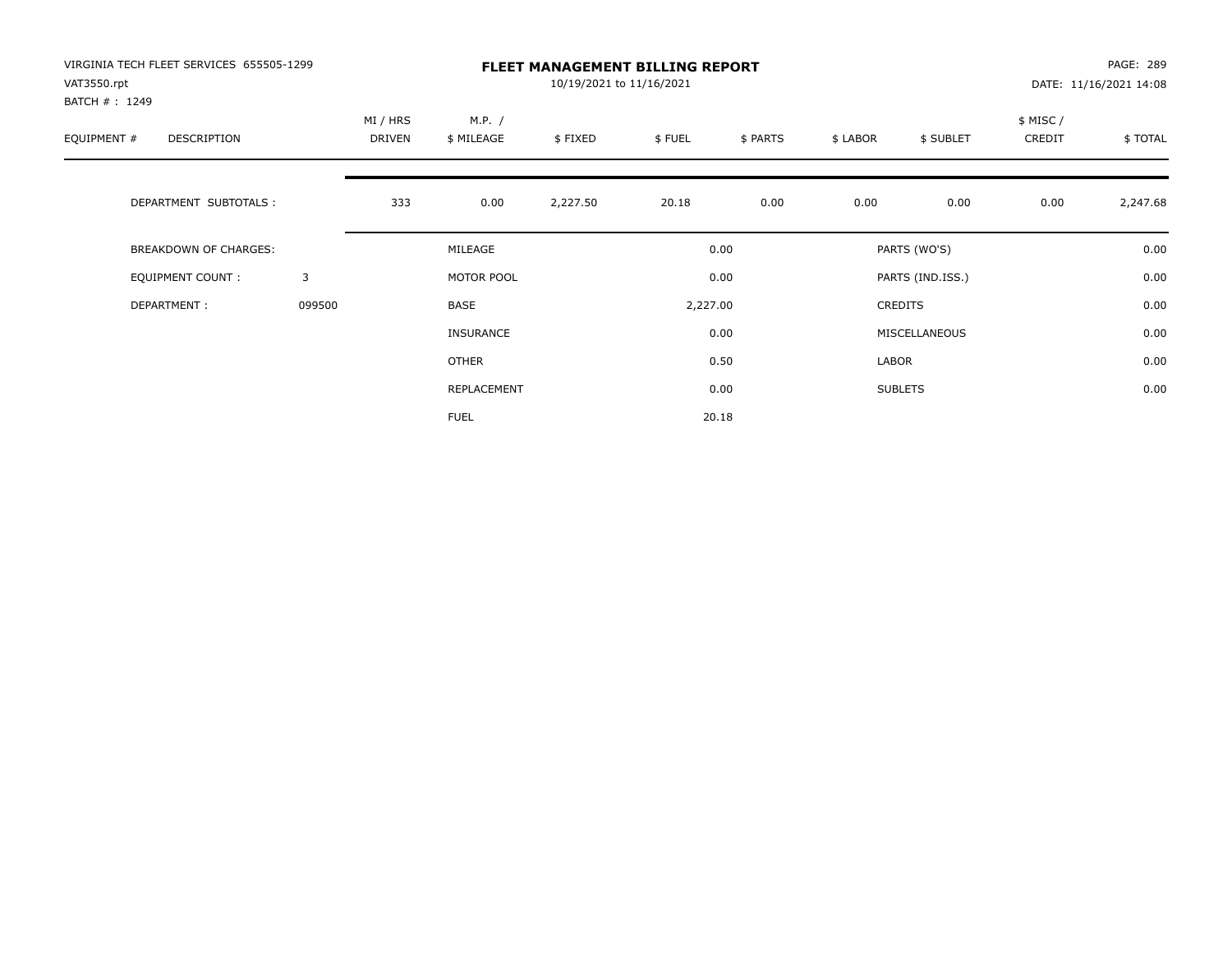VIRGINIA TECH FLEET SERVICES 655505-1299
VAT3550.rpt
BATCH # : 1249

# FLEET MANAGEMENT BILLING REPORT

10/19/2021 to 11/16/2021

DATE: 11/16/2021 14:08

| EQUIPMENT # | DESCRIPTION | MI / HRS DRIVEN | M.P. / $ MILEAGE | $ FIXED | $ FUEL | $ PARTS | $ LABOR | $ SUBLET | $ MISC / CREDIT | $ TOTAL |
|---|---|---|---|---|---|---|---|---|---|---|
| | DEPARTMENT SUBTOTALS : | 333 | 0.00 | 2,227.50 | 20.18 | 0.00 | 0.00 | 0.00 | 0.00 | 2,247.68 |

| | | | | | |
|---|---|---|---|---|---|
| BREAKDOWN OF CHARGES: | | MILEAGE | 0.00 | PARTS (WO'S) | 0.00 |
| EQUIPMENT COUNT : | 3 | MOTOR POOL | 0.00 | PARTS (IND.ISS.) | 0.00 |
| DEPARTMENT : | 099500 | BASE | 2,227.00 | CREDITS | 0.00 |
| | | INSURANCE | 0.00 | MISCELLANEOUS | 0.00 |
| | | OTHER | 0.50 | LABOR | 0.00 |
| | | REPLACEMENT | 0.00 | SUBLETS | 0.00 |
| | | FUEL | 20.18 | | |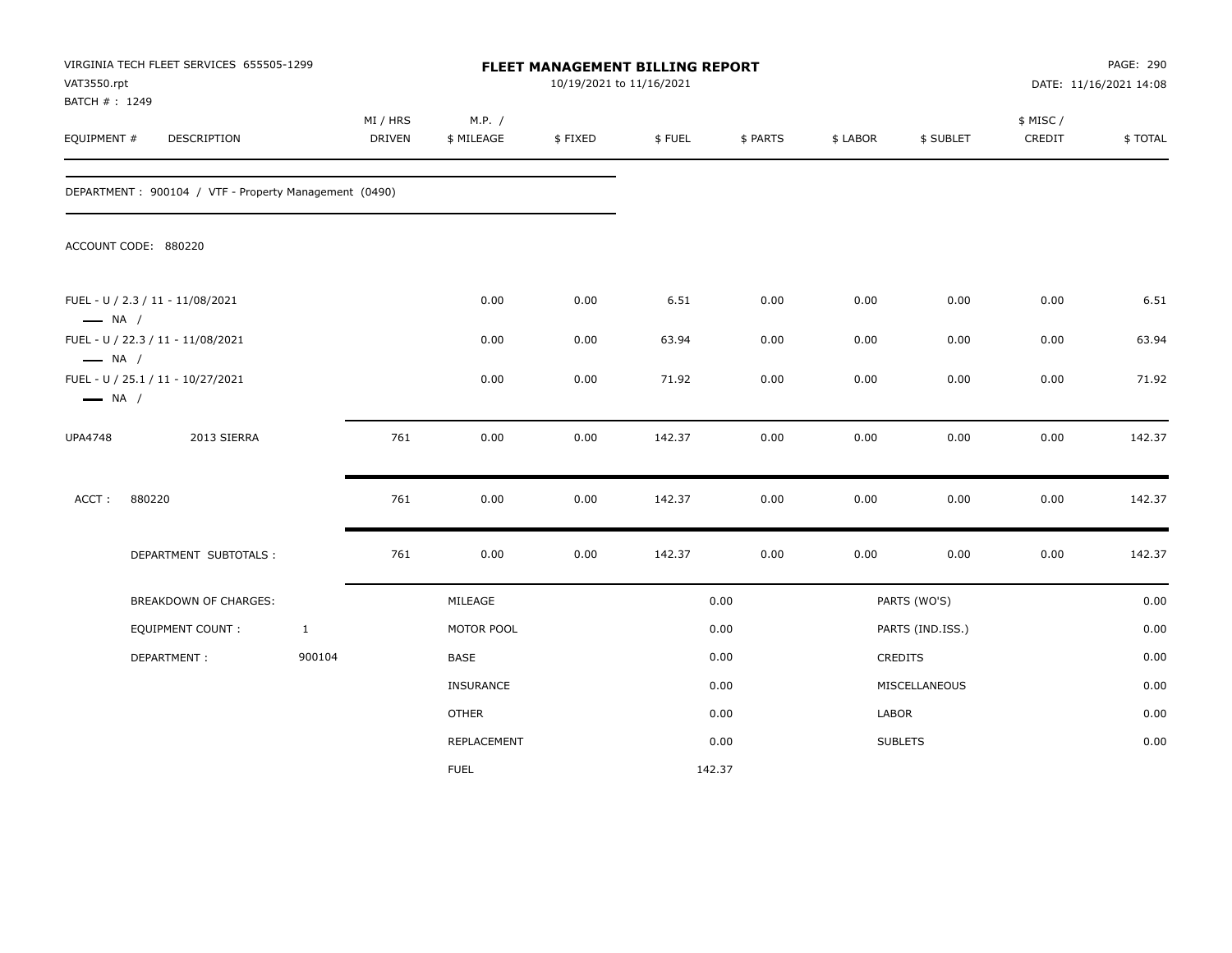VIRGINIA TECH FLEET SERVICES 655505-1299
VAT3550.rpt
BATCH # : 1249

# FLEET MANAGEMENT BILLING REPORT

10/19/2021 to 11/16/2021

PAGE: 290
DATE: 11/16/2021 14:08

| EQUIPMENT # | DESCRIPTION | MI / HRS DRIVEN | M.P. / $ MILEAGE | $ FIXED | $ FUEL | $ PARTS | $ LABOR | $ SUBLET | $ MISC / CREDIT | $ TOTAL |
|---|---|---|---|---|---|---|---|---|---|---|

DEPARTMENT : 900104 / VTF - Property Management (0490)

ACCOUNT CODE: 880220

| EQUIPMENT # | DESCRIPTION | MI / HRS DRIVEN | M.P. / $ MILEAGE | $ FIXED | $ FUEL | $ PARTS | $ LABOR | $ SUBLET | $ MISC / CREDIT | $ TOTAL |
|---|---|---|---|---|---|---|---|---|---|---|
| FUEL - U / 2.3 / 11 - 11/08/2021 — NA / | | | 0.00 | 0.00 | 6.51 | 0.00 | 0.00 | 0.00 | 0.00 | 6.51 |
| FUEL - U / 22.3 / 11 - 11/08/2021 — NA / | | | 0.00 | 0.00 | 63.94 | 0.00 | 0.00 | 0.00 | 0.00 | 63.94 |
| FUEL - U / 25.1 / 11 - 10/27/2021 — NA / | | | 0.00 | 0.00 | 71.92 | 0.00 | 0.00 | 0.00 | 0.00 | 71.92 |
| UPA4748 | 2013 SIERRA | 761 | 0.00 | 0.00 | 142.37 | 0.00 | 0.00 | 0.00 | 0.00 | 142.37 |
| ACCT : 880220 | | 761 | 0.00 | 0.00 | 142.37 | 0.00 | 0.00 | 0.00 | 0.00 | 142.37 |
| DEPARTMENT SUBTOTALS : | | 761 | 0.00 | 0.00 | 142.37 | 0.00 | 0.00 | 0.00 | 0.00 | 142.37 |

| BREAKDOWN OF CHARGES: | | | | | |
|---|---|---|---|---|---|
| EQUIPMENT COUNT : | 1 | MILEAGE | 0.00 | PARTS (WO'S) | 0.00 |
| DEPARTMENT : | 900104 | MOTOR POOL | 0.00 | PARTS (IND.ISS.) | 0.00 |
| | | BASE | 0.00 | CREDITS | 0.00 |
| | | INSURANCE | 0.00 | MISCELLANEOUS | 0.00 |
| | | OTHER | 0.00 | LABOR | 0.00 |
| | | REPLACEMENT | 0.00 | SUBLETS | 0.00 |
| | | FUEL | 142.37 | | |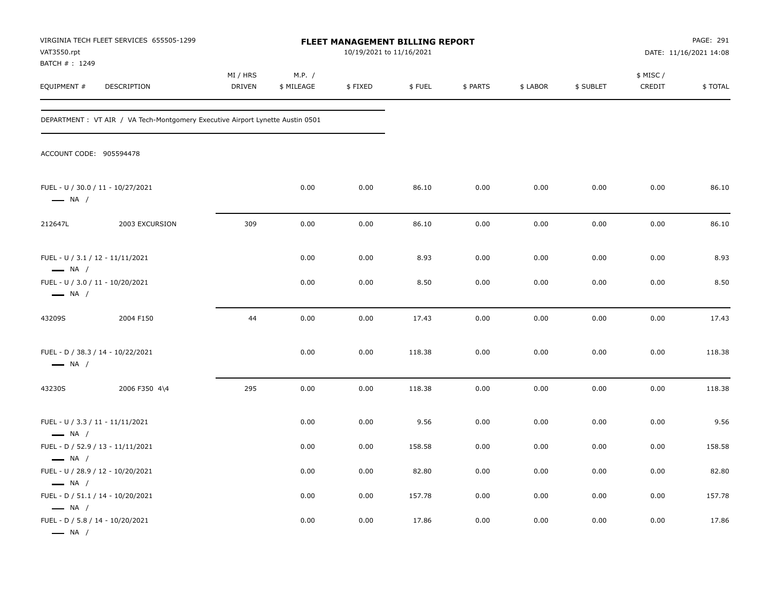VIRGINIA TECH FLEET SERVICES 655505-1299
VAT3550.rpt
BATCH # : 1249

**FLEET MANAGEMENT BILLING REPORT**
10/19/2021 to 11/16/2021

DATE: 11/16/2021 14:08

DEPARTMENT : VT AIR / VA Tech-Montgomery Executive Airport Lynette Austin 0501

ACCOUNT CODE: 905594478

| EQUIPMENT # | DESCRIPTION | MI / HRS DRIVEN | M.P. / $ MILEAGE | $ FIXED | $ FUEL | $ PARTS | $ LABOR | $ SUBLET | $ MISC / CREDIT | $ TOTAL |
|---|---|---|---|---|---|---|---|---|---|---|
| FUEL - U / 30.0 / 11 - 10/27/2021 — NA / | | | 0.00 | 0.00 | 86.10 | 0.00 | 0.00 | 0.00 | 0.00 | 86.10 |
| 212647L | 2003 EXCURSION | 309 | 0.00 | 0.00 | 86.10 | 0.00 | 0.00 | 0.00 | 0.00 | 86.10 |
| FUEL - U / 3.1 / 12 - 11/11/2021 — NA / | | | 0.00 | 0.00 | 8.93 | 0.00 | 0.00 | 0.00 | 0.00 | 8.93 |
| FUEL - U / 3.0 / 11 - 10/20/2021 — NA / | | | 0.00 | 0.00 | 8.50 | 0.00 | 0.00 | 0.00 | 0.00 | 8.50 |
| 43209S | 2004 F150 | 44 | 0.00 | 0.00 | 17.43 | 0.00 | 0.00 | 0.00 | 0.00 | 17.43 |
| FUEL - D / 38.3 / 14 - 10/22/2021 — NA / | | | 0.00 | 0.00 | 118.38 | 0.00 | 0.00 | 0.00 | 0.00 | 118.38 |
| 43230S | 2006 F350 4\4 | 295 | 0.00 | 0.00 | 118.38 | 0.00 | 0.00 | 0.00 | 0.00 | 118.38 |
| FUEL - U / 3.3 / 11 - 11/11/2021 — NA / | | | 0.00 | 0.00 | 9.56 | 0.00 | 0.00 | 0.00 | 0.00 | 9.56 |
| FUEL - D / 52.9 / 13 - 11/11/2021 — NA / | | | 0.00 | 0.00 | 158.58 | 0.00 | 0.00 | 0.00 | 0.00 | 158.58 |
| FUEL - U / 28.9 / 12 - 10/20/2021 — NA / | | | 0.00 | 0.00 | 82.80 | 0.00 | 0.00 | 0.00 | 0.00 | 82.80 |
| FUEL - D / 51.1 / 14 - 10/20/2021 — NA / | | | 0.00 | 0.00 | 157.78 | 0.00 | 0.00 | 0.00 | 0.00 | 157.78 |
| FUEL - D / 5.8 / 14 - 10/20/2021 — NA / | | | 0.00 | 0.00 | 17.86 | 0.00 | 0.00 | 0.00 | 0.00 | 17.86 |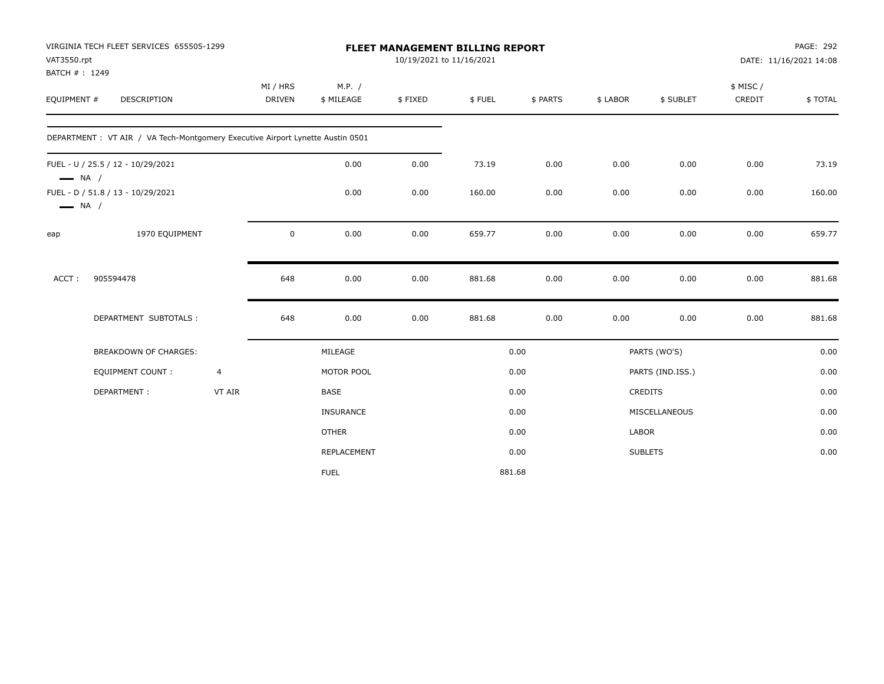VIRGINIA TECH FLEET SERVICES 655505-1299
VAT3550.rpt
BATCH # : 1249

# FLEET MANAGEMENT BILLING REPORT

10/19/2021 to 11/16/2021

DATE: 11/16/2021 14:08

| EQUIPMENT # | DESCRIPTION | MI / HRS DRIVEN | M.P. / $ MILEAGE | $ FIXED | $ FUEL | $ PARTS | $ LABOR | $ SUBLET | $ MISC / CREDIT | $ TOTAL |
|---|---|---|---|---|---|---|---|---|---|---|
| DEPARTMENT : VT AIR / VA Tech-Montgomery Executive Airport Lynette Austin 0501 | | | | | | | | | | |
| FUEL - U / 25.5 / 12 - 10/29/2021 — NA / | | | 0.00 | 0.00 | 73.19 | 0.00 | 0.00 | 0.00 | 0.00 | 73.19 |
| FUEL - D / 51.8 / 13 - 10/29/2021 — NA / | | | 0.00 | 0.00 | 160.00 | 0.00 | 0.00 | 0.00 | 0.00 | 160.00 |
| eap | 1970 EQUIPMENT | 0 | 0.00 | 0.00 | 659.77 | 0.00 | 0.00 | 0.00 | 0.00 | 659.77 |
| ACCT : | 905594478 | 648 | 0.00 | 0.00 | 881.68 | 0.00 | 0.00 | 0.00 | 0.00 | 881.68 |
| | DEPARTMENT SUBTOTALS : | 648 | 0.00 | 0.00 | 881.68 | 0.00 | 0.00 | 0.00 | 0.00 | 881.68 |

| BREAKDOWN OF CHARGES: | | | | | |
|---|---|---|---|---|---|
| EQUIPMENT COUNT : | 4 | MILEAGE | 0.00 | PARTS (WO'S) | 0.00 |
| DEPARTMENT : | VT AIR | MOTOR POOL | 0.00 | PARTS (IND.ISS.) | 0.00 |
| | | BASE | 0.00 | CREDITS | 0.00 |
| | | INSURANCE | 0.00 | MISCELLANEOUS | 0.00 |
| | | OTHER | 0.00 | LABOR | 0.00 |
| | | REPLACEMENT | 0.00 | SUBLETS | 0.00 |
| | | FUEL | 881.68 | | |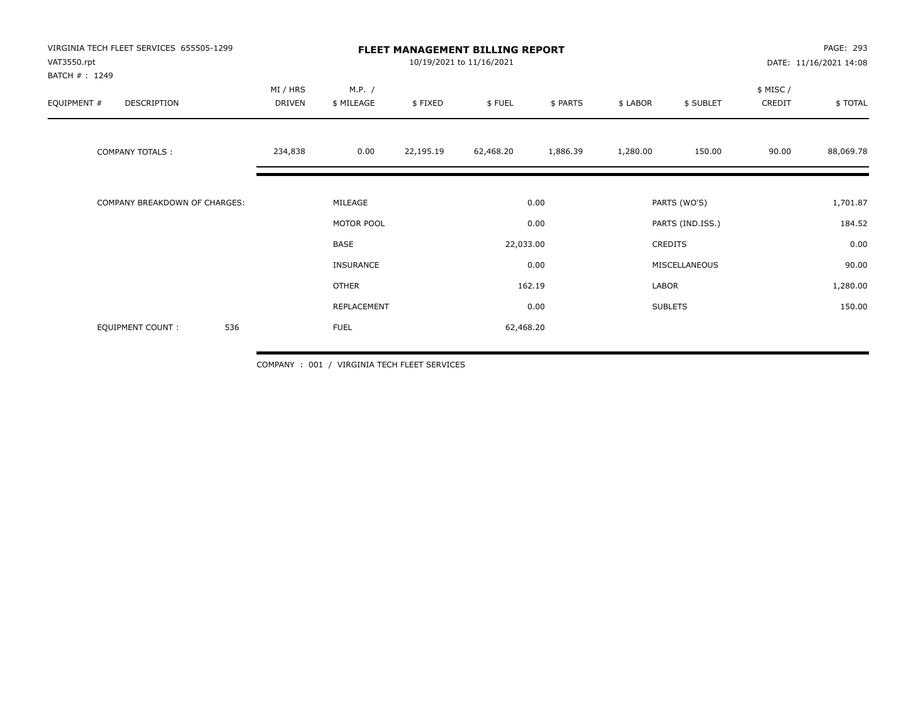VIRGINIA TECH FLEET SERVICES 655505-1299
VAT3550.rpt
BATCH # : 1249

# FLEET MANAGEMENT BILLING REPORT

10/19/2021 to 11/16/2021

DATE: 11/16/2021 14:08

| EQUIPMENT # | DESCRIPTION | MI / HRS DRIVEN | M.P. / $ MILEAGE | $ FIXED | $ FUEL | $ PARTS | $ LABOR | $ SUBLET | $ MISC / CREDIT | $ TOTAL |
|---|---|---|---|---|---|---|---|---|---|---|
| | COMPANY TOTALS : | 234,838 | 0.00 | 22,195.19 | 62,468.20 | 1,886.39 | 1,280.00 | 150.00 | 90.00 | 88,069.78 |

| COMPANY BREAKDOWN OF CHARGES: | | | | | |
|---|---|---|---|---|---|
| | | MILEAGE | 0.00 | PARTS (WO'S) | 1,701.87 |
| | | MOTOR POOL | 0.00 | PARTS (IND.ISS.) | 184.52 |
| | | BASE | 22,033.00 | CREDITS | 0.00 |
| | | INSURANCE | 0.00 | MISCELLANEOUS | 90.00 |
| | | OTHER | 162.19 | LABOR | 1,280.00 |
| | | REPLACEMENT | 0.00 | SUBLETS | 150.00 |
| EQUIPMENT COUNT : | 536 | FUEL | 62,468.20 | | |

COMPANY : 001 / VIRGINIA TECH FLEET SERVICES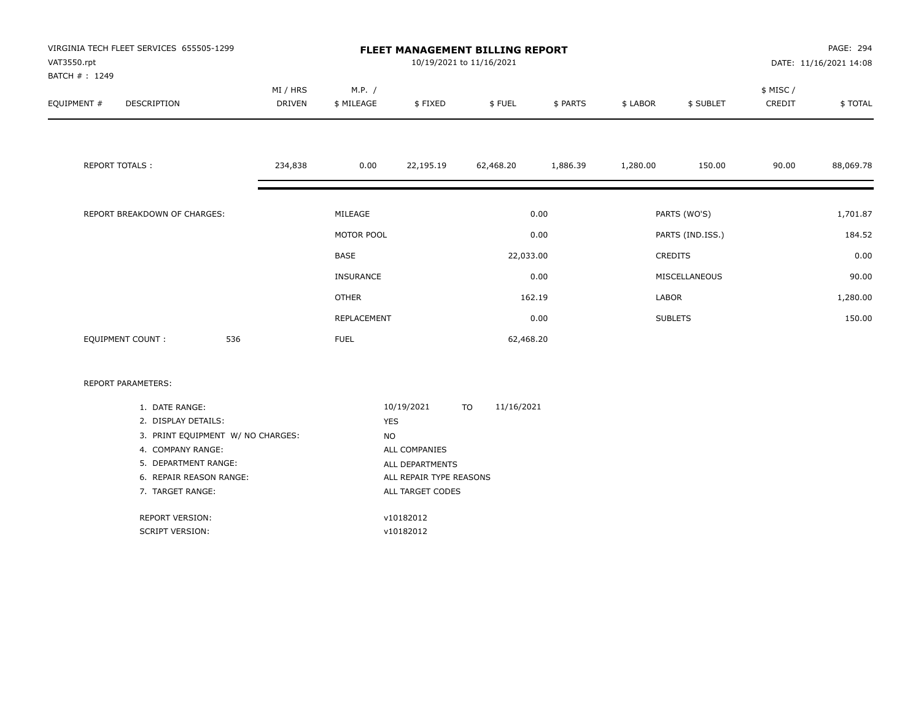VIRGINIA TECH FLEET SERVICES 655505-1299
VAT3550.rpt
BATCH # : 1249

# FLEET MANAGEMENT BILLING REPORT

10/19/2021 to 11/16/2021

DATE: 11/16/2021 14:08

| EQUIPMENT # | DESCRIPTION | MI / HRS DRIVEN | M.P. / $ MILEAGE | $ FIXED | $ FUEL | $ PARTS | $ LABOR | $ SUBLET | $ MISC / CREDIT | $ TOTAL |
|---|---|---|---|---|---|---|---|---|---|---|
| REPORT TOTALS : | | 234,838 | 0.00 | 22,195.19 | 62,468.20 | 1,886.39 | 1,280.00 | 150.00 | 90.00 | 88,069.78 |

| | | | | |
|---|---|---|---|---|
| REPORT BREAKDOWN OF CHARGES: | MILEAGE | 0.00 | PARTS (WO'S) | 1,701.87 |
| | MOTOR POOL | 0.00 | PARTS (IND.ISS.) | 184.52 |
| | BASE | 22,033.00 | CREDITS | 0.00 |
| | INSURANCE | 0.00 | MISCELLANEOUS | 90.00 |
| | OTHER | 162.19 | LABOR | 1,280.00 |
| | REPLACEMENT | 0.00 | SUBLETS | 150.00 |
| EQUIPMENT COUNT : 536 | FUEL | 62,468.20 | | |

REPORT PARAMETERS:

| | |
|---|---|
| 1. DATE RANGE: | 10/19/2021 TO 11/16/2021 |
| 2. DISPLAY DETAILS: | YES |
| 3. PRINT EQUIPMENT W/ NO CHARGES: | NO |
| 4. COMPANY RANGE: | ALL COMPANIES |
| 5. DEPARTMENT RANGE: | ALL DEPARTMENTS |
| 6. REPAIR REASON RANGE: | ALL REPAIR TYPE REASONS |
| 7. TARGET RANGE: | ALL TARGET CODES |
| REPORT VERSION: | v10182012 |
| SCRIPT VERSION: | v10182012 |